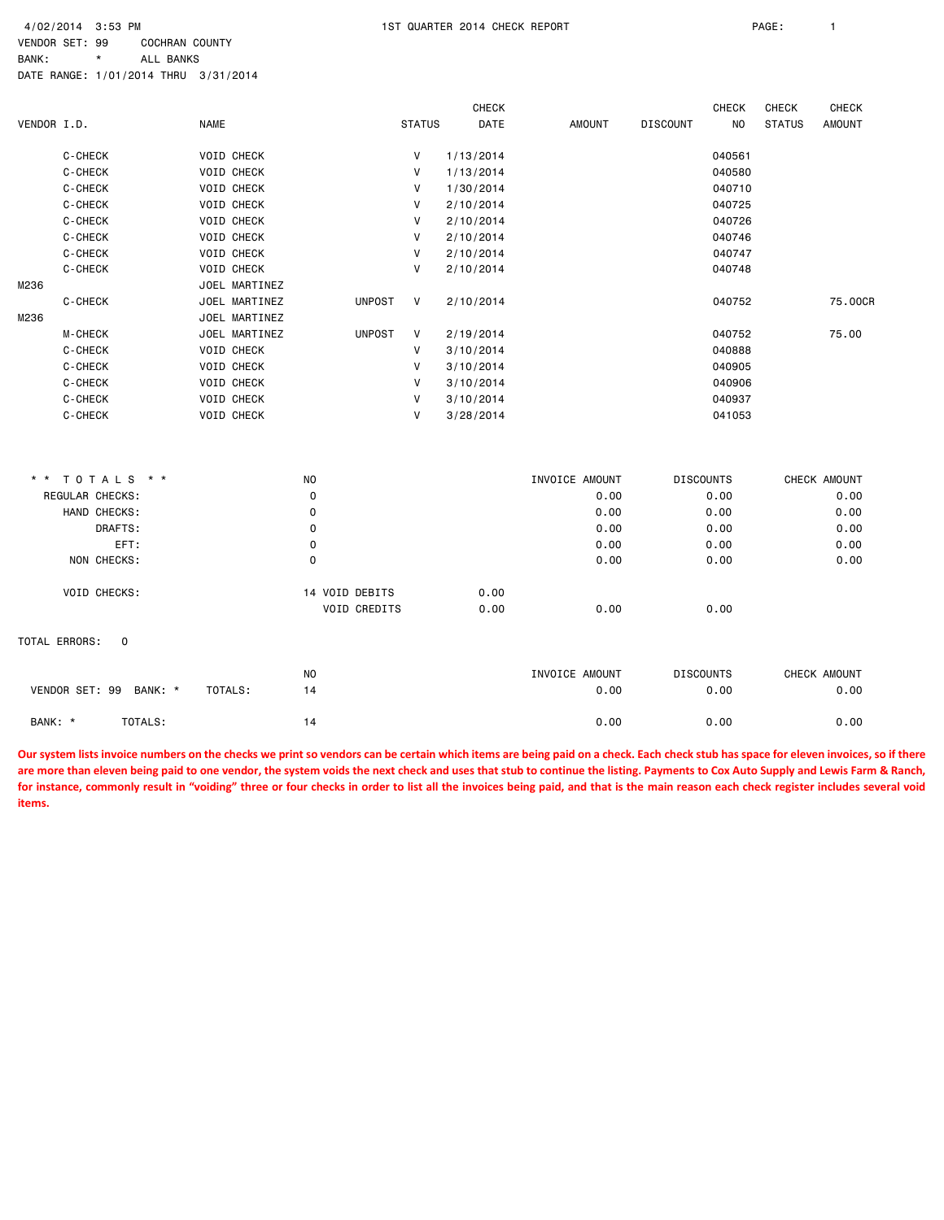4/02/2014 3:53 PM — 1ST QUARTER 2014 CHECK REPORT

VENDOR SET: 99 COCHRAN COUNTY
BANK: * ALL BANKS
DATE RANGE: 1/01/2014 THRU 3/31/2014

| VENDOR I.D. | NAME | STATUS | | CHECK DATE | AMOUNT | DISCOUNT | CHECK NO | CHECK STATUS | CHECK AMOUNT |
|---|---|---|---|---|---|---|---|---|---|
| C-CHECK | VOID CHECK | | V | 1/13/2014 | | | 040561 | | |
| C-CHECK | VOID CHECK | | V | 1/13/2014 | | | 040580 | | |
| C-CHECK | VOID CHECK | | V | 1/30/2014 | | | 040710 | | |
| C-CHECK | VOID CHECK | | V | 2/10/2014 | | | 040725 | | |
| C-CHECK | VOID CHECK | | V | 2/10/2014 | | | 040726 | | |
| C-CHECK | VOID CHECK | | V | 2/10/2014 | | | 040746 | | |
| C-CHECK | VOID CHECK | | V | 2/10/2014 | | | 040747 | | |
| C-CHECK | VOID CHECK | | V | 2/10/2014 | | | 040748 | | |
| M236 | JOEL MARTINEZ | | | | | | | | |
| C-CHECK | JOEL MARTINEZ | UNPOST | V | 2/10/2014 | | | 040752 | | 75.00CR |
| M236 | JOEL MARTINEZ | | | | | | | | |
| M-CHECK | JOEL MARTINEZ | UNPOST | V | 2/19/2014 | | | 040752 | | 75.00 |
| C-CHECK | VOID CHECK | | V | 3/10/2014 | | | 040888 | | |
| C-CHECK | VOID CHECK | | V | 3/10/2014 | | | 040905 | | |
| C-CHECK | VOID CHECK | | V | 3/10/2014 | | | 040906 | | |
| C-CHECK | VOID CHECK | | V | 3/10/2014 | | | 040937 | | |
| C-CHECK | VOID CHECK | | V | 3/28/2014 | | | 041053 | | |

| ** TOTALS ** | NO | | | INVOICE AMOUNT | DISCOUNTS | CHECK AMOUNT |
|---|---|---|---|---|---|---|
| REGULAR CHECKS: | 0 | | | 0.00 | 0.00 | 0.00 |
| HAND CHECKS: | 0 | | | 0.00 | 0.00 | 0.00 |
| DRAFTS: | 0 | | | 0.00 | 0.00 | 0.00 |
| EFT: | 0 | | | 0.00 | 0.00 | 0.00 |
| NON CHECKS: | 0 | | | 0.00 | 0.00 | 0.00 |
| VOID CHECKS: | 14 | VOID DEBITS | 0.00 | | | |
| | | VOID CREDITS | 0.00 | 0.00 | 0.00 | |

TOTAL ERRORS: 0

| | NO | INVOICE AMOUNT | DISCOUNTS | CHECK AMOUNT |
|---|---|---|---|---|
| VENDOR SET: 99 BANK: * TOTALS: | 14 | 0.00 | 0.00 | 0.00 |
| BANK: * TOTALS: | 14 | 0.00 | 0.00 | 0.00 |

**Our system lists invoice numbers on the checks we print so vendors can be certain which items are being paid on a check. Each check stub has space for eleven invoices, so if there are more than eleven being paid to one vendor, the system voids the next check and uses that stub to continue the listing. Payments to Cox Auto Supply and Lewis Farm & Ranch, for instance, commonly result in "voiding" three or four checks in order to list all the invoices being paid, and that is the main reason each check register includes several void items.**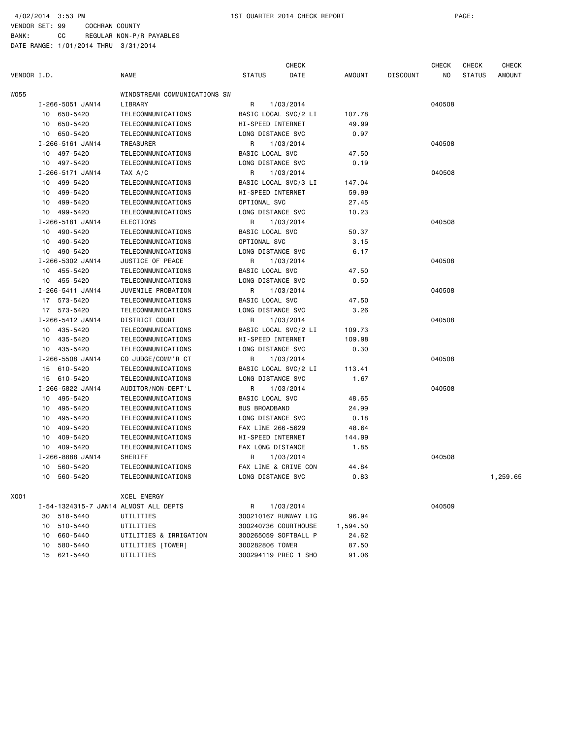4/02/2014 3:53 PM 1ST QUARTER 2014 CHECK REPORT PAGE:

VENDOR SET: 99 COCHRAN COUNTY

BANK: CC REGULAR NON-P/R PAYABLES

DATE RANGE: 1/01/2014 THRU 3/31/2014

| VENDOR I.D. | NAME | STATUS | CHECK DATE | AMOUNT | DISCOUNT | CHECK NO | CHECK STATUS | CHECK AMOUNT |
|---|---|---|---|---|---|---|---|---|
| W055 | WINDSTREAM COMMUNICATIONS SW | | | | | | | |
| I-266-5051 JAN14 | LIBRARY | R | 1/03/2014 | | | 040508 | | |
| 10 650-5420 | TELECOMMUNICATIONS | BASIC LOCAL SVC/2 LI | | 107.78 | | | | |
| 10 650-5420 | TELECOMMUNICATIONS | HI-SPEED INTERNET | | 49.99 | | | | |
| 10 650-5420 | TELECOMMUNICATIONS | LONG DISTANCE SVC | | 0.97 | | | | |
| I-266-5161 JAN14 | TREASURER | R | 1/03/2014 | | | 040508 | | |
| 10 497-5420 | TELECOMMUNICATIONS | BASIC LOCAL SVC | | 47.50 | | | | |
| 10 497-5420 | TELECOMMUNICATIONS | LONG DISTANCE SVC | | 0.19 | | | | |
| I-266-5171 JAN14 | TAX A/C | R | 1/03/2014 | | | 040508 | | |
| 10 499-5420 | TELECOMMUNICATIONS | BASIC LOCAL SVC/3 LI | | 147.04 | | | | |
| 10 499-5420 | TELECOMMUNICATIONS | HI-SPEED INTERNET | | 59.99 | | | | |
| 10 499-5420 | TELECOMMUNICATIONS | OPTIONAL SVC | | 27.45 | | | | |
| 10 499-5420 | TELECOMMUNICATIONS | LONG DISTANCE SVC | | 10.23 | | | | |
| I-266-5181 JAN14 | ELECTIONS | R | 1/03/2014 | | | 040508 | | |
| 10 490-5420 | TELECOMMUNICATIONS | BASIC LOCAL SVC | | 50.37 | | | | |
| 10 490-5420 | TELECOMMUNICATIONS | OPTIONAL SVC | | 3.15 | | | | |
| 10 490-5420 | TELECOMMUNICATIONS | LONG DISTANCE SVC | | 6.17 | | | | |
| I-266-5302 JAN14 | JUSTICE OF PEACE | R | 1/03/2014 | | | 040508 | | |
| 10 455-5420 | TELECOMMUNICATIONS | BASIC LOCAL SVC | | 47.50 | | | | |
| 10 455-5420 | TELECOMMUNICATIONS | LONG DISTANCE SVC | | 0.50 | | | | |
| I-266-5411 JAN14 | JUVENILE PROBATION | R | 1/03/2014 | | | 040508 | | |
| 17 573-5420 | TELECOMMUNICATIONS | BASIC LOCAL SVC | | 47.50 | | | | |
| 17 573-5420 | TELECOMMUNICATIONS | LONG DISTANCE SVC | | 3.26 | | | | |
| I-266-5412 JAN14 | DISTRICT COURT | R | 1/03/2014 | | | 040508 | | |
| 10 435-5420 | TELECOMMUNICATIONS | BASIC LOCAL SVC/2 LI | | 109.73 | | | | |
| 10 435-5420 | TELECOMMUNICATIONS | HI-SPEED INTERNET | | 109.98 | | | | |
| 10 435-5420 | TELECOMMUNICATIONS | LONG DISTANCE SVC | | 0.30 | | | | |
| I-266-5508 JAN14 | CO JUDGE/COMM'R CT | R | 1/03/2014 | | | 040508 | | |
| 15 610-5420 | TELECOMMUNICATIONS | BASIC LOCAL SVC/2 LI | | 113.41 | | | | |
| 15 610-5420 | TELECOMMUNICATIONS | LONG DISTANCE SVC | | 1.67 | | | | |
| I-266-5822 JAN14 | AUDITOR/NON-DEPT'L | R | 1/03/2014 | | | 040508 | | |
| 10 495-5420 | TELECOMMUNICATIONS | BASIC LOCAL SVC | | 48.65 | | | | |
| 10 495-5420 | TELECOMMUNICATIONS | BUS BROADBAND | | 24.99 | | | | |
| 10 495-5420 | TELECOMMUNICATIONS | LONG DISTANCE SVC | | 0.18 | | | | |
| 10 409-5420 | TELECOMMUNICATIONS | FAX LINE 266-5629 | | 48.64 | | | | |
| 10 409-5420 | TELECOMMUNICATIONS | HI-SPEED INTERNET | | 144.99 | | | | |
| 10 409-5420 | TELECOMMUNICATIONS | FAX LONG DISTANCE | | 1.85 | | | | |
| I-266-8888 JAN14 | SHERIFF | R | 1/03/2014 | | | 040508 | | |
| 10 560-5420 | TELECOMMUNICATIONS | FAX LINE & CRIME CON | | 44.84 | | | | |
| 10 560-5420 | TELECOMMUNICATIONS | LONG DISTANCE SVC | | 0.83 | | | | 1,259.65 |
| X001 | XCEL ENERGY | | | | | | | |
| I-54-1324315-7 JAN14 | ALMOST ALL DEPTS | R | 1/03/2014 | | | 040509 | | |
| 30 518-5440 | UTILITIES | 300210167 RUNWAY LIG | | 96.94 | | | | |
| 10 510-5440 | UTILITIES | 300240736 COURTHOUSE | | 1,594.50 | | | | |
| 10 660-5440 | UTILITIES & IRRIGATION | 300265059 SOFTBALL P | | 24.62 | | | | |
| 10 580-5440 | UTILITIES [TOWER] | 300282806 TOWER | | 87.50 | | | | |
| 15 621-5440 | UTILITIES | 300294119 PREC 1 SHO | | 91.06 | | | | |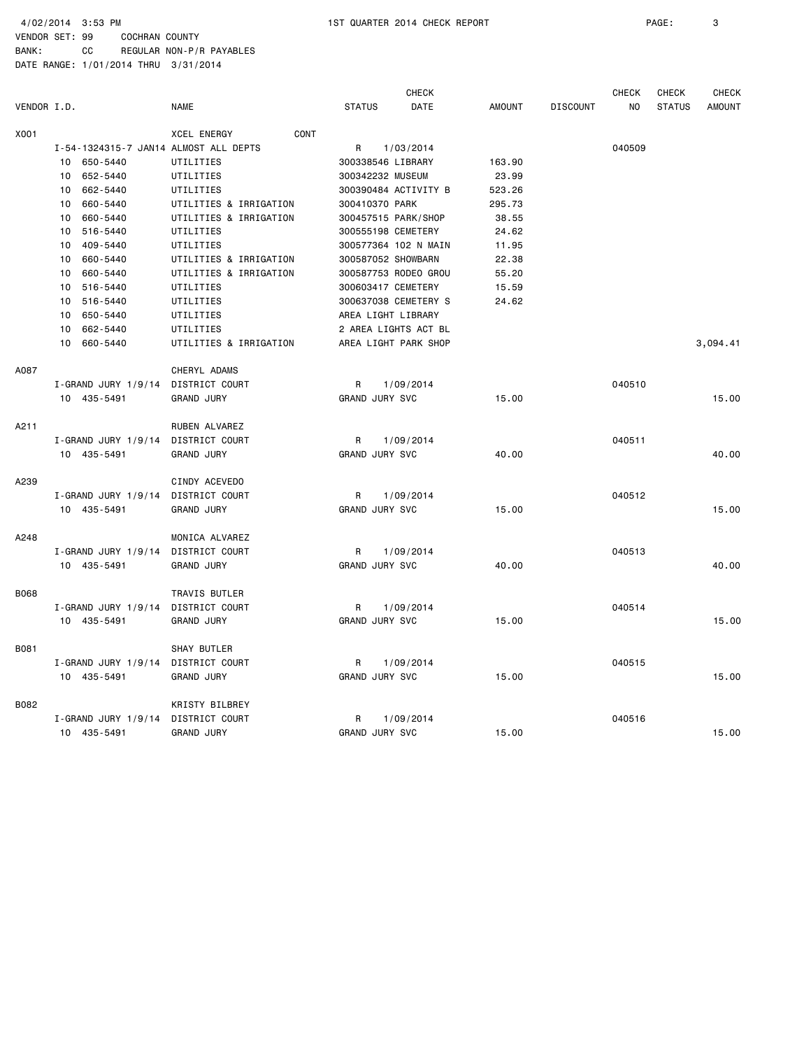VENDOR SET: 99 COCHRAN COUNTY
BANK: CC REGULAR NON-P/R PAYABLES
DATE RANGE: 1/01/2014 THRU 3/31/2014

| VENDOR I.D. | | NAME | STATUS | CHECK DATE | AMOUNT | DISCOUNT | CHECK NO | CHECK STATUS | CHECK AMOUNT |
|---|---|---|---|---|---|---|---|---|---|
| X001 | | XCEL ENERGY CONT | | | | | | | |
| | I-54-1324315-7 JAN14 | ALMOST ALL DEPTS | R | 1/03/2014 | | | 040509 | | |
| | 10 650-5440 | UTILITIES | 300338546 LIBRARY | | 163.90 | | | | |
| | 10 652-5440 | UTILITIES | 300342232 MUSEUM | | 23.99 | | | | |
| | 10 662-5440 | UTILITIES | 300390484 ACTIVITY B | | 523.26 | | | | |
| | 10 660-5440 | UTILITIES & IRRIGATION | 300410370 PARK | | 295.73 | | | | |
| | 10 660-5440 | UTILITIES & IRRIGATION | 300457515 PARK/SHOP | | 38.55 | | | | |
| | 10 516-5440 | UTILITIES | 300555198 CEMETERY | | 24.62 | | | | |
| | 10 409-5440 | UTILITIES | 300577364 102 N MAIN | | 11.95 | | | | |
| | 10 660-5440 | UTILITIES & IRRIGATION | 300587052 SHOWBARN | | 22.38 | | | | |
| | 10 660-5440 | UTILITIES & IRRIGATION | 300587753 RODEO GROU | | 55.20 | | | | |
| | 10 516-5440 | UTILITIES | 300603417 CEMETERY | | 15.59 | | | | |
| | 10 516-5440 | UTILITIES | 300637038 CEMETERY S | | 24.62 | | | | |
| | 10 650-5440 | UTILITIES | AREA LIGHT LIBRARY | | | | | | |
| | 10 662-5440 | UTILITIES | 2 AREA LIGHTS ACT BL | | | | | | |
| | 10 660-5440 | UTILITIES & IRRIGATION | AREA LIGHT PARK SHOP | | | | | | 3,094.41 |
| A087 | | CHERYL ADAMS | | | | | | | |
| | I-GRAND JURY 1/9/14 | DISTRICT COURT | R | 1/09/2014 | | | 040510 | | |
| | 10 435-5491 | GRAND JURY | GRAND JURY SVC | | 15.00 | | | | 15.00 |
| A211 | | RUBEN ALVAREZ | | | | | | | |
| | I-GRAND JURY 1/9/14 | DISTRICT COURT | R | 1/09/2014 | | | 040511 | | |
| | 10 435-5491 | GRAND JURY | GRAND JURY SVC | | 40.00 | | | | 40.00 |
| A239 | | CINDY ACEVEDO | | | | | | | |
| | I-GRAND JURY 1/9/14 | DISTRICT COURT | R | 1/09/2014 | | | 040512 | | |
| | 10 435-5491 | GRAND JURY | GRAND JURY SVC | | 15.00 | | | | 15.00 |
| A248 | | MONICA ALVAREZ | | | | | | | |
| | I-GRAND JURY 1/9/14 | DISTRICT COURT | R | 1/09/2014 | | | 040513 | | |
| | 10 435-5491 | GRAND JURY | GRAND JURY SVC | | 40.00 | | | | 40.00 |
| B068 | | TRAVIS BUTLER | | | | | | | |
| | I-GRAND JURY 1/9/14 | DISTRICT COURT | R | 1/09/2014 | | | 040514 | | |
| | 10 435-5491 | GRAND JURY | GRAND JURY SVC | | 15.00 | | | | 15.00 |
| B081 | | SHAY BUTLER | | | | | | | |
| | I-GRAND JURY 1/9/14 | DISTRICT COURT | R | 1/09/2014 | | | 040515 | | |
| | 10 435-5491 | GRAND JURY | GRAND JURY SVC | | 15.00 | | | | 15.00 |
| B082 | | KRISTY BILBREY | | | | | | | |
| | I-GRAND JURY 1/9/14 | DISTRICT COURT | R | 1/09/2014 | | | 040516 | | |
| | 10 435-5491 | GRAND JURY | GRAND JURY SVC | | 15.00 | | | | 15.00 |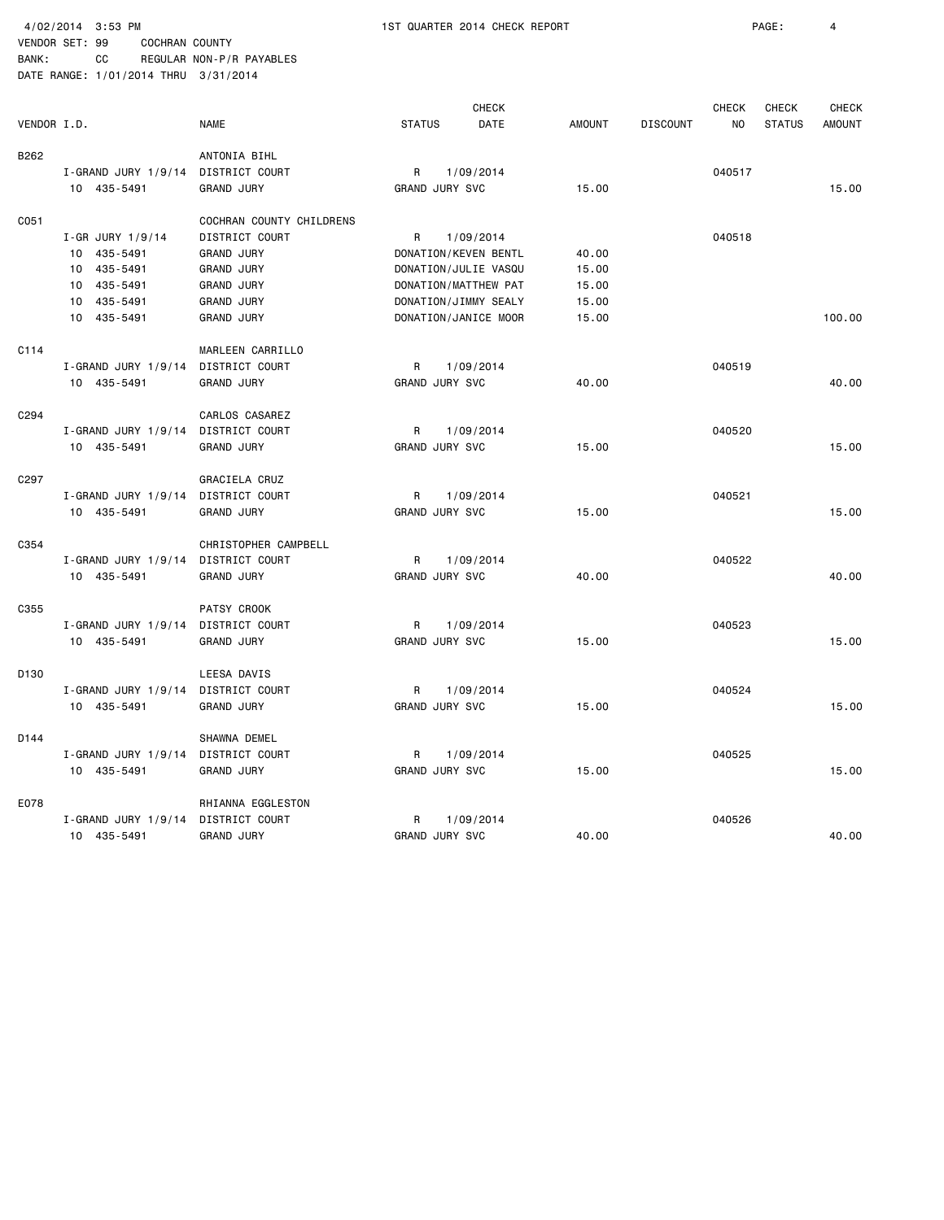4/02/2014 3:53 PM 1ST QUARTER 2014 CHECK REPORT

VENDOR SET: 99 COCHRAN COUNTY
BANK: CC REGULAR NON-P/R PAYABLES
DATE RANGE: 1/01/2014 THRU 3/31/2014

| VENDOR I.D. | NAME | STATUS | CHECK DATE | AMOUNT | DISCOUNT | CHECK NO | CHECK STATUS | CHECK AMOUNT |
|---|---|---|---|---|---|---|---|---|
| B262 | ANTONIA BIHL | | | | | | | |
| I-GRAND JURY 1/9/14 | DISTRICT COURT | R | 1/09/2014 | | | 040517 | | |
| 10 435-5491 | GRAND JURY | GRAND JURY SVC | | 15.00 | | | | 15.00 |
| C051 | COCHRAN COUNTY CHILDRENS | | | | | | | |
| I-GR JURY 1/9/14 | DISTRICT COURT | R | 1/09/2014 | | | 040518 | | |
| 10 435-5491 | GRAND JURY | DONATION/KEVEN BENTL | | 40.00 | | | | |
| 10 435-5491 | GRAND JURY | DONATION/JULIE VASQU | | 15.00 | | | | |
| 10 435-5491 | GRAND JURY | DONATION/MATTHEW PAT | | 15.00 | | | | |
| 10 435-5491 | GRAND JURY | DONATION/JIMMY SEALY | | 15.00 | | | | |
| 10 435-5491 | GRAND JURY | DONATION/JANICE MOOR | | 15.00 | | | | 100.00 |
| C114 | MARLEEN CARRILLO | | | | | | | |
| I-GRAND JURY 1/9/14 | DISTRICT COURT | R | 1/09/2014 | | | 040519 | | |
| 10 435-5491 | GRAND JURY | GRAND JURY SVC | | 40.00 | | | | 40.00 |
| C294 | CARLOS CASAREZ | | | | | | | |
| I-GRAND JURY 1/9/14 | DISTRICT COURT | R | 1/09/2014 | | | 040520 | | |
| 10 435-5491 | GRAND JURY | GRAND JURY SVC | | 15.00 | | | | 15.00 |
| C297 | GRACIELA CRUZ | | | | | | | |
| I-GRAND JURY 1/9/14 | DISTRICT COURT | R | 1/09/2014 | | | 040521 | | |
| 10 435-5491 | GRAND JURY | GRAND JURY SVC | | 15.00 | | | | 15.00 |
| C354 | CHRISTOPHER CAMPBELL | | | | | | | |
| I-GRAND JURY 1/9/14 | DISTRICT COURT | R | 1/09/2014 | | | 040522 | | |
| 10 435-5491 | GRAND JURY | GRAND JURY SVC | | 40.00 | | | | 40.00 |
| C355 | PATSY CROOK | | | | | | | |
| I-GRAND JURY 1/9/14 | DISTRICT COURT | R | 1/09/2014 | | | 040523 | | |
| 10 435-5491 | GRAND JURY | GRAND JURY SVC | | 15.00 | | | | 15.00 |
| D130 | LEESA DAVIS | | | | | | | |
| I-GRAND JURY 1/9/14 | DISTRICT COURT | R | 1/09/2014 | | | 040524 | | |
| 10 435-5491 | GRAND JURY | GRAND JURY SVC | | 15.00 | | | | 15.00 |
| D144 | SHAWNA DEMEL | | | | | | | |
| I-GRAND JURY 1/9/14 | DISTRICT COURT | R | 1/09/2014 | | | 040525 | | |
| 10 435-5491 | GRAND JURY | GRAND JURY SVC | | 15.00 | | | | 15.00 |
| E078 | RHIANNA EGGLESTON | | | | | | | |
| I-GRAND JURY 1/9/14 | DISTRICT COURT | R | 1/09/2014 | | | 040526 | | |
| 10 435-5491 | GRAND JURY | GRAND JURY SVC | | 40.00 | | | | 40.00 |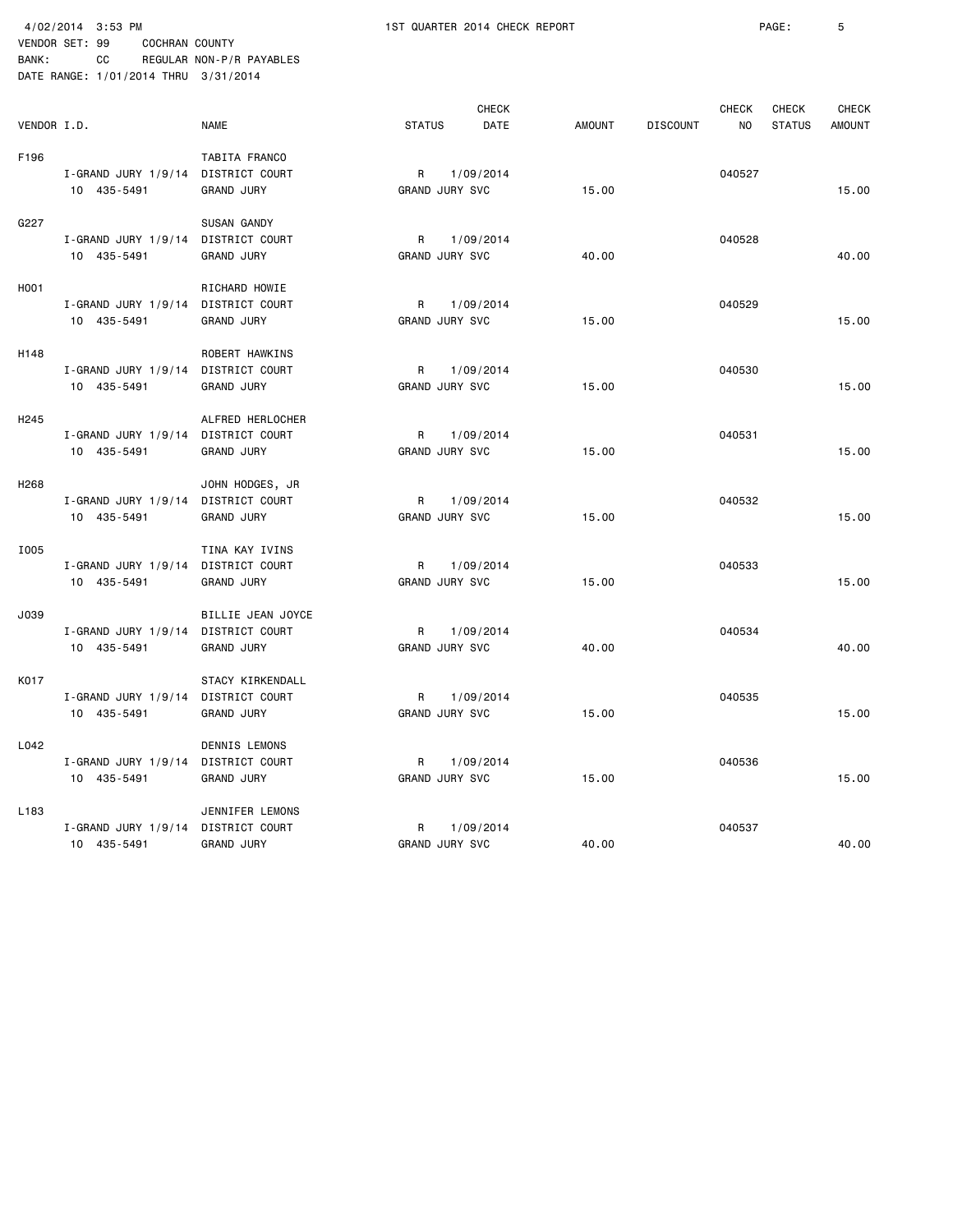4/02/2014 3:53 PM — 1ST QUARTER 2014 CHECK REPORT

VENDOR SET: 99 COCHRAN COUNTY
BANK: CC REGULAR NON-P/R PAYABLES
DATE RANGE: 1/01/2014 THRU 3/31/2014

| VENDOR I.D. | NAME | STATUS | CHECK DATE | AMOUNT | DISCOUNT | CHECK NO | CHECK STATUS | CHECK AMOUNT |
|---|---|---|---|---|---|---|---|---|
| F196 | TABITA FRANCO | | | | | | | |
| I-GRAND JURY 1/9/14 | DISTRICT COURT | R | 1/09/2014 | | | 040527 | | |
| 10 435-5491 | GRAND JURY | GRAND JURY SVC | | 15.00 | | | | 15.00 |
| G227 | SUSAN GANDY | | | | | | | |
| I-GRAND JURY 1/9/14 | DISTRICT COURT | R | 1/09/2014 | | | 040528 | | |
| 10 435-5491 | GRAND JURY | GRAND JURY SVC | | 40.00 | | | | 40.00 |
| H001 | RICHARD HOWIE | | | | | | | |
| I-GRAND JURY 1/9/14 | DISTRICT COURT | R | 1/09/2014 | | | 040529 | | |
| 10 435-5491 | GRAND JURY | GRAND JURY SVC | | 15.00 | | | | 15.00 |
| H148 | ROBERT HAWKINS | | | | | | | |
| I-GRAND JURY 1/9/14 | DISTRICT COURT | R | 1/09/2014 | | | 040530 | | |
| 10 435-5491 | GRAND JURY | GRAND JURY SVC | | 15.00 | | | | 15.00 |
| H245 | ALFRED HERLOCHER | | | | | | | |
| I-GRAND JURY 1/9/14 | DISTRICT COURT | R | 1/09/2014 | | | 040531 | | |
| 10 435-5491 | GRAND JURY | GRAND JURY SVC | | 15.00 | | | | 15.00 |
| H268 | JOHN HODGES, JR | | | | | | | |
| I-GRAND JURY 1/9/14 | DISTRICT COURT | R | 1/09/2014 | | | 040532 | | |
| 10 435-5491 | GRAND JURY | GRAND JURY SVC | | 15.00 | | | | 15.00 |
| I005 | TINA KAY IVINS | | | | | | | |
| I-GRAND JURY 1/9/14 | DISTRICT COURT | R | 1/09/2014 | | | 040533 | | |
| 10 435-5491 | GRAND JURY | GRAND JURY SVC | | 15.00 | | | | 15.00 |
| J039 | BILLIE JEAN JOYCE | | | | | | | |
| I-GRAND JURY 1/9/14 | DISTRICT COURT | R | 1/09/2014 | | | 040534 | | |
| 10 435-5491 | GRAND JURY | GRAND JURY SVC | | 40.00 | | | | 40.00 |
| K017 | STACY KIRKENDALL | | | | | | | |
| I-GRAND JURY 1/9/14 | DISTRICT COURT | R | 1/09/2014 | | | 040535 | | |
| 10 435-5491 | GRAND JURY | GRAND JURY SVC | | 15.00 | | | | 15.00 |
| L042 | DENNIS LEMONS | | | | | | | |
| I-GRAND JURY 1/9/14 | DISTRICT COURT | R | 1/09/2014 | | | 040536 | | |
| 10 435-5491 | GRAND JURY | GRAND JURY SVC | | 15.00 | | | | 15.00 |
| L183 | JENNIFER LEMONS | | | | | | | |
| I-GRAND JURY 1/9/14 | DISTRICT COURT | R | 1/09/2014 | | | 040537 | | |
| 10 435-5491 | GRAND JURY | GRAND JURY SVC | | 40.00 | | | | 40.00 |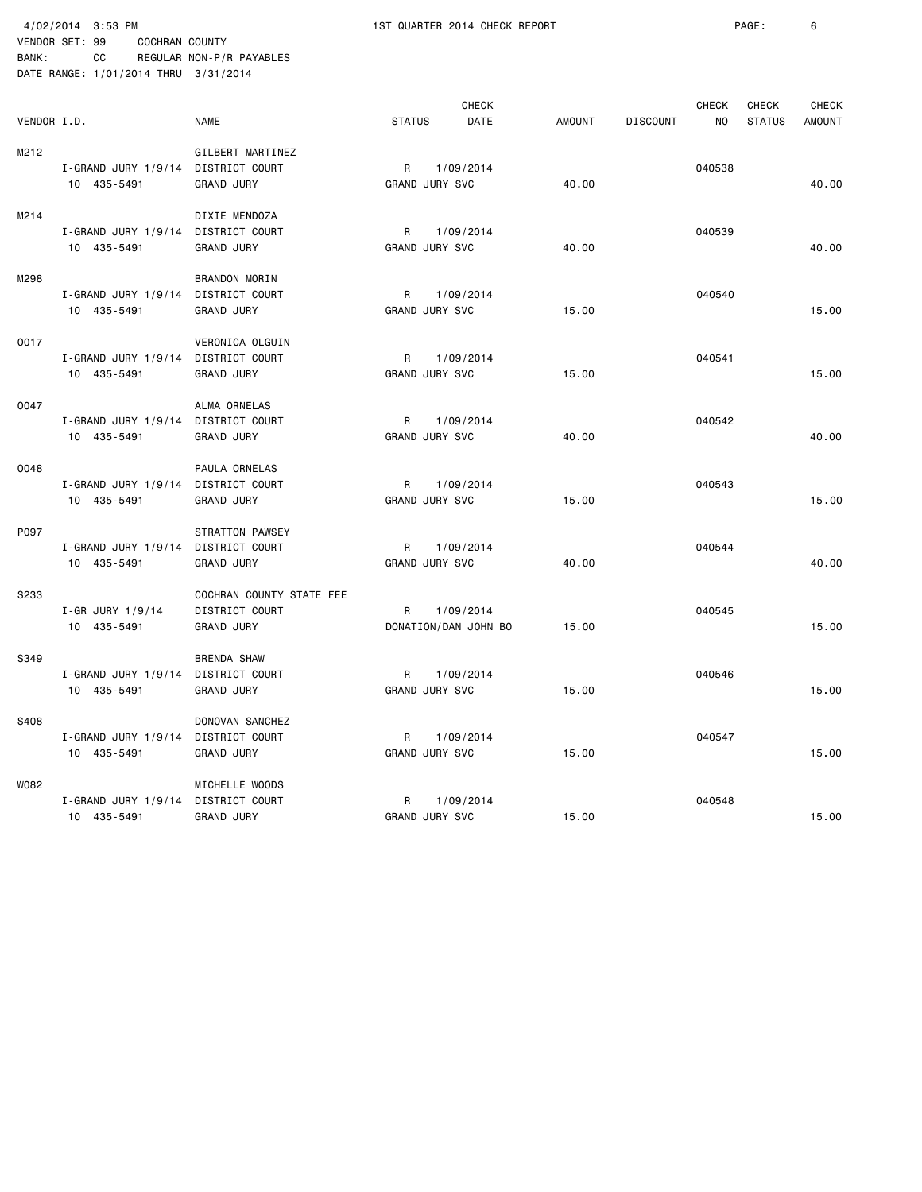4/02/2014 3:53 PM 1ST QUARTER 2014 CHECK REPORT

VENDOR SET: 99 COCHRAN COUNTY
BANK: CC REGULAR NON-P/R PAYABLES
DATE RANGE: 1/01/2014 THRU 3/31/2014

| VENDOR I.D. | | NAME | STATUS | CHECK DATE | AMOUNT | DISCOUNT | CHECK NO | CHECK STATUS | CHECK AMOUNT |
|---|---|---|---|---|---|---|---|---|---|
| M212 | | GILBERT MARTINEZ | | | | | | | |
| | I-GRAND JURY 1/9/14 | DISTRICT COURT | R | 1/09/2014 | | | 040538 | | |
| | 10 435-5491 | GRAND JURY | GRAND JURY SVC | | 40.00 | | | | 40.00 |
| M214 | | DIXIE MENDOZA | | | | | | | |
| | I-GRAND JURY 1/9/14 | DISTRICT COURT | R | 1/09/2014 | | | 040539 | | |
| | 10 435-5491 | GRAND JURY | GRAND JURY SVC | | 40.00 | | | | 40.00 |
| M298 | | BRANDON MORIN | | | | | | | |
| | I-GRAND JURY 1/9/14 | DISTRICT COURT | R | 1/09/2014 | | | 040540 | | |
| | 10 435-5491 | GRAND JURY | GRAND JURY SVC | | 15.00 | | | | 15.00 |
| O017 | | VERONICA OLGUIN | | | | | | | |
| | I-GRAND JURY 1/9/14 | DISTRICT COURT | R | 1/09/2014 | | | 040541 | | |
| | 10 435-5491 | GRAND JURY | GRAND JURY SVC | | 15.00 | | | | 15.00 |
| O047 | | ALMA ORNELAS | | | | | | | |
| | I-GRAND JURY 1/9/14 | DISTRICT COURT | R | 1/09/2014 | | | 040542 | | |
| | 10 435-5491 | GRAND JURY | GRAND JURY SVC | | 40.00 | | | | 40.00 |
| O048 | | PAULA ORNELAS | | | | | | | |
| | I-GRAND JURY 1/9/14 | DISTRICT COURT | R | 1/09/2014 | | | 040543 | | |
| | 10 435-5491 | GRAND JURY | GRAND JURY SVC | | 15.00 | | | | 15.00 |
| P097 | | STRATTON PAWSEY | | | | | | | |
| | I-GRAND JURY 1/9/14 | DISTRICT COURT | R | 1/09/2014 | | | 040544 | | |
| | 10 435-5491 | GRAND JURY | GRAND JURY SVC | | 40.00 | | | | 40.00 |
| S233 | | COCHRAN COUNTY STATE FEE | | | | | | | |
| | I-GR JURY 1/9/14 | DISTRICT COURT | R | 1/09/2014 | | | 040545 | | |
| | 10 435-5491 | GRAND JURY | DONATION/DAN JOHN BO | | 15.00 | | | | 15.00 |
| S349 | | BRENDA SHAW | | | | | | | |
| | I-GRAND JURY 1/9/14 | DISTRICT COURT | R | 1/09/2014 | | | 040546 | | |
| | 10 435-5491 | GRAND JURY | GRAND JURY SVC | | 15.00 | | | | 15.00 |
| S408 | | DONOVAN SANCHEZ | | | | | | | |
| | I-GRAND JURY 1/9/14 | DISTRICT COURT | R | 1/09/2014 | | | 040547 | | |
| | 10 435-5491 | GRAND JURY | GRAND JURY SVC | | 15.00 | | | | 15.00 |
| W082 | | MICHELLE WOODS | | | | | | | |
| | I-GRAND JURY 1/9/14 | DISTRICT COURT | R | 1/09/2014 | | | 040548 | | |
| | 10 435-5491 | GRAND JURY | GRAND JURY SVC | | 15.00 | | | | 15.00 |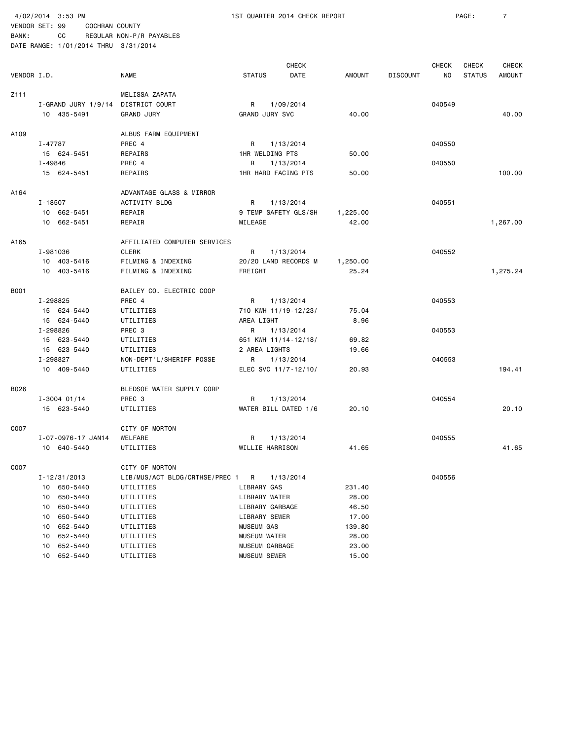4/02/2014 3:53 PM 1ST QUARTER 2014 CHECK REPORT

VENDOR SET: 99 COCHRAN COUNTY
BANK: CC REGULAR NON-P/R PAYABLES
DATE RANGE: 1/01/2014 THRU 3/31/2014

| VENDOR I.D. | NAME | STATUS | CHECK DATE | AMOUNT | DISCOUNT | CHECK NO | CHECK STATUS | CHECK AMOUNT |
|---|---|---|---|---|---|---|---|---|
| Z111 | MELISSA ZAPATA | | | | | | | |
| I-GRAND JURY 1/9/14 | DISTRICT COURT | R | 1/09/2014 | | | 040549 | | |
| 10 435-5491 | GRAND JURY | GRAND JURY SVC | | 40.00 | | | | 40.00 |
| A109 | ALBUS FARM EQUIPMENT | | | | | | | |
| I-47787 | PREC 4 | R | 1/13/2014 | | | 040550 | | |
| 15 624-5451 | REPAIRS | 1HR WELDING PTS | | 50.00 | | | | |
| I-49846 | PREC 4 | R | 1/13/2014 | | | 040550 | | |
| 15 624-5451 | REPAIRS | 1HR HARD FACING PTS | | 50.00 | | | | 100.00 |
| A164 | ADVANTAGE GLASS & MIRROR | | | | | | | |
| I-18507 | ACTIVITY BLDG | R | 1/13/2014 | | | 040551 | | |
| 10 662-5451 | REPAIR | 9 TEMP SAFETY GLS/SH | | 1,225.00 | | | | |
| 10 662-5451 | REPAIR | MILEAGE | | 42.00 | | | | 1,267.00 |
| A165 | AFFILIATED COMPUTER SERVICES | | | | | | | |
| I-981036 | CLERK | R | 1/13/2014 | | | 040552 | | |
| 10 403-5416 | FILMING & INDEXING | 20/20 LAND RECORDS M | | 1,250.00 | | | | |
| 10 403-5416 | FILMING & INDEXING | FREIGHT | | 25.24 | | | | 1,275.24 |
| B001 | BAILEY CO. ELECTRIC COOP | | | | | | | |
| I-298825 | PREC 4 | R | 1/13/2014 | | | 040553 | | |
| 15 624-5440 | UTILITIES | 710 KWH 11/19-12/23/ | | 75.04 | | | | |
| 15 624-5440 | UTILITIES | AREA LIGHT | | 8.96 | | | | |
| I-298826 | PREC 3 | R | 1/13/2014 | | | 040553 | | |
| 15 623-5440 | UTILITIES | 651 KWH 11/14-12/18/ | | 69.82 | | | | |
| 15 623-5440 | UTILITIES | 2 AREA LIGHTS | | 19.66 | | | | |
| I-298827 | NON-DEPT'L/SHERIFF POSSE | R | 1/13/2014 | | | 040553 | | |
| 10 409-5440 | UTILITIES | ELEC SVC 11/7-12/10/ | | 20.93 | | | | 194.41 |
| B026 | BLEDSOE WATER SUPPLY CORP | | | | | | | |
| I-3004 01/14 | PREC 3 | R | 1/13/2014 | | | 040554 | | |
| 15 623-5440 | UTILITIES | WATER BILL DATED 1/6 | | 20.10 | | | | 20.10 |
| C007 | CITY OF MORTON | | | | | | | |
| I-07-0976-17 JAN14 | WELFARE | R | 1/13/2014 | | | 040555 | | |
| 10 640-5440 | UTILITIES | WILLIE HARRISON | | 41.65 | | | | 41.65 |
| C007 | CITY OF MORTON | | | | | | | |
| I-12/31/2013 | LIB/MUS/ACT BLDG/CRTHSE/PREC 1 | R | 1/13/2014 | | | 040556 | | |
| 10 650-5440 | UTILITIES | LIBRARY GAS | | 231.40 | | | | |
| 10 650-5440 | UTILITIES | LIBRARY WATER | | 28.00 | | | | |
| 10 650-5440 | UTILITIES | LIBRARY GARBAGE | | 46.50 | | | | |
| 10 650-5440 | UTILITIES | LIBRARY SEWER | | 17.00 | | | | |
| 10 652-5440 | UTILITIES | MUSEUM GAS | | 139.80 | | | | |
| 10 652-5440 | UTILITIES | MUSEUM WATER | | 28.00 | | | | |
| 10 652-5440 | UTILITIES | MUSEUM GARBAGE | | 23.00 | | | | |
| 10 652-5440 | UTILITIES | MUSEUM SEWER | | 15.00 | | | | |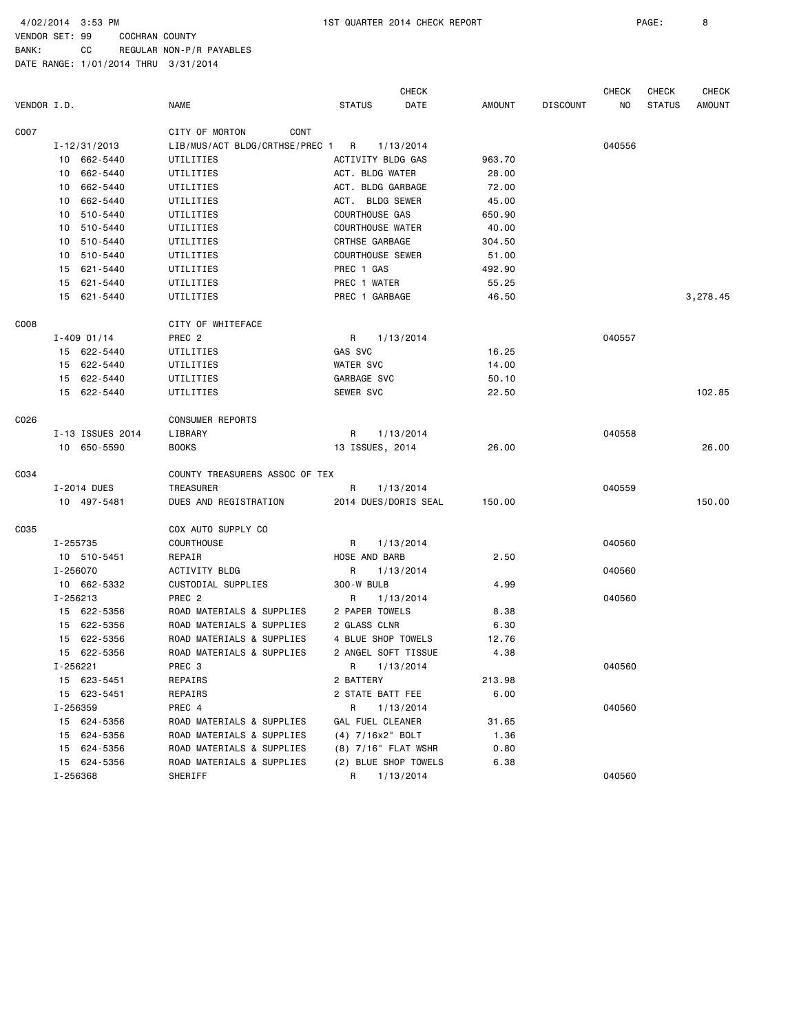4/02/2014 3:53 PM 1ST QUARTER 2014 CHECK REPORT

VENDOR SET: 99 COCHRAN COUNTY
BANK: CC REGULAR NON-P/R PAYABLES
DATE RANGE: 1/01/2014 THRU 3/31/2014

| VENDOR I.D. | NAME | STATUS | CHECK DATE | AMOUNT | DISCOUNT | CHECK NO | CHECK STATUS | CHECK AMOUNT |
|---|---|---|---|---|---|---|---|---|
| C007 | CITY OF MORTON CONT | | | | | | | |
| I-12/31/2013 | LIB/MUS/ACT BLDG/CRTHSE/PREC 1 | R | 1/13/2014 | | | 040556 | | |
| 10 662-5440 | UTILITIES | ACTIVITY BLDG GAS | | 963.70 | | | | |
| 10 662-5440 | UTILITIES | ACT. BLDG WATER | | 28.00 | | | | |
| 10 662-5440 | UTILITIES | ACT. BLDG GARBAGE | | 72.00 | | | | |
| 10 662-5440 | UTILITIES | ACT. BLDG SEWER | | 45.00 | | | | |
| 10 510-5440 | UTILITIES | COURTHOUSE GAS | | 650.90 | | | | |
| 10 510-5440 | UTILITIES | COURTHOUSE WATER | | 40.00 | | | | |
| 10 510-5440 | UTILITIES | CRTHSE GARBAGE | | 304.50 | | | | |
| 10 510-5440 | UTILITIES | COURTHOUSE SEWER | | 51.00 | | | | |
| 15 621-5440 | UTILITIES | PREC 1 GAS | | 492.90 | | | | |
| 15 621-5440 | UTILITIES | PREC 1 WATER | | 55.25 | | | | |
| 15 621-5440 | UTILITIES | PREC 1 GARBAGE | | 46.50 | | | | 3,278.45 |
| C008 | CITY OF WHITEFACE | | | | | | | |
| I-409 01/14 | PREC 2 | R | 1/13/2014 | | | 040557 | | |
| 15 622-5440 | UTILITIES | GAS SVC | | 16.25 | | | | |
| 15 622-5440 | UTILITIES | WATER SVC | | 14.00 | | | | |
| 15 622-5440 | UTILITIES | GARBAGE SVC | | 50.10 | | | | |
| 15 622-5440 | UTILITIES | SEWER SVC | | 22.50 | | | | 102.85 |
| C026 | CONSUMER REPORTS | | | | | | | |
| I-13 ISSUES 2014 | LIBRARY | R | 1/13/2014 | | | 040558 | | |
| 10 650-5590 | BOOKS | 13 ISSUES, 2014 | | 26.00 | | | | 26.00 |
| C034 | COUNTY TREASURERS ASSOC OF TEX | | | | | | | |
| I-2014 DUES | TREASURER | R | 1/13/2014 | | | 040559 | | |
| 10 497-5481 | DUES AND REGISTRATION | 2014 DUES/DORIS SEAL | | 150.00 | | | | 150.00 |
| C035 | COX AUTO SUPPLY CO | | | | | | | |
| I-255735 | COURTHOUSE | R | 1/13/2014 | | | 040560 | | |
| 10 510-5451 | REPAIR | HOSE AND BARB | | 2.50 | | | | |
| I-256070 | ACTIVITY BLDG | R | 1/13/2014 | | | 040560 | | |
| 10 662-5332 | CUSTODIAL SUPPLIES | 300-W BULB | | 4.99 | | | | |
| I-256213 | PREC 2 | R | 1/13/2014 | | | 040560 | | |
| 15 622-5356 | ROAD MATERIALS & SUPPLIES | 2 PAPER TOWELS | | 8.38 | | | | |
| 15 622-5356 | ROAD MATERIALS & SUPPLIES | 2 GLASS CLNR | | 6.30 | | | | |
| 15 622-5356 | ROAD MATERIALS & SUPPLIES | 4 BLUE SHOP TOWELS | | 12.76 | | | | |
| 15 622-5356 | ROAD MATERIALS & SUPPLIES | 2 ANGEL SOFT TISSUE | | 4.38 | | | | |
| I-256221 | PREC 3 | R | 1/13/2014 | | | 040560 | | |
| 15 623-5451 | REPAIRS | 2 BATTERY | | 213.98 | | | | |
| 15 623-5451 | REPAIRS | 2 STATE BATT FEE | | 6.00 | | | | |
| I-256359 | PREC 4 | R | 1/13/2014 | | | 040560 | | |
| 15 624-5356 | ROAD MATERIALS & SUPPLIES | GAL FUEL CLEANER | | 31.65 | | | | |
| 15 624-5356 | ROAD MATERIALS & SUPPLIES | (4) 7/16x2" BOLT | | 1.36 | | | | |
| 15 624-5356 | ROAD MATERIALS & SUPPLIES | (8) 7/16" FLAT WSHR | | 0.80 | | | | |
| 15 624-5356 | ROAD MATERIALS & SUPPLIES | (2) BLUE SHOP TOWELS | | 6.38 | | | | |
| I-256368 | SHERIFF | R | 1/13/2014 | | | 040560 | | |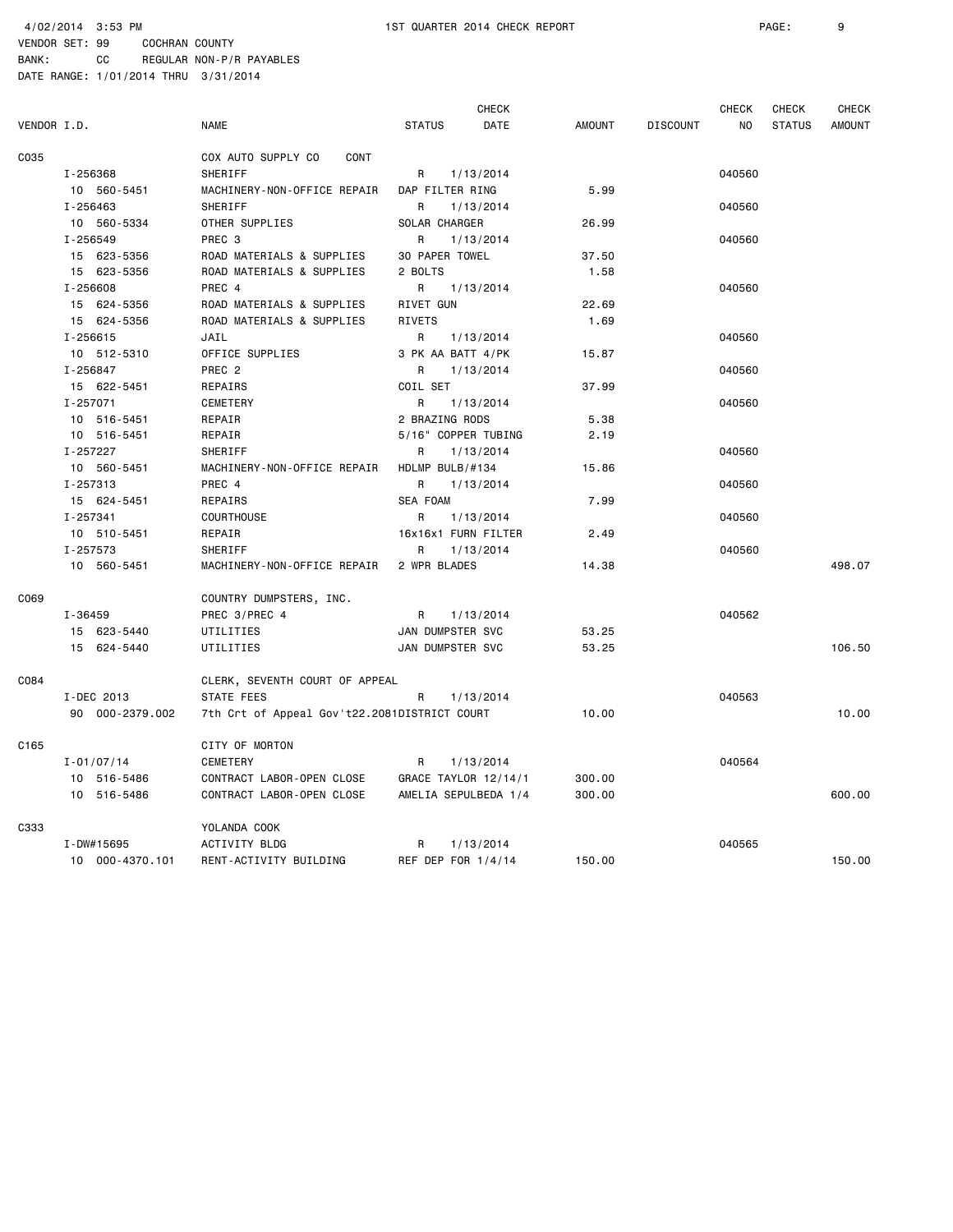4/02/2014 3:53 PM 1ST QUARTER 2014 CHECK REPORT

VENDOR SET: 99 COCHRAN COUNTY
BANK: CC REGULAR NON-P/R PAYABLES
DATE RANGE: 1/01/2014 THRU 3/31/2014

| VENDOR I.D. | NAME | STATUS | CHECK DATE | AMOUNT | DISCOUNT | CHECK NO | CHECK STATUS | CHECK AMOUNT |
|---|---|---|---|---|---|---|---|---|
| C035 | COX AUTO SUPPLY CO CONT | | | | | | | |
| I-256368 | SHERIFF | R | 1/13/2014 | | | 040560 | | |
| 10 560-5451 | MACHINERY-NON-OFFICE REPAIR | DAP FILTER RING | | 5.99 | | | | |
| I-256463 | SHERIFF | R | 1/13/2014 | | | 040560 | | |
| 10 560-5334 | OTHER SUPPLIES | SOLAR CHARGER | | 26.99 | | | | |
| I-256549 | PREC 3 | R | 1/13/2014 | | | 040560 | | |
| 15 623-5356 | ROAD MATERIALS & SUPPLIES | 30 PAPER TOWEL | | 37.50 | | | | |
| 15 623-5356 | ROAD MATERIALS & SUPPLIES | 2 BOLTS | | 1.58 | | | | |
| I-256608 | PREC 4 | R | 1/13/2014 | | | 040560 | | |
| 15 624-5356 | ROAD MATERIALS & SUPPLIES | RIVET GUN | | 22.69 | | | | |
| 15 624-5356 | ROAD MATERIALS & SUPPLIES | RIVETS | | 1.69 | | | | |
| I-256615 | JAIL | R | 1/13/2014 | | | 040560 | | |
| 10 512-5310 | OFFICE SUPPLIES | 3 PK AA BATT 4/PK | | 15.87 | | | | |
| I-256847 | PREC 2 | R | 1/13/2014 | | | 040560 | | |
| 15 622-5451 | REPAIRS | COIL SET | | 37.99 | | | | |
| I-257071 | CEMETERY | R | 1/13/2014 | | | 040560 | | |
| 10 516-5451 | REPAIR | 2 BRAZING RODS | | 5.38 | | | | |
| 10 516-5451 | REPAIR | 5/16" COPPER TUBING | | 2.19 | | | | |
| I-257227 | SHERIFF | R | 1/13/2014 | | | 040560 | | |
| 10 560-5451 | MACHINERY-NON-OFFICE REPAIR | HDLMP BULB/#134 | | 15.86 | | | | |
| I-257313 | PREC 4 | R | 1/13/2014 | | | 040560 | | |
| 15 624-5451 | REPAIRS | SEA FOAM | | 7.99 | | | | |
| I-257341 | COURTHOUSE | R | 1/13/2014 | | | 040560 | | |
| 10 510-5451 | REPAIR | 16x16x1 FURN FILTER | | 2.49 | | | | |
| I-257573 | SHERIFF | R | 1/13/2014 | | | 040560 | | |
| 10 560-5451 | MACHINERY-NON-OFFICE REPAIR | 2 WPR BLADES | | 14.38 | | | | 498.07 |
| C069 | COUNTRY DUMPSTERS, INC. | | | | | | | |
| I-36459 | PREC 3/PREC 4 | R | 1/13/2014 | | | 040562 | | |
| 15 623-5440 | UTILITIES | JAN DUMPSTER SVC | | 53.25 | | | | |
| 15 624-5440 | UTILITIES | JAN DUMPSTER SVC | | 53.25 | | | | 106.50 |
| C084 | CLERK, SEVENTH COURT OF APPEAL | | | | | | | |
| I-DEC 2013 | STATE FEES | R | 1/13/2014 | | | 040563 | | |
| 90 000-2379.002 | 7th Crt of Appeal Gov't22.2081 | DISTRICT COURT | | 10.00 | | | | 10.00 |
| C165 | CITY OF MORTON | | | | | | | |
| I-01/07/14 | CEMETERY | R | 1/13/2014 | | | 040564 | | |
| 10 516-5486 | CONTRACT LABOR-OPEN CLOSE | GRACE TAYLOR 12/14/1 | | 300.00 | | | | |
| 10 516-5486 | CONTRACT LABOR-OPEN CLOSE | AMELIA SEPULBEDA 1/4 | | 300.00 | | | | 600.00 |
| C333 | YOLANDA COOK | | | | | | | |
| I-DW#15695 | ACTIVITY BLDG | R | 1/13/2014 | | | 040565 | | |
| 10 000-4370.101 | RENT-ACTIVITY BUILDING | REF DEP FOR 1/4/14 | | 150.00 | | | | 150.00 |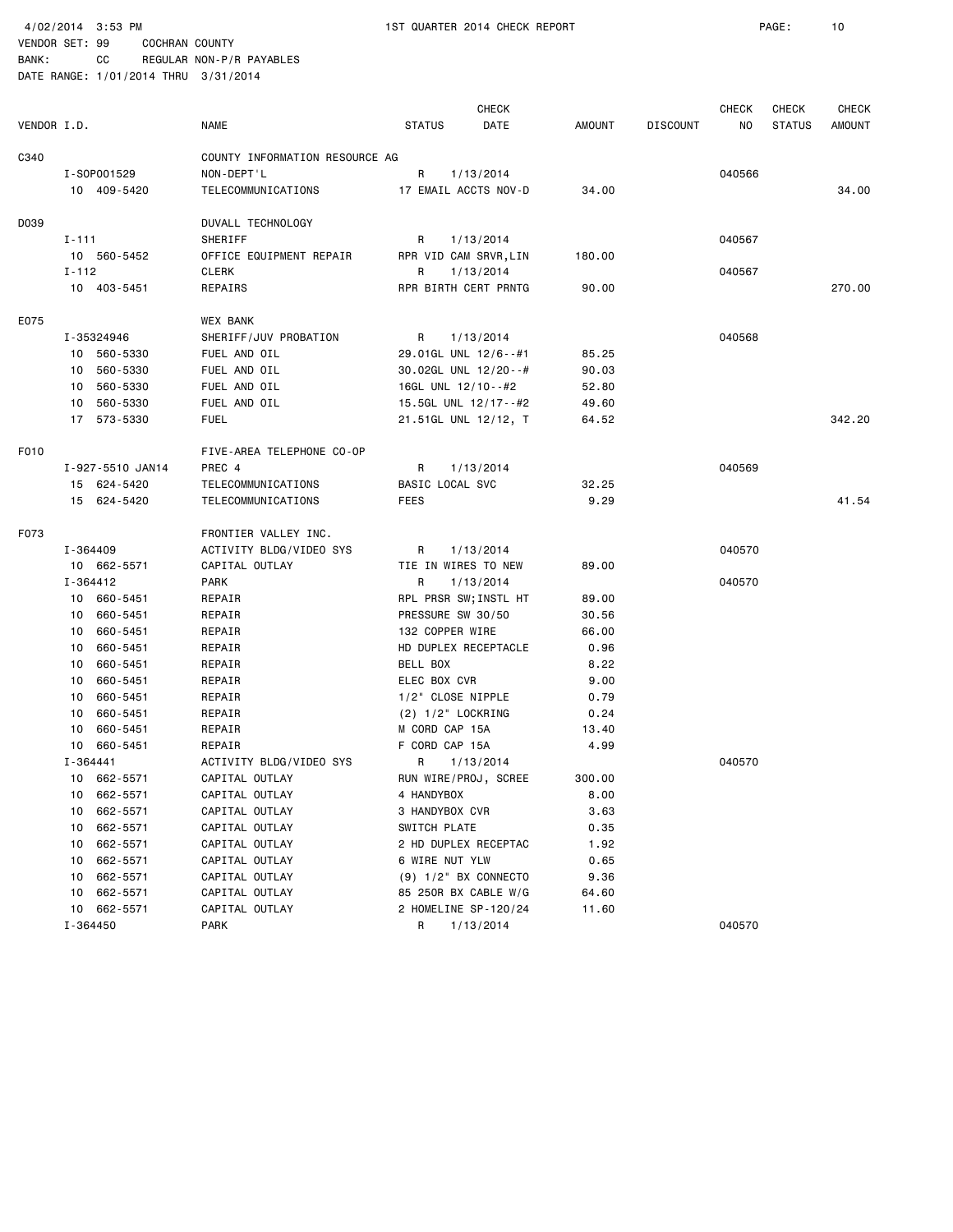4/02/2014 3:53 PM 1ST QUARTER 2014 CHECK REPORT

VENDOR SET: 99 COCHRAN COUNTY
BANK: CC REGULAR NON-P/R PAYABLES
DATE RANGE: 1/01/2014 THRU 3/31/2014

| VENDOR I.D. | NAME | STATUS | CHECK DATE | AMOUNT | DISCOUNT | CHECK NO | CHECK STATUS | CHECK AMOUNT |
|---|---|---|---|---|---|---|---|---|
| C340 | COUNTY INFORMATION RESOURCE AG | | | | | | | |
| I-SOP001529 | NON-DEPT'L | R | 1/13/2014 | | | 040566 | | |
| 10 409-5420 | TELECOMMUNICATIONS | 17 EMAIL ACCTS NOV-D | | 34.00 | | | | 34.00 |
| D039 | DUVALL TECHNOLOGY | | | | | | | |
| I-111 | SHERIFF | R | 1/13/2014 | | | 040567 | | |
| 10 560-5452 | OFFICE EQUIPMENT REPAIR | RPR VID CAM SRVR,LIN | | 180.00 | | | | |
| I-112 | CLERK | R | 1/13/2014 | | | 040567 | | |
| 10 403-5451 | REPAIRS | RPR BIRTH CERT PRNTG | | 90.00 | | | | 270.00 |
| E075 | WEX BANK | | | | | | | |
| I-35324946 | SHERIFF/JUV PROBATION | R | 1/13/2014 | | | 040568 | | |
| 10 560-5330 | FUEL AND OIL | 29.01GL UNL 12/6--#1 | | 85.25 | | | | |
| 10 560-5330 | FUEL AND OIL | 30.02GL UNL 12/20--# | | 90.03 | | | | |
| 10 560-5330 | FUEL AND OIL | 16GL UNL 12/10--#2 | | 52.80 | | | | |
| 10 560-5330 | FUEL AND OIL | 15.5GL UNL 12/17--#2 | | 49.60 | | | | |
| 17 573-5330 | FUEL | 21.51GL UNL 12/12, T | | 64.52 | | | | 342.20 |
| F010 | FIVE-AREA TELEPHONE CO-OP | | | | | | | |
| I-927-5510 JAN14 | PREC 4 | R | 1/13/2014 | | | 040569 | | |
| 15 624-5420 | TELECOMMUNICATIONS | BASIC LOCAL SVC | | 32.25 | | | | |
| 15 624-5420 | TELECOMMUNICATIONS | FEES | | 9.29 | | | | 41.54 |
| F073 | FRONTIER VALLEY INC. | | | | | | | |
| I-364409 | ACTIVITY BLDG/VIDEO SYS | R | 1/13/2014 | | | 040570 | | |
| 10 662-5571 | CAPITAL OUTLAY | TIE IN WIRES TO NEW | | 89.00 | | | | |
| I-364412 | PARK | R | 1/13/2014 | | | 040570 | | |
| 10 660-5451 | REPAIR | RPL PRSR SW;INSTL HT | | 89.00 | | | | |
| 10 660-5451 | REPAIR | PRESSURE SW 30/50 | | 30.56 | | | | |
| 10 660-5451 | REPAIR | 132 COPPER WIRE | | 66.00 | | | | |
| 10 660-5451 | REPAIR | HD DUPLEX RECEPTACLE | | 0.96 | | | | |
| 10 660-5451 | REPAIR | BELL BOX | | 8.22 | | | | |
| 10 660-5451 | REPAIR | ELEC BOX CVR | | 9.00 | | | | |
| 10 660-5451 | REPAIR | 1/2" CLOSE NIPPLE | | 0.79 | | | | |
| 10 660-5451 | REPAIR | (2) 1/2" LOCKRING | | 0.24 | | | | |
| 10 660-5451 | REPAIR | M CORD CAP 15A | | 13.40 | | | | |
| 10 660-5451 | REPAIR | F CORD CAP 15A | | 4.99 | | | | |
| I-364441 | ACTIVITY BLDG/VIDEO SYS | R | 1/13/2014 | | | 040570 | | |
| 10 662-5571 | CAPITAL OUTLAY | RUN WIRE/PROJ, SCREE | | 300.00 | | | | |
| 10 662-5571 | CAPITAL OUTLAY | 4 HANDYBOX | | 8.00 | | | | |
| 10 662-5571 | CAPITAL OUTLAY | 3 HANDYBOX CVR | | 3.63 | | | | |
| 10 662-5571 | CAPITAL OUTLAY | SWITCH PLATE | | 0.35 | | | | |
| 10 662-5571 | CAPITAL OUTLAY | 2 HD DUPLEX RECEPTAC | | 1.92 | | | | |
| 10 662-5571 | CAPITAL OUTLAY | 6 WIRE NUT YLW | | 0.65 | | | | |
| 10 662-5571 | CAPITAL OUTLAY | (9) 1/2" BX CONNECTO | | 9.36 | | | | |
| 10 662-5571 | CAPITAL OUTLAY | 85 250R BX CABLE W/G | | 64.60 | | | | |
| 10 662-5571 | CAPITAL OUTLAY | 2 HOMELINE SP-120/24 | | 11.60 | | | | |
| I-364450 | PARK | R | 1/13/2014 | | | 040570 | | |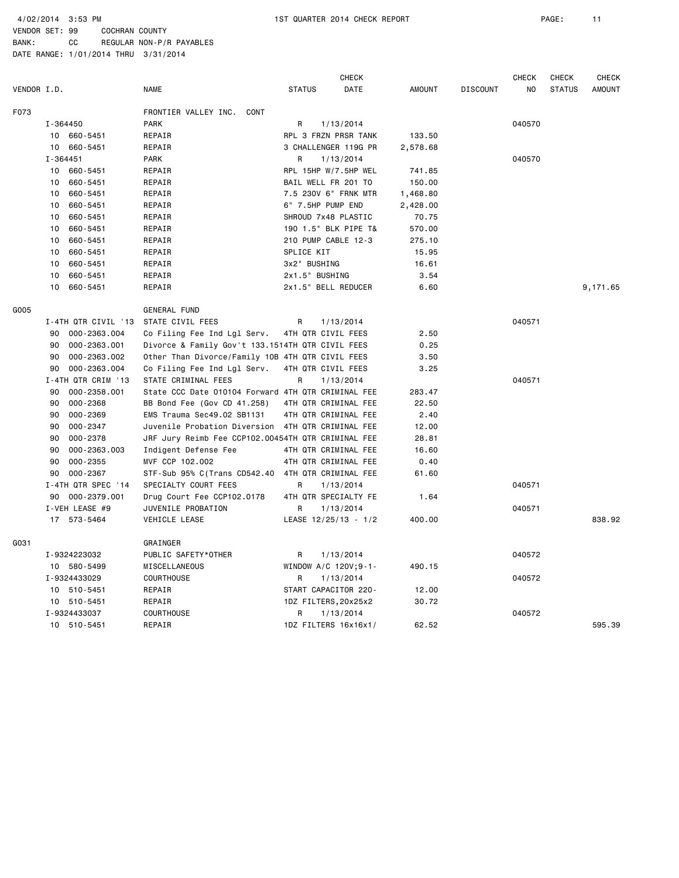4/02/2014 3:53 PM　　　1ST QUARTER 2014 CHECK REPORT

VENDOR SET: 99　　COCHRAN COUNTY
BANK:　　CC　　REGULAR NON-P/R PAYABLES
DATE RANGE: 1/01/2014 THRU 3/31/2014

| VENDOR I.D. | | NAME | STATUS | CHECK DATE | AMOUNT | DISCOUNT | CHECK NO | CHECK STATUS | CHECK AMOUNT |
|---|---|---|---|---|---|---|---|---|---|
| F073 | | FRONTIER VALLEY INC. CONT | | | | | | | |
| | I-364450 | PARK | R | 1/13/2014 | | | 040570 | | |
| | 10 660-5451 | REPAIR | RPL 3 FRZN PRSR TANK | | 133.50 | | | | |
| | 10 660-5451 | REPAIR | 3 CHALLENGER 119G PR | | 2,578.68 | | | | |
| | I-364451 | PARK | R | 1/13/2014 | | | 040570 | | |
| | 10 660-5451 | REPAIR | RPL 15HP W/7.5HP WEL | | 741.85 | | | | |
| | 10 660-5451 | REPAIR | BAIL WELL FR 201 TO | | 150.00 | | | | |
| | 10 660-5451 | REPAIR | 7.5 230V 6" FRNK MTR | | 1,468.80 | | | | |
| | 10 660-5451 | REPAIR | 6" 7.5HP PUMP END | | 2,428.00 | | | | |
| | 10 660-5451 | REPAIR | SHROUD 7x48 PLASTIC | | 70.75 | | | | |
| | 10 660-5451 | REPAIR | 190 1.5" BLK PIPE T& | | 570.00 | | | | |
| | 10 660-5451 | REPAIR | 210 PUMP CABLE 12-3 | | 275.10 | | | | |
| | 10 660-5451 | REPAIR | SPLICE KIT | | 15.95 | | | | |
| | 10 660-5451 | REPAIR | 3x2" BUSHING | | 16.61 | | | | |
| | 10 660-5451 | REPAIR | 2x1.5" BUSHING | | 3.54 | | | | |
| | 10 660-5451 | REPAIR | 2x1.5" BELL REDUCER | | 6.60 | | | | 9,171.65 |
| G005 | | GENERAL FUND | | | | | | | |
| | I-4TH QTR CIVIL '13 | STATE CIVIL FEES | R | 1/13/2014 | | | 040571 | | |
| | 90 000-2363.004 | Co Filing Fee Ind Lgl Serv. | 4TH QTR CIVIL FEES | | 2.50 | | | | |
| | 90 000-2363.001 | Divorce & Family Gov't 133.151 | 4TH QTR CIVIL FEES | | 0.25 | | | | |
| | 90 000-2363.002 | Other Than Divorce/Family 10B | 4TH QTR CIVIL FEES | | 3.50 | | | | |
| | 90 000-2363.004 | Co Filing Fee Ind Lgl Serv. | 4TH QTR CIVIL FEES | | 3.25 | | | | |
| | I-4TH QTR CRIM '13 | STATE CRIMINAL FEES | R | 1/13/2014 | | | 040571 | | |
| | 90 000-2358.001 | State CCC Date 010104 Forward | 4TH QTR CRIMINAL FEE | | 283.47 | | | | |
| | 90 000-2368 | BB Bond Fee (Gov CD 41.258) | 4TH QTR CRIMINAL FEE | | 22.50 | | | | |
| | 90 000-2369 | EMS Trauma Sec49.02 SB1131 | 4TH QTR CRIMINAL FEE | | 2.40 | | | | |
| | 90 000-2347 | Juvenile Probation Diversion | 4TH QTR CRIMINAL FEE | | 12.00 | | | | |
| | 90 000-2378 | JRF Jury Reimb Fee CCP102.0045 | 4TH QTR CRIMINAL FEE | | 28.81 | | | | |
| | 90 000-2363.003 | Indigent Defense Fee | 4TH QTR CRIMINAL FEE | | 16.60 | | | | |
| | 90 000-2355 | MVF CCP 102.002 | 4TH QTR CRIMINAL FEE | | 0.40 | | | | |
| | 90 000-2367 | STF-Sub 95% C(Trans CD542.40 | 4TH QTR CRIMINAL FEE | | 61.60 | | | | |
| | I-4TH QTR SPEC '14 | SPECIALTY COURT FEES | R | 1/13/2014 | | | 040571 | | |
| | 90 000-2379.001 | Drug Court Fee CCP102.0178 | 4TH QTR SPECIALTY FE | | 1.64 | | | | |
| | I-VEH LEASE #9 | JUVENILE PROBATION | R | 1/13/2014 | | | 040571 | | |
| | 17 573-5464 | VEHICLE LEASE | LEASE 12/25/13 - 1/2 | | 400.00 | | | | 838.92 |
| G031 | | GRAINGER | | | | | | | |
| | I-9324223032 | PUBLIC SAFETY*OTHER | R | 1/13/2014 | | | 040572 | | |
| | 10 580-5499 | MISCELLANEOUS | WINDOW A/C 120V;9-1- | | 490.15 | | | | |
| | I-9324433029 | COURTHOUSE | R | 1/13/2014 | | | 040572 | | |
| | 10 510-5451 | REPAIR | START CAPACITOR 220- | | 12.00 | | | | |
| | 10 510-5451 | REPAIR | 1DZ FILTERS,20x25x2 | | 30.72 | | | | |
| | I-9324433037 | COURTHOUSE | R | 1/13/2014 | | | 040572 | | |
| | 10 510-5451 | REPAIR | 1DZ FILTERS 16x16x1/ | | 62.52 | | | | 595.39 |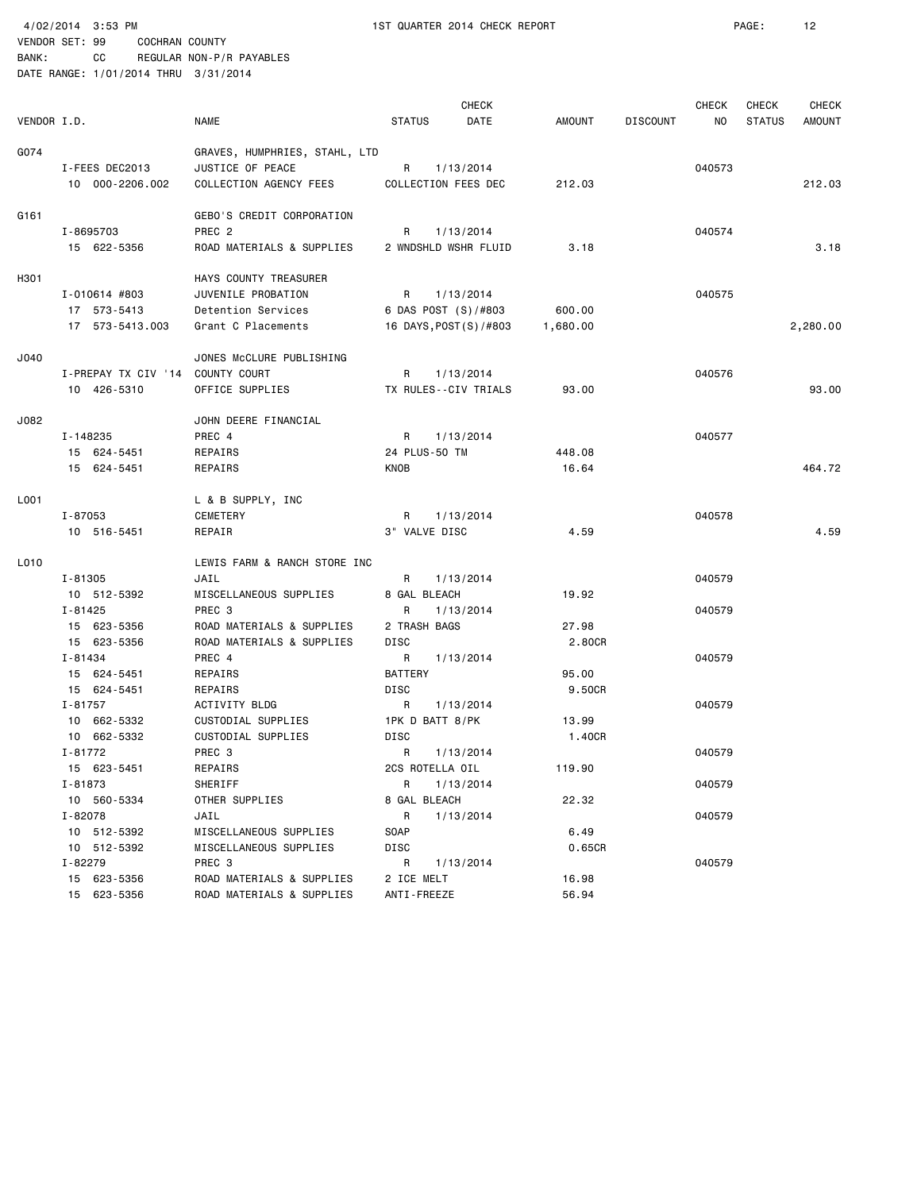4/02/2014 3:53 PM 1ST QUARTER 2014 CHECK REPORT

VENDOR SET: 99 COCHRAN COUNTY
BANK: CC REGULAR NON-P/R PAYABLES
DATE RANGE: 1/01/2014 THRU 3/31/2014

| VENDOR I.D. | NAME | STATUS | CHECK DATE | AMOUNT | DISCOUNT | CHECK NO | CHECK STATUS | CHECK AMOUNT |
|---|---|---|---|---|---|---|---|---|
| G074 | GRAVES, HUMPHRIES, STAHL, LTD | | | | | | | |
| I-FEES DEC2013 | JUSTICE OF PEACE | R | 1/13/2014 | | | 040573 | | |
| 10 000-2206.002 | COLLECTION AGENCY FEES | COLLECTION FEES DEC | | 212.03 | | | | 212.03 |
| G161 | GEBO'S CREDIT CORPORATION | | | | | | | |
| I-8695703 | PREC 2 | R | 1/13/2014 | | | 040574 | | |
| 15 622-5356 | ROAD MATERIALS & SUPPLIES | 2 WNDSHLD WSHR FLUID | | 3.18 | | | | 3.18 |
| H301 | HAYS COUNTY TREASURER | | | | | | | |
| I-010614 #803 | JUVENILE PROBATION | R | 1/13/2014 | | | 040575 | | |
| 17 573-5413 | Detention Services | 6 DAS POST (S)/#803 | | 600.00 | | | | |
| 17 573-5413.003 | Grant C Placements | 16 DAYS,POST(S)/#803 | | 1,680.00 | | | | 2,280.00 |
| J040 | JONES McCLURE PUBLISHING | | | | | | | |
| I-PREPAY TX CIV '14 | COUNTY COURT | R | 1/13/2014 | | | 040576 | | |
| 10 426-5310 | OFFICE SUPPLIES | TX RULES--CIV TRIALS | | 93.00 | | | | 93.00 |
| J082 | JOHN DEERE FINANCIAL | | | | | | | |
| I-148235 | PREC 4 | R | 1/13/2014 | | | 040577 | | |
| 15 624-5451 | REPAIRS | 24 PLUS-50 TM | | 448.08 | | | | |
| 15 624-5451 | REPAIRS | KNOB | | 16.64 | | | | 464.72 |
| L001 | L & B SUPPLY, INC | | | | | | | |
| I-87053 | CEMETERY | R | 1/13/2014 | | | 040578 | | |
| 10 516-5451 | REPAIR | 3" VALVE DISC | | 4.59 | | | | 4.59 |
| L010 | LEWIS FARM & RANCH STORE INC | | | | | | | |
| I-81305 | JAIL | R | 1/13/2014 | | | 040579 | | |
| 10 512-5392 | MISCELLANEOUS SUPPLIES | 8 GAL BLEACH | | 19.92 | | | | |
| I-81425 | PREC 3 | R | 1/13/2014 | | | 040579 | | |
| 15 623-5356 | ROAD MATERIALS & SUPPLIES | 2 TRASH BAGS | | 27.98 | | | | |
| 15 623-5356 | ROAD MATERIALS & SUPPLIES | DISC | | 2.80CR | | | | |
| I-81434 | PREC 4 | R | 1/13/2014 | | | 040579 | | |
| 15 624-5451 | REPAIRS | BATTERY | | 95.00 | | | | |
| 15 624-5451 | REPAIRS | DISC | | 9.50CR | | | | |
| I-81757 | ACTIVITY BLDG | R | 1/13/2014 | | | 040579 | | |
| 10 662-5332 | CUSTODIAL SUPPLIES | 1PK D BATT 8/PK | | 13.99 | | | | |
| 10 662-5332 | CUSTODIAL SUPPLIES | DISC | | 1.40CR | | | | |
| I-81772 | PREC 3 | R | 1/13/2014 | | | 040579 | | |
| 15 623-5451 | REPAIRS | 2CS ROTELLA OIL | | 119.90 | | | | |
| I-81873 | SHERIFF | R | 1/13/2014 | | | 040579 | | |
| 10 560-5334 | OTHER SUPPLIES | 8 GAL BLEACH | | 22.32 | | | | |
| I-82078 | JAIL | R | 1/13/2014 | | | 040579 | | |
| 10 512-5392 | MISCELLANEOUS SUPPLIES | SOAP | | 6.49 | | | | |
| 10 512-5392 | MISCELLANEOUS SUPPLIES | DISC | | 0.65CR | | | | |
| I-82279 | PREC 3 | R | 1/13/2014 | | | 040579 | | |
| 15 623-5356 | ROAD MATERIALS & SUPPLIES | 2 ICE MELT | | 16.98 | | | | |
| 15 623-5356 | ROAD MATERIALS & SUPPLIES | ANTI-FREEZE | | 56.94 | | | | |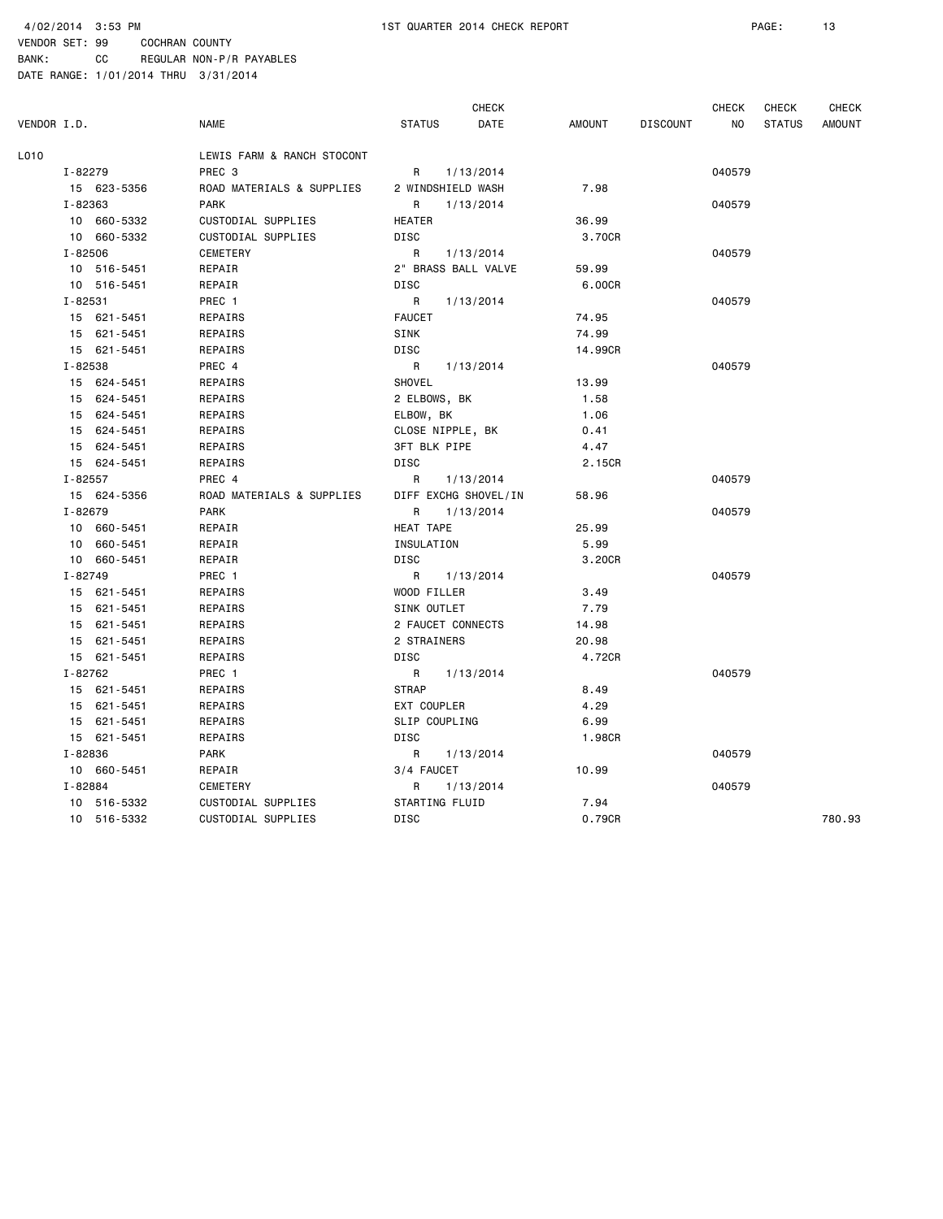4/02/2014 3:53 PM 1ST QUARTER 2014 CHECK REPORT

VENDOR SET: 99 COCHRAN COUNTY
BANK: CC REGULAR NON-P/R PAYABLES
DATE RANGE: 1/01/2014 THRU 3/31/2014

| VENDOR I.D. | NAME | STATUS | CHECK DATE | AMOUNT | DISCOUNT | CHECK NO | CHECK STATUS | CHECK AMOUNT |
|---|---|---|---|---|---|---|---|---|
| L010 | LEWIS FARM & RANCH STOCONT | | | | | | | |
| I-82279 | PREC 3 | R | 1/13/2014 | | | 040579 | | |
| 15 623-5356 | ROAD MATERIALS & SUPPLIES | 2 WINDSHIELD WASH | | 7.98 | | | | |
| I-82363 | PARK | R | 1/13/2014 | | | 040579 | | |
| 10 660-5332 | CUSTODIAL SUPPLIES | HEATER | | 36.99 | | | | |
| 10 660-5332 | CUSTODIAL SUPPLIES | DISC | | 3.70CR | | | | |
| I-82506 | CEMETERY | R | 1/13/2014 | | | 040579 | | |
| 10 516-5451 | REPAIR | 2" BRASS BALL VALVE | | 59.99 | | | | |
| 10 516-5451 | REPAIR | DISC | | 6.00CR | | | | |
| I-82531 | PREC 1 | R | 1/13/2014 | | | 040579 | | |
| 15 621-5451 | REPAIRS | FAUCET | | 74.95 | | | | |
| 15 621-5451 | REPAIRS | SINK | | 74.99 | | | | |
| 15 621-5451 | REPAIRS | DISC | | 14.99CR | | | | |
| I-82538 | PREC 4 | R | 1/13/2014 | | | 040579 | | |
| 15 624-5451 | REPAIRS | SHOVEL | | 13.99 | | | | |
| 15 624-5451 | REPAIRS | 2 ELBOWS, BK | | 1.58 | | | | |
| 15 624-5451 | REPAIRS | ELBOW, BK | | 1.06 | | | | |
| 15 624-5451 | REPAIRS | CLOSE NIPPLE, BK | | 0.41 | | | | |
| 15 624-5451 | REPAIRS | 3FT BLK PIPE | | 4.47 | | | | |
| 15 624-5451 | REPAIRS | DISC | | 2.15CR | | | | |
| I-82557 | PREC 4 | R | 1/13/2014 | | | 040579 | | |
| 15 624-5356 | ROAD MATERIALS & SUPPLIES | DIFF EXCHG SHOVEL/IN | | 58.96 | | | | |
| I-82679 | PARK | R | 1/13/2014 | | | 040579 | | |
| 10 660-5451 | REPAIR | HEAT TAPE | | 25.99 | | | | |
| 10 660-5451 | REPAIR | INSULATION | | 5.99 | | | | |
| 10 660-5451 | REPAIR | DISC | | 3.20CR | | | | |
| I-82749 | PREC 1 | R | 1/13/2014 | | | 040579 | | |
| 15 621-5451 | REPAIRS | WOOD FILLER | | 3.49 | | | | |
| 15 621-5451 | REPAIRS | SINK OUTLET | | 7.79 | | | | |
| 15 621-5451 | REPAIRS | 2 FAUCET CONNECTS | | 14.98 | | | | |
| 15 621-5451 | REPAIRS | 2 STRAINERS | | 20.98 | | | | |
| 15 621-5451 | REPAIRS | DISC | | 4.72CR | | | | |
| I-82762 | PREC 1 | R | 1/13/2014 | | | 040579 | | |
| 15 621-5451 | REPAIRS | STRAP | | 8.49 | | | | |
| 15 621-5451 | REPAIRS | EXT COUPLER | | 4.29 | | | | |
| 15 621-5451 | REPAIRS | SLIP COUPLING | | 6.99 | | | | |
| 15 621-5451 | REPAIRS | DISC | | 1.98CR | | | | |
| I-82836 | PARK | R | 1/13/2014 | | | 040579 | | |
| 10 660-5451 | REPAIR | 3/4 FAUCET | | 10.99 | | | | |
| I-82884 | CEMETERY | R | 1/13/2014 | | | 040579 | | |
| 10 516-5332 | CUSTODIAL SUPPLIES | STARTING FLUID | | 7.94 | | | | |
| 10 516-5332 | CUSTODIAL SUPPLIES | DISC | | 0.79CR | | | | 780.93 |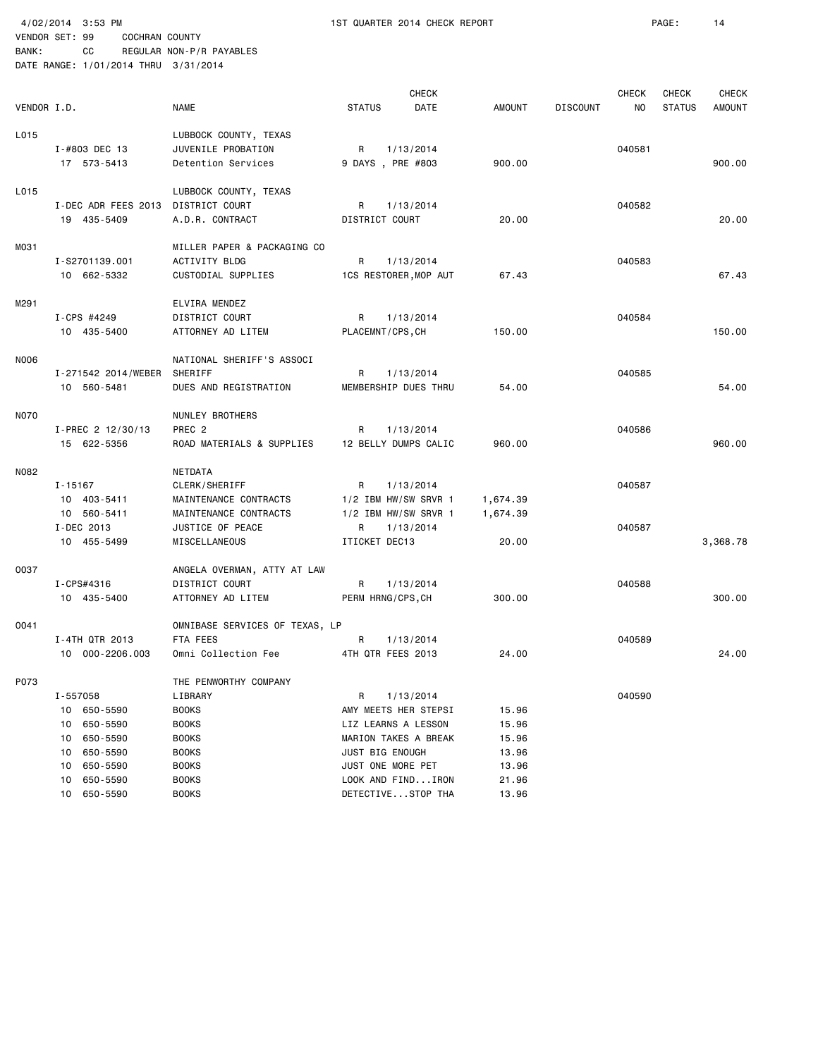4/02/2014 3:53 PM 1ST QUARTER 2014 CHECK REPORT

VENDOR SET: 99 COCHRAN COUNTY
BANK: CC REGULAR NON-P/R PAYABLES
DATE RANGE: 1/01/2014 THRU 3/31/2014

| VENDOR I.D. | | NAME | STATUS | CHECK DATE | AMOUNT | DISCOUNT | CHECK NO | CHECK STATUS | CHECK AMOUNT |
|---|---|---|---|---|---|---|---|---|---|
| L015 | | LUBBOCK COUNTY, TEXAS | | | | | | | |
| | I-#803 DEC 13 | JUVENILE PROBATION | R | 1/13/2014 | | | 040581 | | |
| | 17 573-5413 | Detention Services | 9 DAYS , PRE #803 | | 900.00 | | | | 900.00 |
| L015 | | LUBBOCK COUNTY, TEXAS | | | | | | | |
| | I-DEC ADR FEES 2013 | DISTRICT COURT | R | 1/13/2014 | | | 040582 | | |
| | 19 435-5409 | A.D.R. CONTRACT | DISTRICT COURT | | 20.00 | | | | 20.00 |
| M031 | | MILLER PAPER & PACKAGING CO | | | | | | | |
| | I-S2701139.001 | ACTIVITY BLDG | R | 1/13/2014 | | | 040583 | | |
| | 10 662-5332 | CUSTODIAL SUPPLIES | 1CS RESTORER,MOP AUT | | 67.43 | | | | 67.43 |
| M291 | | ELVIRA MENDEZ | | | | | | | |
| | I-CPS #4249 | DISTRICT COURT | R | 1/13/2014 | | | 040584 | | |
| | 10 435-5400 | ATTORNEY AD LITEM | PLACEMNT/CPS,CH | | 150.00 | | | | 150.00 |
| N006 | | NATIONAL SHERIFF'S ASSOCI | | | | | | | |
| | I-271542 2014/WEBER | SHERIFF | R | 1/13/2014 | | | 040585 | | |
| | 10 560-5481 | DUES AND REGISTRATION | MEMBERSHIP DUES THRU | | 54.00 | | | | 54.00 |
| N070 | | NUNLEY BROTHERS | | | | | | | |
| | I-PREC 2 12/30/13 | PREC 2 | R | 1/13/2014 | | | 040586 | | |
| | 15 622-5356 | ROAD MATERIALS & SUPPLIES | 12 BELLY DUMPS CALIC | | 960.00 | | | | 960.00 |
| N082 | | NETDATA | | | | | | | |
| | I-15167 | CLERK/SHERIFF | R | 1/13/2014 | | | 040587 | | |
| | 10 403-5411 | MAINTENANCE CONTRACTS | 1/2 IBM HW/SW SRVR 1 | | 1,674.39 | | | | |
| | 10 560-5411 | MAINTENANCE CONTRACTS | 1/2 IBM HW/SW SRVR 1 | | 1,674.39 | | | | |
| | I-DEC 2013 | JUSTICE OF PEACE | R | 1/13/2014 | | | 040587 | | |
| | 10 455-5499 | MISCELLANEOUS | ITICKET DEC13 | | 20.00 | | | | 3,368.78 |
| O037 | | ANGELA OVERMAN, ATTY AT LAW | | | | | | | |
| | I-CPS#4316 | DISTRICT COURT | R | 1/13/2014 | | | 040588 | | |
| | 10 435-5400 | ATTORNEY AD LITEM | PERM HRNG/CPS,CH | | 300.00 | | | | 300.00 |
| O041 | | OMNIBASE SERVICES OF TEXAS, LP | | | | | | | |
| | I-4TH QTR 2013 | FTA FEES | R | 1/13/2014 | | | 040589 | | |
| | 10 000-2206.003 | Omni Collection Fee | 4TH QTR FEES 2013 | | 24.00 | | | | 24.00 |
| P073 | | THE PENWORTHY COMPANY | | | | | | | |
| | I-557058 | LIBRARY | R | 1/13/2014 | | | 040590 | | |
| | 10 650-5590 | BOOKS | AMY MEETS HER STEPSI | | 15.96 | | | | |
| | 10 650-5590 | BOOKS | LIZ LEARNS A LESSON | | 15.96 | | | | |
| | 10 650-5590 | BOOKS | MARION TAKES A BREAK | | 15.96 | | | | |
| | 10 650-5590 | BOOKS | JUST BIG ENOUGH | | 13.96 | | | | |
| | 10 650-5590 | BOOKS | JUST ONE MORE PET | | 13.96 | | | | |
| | 10 650-5590 | BOOKS | LOOK AND FIND...IRON | | 21.96 | | | | |
| | 10 650-5590 | BOOKS | DETECTIVE...STOP THA | | 13.96 | | | | |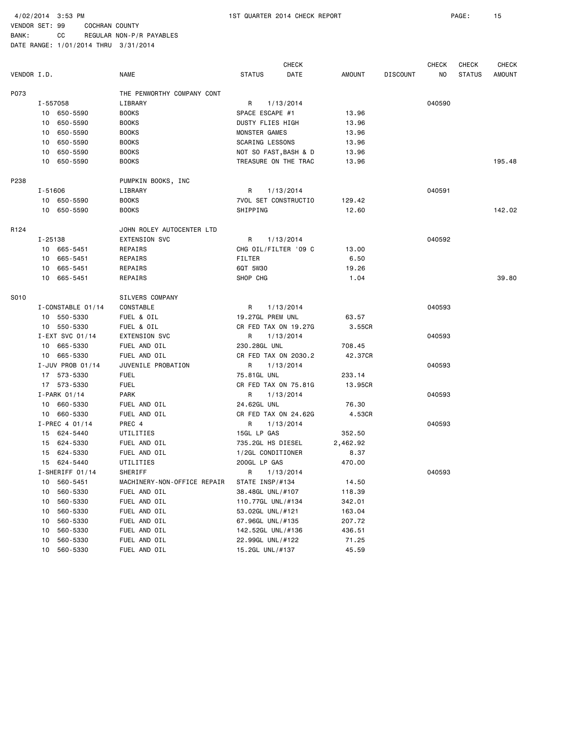4/02/2014 3:53 PM 1ST QUARTER 2014 CHECK REPORT

VENDOR SET: 99 COCHRAN COUNTY
BANK: CC REGULAR NON-P/R PAYABLES
DATE RANGE: 1/01/2014 THRU 3/31/2014

| VENDOR I.D. | NAME | STATUS | CHECK DATE | AMOUNT | DISCOUNT | CHECK NO | CHECK STATUS | CHECK AMOUNT |
|---|---|---|---|---|---|---|---|---|
| P073 | THE PENWORTHY COMPANY CONT | | | | | | | |
| I-557058 | LIBRARY | R | 1/13/2014 | | | 040590 | | |
| 10 650-5590 | BOOKS | SPACE ESCAPE #1 | | 13.96 | | | | |
| 10 650-5590 | BOOKS | DUSTY FLIES HIGH | | 13.96 | | | | |
| 10 650-5590 | BOOKS | MONSTER GAMES | | 13.96 | | | | |
| 10 650-5590 | BOOKS | SCARING LESSONS | | 13.96 | | | | |
| 10 650-5590 | BOOKS | NOT SO FAST,BASH & D | | 13.96 | | | | |
| 10 650-5590 | BOOKS | TREASURE ON THE TRAC | | 13.96 | | | | 195.48 |
| P238 | PUMPKIN BOOKS, INC | | | | | | | |
| I-51606 | LIBRARY | R | 1/13/2014 | | | 040591 | | |
| 10 650-5590 | BOOKS | 7VOL SET CONSTRUCTIO | | 129.42 | | | | |
| 10 650-5590 | BOOKS | SHIPPING | | 12.60 | | | | 142.02 |
| R124 | JOHN ROLEY AUTOCENTER LTD | | | | | | | |
| I-25138 | EXTENSION SVC | R | 1/13/2014 | | | 040592 | | |
| 10 665-5451 | REPAIRS | CHG OIL/FILTER '09 C | | 13.00 | | | | |
| 10 665-5451 | REPAIRS | FILTER | | 6.50 | | | | |
| 10 665-5451 | REPAIRS | 6QT 5W30 | | 19.26 | | | | |
| 10 665-5451 | REPAIRS | SHOP CHG | | 1.04 | | | | 39.80 |
| S010 | SILVERS COMPANY | | | | | | | |
| I-CONSTABLE 01/14 | CONSTABLE | R | 1/13/2014 | | | 040593 | | |
| 10 550-5330 | FUEL & OIL | 19.27GL PREM UNL | | 63.57 | | | | |
| 10 550-5330 | FUEL & OIL | CR FED TAX ON 19.27G | | 3.55CR | | | | |
| I-EXT SVC 01/14 | EXTENSION SVC | R | 1/13/2014 | | | 040593 | | |
| 10 665-5330 | FUEL AND OIL | 230.28GL UNL | | 708.45 | | | | |
| 10 665-5330 | FUEL AND OIL | CR FED TAX ON 2030.2 | | 42.37CR | | | | |
| I-JUV PROB 01/14 | JUVENILE PROBATION | R | 1/13/2014 | | | 040593 | | |
| 17 573-5330 | FUEL | 75.81GL UNL | | 233.14 | | | | |
| 17 573-5330 | FUEL | CR FED TAX ON 75.81G | | 13.95CR | | | | |
| I-PARK 01/14 | PARK | R | 1/13/2014 | | | 040593 | | |
| 10 660-5330 | FUEL AND OIL | 24.62GL UNL | | 76.30 | | | | |
| 10 660-5330 | FUEL AND OIL | CR FED TAX ON 24.62G | | 4.53CR | | | | |
| I-PREC 4 01/14 | PREC 4 | R | 1/13/2014 | | | 040593 | | |
| 15 624-5440 | UTILITIES | 15GL LP GAS | | 352.50 | | | | |
| 15 624-5330 | FUEL AND OIL | 735.2GL HS DIESEL | | 2,462.92 | | | | |
| 15 624-5330 | FUEL AND OIL | 1/2GL CONDITIONER | | 8.37 | | | | |
| 15 624-5440 | UTILITIES | 200GL LP GAS | | 470.00 | | | | |
| I-SHERIFF 01/14 | SHERIFF | R | 1/13/2014 | | | 040593 | | |
| 10 560-5451 | MACHINERY-NON-OFFICE REPAIR | STATE INSP/#134 | | 14.50 | | | | |
| 10 560-5330 | FUEL AND OIL | 38.48GL UNL/#107 | | 118.39 | | | | |
| 10 560-5330 | FUEL AND OIL | 110.77GL UNL/#134 | | 342.01 | | | | |
| 10 560-5330 | FUEL AND OIL | 53.02GL UNL/#121 | | 163.04 | | | | |
| 10 560-5330 | FUEL AND OIL | 67.96GL UNL/#135 | | 207.72 | | | | |
| 10 560-5330 | FUEL AND OIL | 142.52GL UNL/#136 | | 436.51 | | | | |
| 10 560-5330 | FUEL AND OIL | 22.99GL UNL/#122 | | 71.25 | | | | |
| 10 560-5330 | FUEL AND OIL | 15.2GL UNL/#137 | | 45.59 | | | | |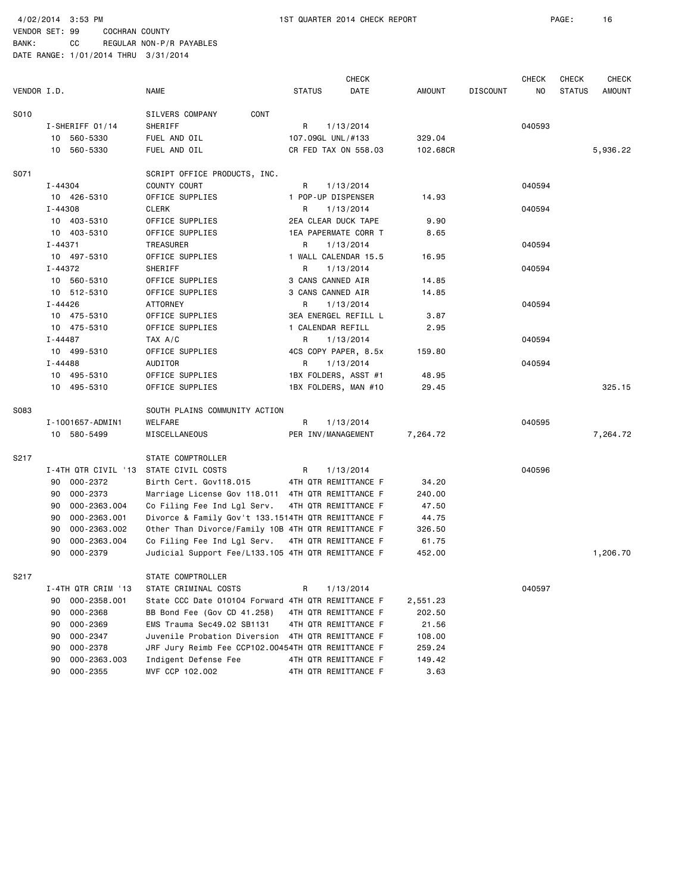4/02/2014 3:53 PM 1ST QUARTER 2014 CHECK REPORT

VENDOR SET: 99 COCHRAN COUNTY
BANK: CC REGULAR NON-P/R PAYABLES
DATE RANGE: 1/01/2014 THRU 3/31/2014

| VENDOR I.D. | NAME | STATUS | CHECK DATE | AMOUNT | DISCOUNT | CHECK NO | CHECK STATUS | CHECK AMOUNT |
|---|---|---|---|---|---|---|---|---|
| S010 | SILVERS COMPANY CONT | | | | | | | |
| I-SHERIFF 01/14 | SHERIFF | R | 1/13/2014 | | | 040593 | | |
| 10 560-5330 | FUEL AND OIL | 107.09GL UNL/#133 | | 329.04 | | | | |
| 10 560-5330 | FUEL AND OIL | CR FED TAX ON 558.03 | | 102.68CR | | | | 5,936.22 |
| S071 | SCRIPT OFFICE PRODUCTS, INC. | | | | | | | |
| I-44304 | COUNTY COURT | R | 1/13/2014 | | | 040594 | | |
| 10 426-5310 | OFFICE SUPPLIES | 1 POP-UP DISPENSER | | 14.93 | | | | |
| I-44308 | CLERK | R | 1/13/2014 | | | 040594 | | |
| 10 403-5310 | OFFICE SUPPLIES | 2EA CLEAR DUCK TAPE | | 9.90 | | | | |
| 10 403-5310 | OFFICE SUPPLIES | 1EA PAPERMATE CORR T | | 8.65 | | | | |
| I-44371 | TREASURER | R | 1/13/2014 | | | 040594 | | |
| 10 497-5310 | OFFICE SUPPLIES | 1 WALL CALENDAR 15.5 | | 16.95 | | | | |
| I-44372 | SHERIFF | R | 1/13/2014 | | | 040594 | | |
| 10 560-5310 | OFFICE SUPPLIES | 3 CANS CANNED AIR | | 14.85 | | | | |
| 10 512-5310 | OFFICE SUPPLIES | 3 CANS CANNED AIR | | 14.85 | | | | |
| I-44426 | ATTORNEY | R | 1/13/2014 | | | 040594 | | |
| 10 475-5310 | OFFICE SUPPLIES | 3EA ENERGEL REFILL L | | 3.87 | | | | |
| 10 475-5310 | OFFICE SUPPLIES | 1 CALENDAR REFILL | | 2.95 | | | | |
| I-44487 | TAX A/C | R | 1/13/2014 | | | 040594 | | |
| 10 499-5310 | OFFICE SUPPLIES | 4CS COPY PAPER, 8.5x | | 159.80 | | | | |
| I-44488 | AUDITOR | R | 1/13/2014 | | | 040594 | | |
| 10 495-5310 | OFFICE SUPPLIES | 1BX FOLDERS, ASST #1 | | 48.95 | | | | |
| 10 495-5310 | OFFICE SUPPLIES | 1BX FOLDERS, MAN #10 | | 29.45 | | | | 325.15 |
| S083 | SOUTH PLAINS COMMUNITY ACTION | | | | | | | |
| I-1001657-ADMIN1 | WELFARE | R | 1/13/2014 | | | 040595 | | |
| 10 580-5499 | MISCELLANEOUS | PER INV/MANAGEMENT | | 7,264.72 | | | | 7,264.72 |
| S217 | STATE COMPTROLLER | | | | | | | |
| I-4TH QTR CIVIL '13 | STATE CIVIL COSTS | R | 1/13/2014 | | | 040596 | | |
| 90 000-2372 | Birth Cert. Gov118.015 | 4TH QTR REMITTANCE F | | 34.20 | | | | |
| 90 000-2373 | Marriage License Gov 118.011 | 4TH QTR REMITTANCE F | | 240.00 | | | | |
| 90 000-2363.004 | Co Filing Fee Ind Lgl Serv. | 4TH QTR REMITTANCE F | | 47.50 | | | | |
| 90 000-2363.001 | Divorce & Family Gov't 133.151 | 4TH QTR REMITTANCE F | | 44.75 | | | | |
| 90 000-2363.002 | Other Than Divorce/Family 10B | 4TH QTR REMITTANCE F | | 326.50 | | | | |
| 90 000-2363.004 | Co Filing Fee Ind Lgl Serv. | 4TH QTR REMITTANCE F | | 61.75 | | | | |
| 90 000-2379 | Judicial Support Fee/L133.105 | 4TH QTR REMITTANCE F | | 452.00 | | | | 1,206.70 |
| S217 | STATE COMPTROLLER | | | | | | | |
| I-4TH QTR CRIM '13 | STATE CRIMINAL COSTS | R | 1/13/2014 | | | 040597 | | |
| 90 000-2358.001 | State CCC Date 010104 Forward | 4TH QTR REMITTANCE F | | 2,551.23 | | | | |
| 90 000-2368 | BB Bond Fee (Gov CD 41.258) | 4TH QTR REMITTANCE F | | 202.50 | | | | |
| 90 000-2369 | EMS Trauma Sec49.02 SB1131 | 4TH QTR REMITTANCE F | | 21.56 | | | | |
| 90 000-2347 | Juvenile Probation Diversion | 4TH QTR REMITTANCE F | | 108.00 | | | | |
| 90 000-2378 | JRF Jury Reimb Fee CCP102.0045 | 4TH QTR REMITTANCE F | | 259.24 | | | | |
| 90 000-2363.003 | Indigent Defense Fee | 4TH QTR REMITTANCE F | | 149.42 | | | | |
| 90 000-2355 | MVF CCP 102.002 | 4TH QTR REMITTANCE F | | 3.63 | | | | |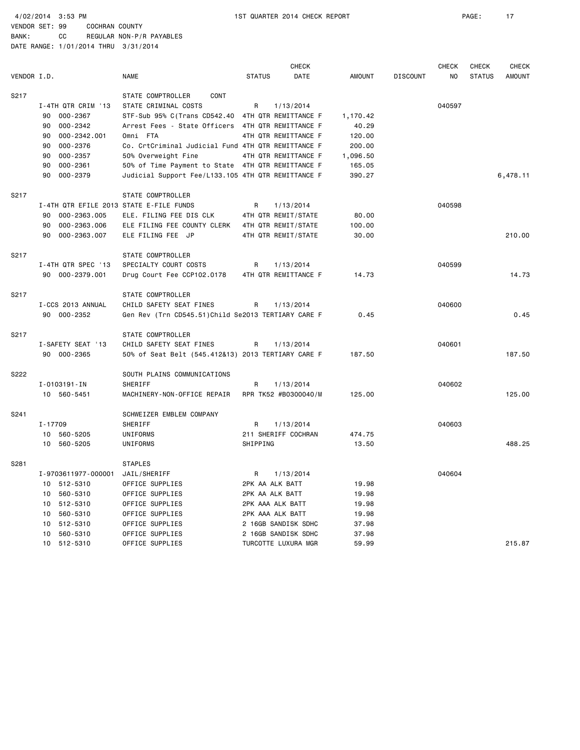4/02/2014 3:53 PM 1ST QUARTER 2014 CHECK REPORT

VENDOR SET: 99 COCHRAN COUNTY
BANK: CC REGULAR NON-P/R PAYABLES
DATE RANGE: 1/01/2014 THRU 3/31/2014

| VENDOR I.D. | | NAME | STATUS | CHECK DATE | AMOUNT | DISCOUNT | CHECK NO | CHECK STATUS | CHECK AMOUNT |
|---|---|---|---|---|---|---|---|---|---|
| S217 | | STATE COMPTROLLER CONT | | | | | | | |
| | I-4TH QTR CRIM '13 | STATE CRIMINAL COSTS | R | 1/13/2014 | | | 040597 | | |
| | 90 000-2367 | STF-Sub 95% C(Trans CD542.40 | 4TH QTR REMITTANCE F | | 1,170.42 | | | | |
| | 90 000-2342 | Arrest Fees - State Officers | 4TH QTR REMITTANCE F | | 40.29 | | | | |
| | 90 000-2342.001 | Omni FTA | 4TH QTR REMITTANCE F | | 120.00 | | | | |
| | 90 000-2376 | Co. CrtCriminal Judicial Fund | 4TH QTR REMITTANCE F | | 200.00 | | | | |
| | 90 000-2357 | 50% Overweight Fine | 4TH QTR REMITTANCE F | | 1,096.50 | | | | |
| | 90 000-2361 | 50% of Time Payment to State | 4TH QTR REMITTANCE F | | 165.05 | | | | |
| | 90 000-2379 | Judicial Support Fee/L133.105 | 4TH QTR REMITTANCE F | | 390.27 | | | | 6,478.11 |
| S217 | | STATE COMPTROLLER | | | | | | | |
| | I-4TH QTR EFILE 2013 | STATE E-FILE FUNDS | R | 1/13/2014 | | | 040598 | | |
| | 90 000-2363.005 | ELE. FILING FEE DIS CLK | 4TH QTR REMIT/STATE | | 80.00 | | | | |
| | 90 000-2363.006 | ELE FILING FEE COUNTY CLERK | 4TH QTR REMIT/STATE | | 100.00 | | | | |
| | 90 000-2363.007 | ELE FILING FEE JP | 4TH QTR REMIT/STATE | | 30.00 | | | | 210.00 |
| S217 | | STATE COMPTROLLER | | | | | | | |
| | I-4TH QTR SPEC '13 | SPECIALTY COURT COSTS | R | 1/13/2014 | | | 040599 | | |
| | 90 000-2379.001 | Drug Court Fee CCP102.0178 | 4TH QTR REMITTANCE F | | 14.73 | | | | 14.73 |
| S217 | | STATE COMPTROLLER | | | | | | | |
| | I-CCS 2013 ANNUAL | CHILD SAFETY SEAT FINES | R | 1/13/2014 | | | 040600 | | |
| | 90 000-2352 | Gen Rev (Trn CD545.51)Child Se | 2013 TERTIARY CARE F | | 0.45 | | | | 0.45 |
| S217 | | STATE COMPTROLLER | | | | | | | |
| | I-SAFETY SEAT '13 | CHILD SAFETY SEAT FINES | R | 1/13/2014 | | | 040601 | | |
| | 90 000-2365 | 50% of Seat Belt (545.412&13) | 2013 TERTIARY CARE F | | 187.50 | | | | 187.50 |
| S222 | | SOUTH PLAINS COMMUNICATIONS | | | | | | | |
| | I-0103191-IN | SHERIFF | R | 1/13/2014 | | | 040602 | | |
| | 10 560-5451 | MACHINERY-NON-OFFICE REPAIR | RPR TK52 #B0300040/M | | 125.00 | | | | 125.00 |
| S241 | | SCHWEIZER EMBLEM COMPANY | | | | | | | |
| | I-17709 | SHERIFF | R | 1/13/2014 | | | 040603 | | |
| | 10 560-5205 | UNIFORMS | 211 SHERIFF COCHRAN | | 474.75 | | | | |
| | 10 560-5205 | UNIFORMS | SHIPPING | | 13.50 | | | | 488.25 |
| S281 | | STAPLES | | | | | | | |
| | I-9703611977-000001 | JAIL/SHERIFF | R | 1/13/2014 | | | 040604 | | |
| | 10 512-5310 | OFFICE SUPPLIES | 2PK AA ALK BATT | | 19.98 | | | | |
| | 10 560-5310 | OFFICE SUPPLIES | 2PK AA ALK BATT | | 19.98 | | | | |
| | 10 512-5310 | OFFICE SUPPLIES | 2PK AAA ALK BATT | | 19.98 | | | | |
| | 10 560-5310 | OFFICE SUPPLIES | 2PK AAA ALK BATT | | 19.98 | | | | |
| | 10 512-5310 | OFFICE SUPPLIES | 2 16GB SANDISK SDHC | | 37.98 | | | | |
| | 10 560-5310 | OFFICE SUPPLIES | 2 16GB SANDISK SDHC | | 37.98 | | | | |
| | 10 512-5310 | OFFICE SUPPLIES | TURCOTTE LUXURA MGR | | 59.99 | | | | 215.87 |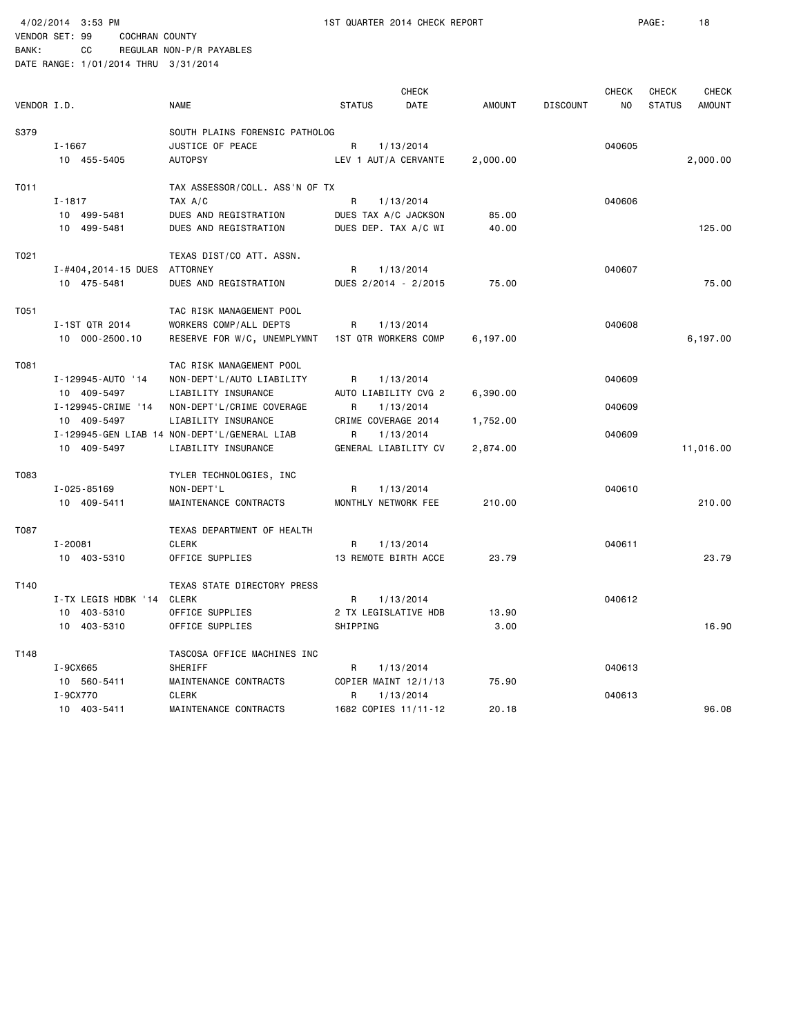4/02/2014 3:53 PM 1ST QUARTER 2014 CHECK REPORT

VENDOR SET: 99 COCHRAN COUNTY
BANK: CC REGULAR NON-P/R PAYABLES
DATE RANGE: 1/01/2014 THRU 3/31/2014

| VENDOR I.D. | NAME | STATUS | CHECK DATE | AMOUNT | DISCOUNT | CHECK NO | CHECK STATUS | CHECK AMOUNT |
|---|---|---|---|---|---|---|---|---|
| S379 | SOUTH PLAINS FORENSIC PATHOLOG | | | | | | | |
| I-1667 | JUSTICE OF PEACE | R | 1/13/2014 | | | 040605 | | |
| 10 455-5405 | AUTOPSY | LEV 1 AUT/A CERVANTE | | 2,000.00 | | | | 2,000.00 |
| T011 | TAX ASSESSOR/COLL. ASS'N OF TX | | | | | | | |
| I-1817 | TAX A/C | R | 1/13/2014 | | | 040606 | | |
| 10 499-5481 | DUES AND REGISTRATION | DUES TAX A/C JACKSON | | 85.00 | | | | |
| 10 499-5481 | DUES AND REGISTRATION | DUES DEP. TAX A/C WI | | 40.00 | | | | 125.00 |
| T021 | TEXAS DIST/CO ATT. ASSN. | | | | | | | |
| I-#404,2014-15 DUES | ATTORNEY | R | 1/13/2014 | | | 040607 | | |
| 10 475-5481 | DUES AND REGISTRATION | DUES 2/2014 - 2/2015 | | 75.00 | | | | 75.00 |
| T051 | TAC RISK MANAGEMENT POOL | | | | | | | |
| I-1ST QTR 2014 | WORKERS COMP/ALL DEPTS | R | 1/13/2014 | | | 040608 | | |
| 10 000-2500.10 | RESERVE FOR W/C, UNEMPLYMNT | 1ST QTR WORKERS COMP | | 6,197.00 | | | | 6,197.00 |
| T081 | TAC RISK MANAGEMENT POOL | | | | | | | |
| I-129945-AUTO '14 | NON-DEPT'L/AUTO LIABILITY | R | 1/13/2014 | | | 040609 | | |
| 10 409-5497 | LIABILITY INSURANCE | AUTO LIABILITY CVG 2 | | 6,390.00 | | | | |
| I-129945-CRIME '14 | NON-DEPT'L/CRIME COVERAGE | R | 1/13/2014 | | | 040609 | | |
| 10 409-5497 | LIABILITY INSURANCE | CRIME COVERAGE 2014 | | 1,752.00 | | | | |
| I-129945-GEN LIAB 14 | NON-DEPT'L/GENERAL LIAB | R | 1/13/2014 | | | 040609 | | |
| 10 409-5497 | LIABILITY INSURANCE | GENERAL LIABILITY CV | | 2,874.00 | | | | 11,016.00 |
| T083 | TYLER TECHNOLOGIES, INC | | | | | | | |
| I-025-85169 | NON-DEPT'L | R | 1/13/2014 | | | 040610 | | |
| 10 409-5411 | MAINTENANCE CONTRACTS | MONTHLY NETWORK FEE | | 210.00 | | | | 210.00 |
| T087 | TEXAS DEPARTMENT OF HEALTH | | | | | | | |
| I-20081 | CLERK | R | 1/13/2014 | | | 040611 | | |
| 10 403-5310 | OFFICE SUPPLIES | 13 REMOTE BIRTH ACCE | | 23.79 | | | | 23.79 |
| T140 | TEXAS STATE DIRECTORY PRESS | | | | | | | |
| I-TX LEGIS HDBK '14 | CLERK | R | 1/13/2014 | | | 040612 | | |
| 10 403-5310 | OFFICE SUPPLIES | 2 TX LEGISLATIVE HDB | | 13.90 | | | | |
| 10 403-5310 | OFFICE SUPPLIES | SHIPPING | | 3.00 | | | | 16.90 |
| T148 | TASCOSA OFFICE MACHINES INC | | | | | | | |
| I-9CX665 | SHERIFF | R | 1/13/2014 | | | 040613 | | |
| 10 560-5411 | MAINTENANCE CONTRACTS | COPIER MAINT 12/1/13 | | 75.90 | | | | |
| I-9CX770 | CLERK | R | 1/13/2014 | | | 040613 | | |
| 10 403-5411 | MAINTENANCE CONTRACTS | 1682 COPIES 11/11-12 | | 20.18 | | | | 96.08 |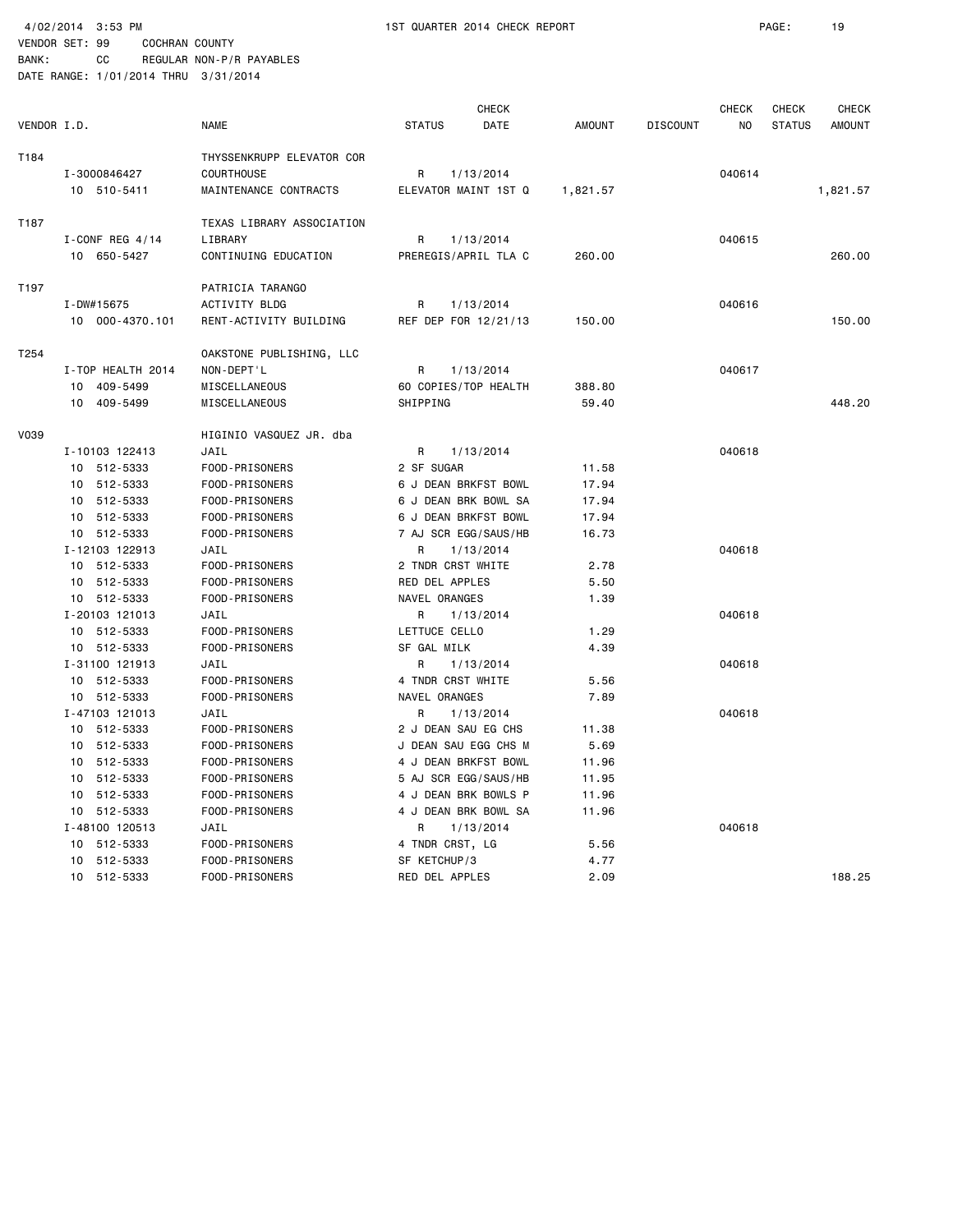4/02/2014 3:53 PM — 1ST QUARTER 2014 CHECK REPORT

VENDOR SET: 99 COCHRAN COUNTY
BANK: CC REGULAR NON-P/R PAYABLES
DATE RANGE: 1/01/2014 THRU 3/31/2014

| VENDOR I.D. | NAME | STATUS | CHECK DATE | AMOUNT | DISCOUNT | CHECK NO | CHECK STATUS | CHECK AMOUNT |
|---|---|---|---|---|---|---|---|---|
| T184 | THYSSENKRUPP ELEVATOR COR | | | | | | | |
| I-3000846427 | COURTHOUSE | R | 1/13/2014 | | | 040614 | | |
| 10 510-5411 | MAINTENANCE CONTRACTS | ELEVATOR MAINT 1ST Q | | 1,821.57 | | | | 1,821.57 |
| T187 | TEXAS LIBRARY ASSOCIATION | | | | | | | |
| I-CONF REG 4/14 | LIBRARY | R | 1/13/2014 | | | 040615 | | |
| 10 650-5427 | CONTINUING EDUCATION | PREREGIS/APRIL TLA C | | 260.00 | | | | 260.00 |
| T197 | PATRICIA TARANGO | | | | | | | |
| I-DW#15675 | ACTIVITY BLDG | R | 1/13/2014 | | | 040616 | | |
| 10 000-4370.101 | RENT-ACTIVITY BUILDING | REF DEP FOR 12/21/13 | | 150.00 | | | | 150.00 |
| T254 | OAKSTONE PUBLISHING, LLC | | | | | | | |
| I-TOP HEALTH 2014 | NON-DEPT'L | R | 1/13/2014 | | | 040617 | | |
| 10 409-5499 | MISCELLANEOUS | 60 COPIES/TOP HEALTH | | 388.80 | | | | |
| 10 409-5499 | MISCELLANEOUS | SHIPPING | | 59.40 | | | | 448.20 |
| V039 | HIGINIO VASQUEZ JR. dba | | | | | | | |
| I-10103 122413 | JAIL | R | 1/13/2014 | | | 040618 | | |
| 10 512-5333 | FOOD-PRISONERS | 2 SF SUGAR | | 11.58 | | | | |
| 10 512-5333 | FOOD-PRISONERS | 6 J DEAN BRKFST BOWL | | 17.94 | | | | |
| 10 512-5333 | FOOD-PRISONERS | 6 J DEAN BRK BOWL SA | | 17.94 | | | | |
| 10 512-5333 | FOOD-PRISONERS | 6 J DEAN BRKFST BOWL | | 17.94 | | | | |
| 10 512-5333 | FOOD-PRISONERS | 7 AJ SCR EGG/SAUS/HB | | 16.73 | | | | |
| I-12103 122913 | JAIL | R | 1/13/2014 | | | 040618 | | |
| 10 512-5333 | FOOD-PRISONERS | 2 TNDR CRST WHITE | | 2.78 | | | | |
| 10 512-5333 | FOOD-PRISONERS | RED DEL APPLES | | 5.50 | | | | |
| 10 512-5333 | FOOD-PRISONERS | NAVEL ORANGES | | 1.39 | | | | |
| I-20103 121013 | JAIL | R | 1/13/2014 | | | 040618 | | |
| 10 512-5333 | FOOD-PRISONERS | LETTUCE CELLO | | 1.29 | | | | |
| 10 512-5333 | FOOD-PRISONERS | SF GAL MILK | | 4.39 | | | | |
| I-31100 121913 | JAIL | R | 1/13/2014 | | | 040618 | | |
| 10 512-5333 | FOOD-PRISONERS | 4 TNDR CRST WHITE | | 5.56 | | | | |
| 10 512-5333 | FOOD-PRISONERS | NAVEL ORANGES | | 7.89 | | | | |
| I-47103 121013 | JAIL | R | 1/13/2014 | | | 040618 | | |
| 10 512-5333 | FOOD-PRISONERS | 2 J DEAN SAU EG CHS | | 11.38 | | | | |
| 10 512-5333 | FOOD-PRISONERS | J DEAN SAU EGG CHS M | | 5.69 | | | | |
| 10 512-5333 | FOOD-PRISONERS | 4 J DEAN BRKFST BOWL | | 11.96 | | | | |
| 10 512-5333 | FOOD-PRISONERS | 5 AJ SCR EGG/SAUS/HB | | 11.95 | | | | |
| 10 512-5333 | FOOD-PRISONERS | 4 J DEAN BRK BOWLS P | | 11.96 | | | | |
| 10 512-5333 | FOOD-PRISONERS | 4 J DEAN BRK BOWL SA | | 11.96 | | | | |
| I-48100 120513 | JAIL | R | 1/13/2014 | | | 040618 | | |
| 10 512-5333 | FOOD-PRISONERS | 4 TNDR CRST, LG | | 5.56 | | | | |
| 10 512-5333 | FOOD-PRISONERS | SF KETCHUP/3 | | 4.77 | | | | |
| 10 512-5333 | FOOD-PRISONERS | RED DEL APPLES | | 2.09 | | | | 188.25 |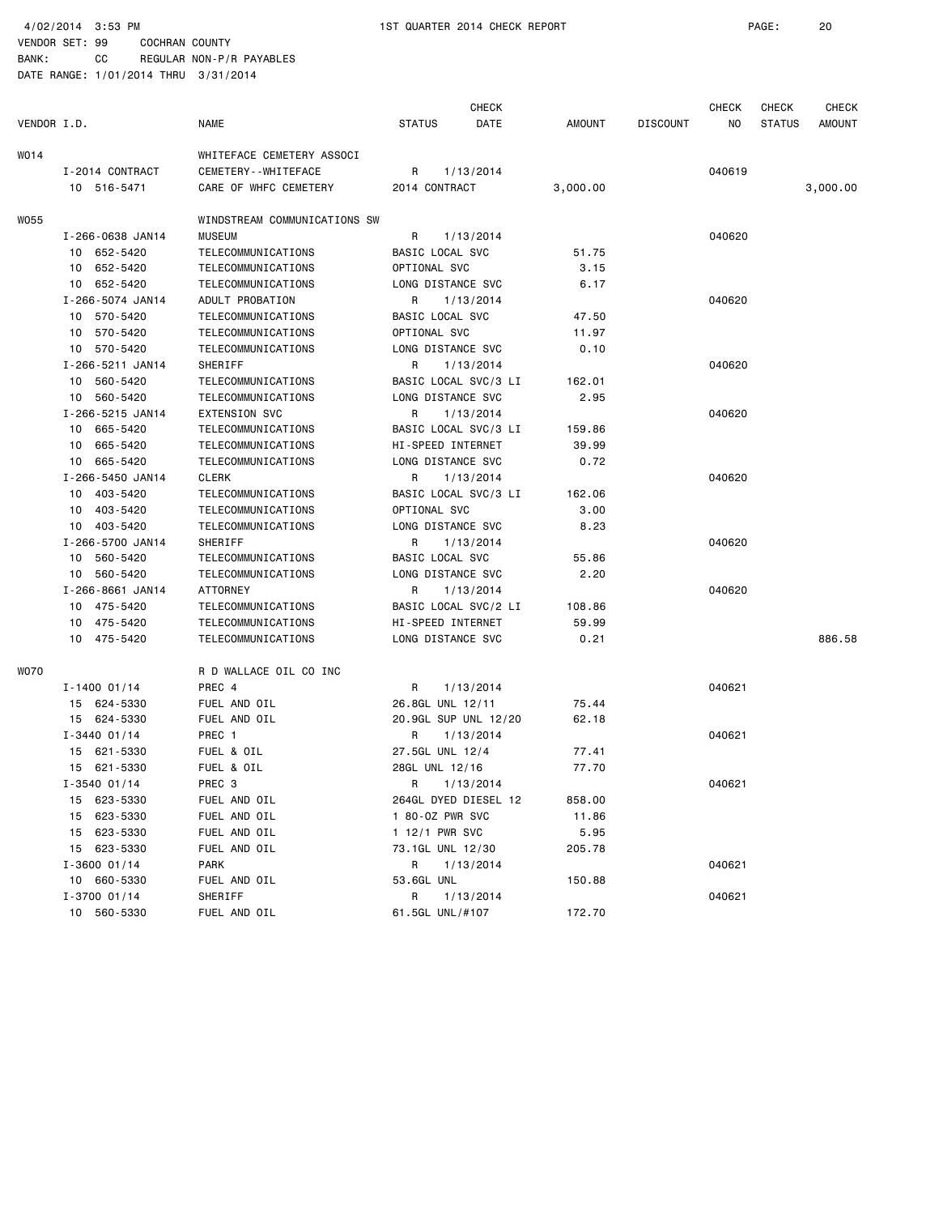4/02/2014 3:53 PM 1ST QUARTER 2014 CHECK REPORT

VENDOR SET: 99 COCHRAN COUNTY
BANK: CC REGULAR NON-P/R PAYABLES
DATE RANGE: 1/01/2014 THRU 3/31/2014

| VENDOR I.D. | NAME | STATUS | CHECK DATE | AMOUNT | DISCOUNT | CHECK NO | CHECK STATUS | CHECK AMOUNT |
|---|---|---|---|---|---|---|---|---|
| W014 | WHITEFACE CEMETERY ASSOCI | | | | | | | |
| I-2014 CONTRACT | CEMETERY--WHITEFACE | R | 1/13/2014 | | | 040619 | | |
| 10 516-5471 | CARE OF WHFC CEMETERY | 2014 CONTRACT | | 3,000.00 | | | | 3,000.00 |
| W055 | WINDSTREAM COMMUNICATIONS SW | | | | | | | |
| I-266-0638 JAN14 | MUSEUM | R | 1/13/2014 | | | 040620 | | |
| 10 652-5420 | TELECOMMUNICATIONS | BASIC LOCAL SVC | | 51.75 | | | | |
| 10 652-5420 | TELECOMMUNICATIONS | OPTIONAL SVC | | 3.15 | | | | |
| 10 652-5420 | TELECOMMUNICATIONS | LONG DISTANCE SVC | | 6.17 | | | | |
| I-266-5074 JAN14 | ADULT PROBATION | R | 1/13/2014 | | | 040620 | | |
| 10 570-5420 | TELECOMMUNICATIONS | BASIC LOCAL SVC | | 47.50 | | | | |
| 10 570-5420 | TELECOMMUNICATIONS | OPTIONAL SVC | | 11.97 | | | | |
| 10 570-5420 | TELECOMMUNICATIONS | LONG DISTANCE SVC | | 0.10 | | | | |
| I-266-5211 JAN14 | SHERIFF | R | 1/13/2014 | | | 040620 | | |
| 10 560-5420 | TELECOMMUNICATIONS | BASIC LOCAL SVC/3 LI | | 162.01 | | | | |
| 10 560-5420 | TELECOMMUNICATIONS | LONG DISTANCE SVC | | 2.95 | | | | |
| I-266-5215 JAN14 | EXTENSION SVC | R | 1/13/2014 | | | 040620 | | |
| 10 665-5420 | TELECOMMUNICATIONS | BASIC LOCAL SVC/3 LI | | 159.86 | | | | |
| 10 665-5420 | TELECOMMUNICATIONS | HI-SPEED INTERNET | | 39.99 | | | | |
| 10 665-5420 | TELECOMMUNICATIONS | LONG DISTANCE SVC | | 0.72 | | | | |
| I-266-5450 JAN14 | CLERK | R | 1/13/2014 | | | 040620 | | |
| 10 403-5420 | TELECOMMUNICATIONS | BASIC LOCAL SVC/3 LI | | 162.06 | | | | |
| 10 403-5420 | TELECOMMUNICATIONS | OPTIONAL SVC | | 3.00 | | | | |
| 10 403-5420 | TELECOMMUNICATIONS | LONG DISTANCE SVC | | 8.23 | | | | |
| I-266-5700 JAN14 | SHERIFF | R | 1/13/2014 | | | 040620 | | |
| 10 560-5420 | TELECOMMUNICATIONS | BASIC LOCAL SVC | | 55.86 | | | | |
| 10 560-5420 | TELECOMMUNICATIONS | LONG DISTANCE SVC | | 2.20 | | | | |
| I-266-8661 JAN14 | ATTORNEY | R | 1/13/2014 | | | 040620 | | |
| 10 475-5420 | TELECOMMUNICATIONS | BASIC LOCAL SVC/2 LI | | 108.86 | | | | |
| 10 475-5420 | TELECOMMUNICATIONS | HI-SPEED INTERNET | | 59.99 | | | | |
| 10 475-5420 | TELECOMMUNICATIONS | LONG DISTANCE SVC | | 0.21 | | | | 886.58 |
| W070 | R D WALLACE OIL CO INC | | | | | | | |
| I-1400 01/14 | PREC 4 | R | 1/13/2014 | | | 040621 | | |
| 15 624-5330 | FUEL AND OIL | 26.8GL UNL 12/11 | | 75.44 | | | | |
| 15 624-5330 | FUEL AND OIL | 20.9GL SUP UNL 12/20 | | 62.18 | | | | |
| I-3440 01/14 | PREC 1 | R | 1/13/2014 | | | 040621 | | |
| 15 621-5330 | FUEL & OIL | 27.5GL UNL 12/4 | | 77.41 | | | | |
| 15 621-5330 | FUEL & OIL | 28GL UNL 12/16 | | 77.70 | | | | |
| I-3540 01/14 | PREC 3 | R | 1/13/2014 | | | 040621 | | |
| 15 623-5330 | FUEL AND OIL | 264GL DYED DIESEL 12 | | 858.00 | | | | |
| 15 623-5330 | FUEL AND OIL | 1 80-OZ PWR SVC | | 11.86 | | | | |
| 15 623-5330 | FUEL AND OIL | 1 12/1 PWR SVC | | 5.95 | | | | |
| 15 623-5330 | FUEL AND OIL | 73.1GL UNL 12/30 | | 205.78 | | | | |
| I-3600 01/14 | PARK | R | 1/13/2014 | | | 040621 | | |
| 10 660-5330 | FUEL AND OIL | 53.6GL UNL | | 150.88 | | | | |
| I-3700 01/14 | SHERIFF | R | 1/13/2014 | | | 040621 | | |
| 10 560-5330 | FUEL AND OIL | 61.5GL UNL/#107 | | 172.70 | | | | |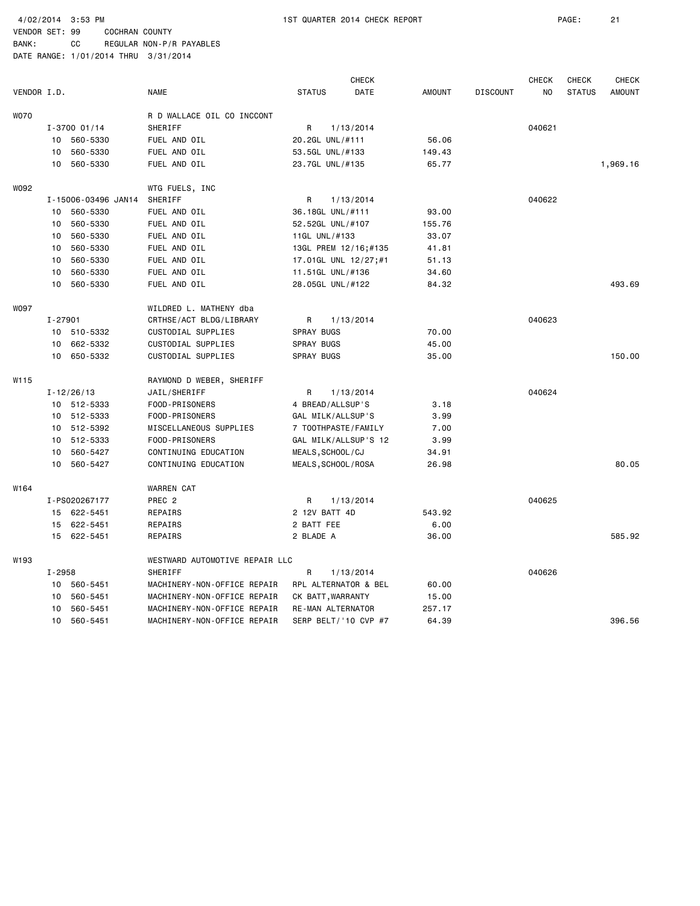4/02/2014 3:53 PM 1ST QUARTER 2014 CHECK REPORT

VENDOR SET: 99 COCHRAN COUNTY
BANK: CC REGULAR NON-P/R PAYABLES
DATE RANGE: 1/01/2014 THRU 3/31/2014

| VENDOR I.D. | | NAME | STATUS | CHECK DATE | AMOUNT | DISCOUNT | CHECK NO | CHECK STATUS | CHECK AMOUNT |
|---|---|---|---|---|---|---|---|---|---|
| W070 | | R D WALLACE OIL CO INCCONT | | | | | | | |
| | I-3700 01/14 | SHERIFF | R | 1/13/2014 | | | 040621 | | |
| | 10 560-5330 | FUEL AND OIL | 20.2GL UNL/#111 | | 56.06 | | | | |
| | 10 560-5330 | FUEL AND OIL | 53.5GL UNL/#133 | | 149.43 | | | | |
| | 10 560-5330 | FUEL AND OIL | 23.7GL UNL/#135 | | 65.77 | | | | 1,969.16 |
| W092 | | WTG FUELS, INC | | | | | | | |
| | I-15006-03496 JAN14 | SHERIFF | R | 1/13/2014 | | | 040622 | | |
| | 10 560-5330 | FUEL AND OIL | 36.18GL UNL/#111 | | 93.00 | | | | |
| | 10 560-5330 | FUEL AND OIL | 52.52GL UNL/#107 | | 155.76 | | | | |
| | 10 560-5330 | FUEL AND OIL | 11GL UNL/#133 | | 33.07 | | | | |
| | 10 560-5330 | FUEL AND OIL | 13GL PREM 12/16;#135 | | 41.81 | | | | |
| | 10 560-5330 | FUEL AND OIL | 17.01GL UNL 12/27;#1 | | 51.13 | | | | |
| | 10 560-5330 | FUEL AND OIL | 11.51GL UNL/#136 | | 34.60 | | | | |
| | 10 560-5330 | FUEL AND OIL | 28.05GL UNL/#122 | | 84.32 | | | | 493.69 |
| W097 | | WILDRED L. MATHENY dba | | | | | | | |
| | I-27901 | CRTHSE/ACT BLDG/LIBRARY | R | 1/13/2014 | | | 040623 | | |
| | 10 510-5332 | CUSTODIAL SUPPLIES | SPRAY BUGS | | 70.00 | | | | |
| | 10 662-5332 | CUSTODIAL SUPPLIES | SPRAY BUGS | | 45.00 | | | | |
| | 10 650-5332 | CUSTODIAL SUPPLIES | SPRAY BUGS | | 35.00 | | | | 150.00 |
| W115 | | RAYMOND D WEBER, SHERIFF | | | | | | | |
| | I-12/26/13 | JAIL/SHERIFF | R | 1/13/2014 | | | 040624 | | |
| | 10 512-5333 | FOOD-PRISONERS | 4 BREAD/ALLSUP'S | | 3.18 | | | | |
| | 10 512-5333 | FOOD-PRISONERS | GAL MILK/ALLSUP'S | | 3.99 | | | | |
| | 10 512-5392 | MISCELLANEOUS SUPPLIES | 7 TOOTHPASTE/FAMILY | | 7.00 | | | | |
| | 10 512-5333 | FOOD-PRISONERS | GAL MILK/ALLSUP'S 12 | | 3.99 | | | | |
| | 10 560-5427 | CONTINUING EDUCATION | MEALS,SCHOOL/CJ | | 34.91 | | | | |
| | 10 560-5427 | CONTINUING EDUCATION | MEALS,SCHOOL/ROSA | | 26.98 | | | | 80.05 |
| W164 | | WARREN CAT | | | | | | | |
| | I-PS020267177 | PREC 2 | R | 1/13/2014 | | | 040625 | | |
| | 15 622-5451 | REPAIRS | 2 12V BATT 4D | | 543.92 | | | | |
| | 15 622-5451 | REPAIRS | 2 BATT FEE | | 6.00 | | | | |
| | 15 622-5451 | REPAIRS | 2 BLADE A | | 36.00 | | | | 585.92 |
| W193 | | WESTWARD AUTOMOTIVE REPAIR LLC | | | | | | | |
| | I-2958 | SHERIFF | R | 1/13/2014 | | | 040626 | | |
| | 10 560-5451 | MACHINERY-NON-OFFICE REPAIR | RPL ALTERNATOR & BEL | | 60.00 | | | | |
| | 10 560-5451 | MACHINERY-NON-OFFICE REPAIR | CK BATT,WARRANTY | | 15.00 | | | | |
| | 10 560-5451 | MACHINERY-NON-OFFICE REPAIR | RE-MAN ALTERNATOR | | 257.17 | | | | |
| | 10 560-5451 | MACHINERY-NON-OFFICE REPAIR | SERP BELT/'10 CVP #7 | | 64.39 | | | | 396.56 |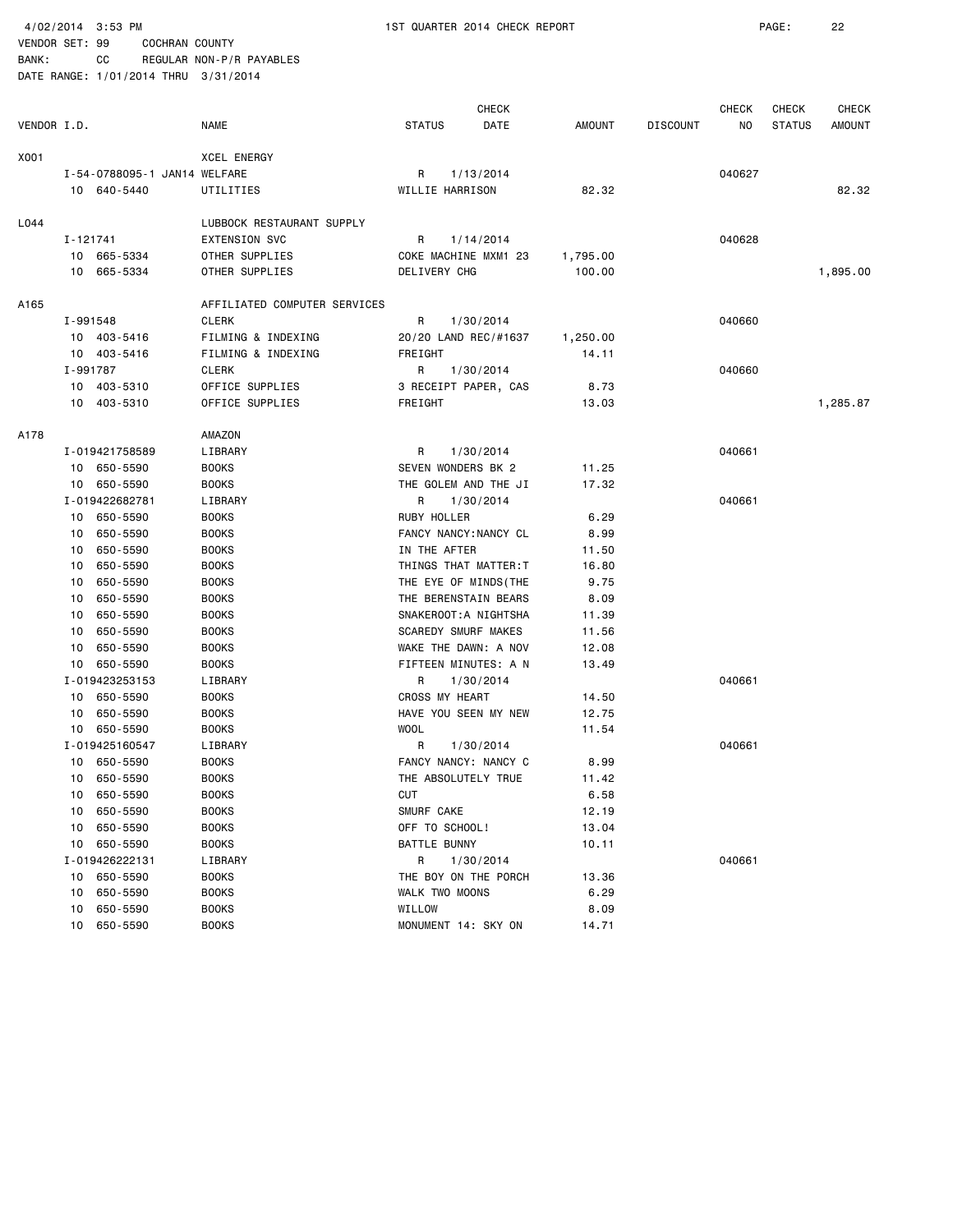4/02/2014 3:53 PM 1ST QUARTER 2014 CHECK REPORT

VENDOR SET: 99 COCHRAN COUNTY
BANK: CC REGULAR NON-P/R PAYABLES
DATE RANGE: 1/01/2014 THRU 3/31/2014

| VENDOR I.D. | | NAME | STATUS | CHECK DATE | AMOUNT | DISCOUNT | CHECK NO | CHECK STATUS | CHECK AMOUNT |
|---|---|---|---|---|---|---|---|---|---|
| X001 | | XCEL ENERGY | | | | | | | |
| | I-54-0788095-1 JAN14 | WELFARE | R | 1/13/2014 | | | 040627 | | |
| | 10 640-5440 | UTILITIES | WILLIE HARRISON | | 82.32 | | | | 82.32 |
| L044 | | LUBBOCK RESTAURANT SUPPLY | | | | | | | |
| | I-121741 | EXTENSION SVC | R | 1/14/2014 | | | 040628 | | |
| | 10 665-5334 | OTHER SUPPLIES | COKE MACHINE MXM1 23 | | 1,795.00 | | | | |
| | 10 665-5334 | OTHER SUPPLIES | DELIVERY CHG | | 100.00 | | | | 1,895.00 |
| A165 | | AFFILIATED COMPUTER SERVICES | | | | | | | |
| | I-991548 | CLERK | R | 1/30/2014 | | | 040660 | | |
| | 10 403-5416 | FILMING & INDEXING | 20/20 LAND REC/#1637 | | 1,250.00 | | | | |
| | 10 403-5416 | FILMING & INDEXING | FREIGHT | | 14.11 | | | | |
| | I-991787 | CLERK | R | 1/30/2014 | | | 040660 | | |
| | 10 403-5310 | OFFICE SUPPLIES | 3 RECEIPT PAPER, CAS | | 8.73 | | | | |
| | 10 403-5310 | OFFICE SUPPLIES | FREIGHT | | 13.03 | | | | 1,285.87 |
| A178 | | AMAZON | | | | | | | |
| | I-019421758589 | LIBRARY | R | 1/30/2014 | | | 040661 | | |
| | 10 650-5590 | BOOKS | SEVEN WONDERS BK 2 | | 11.25 | | | | |
| | 10 650-5590 | BOOKS | THE GOLEM AND THE JI | | 17.32 | | | | |
| | I-019422682781 | LIBRARY | R | 1/30/2014 | | | 040661 | | |
| | 10 650-5590 | BOOKS | RUBY HOLLER | | 6.29 | | | | |
| | 10 650-5590 | BOOKS | FANCY NANCY:NANCY CL | | 8.99 | | | | |
| | 10 650-5590 | BOOKS | IN THE AFTER | | 11.50 | | | | |
| | 10 650-5590 | BOOKS | THINGS THAT MATTER:T | | 16.80 | | | | |
| | 10 650-5590 | BOOKS | THE EYE OF MINDS(THE | | 9.75 | | | | |
| | 10 650-5590 | BOOKS | THE BERENSTAIN BEARS | | 8.09 | | | | |
| | 10 650-5590 | BOOKS | SNAKEROOT:A NIGHTSHA | | 11.39 | | | | |
| | 10 650-5590 | BOOKS | SCAREDY SMURF MAKES | | 11.56 | | | | |
| | 10 650-5590 | BOOKS | WAKE THE DAWN: A NOV | | 12.08 | | | | |
| | 10 650-5590 | BOOKS | FIFTEEN MINUTES: A N | | 13.49 | | | | |
| | I-019423253153 | LIBRARY | R | 1/30/2014 | | | 040661 | | |
| | 10 650-5590 | BOOKS | CROSS MY HEART | | 14.50 | | | | |
| | 10 650-5590 | BOOKS | HAVE YOU SEEN MY NEW | | 12.75 | | | | |
| | 10 650-5590 | BOOKS | WOOL | | 11.54 | | | | |
| | I-019425160547 | LIBRARY | R | 1/30/2014 | | | 040661 | | |
| | 10 650-5590 | BOOKS | FANCY NANCY: NANCY C | | 8.99 | | | | |
| | 10 650-5590 | BOOKS | THE ABSOLUTELY TRUE | | 11.42 | | | | |
| | 10 650-5590 | BOOKS | CUT | | 6.58 | | | | |
| | 10 650-5590 | BOOKS | SMURF CAKE | | 12.19 | | | | |
| | 10 650-5590 | BOOKS | OFF TO SCHOOL! | | 13.04 | | | | |
| | 10 650-5590 | BOOKS | BATTLE BUNNY | | 10.11 | | | | |
| | I-019426222131 | LIBRARY | R | 1/30/2014 | | | 040661 | | |
| | 10 650-5590 | BOOKS | THE BOY ON THE PORCH | | 13.36 | | | | |
| | 10 650-5590 | BOOKS | WALK TWO MOONS | | 6.29 | | | | |
| | 10 650-5590 | BOOKS | WILLOW | | 8.09 | | | | |
| | 10 650-5590 | BOOKS | MONUMENT 14: SKY ON | | 14.71 | | | | |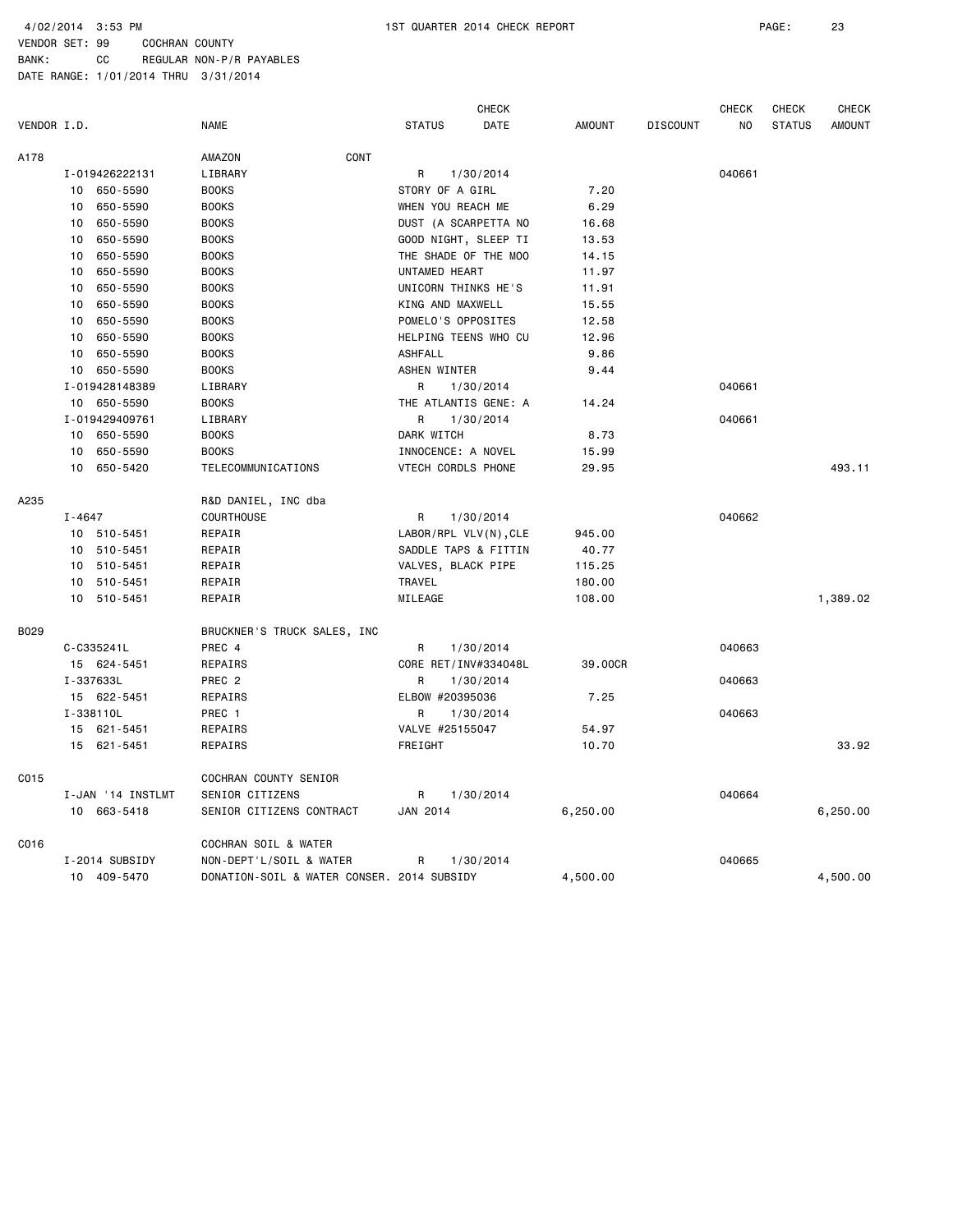4/02/2014 3:53 PM 1ST QUARTER 2014 CHECK REPORT

VENDOR SET: 99 COCHRAN COUNTY
BANK: CC REGULAR NON-P/R PAYABLES
DATE RANGE: 1/01/2014 THRU 3/31/2014

| VENDOR I.D. | NAME | STATUS | CHECK DATE | AMOUNT | DISCOUNT | CHECK NO | CHECK STATUS | CHECK AMOUNT |
|---|---|---|---|---|---|---|---|---|
| A178 | AMAZON CONT | | | | | | | |
| I-019426222131 | LIBRARY | R | 1/30/2014 | | | 040661 | | |
| 10 650-5590 | BOOKS | STORY OF A GIRL | | 7.20 | | | | |
| 10 650-5590 | BOOKS | WHEN YOU REACH ME | | 6.29 | | | | |
| 10 650-5590 | BOOKS | DUST (A SCARPETTA NO | | 16.68 | | | | |
| 10 650-5590 | BOOKS | GOOD NIGHT, SLEEP TI | | 13.53 | | | | |
| 10 650-5590 | BOOKS | THE SHADE OF THE MOO | | 14.15 | | | | |
| 10 650-5590 | BOOKS | UNTAMED HEART | | 11.97 | | | | |
| 10 650-5590 | BOOKS | UNICORN THINKS HE'S | | 11.91 | | | | |
| 10 650-5590 | BOOKS | KING AND MAXWELL | | 15.55 | | | | |
| 10 650-5590 | BOOKS | POMELO'S OPPOSITES | | 12.58 | | | | |
| 10 650-5590 | BOOKS | HELPING TEENS WHO CU | | 12.96 | | | | |
| 10 650-5590 | BOOKS | ASHFALL | | 9.86 | | | | |
| 10 650-5590 | BOOKS | ASHEN WINTER | | 9.44 | | | | |
| I-019428148389 | LIBRARY | R | 1/30/2014 | | | 040661 | | |
| 10 650-5590 | BOOKS | THE ATLANTIS GENE: A | | 14.24 | | | | |
| I-019429409761 | LIBRARY | R | 1/30/2014 | | | 040661 | | |
| 10 650-5590 | BOOKS | DARK WITCH | | 8.73 | | | | |
| 10 650-5590 | BOOKS | INNOCENCE: A NOVEL | | 15.99 | | | | |
| 10 650-5420 | TELECOMMUNICATIONS | VTECH CORDLS PHONE | | 29.95 | | | | 493.11 |
| A235 | R&D DANIEL, INC dba | | | | | | | |
| I-4647 | COURTHOUSE | R | 1/30/2014 | | | 040662 | | |
| 10 510-5451 | REPAIR | LABOR/RPL VLV(N),CLE | | 945.00 | | | | |
| 10 510-5451 | REPAIR | SADDLE TAPS & FITTIN | | 40.77 | | | | |
| 10 510-5451 | REPAIR | VALVES, BLACK PIPE | | 115.25 | | | | |
| 10 510-5451 | REPAIR | TRAVEL | | 180.00 | | | | |
| 10 510-5451 | REPAIR | MILEAGE | | 108.00 | | | | 1,389.02 |
| B029 | BRUCKNER'S TRUCK SALES, INC | | | | | | | |
| C-C335241L | PREC 4 | R | 1/30/2014 | | | 040663 | | |
| 15 624-5451 | REPAIRS | CORE RET/INV#334048L | | 39.00CR | | | | |
| I-337633L | PREC 2 | R | 1/30/2014 | | | 040663 | | |
| 15 622-5451 | REPAIRS | ELBOW #20395036 | | 7.25 | | | | |
| I-338110L | PREC 1 | R | 1/30/2014 | | | 040663 | | |
| 15 621-5451 | REPAIRS | VALVE #25155047 | | 54.97 | | | | |
| 15 621-5451 | REPAIRS | FREIGHT | | 10.70 | | | | 33.92 |
| C015 | COCHRAN COUNTY SENIOR | | | | | | | |
| I-JAN '14 INSTLMT | SENIOR CITIZENS | R | 1/30/2014 | | | 040664 | | |
| 10 663-5418 | SENIOR CITIZENS CONTRACT | JAN 2014 | | 6,250.00 | | | | 6,250.00 |
| C016 | COCHRAN SOIL & WATER | | | | | | | |
| I-2014 SUBSIDY | NON-DEPT'L/SOIL & WATER | R | 1/30/2014 | | | 040665 | | |
| 10 409-5470 | DONATION-SOIL & WATER CONSER. | 2014 SUBSIDY | | 4,500.00 | | | | 4,500.00 |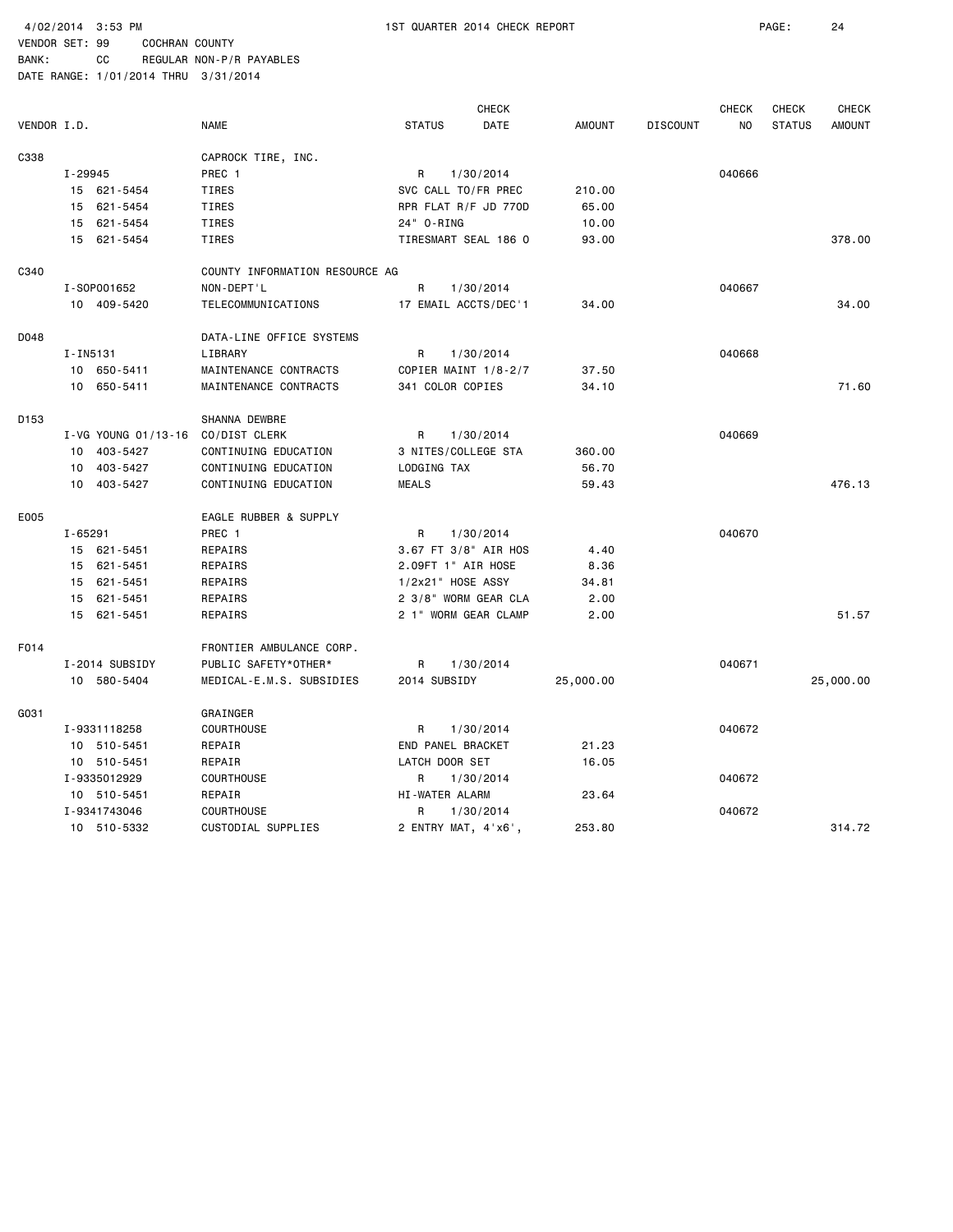4/02/2014 3:53 PM 1ST QUARTER 2014 CHECK REPORT

VENDOR SET: 99 COCHRAN COUNTY
BANK: CC REGULAR NON-P/R PAYABLES
DATE RANGE: 1/01/2014 THRU 3/31/2014

| VENDOR I.D. | | NAME | STATUS | CHECK DATE | AMOUNT | DISCOUNT | CHECK NO | CHECK STATUS | CHECK AMOUNT |
|---|---|---|---|---|---|---|---|---|---|
| C338 | | CAPROCK TIRE, INC. | | | | | | | |
| | I-29945 | PREC 1 | R | 1/30/2014 | | | 040666 | | |
| | 15 621-5454 | TIRES | SVC CALL TO/FR PREC | | 210.00 | | | | |
| | 15 621-5454 | TIRES | RPR FLAT R/F JD 770D | | 65.00 | | | | |
| | 15 621-5454 | TIRES | 24" O-RING | | 10.00 | | | | |
| | 15 621-5454 | TIRES | TIRESMART SEAL 186 O | | 93.00 | | | | 378.00 |
| C340 | | COUNTY INFORMATION RESOURCE AG | | | | | | | |
| | I-SOP001652 | NON-DEPT'L | R | 1/30/2014 | | | 040667 | | |
| | 10 409-5420 | TELECOMMUNICATIONS | 17 EMAIL ACCTS/DEC'1 | | 34.00 | | | | 34.00 |
| D048 | | DATA-LINE OFFICE SYSTEMS | | | | | | | |
| | I-IN5131 | LIBRARY | R | 1/30/2014 | | | 040668 | | |
| | 10 650-5411 | MAINTENANCE CONTRACTS | COPIER MAINT 1/8-2/7 | | 37.50 | | | | |
| | 10 650-5411 | MAINTENANCE CONTRACTS | 341 COLOR COPIES | | 34.10 | | | | 71.60 |
| D153 | | SHANNA DEWBRE | | | | | | | |
| | I-VG YOUNG 01/13-16 | CO/DIST CLERK | R | 1/30/2014 | | | 040669 | | |
| | 10 403-5427 | CONTINUING EDUCATION | 3 NITES/COLLEGE STA | | 360.00 | | | | |
| | 10 403-5427 | CONTINUING EDUCATION | LODGING TAX | | 56.70 | | | | |
| | 10 403-5427 | CONTINUING EDUCATION | MEALS | | 59.43 | | | | 476.13 |
| E005 | | EAGLE RUBBER & SUPPLY | | | | | | | |
| | I-65291 | PREC 1 | R | 1/30/2014 | | | 040670 | | |
| | 15 621-5451 | REPAIRS | 3.67 FT 3/8" AIR HOS | | 4.40 | | | | |
| | 15 621-5451 | REPAIRS | 2.09FT 1" AIR HOSE | | 8.36 | | | | |
| | 15 621-5451 | REPAIRS | 1/2x21" HOSE ASSY | | 34.81 | | | | |
| | 15 621-5451 | REPAIRS | 2 3/8" WORM GEAR CLA | | 2.00 | | | | |
| | 15 621-5451 | REPAIRS | 2 1" WORM GEAR CLAMP | | 2.00 | | | | 51.57 |
| F014 | | FRONTIER AMBULANCE CORP. | | | | | | | |
| | I-2014 SUBSIDY | PUBLIC SAFETY*OTHER* | R | 1/30/2014 | | | 040671 | | |
| | 10 580-5404 | MEDICAL-E.M.S. SUBSIDIES | 2014 SUBSIDY | | 25,000.00 | | | | 25,000.00 |
| G031 | | GRAINGER | | | | | | | |
| | I-9331118258 | COURTHOUSE | R | 1/30/2014 | | | 040672 | | |
| | 10 510-5451 | REPAIR | END PANEL BRACKET | | 21.23 | | | | |
| | 10 510-5451 | REPAIR | LATCH DOOR SET | | 16.05 | | | | |
| | I-9335012929 | COURTHOUSE | R | 1/30/2014 | | | 040672 | | |
| | 10 510-5451 | REPAIR | HI-WATER ALARM | | 23.64 | | | | |
| | I-9341743046 | COURTHOUSE | R | 1/30/2014 | | | 040672 | | |
| | 10 510-5332 | CUSTODIAL SUPPLIES | 2 ENTRY MAT, 4'x6', | | 253.80 | | | | 314.72 |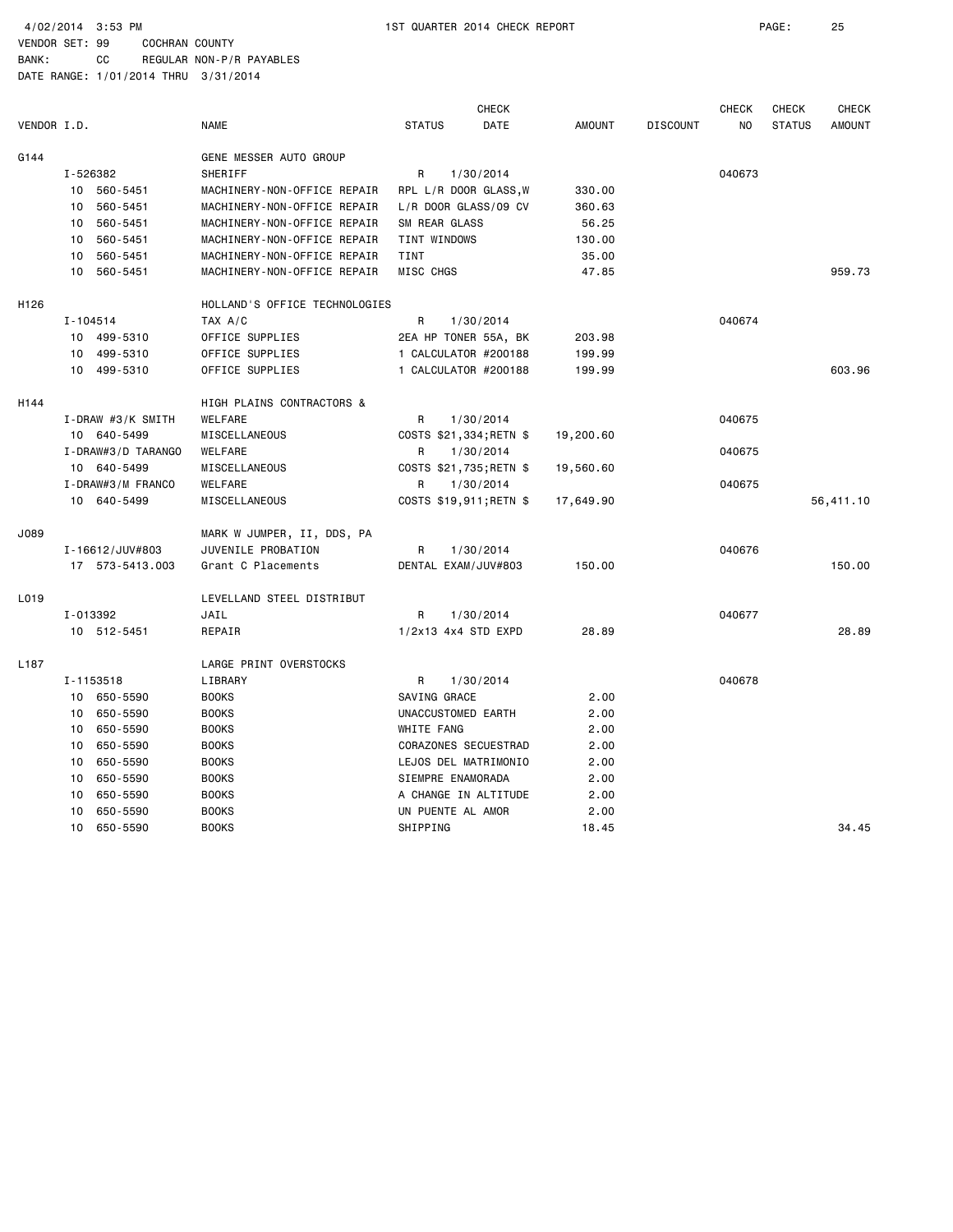4/02/2014 3:53 PM 1ST QUARTER 2014 CHECK REPORT

VENDOR SET: 99 COCHRAN COUNTY
BANK: CC REGULAR NON-P/R PAYABLES
DATE RANGE: 1/01/2014 THRU 3/31/2014

| VENDOR I.D. | NAME | STATUS | CHECK DATE | AMOUNT | DISCOUNT | CHECK NO | CHECK STATUS | CHECK AMOUNT |
|---|---|---|---|---|---|---|---|---|
| G144 | GENE MESSER AUTO GROUP | | | | | | | |
| I-526382 | SHERIFF | R | 1/30/2014 | | | 040673 | | |
| 10 560-5451 | MACHINERY-NON-OFFICE REPAIR | RPL L/R DOOR GLASS,W | | 330.00 | | | | |
| 10 560-5451 | MACHINERY-NON-OFFICE REPAIR | L/R DOOR GLASS/09 CV | | 360.63 | | | | |
| 10 560-5451 | MACHINERY-NON-OFFICE REPAIR | SM REAR GLASS | | 56.25 | | | | |
| 10 560-5451 | MACHINERY-NON-OFFICE REPAIR | TINT WINDOWS | | 130.00 | | | | |
| 10 560-5451 | MACHINERY-NON-OFFICE REPAIR | TINT | | 35.00 | | | | |
| 10 560-5451 | MACHINERY-NON-OFFICE REPAIR | MISC CHGS | | 47.85 | | | | 959.73 |
| H126 | HOLLAND'S OFFICE TECHNOLOGIES | | | | | | | |
| I-104514 | TAX A/C | R | 1/30/2014 | | | 040674 | | |
| 10 499-5310 | OFFICE SUPPLIES | 2EA HP TONER 55A, BK | | 203.98 | | | | |
| 10 499-5310 | OFFICE SUPPLIES | 1 CALCULATOR #200188 | | 199.99 | | | | |
| 10 499-5310 | OFFICE SUPPLIES | 1 CALCULATOR #200188 | | 199.99 | | | | 603.96 |
| H144 | HIGH PLAINS CONTRACTORS & | | | | | | | |
| I-DRAW #3/K SMITH | WELFARE | R | 1/30/2014 | | | 040675 | | |
| 10 640-5499 | MISCELLANEOUS | COSTS $21,334;RETN $ | | 19,200.60 | | | | |
| I-DRAW#3/D TARANGO | WELFARE | R | 1/30/2014 | | | 040675 | | |
| 10 640-5499 | MISCELLANEOUS | COSTS $21,735;RETN $ | | 19,560.60 | | | | |
| I-DRAW#3/M FRANCO | WELFARE | R | 1/30/2014 | | | 040675 | | |
| 10 640-5499 | MISCELLANEOUS | COSTS $19,911;RETN $ | | 17,649.90 | | | | 56,411.10 |
| J089 | MARK W JUMPER, II, DDS, PA | | | | | | | |
| I-16612/JUV#803 | JUVENILE PROBATION | R | 1/30/2014 | | | 040676 | | |
| 17 573-5413.003 | Grant C Placements | DENTAL EXAM/JUV#803 | | 150.00 | | | | 150.00 |
| L019 | LEVELLAND STEEL DISTRIBUT | | | | | | | |
| I-013392 | JAIL | R | 1/30/2014 | | | 040677 | | |
| 10 512-5451 | REPAIR | 1/2x13 4x4 STD EXPD | | 28.89 | | | | 28.89 |
| L187 | LARGE PRINT OVERSTOCKS | | | | | | | |
| I-1153518 | LIBRARY | R | 1/30/2014 | | | 040678 | | |
| 10 650-5590 | BOOKS | SAVING GRACE | | 2.00 | | | | |
| 10 650-5590 | BOOKS | UNACCUSTOMED EARTH | | 2.00 | | | | |
| 10 650-5590 | BOOKS | WHITE FANG | | 2.00 | | | | |
| 10 650-5590 | BOOKS | CORAZONES SECUESTRAD | | 2.00 | | | | |
| 10 650-5590 | BOOKS | LEJOS DEL MATRIMONIO | | 2.00 | | | | |
| 10 650-5590 | BOOKS | SIEMPRE ENAMORADA | | 2.00 | | | | |
| 10 650-5590 | BOOKS | A CHANGE IN ALTITUDE | | 2.00 | | | | |
| 10 650-5590 | BOOKS | UN PUENTE AL AMOR | | 2.00 | | | | |
| 10 650-5590 | BOOKS | SHIPPING | | 18.45 | | | | 34.45 |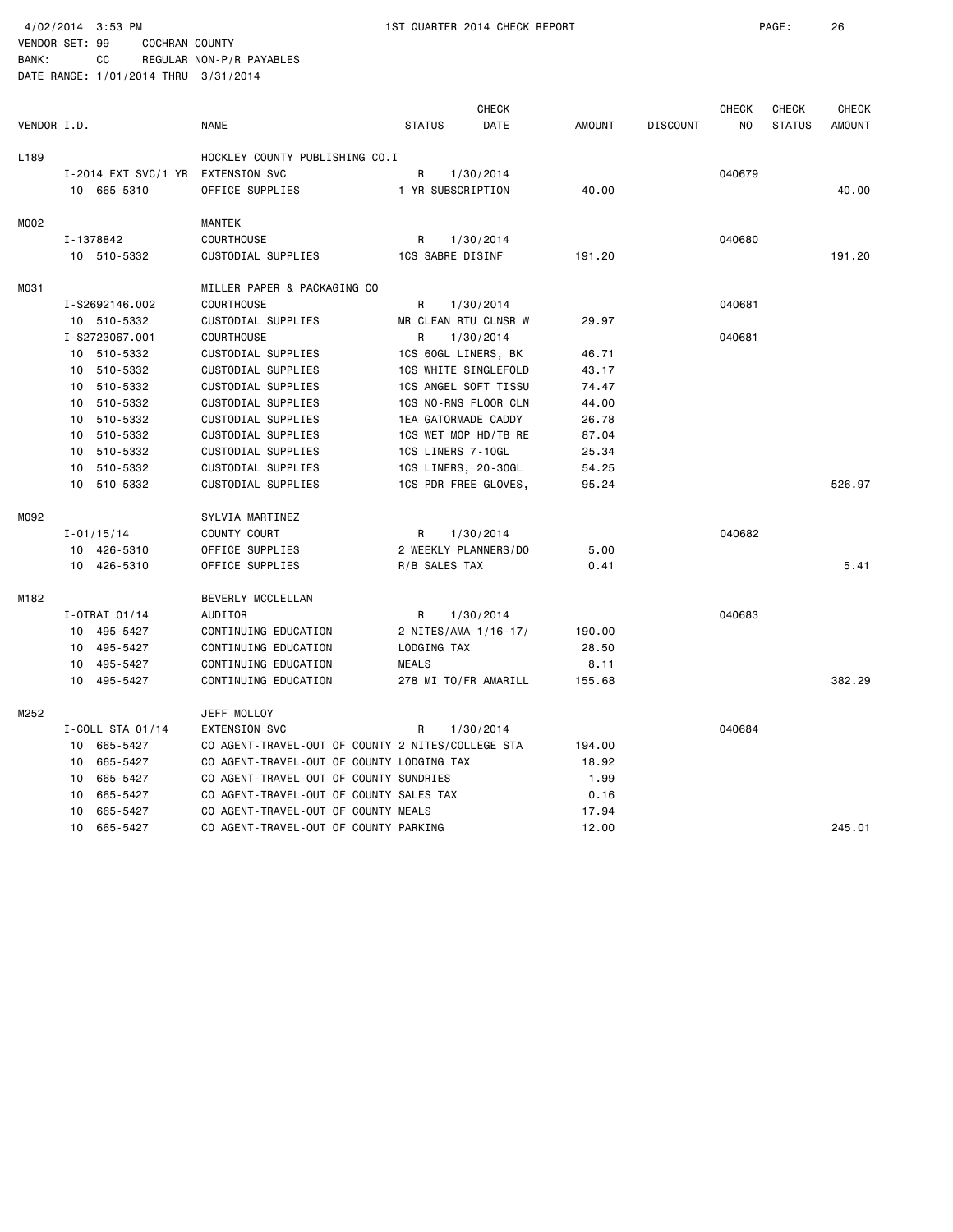4/02/2014 3:53 PM 1ST QUARTER 2014 CHECK REPORT

VENDOR SET: 99 COCHRAN COUNTY
BANK: CC REGULAR NON-P/R PAYABLES
DATE RANGE: 1/01/2014 THRU 3/31/2014

| VENDOR I.D. | | NAME | STATUS | CHECK DATE | AMOUNT | DISCOUNT | CHECK NO | CHECK STATUS | CHECK AMOUNT |
|---|---|---|---|---|---|---|---|---|---|
| L189 | | HOCKLEY COUNTY PUBLISHING CO.I | | | | | | | |
| | I-2014 EXT SVC/1 YR | EXTENSION SVC | R | 1/30/2014 | | | 040679 | | |
| | 10 665-5310 | OFFICE SUPPLIES | 1 YR SUBSCRIPTION | | 40.00 | | | | 40.00 |
| M002 | | MANTEK | | | | | | | |
| | I-1378842 | COURTHOUSE | R | 1/30/2014 | | | 040680 | | |
| | 10 510-5332 | CUSTODIAL SUPPLIES | 1CS SABRE DISINF | | 191.20 | | | | 191.20 |
| M031 | | MILLER PAPER & PACKAGING CO | | | | | | | |
| | I-S2692146.002 | COURTHOUSE | R | 1/30/2014 | | | 040681 | | |
| | 10 510-5332 | CUSTODIAL SUPPLIES | MR CLEAN RTU CLNSR W | | 29.97 | | | | |
| | I-S2723067.001 | COURTHOUSE | R | 1/30/2014 | | | 040681 | | |
| | 10 510-5332 | CUSTODIAL SUPPLIES | 1CS 60GL LINERS, BK | | 46.71 | | | | |
| | 10 510-5332 | CUSTODIAL SUPPLIES | 1CS WHITE SINGLEFOLD | | 43.17 | | | | |
| | 10 510-5332 | CUSTODIAL SUPPLIES | 1CS ANGEL SOFT TISSU | | 74.47 | | | | |
| | 10 510-5332 | CUSTODIAL SUPPLIES | 1CS NO-RNS FLOOR CLN | | 44.00 | | | | |
| | 10 510-5332 | CUSTODIAL SUPPLIES | 1EA GATORMADE CADDY | | 26.78 | | | | |
| | 10 510-5332 | CUSTODIAL SUPPLIES | 1CS WET MOP HD/TB RE | | 87.04 | | | | |
| | 10 510-5332 | CUSTODIAL SUPPLIES | 1CS LINERS 7-10GL | | 25.34 | | | | |
| | 10 510-5332 | CUSTODIAL SUPPLIES | 1CS LINERS, 20-30GL | | 54.25 | | | | |
| | 10 510-5332 | CUSTODIAL SUPPLIES | 1CS PDR FREE GLOVES, | | 95.24 | | | | 526.97 |
| M092 | | SYLVIA MARTINEZ | | | | | | | |
| | I-01/15/14 | COUNTY COURT | R | 1/30/2014 | | | 040682 | | |
| | 10 426-5310 | OFFICE SUPPLIES | 2 WEEKLY PLANNERS/DO | | 5.00 | | | | |
| | 10 426-5310 | OFFICE SUPPLIES | R/B SALES TAX | | 0.41 | | | | 5.41 |
| M182 | | BEVERLY MCCLELLAN | | | | | | | |
| | I-OTRAT 01/14 | AUDITOR | R | 1/30/2014 | | | 040683 | | |
| | 10 495-5427 | CONTINUING EDUCATION | 2 NITES/AMA 1/16-17/ | | 190.00 | | | | |
| | 10 495-5427 | CONTINUING EDUCATION | LODGING TAX | | 28.50 | | | | |
| | 10 495-5427 | CONTINUING EDUCATION | MEALS | | 8.11 | | | | |
| | 10 495-5427 | CONTINUING EDUCATION | 278 MI TO/FR AMARILL | | 155.68 | | | | 382.29 |
| M252 | | JEFF MOLLOY | | | | | | | |
| | I-COLL STA 01/14 | EXTENSION SVC | R | 1/30/2014 | | | 040684 | | |
| | 10 665-5427 | CO AGENT-TRAVEL-OUT OF COUNTY | 2 NITES/COLLEGE STA | | 194.00 | | | | |
| | 10 665-5427 | CO AGENT-TRAVEL-OUT OF COUNTY | LODGING TAX | | 18.92 | | | | |
| | 10 665-5427 | CO AGENT-TRAVEL-OUT OF COUNTY | SUNDRIES | | 1.99 | | | | |
| | 10 665-5427 | CO AGENT-TRAVEL-OUT OF COUNTY | SALES TAX | | 0.16 | | | | |
| | 10 665-5427 | CO AGENT-TRAVEL-OUT OF COUNTY | MEALS | | 17.94 | | | | |
| | 10 665-5427 | CO AGENT-TRAVEL-OUT OF COUNTY | PARKING | | 12.00 | | | | 245.01 |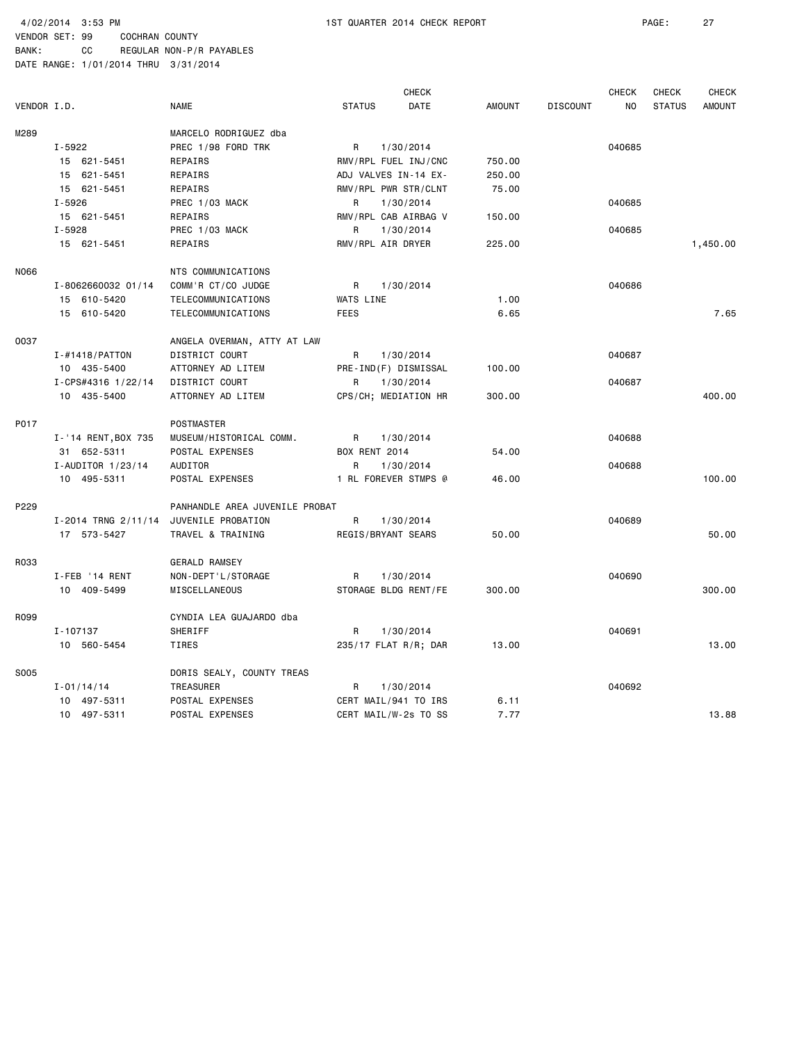4/02/2014 3:53 PM 1ST QUARTER 2014 CHECK REPORT

VENDOR SET: 99 COCHRAN COUNTY
BANK: CC REGULAR NON-P/R PAYABLES
DATE RANGE: 1/01/2014 THRU 3/31/2014

| VENDOR I.D. | NAME | STATUS | CHECK DATE | AMOUNT | DISCOUNT | CHECK NO | CHECK STATUS | CHECK AMOUNT |
|---|---|---|---|---|---|---|---|---|
| M289 | MARCELO RODRIGUEZ dba | | | | | | | |
| I-5922 | PREC 1/98 FORD TRK | R | 1/30/2014 | | | 040685 | | |
| 15 621-5451 | REPAIRS | RMV/RPL FUEL INJ/CNC | | 750.00 | | | | |
| 15 621-5451 | REPAIRS | ADJ VALVES IN-14 EX- | | 250.00 | | | | |
| 15 621-5451 | REPAIRS | RMV/RPL PWR STR/CLNT | | 75.00 | | | | |
| I-5926 | PREC 1/03 MACK | R | 1/30/2014 | | | 040685 | | |
| 15 621-5451 | REPAIRS | RMV/RPL CAB AIRBAG V | | 150.00 | | | | |
| I-5928 | PREC 1/03 MACK | R | 1/30/2014 | | | 040685 | | |
| 15 621-5451 | REPAIRS | RMV/RPL AIR DRYER | | 225.00 | | | | 1,450.00 |
| N066 | NTS COMMUNICATIONS | | | | | | | |
| I-8062660032 01/14 | COMM'R CT/CO JUDGE | R | 1/30/2014 | | | 040686 | | |
| 15 610-5420 | TELECOMMUNICATIONS | WATS LINE | | 1.00 | | | | |
| 15 610-5420 | TELECOMMUNICATIONS | FEES | | 6.65 | | | | 7.65 |
| O037 | ANGELA OVERMAN, ATTY AT LAW | | | | | | | |
| I-#1418/PATTON | DISTRICT COURT | R | 1/30/2014 | | | 040687 | | |
| 10 435-5400 | ATTORNEY AD LITEM | PRE-IND(F) DISMISSAL | | 100.00 | | | | |
| I-CPS#4316 1/22/14 | DISTRICT COURT | R | 1/30/2014 | | | 040687 | | |
| 10 435-5400 | ATTORNEY AD LITEM | CPS/CH; MEDIATION HR | | 300.00 | | | | 400.00 |
| P017 | POSTMASTER | | | | | | | |
| I-'14 RENT,BOX 735 | MUSEUM/HISTORICAL COMM. | R | 1/30/2014 | | | 040688 | | |
| 31 652-5311 | POSTAL EXPENSES | BOX RENT 2014 | | 54.00 | | | | |
| I-AUDITOR 1/23/14 | AUDITOR | R | 1/30/2014 | | | 040688 | | |
| 10 495-5311 | POSTAL EXPENSES | 1 RL FOREVER STMPS @ | | 46.00 | | | | 100.00 |
| P229 | PANHANDLE AREA JUVENILE PROBAT | | | | | | | |
| I-2014 TRNG 2/11/14 | JUVENILE PROBATION | R | 1/30/2014 | | | 040689 | | |
| 17 573-5427 | TRAVEL & TRAINING | REGIS/BRYANT SEARS | | 50.00 | | | | 50.00 |
| R033 | GERALD RAMSEY | | | | | | | |
| I-FEB '14 RENT | NON-DEPT'L/STORAGE | R | 1/30/2014 | | | 040690 | | |
| 10 409-5499 | MISCELLANEOUS | STORAGE BLDG RENT/FE | | 300.00 | | | | 300.00 |
| R099 | CYNDIA LEA GUAJARDO dba | | | | | | | |
| I-107137 | SHERIFF | R | 1/30/2014 | | | 040691 | | |
| 10 560-5454 | TIRES | 235/17 FLAT R/R; DAR | | 13.00 | | | | 13.00 |
| S005 | DORIS SEALY, COUNTY TREAS | | | | | | | |
| I-01/14/14 | TREASURER | R | 1/30/2014 | | | 040692 | | |
| 10 497-5311 | POSTAL EXPENSES | CERT MAIL/941 TO IRS | | 6.11 | | | | |
| 10 497-5311 | POSTAL EXPENSES | CERT MAIL/W-2s TO SS | | 7.77 | | | | 13.88 |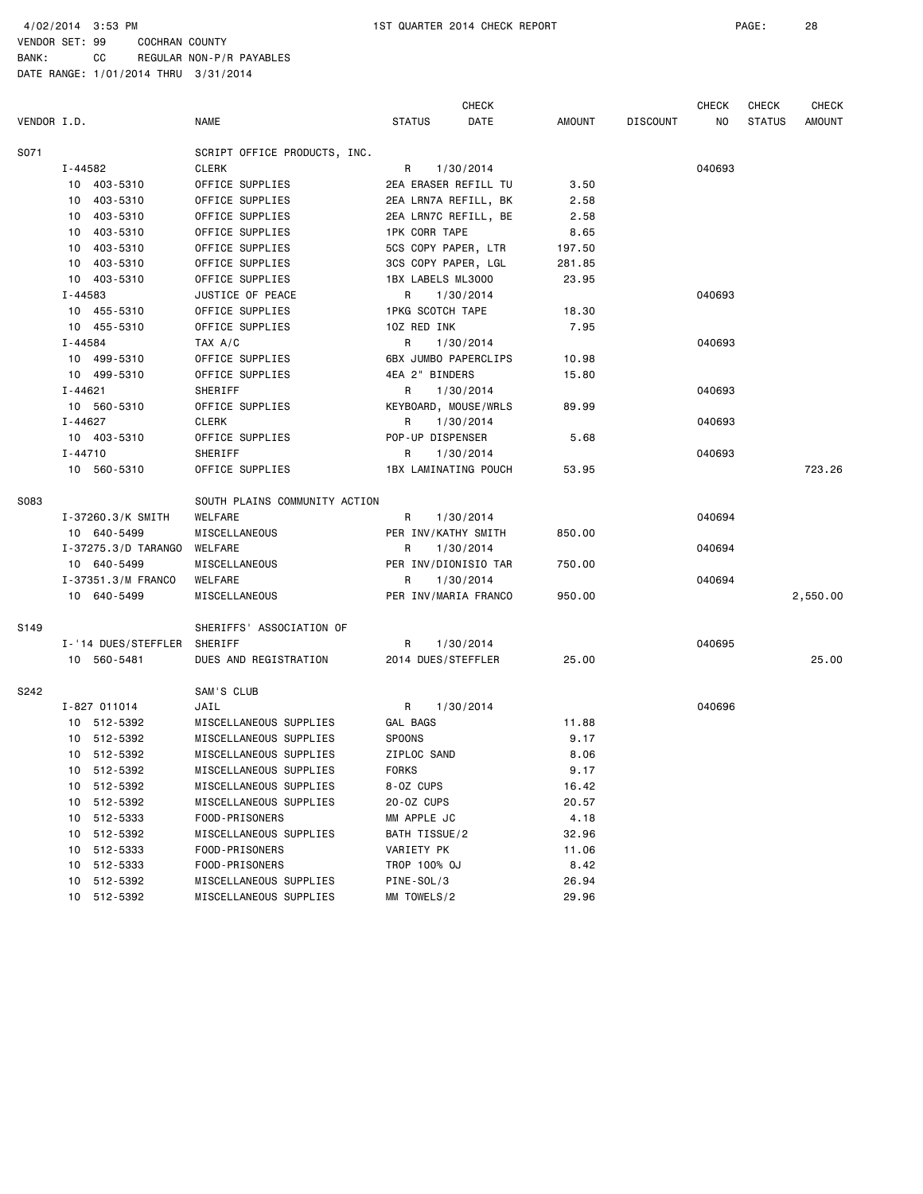4/02/2014 3:53 PM 1ST QUARTER 2014 CHECK REPORT
VENDOR SET: 99 COCHRAN COUNTY
BANK: CC REGULAR NON-P/R PAYABLES
DATE RANGE: 1/01/2014 THRU 3/31/2014

| VENDOR I.D. | NAME | STATUS | CHECK DATE | AMOUNT | DISCOUNT | CHECK NO | CHECK STATUS | CHECK AMOUNT |
|---|---|---|---|---|---|---|---|---|
| S071 | SCRIPT OFFICE PRODUCTS, INC. | | | | | | | |
| I-44582 | CLERK | R | 1/30/2014 | | | 040693 | | |
| 10 403-5310 | OFFICE SUPPLIES | 2EA ERASER REFILL TU | | 3.50 | | | | |
| 10 403-5310 | OFFICE SUPPLIES | 2EA LRN7A REFILL, BK | | 2.58 | | | | |
| 10 403-5310 | OFFICE SUPPLIES | 2EA LRN7C REFILL, BE | | 2.58 | | | | |
| 10 403-5310 | OFFICE SUPPLIES | 1PK CORR TAPE | | 8.65 | | | | |
| 10 403-5310 | OFFICE SUPPLIES | 5CS COPY PAPER, LTR | | 197.50 | | | | |
| 10 403-5310 | OFFICE SUPPLIES | 3CS COPY PAPER, LGL | | 281.85 | | | | |
| 10 403-5310 | OFFICE SUPPLIES | 1BX LABELS ML3000 | | 23.95 | | | | |
| I-44583 | JUSTICE OF PEACE | R | 1/30/2014 | | | 040693 | | |
| 10 455-5310 | OFFICE SUPPLIES | 1PKG SCOTCH TAPE | | 18.30 | | | | |
| 10 455-5310 | OFFICE SUPPLIES | 1OZ RED INK | | 7.95 | | | | |
| I-44584 | TAX A/C | R | 1/30/2014 | | | 040693 | | |
| 10 499-5310 | OFFICE SUPPLIES | 6BX JUMBO PAPERCLIPS | | 10.98 | | | | |
| 10 499-5310 | OFFICE SUPPLIES | 4EA 2" BINDERS | | 15.80 | | | | |
| I-44621 | SHERIFF | R | 1/30/2014 | | | 040693 | | |
| 10 560-5310 | OFFICE SUPPLIES | KEYBOARD, MOUSE/WRLS | | 89.99 | | | | |
| I-44627 | CLERK | R | 1/30/2014 | | | 040693 | | |
| 10 403-5310 | OFFICE SUPPLIES | POP-UP DISPENSER | | 5.68 | | | | |
| I-44710 | SHERIFF | R | 1/30/2014 | | | 040693 | | |
| 10 560-5310 | OFFICE SUPPLIES | 1BX LAMINATING POUCH | | 53.95 | | | | 723.26 |
| S083 | SOUTH PLAINS COMMUNITY ACTION | | | | | | | |
| I-37260.3/K SMITH | WELFARE | R | 1/30/2014 | | | 040694 | | |
| 10 640-5499 | MISCELLANEOUS | PER INV/KATHY SMITH | | 850.00 | | | | |
| I-37275.3/D TARANGO | WELFARE | R | 1/30/2014 | | | 040694 | | |
| 10 640-5499 | MISCELLANEOUS | PER INV/DIONISIO TAR | | 750.00 | | | | |
| I-37351.3/M FRANCO | WELFARE | R | 1/30/2014 | | | 040694 | | |
| 10 640-5499 | MISCELLANEOUS | PER INV/MARIA FRANCO | | 950.00 | | | | 2,550.00 |
| S149 | SHERIFFS' ASSOCIATION OF | | | | | | | |
| I-'14 DUES/STEFFLER | SHERIFF | R | 1/30/2014 | | | 040695 | | |
| 10 560-5481 | DUES AND REGISTRATION | 2014 DUES/STEFFLER | | 25.00 | | | | 25.00 |
| S242 | SAM'S CLUB | | | | | | | |
| I-827 011014 | JAIL | R | 1/30/2014 | | | 040696 | | |
| 10 512-5392 | MISCELLANEOUS SUPPLIES | GAL BAGS | | 11.88 | | | | |
| 10 512-5392 | MISCELLANEOUS SUPPLIES | SPOONS | | 9.17 | | | | |
| 10 512-5392 | MISCELLANEOUS SUPPLIES | ZIPLOC SAND | | 8.06 | | | | |
| 10 512-5392 | MISCELLANEOUS SUPPLIES | FORKS | | 9.17 | | | | |
| 10 512-5392 | MISCELLANEOUS SUPPLIES | 8-OZ CUPS | | 16.42 | | | | |
| 10 512-5392 | MISCELLANEOUS SUPPLIES | 20-OZ CUPS | | 20.57 | | | | |
| 10 512-5333 | FOOD-PRISONERS | MM APPLE JC | | 4.18 | | | | |
| 10 512-5392 | MISCELLANEOUS SUPPLIES | BATH TISSUE/2 | | 32.96 | | | | |
| 10 512-5333 | FOOD-PRISONERS | VARIETY PK | | 11.06 | | | | |
| 10 512-5333 | FOOD-PRISONERS | TROP 100% OJ | | 8.42 | | | | |
| 10 512-5392 | MISCELLANEOUS SUPPLIES | PINE-SOL/3 | | 26.94 | | | | |
| 10 512-5392 | MISCELLANEOUS SUPPLIES | MM TOWELS/2 | | 29.96 | | | | |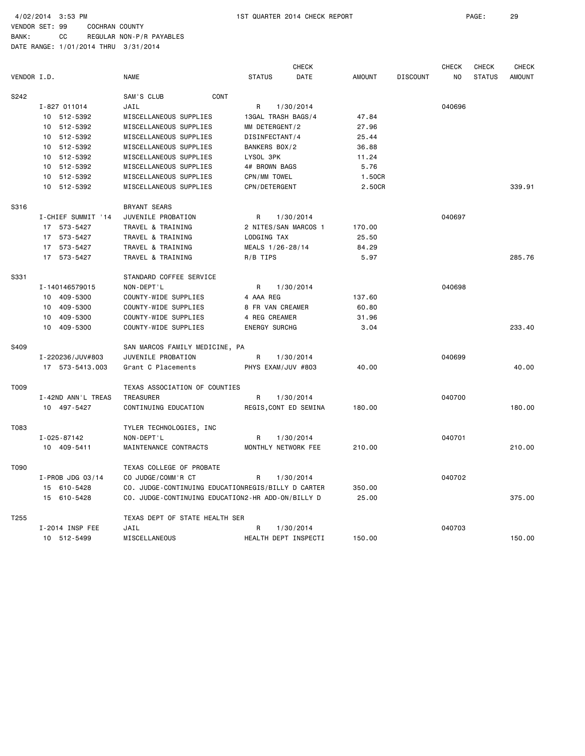4/02/2014 3:53 PM 1ST QUARTER 2014 CHECK REPORT PAGE: 29

VENDOR SET: 99 COCHRAN COUNTY
BANK: CC REGULAR NON-P/R PAYABLES
DATE RANGE: 1/01/2014 THRU 3/31/2014

| VENDOR I.D. | NAME | STATUS | CHECK DATE | AMOUNT | DISCOUNT | CHECK NO | CHECK STATUS | CHECK AMOUNT |
|---|---|---|---|---|---|---|---|---|
| S242 | SAM'S CLUB CONT | | | | | | | |
| I-827 011014 | JAIL | R | 1/30/2014 | | | 040696 | | |
| 10 512-5392 | MISCELLANEOUS SUPPLIES | 13GAL TRASH BAGS/4 | | 47.84 | | | | |
| 10 512-5392 | MISCELLANEOUS SUPPLIES | MM DETERGENT/2 | | 27.96 | | | | |
| 10 512-5392 | MISCELLANEOUS SUPPLIES | DISINFECTANT/4 | | 25.44 | | | | |
| 10 512-5392 | MISCELLANEOUS SUPPLIES | BANKERS BOX/2 | | 36.88 | | | | |
| 10 512-5392 | MISCELLANEOUS SUPPLIES | LYSOL 3PK | | 11.24 | | | | |
| 10 512-5392 | MISCELLANEOUS SUPPLIES | 4# BROWN BAGS | | 5.76 | | | | |
| 10 512-5392 | MISCELLANEOUS SUPPLIES | CPN/MM TOWEL | | 1.50CR | | | | |
| 10 512-5392 | MISCELLANEOUS SUPPLIES | CPN/DETERGENT | | 2.50CR | | | | 339.91 |
| S316 | BRYANT SEARS | | | | | | | |
| I-CHIEF SUMMIT '14 | JUVENILE PROBATION | R | 1/30/2014 | | | 040697 | | |
| 17 573-5427 | TRAVEL & TRAINING | 2 NITES/SAN MARCOS 1 | | 170.00 | | | | |
| 17 573-5427 | TRAVEL & TRAINING | LODGING TAX | | 25.50 | | | | |
| 17 573-5427 | TRAVEL & TRAINING | MEALS 1/26-28/14 | | 84.29 | | | | |
| 17 573-5427 | TRAVEL & TRAINING | R/B TIPS | | 5.97 | | | | 285.76 |
| S331 | STANDARD COFFEE SERVICE | | | | | | | |
| I-140146579015 | NON-DEPT'L | R | 1/30/2014 | | | 040698 | | |
| 10 409-5300 | COUNTY-WIDE SUPPLIES | 4 AAA REG | | 137.60 | | | | |
| 10 409-5300 | COUNTY-WIDE SUPPLIES | 8 FR VAN CREAMER | | 60.80 | | | | |
| 10 409-5300 | COUNTY-WIDE SUPPLIES | 4 REG CREAMER | | 31.96 | | | | |
| 10 409-5300 | COUNTY-WIDE SUPPLIES | ENERGY SURCHG | | 3.04 | | | | 233.40 |
| S409 | SAN MARCOS FAMILY MEDICINE, PA | | | | | | | |
| I-220236/JUV#803 | JUVENILE PROBATION | R | 1/30/2014 | | | 040699 | | |
| 17 573-5413.003 | Grant C Placements | PHYS EXAM/JUV #803 | | 40.00 | | | | 40.00 |
| T009 | TEXAS ASSOCIATION OF COUNTIES | | | | | | | |
| I-42ND ANN'L TREAS | TREASURER | R | 1/30/2014 | | | 040700 | | |
| 10 497-5427 | CONTINUING EDUCATION | REGIS,CONT ED SEMINA | | 180.00 | | | | 180.00 |
| T083 | TYLER TECHNOLOGIES, INC | | | | | | | |
| I-025-87142 | NON-DEPT'L | R | 1/30/2014 | | | 040701 | | |
| 10 409-5411 | MAINTENANCE CONTRACTS | MONTHLY NETWORK FEE | | 210.00 | | | | 210.00 |
| T090 | TEXAS COLLEGE OF PROBATE | | | | | | | |
| I-PROB JDG 03/14 | CO JUDGE/COMM'R CT | R | 1/30/2014 | | | 040702 | | |
| 15 610-5428 | CO. JUDGE-CONTINUING EDUCATION | REGIS/BILLY D CARTER | | 350.00 | | | | |
| 15 610-5428 | CO. JUDGE-CONTINUING EDUCATION | 2-HR ADD-ON/BILLY D | | 25.00 | | | | 375.00 |
| T255 | TEXAS DEPT OF STATE HEALTH SER | | | | | | | |
| I-2014 INSP FEE | JAIL | R | 1/30/2014 | | | 040703 | | |
| 10 512-5499 | MISCELLANEOUS | HEALTH DEPT INSPECTI | | 150.00 | | | | 150.00 |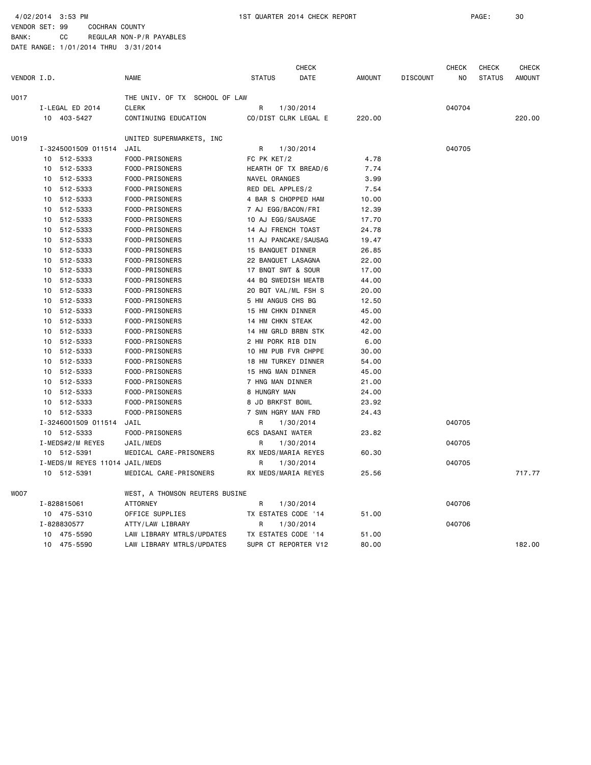4/02/2014 3:53 PM 1ST QUARTER 2014 CHECK REPORT

VENDOR SET: 99 COCHRAN COUNTY
BANK: CC REGULAR NON-P/R PAYABLES
DATE RANGE: 1/01/2014 THRU 3/31/2014

| VENDOR I.D. | NAME | STATUS | CHECK DATE | AMOUNT | DISCOUNT | CHECK NO | CHECK STATUS | CHECK AMOUNT |
|---|---|---|---|---|---|---|---|---|
| U017 | THE UNIV. OF TX SCHOOL OF LAW | | | | | | | |
| I-LEGAL ED 2014 | CLERK | R | 1/30/2014 | | | 040704 | | |
| 10 403-5427 | CONTINUING EDUCATION | CO/DIST CLRK LEGAL E | | 220.00 | | | | 220.00 |
| U019 | UNITED SUPERMARKETS, INC | | | | | | | |
| I-3245001509 011514 | JAIL | R | 1/30/2014 | | | 040705 | | |
| 10 512-5333 | FOOD-PRISONERS | FC PK KET/2 | | 4.78 | | | | |
| 10 512-5333 | FOOD-PRISONERS | HEARTH OF TX BREAD/6 | | 7.74 | | | | |
| 10 512-5333 | FOOD-PRISONERS | NAVEL ORANGES | | 3.99 | | | | |
| 10 512-5333 | FOOD-PRISONERS | RED DEL APPLES/2 | | 7.54 | | | | |
| 10 512-5333 | FOOD-PRISONERS | 4 BAR S CHOPPED HAM | | 10.00 | | | | |
| 10 512-5333 | FOOD-PRISONERS | 7 AJ EGG/BACON/FRI | | 12.39 | | | | |
| 10 512-5333 | FOOD-PRISONERS | 10 AJ EGG/SAUSAGE | | 17.70 | | | | |
| 10 512-5333 | FOOD-PRISONERS | 14 AJ FRENCH TOAST | | 24.78 | | | | |
| 10 512-5333 | FOOD-PRISONERS | 11 AJ PANCAKE/SAUSAG | | 19.47 | | | | |
| 10 512-5333 | FOOD-PRISONERS | 15 BANQUET DINNER | | 26.85 | | | | |
| 10 512-5333 | FOOD-PRISONERS | 22 BANQUET LASAGNA | | 22.00 | | | | |
| 10 512-5333 | FOOD-PRISONERS | 17 BNQT SWT & SOUR | | 17.00 | | | | |
| 10 512-5333 | FOOD-PRISONERS | 44 BQ SWEDISH MEATB | | 44.00 | | | | |
| 10 512-5333 | FOOD-PRISONERS | 20 BQT VAL/ML FSH S | | 20.00 | | | | |
| 10 512-5333 | FOOD-PRISONERS | 5 HM ANGUS CHS BG | | 12.50 | | | | |
| 10 512-5333 | FOOD-PRISONERS | 15 HM CHKN DINNER | | 45.00 | | | | |
| 10 512-5333 | FOOD-PRISONERS | 14 HM CHKN STEAK | | 42.00 | | | | |
| 10 512-5333 | FOOD-PRISONERS | 14 HM GRLD BRBN STK | | 42.00 | | | | |
| 10 512-5333 | FOOD-PRISONERS | 2 HM PORK RIB DIN | | 6.00 | | | | |
| 10 512-5333 | FOOD-PRISONERS | 10 HM PUB FVR CHPPE | | 30.00 | | | | |
| 10 512-5333 | FOOD-PRISONERS | 18 HM TURKEY DINNER | | 54.00 | | | | |
| 10 512-5333 | FOOD-PRISONERS | 15 HNG MAN DINNER | | 45.00 | | | | |
| 10 512-5333 | FOOD-PRISONERS | 7 HNG MAN DINNER | | 21.00 | | | | |
| 10 512-5333 | FOOD-PRISONERS | 8 HUNGRY MAN | | 24.00 | | | | |
| 10 512-5333 | FOOD-PRISONERS | 8 JD BRKFST BOWL | | 23.92 | | | | |
| 10 512-5333 | FOOD-PRISONERS | 7 SWN HGRY MAN FRD | | 24.43 | | | | |
| I-3246001509 011514 | JAIL | R | 1/30/2014 | | | 040705 | | |
| 10 512-5333 | FOOD-PRISONERS | 6CS DASANI WATER | | 23.82 | | | | |
| I-MEDS#2/M REYES | JAIL/MEDS | R | 1/30/2014 | | | 040705 | | |
| 10 512-5391 | MEDICAL CARE-PRISONERS | RX MEDS/MARIA REYES | | 60.30 | | | | |
| I-MEDS/M REYES 11014 | JAIL/MEDS | R | 1/30/2014 | | | 040705 | | |
| 10 512-5391 | MEDICAL CARE-PRISONERS | RX MEDS/MARIA REYES | | 25.56 | | | | 717.77 |
| W007 | WEST, A THOMSON REUTERS BUSINE | | | | | | | |
| I-828815061 | ATTORNEY | R | 1/30/2014 | | | 040706 | | |
| 10 475-5310 | OFFICE SUPPLIES | TX ESTATES CODE '14 | | 51.00 | | | | |
| I-828830577 | ATTY/LAW LIBRARY | R | 1/30/2014 | | | 040706 | | |
| 10 475-5590 | LAW LIBRARY MTRLS/UPDATES | TX ESTATES CODE '14 | | 51.00 | | | | |
| 10 475-5590 | LAW LIBRARY MTRLS/UPDATES | SUPR CT REPORTER V12 | | 80.00 | | | | 182.00 |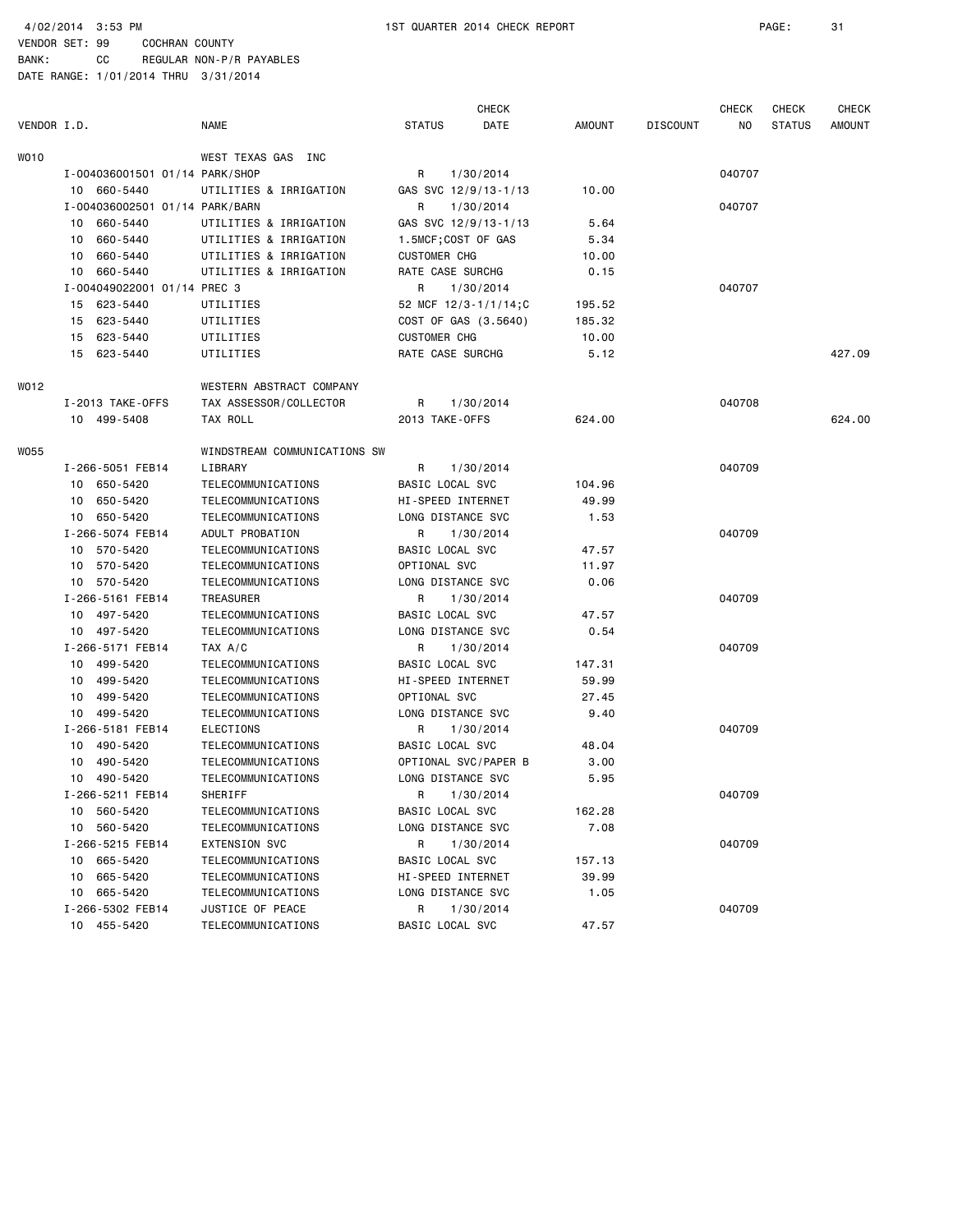4/02/2014 3:53 PM 1ST QUARTER 2014 CHECK REPORT

VENDOR SET: 99 COCHRAN COUNTY
BANK: CC REGULAR NON-P/R PAYABLES
DATE RANGE: 1/01/2014 THRU 3/31/2014

| VENDOR I.D. | NAME | STATUS | CHECK DATE | AMOUNT | DISCOUNT | CHECK NO | CHECK STATUS | CHECK AMOUNT |
|---|---|---|---|---|---|---|---|---|
| W010 | WEST TEXAS GAS INC | | | | | | | |
| I-004036001501 01/14 | PARK/SHOP | R | 1/30/2014 | | | 040707 | | |
| 10 660-5440 | UTILITIES & IRRIGATION | GAS SVC 12/9/13-1/13 | | 10.00 | | | | |
| I-004036002501 01/14 | PARK/BARN | R | 1/30/2014 | | | 040707 | | |
| 10 660-5440 | UTILITIES & IRRIGATION | GAS SVC 12/9/13-1/13 | | 5.64 | | | | |
| 10 660-5440 | UTILITIES & IRRIGATION | 1.5MCF;COST OF GAS | | 5.34 | | | | |
| 10 660-5440 | UTILITIES & IRRIGATION | CUSTOMER CHG | | 10.00 | | | | |
| 10 660-5440 | UTILITIES & IRRIGATION | RATE CASE SURCHG | | 0.15 | | | | |
| I-004049022001 01/14 | PREC 3 | R | 1/30/2014 | | | 040707 | | |
| 15 623-5440 | UTILITIES | 52 MCF 12/3-1/1/14;C | | 195.52 | | | | |
| 15 623-5440 | UTILITIES | COST OF GAS (3.5640) | | 185.32 | | | | |
| 15 623-5440 | UTILITIES | CUSTOMER CHG | | 10.00 | | | | |
| 15 623-5440 | UTILITIES | RATE CASE SURCHG | | 5.12 | | | | 427.09 |
| W012 | WESTERN ABSTRACT COMPANY | | | | | | | |
| I-2013 TAKE-OFFS | TAX ASSESSOR/COLLECTOR | R | 1/30/2014 | | | 040708 | | |
| 10 499-5408 | TAX ROLL | 2013 TAKE-OFFS | | 624.00 | | | | 624.00 |
| W055 | WINDSTREAM COMMUNICATIONS SW | | | | | | | |
| I-266-5051 FEB14 | LIBRARY | R | 1/30/2014 | | | 040709 | | |
| 10 650-5420 | TELECOMMUNICATIONS | BASIC LOCAL SVC | | 104.96 | | | | |
| 10 650-5420 | TELECOMMUNICATIONS | HI-SPEED INTERNET | | 49.99 | | | | |
| 10 650-5420 | TELECOMMUNICATIONS | LONG DISTANCE SVC | | 1.53 | | | | |
| I-266-5074 FEB14 | ADULT PROBATION | R | 1/30/2014 | | | 040709 | | |
| 10 570-5420 | TELECOMMUNICATIONS | BASIC LOCAL SVC | | 47.57 | | | | |
| 10 570-5420 | TELECOMMUNICATIONS | OPTIONAL SVC | | 11.97 | | | | |
| 10 570-5420 | TELECOMMUNICATIONS | LONG DISTANCE SVC | | 0.06 | | | | |
| I-266-5161 FEB14 | TREASURER | R | 1/30/2014 | | | 040709 | | |
| 10 497-5420 | TELECOMMUNICATIONS | BASIC LOCAL SVC | | 47.57 | | | | |
| 10 497-5420 | TELECOMMUNICATIONS | LONG DISTANCE SVC | | 0.54 | | | | |
| I-266-5171 FEB14 | TAX A/C | R | 1/30/2014 | | | 040709 | | |
| 10 499-5420 | TELECOMMUNICATIONS | BASIC LOCAL SVC | | 147.31 | | | | |
| 10 499-5420 | TELECOMMUNICATIONS | HI-SPEED INTERNET | | 59.99 | | | | |
| 10 499-5420 | TELECOMMUNICATIONS | OPTIONAL SVC | | 27.45 | | | | |
| 10 499-5420 | TELECOMMUNICATIONS | LONG DISTANCE SVC | | 9.40 | | | | |
| I-266-5181 FEB14 | ELECTIONS | R | 1/30/2014 | | | 040709 | | |
| 10 490-5420 | TELECOMMUNICATIONS | BASIC LOCAL SVC | | 48.04 | | | | |
| 10 490-5420 | TELECOMMUNICATIONS | OPTIONAL SVC/PAPER B | | 3.00 | | | | |
| 10 490-5420 | TELECOMMUNICATIONS | LONG DISTANCE SVC | | 5.95 | | | | |
| I-266-5211 FEB14 | SHERIFF | R | 1/30/2014 | | | 040709 | | |
| 10 560-5420 | TELECOMMUNICATIONS | BASIC LOCAL SVC | | 162.28 | | | | |
| 10 560-5420 | TELECOMMUNICATIONS | LONG DISTANCE SVC | | 7.08 | | | | |
| I-266-5215 FEB14 | EXTENSION SVC | R | 1/30/2014 | | | 040709 | | |
| 10 665-5420 | TELECOMMUNICATIONS | BASIC LOCAL SVC | | 157.13 | | | | |
| 10 665-5420 | TELECOMMUNICATIONS | HI-SPEED INTERNET | | 39.99 | | | | |
| 10 665-5420 | TELECOMMUNICATIONS | LONG DISTANCE SVC | | 1.05 | | | | |
| I-266-5302 FEB14 | JUSTICE OF PEACE | R | 1/30/2014 | | | 040709 | | |
| 10 455-5420 | TELECOMMUNICATIONS | BASIC LOCAL SVC | | 47.57 | | | | |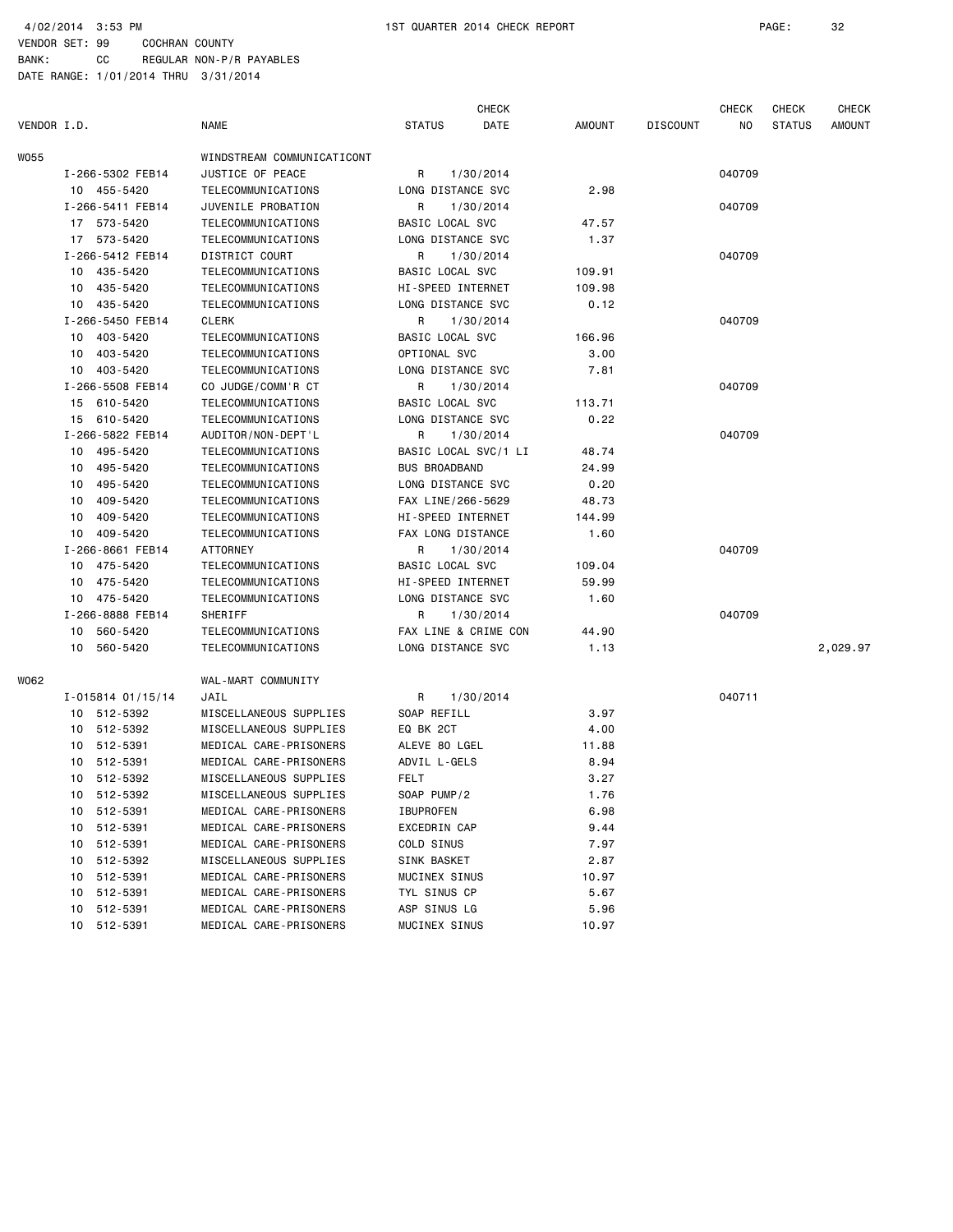4/02/2014 3:53 PM 1ST QUARTER 2014 CHECK REPORT

VENDOR SET: 99 COCHRAN COUNTY
BANK: CC REGULAR NON-P/R PAYABLES
DATE RANGE: 1/01/2014 THRU 3/31/2014

| VENDOR I.D. | NAME | STATUS | CHECK DATE | AMOUNT | DISCOUNT | CHECK NO | CHECK STATUS | CHECK AMOUNT |
|---|---|---|---|---|---|---|---|---|
| W055 | WINDSTREAM COMMUNICATICONT | | | | | | | |
| I-266-5302 FEB14 | JUSTICE OF PEACE | R | 1/30/2014 | | | 040709 | | |
| 10 455-5420 | TELECOMMUNICATIONS | LONG DISTANCE SVC | | 2.98 | | | | |
| I-266-5411 FEB14 | JUVENILE PROBATION | R | 1/30/2014 | | | 040709 | | |
| 17 573-5420 | TELECOMMUNICATIONS | BASIC LOCAL SVC | | 47.57 | | | | |
| 17 573-5420 | TELECOMMUNICATIONS | LONG DISTANCE SVC | | 1.37 | | | | |
| I-266-5412 FEB14 | DISTRICT COURT | R | 1/30/2014 | | | 040709 | | |
| 10 435-5420 | TELECOMMUNICATIONS | BASIC LOCAL SVC | | 109.91 | | | | |
| 10 435-5420 | TELECOMMUNICATIONS | HI-SPEED INTERNET | | 109.98 | | | | |
| 10 435-5420 | TELECOMMUNICATIONS | LONG DISTANCE SVC | | 0.12 | | | | |
| I-266-5450 FEB14 | CLERK | R | 1/30/2014 | | | 040709 | | |
| 10 403-5420 | TELECOMMUNICATIONS | BASIC LOCAL SVC | | 166.96 | | | | |
| 10 403-5420 | TELECOMMUNICATIONS | OPTIONAL SVC | | 3.00 | | | | |
| 10 403-5420 | TELECOMMUNICATIONS | LONG DISTANCE SVC | | 7.81 | | | | |
| I-266-5508 FEB14 | CO JUDGE/COMM'R CT | R | 1/30/2014 | | | 040709 | | |
| 15 610-5420 | TELECOMMUNICATIONS | BASIC LOCAL SVC | | 113.71 | | | | |
| 15 610-5420 | TELECOMMUNICATIONS | LONG DISTANCE SVC | | 0.22 | | | | |
| I-266-5822 FEB14 | AUDITOR/NON-DEPT'L | R | 1/30/2014 | | | 040709 | | |
| 10 495-5420 | TELECOMMUNICATIONS | BASIC LOCAL SVC/1 LI | | 48.74 | | | | |
| 10 495-5420 | TELECOMMUNICATIONS | BUS BROADBAND | | 24.99 | | | | |
| 10 495-5420 | TELECOMMUNICATIONS | LONG DISTANCE SVC | | 0.20 | | | | |
| 10 409-5420 | TELECOMMUNICATIONS | FAX LINE/266-5629 | | 48.73 | | | | |
| 10 409-5420 | TELECOMMUNICATIONS | HI-SPEED INTERNET | | 144.99 | | | | |
| 10 409-5420 | TELECOMMUNICATIONS | FAX LONG DISTANCE | | 1.60 | | | | |
| I-266-8661 FEB14 | ATTORNEY | R | 1/30/2014 | | | 040709 | | |
| 10 475-5420 | TELECOMMUNICATIONS | BASIC LOCAL SVC | | 109.04 | | | | |
| 10 475-5420 | TELECOMMUNICATIONS | HI-SPEED INTERNET | | 59.99 | | | | |
| 10 475-5420 | TELECOMMUNICATIONS | LONG DISTANCE SVC | | 1.60 | | | | |
| I-266-8888 FEB14 | SHERIFF | R | 1/30/2014 | | | 040709 | | |
| 10 560-5420 | TELECOMMUNICATIONS | FAX LINE & CRIME CON | | 44.90 | | | | |
| 10 560-5420 | TELECOMMUNICATIONS | LONG DISTANCE SVC | | 1.13 | | | | 2,029.97 |
| W062 | WAL-MART COMMUNITY | | | | | | | |
| I-015814 01/15/14 | JAIL | R | 1/30/2014 | | | 040711 | | |
| 10 512-5392 | MISCELLANEOUS SUPPLIES | SOAP REFILL | | 3.97 | | | | |
| 10 512-5392 | MISCELLANEOUS SUPPLIES | EQ BK 2CT | | 4.00 | | | | |
| 10 512-5391 | MEDICAL CARE-PRISONERS | ALEVE 80 LGEL | | 11.88 | | | | |
| 10 512-5391 | MEDICAL CARE-PRISONERS | ADVIL L-GELS | | 8.94 | | | | |
| 10 512-5392 | MISCELLANEOUS SUPPLIES | FELT | | 3.27 | | | | |
| 10 512-5392 | MISCELLANEOUS SUPPLIES | SOAP PUMP/2 | | 1.76 | | | | |
| 10 512-5391 | MEDICAL CARE-PRISONERS | IBUPROFEN | | 6.98 | | | | |
| 10 512-5391 | MEDICAL CARE-PRISONERS | EXCEDRIN CAP | | 9.44 | | | | |
| 10 512-5391 | MEDICAL CARE-PRISONERS | COLD SINUS | | 7.97 | | | | |
| 10 512-5392 | MISCELLANEOUS SUPPLIES | SINK BASKET | | 2.87 | | | | |
| 10 512-5391 | MEDICAL CARE-PRISONERS | MUCINEX SINUS | | 10.97 | | | | |
| 10 512-5391 | MEDICAL CARE-PRISONERS | TYL SINUS CP | | 5.67 | | | | |
| 10 512-5391 | MEDICAL CARE-PRISONERS | ASP SINUS LG | | 5.96 | | | | |
| 10 512-5391 | MEDICAL CARE-PRISONERS | MUCINEX SINUS | | 10.97 | | | | |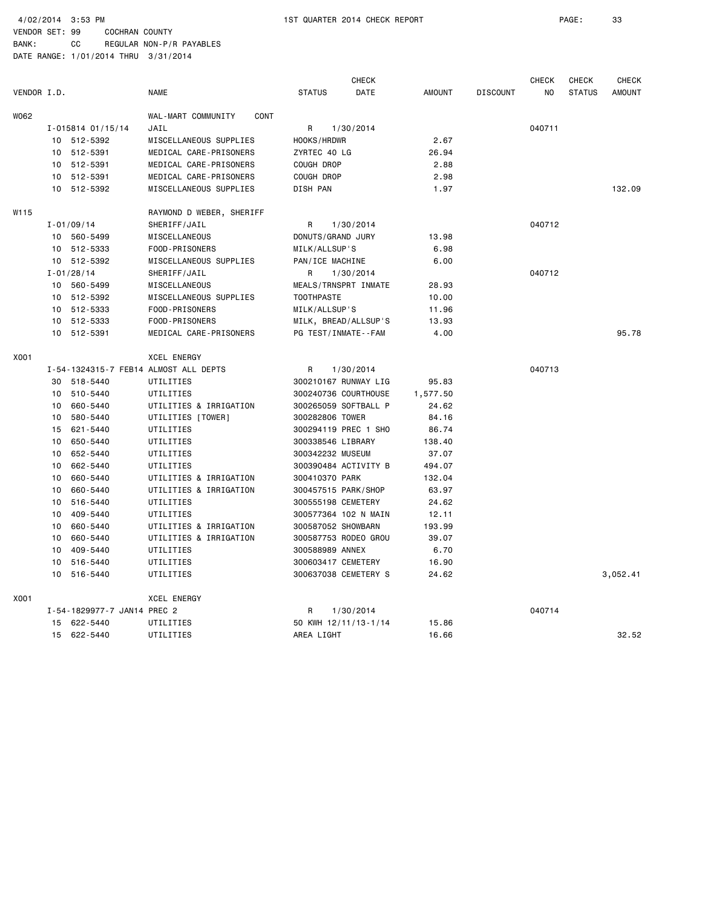4/02/2014 3:53 PM 1ST QUARTER 2014 CHECK REPORT

VENDOR SET: 99 COCHRAN COUNTY
BANK: CC REGULAR NON-P/R PAYABLES
DATE RANGE: 1/01/2014 THRU 3/31/2014

| VENDOR I.D. | | NAME | STATUS | CHECK DATE | AMOUNT | DISCOUNT | CHECK NO | CHECK STATUS | CHECK AMOUNT |
|---|---|---|---|---|---|---|---|---|---|
| W062 | | WAL-MART COMMUNITY CONT | | | | | | | |
| | I-015814 01/15/14 | JAIL | R | 1/30/2014 | | | 040711 | | |
| | 10 512-5392 | MISCELLANEOUS SUPPLIES | HOOKS/HRDWR | | 2.67 | | | | |
| | 10 512-5391 | MEDICAL CARE-PRISONERS | ZYRTEC 40 LG | | 26.94 | | | | |
| | 10 512-5391 | MEDICAL CARE-PRISONERS | COUGH DROP | | 2.88 | | | | |
| | 10 512-5391 | MEDICAL CARE-PRISONERS | COUGH DROP | | 2.98 | | | | |
| | 10 512-5392 | MISCELLANEOUS SUPPLIES | DISH PAN | | 1.97 | | | | 132.09 |
| W115 | | RAYMOND D WEBER, SHERIFF | | | | | | | |
| | I-01/09/14 | SHERIFF/JAIL | R | 1/30/2014 | | | 040712 | | |
| | 10 560-5499 | MISCELLANEOUS | DONUTS/GRAND JURY | | 13.98 | | | | |
| | 10 512-5333 | FOOD-PRISONERS | MILK/ALLSUP'S | | 6.98 | | | | |
| | 10 512-5392 | MISCELLANEOUS SUPPLIES | PAN/ICE MACHINE | | 6.00 | | | | |
| | I-01/28/14 | SHERIFF/JAIL | R | 1/30/2014 | | | 040712 | | |
| | 10 560-5499 | MISCELLANEOUS | MEALS/TRNSPRT INMATE | | 28.93 | | | | |
| | 10 512-5392 | MISCELLANEOUS SUPPLIES | TOOTHPASTE | | 10.00 | | | | |
| | 10 512-5333 | FOOD-PRISONERS | MILK/ALLSUP'S | | 11.96 | | | | |
| | 10 512-5333 | FOOD-PRISONERS | MILK, BREAD/ALLSUP'S | | 13.93 | | | | |
| | 10 512-5391 | MEDICAL CARE-PRISONERS | PG TEST/INMATE--FAM | | 4.00 | | | | 95.78 |
| X001 | | XCEL ENERGY | | | | | | | |
| | I-54-1324315-7 FEB14 | ALMOST ALL DEPTS | R | 1/30/2014 | | | 040713 | | |
| | 30 518-5440 | UTILITIES | 300210167 RUNWAY LIG | | 95.83 | | | | |
| | 10 510-5440 | UTILITIES | 300240736 COURTHOUSE | | 1,577.50 | | | | |
| | 10 660-5440 | UTILITIES & IRRIGATION | 300265059 SOFTBALL P | | 24.62 | | | | |
| | 10 580-5440 | UTILITIES [TOWER] | 300282806 TOWER | | 84.16 | | | | |
| | 15 621-5440 | UTILITIES | 300294119 PREC 1 SHO | | 86.74 | | | | |
| | 10 650-5440 | UTILITIES | 300338546 LIBRARY | | 138.40 | | | | |
| | 10 652-5440 | UTILITIES | 300342232 MUSEUM | | 37.07 | | | | |
| | 10 662-5440 | UTILITIES | 300390484 ACTIVITY B | | 494.07 | | | | |
| | 10 660-5440 | UTILITIES & IRRIGATION | 300410370 PARK | | 132.04 | | | | |
| | 10 660-5440 | UTILITIES & IRRIGATION | 300457515 PARK/SHOP | | 63.97 | | | | |
| | 10 516-5440 | UTILITIES | 300555198 CEMETERY | | 24.62 | | | | |
| | 10 409-5440 | UTILITIES | 300577364 102 N MAIN | | 12.11 | | | | |
| | 10 660-5440 | UTILITIES & IRRIGATION | 300587052 SHOWBARN | | 193.99 | | | | |
| | 10 660-5440 | UTILITIES & IRRIGATION | 300587753 RODEO GROU | | 39.07 | | | | |
| | 10 409-5440 | UTILITIES | 300588989 ANNEX | | 6.70 | | | | |
| | 10 516-5440 | UTILITIES | 300603417 CEMETERY | | 16.90 | | | | |
| | 10 516-5440 | UTILITIES | 300637038 CEMETERY S | | 24.62 | | | | 3,052.41 |
| X001 | | XCEL ENERGY | | | | | | | |
| | I-54-1829977-7 JAN14 | PREC 2 | R | 1/30/2014 | | | 040714 | | |
| | 15 622-5440 | UTILITIES | 50 KWH 12/11/13-1/14 | | 15.86 | | | | |
| | 15 622-5440 | UTILITIES | AREA LIGHT | | 16.66 | | | | 32.52 |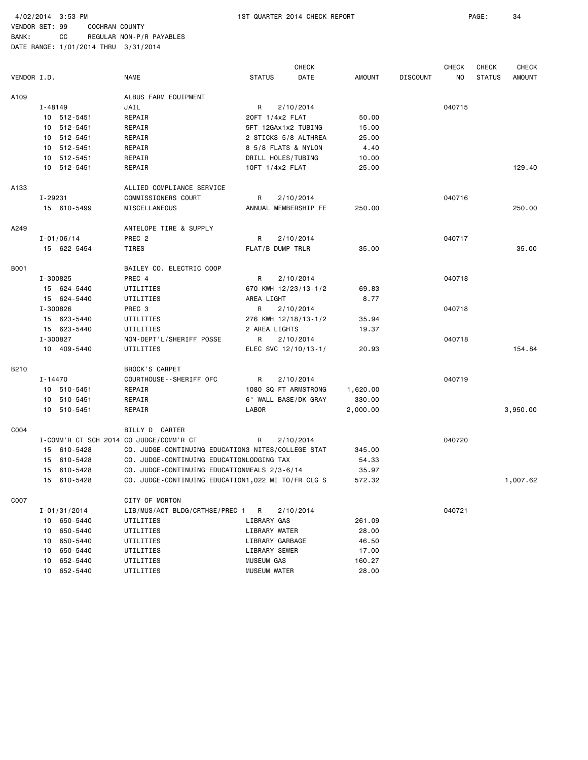4/02/2014 3:53 PM 1ST QUARTER 2014 CHECK REPORT

VENDOR SET: 99 COCHRAN COUNTY
BANK: CC REGULAR NON-P/R PAYABLES
DATE RANGE: 1/01/2014 THRU 3/31/2014

| VENDOR I.D. | | NAME | STATUS | CHECK DATE | AMOUNT | DISCOUNT | CHECK NO | CHECK STATUS | CHECK AMOUNT |
|---|---|---|---|---|---|---|---|---|---|
| A109 | | ALBUS FARM EQUIPMENT | | | | | | | |
| | I-48149 | JAIL | R | 2/10/2014 | | | 040715 | | |
| | 10 512-5451 | REPAIR | 20FT 1/4x2 FLAT | | 50.00 | | | | |
| | 10 512-5451 | REPAIR | 5FT 12GAx1x2 TUBING | | 15.00 | | | | |
| | 10 512-5451 | REPAIR | 2 STICKS 5/8 ALTHREA | | 25.00 | | | | |
| | 10 512-5451 | REPAIR | 8 5/8 FLATS & NYLON | | 4.40 | | | | |
| | 10 512-5451 | REPAIR | DRILL HOLES/TUBING | | 10.00 | | | | |
| | 10 512-5451 | REPAIR | 10FT 1/4x2 FLAT | | 25.00 | | | | 129.40 |
| A133 | | ALLIED COMPLIANCE SERVICE | | | | | | | |
| | I-29231 | COMMISSIONERS COURT | R | 2/10/2014 | | | 040716 | | |
| | 15 610-5499 | MISCELLANEOUS | ANNUAL MEMBERSHIP FE | | 250.00 | | | | 250.00 |
| A249 | | ANTELOPE TIRE & SUPPLY | | | | | | | |
| | I-01/06/14 | PREC 2 | R | 2/10/2014 | | | 040717 | | |
| | 15 622-5454 | TIRES | FLAT/B DUMP TRLR | | 35.00 | | | | 35.00 |
| B001 | | BAILEY CO. ELECTRIC COOP | | | | | | | |
| | I-300825 | PREC 4 | R | 2/10/2014 | | | 040718 | | |
| | 15 624-5440 | UTILITIES | 670 KWH 12/23/13-1/2 | | 69.83 | | | | |
| | 15 624-5440 | UTILITIES | AREA LIGHT | | 8.77 | | | | |
| | I-300826 | PREC 3 | R | 2/10/2014 | | | 040718 | | |
| | 15 623-5440 | UTILITIES | 276 KWH 12/18/13-1/2 | | 35.94 | | | | |
| | 15 623-5440 | UTILITIES | 2 AREA LIGHTS | | 19.37 | | | | |
| | I-300827 | NON-DEPT'L/SHERIFF POSSE | R | 2/10/2014 | | | 040718 | | |
| | 10 409-5440 | UTILITIES | ELEC SVC 12/10/13-1/ | | 20.93 | | | | 154.84 |
| B210 | | BROCK'S CARPET | | | | | | | |
| | I-14470 | COURTHOUSE--SHERIFF OFC | R | 2/10/2014 | | | 040719 | | |
| | 10 510-5451 | REPAIR | 1080 SQ FT ARMSTRONG | | 1,620.00 | | | | |
| | 10 510-5451 | REPAIR | 6" WALL BASE/DK GRAY | | 330.00 | | | | |
| | 10 510-5451 | REPAIR | LABOR | | 2,000.00 | | | | 3,950.00 |
| C004 | | BILLY D CARTER | | | | | | | |
| | I-COMM'R CT SCH 2014 | CO JUDGE/COMM'R CT | R | 2/10/2014 | | | 040720 | | |
| | 15 610-5428 | CO. JUDGE-CONTINUING EDUCATION | 3 NITES/COLLEGE STAT | | 345.00 | | | | |
| | 15 610-5428 | CO. JUDGE-CONTINUING EDUCATION | LODGING TAX | | 54.33 | | | | |
| | 15 610-5428 | CO. JUDGE-CONTINUING EDUCATION | MEALS 2/3-6/14 | | 35.97 | | | | |
| | 15 610-5428 | CO. JUDGE-CONTINUING EDUCATION | 1,022 MI TO/FR CLG S | | 572.32 | | | | 1,007.62 |
| C007 | | CITY OF MORTON | | | | | | | |
| | I-01/31/2014 | LIB/MUS/ACT BLDG/CRTHSE/PREC 1 | R | 2/10/2014 | | | 040721 | | |
| | 10 650-5440 | UTILITIES | LIBRARY GAS | | 261.09 | | | | |
| | 10 650-5440 | UTILITIES | LIBRARY WATER | | 28.00 | | | | |
| | 10 650-5440 | UTILITIES | LIBRARY GARBAGE | | 46.50 | | | | |
| | 10 650-5440 | UTILITIES | LIBRARY SEWER | | 17.00 | | | | |
| | 10 652-5440 | UTILITIES | MUSEUM GAS | | 160.27 | | | | |
| | 10 652-5440 | UTILITIES | MUSEUM WATER | | 28.00 | | | | |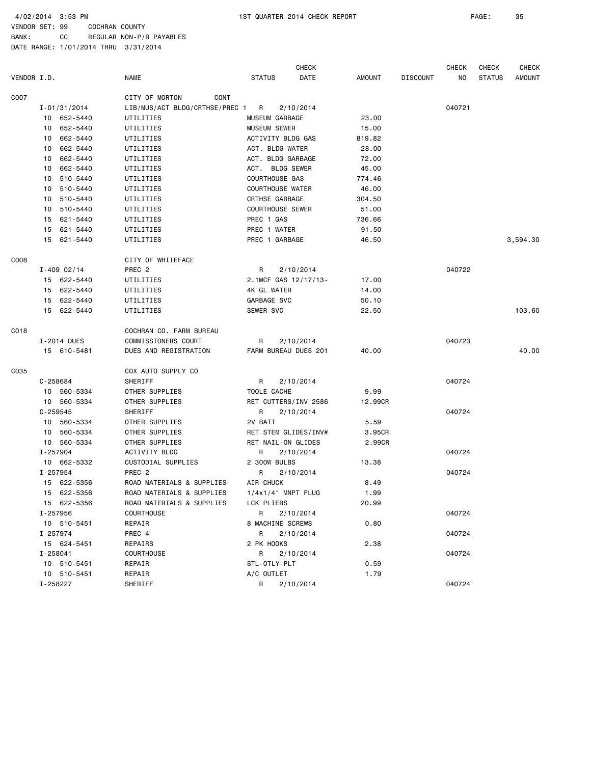4/02/2014 3:53 PM 1ST QUARTER 2014 CHECK REPORT

VENDOR SET: 99 COCHRAN COUNTY
BANK: CC REGULAR NON-P/R PAYABLES
DATE RANGE: 1/01/2014 THRU 3/31/2014

| VENDOR I.D. | NAME | STATUS | CHECK DATE | AMOUNT | DISCOUNT | CHECK NO | CHECK STATUS | CHECK AMOUNT |
|---|---|---|---|---|---|---|---|---|
| C007 | CITY OF MORTON CONT | | | | | | | |
| I-01/31/2014 | LIB/MUS/ACT BLDG/CRTHSE/PREC 1 | R | 2/10/2014 | | | 040721 | | |
| 10 652-5440 | UTILITIES | MUSEUM GARBAGE | | 23.00 | | | | |
| 10 652-5440 | UTILITIES | MUSEUM SEWER | | 15.00 | | | | |
| 10 662-5440 | UTILITIES | ACTIVITY BLDG GAS | | 819.82 | | | | |
| 10 662-5440 | UTILITIES | ACT. BLDG WATER | | 28.00 | | | | |
| 10 662-5440 | UTILITIES | ACT. BLDG GARBAGE | | 72.00 | | | | |
| 10 662-5440 | UTILITIES | ACT. BLDG SEWER | | 45.00 | | | | |
| 10 510-5440 | UTILITIES | COURTHOUSE GAS | | 774.46 | | | | |
| 10 510-5440 | UTILITIES | COURTHOUSE WATER | | 46.00 | | | | |
| 10 510-5440 | UTILITIES | CRTHSE GARBAGE | | 304.50 | | | | |
| 10 510-5440 | UTILITIES | COURTHOUSE SEWER | | 51.00 | | | | |
| 15 621-5440 | UTILITIES | PREC 1 GAS | | 736.66 | | | | |
| 15 621-5440 | UTILITIES | PREC 1 WATER | | 91.50 | | | | |
| 15 621-5440 | UTILITIES | PREC 1 GARBAGE | | 46.50 | | | | 3,594.30 |
| C008 | CITY OF WHITEFACE | | | | | | | |
| I-409 02/14 | PREC 2 | R | 2/10/2014 | | | 040722 | | |
| 15 622-5440 | UTILITIES | 2.1MCF GAS 12/17/13- | | 17.00 | | | | |
| 15 622-5440 | UTILITIES | 4K GL WATER | | 14.00 | | | | |
| 15 622-5440 | UTILITIES | GARBAGE SVC | | 50.10 | | | | |
| 15 622-5440 | UTILITIES | SEWER SVC | | 22.50 | | | | 103.60 |
| C018 | COCHRAN CO. FARM BUREAU | | | | | | | |
| I-2014 DUES | COMMISSIONERS COURT | R | 2/10/2014 | | | 040723 | | |
| 15 610-5481 | DUES AND REGISTRATION | FARM BUREAU DUES 201 | | 40.00 | | | | 40.00 |
| C035 | COX AUTO SUPPLY CO | | | | | | | |
| C-258684 | SHERIFF | R | 2/10/2014 | | | 040724 | | |
| 10 560-5334 | OTHER SUPPLIES | TOOLE CACHE | | 9.99 | | | | |
| 10 560-5334 | OTHER SUPPLIES | RET CUTTERS/INV 2586 | | 12.99CR | | | | |
| C-259545 | SHERIFF | R | 2/10/2014 | | | 040724 | | |
| 10 560-5334 | OTHER SUPPLIES | 2V BATT | | 5.59 | | | | |
| 10 560-5334 | OTHER SUPPLIES | RET STEM GLIDES/INV# | | 3.95CR | | | | |
| 10 560-5334 | OTHER SUPPLIES | RET NAIL-ON GLIDES | | 2.99CR | | | | |
| I-257904 | ACTIVITY BLDG | R | 2/10/2014 | | | 040724 | | |
| 10 662-5332 | CUSTODIAL SUPPLIES | 2 300W BULBS | | 13.38 | | | | |
| I-257954 | PREC 2 | R | 2/10/2014 | | | 040724 | | |
| 15 622-5356 | ROAD MATERIALS & SUPPLIES | AIR CHUCK | | 8.49 | | | | |
| 15 622-5356 | ROAD MATERIALS & SUPPLIES | 1/4x1/4" MNPT PLUG | | 1.99 | | | | |
| 15 622-5356 | ROAD MATERIALS & SUPPLIES | LCK PLIERS | | 20.99 | | | | |
| I-257956 | COURTHOUSE | R | 2/10/2014 | | | 040724 | | |
| 10 510-5451 | REPAIR | 8 MACHINE SCREWS | | 0.80 | | | | |
| I-257974 | PREC 4 | R | 2/10/2014 | | | 040724 | | |
| 15 624-5451 | REPAIRS | 2 PK HOOKS | | 2.38 | | | | |
| I-258041 | COURTHOUSE | R | 2/10/2014 | | | 040724 | | |
| 10 510-5451 | REPAIR | STL-OTLY-PLT | | 0.59 | | | | |
| 10 510-5451 | REPAIR | A/C OUTLET | | 1.79 | | | | |
| I-258227 | SHERIFF | R | 2/10/2014 | | | 040724 | | |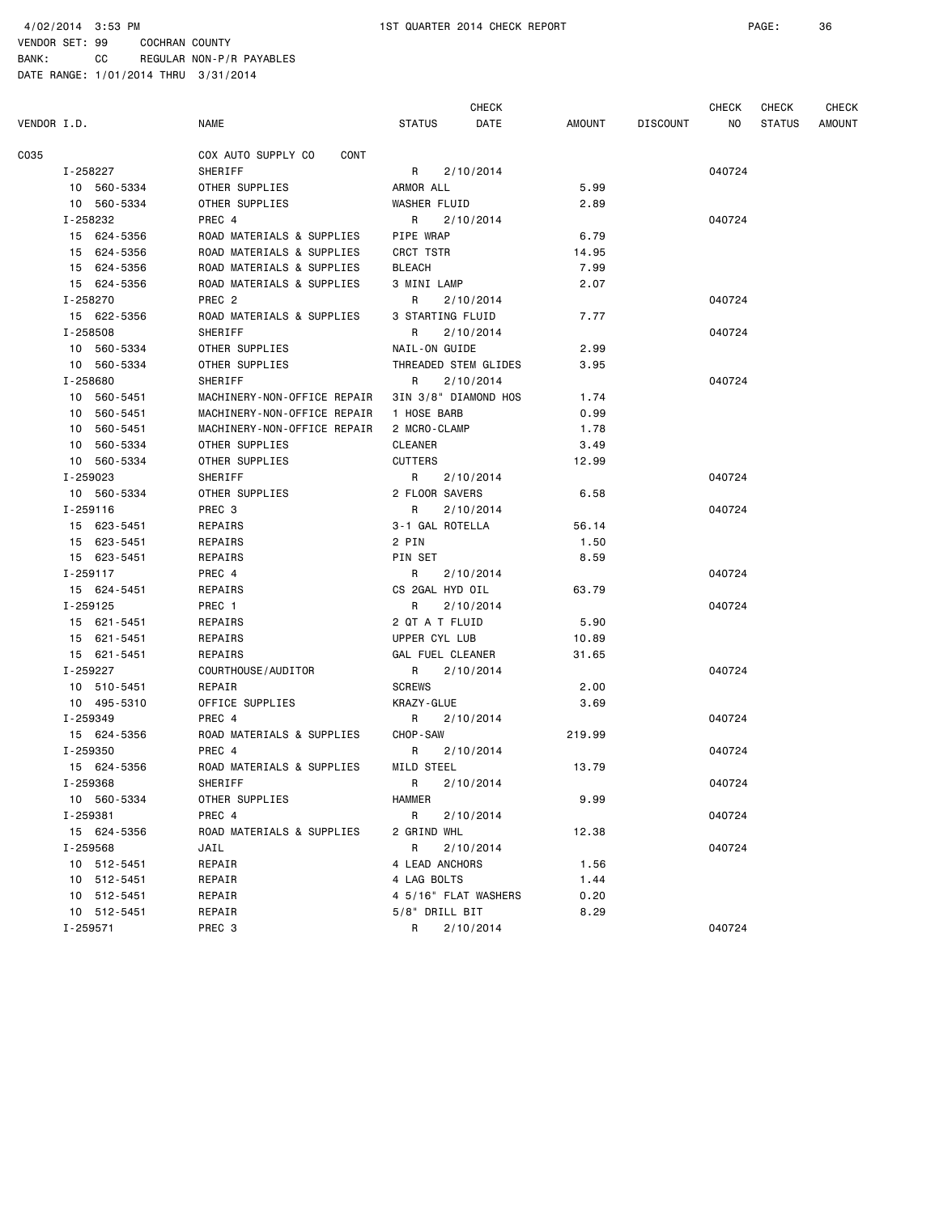4/02/2014 3:53 PM 1ST QUARTER 2014 CHECK REPORT

VENDOR SET: 99 COCHRAN COUNTY
BANK: CC REGULAR NON-P/R PAYABLES
DATE RANGE: 1/01/2014 THRU 3/31/2014

| VENDOR I.D. | NAME | STATUS | CHECK DATE | AMOUNT | DISCOUNT | CHECK NO | CHECK STATUS | CHECK AMOUNT |
|---|---|---|---|---|---|---|---|---|
| C035 | COX AUTO SUPPLY CO CONT | | | | | | | |
| I-258227 | SHERIFF | R | 2/10/2014 | | | 040724 | | |
| 10 560-5334 | OTHER SUPPLIES | ARMOR ALL | | 5.99 | | | | |
| 10 560-5334 | OTHER SUPPLIES | WASHER FLUID | | 2.89 | | | | |
| I-258232 | PREC 4 | R | 2/10/2014 | | | 040724 | | |
| 15 624-5356 | ROAD MATERIALS & SUPPLIES | PIPE WRAP | | 6.79 | | | | |
| 15 624-5356 | ROAD MATERIALS & SUPPLIES | CRCT TSTR | | 14.95 | | | | |
| 15 624-5356 | ROAD MATERIALS & SUPPLIES | BLEACH | | 7.99 | | | | |
| 15 624-5356 | ROAD MATERIALS & SUPPLIES | 3 MINI LAMP | | 2.07 | | | | |
| I-258270 | PREC 2 | R | 2/10/2014 | | | 040724 | | |
| 15 622-5356 | ROAD MATERIALS & SUPPLIES | 3 STARTING FLUID | | 7.77 | | | | |
| I-258508 | SHERIFF | R | 2/10/2014 | | | 040724 | | |
| 10 560-5334 | OTHER SUPPLIES | NAIL-ON GUIDE | | 2.99 | | | | |
| 10 560-5334 | OTHER SUPPLIES | THREADED STEM GLIDES | | 3.95 | | | | |
| I-258680 | SHERIFF | R | 2/10/2014 | | | 040724 | | |
| 10 560-5451 | MACHINERY-NON-OFFICE REPAIR | 3IN 3/8" DIAMOND HOS | | 1.74 | | | | |
| 10 560-5451 | MACHINERY-NON-OFFICE REPAIR | 1 HOSE BARB | | 0.99 | | | | |
| 10 560-5451 | MACHINERY-NON-OFFICE REPAIR | 2 MCRO-CLAMP | | 1.78 | | | | |
| 10 560-5334 | OTHER SUPPLIES | CLEANER | | 3.49 | | | | |
| 10 560-5334 | OTHER SUPPLIES | CUTTERS | | 12.99 | | | | |
| I-259023 | SHERIFF | R | 2/10/2014 | | | 040724 | | |
| 10 560-5334 | OTHER SUPPLIES | 2 FLOOR SAVERS | | 6.58 | | | | |
| I-259116 | PREC 3 | R | 2/10/2014 | | | 040724 | | |
| 15 623-5451 | REPAIRS | 3-1 GAL ROTELLA | | 56.14 | | | | |
| 15 623-5451 | REPAIRS | 2 PIN | | 1.50 | | | | |
| 15 623-5451 | REPAIRS | PIN SET | | 8.59 | | | | |
| I-259117 | PREC 4 | R | 2/10/2014 | | | 040724 | | |
| 15 624-5451 | REPAIRS | CS 2GAL HYD OIL | | 63.79 | | | | |
| I-259125 | PREC 1 | R | 2/10/2014 | | | 040724 | | |
| 15 621-5451 | REPAIRS | 2 QT A T FLUID | | 5.90 | | | | |
| 15 621-5451 | REPAIRS | UPPER CYL LUB | | 10.89 | | | | |
| 15 621-5451 | REPAIRS | GAL FUEL CLEANER | | 31.65 | | | | |
| I-259227 | COURTHOUSE/AUDITOR | R | 2/10/2014 | | | 040724 | | |
| 10 510-5451 | REPAIR | SCREWS | | 2.00 | | | | |
| 10 495-5310 | OFFICE SUPPLIES | KRAZY-GLUE | | 3.69 | | | | |
| I-259349 | PREC 4 | R | 2/10/2014 | | | 040724 | | |
| 15 624-5356 | ROAD MATERIALS & SUPPLIES | CHOP-SAW | | 219.99 | | | | |
| I-259350 | PREC 4 | R | 2/10/2014 | | | 040724 | | |
| 15 624-5356 | ROAD MATERIALS & SUPPLIES | MILD STEEL | | 13.79 | | | | |
| I-259368 | SHERIFF | R | 2/10/2014 | | | 040724 | | |
| 10 560-5334 | OTHER SUPPLIES | HAMMER | | 9.99 | | | | |
| I-259381 | PREC 4 | R | 2/10/2014 | | | 040724 | | |
| 15 624-5356 | ROAD MATERIALS & SUPPLIES | 2 GRIND WHL | | 12.38 | | | | |
| I-259568 | JAIL | R | 2/10/2014 | | | 040724 | | |
| 10 512-5451 | REPAIR | 4 LEAD ANCHORS | | 1.56 | | | | |
| 10 512-5451 | REPAIR | 4 LAG BOLTS | | 1.44 | | | | |
| 10 512-5451 | REPAIR | 4 5/16" FLAT WASHERS | | 0.20 | | | | |
| 10 512-5451 | REPAIR | 5/8" DRILL BIT | | 8.29 | | | | |
| I-259571 | PREC 3 | R | 2/10/2014 | | | 040724 | | |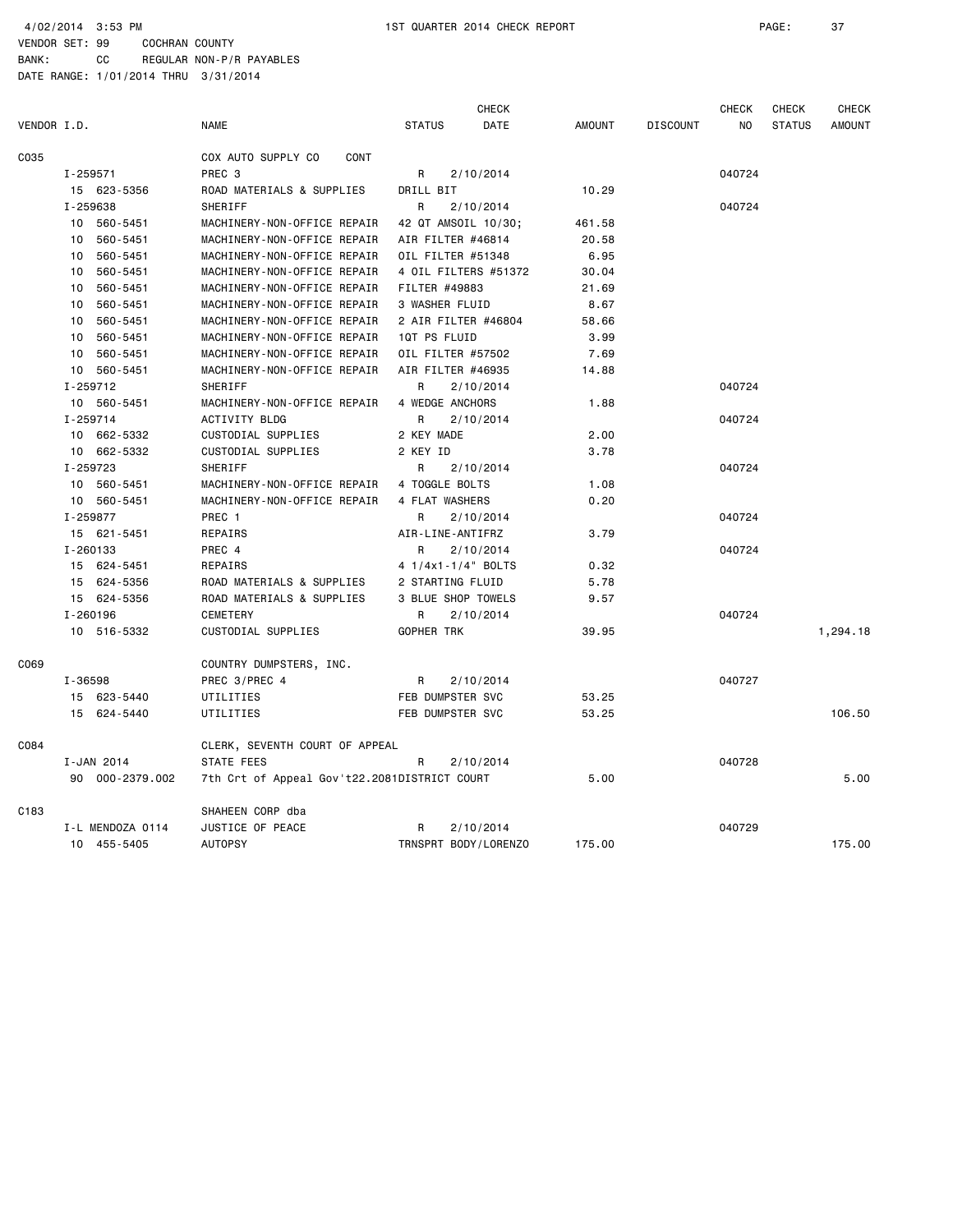4/02/2014 3:53 PM 1ST QUARTER 2014 CHECK REPORT

VENDOR SET: 99 COCHRAN COUNTY
BANK: CC REGULAR NON-P/R PAYABLES
DATE RANGE: 1/01/2014 THRU 3/31/2014

| VENDOR I.D. | NAME | STATUS | CHECK DATE | AMOUNT | DISCOUNT | CHECK NO | CHECK STATUS | CHECK AMOUNT |
|---|---|---|---|---|---|---|---|---|
| C035 | COX AUTO SUPPLY CO CONT | | | | | | | |
| I-259571 | PREC 3 | R | 2/10/2014 | | | 040724 | | |
| 15 623-5356 | ROAD MATERIALS & SUPPLIES | DRILL BIT | | 10.29 | | | | |
| I-259638 | SHERIFF | R | 2/10/2014 | | | 040724 | | |
| 10 560-5451 | MACHINERY-NON-OFFICE REPAIR | 42 QT AMSOIL 10/30; | | 461.58 | | | | |
| 10 560-5451 | MACHINERY-NON-OFFICE REPAIR | AIR FILTER #46814 | | 20.58 | | | | |
| 10 560-5451 | MACHINERY-NON-OFFICE REPAIR | OIL FILTER #51348 | | 6.95 | | | | |
| 10 560-5451 | MACHINERY-NON-OFFICE REPAIR | 4 OIL FILTERS #51372 | | 30.04 | | | | |
| 10 560-5451 | MACHINERY-NON-OFFICE REPAIR | FILTER #49883 | | 21.69 | | | | |
| 10 560-5451 | MACHINERY-NON-OFFICE REPAIR | 3 WASHER FLUID | | 8.67 | | | | |
| 10 560-5451 | MACHINERY-NON-OFFICE REPAIR | 2 AIR FILTER #46804 | | 58.66 | | | | |
| 10 560-5451 | MACHINERY-NON-OFFICE REPAIR | 1QT PS FLUID | | 3.99 | | | | |
| 10 560-5451 | MACHINERY-NON-OFFICE REPAIR | OIL FILTER #57502 | | 7.69 | | | | |
| 10 560-5451 | MACHINERY-NON-OFFICE REPAIR | AIR FILTER #46935 | | 14.88 | | | | |
| I-259712 | SHERIFF | R | 2/10/2014 | | | 040724 | | |
| 10 560-5451 | MACHINERY-NON-OFFICE REPAIR | 4 WEDGE ANCHORS | | 1.88 | | | | |
| I-259714 | ACTIVITY BLDG | R | 2/10/2014 | | | 040724 | | |
| 10 662-5332 | CUSTODIAL SUPPLIES | 2 KEY MADE | | 2.00 | | | | |
| 10 662-5332 | CUSTODIAL SUPPLIES | 2 KEY ID | | 3.78 | | | | |
| I-259723 | SHERIFF | R | 2/10/2014 | | | 040724 | | |
| 10 560-5451 | MACHINERY-NON-OFFICE REPAIR | 4 TOGGLE BOLTS | | 1.08 | | | | |
| 10 560-5451 | MACHINERY-NON-OFFICE REPAIR | 4 FLAT WASHERS | | 0.20 | | | | |
| I-259877 | PREC 1 | R | 2/10/2014 | | | 040724 | | |
| 15 621-5451 | REPAIRS | AIR-LINE-ANTIFRZ | | 3.79 | | | | |
| I-260133 | PREC 4 | R | 2/10/2014 | | | 040724 | | |
| 15 624-5451 | REPAIRS | 4 1/4x1-1/4" BOLTS | | 0.32 | | | | |
| 15 624-5356 | ROAD MATERIALS & SUPPLIES | 2 STARTING FLUID | | 5.78 | | | | |
| 15 624-5356 | ROAD MATERIALS & SUPPLIES | 3 BLUE SHOP TOWELS | | 9.57 | | | | |
| I-260196 | CEMETERY | R | 2/10/2014 | | | 040724 | | |
| 10 516-5332 | CUSTODIAL SUPPLIES | GOPHER TRK | | 39.95 | | | | 1,294.18 |
| C069 | COUNTRY DUMPSTERS, INC. | | | | | | | |
| I-36598 | PREC 3/PREC 4 | R | 2/10/2014 | | | 040727 | | |
| 15 623-5440 | UTILITIES | FEB DUMPSTER SVC | | 53.25 | | | | |
| 15 624-5440 | UTILITIES | FEB DUMPSTER SVC | | 53.25 | | | | 106.50 |
| C084 | CLERK, SEVENTH COURT OF APPEAL | | | | | | | |
| I-JAN 2014 | STATE FEES | R | 2/10/2014 | | | 040728 | | |
| 90 000-2379.002 | 7th Crt of Appeal Gov't22.2081 | DISTRICT COURT | | 5.00 | | | | 5.00 |
| C183 | SHAHEEN CORP dba | | | | | | | |
| I-L MENDOZA 0114 | JUSTICE OF PEACE | R | 2/10/2014 | | | 040729 | | |
| 10 455-5405 | AUTOPSY | TRNSPRT BODY/LORENZO | | 175.00 | | | | 175.00 |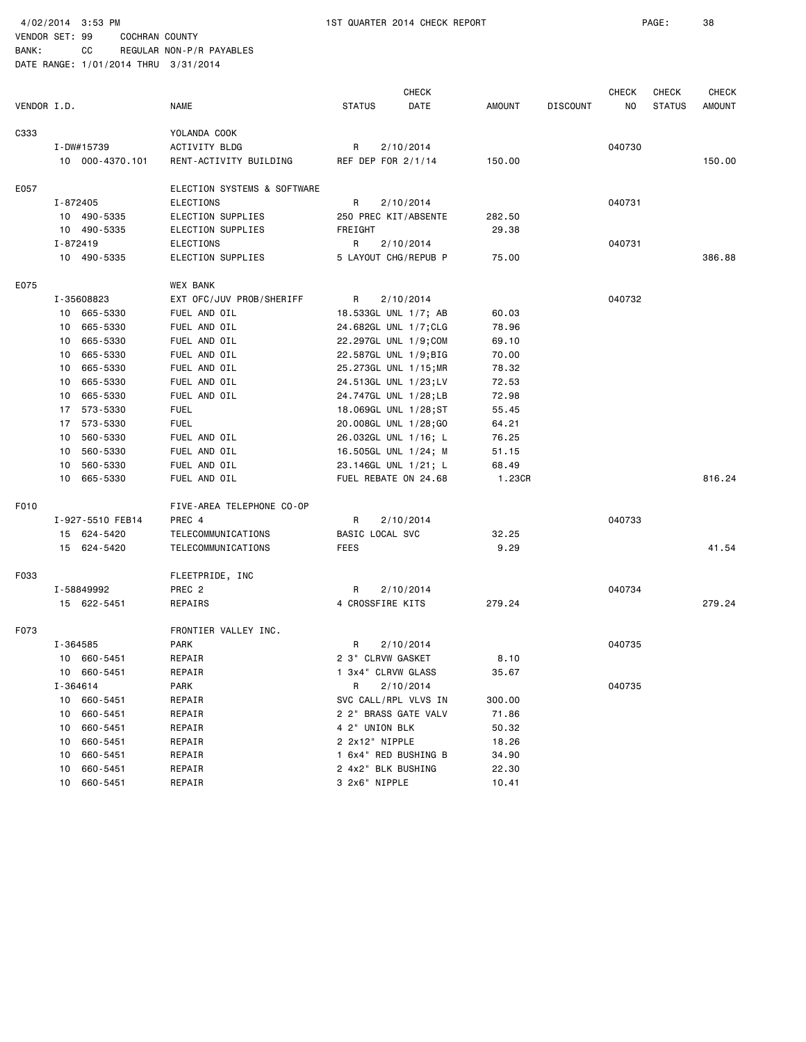4/02/2014 3:53 PM 1ST QUARTER 2014 CHECK REPORT

VENDOR SET: 99 COCHRAN COUNTY
BANK: CC REGULAR NON-P/R PAYABLES
DATE RANGE: 1/01/2014 THRU 3/31/2014

| VENDOR I.D. | NAME | STATUS | CHECK DATE | AMOUNT | DISCOUNT | CHECK NO | CHECK STATUS | CHECK AMOUNT |
|---|---|---|---|---|---|---|---|---|
| C333 | YOLANDA COOK | | | | | | | |
| I-DW#15739 | ACTIVITY BLDG | R | 2/10/2014 | | | 040730 | | |
| 10 000-4370.101 | RENT-ACTIVITY BUILDING | REF DEP FOR 2/1/14 | | 150.00 | | | | 150.00 |
| E057 | ELECTION SYSTEMS & SOFTWARE | | | | | | | |
| I-872405 | ELECTIONS | R | 2/10/2014 | | | 040731 | | |
| 10 490-5335 | ELECTION SUPPLIES | 250 PREC KIT/ABSENTE | | 282.50 | | | | |
| 10 490-5335 | ELECTION SUPPLIES | FREIGHT | | 29.38 | | | | |
| I-872419 | ELECTIONS | R | 2/10/2014 | | | 040731 | | |
| 10 490-5335 | ELECTION SUPPLIES | 5 LAYOUT CHG/REPUB P | | 75.00 | | | | 386.88 |
| E075 | WEX BANK | | | | | | | |
| I-35608823 | EXT OFC/JUV PROB/SHERIFF | R | 2/10/2014 | | | 040732 | | |
| 10 665-5330 | FUEL AND OIL | 18.533GL UNL 1/7; AB | | 60.03 | | | | |
| 10 665-5330 | FUEL AND OIL | 24.682GL UNL 1/7;CLG | | 78.96 | | | | |
| 10 665-5330 | FUEL AND OIL | 22.297GL UNL 1/9;COM | | 69.10 | | | | |
| 10 665-5330 | FUEL AND OIL | 22.587GL UNL 1/9;BIG | | 70.00 | | | | |
| 10 665-5330 | FUEL AND OIL | 25.273GL UNL 1/15;MR | | 78.32 | | | | |
| 10 665-5330 | FUEL AND OIL | 24.513GL UNL 1/23;LV | | 72.53 | | | | |
| 10 665-5330 | FUEL AND OIL | 24.747GL UNL 1/28;LB | | 72.98 | | | | |
| 17 573-5330 | FUEL | 18.069GL UNL 1/28;ST | | 55.45 | | | | |
| 17 573-5330 | FUEL | 20.008GL UNL 1/28;GO | | 64.21 | | | | |
| 10 560-5330 | FUEL AND OIL | 26.032GL UNL 1/16; L | | 76.25 | | | | |
| 10 560-5330 | FUEL AND OIL | 16.505GL UNL 1/24; M | | 51.15 | | | | |
| 10 560-5330 | FUEL AND OIL | 23.146GL UNL 1/21; L | | 68.49 | | | | |
| 10 665-5330 | FUEL AND OIL | FUEL REBATE ON 24.68 | | 1.23CR | | | | 816.24 |
| F010 | FIVE-AREA TELEPHONE CO-OP | | | | | | | |
| I-927-5510 FEB14 | PREC 4 | R | 2/10/2014 | | | 040733 | | |
| 15 624-5420 | TELECOMMUNICATIONS | BASIC LOCAL SVC | | 32.25 | | | | |
| 15 624-5420 | TELECOMMUNICATIONS | FEES | | 9.29 | | | | 41.54 |
| F033 | FLEETPRIDE, INC | | | | | | | |
| I-58849992 | PREC 2 | R | 2/10/2014 | | | 040734 | | |
| 15 622-5451 | REPAIRS | 4 CROSSFIRE KITS | | 279.24 | | | | 279.24 |
| F073 | FRONTIER VALLEY INC. | | | | | | | |
| I-364585 | PARK | R | 2/10/2014 | | | 040735 | | |
| 10 660-5451 | REPAIR | 2 3" CLRVW GASKET | | 8.10 | | | | |
| 10 660-5451 | REPAIR | 1 3x4" CLRVW GLASS | | 35.67 | | | | |
| I-364614 | PARK | R | 2/10/2014 | | | 040735 | | |
| 10 660-5451 | REPAIR | SVC CALL/RPL VLVS IN | | 300.00 | | | | |
| 10 660-5451 | REPAIR | 2 2" BRASS GATE VALV | | 71.86 | | | | |
| 10 660-5451 | REPAIR | 4 2" UNION BLK | | 50.32 | | | | |
| 10 660-5451 | REPAIR | 2 2x12" NIPPLE | | 18.26 | | | | |
| 10 660-5451 | REPAIR | 1 6x4" RED BUSHING B | | 34.90 | | | | |
| 10 660-5451 | REPAIR | 2 4x2" BLK BUSHING | | 22.30 | | | | |
| 10 660-5451 | REPAIR | 3 2x6" NIPPLE | | 10.41 | | | | |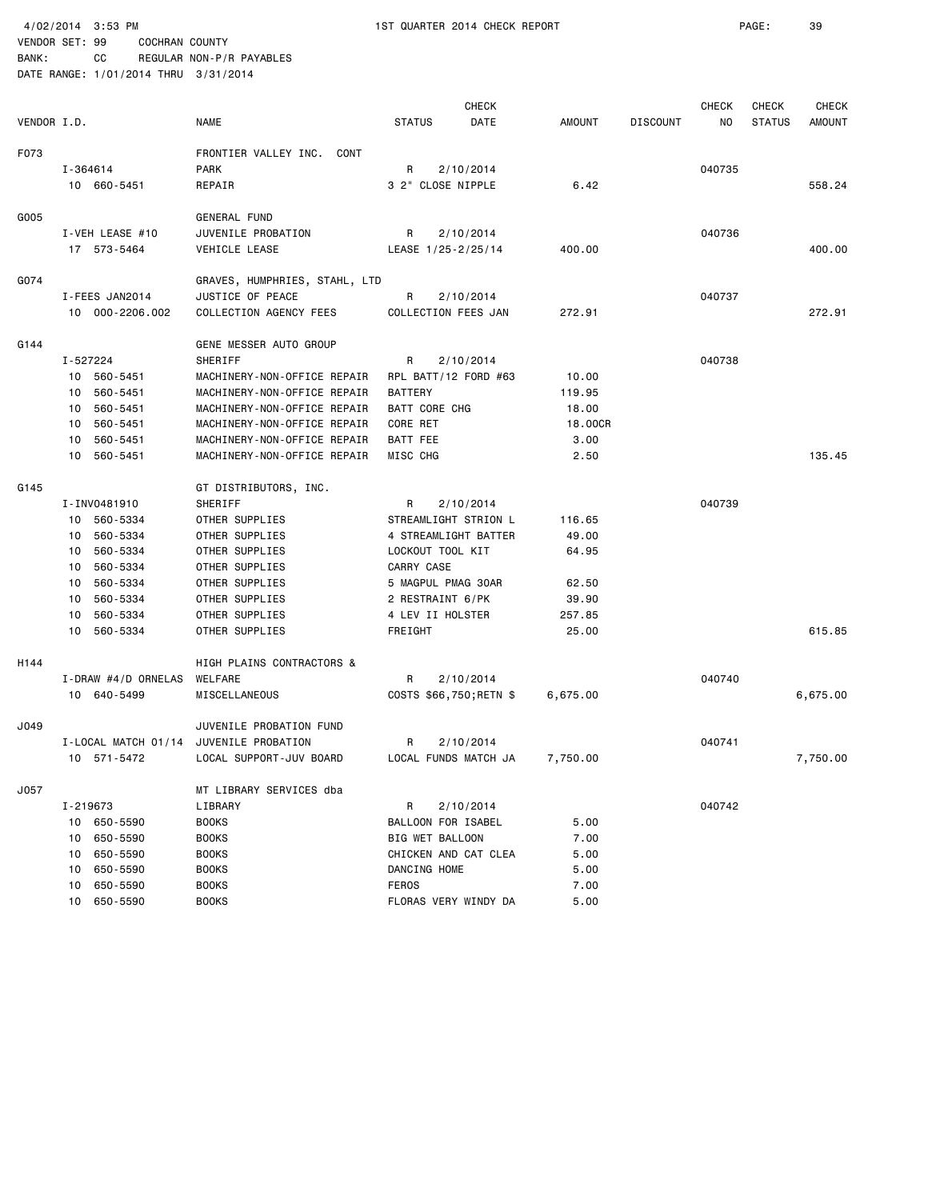4/02/2014 3:53 PM 1ST QUARTER 2014 CHECK REPORT

VENDOR SET: 99 COCHRAN COUNTY
BANK: CC REGULAR NON-P/R PAYABLES
DATE RANGE: 1/01/2014 THRU 3/31/2014

| VENDOR I.D. | | NAME | STATUS | CHECK DATE | AMOUNT | DISCOUNT | CHECK NO | CHECK STATUS | CHECK AMOUNT |
|---|---|---|---|---|---|---|---|---|---|
| F073 | | FRONTIER VALLEY INC. CONT | | | | | | | |
| | I-364614 | PARK | R | 2/10/2014 | | | 040735 | | |
| | 10 660-5451 | REPAIR | 3 2" CLOSE NIPPLE | | 6.42 | | | | 558.24 |
| G005 | | GENERAL FUND | | | | | | | |
| | I-VEH LEASE #10 | JUVENILE PROBATION | R | 2/10/2014 | | | 040736 | | |
| | 17 573-5464 | VEHICLE LEASE | LEASE 1/25-2/25/14 | | 400.00 | | | | 400.00 |
| G074 | | GRAVES, HUMPHRIES, STAHL, LTD | | | | | | | |
| | I-FEES JAN2014 | JUSTICE OF PEACE | R | 2/10/2014 | | | 040737 | | |
| | 10 000-2206.002 | COLLECTION AGENCY FEES | COLLECTION FEES JAN | | 272.91 | | | | 272.91 |
| G144 | | GENE MESSER AUTO GROUP | | | | | | | |
| | I-527224 | SHERIFF | R | 2/10/2014 | | | 040738 | | |
| | 10 560-5451 | MACHINERY-NON-OFFICE REPAIR | RPL BATT/12 FORD #63 | | 10.00 | | | | |
| | 10 560-5451 | MACHINERY-NON-OFFICE REPAIR | BATTERY | | 119.95 | | | | |
| | 10 560-5451 | MACHINERY-NON-OFFICE REPAIR | BATT CORE CHG | | 18.00 | | | | |
| | 10 560-5451 | MACHINERY-NON-OFFICE REPAIR | CORE RET | | 18.00CR | | | | |
| | 10 560-5451 | MACHINERY-NON-OFFICE REPAIR | BATT FEE | | 3.00 | | | | |
| | 10 560-5451 | MACHINERY-NON-OFFICE REPAIR | MISC CHG | | 2.50 | | | | 135.45 |
| G145 | | GT DISTRIBUTORS, INC. | | | | | | | |
| | I-INV0481910 | SHERIFF | R | 2/10/2014 | | | 040739 | | |
| | 10 560-5334 | OTHER SUPPLIES | STREAMLIGHT STRION L | | 116.65 | | | | |
| | 10 560-5334 | OTHER SUPPLIES | 4 STREAMLIGHT BATTER | | 49.00 | | | | |
| | 10 560-5334 | OTHER SUPPLIES | LOCKOUT TOOL KIT | | 64.95 | | | | |
| | 10 560-5334 | OTHER SUPPLIES | CARRY CASE | | | | | | |
| | 10 560-5334 | OTHER SUPPLIES | 5 MAGPUL PMAG 30AR | | 62.50 | | | | |
| | 10 560-5334 | OTHER SUPPLIES | 2 RESTRAINT 6/PK | | 39.90 | | | | |
| | 10 560-5334 | OTHER SUPPLIES | 4 LEV II HOLSTER | | 257.85 | | | | |
| | 10 560-5334 | OTHER SUPPLIES | FREIGHT | | 25.00 | | | | 615.85 |
| H144 | | HIGH PLAINS CONTRACTORS & | | | | | | | |
| | I-DRAW #4/D ORNELAS | WELFARE | R | 2/10/2014 | | | 040740 | | |
| | 10 640-5499 | MISCELLANEOUS | COSTS $66,750;RETN $ | | 6,675.00 | | | | 6,675.00 |
| J049 | | JUVENILE PROBATION FUND | | | | | | | |
| | I-LOCAL MATCH 01/14 | JUVENILE PROBATION | R | 2/10/2014 | | | 040741 | | |
| | 10 571-5472 | LOCAL SUPPORT-JUV BOARD | LOCAL FUNDS MATCH JA | | 7,750.00 | | | | 7,750.00 |
| J057 | | MT LIBRARY SERVICES dba | | | | | | | |
| | I-219673 | LIBRARY | R | 2/10/2014 | | | 040742 | | |
| | 10 650-5590 | BOOKS | BALLOON FOR ISABEL | | 5.00 | | | | |
| | 10 650-5590 | BOOKS | BIG WET BALLOON | | 7.00 | | | | |
| | 10 650-5590 | BOOKS | CHICKEN AND CAT CLEA | | 5.00 | | | | |
| | 10 650-5590 | BOOKS | DANCING HOME | | 5.00 | | | | |
| | 10 650-5590 | BOOKS | FEROS | | 7.00 | | | | |
| | 10 650-5590 | BOOKS | FLORAS VERY WINDY DA | | 5.00 | | | | |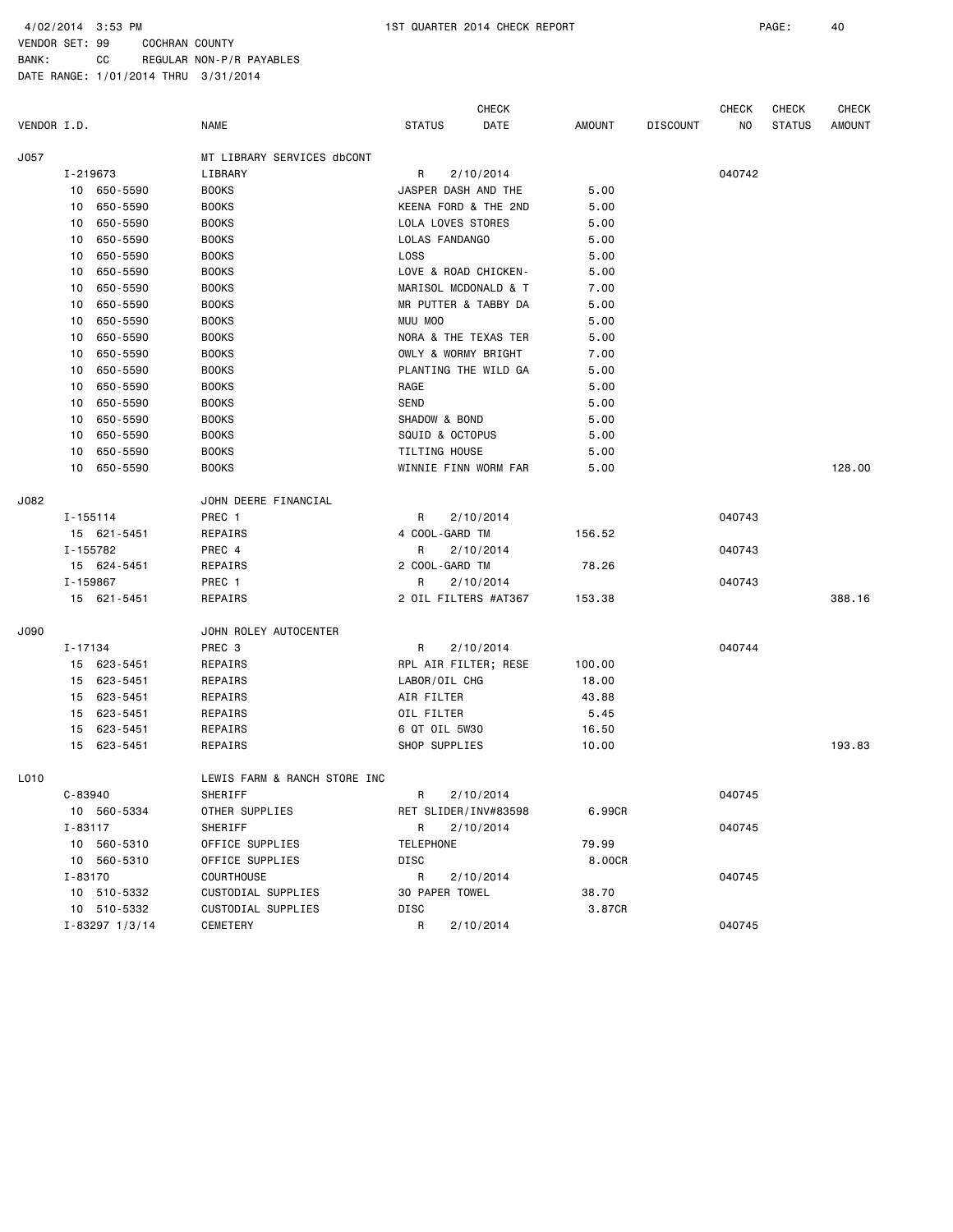4/02/2014 3:53 PM 1ST QUARTER 2014 CHECK REPORT

VENDOR SET: 99 COCHRAN COUNTY
BANK: CC REGULAR NON-P/R PAYABLES
DATE RANGE: 1/01/2014 THRU 3/31/2014

| VENDOR I.D. | NAME | STATUS | CHECK DATE | AMOUNT | DISCOUNT | CHECK NO | CHECK STATUS | CHECK AMOUNT |
|---|---|---|---|---|---|---|---|---|
| J057 | MT LIBRARY SERVICES dbCONT | | | | | | | |
| I-219673 | LIBRARY | R | 2/10/2014 | | | 040742 | | |
| 10 650-5590 | BOOKS | JASPER DASH AND THE | | 5.00 | | | | |
| 10 650-5590 | BOOKS | KEENA FORD & THE 2ND | | 5.00 | | | | |
| 10 650-5590 | BOOKS | LOLA LOVES STORES | | 5.00 | | | | |
| 10 650-5590 | BOOKS | LOLAS FANDANGO | | 5.00 | | | | |
| 10 650-5590 | BOOKS | LOSS | | 5.00 | | | | |
| 10 650-5590 | BOOKS | LOVE & ROAD CHICKEN- | | 5.00 | | | | |
| 10 650-5590 | BOOKS | MARISOL MCDONALD & T | | 7.00 | | | | |
| 10 650-5590 | BOOKS | MR PUTTER & TABBY DA | | 5.00 | | | | |
| 10 650-5590 | BOOKS | MUU MOO | | 5.00 | | | | |
| 10 650-5590 | BOOKS | NORA & THE TEXAS TER | | 5.00 | | | | |
| 10 650-5590 | BOOKS | OWLY & WORMY BRIGHT | | 7.00 | | | | |
| 10 650-5590 | BOOKS | PLANTING THE WILD GA | | 5.00 | | | | |
| 10 650-5590 | BOOKS | RAGE | | 5.00 | | | | |
| 10 650-5590 | BOOKS | SEND | | 5.00 | | | | |
| 10 650-5590 | BOOKS | SHADOW & BOND | | 5.00 | | | | |
| 10 650-5590 | BOOKS | SQUID & OCTOPUS | | 5.00 | | | | |
| 10 650-5590 | BOOKS | TILTING HOUSE | | 5.00 | | | | |
| 10 650-5590 | BOOKS | WINNIE FINN WORM FAR | | 5.00 | | | | 128.00 |
| J082 | JOHN DEERE FINANCIAL | | | | | | | |
| I-155114 | PREC 1 | R | 2/10/2014 | | | 040743 | | |
| 15 621-5451 | REPAIRS | 4 COOL-GARD TM | | 156.52 | | | | |
| I-155782 | PREC 4 | R | 2/10/2014 | | | 040743 | | |
| 15 624-5451 | REPAIRS | 2 COOL-GARD TM | | 78.26 | | | | |
| I-159867 | PREC 1 | R | 2/10/2014 | | | 040743 | | |
| 15 621-5451 | REPAIRS | 2 OIL FILTERS #AT367 | | 153.38 | | | | 388.16 |
| J090 | JOHN ROLEY AUTOCENTER | | | | | | | |
| I-17134 | PREC 3 | R | 2/10/2014 | | | 040744 | | |
| 15 623-5451 | REPAIRS | RPL AIR FILTER; RESE | | 100.00 | | | | |
| 15 623-5451 | REPAIRS | LABOR/OIL CHG | | 18.00 | | | | |
| 15 623-5451 | REPAIRS | AIR FILTER | | 43.88 | | | | |
| 15 623-5451 | REPAIRS | OIL FILTER | | 5.45 | | | | |
| 15 623-5451 | REPAIRS | 6 QT OIL 5W30 | | 16.50 | | | | |
| 15 623-5451 | REPAIRS | SHOP SUPPLIES | | 10.00 | | | | 193.83 |
| L010 | LEWIS FARM & RANCH STORE INC | | | | | | | |
| C-83940 | SHERIFF | R | 2/10/2014 | | | 040745 | | |
| 10 560-5334 | OTHER SUPPLIES | RET SLIDER/INV#83598 | | 6.99CR | | | | |
| I-83117 | SHERIFF | R | 2/10/2014 | | | 040745 | | |
| 10 560-5310 | OFFICE SUPPLIES | TELEPHONE | | 79.99 | | | | |
| 10 560-5310 | OFFICE SUPPLIES | DISC | | 8.00CR | | | | |
| I-83170 | COURTHOUSE | R | 2/10/2014 | | | 040745 | | |
| 10 510-5332 | CUSTODIAL SUPPLIES | 30 PAPER TOWEL | | 38.70 | | | | |
| 10 510-5332 | CUSTODIAL SUPPLIES | DISC | | 3.87CR | | | | |
| I-83297 1/3/14 | CEMETERY | R | 2/10/2014 | | | 040745 | | |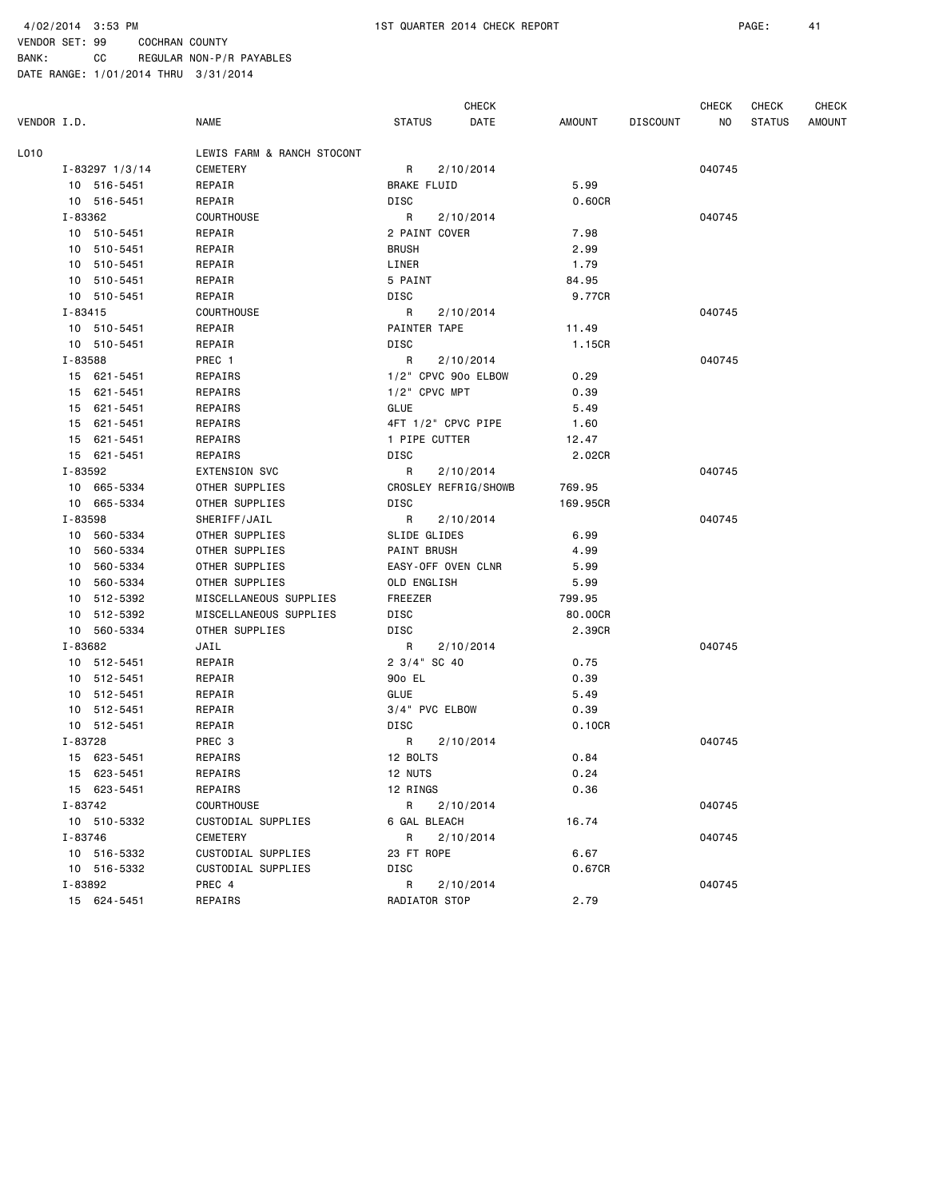4/02/2014 3:53 PM　　1ST QUARTER 2014 CHECK REPORT

VENDOR SET: 99　　COCHRAN COUNTY
BANK:　　CC　　REGULAR NON-P/R PAYABLES
DATE RANGE: 1/01/2014 THRU 3/31/2014

| VENDOR I.D. | NAME | STATUS | CHECK DATE | AMOUNT | DISCOUNT | CHECK NO | CHECK STATUS | CHECK AMOUNT |
|---|---|---|---|---|---|---|---|---|
| L010 | LEWIS FARM & RANCH STOCONT | | | | | | | |
| I-83297 1/3/14 | CEMETERY | R | 2/10/2014 | | | 040745 | | |
| 10 516-5451 | REPAIR | BRAKE FLUID | | 5.99 | | | | |
| 10 516-5451 | REPAIR | DISC | | 0.60CR | | | | |
| I-83362 | COURTHOUSE | R | 2/10/2014 | | | 040745 | | |
| 10 510-5451 | REPAIR | 2 PAINT COVER | | 7.98 | | | | |
| 10 510-5451 | REPAIR | BRUSH | | 2.99 | | | | |
| 10 510-5451 | REPAIR | LINER | | 1.79 | | | | |
| 10 510-5451 | REPAIR | 5 PAINT | | 84.95 | | | | |
| 10 510-5451 | REPAIR | DISC | | 9.77CR | | | | |
| I-83415 | COURTHOUSE | R | 2/10/2014 | | | 040745 | | |
| 10 510-5451 | REPAIR | PAINTER TAPE | | 11.49 | | | | |
| 10 510-5451 | REPAIR | DISC | | 1.15CR | | | | |
| I-83588 | PREC 1 | R | 2/10/2014 | | | 040745 | | |
| 15 621-5451 | REPAIRS | 1/2" CPVC 90o ELBOW | | 0.29 | | | | |
| 15 621-5451 | REPAIRS | 1/2" CPVC MPT | | 0.39 | | | | |
| 15 621-5451 | REPAIRS | GLUE | | 5.49 | | | | |
| 15 621-5451 | REPAIRS | 4FT 1/2" CPVC PIPE | | 1.60 | | | | |
| 15 621-5451 | REPAIRS | 1 PIPE CUTTER | | 12.47 | | | | |
| 15 621-5451 | REPAIRS | DISC | | 2.02CR | | | | |
| I-83592 | EXTENSION SVC | R | 2/10/2014 | | | 040745 | | |
| 10 665-5334 | OTHER SUPPLIES | CROSLEY REFRIG/SHOWB | | 769.95 | | | | |
| 10 665-5334 | OTHER SUPPLIES | DISC | | 169.95CR | | | | |
| I-83598 | SHERIFF/JAIL | R | 2/10/2014 | | | 040745 | | |
| 10 560-5334 | OTHER SUPPLIES | SLIDE GLIDES | | 6.99 | | | | |
| 10 560-5334 | OTHER SUPPLIES | PAINT BRUSH | | 4.99 | | | | |
| 10 560-5334 | OTHER SUPPLIES | EASY-OFF OVEN CLNR | | 5.99 | | | | |
| 10 560-5334 | OTHER SUPPLIES | OLD ENGLISH | | 5.99 | | | | |
| 10 512-5392 | MISCELLANEOUS SUPPLIES | FREEZER | | 799.95 | | | | |
| 10 512-5392 | MISCELLANEOUS SUPPLIES | DISC | | 80.00CR | | | | |
| 10 560-5334 | OTHER SUPPLIES | DISC | | 2.39CR | | | | |
| I-83682 | JAIL | R | 2/10/2014 | | | 040745 | | |
| 10 512-5451 | REPAIR | 2 3/4" SC 40 | | 0.75 | | | | |
| 10 512-5451 | REPAIR | 90o EL | | 0.39 | | | | |
| 10 512-5451 | REPAIR | GLUE | | 5.49 | | | | |
| 10 512-5451 | REPAIR | 3/4" PVC ELBOW | | 0.39 | | | | |
| 10 512-5451 | REPAIR | DISC | | 0.10CR | | | | |
| I-83728 | PREC 3 | R | 2/10/2014 | | | 040745 | | |
| 15 623-5451 | REPAIRS | 12 BOLTS | | 0.84 | | | | |
| 15 623-5451 | REPAIRS | 12 NUTS | | 0.24 | | | | |
| 15 623-5451 | REPAIRS | 12 RINGS | | 0.36 | | | | |
| I-83742 | COURTHOUSE | R | 2/10/2014 | | | 040745 | | |
| 10 510-5332 | CUSTODIAL SUPPLIES | 6 GAL BLEACH | | 16.74 | | | | |
| I-83746 | CEMETERY | R | 2/10/2014 | | | 040745 | | |
| 10 516-5332 | CUSTODIAL SUPPLIES | 23 FT ROPE | | 6.67 | | | | |
| 10 516-5332 | CUSTODIAL SUPPLIES | DISC | | 0.67CR | | | | |
| I-83892 | PREC 4 | R | 2/10/2014 | | | 040745 | | |
| 15 624-5451 | REPAIRS | RADIATOR STOP | | 2.79 | | | | |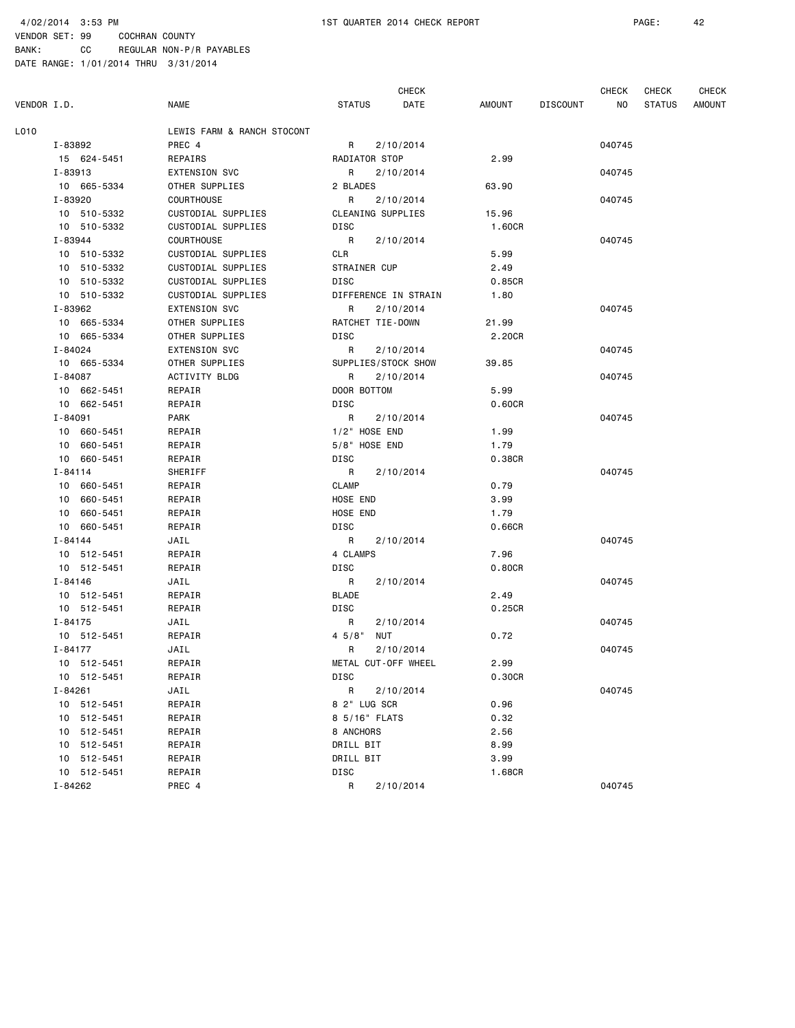4/02/2014 3:53 PM 1ST QUARTER 2014 CHECK REPORT

VENDOR SET: 99 COCHRAN COUNTY
BANK: CC REGULAR NON-P/R PAYABLES
DATE RANGE: 1/01/2014 THRU 3/31/2014

| VENDOR I.D. | NAME | STATUS | CHECK DATE | AMOUNT | DISCOUNT | CHECK NO | CHECK STATUS | CHECK AMOUNT |
|---|---|---|---|---|---|---|---|---|
| L010 | LEWIS FARM & RANCH STOCONT | | | | | | | |
| I-83892 | PREC 4 | R | 2/10/2014 | | | 040745 | | |
| 15 624-5451 | REPAIRS | RADIATOR STOP | | 2.99 | | | | |
| I-83913 | EXTENSION SVC | R | 2/10/2014 | | | 040745 | | |
| 10 665-5334 | OTHER SUPPLIES | 2 BLADES | | 63.90 | | | | |
| I-83920 | COURTHOUSE | R | 2/10/2014 | | | 040745 | | |
| 10 510-5332 | CUSTODIAL SUPPLIES | CLEANING SUPPLIES | | 15.96 | | | | |
| 10 510-5332 | CUSTODIAL SUPPLIES | DISC | | 1.60CR | | | | |
| I-83944 | COURTHOUSE | R | 2/10/2014 | | | 040745 | | |
| 10 510-5332 | CUSTODIAL SUPPLIES | CLR | | 5.99 | | | | |
| 10 510-5332 | CUSTODIAL SUPPLIES | STRAINER CUP | | 2.49 | | | | |
| 10 510-5332 | CUSTODIAL SUPPLIES | DISC | | 0.85CR | | | | |
| 10 510-5332 | CUSTODIAL SUPPLIES | DIFFERENCE IN STRAIN | | 1.80 | | | | |
| I-83962 | EXTENSION SVC | R | 2/10/2014 | | | 040745 | | |
| 10 665-5334 | OTHER SUPPLIES | RATCHET TIE-DOWN | | 21.99 | | | | |
| 10 665-5334 | OTHER SUPPLIES | DISC | | 2.20CR | | | | |
| I-84024 | EXTENSION SVC | R | 2/10/2014 | | | 040745 | | |
| 10 665-5334 | OTHER SUPPLIES | SUPPLIES/STOCK SHOW | | 39.85 | | | | |
| I-84087 | ACTIVITY BLDG | R | 2/10/2014 | | | 040745 | | |
| 10 662-5451 | REPAIR | DOOR BOTTOM | | 5.99 | | | | |
| 10 662-5451 | REPAIR | DISC | | 0.60CR | | | | |
| I-84091 | PARK | R | 2/10/2014 | | | 040745 | | |
| 10 660-5451 | REPAIR | 1/2" HOSE END | | 1.99 | | | | |
| 10 660-5451 | REPAIR | 5/8" HOSE END | | 1.79 | | | | |
| 10 660-5451 | REPAIR | DISC | | 0.38CR | | | | |
| I-84114 | SHERIFF | R | 2/10/2014 | | | 040745 | | |
| 10 660-5451 | REPAIR | CLAMP | | 0.79 | | | | |
| 10 660-5451 | REPAIR | HOSE END | | 3.99 | | | | |
| 10 660-5451 | REPAIR | HOSE END | | 1.79 | | | | |
| 10 660-5451 | REPAIR | DISC | | 0.66CR | | | | |
| I-84144 | JAIL | R | 2/10/2014 | | | 040745 | | |
| 10 512-5451 | REPAIR | 4 CLAMPS | | 7.96 | | | | |
| 10 512-5451 | REPAIR | DISC | | 0.80CR | | | | |
| I-84146 | JAIL | R | 2/10/2014 | | | 040745 | | |
| 10 512-5451 | REPAIR | BLADE | | 2.49 | | | | |
| 10 512-5451 | REPAIR | DISC | | 0.25CR | | | | |
| I-84175 | JAIL | R | 2/10/2014 | | | 040745 | | |
| 10 512-5451 | REPAIR | 4 5/8" NUT | | 0.72 | | | | |
| I-84177 | JAIL | R | 2/10/2014 | | | 040745 | | |
| 10 512-5451 | REPAIR | METAL CUT-OFF WHEEL | | 2.99 | | | | |
| 10 512-5451 | REPAIR | DISC | | 0.30CR | | | | |
| I-84261 | JAIL | R | 2/10/2014 | | | 040745 | | |
| 10 512-5451 | REPAIR | 8 2" LUG SCR | | 0.96 | | | | |
| 10 512-5451 | REPAIR | 8 5/16" FLATS | | 0.32 | | | | |
| 10 512-5451 | REPAIR | 8 ANCHORS | | 2.56 | | | | |
| 10 512-5451 | REPAIR | DRILL BIT | | 8.99 | | | | |
| 10 512-5451 | REPAIR | DRILL BIT | | 3.99 | | | | |
| 10 512-5451 | REPAIR | DISC | | 1.68CR | | | | |
| I-84262 | PREC 4 | R | 2/10/2014 | | | 040745 | | |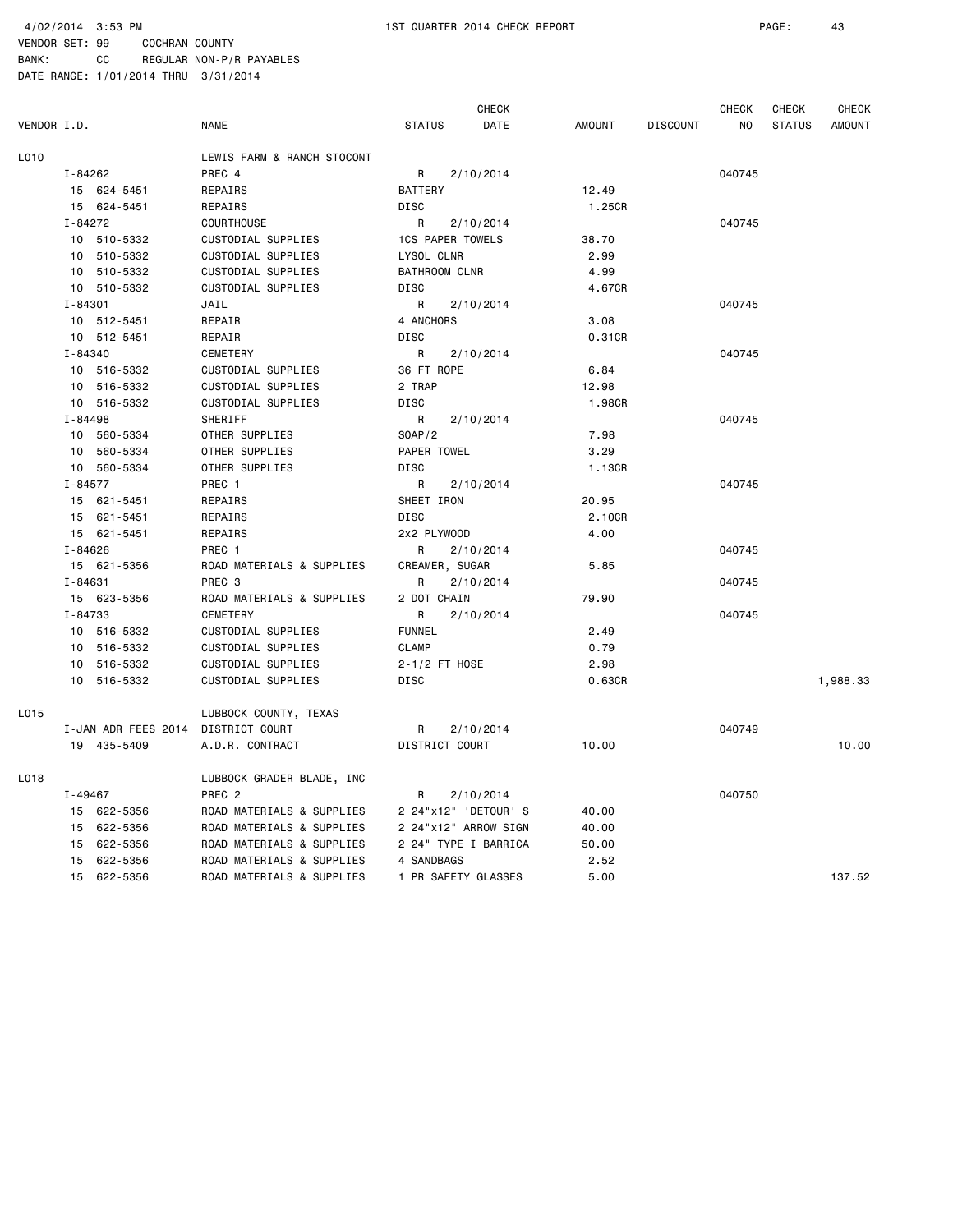4/02/2014 3:53 PM 1ST QUARTER 2014 CHECK REPORT

VENDOR SET: 99 COCHRAN COUNTY
BANK: CC REGULAR NON-P/R PAYABLES
DATE RANGE: 1/01/2014 THRU 3/31/2014

| VENDOR I.D. | NAME | STATUS | CHECK DATE | AMOUNT | DISCOUNT | CHECK NO | CHECK STATUS | CHECK AMOUNT |
|---|---|---|---|---|---|---|---|---|
| L010 | LEWIS FARM & RANCH STOCONT | | | | | | | |
| I-84262 | PREC 4 | R | 2/10/2014 | | | 040745 | | |
| 15 624-5451 | REPAIRS | BATTERY | | 12.49 | | | | |
| 15 624-5451 | REPAIRS | DISC | | 1.25CR | | | | |
| I-84272 | COURTHOUSE | R | 2/10/2014 | | | 040745 | | |
| 10 510-5332 | CUSTODIAL SUPPLIES | 1CS PAPER TOWELS | | 38.70 | | | | |
| 10 510-5332 | CUSTODIAL SUPPLIES | LYSOL CLNR | | 2.99 | | | | |
| 10 510-5332 | CUSTODIAL SUPPLIES | BATHROOM CLNR | | 4.99 | | | | |
| 10 510-5332 | CUSTODIAL SUPPLIES | DISC | | 4.67CR | | | | |
| I-84301 | JAIL | R | 2/10/2014 | | | 040745 | | |
| 10 512-5451 | REPAIR | 4 ANCHORS | | 3.08 | | | | |
| 10 512-5451 | REPAIR | DISC | | 0.31CR | | | | |
| I-84340 | CEMETERY | R | 2/10/2014 | | | 040745 | | |
| 10 516-5332 | CUSTODIAL SUPPLIES | 36 FT ROPE | | 6.84 | | | | |
| 10 516-5332 | CUSTODIAL SUPPLIES | 2 TRAP | | 12.98 | | | | |
| 10 516-5332 | CUSTODIAL SUPPLIES | DISC | | 1.98CR | | | | |
| I-84498 | SHERIFF | R | 2/10/2014 | | | 040745 | | |
| 10 560-5334 | OTHER SUPPLIES | SOAP/2 | | 7.98 | | | | |
| 10 560-5334 | OTHER SUPPLIES | PAPER TOWEL | | 3.29 | | | | |
| 10 560-5334 | OTHER SUPPLIES | DISC | | 1.13CR | | | | |
| I-84577 | PREC 1 | R | 2/10/2014 | | | 040745 | | |
| 15 621-5451 | REPAIRS | SHEET IRON | | 20.95 | | | | |
| 15 621-5451 | REPAIRS | DISC | | 2.10CR | | | | |
| 15 621-5451 | REPAIRS | 2x2 PLYWOOD | | 4.00 | | | | |
| I-84626 | PREC 1 | R | 2/10/2014 | | | 040745 | | |
| 15 621-5356 | ROAD MATERIALS & SUPPLIES | CREAMER, SUGAR | | 5.85 | | | | |
| I-84631 | PREC 3 | R | 2/10/2014 | | | 040745 | | |
| 15 623-5356 | ROAD MATERIALS & SUPPLIES | 2 DOT CHAIN | | 79.90 | | | | |
| I-84733 | CEMETERY | R | 2/10/2014 | | | 040745 | | |
| 10 516-5332 | CUSTODIAL SUPPLIES | FUNNEL | | 2.49 | | | | |
| 10 516-5332 | CUSTODIAL SUPPLIES | CLAMP | | 0.79 | | | | |
| 10 516-5332 | CUSTODIAL SUPPLIES | 2-1/2 FT HOSE | | 2.98 | | | | |
| 10 516-5332 | CUSTODIAL SUPPLIES | DISC | | 0.63CR | | | | 1,988.33 |
| L015 | LUBBOCK COUNTY, TEXAS | | | | | | | |
| I-JAN ADR FEES 2014 | DISTRICT COURT | R | 2/10/2014 | | | 040749 | | |
| 19 435-5409 | A.D.R. CONTRACT | DISTRICT COURT | | 10.00 | | | | 10.00 |
| L018 | LUBBOCK GRADER BLADE, INC | | | | | | | |
| I-49467 | PREC 2 | R | 2/10/2014 | | | 040750 | | |
| 15 622-5356 | ROAD MATERIALS & SUPPLIES | 2 24"x12" 'DETOUR' S | | 40.00 | | | | |
| 15 622-5356 | ROAD MATERIALS & SUPPLIES | 2 24"x12" ARROW SIGN | | 40.00 | | | | |
| 15 622-5356 | ROAD MATERIALS & SUPPLIES | 2 24" TYPE I BARRICA | | 50.00 | | | | |
| 15 622-5356 | ROAD MATERIALS & SUPPLIES | 4 SANDBAGS | | 2.52 | | | | |
| 15 622-5356 | ROAD MATERIALS & SUPPLIES | 1 PR SAFETY GLASSES | | 5.00 | | | | 137.52 |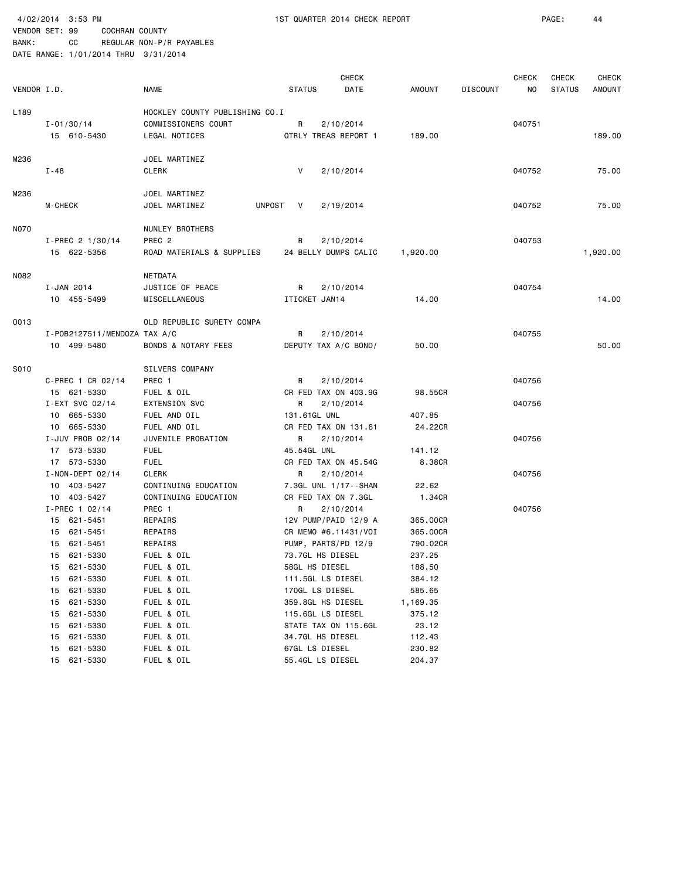4/02/2014 3:53 PM 1ST QUARTER 2014 CHECK REPORT

VENDOR SET: 99 COCHRAN COUNTY
BANK: CC REGULAR NON-P/R PAYABLES
DATE RANGE: 1/01/2014 THRU 3/31/2014

| VENDOR I.D. | NAME | STATUS | CHECK DATE | AMOUNT | DISCOUNT | CHECK NO | CHECK STATUS | CHECK AMOUNT |
|---|---|---|---|---|---|---|---|---|
| L189 | HOCKLEY COUNTY PUBLISHING CO.I | | | | | | | |
| I-01/30/14 | COMMISSIONERS COURT | R | 2/10/2014 | | | 040751 | | |
| 15 610-5430 | LEGAL NOTICES | QTRLY TREAS REPORT 1 | | 189.00 | | | | 189.00 |
| M236 | JOEL MARTINEZ | | | | | | | |
| I-48 | CLERK | V | 2/10/2014 | | | 040752 | | 75.00 |
| M236 | JOEL MARTINEZ | | | | | | | |
| M-CHECK | JOEL MARTINEZ UNPOST | V | 2/19/2014 | | | 040752 | | 75.00 |
| N070 | NUNLEY BROTHERS | | | | | | | |
| I-PREC 2 1/30/14 | PREC 2 | R | 2/10/2014 | | | 040753 | | |
| 15 622-5356 | ROAD MATERIALS & SUPPLIES | 24 BELLY DUMPS CALIC | | 1,920.00 | | | | 1,920.00 |
| N082 | NETDATA | | | | | | | |
| I-JAN 2014 | JUSTICE OF PEACE | R | 2/10/2014 | | | 040754 | | |
| 10 455-5499 | MISCELLANEOUS | ITICKET JAN14 | | 14.00 | | | | 14.00 |
| O013 | OLD REPUBLIC SURETY COMPA | | | | | | | |
| I-POB2127511/MENDOZA TAX A/C | | R | 2/10/2014 | | | 040755 | | |
| 10 499-5480 | BONDS & NOTARY FEES | DEPUTY TAX A/C BOND/ | | 50.00 | | | | 50.00 |
| S010 | SILVERS COMPANY | | | | | | | |
| C-PREC 1 CR 02/14 | PREC 1 | R | 2/10/2014 | | | 040756 | | |
| 15 621-5330 | FUEL & OIL | CR FED TAX ON 403.9G | | 98.55CR | | | | |
| I-EXT SVC 02/14 | EXTENSION SVC | R | 2/10/2014 | | | 040756 | | |
| 10 665-5330 | FUEL AND OIL | 131.61GL UNL | | 407.85 | | | | |
| 10 665-5330 | FUEL AND OIL | CR FED TAX ON 131.61 | | 24.22CR | | | | |
| I-JUV PROB 02/14 | JUVENILE PROBATION | R | 2/10/2014 | | | 040756 | | |
| 17 573-5330 | FUEL | 45.54GL UNL | | 141.12 | | | | |
| 17 573-5330 | FUEL | CR FED TAX ON 45.54G | | 8.38CR | | | | |
| I-NON-DEPT 02/14 | CLERK | R | 2/10/2014 | | | 040756 | | |
| 10 403-5427 | CONTINUING EDUCATION | 7.3GL UNL 1/17--SHAN | | 22.62 | | | | |
| 10 403-5427 | CONTINUING EDUCATION | CR FED TAX ON 7.3GL | | 1.34CR | | | | |
| I-PREC 1 02/14 | PREC 1 | R | 2/10/2014 | | | 040756 | | |
| 15 621-5451 | REPAIRS | 12V PUMP/PAID 12/9 A | | 365.00CR | | | | |
| 15 621-5451 | REPAIRS | CR MEMO #6.11431/VOI | | 365.00CR | | | | |
| 15 621-5451 | REPAIRS | PUMP, PARTS/PD 12/9 | | 790.02CR | | | | |
| 15 621-5330 | FUEL & OIL | 73.7GL HS DIESEL | | 237.25 | | | | |
| 15 621-5330 | FUEL & OIL | 58GL HS DIESEL | | 188.50 | | | | |
| 15 621-5330 | FUEL & OIL | 111.5GL LS DIESEL | | 384.12 | | | | |
| 15 621-5330 | FUEL & OIL | 170GL LS DIESEL | | 585.65 | | | | |
| 15 621-5330 | FUEL & OIL | 359.8GL HS DIESEL | | 1,169.35 | | | | |
| 15 621-5330 | FUEL & OIL | 115.6GL LS DIESEL | | 375.12 | | | | |
| 15 621-5330 | FUEL & OIL | STATE TAX ON 115.6GL | | 23.12 | | | | |
| 15 621-5330 | FUEL & OIL | 34.7GL HS DIESEL | | 112.43 | | | | |
| 15 621-5330 | FUEL & OIL | 67GL LS DIESEL | | 230.82 | | | | |
| 15 621-5330 | FUEL & OIL | 55.4GL LS DIESEL | | 204.37 | | | | |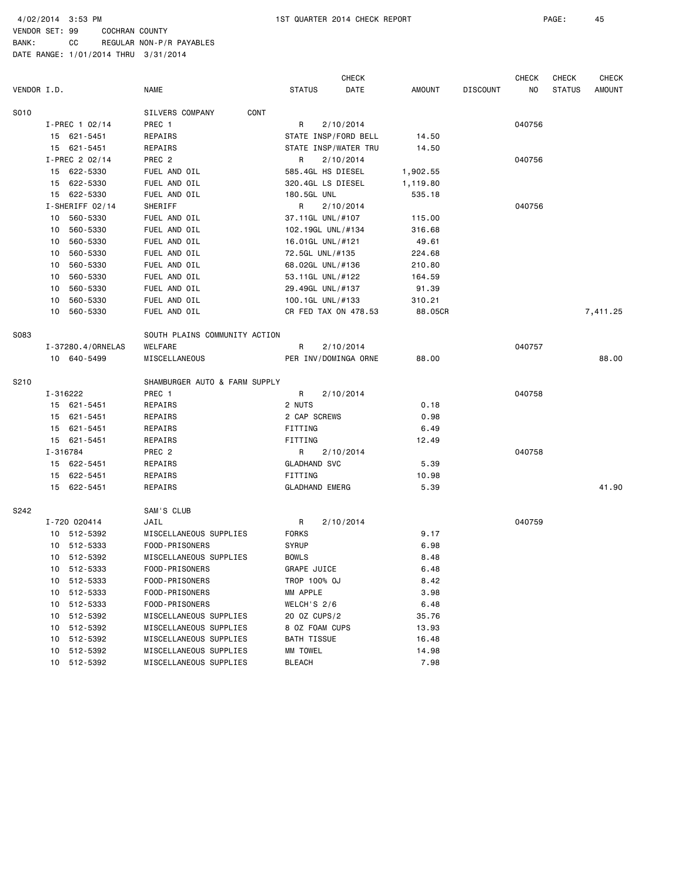4/02/2014 3:53 PM — 1ST QUARTER 2014 CHECK REPORT

VENDOR SET: 99 COCHRAN COUNTY
BANK: CC REGULAR NON-P/R PAYABLES
DATE RANGE: 1/01/2014 THRU 3/31/2014

| VENDOR I.D. | NAME | STATUS | CHECK DATE | AMOUNT | DISCOUNT | CHECK NO | CHECK STATUS | CHECK AMOUNT |
|---|---|---|---|---|---|---|---|---|
| S010 | SILVERS COMPANY CONT | | | | | | | |
| I-PREC 1 02/14 | PREC 1 | R | 2/10/2014 | | | 040756 | | |
| 15 621-5451 | REPAIRS | STATE INSP/FORD BELL | | 14.50 | | | | |
| 15 621-5451 | REPAIRS | STATE INSP/WATER TRU | | 14.50 | | | | |
| I-PREC 2 02/14 | PREC 2 | R | 2/10/2014 | | | 040756 | | |
| 15 622-5330 | FUEL AND OIL | 585.4GL HS DIESEL | | 1,902.55 | | | | |
| 15 622-5330 | FUEL AND OIL | 320.4GL LS DIESEL | | 1,119.80 | | | | |
| 15 622-5330 | FUEL AND OIL | 180.5GL UNL | | 535.18 | | | | |
| I-SHERIFF 02/14 | SHERIFF | R | 2/10/2014 | | | 040756 | | |
| 10 560-5330 | FUEL AND OIL | 37.11GL UNL/#107 | | 115.00 | | | | |
| 10 560-5330 | FUEL AND OIL | 102.19GL UNL/#134 | | 316.68 | | | | |
| 10 560-5330 | FUEL AND OIL | 16.01GL UNL/#121 | | 49.61 | | | | |
| 10 560-5330 | FUEL AND OIL | 72.5GL UNL/#135 | | 224.68 | | | | |
| 10 560-5330 | FUEL AND OIL | 68.02GL UNL/#136 | | 210.80 | | | | |
| 10 560-5330 | FUEL AND OIL | 53.11GL UNL/#122 | | 164.59 | | | | |
| 10 560-5330 | FUEL AND OIL | 29.49GL UNL/#137 | | 91.39 | | | | |
| 10 560-5330 | FUEL AND OIL | 100.1GL UNL/#133 | | 310.21 | | | | |
| 10 560-5330 | FUEL AND OIL | CR FED TAX ON 478.53 | | 88.05CR | | | | 7,411.25 |
| S083 | SOUTH PLAINS COMMUNITY ACTION | | | | | | | |
| I-37280.4/ORNELAS | WELFARE | R | 2/10/2014 | | | 040757 | | |
| 10 640-5499 | MISCELLANEOUS | PER INV/DOMINGA ORNE | | 88.00 | | | | 88.00 |
| S210 | SHAMBURGER AUTO & FARM SUPPLY | | | | | | | |
| I-316222 | PREC 1 | R | 2/10/2014 | | | 040758 | | |
| 15 621-5451 | REPAIRS | 2 NUTS | | 0.18 | | | | |
| 15 621-5451 | REPAIRS | 2 CAP SCREWS | | 0.98 | | | | |
| 15 621-5451 | REPAIRS | FITTING | | 6.49 | | | | |
| 15 621-5451 | REPAIRS | FITTING | | 12.49 | | | | |
| I-316784 | PREC 2 | R | 2/10/2014 | | | 040758 | | |
| 15 622-5451 | REPAIRS | GLADHAND SVC | | 5.39 | | | | |
| 15 622-5451 | REPAIRS | FITTING | | 10.98 | | | | |
| 15 622-5451 | REPAIRS | GLADHAND EMERG | | 5.39 | | | | 41.90 |
| S242 | SAM'S CLUB | | | | | | | |
| I-720 020414 | JAIL | R | 2/10/2014 | | | 040759 | | |
| 10 512-5392 | MISCELLANEOUS SUPPLIES | FORKS | | 9.17 | | | | |
| 10 512-5333 | FOOD-PRISONERS | SYRUP | | 6.98 | | | | |
| 10 512-5392 | MISCELLANEOUS SUPPLIES | BOWLS | | 8.48 | | | | |
| 10 512-5333 | FOOD-PRISONERS | GRAPE JUICE | | 6.48 | | | | |
| 10 512-5333 | FOOD-PRISONERS | TROP 100% OJ | | 8.42 | | | | |
| 10 512-5333 | FOOD-PRISONERS | MM APPLE | | 3.98 | | | | |
| 10 512-5333 | FOOD-PRISONERS | WELCH'S 2/6 | | 6.48 | | | | |
| 10 512-5392 | MISCELLANEOUS SUPPLIES | 20 OZ CUPS/2 | | 35.76 | | | | |
| 10 512-5392 | MISCELLANEOUS SUPPLIES | 8 OZ FOAM CUPS | | 13.93 | | | | |
| 10 512-5392 | MISCELLANEOUS SUPPLIES | BATH TISSUE | | 16.48 | | | | |
| 10 512-5392 | MISCELLANEOUS SUPPLIES | MM TOWEL | | 14.98 | | | | |
| 10 512-5392 | MISCELLANEOUS SUPPLIES | BLEACH | | 7.98 | | | | |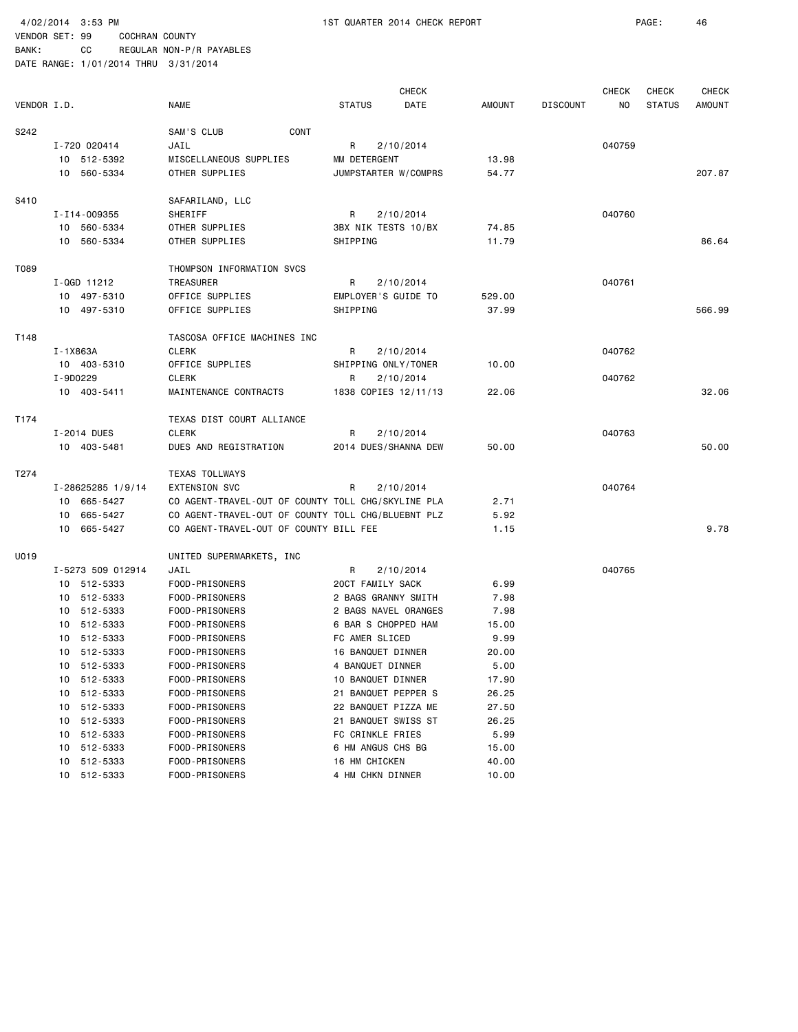4/02/2014 3:53 PM 1ST QUARTER 2014 CHECK REPORT

VENDOR SET: 99 COCHRAN COUNTY
BANK: CC REGULAR NON-P/R PAYABLES
DATE RANGE: 1/01/2014 THRU 3/31/2014

| VENDOR I.D. | NAME | STATUS | CHECK DATE | AMOUNT | DISCOUNT | CHECK NO | CHECK STATUS | CHECK AMOUNT |
|---|---|---|---|---|---|---|---|---|
| S242 | SAM'S CLUB CONT | | | | | | | |
| I-720 020414 | JAIL | R | 2/10/2014 | | | 040759 | | |
| 10 512-5392 | MISCELLANEOUS SUPPLIES | MM DETERGENT | | 13.98 | | | | |
| 10 560-5334 | OTHER SUPPLIES | JUMPSTARTER W/COMPRS | | 54.77 | | | | 207.87 |
| S410 | SAFARILAND, LLC | | | | | | | |
| I-I14-009355 | SHERIFF | R | 2/10/2014 | | | 040760 | | |
| 10 560-5334 | OTHER SUPPLIES | 3BX NIK TESTS 10/BX | | 74.85 | | | | |
| 10 560-5334 | OTHER SUPPLIES | SHIPPING | | 11.79 | | | | 86.64 |
| T089 | THOMPSON INFORMATION SVCS | | | | | | | |
| I-QGD 11212 | TREASURER | R | 2/10/2014 | | | 040761 | | |
| 10 497-5310 | OFFICE SUPPLIES | EMPLOYER'S GUIDE TO | | 529.00 | | | | |
| 10 497-5310 | OFFICE SUPPLIES | SHIPPING | | 37.99 | | | | 566.99 |
| T148 | TASCOSA OFFICE MACHINES INC | | | | | | | |
| I-1X863A | CLERK | R | 2/10/2014 | | | 040762 | | |
| 10 403-5310 | OFFICE SUPPLIES | SHIPPING ONLY/TONER | | 10.00 | | | | |
| I-9D0229 | CLERK | R | 2/10/2014 | | | 040762 | | |
| 10 403-5411 | MAINTENANCE CONTRACTS | 1838 COPIES 12/11/13 | | 22.06 | | | | 32.06 |
| T174 | TEXAS DIST COURT ALLIANCE | | | | | | | |
| I-2014 DUES | CLERK | R | 2/10/2014 | | | 040763 | | |
| 10 403-5481 | DUES AND REGISTRATION | 2014 DUES/SHANNA DEW | | 50.00 | | | | 50.00 |
| T274 | TEXAS TOLLWAYS | | | | | | | |
| I-28625285 1/9/14 | EXTENSION SVC | R | 2/10/2014 | | | 040764 | | |
| 10 665-5427 | CO AGENT-TRAVEL-OUT OF COUNTY | TOLL CHG/SKYLINE PLA | | 2.71 | | | | |
| 10 665-5427 | CO AGENT-TRAVEL-OUT OF COUNTY | TOLL CHG/BLUEBNT PLZ | | 5.92 | | | | |
| 10 665-5427 | CO AGENT-TRAVEL-OUT OF COUNTY | BILL FEE | | 1.15 | | | | 9.78 |
| U019 | UNITED SUPERMARKETS, INC | | | | | | | |
| I-5273 509 012914 | JAIL | R | 2/10/2014 | | | 040765 | | |
| 10 512-5333 | FOOD-PRISONERS | 20CT FAMILY SACK | | 6.99 | | | | |
| 10 512-5333 | FOOD-PRISONERS | 2 BAGS GRANNY SMITH | | 7.98 | | | | |
| 10 512-5333 | FOOD-PRISONERS | 2 BAGS NAVEL ORANGES | | 7.98 | | | | |
| 10 512-5333 | FOOD-PRISONERS | 6 BAR S CHOPPED HAM | | 15.00 | | | | |
| 10 512-5333 | FOOD-PRISONERS | FC AMER SLICED | | 9.99 | | | | |
| 10 512-5333 | FOOD-PRISONERS | 16 BANQUET DINNER | | 20.00 | | | | |
| 10 512-5333 | FOOD-PRISONERS | 4 BANQUET DINNER | | 5.00 | | | | |
| 10 512-5333 | FOOD-PRISONERS | 10 BANQUET DINNER | | 17.90 | | | | |
| 10 512-5333 | FOOD-PRISONERS | 21 BANQUET PEPPER S | | 26.25 | | | | |
| 10 512-5333 | FOOD-PRISONERS | 22 BANQUET PIZZA ME | | 27.50 | | | | |
| 10 512-5333 | FOOD-PRISONERS | 21 BANQUET SWISS ST | | 26.25 | | | | |
| 10 512-5333 | FOOD-PRISONERS | FC CRINKLE FRIES | | 5.99 | | | | |
| 10 512-5333 | FOOD-PRISONERS | 6 HM ANGUS CHS BG | | 15.00 | | | | |
| 10 512-5333 | FOOD-PRISONERS | 16 HM CHICKEN | | 40.00 | | | | |
| 10 512-5333 | FOOD-PRISONERS | 4 HM CHKN DINNER | | 10.00 | | | | |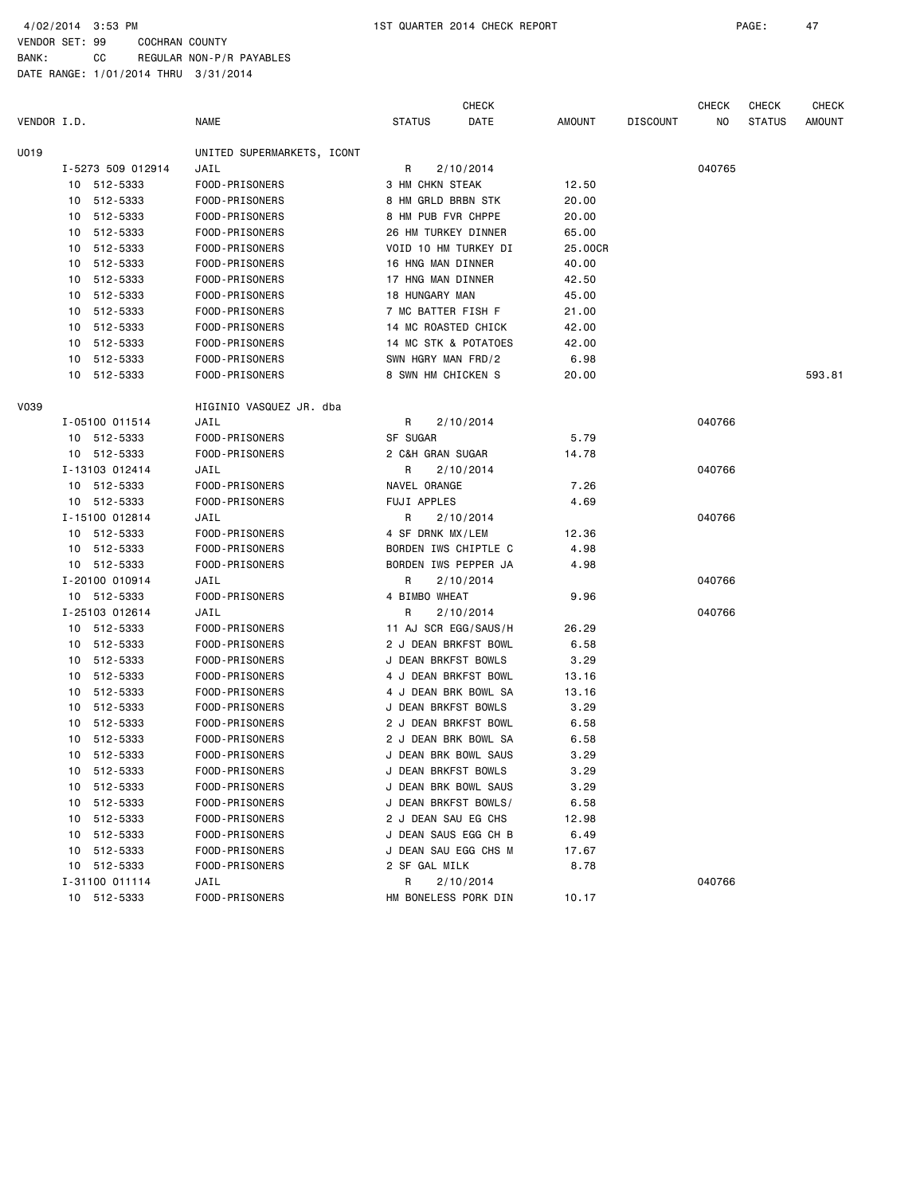4/02/2014 3:53 PM 1ST QUARTER 2014 CHECK REPORT

VENDOR SET: 99 COCHRAN COUNTY
BANK: CC REGULAR NON-P/R PAYABLES
DATE RANGE: 1/01/2014 THRU 3/31/2014

| VENDOR I.D. | | NAME | STATUS | CHECK DATE | AMOUNT | DISCOUNT | CHECK NO | CHECK STATUS | CHECK AMOUNT |
|---|---|---|---|---|---|---|---|---|---|
| U019 | | UNITED SUPERMARKETS, ICONT | | | | | | | |
| | I-5273 509 012914 | JAIL | R | 2/10/2014 | | | 040765 | | |
| | 10 512-5333 | FOOD-PRISONERS | 3 HM CHKN STEAK | | 12.50 | | | | |
| | 10 512-5333 | FOOD-PRISONERS | 8 HM GRLD BRBN STK | | 20.00 | | | | |
| | 10 512-5333 | FOOD-PRISONERS | 8 HM PUB FVR CHPPE | | 20.00 | | | | |
| | 10 512-5333 | FOOD-PRISONERS | 26 HM TURKEY DINNER | | 65.00 | | | | |
| | 10 512-5333 | FOOD-PRISONERS | VOID 10 HM TURKEY DI | | 25.00CR | | | | |
| | 10 512-5333 | FOOD-PRISONERS | 16 HNG MAN DINNER | | 40.00 | | | | |
| | 10 512-5333 | FOOD-PRISONERS | 17 HNG MAN DINNER | | 42.50 | | | | |
| | 10 512-5333 | FOOD-PRISONERS | 18 HUNGARY MAN | | 45.00 | | | | |
| | 10 512-5333 | FOOD-PRISONERS | 7 MC BATTER FISH F | | 21.00 | | | | |
| | 10 512-5333 | FOOD-PRISONERS | 14 MC ROASTED CHICK | | 42.00 | | | | |
| | 10 512-5333 | FOOD-PRISONERS | 14 MC STK & POTATOES | | 42.00 | | | | |
| | 10 512-5333 | FOOD-PRISONERS | SWN HGRY MAN FRD/2 | | 6.98 | | | | |
| | 10 512-5333 | FOOD-PRISONERS | 8 SWN HM CHICKEN S | | 20.00 | | | | 593.81 |
| V039 | | HIGINIO VASQUEZ JR. dba | | | | | | | |
| | I-05100 011514 | JAIL | R | 2/10/2014 | | | 040766 | | |
| | 10 512-5333 | FOOD-PRISONERS | SF SUGAR | | 5.79 | | | | |
| | 10 512-5333 | FOOD-PRISONERS | 2 C&H GRAN SUGAR | | 14.78 | | | | |
| | I-13103 012414 | JAIL | R | 2/10/2014 | | | 040766 | | |
| | 10 512-5333 | FOOD-PRISONERS | NAVEL ORANGE | | 7.26 | | | | |
| | 10 512-5333 | FOOD-PRISONERS | FUJI APPLES | | 4.69 | | | | |
| | I-15100 012814 | JAIL | R | 2/10/2014 | | | 040766 | | |
| | 10 512-5333 | FOOD-PRISONERS | 4 SF DRNK MX/LEM | | 12.36 | | | | |
| | 10 512-5333 | FOOD-PRISONERS | BORDEN IWS CHIPTLE C | | 4.98 | | | | |
| | 10 512-5333 | FOOD-PRISONERS | BORDEN IWS PEPPER JA | | 4.98 | | | | |
| | I-20100 010914 | JAIL | R | 2/10/2014 | | | 040766 | | |
| | 10 512-5333 | FOOD-PRISONERS | 4 BIMBO WHEAT | | 9.96 | | | | |
| | I-25103 012614 | JAIL | R | 2/10/2014 | | | 040766 | | |
| | 10 512-5333 | FOOD-PRISONERS | 11 AJ SCR EGG/SAUS/H | | 26.29 | | | | |
| | 10 512-5333 | FOOD-PRISONERS | 2 J DEAN BRKFST BOWL | | 6.58 | | | | |
| | 10 512-5333 | FOOD-PRISONERS | J DEAN BRKFST BOWLS | | 3.29 | | | | |
| | 10 512-5333 | FOOD-PRISONERS | 4 J DEAN BRKFST BOWL | | 13.16 | | | | |
| | 10 512-5333 | FOOD-PRISONERS | 4 J DEAN BRK BOWL SA | | 13.16 | | | | |
| | 10 512-5333 | FOOD-PRISONERS | J DEAN BRKFST BOWLS | | 3.29 | | | | |
| | 10 512-5333 | FOOD-PRISONERS | 2 J DEAN BRKFST BOWL | | 6.58 | | | | |
| | 10 512-5333 | FOOD-PRISONERS | 2 J DEAN BRK BOWL SA | | 6.58 | | | | |
| | 10 512-5333 | FOOD-PRISONERS | J DEAN BRK BOWL SAUS | | 3.29 | | | | |
| | 10 512-5333 | FOOD-PRISONERS | J DEAN BRKFST BOWLS | | 3.29 | | | | |
| | 10 512-5333 | FOOD-PRISONERS | J DEAN BRK BOWL SAUS | | 3.29 | | | | |
| | 10 512-5333 | FOOD-PRISONERS | J DEAN BRKFST BOWLS/ | | 6.58 | | | | |
| | 10 512-5333 | FOOD-PRISONERS | 2 J DEAN SAU EG CHS | | 12.98 | | | | |
| | 10 512-5333 | FOOD-PRISONERS | J DEAN SAUS EGG CH B | | 6.49 | | | | |
| | 10 512-5333 | FOOD-PRISONERS | J DEAN SAU EGG CHS M | | 17.67 | | | | |
| | 10 512-5333 | FOOD-PRISONERS | 2 SF GAL MILK | | 8.78 | | | | |
| | I-31100 011114 | JAIL | R | 2/10/2014 | | | 040766 | | |
| | 10 512-5333 | FOOD-PRISONERS | HM BONELESS PORK DIN | | 10.17 | | | | |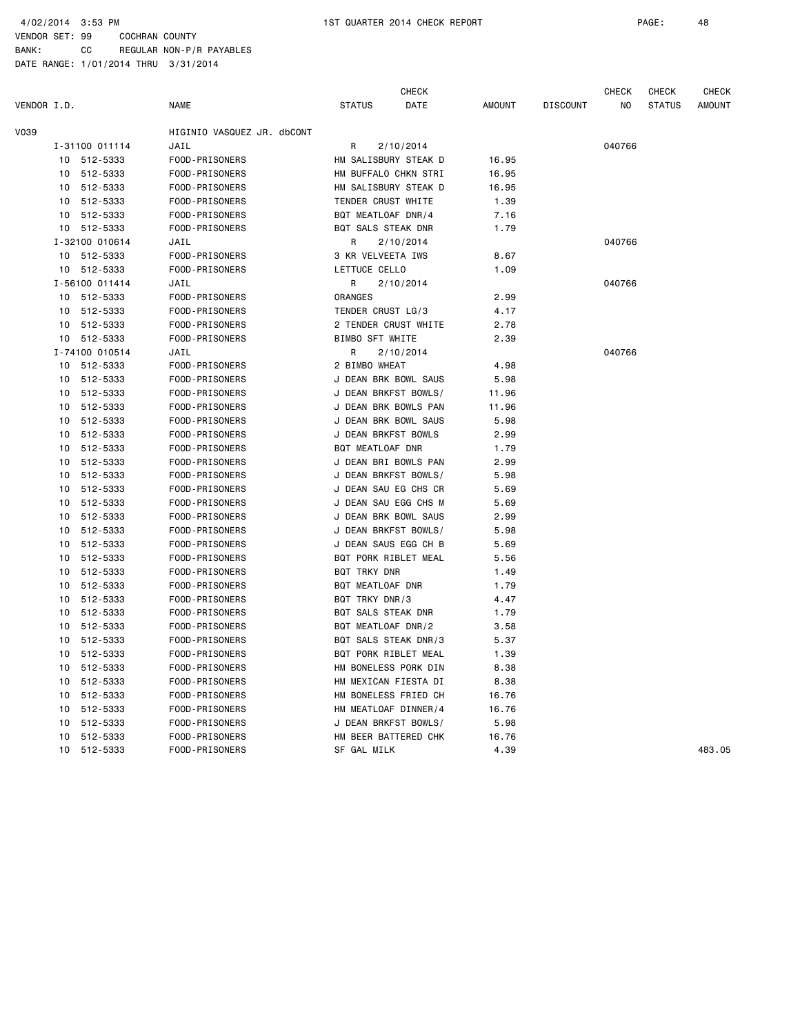4/02/2014 3:53 PM 1ST QUARTER 2014 CHECK REPORT

VENDOR SET: 99 COCHRAN COUNTY
BANK: CC REGULAR NON-P/R PAYABLES
DATE RANGE: 1/01/2014 THRU 3/31/2014

| VENDOR I.D. | NAME | STATUS | CHECK DATE | AMOUNT | DISCOUNT | CHECK NO | CHECK STATUS | CHECK AMOUNT |
|---|---|---|---|---|---|---|---|---|
| V039 | HIGINIO VASQUEZ JR. dbCONT | | | | | | | |
| I-31100 011114 | JAIL | R | 2/10/2014 | | | 040766 | | |
| 10 512-5333 | FOOD-PRISONERS | HM SALISBURY STEAK D | | 16.95 | | | | |
| 10 512-5333 | FOOD-PRISONERS | HM BUFFALO CHKN STRI | | 16.95 | | | | |
| 10 512-5333 | FOOD-PRISONERS | HM SALISBURY STEAK D | | 16.95 | | | | |
| 10 512-5333 | FOOD-PRISONERS | TENDER CRUST WHITE | | 1.39 | | | | |
| 10 512-5333 | FOOD-PRISONERS | BQT MEATLOAF DNR/4 | | 7.16 | | | | |
| 10 512-5333 | FOOD-PRISONERS | BQT SALS STEAK DNR | | 1.79 | | | | |
| I-32100 010614 | JAIL | R | 2/10/2014 | | | 040766 | | |
| 10 512-5333 | FOOD-PRISONERS | 3 KR VELVEETA IWS | | 8.67 | | | | |
| 10 512-5333 | FOOD-PRISONERS | LETTUCE CELLO | | 1.09 | | | | |
| I-56100 011414 | JAIL | R | 2/10/2014 | | | 040766 | | |
| 10 512-5333 | FOOD-PRISONERS | ORANGES | | 2.99 | | | | |
| 10 512-5333 | FOOD-PRISONERS | TENDER CRUST LG/3 | | 4.17 | | | | |
| 10 512-5333 | FOOD-PRISONERS | 2 TENDER CRUST WHITE | | 2.78 | | | | |
| 10 512-5333 | FOOD-PRISONERS | BIMBO SFT WHITE | | 2.39 | | | | |
| I-74100 010514 | JAIL | R | 2/10/2014 | | | 040766 | | |
| 10 512-5333 | FOOD-PRISONERS | 2 BIMBO WHEAT | | 4.98 | | | | |
| 10 512-5333 | FOOD-PRISONERS | J DEAN BRK BOWL SAUS | | 5.98 | | | | |
| 10 512-5333 | FOOD-PRISONERS | J DEAN BRKFST BOWLS/ | | 11.96 | | | | |
| 10 512-5333 | FOOD-PRISONERS | J DEAN BRK BOWLS PAN | | 11.96 | | | | |
| 10 512-5333 | FOOD-PRISONERS | J DEAN BRK BOWL SAUS | | 5.98 | | | | |
| 10 512-5333 | FOOD-PRISONERS | J DEAN BRKFST BOWLS | | 2.99 | | | | |
| 10 512-5333 | FOOD-PRISONERS | BQT MEATLOAF DNR | | 1.79 | | | | |
| 10 512-5333 | FOOD-PRISONERS | J DEAN BRI BOWLS PAN | | 2.99 | | | | |
| 10 512-5333 | FOOD-PRISONERS | J DEAN BRKFST BOWLS/ | | 5.98 | | | | |
| 10 512-5333 | FOOD-PRISONERS | J DEAN SAU EG CHS CR | | 5.69 | | | | |
| 10 512-5333 | FOOD-PRISONERS | J DEAN SAU EGG CHS M | | 5.69 | | | | |
| 10 512-5333 | FOOD-PRISONERS | J DEAN BRK BOWL SAUS | | 2.99 | | | | |
| 10 512-5333 | FOOD-PRISONERS | J DEAN BRKFST BOWLS/ | | 5.98 | | | | |
| 10 512-5333 | FOOD-PRISONERS | J DEAN SAUS EGG CH B | | 5.69 | | | | |
| 10 512-5333 | FOOD-PRISONERS | BQT PORK RIBLET MEAL | | 5.56 | | | | |
| 10 512-5333 | FOOD-PRISONERS | BQT TRKY DNR | | 1.49 | | | | |
| 10 512-5333 | FOOD-PRISONERS | BQT MEATLOAF DNR | | 1.79 | | | | |
| 10 512-5333 | FOOD-PRISONERS | BQT TRKY DNR/3 | | 4.47 | | | | |
| 10 512-5333 | FOOD-PRISONERS | BQT SALS STEAK DNR | | 1.79 | | | | |
| 10 512-5333 | FOOD-PRISONERS | BQT MEATLOAF DNR/2 | | 3.58 | | | | |
| 10 512-5333 | FOOD-PRISONERS | BQT SALS STEAK DNR/3 | | 5.37 | | | | |
| 10 512-5333 | FOOD-PRISONERS | BQT PORK RIBLET MEAL | | 1.39 | | | | |
| 10 512-5333 | FOOD-PRISONERS | HM BONELESS PORK DIN | | 8.38 | | | | |
| 10 512-5333 | FOOD-PRISONERS | HM MEXICAN FIESTA DI | | 8.38 | | | | |
| 10 512-5333 | FOOD-PRISONERS | HM BONELESS FRIED CH | | 16.76 | | | | |
| 10 512-5333 | FOOD-PRISONERS | HM MEATLOAF DINNER/4 | | 16.76 | | | | |
| 10 512-5333 | FOOD-PRISONERS | J DEAN BRKFST BOWLS/ | | 5.98 | | | | |
| 10 512-5333 | FOOD-PRISONERS | HM BEER BATTERED CHK | | 16.76 | | | | |
| 10 512-5333 | FOOD-PRISONERS | SF GAL MILK | | 4.39 | | | | 483.05 |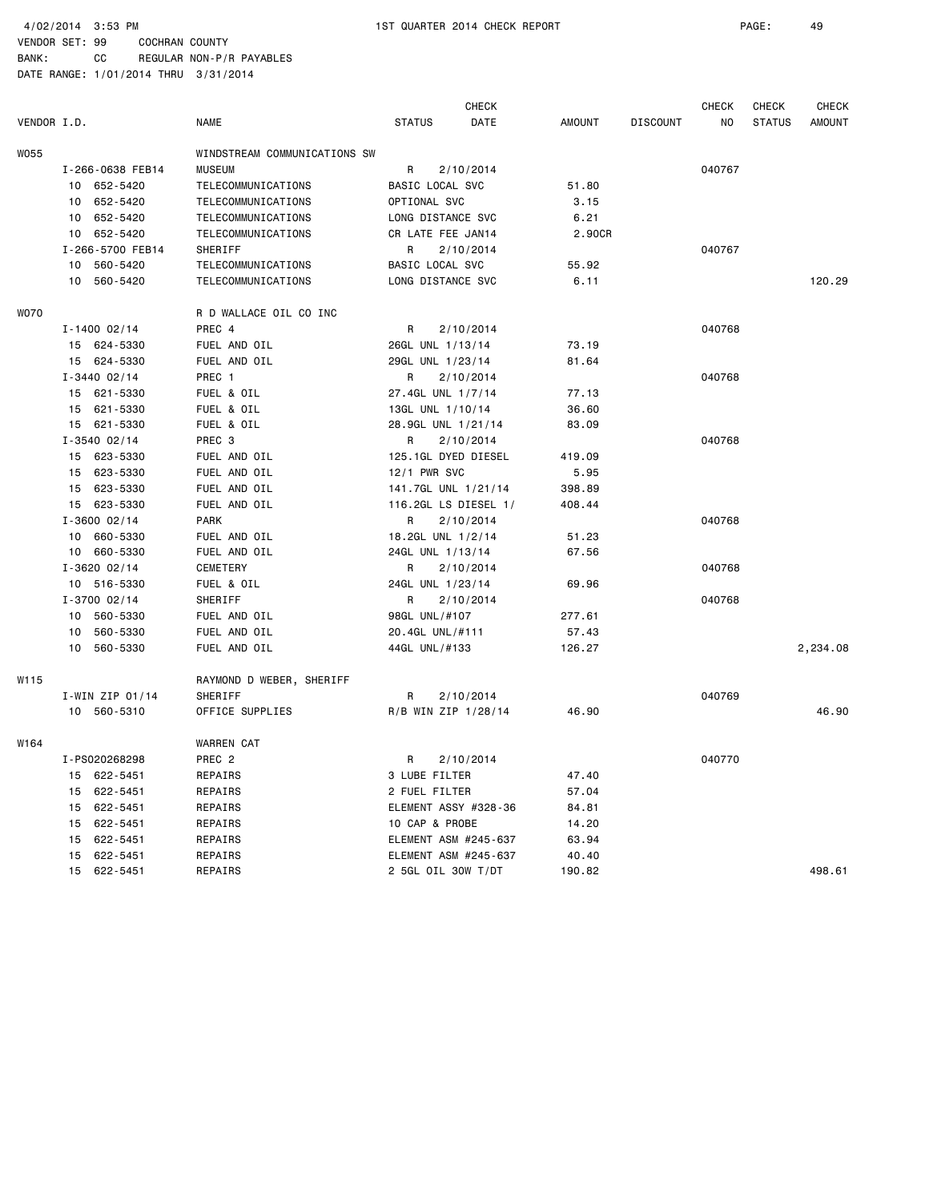4/02/2014 3:53 PM 1ST QUARTER 2014 CHECK REPORT PAGE: 49
VENDOR SET: 99 COCHRAN COUNTY
BANK: CC REGULAR NON-P/R PAYABLES
DATE RANGE: 1/01/2014 THRU 3/31/2014

| VENDOR I.D. | NAME | STATUS | CHECK DATE | AMOUNT | DISCOUNT | CHECK NO | CHECK STATUS | CHECK AMOUNT |
|---|---|---|---|---|---|---|---|---|
| W055 | WINDSTREAM COMMUNICATIONS SW | | | | | | | |
| I-266-0638 FEB14 | MUSEUM | R | 2/10/2014 | | | 040767 | | |
| 10 652-5420 | TELECOMMUNICATIONS | BASIC LOCAL SVC | | 51.80 | | | | |
| 10 652-5420 | TELECOMMUNICATIONS | OPTIONAL SVC | | 3.15 | | | | |
| 10 652-5420 | TELECOMMUNICATIONS | LONG DISTANCE SVC | | 6.21 | | | | |
| 10 652-5420 | TELECOMMUNICATIONS | CR LATE FEE JAN14 | | 2.90CR | | | | |
| I-266-5700 FEB14 | SHERIFF | R | 2/10/2014 | | | 040767 | | |
| 10 560-5420 | TELECOMMUNICATIONS | BASIC LOCAL SVC | | 55.92 | | | | |
| 10 560-5420 | TELECOMMUNICATIONS | LONG DISTANCE SVC | | 6.11 | | | | 120.29 |
| W070 | R D WALLACE OIL CO INC | | | | | | | |
| I-1400 02/14 | PREC 4 | R | 2/10/2014 | | | 040768 | | |
| 15 624-5330 | FUEL AND OIL | 26GL UNL 1/13/14 | | 73.19 | | | | |
| 15 624-5330 | FUEL AND OIL | 29GL UNL 1/23/14 | | 81.64 | | | | |
| I-3440 02/14 | PREC 1 | R | 2/10/2014 | | | 040768 | | |
| 15 621-5330 | FUEL & OIL | 27.4GL UNL 1/7/14 | | 77.13 | | | | |
| 15 621-5330 | FUEL & OIL | 13GL UNL 1/10/14 | | 36.60 | | | | |
| 15 621-5330 | FUEL & OIL | 28.9GL UNL 1/21/14 | | 83.09 | | | | |
| I-3540 02/14 | PREC 3 | R | 2/10/2014 | | | 040768 | | |
| 15 623-5330 | FUEL AND OIL | 125.1GL DYED DIESEL | | 419.09 | | | | |
| 15 623-5330 | FUEL AND OIL | 12/1 PWR SVC | | 5.95 | | | | |
| 15 623-5330 | FUEL AND OIL | 141.7GL UNL 1/21/14 | | 398.89 | | | | |
| 15 623-5330 | FUEL AND OIL | 116.2GL LS DIESEL 1/ | | 408.44 | | | | |
| I-3600 02/14 | PARK | R | 2/10/2014 | | | 040768 | | |
| 10 660-5330 | FUEL AND OIL | 18.2GL UNL 1/2/14 | | 51.23 | | | | |
| 10 660-5330 | FUEL AND OIL | 24GL UNL 1/13/14 | | 67.56 | | | | |
| I-3620 02/14 | CEMETERY | R | 2/10/2014 | | | 040768 | | |
| 10 516-5330 | FUEL & OIL | 24GL UNL 1/23/14 | | 69.96 | | | | |
| I-3700 02/14 | SHERIFF | R | 2/10/2014 | | | 040768 | | |
| 10 560-5330 | FUEL AND OIL | 98GL UNL/#107 | | 277.61 | | | | |
| 10 560-5330 | FUEL AND OIL | 20.4GL UNL/#111 | | 57.43 | | | | |
| 10 560-5330 | FUEL AND OIL | 44GL UNL/#133 | | 126.27 | | | | 2,234.08 |
| W115 | RAYMOND D WEBER, SHERIFF | | | | | | | |
| I-WIN ZIP 01/14 | SHERIFF | R | 2/10/2014 | | | 040769 | | |
| 10 560-5310 | OFFICE SUPPLIES | R/B WIN ZIP 1/28/14 | | 46.90 | | | | 46.90 |
| W164 | WARREN CAT | | | | | | | |
| I-PS020268298 | PREC 2 | R | 2/10/2014 | | | 040770 | | |
| 15 622-5451 | REPAIRS | 3 LUBE FILTER | | 47.40 | | | | |
| 15 622-5451 | REPAIRS | 2 FUEL FILTER | | 57.04 | | | | |
| 15 622-5451 | REPAIRS | ELEMENT ASSY #328-36 | | 84.81 | | | | |
| 15 622-5451 | REPAIRS | 10 CAP & PROBE | | 14.20 | | | | |
| 15 622-5451 | REPAIRS | ELEMENT ASM #245-637 | | 63.94 | | | | |
| 15 622-5451 | REPAIRS | ELEMENT ASM #245-637 | | 40.40 | | | | |
| 15 622-5451 | REPAIRS | 2 5GL OIL 30W T/DT | | 190.82 | | | | 498.61 |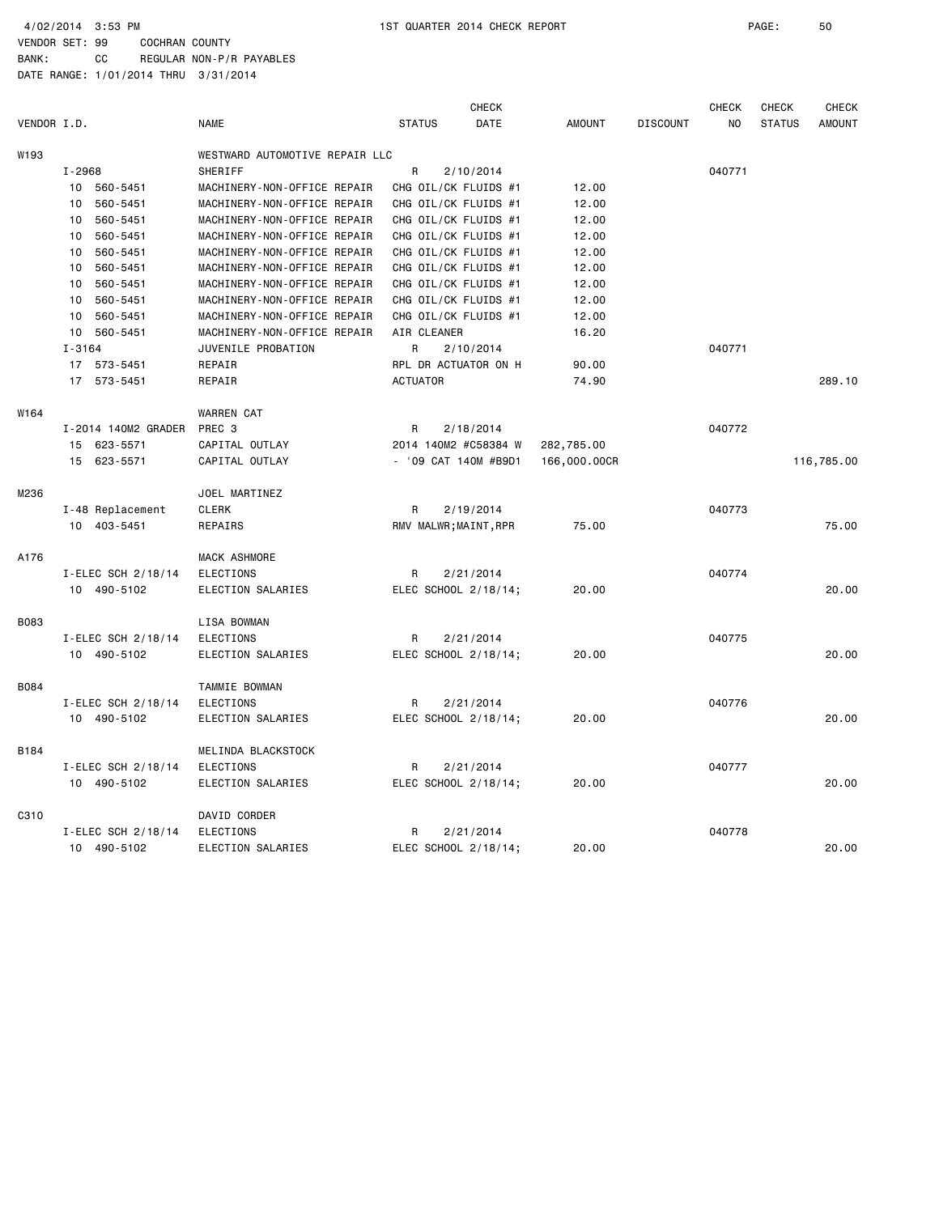4/02/2014 3:53 PM 1ST QUARTER 2014 CHECK REPORT

VENDOR SET: 99 COCHRAN COUNTY
BANK: CC REGULAR NON-P/R PAYABLES
DATE RANGE: 1/01/2014 THRU 3/31/2014

| VENDOR I.D. | | NAME | STATUS | CHECK DATE | AMOUNT | DISCOUNT | CHECK NO | CHECK STATUS | CHECK AMOUNT |
|---|---|---|---|---|---|---|---|---|---|
| W193 | | WESTWARD AUTOMOTIVE REPAIR LLC | | | | | | | |
| | I-2968 | SHERIFF | R | 2/10/2014 | | | 040771 | | |
| | 10 560-5451 | MACHINERY-NON-OFFICE REPAIR | CHG OIL/CK FLUIDS #1 | | 12.00 | | | | |
| | 10 560-5451 | MACHINERY-NON-OFFICE REPAIR | CHG OIL/CK FLUIDS #1 | | 12.00 | | | | |
| | 10 560-5451 | MACHINERY-NON-OFFICE REPAIR | CHG OIL/CK FLUIDS #1 | | 12.00 | | | | |
| | 10 560-5451 | MACHINERY-NON-OFFICE REPAIR | CHG OIL/CK FLUIDS #1 | | 12.00 | | | | |
| | 10 560-5451 | MACHINERY-NON-OFFICE REPAIR | CHG OIL/CK FLUIDS #1 | | 12.00 | | | | |
| | 10 560-5451 | MACHINERY-NON-OFFICE REPAIR | CHG OIL/CK FLUIDS #1 | | 12.00 | | | | |
| | 10 560-5451 | MACHINERY-NON-OFFICE REPAIR | CHG OIL/CK FLUIDS #1 | | 12.00 | | | | |
| | 10 560-5451 | MACHINERY-NON-OFFICE REPAIR | CHG OIL/CK FLUIDS #1 | | 12.00 | | | | |
| | 10 560-5451 | MACHINERY-NON-OFFICE REPAIR | CHG OIL/CK FLUIDS #1 | | 12.00 | | | | |
| | 10 560-5451 | MACHINERY-NON-OFFICE REPAIR | AIR CLEANER | | 16.20 | | | | |
| | I-3164 | JUVENILE PROBATION | R | 2/10/2014 | | | 040771 | | |
| | 17 573-5451 | REPAIR | RPL DR ACTUATOR ON H | | 90.00 | | | | |
| | 17 573-5451 | REPAIR | ACTUATOR | | 74.90 | | | | 289.10 |
| W164 | | WARREN CAT | | | | | | | |
| | I-2014 140M2 GRADER | PREC 3 | R | 2/18/2014 | | | 040772 | | |
| | 15 623-5571 | CAPITAL OUTLAY | 2014 140M2 #C58384 W | | 282,785.00 | | | | |
| | 15 623-5571 | CAPITAL OUTLAY | - '09 CAT 140M #B9D1 | | 166,000.00CR | | | | 116,785.00 |
| M236 | | JOEL MARTINEZ | | | | | | | |
| | I-48 Replacement | CLERK | R | 2/19/2014 | | | 040773 | | |
| | 10 403-5451 | REPAIRS | RMV MALWR;MAINT,RPR | | 75.00 | | | | 75.00 |
| A176 | | MACK ASHMORE | | | | | | | |
| | I-ELEC SCH 2/18/14 | ELECTIONS | R | 2/21/2014 | | | 040774 | | |
| | 10 490-5102 | ELECTION SALARIES | ELEC SCHOOL 2/18/14; | | 20.00 | | | | 20.00 |
| B083 | | LISA BOWMAN | | | | | | | |
| | I-ELEC SCH 2/18/14 | ELECTIONS | R | 2/21/2014 | | | 040775 | | |
| | 10 490-5102 | ELECTION SALARIES | ELEC SCHOOL 2/18/14; | | 20.00 | | | | 20.00 |
| B084 | | TAMMIE BOWMAN | | | | | | | |
| | I-ELEC SCH 2/18/14 | ELECTIONS | R | 2/21/2014 | | | 040776 | | |
| | 10 490-5102 | ELECTION SALARIES | ELEC SCHOOL 2/18/14; | | 20.00 | | | | 20.00 |
| B184 | | MELINDA BLACKSTOCK | | | | | | | |
| | I-ELEC SCH 2/18/14 | ELECTIONS | R | 2/21/2014 | | | 040777 | | |
| | 10 490-5102 | ELECTION SALARIES | ELEC SCHOOL 2/18/14; | | 20.00 | | | | 20.00 |
| C310 | | DAVID CORDER | | | | | | | |
| | I-ELEC SCH 2/18/14 | ELECTIONS | R | 2/21/2014 | | | 040778 | | |
| | 10 490-5102 | ELECTION SALARIES | ELEC SCHOOL 2/18/14; | | 20.00 | | | | 20.00 |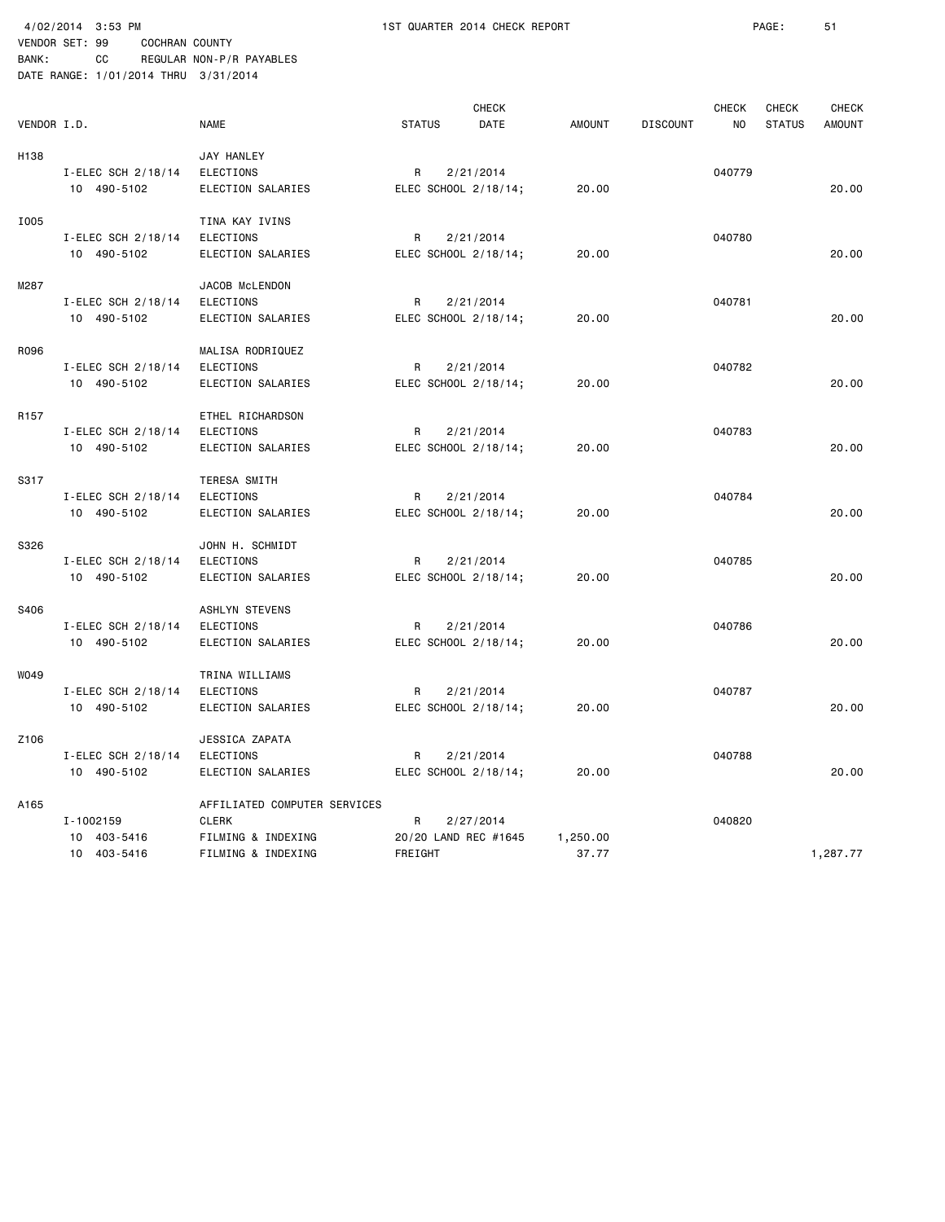4/02/2014 3:53 PM 1ST QUARTER 2014 CHECK REPORT
VENDOR SET: 99 COCHRAN COUNTY
BANK: CC REGULAR NON-P/R PAYABLES
DATE RANGE: 1/01/2014 THRU 3/31/2014

| VENDOR I.D. | NAME | STATUS | CHECK DATE | AMOUNT | DISCOUNT | CHECK NO | CHECK STATUS | CHECK AMOUNT |
|---|---|---|---|---|---|---|---|---|
| H138 | JAY HANLEY | | | | | | | |
| I-ELEC SCH 2/18/14 | ELECTIONS | R | 2/21/2014 | | | 040779 | | |
| 10 490-5102 | ELECTION SALARIES | ELEC SCHOOL 2/18/14; | | 20.00 | | | | 20.00 |
| I005 | TINA KAY IVINS | | | | | | | |
| I-ELEC SCH 2/18/14 | ELECTIONS | R | 2/21/2014 | | | 040780 | | |
| 10 490-5102 | ELECTION SALARIES | ELEC SCHOOL 2/18/14; | | 20.00 | | | | 20.00 |
| M287 | JACOB McLENDON | | | | | | | |
| I-ELEC SCH 2/18/14 | ELECTIONS | R | 2/21/2014 | | | 040781 | | |
| 10 490-5102 | ELECTION SALARIES | ELEC SCHOOL 2/18/14; | | 20.00 | | | | 20.00 |
| R096 | MALISA RODRIQUEZ | | | | | | | |
| I-ELEC SCH 2/18/14 | ELECTIONS | R | 2/21/2014 | | | 040782 | | |
| 10 490-5102 | ELECTION SALARIES | ELEC SCHOOL 2/18/14; | | 20.00 | | | | 20.00 |
| R157 | ETHEL RICHARDSON | | | | | | | |
| I-ELEC SCH 2/18/14 | ELECTIONS | R | 2/21/2014 | | | 040783 | | |
| 10 490-5102 | ELECTION SALARIES | ELEC SCHOOL 2/18/14; | | 20.00 | | | | 20.00 |
| S317 | TERESA SMITH | | | | | | | |
| I-ELEC SCH 2/18/14 | ELECTIONS | R | 2/21/2014 | | | 040784 | | |
| 10 490-5102 | ELECTION SALARIES | ELEC SCHOOL 2/18/14; | | 20.00 | | | | 20.00 |
| S326 | JOHN H. SCHMIDT | | | | | | | |
| I-ELEC SCH 2/18/14 | ELECTIONS | R | 2/21/2014 | | | 040785 | | |
| 10 490-5102 | ELECTION SALARIES | ELEC SCHOOL 2/18/14; | | 20.00 | | | | 20.00 |
| S406 | ASHLYN STEVENS | | | | | | | |
| I-ELEC SCH 2/18/14 | ELECTIONS | R | 2/21/2014 | | | 040786 | | |
| 10 490-5102 | ELECTION SALARIES | ELEC SCHOOL 2/18/14; | | 20.00 | | | | 20.00 |
| W049 | TRINA WILLIAMS | | | | | | | |
| I-ELEC SCH 2/18/14 | ELECTIONS | R | 2/21/2014 | | | 040787 | | |
| 10 490-5102 | ELECTION SALARIES | ELEC SCHOOL 2/18/14; | | 20.00 | | | | 20.00 |
| Z106 | JESSICA ZAPATA | | | | | | | |
| I-ELEC SCH 2/18/14 | ELECTIONS | R | 2/21/2014 | | | 040788 | | |
| 10 490-5102 | ELECTION SALARIES | ELEC SCHOOL 2/18/14; | | 20.00 | | | | 20.00 |
| A165 | AFFILIATED COMPUTER SERVICES | | | | | | | |
| I-1002159 | CLERK | R | 2/27/2014 | | | 040820 | | |
| 10 403-5416 | FILMING & INDEXING | 20/20 LAND REC #1645 | | 1,250.00 | | | | |
| 10 403-5416 | FILMING & INDEXING | FREIGHT | | 37.77 | | | | 1,287.77 |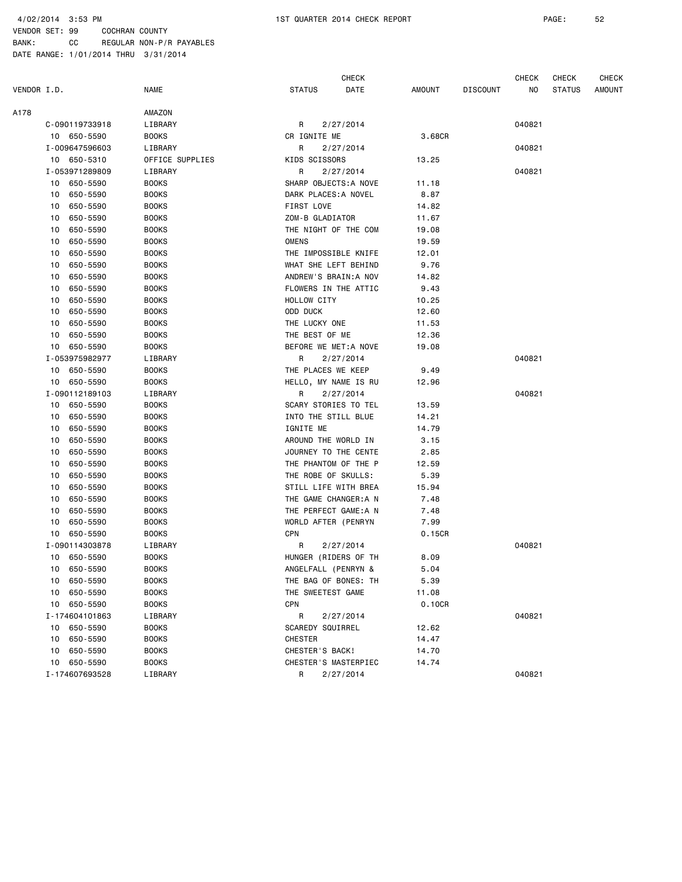4/02/2014 3:53 PM 1ST QUARTER 2014 CHECK REPORT

VENDOR SET: 99 COCHRAN COUNTY
BANK: CC REGULAR NON-P/R PAYABLES
DATE RANGE: 1/01/2014 THRU 3/31/2014

| VENDOR I.D. | NAME | STATUS | CHECK DATE | AMOUNT | DISCOUNT | CHECK NO | CHECK STATUS | CHECK AMOUNT |
|---|---|---|---|---|---|---|---|---|
| A178 | AMAZON | | | | | | | |
| C-090119733918 | LIBRARY | R | 2/27/2014 | | | 040821 | | |
| 10 650-5590 | BOOKS | CR IGNITE ME | | 3.68CR | | | | |
| I-009647596603 | LIBRARY | R | 2/27/2014 | | | 040821 | | |
| 10 650-5310 | OFFICE SUPPLIES | KIDS SCISSORS | | 13.25 | | | | |
| I-053971289809 | LIBRARY | R | 2/27/2014 | | | 040821 | | |
| 10 650-5590 | BOOKS | SHARP OBJECTS:A NOVE | | 11.18 | | | | |
| 10 650-5590 | BOOKS | DARK PLACES:A NOVEL | | 8.87 | | | | |
| 10 650-5590 | BOOKS | FIRST LOVE | | 14.82 | | | | |
| 10 650-5590 | BOOKS | ZOM-B GLADIATOR | | 11.67 | | | | |
| 10 650-5590 | BOOKS | THE NIGHT OF THE COM | | 19.08 | | | | |
| 10 650-5590 | BOOKS | OMENS | | 19.59 | | | | |
| 10 650-5590 | BOOKS | THE IMPOSSIBLE KNIFE | | 12.01 | | | | |
| 10 650-5590 | BOOKS | WHAT SHE LEFT BEHIND | | 9.76 | | | | |
| 10 650-5590 | BOOKS | ANDREW'S BRAIN:A NOV | | 14.82 | | | | |
| 10 650-5590 | BOOKS | FLOWERS IN THE ATTIC | | 9.43 | | | | |
| 10 650-5590 | BOOKS | HOLLOW CITY | | 10.25 | | | | |
| 10 650-5590 | BOOKS | ODD DUCK | | 12.60 | | | | |
| 10 650-5590 | BOOKS | THE LUCKY ONE | | 11.53 | | | | |
| 10 650-5590 | BOOKS | THE BEST OF ME | | 12.36 | | | | |
| 10 650-5590 | BOOKS | BEFORE WE MET:A NOVE | | 19.08 | | | | |
| I-053975982977 | LIBRARY | R | 2/27/2014 | | | 040821 | | |
| 10 650-5590 | BOOKS | THE PLACES WE KEEP | | 9.49 | | | | |
| 10 650-5590 | BOOKS | HELLO, MY NAME IS RU | | 12.96 | | | | |
| I-090112189103 | LIBRARY | R | 2/27/2014 | | | 040821 | | |
| 10 650-5590 | BOOKS | SCARY STORIES TO TEL | | 13.59 | | | | |
| 10 650-5590 | BOOKS | INTO THE STILL BLUE | | 14.21 | | | | |
| 10 650-5590 | BOOKS | IGNITE ME | | 14.79 | | | | |
| 10 650-5590 | BOOKS | AROUND THE WORLD IN | | 3.15 | | | | |
| 10 650-5590 | BOOKS | JOURNEY TO THE CENTE | | 2.85 | | | | |
| 10 650-5590 | BOOKS | THE PHANTOM OF THE P | | 12.59 | | | | |
| 10 650-5590 | BOOKS | THE ROBE OF SKULLS: | | 5.39 | | | | |
| 10 650-5590 | BOOKS | STILL LIFE WITH BREA | | 15.94 | | | | |
| 10 650-5590 | BOOKS | THE GAME CHANGER:A N | | 7.48 | | | | |
| 10 650-5590 | BOOKS | THE PERFECT GAME:A N | | 7.48 | | | | |
| 10 650-5590 | BOOKS | WORLD AFTER (PENRYN | | 7.99 | | | | |
| 10 650-5590 | BOOKS | CPN | | 0.15CR | | | | |
| I-090114303878 | LIBRARY | R | 2/27/2014 | | | 040821 | | |
| 10 650-5590 | BOOKS | HUNGER (RIDERS OF TH | | 8.09 | | | | |
| 10 650-5590 | BOOKS | ANGELFALL (PENRYN & | | 5.04 | | | | |
| 10 650-5590 | BOOKS | THE BAG OF BONES: TH | | 5.39 | | | | |
| 10 650-5590 | BOOKS | THE SWEETEST GAME | | 11.08 | | | | |
| 10 650-5590 | BOOKS | CPN | | 0.10CR | | | | |
| I-174604101863 | LIBRARY | R | 2/27/2014 | | | 040821 | | |
| 10 650-5590 | BOOKS | SCAREDY SQUIRREL | | 12.62 | | | | |
| 10 650-5590 | BOOKS | CHESTER | | 14.47 | | | | |
| 10 650-5590 | BOOKS | CHESTER'S BACK! | | 14.70 | | | | |
| 10 650-5590 | BOOKS | CHESTER'S MASTERPIEC | | 14.74 | | | | |
| I-174607693528 | LIBRARY | R | 2/27/2014 | | | 040821 | | |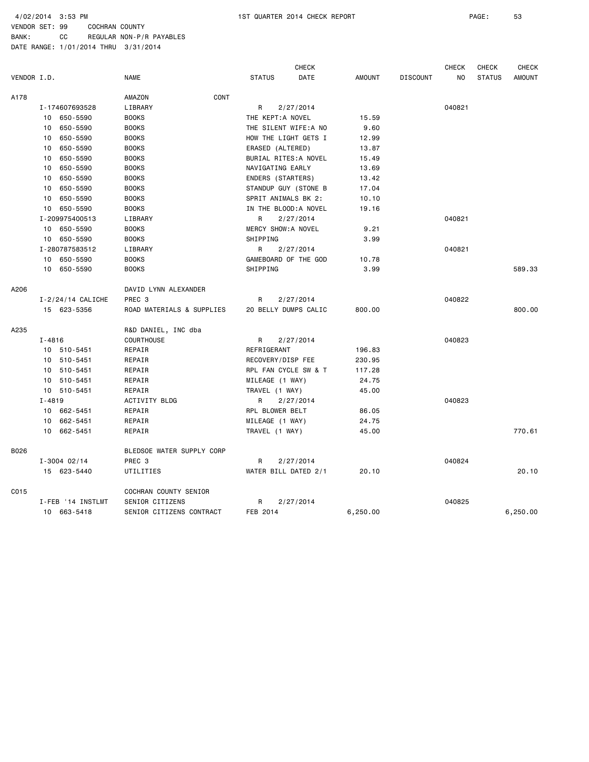4/02/2014 3:53 PM 1ST QUARTER 2014 CHECK REPORT

VENDOR SET: 99 COCHRAN COUNTY
BANK: CC REGULAR NON-P/R PAYABLES
DATE RANGE: 1/01/2014 THRU 3/31/2014

| VENDOR I.D. | NAME | STATUS | CHECK DATE | AMOUNT | DISCOUNT | CHECK NO | CHECK STATUS | CHECK AMOUNT |
|---|---|---|---|---|---|---|---|---|
| A178 | AMAZON CONT | | | | | | | |
| I-174607693528 | LIBRARY | R | 2/27/2014 | | | 040821 | | |
| 10 650-5590 | BOOKS | THE KEPT:A NOVEL | | 15.59 | | | | |
| 10 650-5590 | BOOKS | THE SILENT WIFE:A NO | | 9.60 | | | | |
| 10 650-5590 | BOOKS | HOW THE LIGHT GETS I | | 12.99 | | | | |
| 10 650-5590 | BOOKS | ERASED (ALTERED) | | 13.87 | | | | |
| 10 650-5590 | BOOKS | BURIAL RITES:A NOVEL | | 15.49 | | | | |
| 10 650-5590 | BOOKS | NAVIGATING EARLY | | 13.69 | | | | |
| 10 650-5590 | BOOKS | ENDERS (STARTERS) | | 13.42 | | | | |
| 10 650-5590 | BOOKS | STANDUP GUY (STONE B | | 17.04 | | | | |
| 10 650-5590 | BOOKS | SPRIT ANIMALS BK 2: | | 10.10 | | | | |
| 10 650-5590 | BOOKS | IN THE BLOOD:A NOVEL | | 19.16 | | | | |
| I-209975400513 | LIBRARY | R | 2/27/2014 | | | 040821 | | |
| 10 650-5590 | BOOKS | MERCY SHOW:A NOVEL | | 9.21 | | | | |
| 10 650-5590 | BOOKS | SHIPPING | | 3.99 | | | | |
| I-280787583512 | LIBRARY | R | 2/27/2014 | | | 040821 | | |
| 10 650-5590 | BOOKS | GAMEBOARD OF THE GOD | | 10.78 | | | | |
| 10 650-5590 | BOOKS | SHIPPING | | 3.99 | | | | 589.33 |
| A206 | DAVID LYNN ALEXANDER | | | | | | | |
| I-2/24/14 CALICHE | PREC 3 | R | 2/27/2014 | | | 040822 | | |
| 15 623-5356 | ROAD MATERIALS & SUPPLIES | 20 BELLY DUMPS CALIC | | 800.00 | | | | 800.00 |
| A235 | R&D DANIEL, INC dba | | | | | | | |
| I-4816 | COURTHOUSE | R | 2/27/2014 | | | 040823 | | |
| 10 510-5451 | REPAIR | REFRIGERANT | | 196.83 | | | | |
| 10 510-5451 | REPAIR | RECOVERY/DISP FEE | | 230.95 | | | | |
| 10 510-5451 | REPAIR | RPL FAN CYCLE SW & T | | 117.28 | | | | |
| 10 510-5451 | REPAIR | MILEAGE (1 WAY) | | 24.75 | | | | |
| 10 510-5451 | REPAIR | TRAVEL (1 WAY) | | 45.00 | | | | |
| I-4819 | ACTIVITY BLDG | R | 2/27/2014 | | | 040823 | | |
| 10 662-5451 | REPAIR | RPL BLOWER BELT | | 86.05 | | | | |
| 10 662-5451 | REPAIR | MILEAGE (1 WAY) | | 24.75 | | | | |
| 10 662-5451 | REPAIR | TRAVEL (1 WAY) | | 45.00 | | | | 770.61 |
| B026 | BLEDSOE WATER SUPPLY CORP | | | | | | | |
| I-3004 02/14 | PREC 3 | R | 2/27/2014 | | | 040824 | | |
| 15 623-5440 | UTILITIES | WATER BILL DATED 2/1 | | 20.10 | | | | 20.10 |
| C015 | COCHRAN COUNTY SENIOR | | | | | | | |
| I-FEB '14 INSTLMT | SENIOR CITIZENS | R | 2/27/2014 | | | 040825 | | |
| 10 663-5418 | SENIOR CITIZENS CONTRACT | FEB 2014 | | 6,250.00 | | | | 6,250.00 |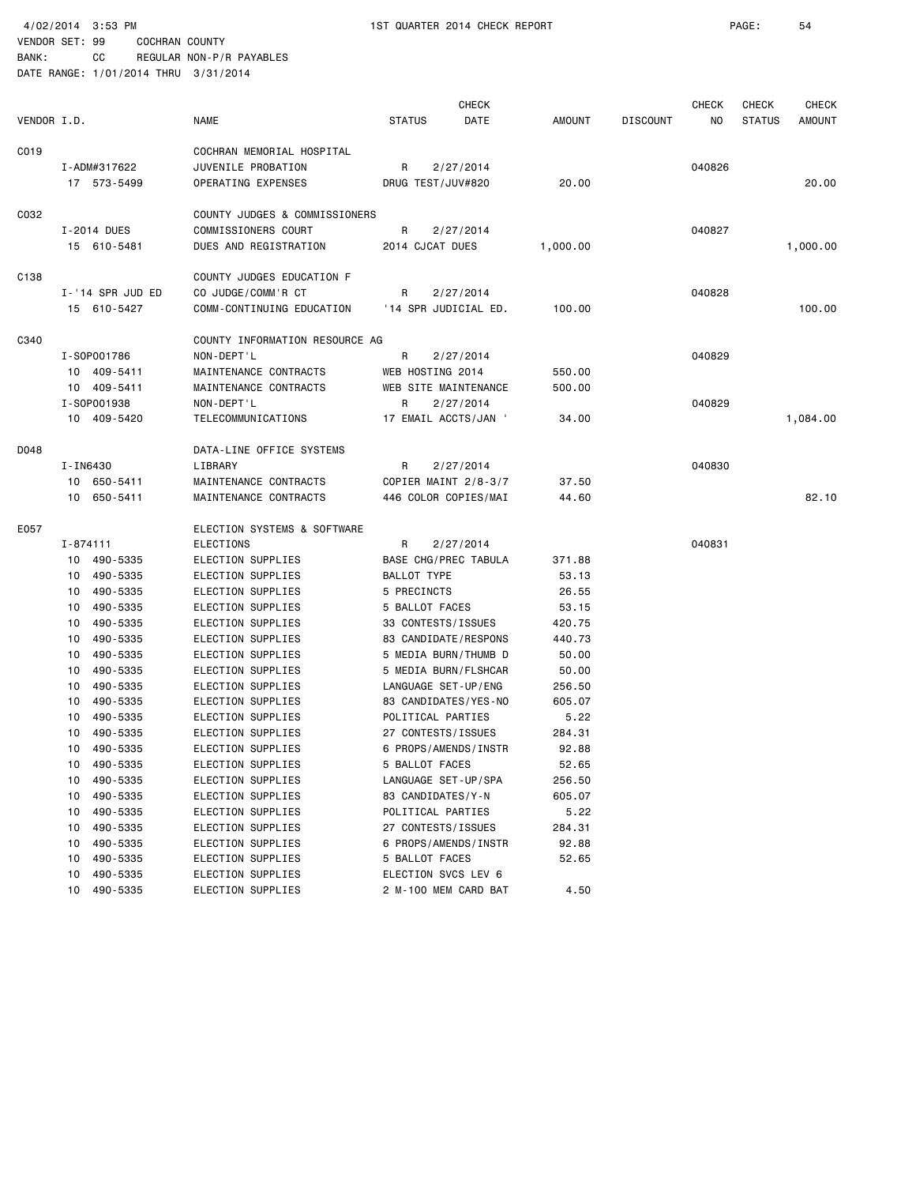4/02/2014 3:53 PM 1ST QUARTER 2014 CHECK REPORT

VENDOR SET: 99 COCHRAN COUNTY
BANK: CC REGULAR NON-P/R PAYABLES
DATE RANGE: 1/01/2014 THRU 3/31/2014

| VENDOR I.D. | NAME | STATUS | CHECK DATE | AMOUNT | DISCOUNT | CHECK NO | CHECK STATUS | CHECK AMOUNT |
|---|---|---|---|---|---|---|---|---|
| C019 | COCHRAN MEMORIAL HOSPITAL | | | | | | | |
| I-ADM#317622 | JUVENILE PROBATION | R | 2/27/2014 | | | 040826 | | |
| 17 573-5499 | OPERATING EXPENSES | DRUG TEST/JUV#820 | | 20.00 | | | | 20.00 |
| C032 | COUNTY JUDGES & COMMISSIONERS | | | | | | | |
| I-2014 DUES | COMMISSIONERS COURT | R | 2/27/2014 | | | 040827 | | |
| 15 610-5481 | DUES AND REGISTRATION | 2014 CJCAT DUES | | 1,000.00 | | | | 1,000.00 |
| C138 | COUNTY JUDGES EDUCATION F | | | | | | | |
| I-'14 SPR JUD ED | CO JUDGE/COMM'R CT | R | 2/27/2014 | | | 040828 | | |
| 15 610-5427 | COMM-CONTINUING EDUCATION | '14 SPR JUDICIAL ED. | | 100.00 | | | | 100.00 |
| C340 | COUNTY INFORMATION RESOURCE AG | | | | | | | |
| I-SOP001786 | NON-DEPT'L | R | 2/27/2014 | | | 040829 | | |
| 10 409-5411 | MAINTENANCE CONTRACTS | WEB HOSTING 2014 | | 550.00 | | | | |
| 10 409-5411 | MAINTENANCE CONTRACTS | WEB SITE MAINTENANCE | | 500.00 | | | | |
| I-SOP001938 | NON-DEPT'L | R | 2/27/2014 | | | 040829 | | |
| 10 409-5420 | TELECOMMUNICATIONS | 17 EMAIL ACCTS/JAN ' | | 34.00 | | | | 1,084.00 |
| D048 | DATA-LINE OFFICE SYSTEMS | | | | | | | |
| I-IN6430 | LIBRARY | R | 2/27/2014 | | | 040830 | | |
| 10 650-5411 | MAINTENANCE CONTRACTS | COPIER MAINT 2/8-3/7 | | 37.50 | | | | |
| 10 650-5411 | MAINTENANCE CONTRACTS | 446 COLOR COPIES/MAI | | 44.60 | | | | 82.10 |
| E057 | ELECTION SYSTEMS & SOFTWARE | | | | | | | |
| I-874111 | ELECTIONS | R | 2/27/2014 | | | 040831 | | |
| 10 490-5335 | ELECTION SUPPLIES | BASE CHG/PREC TABULA | | 371.88 | | | | |
| 10 490-5335 | ELECTION SUPPLIES | BALLOT TYPE | | 53.13 | | | | |
| 10 490-5335 | ELECTION SUPPLIES | 5 PRECINCTS | | 26.55 | | | | |
| 10 490-5335 | ELECTION SUPPLIES | 5 BALLOT FACES | | 53.15 | | | | |
| 10 490-5335 | ELECTION SUPPLIES | 33 CONTESTS/ISSUES | | 420.75 | | | | |
| 10 490-5335 | ELECTION SUPPLIES | 83 CANDIDATE/RESPONS | | 440.73 | | | | |
| 10 490-5335 | ELECTION SUPPLIES | 5 MEDIA BURN/THUMB D | | 50.00 | | | | |
| 10 490-5335 | ELECTION SUPPLIES | 5 MEDIA BURN/FLSHCAR | | 50.00 | | | | |
| 10 490-5335 | ELECTION SUPPLIES | LANGUAGE SET-UP/ENG | | 256.50 | | | | |
| 10 490-5335 | ELECTION SUPPLIES | 83 CANDIDATES/YES-NO | | 605.07 | | | | |
| 10 490-5335 | ELECTION SUPPLIES | POLITICAL PARTIES | | 5.22 | | | | |
| 10 490-5335 | ELECTION SUPPLIES | 27 CONTESTS/ISSUES | | 284.31 | | | | |
| 10 490-5335 | ELECTION SUPPLIES | 6 PROPS/AMENDS/INSTR | | 92.88 | | | | |
| 10 490-5335 | ELECTION SUPPLIES | 5 BALLOT FACES | | 52.65 | | | | |
| 10 490-5335 | ELECTION SUPPLIES | LANGUAGE SET-UP/SPA | | 256.50 | | | | |
| 10 490-5335 | ELECTION SUPPLIES | 83 CANDIDATES/Y-N | | 605.07 | | | | |
| 10 490-5335 | ELECTION SUPPLIES | POLITICAL PARTIES | | 5.22 | | | | |
| 10 490-5335 | ELECTION SUPPLIES | 27 CONTESTS/ISSUES | | 284.31 | | | | |
| 10 490-5335 | ELECTION SUPPLIES | 6 PROPS/AMENDS/INSTR | | 92.88 | | | | |
| 10 490-5335 | ELECTION SUPPLIES | 5 BALLOT FACES | | 52.65 | | | | |
| 10 490-5335 | ELECTION SUPPLIES | ELECTION SVCS LEV 6 | | | | | | |
| 10 490-5335 | ELECTION SUPPLIES | 2 M-100 MEM CARD BAT | | 4.50 | | | | |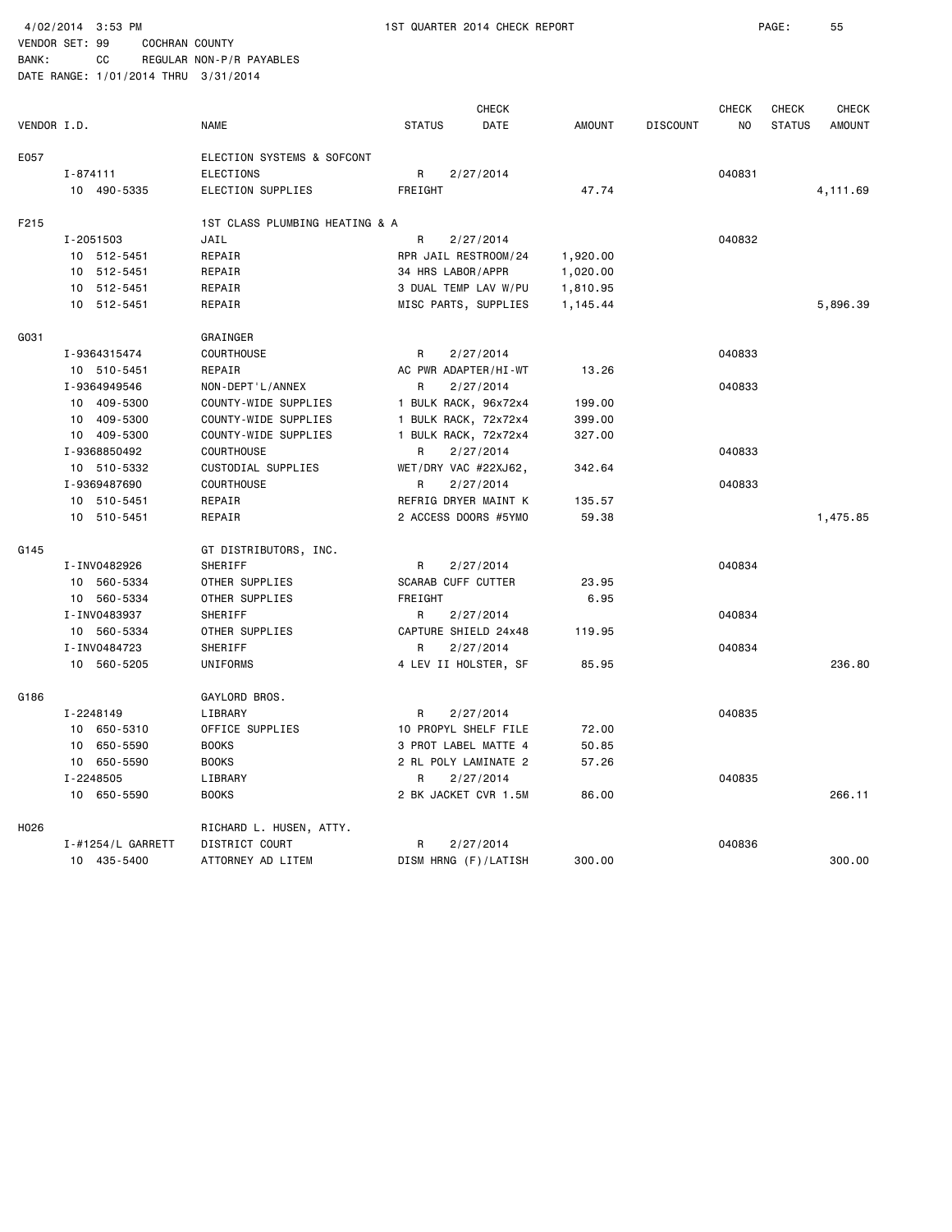4/02/2014 3:53 PM 1ST QUARTER 2014 CHECK REPORT

VENDOR SET: 99 COCHRAN COUNTY
BANK: CC REGULAR NON-P/R PAYABLES
DATE RANGE: 1/01/2014 THRU 3/31/2014

| VENDOR I.D. | NAME | STATUS | CHECK DATE | AMOUNT | DISCOUNT | CHECK NO | CHECK STATUS | CHECK AMOUNT |
|---|---|---|---|---|---|---|---|---|
| E057 | ELECTION SYSTEMS & SOFCONT | | | | | | | |
| I-874111 | ELECTIONS | R | 2/27/2014 | | | 040831 | | |
| 10 490-5335 | ELECTION SUPPLIES | FREIGHT | | 47.74 | | | | 4,111.69 |
| F215 | 1ST CLASS PLUMBING HEATING & A | | | | | | | |
| I-2051503 | JAIL | R | 2/27/2014 | | | 040832 | | |
| 10 512-5451 | REPAIR | RPR JAIL RESTROOM/24 | | 1,920.00 | | | | |
| 10 512-5451 | REPAIR | 34 HRS LABOR/APPR | | 1,020.00 | | | | |
| 10 512-5451 | REPAIR | 3 DUAL TEMP LAV W/PU | | 1,810.95 | | | | |
| 10 512-5451 | REPAIR | MISC PARTS, SUPPLIES | | 1,145.44 | | | | 5,896.39 |
| G031 | GRAINGER | | | | | | | |
| I-9364315474 | COURTHOUSE | R | 2/27/2014 | | | 040833 | | |
| 10 510-5451 | REPAIR | AC PWR ADAPTER/HI-WT | | 13.26 | | | | |
| I-9364949546 | NON-DEPT'L/ANNEX | R | 2/27/2014 | | | 040833 | | |
| 10 409-5300 | COUNTY-WIDE SUPPLIES | 1 BULK RACK, 96x72x4 | | 199.00 | | | | |
| 10 409-5300 | COUNTY-WIDE SUPPLIES | 1 BULK RACK, 72x72x4 | | 399.00 | | | | |
| 10 409-5300 | COUNTY-WIDE SUPPLIES | 1 BULK RACK, 72x72x4 | | 327.00 | | | | |
| I-9368850492 | COURTHOUSE | R | 2/27/2014 | | | 040833 | | |
| 10 510-5332 | CUSTODIAL SUPPLIES | WET/DRY VAC #22XJ62, | | 342.64 | | | | |
| I-9369487690 | COURTHOUSE | R | 2/27/2014 | | | 040833 | | |
| 10 510-5451 | REPAIR | REFRIG DRYER MAINT K | | 135.57 | | | | |
| 10 510-5451 | REPAIR | 2 ACCESS DOORS #5YMO | | 59.38 | | | | 1,475.85 |
| G145 | GT DISTRIBUTORS, INC. | | | | | | | |
| I-INV0482926 | SHERIFF | R | 2/27/2014 | | | 040834 | | |
| 10 560-5334 | OTHER SUPPLIES | SCARAB CUFF CUTTER | | 23.95 | | | | |
| 10 560-5334 | OTHER SUPPLIES | FREIGHT | | 6.95 | | | | |
| I-INV0483937 | SHERIFF | R | 2/27/2014 | | | 040834 | | |
| 10 560-5334 | OTHER SUPPLIES | CAPTURE SHIELD 24x48 | | 119.95 | | | | |
| I-INV0484723 | SHERIFF | R | 2/27/2014 | | | 040834 | | |
| 10 560-5205 | UNIFORMS | 4 LEV II HOLSTER, SF | | 85.95 | | | | 236.80 |
| G186 | GAYLORD BROS. | | | | | | | |
| I-2248149 | LIBRARY | R | 2/27/2014 | | | 040835 | | |
| 10 650-5310 | OFFICE SUPPLIES | 10 PROPYL SHELF FILE | | 72.00 | | | | |
| 10 650-5590 | BOOKS | 3 PROT LABEL MATTE 4 | | 50.85 | | | | |
| 10 650-5590 | BOOKS | 2 RL POLY LAMINATE 2 | | 57.26 | | | | |
| I-2248505 | LIBRARY | R | 2/27/2014 | | | 040835 | | |
| 10 650-5590 | BOOKS | 2 BK JACKET CVR 1.5M | | 86.00 | | | | 266.11 |
| H026 | RICHARD L. HUSEN, ATTY. | | | | | | | |
| I-#1254/L GARRETT | DISTRICT COURT | R | 2/27/2014 | | | 040836 | | |
| 10 435-5400 | ATTORNEY AD LITEM | DISM HRNG (F)/LATISH | | 300.00 | | | | 300.00 |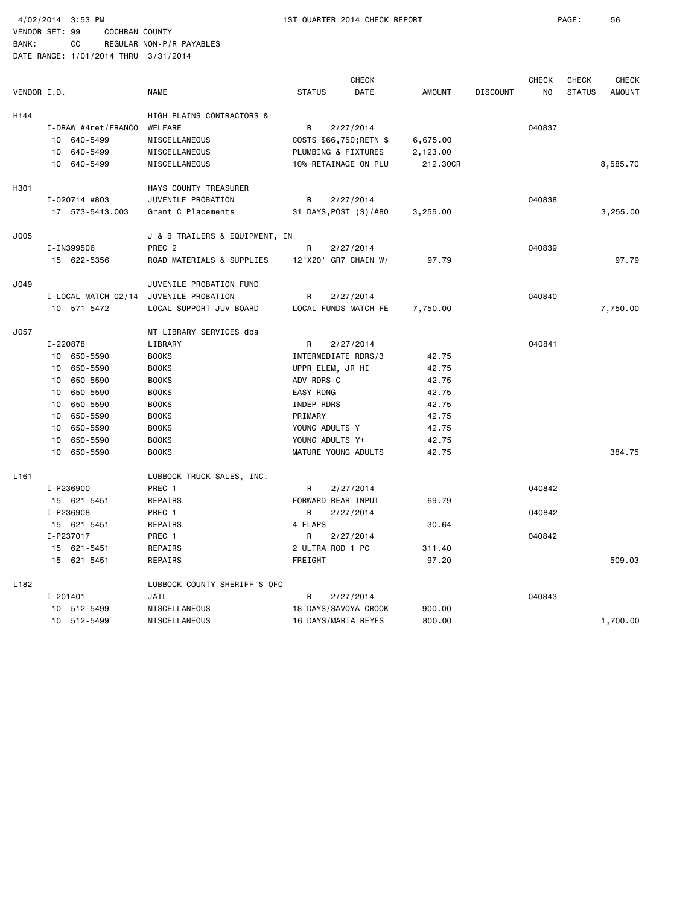4/02/2014 3:53 PM 1ST QUARTER 2014 CHECK REPORT

VENDOR SET: 99 COCHRAN COUNTY
BANK: CC REGULAR NON-P/R PAYABLES
DATE RANGE: 1/01/2014 THRU 3/31/2014

| VENDOR I.D. | NAME | STATUS | CHECK DATE | AMOUNT | DISCOUNT | CHECK NO | CHECK STATUS | CHECK AMOUNT |
|---|---|---|---|---|---|---|---|---|
| H144 | HIGH PLAINS CONTRACTORS & | | | | | | | |
| I-DRAW #4ret/FRANCO | WELFARE | R | 2/27/2014 | | | 040837 | | |
| 10 640-5499 | MISCELLANEOUS | COSTS $66,750;RETN $ | | 6,675.00 | | | | |
| 10 640-5499 | MISCELLANEOUS | PLUMBING & FIXTURES | | 2,123.00 | | | | |
| 10 640-5499 | MISCELLANEOUS | 10% RETAINAGE ON PLU | | 212.30CR | | | | 8,585.70 |
| H301 | HAYS COUNTY TREASURER | | | | | | | |
| I-020714 #803 | JUVENILE PROBATION | R | 2/27/2014 | | | 040838 | | |
| 17 573-5413.003 | Grant C Placements | 31 DAYS,POST (S)/#80 | | 3,255.00 | | | | 3,255.00 |
| J005 | J & B TRAILERS & EQUIPMENT, IN | | | | | | | |
| I-IN399506 | PREC 2 | R | 2/27/2014 | | | 040839 | | |
| 15 622-5356 | ROAD MATERIALS & SUPPLIES | 12"X20' GR7 CHAIN W/ | | 97.79 | | | | 97.79 |
| J049 | JUVENILE PROBATION FUND | | | | | | | |
| I-LOCAL MATCH 02/14 | JUVENILE PROBATION | R | 2/27/2014 | | | 040840 | | |
| 10 571-5472 | LOCAL SUPPORT-JUV BOARD | LOCAL FUNDS MATCH FE | | 7,750.00 | | | | 7,750.00 |
| J057 | MT LIBRARY SERVICES dba | | | | | | | |
| I-220878 | LIBRARY | R | 2/27/2014 | | | 040841 | | |
| 10 650-5590 | BOOKS | INTERMEDIATE RDRS/3 | | 42.75 | | | | |
| 10 650-5590 | BOOKS | UPPR ELEM, JR HI | | 42.75 | | | | |
| 10 650-5590 | BOOKS | ADV RDRS C | | 42.75 | | | | |
| 10 650-5590 | BOOKS | EASY RDNG | | 42.75 | | | | |
| 10 650-5590 | BOOKS | INDEP RDRS | | 42.75 | | | | |
| 10 650-5590 | BOOKS | PRIMARY | | 42.75 | | | | |
| 10 650-5590 | BOOKS | YOUNG ADULTS Y | | 42.75 | | | | |
| 10 650-5590 | BOOKS | YOUNG ADULTS Y+ | | 42.75 | | | | |
| 10 650-5590 | BOOKS | MATURE YOUNG ADULTS | | 42.75 | | | | 384.75 |
| L161 | LUBBOCK TRUCK SALES, INC. | | | | | | | |
| I-P236900 | PREC 1 | R | 2/27/2014 | | | 040842 | | |
| 15 621-5451 | REPAIRS | FORWARD REAR INPUT | | 69.79 | | | | |
| I-P236908 | PREC 1 | R | 2/27/2014 | | | 040842 | | |
| 15 621-5451 | REPAIRS | 4 FLAPS | | 30.64 | | | | |
| I-P237017 | PREC 1 | R | 2/27/2014 | | | 040842 | | |
| 15 621-5451 | REPAIRS | 2 ULTRA ROD 1 PC | | 311.40 | | | | |
| 15 621-5451 | REPAIRS | FREIGHT | | 97.20 | | | | 509.03 |
| L182 | LUBBOCK COUNTY SHERIFF'S OFC | | | | | | | |
| I-201401 | JAIL | R | 2/27/2014 | | | 040843 | | |
| 10 512-5499 | MISCELLANEOUS | 18 DAYS/SAVOYA CROOK | | 900.00 | | | | |
| 10 512-5499 | MISCELLANEOUS | 16 DAYS/MARIA REYES | | 800.00 | | | | 1,700.00 |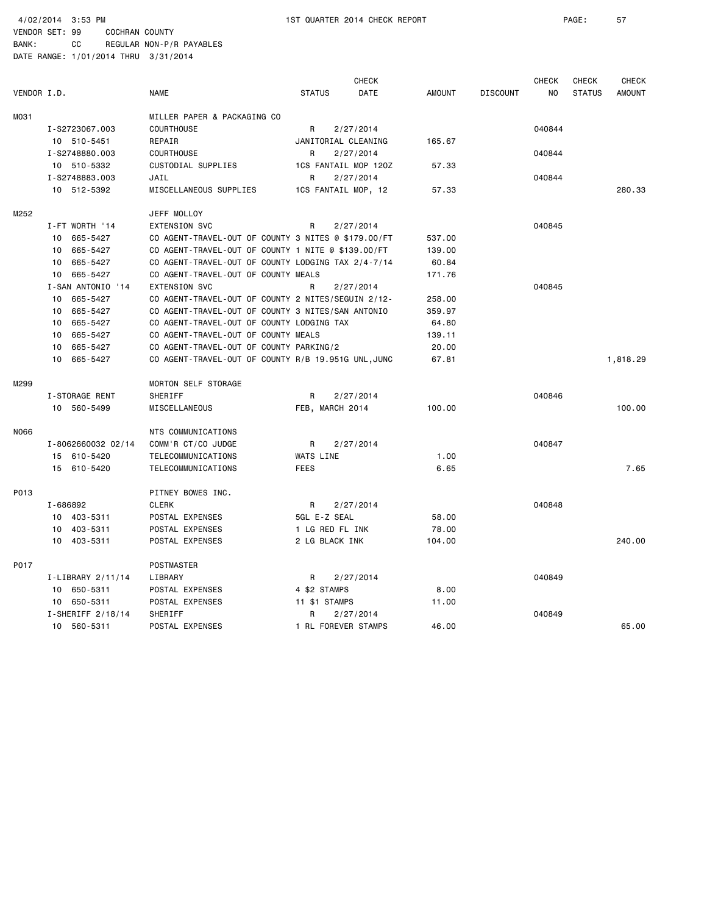4/02/2014 3:53 PM 1ST QUARTER 2014 CHECK REPORT

VENDOR SET: 99 COCHRAN COUNTY

BANK: CC REGULAR NON-P/R PAYABLES

DATE RANGE: 1/01/2014 THRU 3/31/2014

| VENDOR I.D. | NAME | STATUS | CHECK DATE | AMOUNT | DISCOUNT | CHECK NO | CHECK STATUS | CHECK AMOUNT |
|---|---|---|---|---|---|---|---|---|
| M031 | MILLER PAPER & PACKAGING CO | | | | | | | |
| I-S2723067.003 | COURTHOUSE | R | 2/27/2014 | | | 040844 | | |
| 10 510-5451 | REPAIR | JANITORIAL CLEANING | | 165.67 | | | | |
| I-S2748880.003 | COURTHOUSE | R | 2/27/2014 | | | 040844 | | |
| 10 510-5332 | CUSTODIAL SUPPLIES | 1CS FANTAIL MOP 12OZ | | 57.33 | | | | |
| I-S2748883.003 | JAIL | R | 2/27/2014 | | | 040844 | | |
| 10 512-5392 | MISCELLANEOUS SUPPLIES | 1CS FANTAIL MOP, 12 | | 57.33 | | | | 280.33 |
| M252 | JEFF MOLLOY | | | | | | | |
| I-FT WORTH '14 | EXTENSION SVC | R | 2/27/2014 | | | 040845 | | |
| 10 665-5427 | CO AGENT-TRAVEL-OUT OF COUNTY 3 NITES @ $179.00/FT | | | 537.00 | | | | |
| 10 665-5427 | CO AGENT-TRAVEL-OUT OF COUNTY 1 NITE @ $139.00/FT | | | 139.00 | | | | |
| 10 665-5427 | CO AGENT-TRAVEL-OUT OF COUNTY LODGING TAX 2/4-7/14 | | | 60.84 | | | | |
| 10 665-5427 | CO AGENT-TRAVEL-OUT OF COUNTY MEALS | | | 171.76 | | | | |
| I-SAN ANTONIO '14 | EXTENSION SVC | R | 2/27/2014 | | | 040845 | | |
| 10 665-5427 | CO AGENT-TRAVEL-OUT OF COUNTY 2 NITES/SEGUIN 2/12- | | | 258.00 | | | | |
| 10 665-5427 | CO AGENT-TRAVEL-OUT OF COUNTY 3 NITES/SAN ANTONIO | | | 359.97 | | | | |
| 10 665-5427 | CO AGENT-TRAVEL-OUT OF COUNTY LODGING TAX | | | 64.80 | | | | |
| 10 665-5427 | CO AGENT-TRAVEL-OUT OF COUNTY MEALS | | | 139.11 | | | | |
| 10 665-5427 | CO AGENT-TRAVEL-OUT OF COUNTY PARKING/2 | | | 20.00 | | | | |
| 10 665-5427 | CO AGENT-TRAVEL-OUT OF COUNTY R/B 19.951G UNL,JUNC | | | 67.81 | | | | 1,818.29 |
| M299 | MORTON SELF STORAGE | | | | | | | |
| I-STORAGE RENT | SHERIFF | R | 2/27/2014 | | | 040846 | | |
| 10 560-5499 | MISCELLANEOUS | FEB, MARCH 2014 | | 100.00 | | | | 100.00 |
| N066 | NTS COMMUNICATIONS | | | | | | | |
| I-8062660032 02/14 | COMM'R CT/CO JUDGE | R | 2/27/2014 | | | 040847 | | |
| 15 610-5420 | TELECOMMUNICATIONS | WATS LINE | | 1.00 | | | | |
| 15 610-5420 | TELECOMMUNICATIONS | FEES | | 6.65 | | | | 7.65 |
| P013 | PITNEY BOWES INC. | | | | | | | |
| I-686892 | CLERK | R | 2/27/2014 | | | 040848 | | |
| 10 403-5311 | POSTAL EXPENSES | 5GL E-Z SEAL | | 58.00 | | | | |
| 10 403-5311 | POSTAL EXPENSES | 1 LG RED FL INK | | 78.00 | | | | |
| 10 403-5311 | POSTAL EXPENSES | 2 LG BLACK INK | | 104.00 | | | | 240.00 |
| P017 | POSTMASTER | | | | | | | |
| I-LIBRARY 2/11/14 | LIBRARY | R | 2/27/2014 | | | 040849 | | |
| 10 650-5311 | POSTAL EXPENSES | 4 $2 STAMPS | | 8.00 | | | | |
| 10 650-5311 | POSTAL EXPENSES | 11 $1 STAMPS | | 11.00 | | | | |
| I-SHERIFF 2/18/14 | SHERIFF | R | 2/27/2014 | | | 040849 | | |
| 10 560-5311 | POSTAL EXPENSES | 1 RL FOREVER STAMPS | | 46.00 | | | | 65.00 |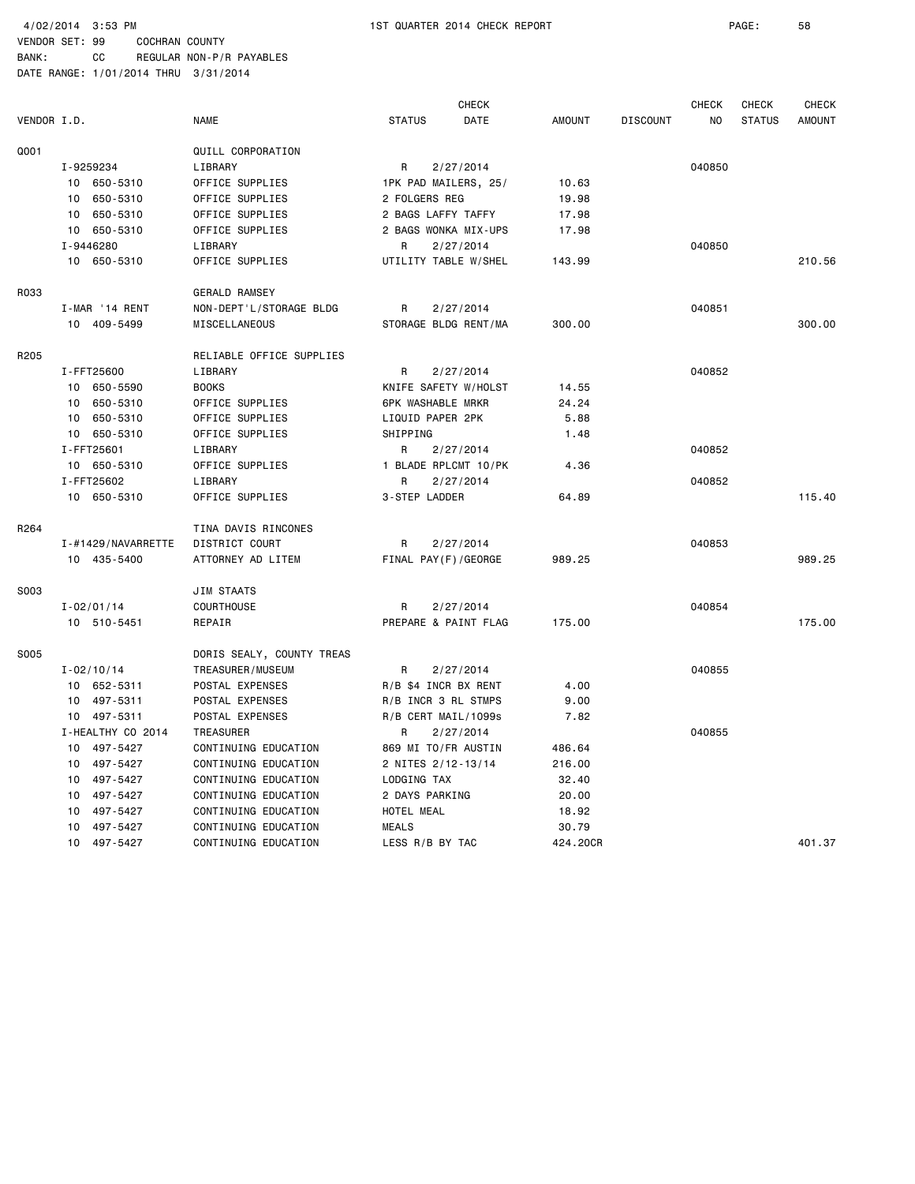4/02/2014 3:53 PM  1ST QUARTER 2014 CHECK REPORT

VENDOR SET: 99  COCHRAN COUNTY
BANK: CC  REGULAR NON-P/R PAYABLES
DATE RANGE: 1/01/2014 THRU 3/31/2014

| VENDOR I.D. | | NAME | STATUS | CHECK DATE | AMOUNT | DISCOUNT | CHECK NO | CHECK STATUS | CHECK AMOUNT |
|---|---|---|---|---|---|---|---|---|---|
| Q001 | | QUILL CORPORATION | | | | | | | |
| | I-9259234 | LIBRARY | R | 2/27/2014 | | | 040850 | | |
| | 10 650-5310 | OFFICE SUPPLIES | 1PK PAD MAILERS, 25/ | | 10.63 | | | | |
| | 10 650-5310 | OFFICE SUPPLIES | 2 FOLGERS REG | | 19.98 | | | | |
| | 10 650-5310 | OFFICE SUPPLIES | 2 BAGS LAFFY TAFFY | | 17.98 | | | | |
| | 10 650-5310 | OFFICE SUPPLIES | 2 BAGS WONKA MIX-UPS | | 17.98 | | | | |
| | I-9446280 | LIBRARY | R | 2/27/2014 | | | 040850 | | |
| | 10 650-5310 | OFFICE SUPPLIES | UTILITY TABLE W/SHEL | | 143.99 | | | | 210.56 |
| R033 | | GERALD RAMSEY | | | | | | | |
| | I-MAR '14 RENT | NON-DEPT'L/STORAGE BLDG | R | 2/27/2014 | | | 040851 | | |
| | 10 409-5499 | MISCELLANEOUS | STORAGE BLDG RENT/MA | | 300.00 | | | | 300.00 |
| R205 | | RELIABLE OFFICE SUPPLIES | | | | | | | |
| | I-FFT25600 | LIBRARY | R | 2/27/2014 | | | 040852 | | |
| | 10 650-5590 | BOOKS | KNIFE SAFETY W/HOLST | | 14.55 | | | | |
| | 10 650-5310 | OFFICE SUPPLIES | 6PK WASHABLE MRKR | | 24.24 | | | | |
| | 10 650-5310 | OFFICE SUPPLIES | LIQUID PAPER 2PK | | 5.88 | | | | |
| | 10 650-5310 | OFFICE SUPPLIES | SHIPPING | | 1.48 | | | | |
| | I-FFT25601 | LIBRARY | R | 2/27/2014 | | | 040852 | | |
| | 10 650-5310 | OFFICE SUPPLIES | 1 BLADE RPLCMT 10/PK | | 4.36 | | | | |
| | I-FFT25602 | LIBRARY | R | 2/27/2014 | | | 040852 | | |
| | 10 650-5310 | OFFICE SUPPLIES | 3-STEP LADDER | | 64.89 | | | | 115.40 |
| R264 | | TINA DAVIS RINCONES | | | | | | | |
| | I-#1429/NAVARRETTE | DISTRICT COURT | R | 2/27/2014 | | | 040853 | | |
| | 10 435-5400 | ATTORNEY AD LITEM | FINAL PAY(F)/GEORGE | | 989.25 | | | | 989.25 |
| S003 | | JIM STAATS | | | | | | | |
| | I-02/01/14 | COURTHOUSE | R | 2/27/2014 | | | 040854 | | |
| | 10 510-5451 | REPAIR | PREPARE & PAINT FLAG | | 175.00 | | | | 175.00 |
| S005 | | DORIS SEALY, COUNTY TREAS | | | | | | | |
| | I-02/10/14 | TREASURER/MUSEUM | R | 2/27/2014 | | | 040855 | | |
| | 10 652-5311 | POSTAL EXPENSES | R/B $4 INCR BX RENT | | 4.00 | | | | |
| | 10 497-5311 | POSTAL EXPENSES | R/B INCR 3 RL STMPS | | 9.00 | | | | |
| | 10 497-5311 | POSTAL EXPENSES | R/B CERT MAIL/1099s | | 7.82 | | | | |
| | I-HEALTHY CO 2014 | TREASURER | R | 2/27/2014 | | | 040855 | | |
| | 10 497-5427 | CONTINUING EDUCATION | 869 MI TO/FR AUSTIN | | 486.64 | | | | |
| | 10 497-5427 | CONTINUING EDUCATION | 2 NITES 2/12-13/14 | | 216.00 | | | | |
| | 10 497-5427 | CONTINUING EDUCATION | LODGING TAX | | 32.40 | | | | |
| | 10 497-5427 | CONTINUING EDUCATION | 2 DAYS PARKING | | 20.00 | | | | |
| | 10 497-5427 | CONTINUING EDUCATION | HOTEL MEAL | | 18.92 | | | | |
| | 10 497-5427 | CONTINUING EDUCATION | MEALS | | 30.79 | | | | |
| | 10 497-5427 | CONTINUING EDUCATION | LESS R/B BY TAC | | 424.20CR | | | | 401.37 |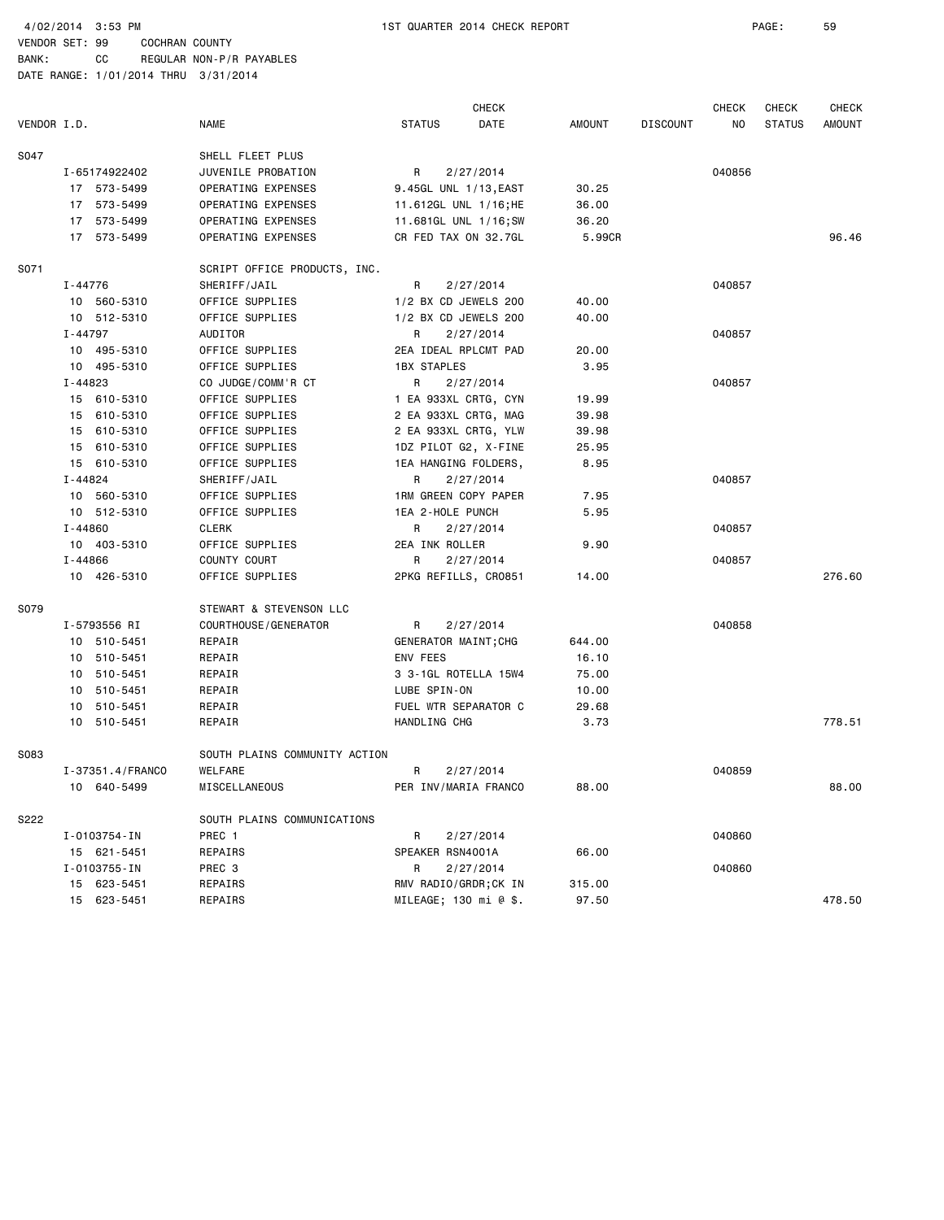VENDOR SET: 99 COCHRAN COUNTY
BANK: CC REGULAR NON-P/R PAYABLES
DATE RANGE: 1/01/2014 THRU 3/31/2014

1ST QUARTER 2014 CHECK REPORT

| VENDOR I.D. | NAME | STATUS | CHECK DATE | AMOUNT | DISCOUNT | CHECK NO | CHECK STATUS | CHECK AMOUNT |
|---|---|---|---|---|---|---|---|---|
| S047 | SHELL FLEET PLUS | | | | | | | |
| I-65174922402 | JUVENILE PROBATION | R | 2/27/2014 | | | 040856 | | |
| 17 573-5499 | OPERATING EXPENSES | 9.45GL UNL 1/13,EAST | | 30.25 | | | | |
| 17 573-5499 | OPERATING EXPENSES | 11.612GL UNL 1/16;HE | | 36.00 | | | | |
| 17 573-5499 | OPERATING EXPENSES | 11.681GL UNL 1/16;SW | | 36.20 | | | | |
| 17 573-5499 | OPERATING EXPENSES | CR FED TAX ON 32.7GL | | 5.99CR | | | | 96.46 |
| S071 | SCRIPT OFFICE PRODUCTS, INC. | | | | | | | |
| I-44776 | SHERIFF/JAIL | R | 2/27/2014 | | | 040857 | | |
| 10 560-5310 | OFFICE SUPPLIES | 1/2 BX CD JEWELS 200 | | 40.00 | | | | |
| 10 512-5310 | OFFICE SUPPLIES | 1/2 BX CD JEWELS 200 | | 40.00 | | | | |
| I-44797 | AUDITOR | R | 2/27/2014 | | | 040857 | | |
| 10 495-5310 | OFFICE SUPPLIES | 2EA IDEAL RPLCMT PAD | | 20.00 | | | | |
| 10 495-5310 | OFFICE SUPPLIES | 1BX STAPLES | | 3.95 | | | | |
| I-44823 | CO JUDGE/COMM'R CT | R | 2/27/2014 | | | 040857 | | |
| 15 610-5310 | OFFICE SUPPLIES | 1 EA 933XL CRTG, CYN | | 19.99 | | | | |
| 15 610-5310 | OFFICE SUPPLIES | 2 EA 933XL CRTG, MAG | | 39.98 | | | | |
| 15 610-5310 | OFFICE SUPPLIES | 2 EA 933XL CRTG, YLW | | 39.98 | | | | |
| 15 610-5310 | OFFICE SUPPLIES | 1DZ PILOT G2, X-FINE | | 25.95 | | | | |
| 15 610-5310 | OFFICE SUPPLIES | 1EA HANGING FOLDERS, | | 8.95 | | | | |
| I-44824 | SHERIFF/JAIL | R | 2/27/2014 | | | 040857 | | |
| 10 560-5310 | OFFICE SUPPLIES | 1RM GREEN COPY PAPER | | 7.95 | | | | |
| 10 512-5310 | OFFICE SUPPLIES | 1EA 2-HOLE PUNCH | | 5.95 | | | | |
| I-44860 | CLERK | R | 2/27/2014 | | | 040857 | | |
| 10 403-5310 | OFFICE SUPPLIES | 2EA INK ROLLER | | 9.90 | | | | |
| I-44866 | COUNTY COURT | R | 2/27/2014 | | | 040857 | | |
| 10 426-5310 | OFFICE SUPPLIES | 2PKG REFILLS, CR0851 | | 14.00 | | | | 276.60 |
| S079 | STEWART & STEVENSON LLC | | | | | | | |
| I-5793556 RI | COURTHOUSE/GENERATOR | R | 2/27/2014 | | | 040858 | | |
| 10 510-5451 | REPAIR | GENERATOR MAINT;CHG | | 644.00 | | | | |
| 10 510-5451 | REPAIR | ENV FEES | | 16.10 | | | | |
| 10 510-5451 | REPAIR | 3 3-1GL ROTELLA 15W4 | | 75.00 | | | | |
| 10 510-5451 | REPAIR | LUBE SPIN-ON | | 10.00 | | | | |
| 10 510-5451 | REPAIR | FUEL WTR SEPARATOR C | | 29.68 | | | | |
| 10 510-5451 | REPAIR | HANDLING CHG | | 3.73 | | | | 778.51 |
| S083 | SOUTH PLAINS COMMUNITY ACTION | | | | | | | |
| I-37351.4/FRANCO | WELFARE | R | 2/27/2014 | | | 040859 | | |
| 10 640-5499 | MISCELLANEOUS | PER INV/MARIA FRANCO | | 88.00 | | | | 88.00 |
| S222 | SOUTH PLAINS COMMUNICATIONS | | | | | | | |
| I-0103754-IN | PREC 1 | R | 2/27/2014 | | | 040860 | | |
| 15 621-5451 | REPAIRS | SPEAKER RSN4001A | | 66.00 | | | | |
| I-0103755-IN | PREC 3 | R | 2/27/2014 | | | 040860 | | |
| 15 623-5451 | REPAIRS | RMV RADIO/GRDR;CK IN | | 315.00 | | | | |
| 15 623-5451 | REPAIRS | MILEAGE; 130 mi @ $. | | 97.50 | | | | 478.50 |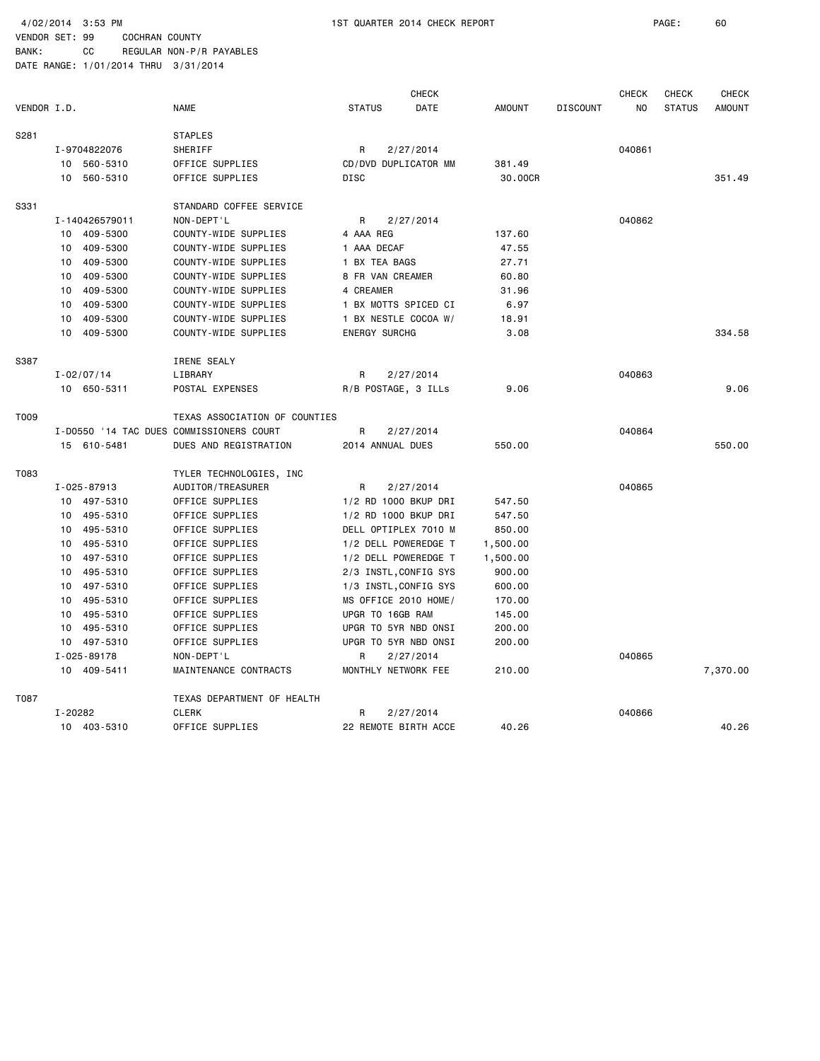4/02/2014 3:53 PM 1ST QUARTER 2014 CHECK REPORT

VENDOR SET: 99 COCHRAN COUNTY
BANK: CC REGULAR NON-P/R PAYABLES
DATE RANGE: 1/01/2014 THRU 3/31/2014

| VENDOR I.D. | NAME | STATUS | CHECK DATE | AMOUNT | DISCOUNT | CHECK NO | CHECK STATUS | CHECK AMOUNT |
|---|---|---|---|---|---|---|---|---|
| S281 | STAPLES | | | | | | | |
| I-9704822076 | SHERIFF | R | 2/27/2014 | | | 040861 | | |
| 10 560-5310 | OFFICE SUPPLIES | CD/DVD DUPLICATOR MM | | 381.49 | | | | |
| 10 560-5310 | OFFICE SUPPLIES | DISC | | 30.00CR | | | | 351.49 |
| S331 | STANDARD COFFEE SERVICE | | | | | | | |
| I-140426579011 | NON-DEPT'L | R | 2/27/2014 | | | 040862 | | |
| 10 409-5300 | COUNTY-WIDE SUPPLIES | 4 AAA REG | | 137.60 | | | | |
| 10 409-5300 | COUNTY-WIDE SUPPLIES | 1 AAA DECAF | | 47.55 | | | | |
| 10 409-5300 | COUNTY-WIDE SUPPLIES | 1 BX TEA BAGS | | 27.71 | | | | |
| 10 409-5300 | COUNTY-WIDE SUPPLIES | 8 FR VAN CREAMER | | 60.80 | | | | |
| 10 409-5300 | COUNTY-WIDE SUPPLIES | 4 CREAMER | | 31.96 | | | | |
| 10 409-5300 | COUNTY-WIDE SUPPLIES | 1 BX MOTTS SPICED CI | | 6.97 | | | | |
| 10 409-5300 | COUNTY-WIDE SUPPLIES | 1 BX NESTLE COCOA W/ | | 18.91 | | | | |
| 10 409-5300 | COUNTY-WIDE SUPPLIES | ENERGY SURCHG | | 3.08 | | | | 334.58 |
| S387 | IRENE SEALY | | | | | | | |
| I-02/07/14 | LIBRARY | R | 2/27/2014 | | | 040863 | | |
| 10 650-5311 | POSTAL EXPENSES | R/B POSTAGE, 3 ILLs | | 9.06 | | | | 9.06 |
| T009 | TEXAS ASSOCIATION OF COUNTIES | | | | | | | |
| I-D0550 '14 TAC DUES | COMMISSIONERS COURT | R | 2/27/2014 | | | 040864 | | |
| 15 610-5481 | DUES AND REGISTRATION | 2014 ANNUAL DUES | | 550.00 | | | | 550.00 |
| T083 | TYLER TECHNOLOGIES, INC | | | | | | | |
| I-025-87913 | AUDITOR/TREASURER | R | 2/27/2014 | | | 040865 | | |
| 10 497-5310 | OFFICE SUPPLIES | 1/2 RD 1000 BKUP DRI | | 547.50 | | | | |
| 10 495-5310 | OFFICE SUPPLIES | 1/2 RD 1000 BKUP DRI | | 547.50 | | | | |
| 10 495-5310 | OFFICE SUPPLIES | DELL OPTIPLEX 7010 M | | 850.00 | | | | |
| 10 495-5310 | OFFICE SUPPLIES | 1/2 DELL POWEREDGE T | | 1,500.00 | | | | |
| 10 497-5310 | OFFICE SUPPLIES | 1/2 DELL POWEREDGE T | | 1,500.00 | | | | |
| 10 495-5310 | OFFICE SUPPLIES | 2/3 INSTL,CONFIG SYS | | 900.00 | | | | |
| 10 497-5310 | OFFICE SUPPLIES | 1/3 INSTL,CONFIG SYS | | 600.00 | | | | |
| 10 495-5310 | OFFICE SUPPLIES | MS OFFICE 2010 HOME/ | | 170.00 | | | | |
| 10 495-5310 | OFFICE SUPPLIES | UPGR TO 16GB RAM | | 145.00 | | | | |
| 10 495-5310 | OFFICE SUPPLIES | UPGR TO 5YR NBD ONSI | | 200.00 | | | | |
| 10 497-5310 | OFFICE SUPPLIES | UPGR TO 5YR NBD ONSI | | 200.00 | | | | |
| I-025-89178 | NON-DEPT'L | R | 2/27/2014 | | | 040865 | | |
| 10 409-5411 | MAINTENANCE CONTRACTS | MONTHLY NETWORK FEE | | 210.00 | | | | 7,370.00 |
| T087 | TEXAS DEPARTMENT OF HEALTH | | | | | | | |
| I-20282 | CLERK | R | 2/27/2014 | | | 040866 | | |
| 10 403-5310 | OFFICE SUPPLIES | 22 REMOTE BIRTH ACCE | | 40.26 | | | | 40.26 |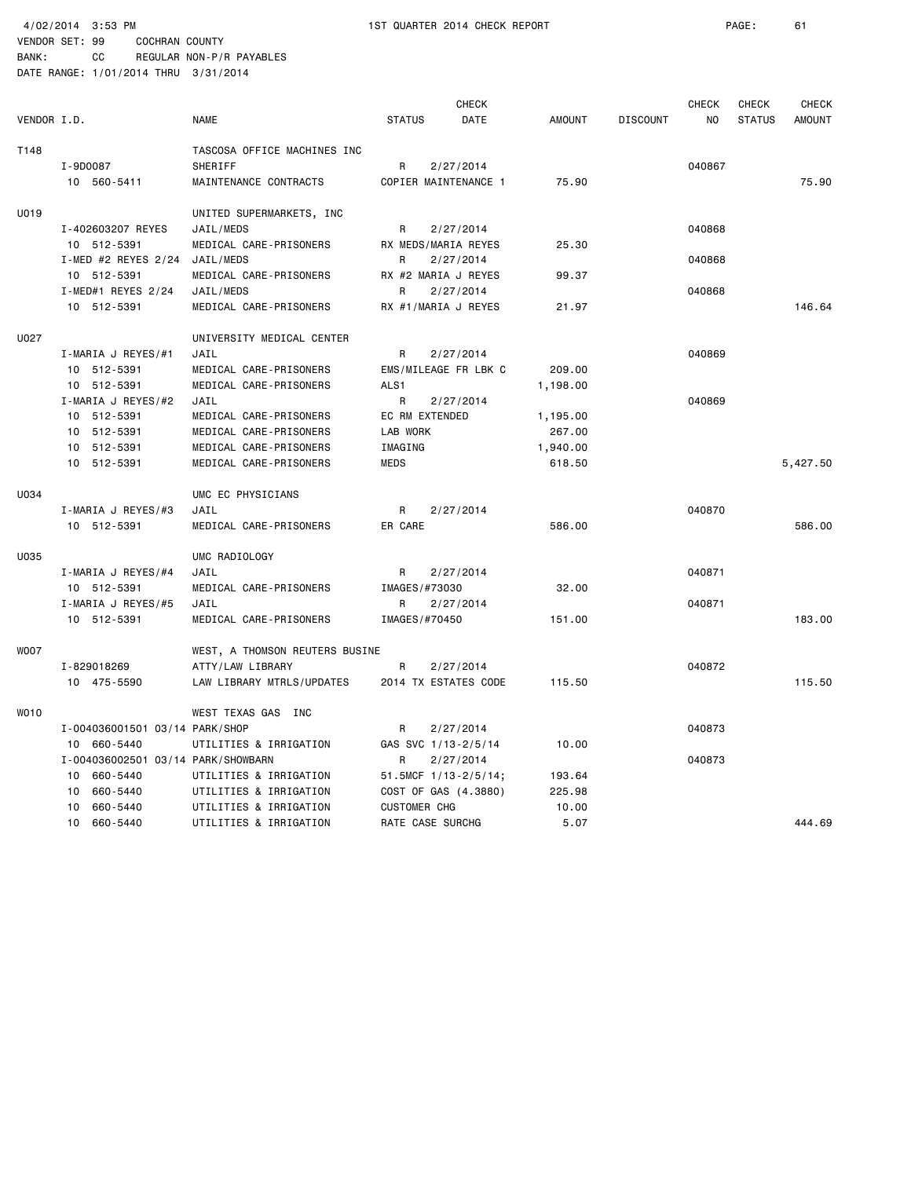4/02/2014 3:53 PM 1ST QUARTER 2014 CHECK REPORT

VENDOR SET: 99 COCHRAN COUNTY
BANK: CC REGULAR NON-P/R PAYABLES
DATE RANGE: 1/01/2014 THRU 3/31/2014

| VENDOR I.D. | NAME | STATUS | CHECK DATE | AMOUNT | DISCOUNT | CHECK NO | CHECK STATUS | CHECK AMOUNT |
|---|---|---|---|---|---|---|---|---|
| T148 | TASCOSA OFFICE MACHINES INC | | | | | | | |
| I-9D0087 | SHERIFF | R | 2/27/2014 | | | 040867 | | |
| 10 560-5411 | MAINTENANCE CONTRACTS | COPIER MAINTENANCE 1 | | 75.90 | | | | 75.90 |
| U019 | UNITED SUPERMARKETS, INC | | | | | | | |
| I-402603207 REYES | JAIL/MEDS | R | 2/27/2014 | | | 040868 | | |
| 10 512-5391 | MEDICAL CARE-PRISONERS | RX MEDS/MARIA REYES | | 25.30 | | | | |
| I-MED #2 REYES 2/24 | JAIL/MEDS | R | 2/27/2014 | | | 040868 | | |
| 10 512-5391 | MEDICAL CARE-PRISONERS | RX #2 MARIA J REYES | | 99.37 | | | | |
| I-MED#1 REYES 2/24 | JAIL/MEDS | R | 2/27/2014 | | | 040868 | | |
| 10 512-5391 | MEDICAL CARE-PRISONERS | RX #1/MARIA J REYES | | 21.97 | | | | 146.64 |
| U027 | UNIVERSITY MEDICAL CENTER | | | | | | | |
| I-MARIA J REYES/#1 | JAIL | R | 2/27/2014 | | | 040869 | | |
| 10 512-5391 | MEDICAL CARE-PRISONERS | EMS/MILEAGE FR LBK C | | 209.00 | | | | |
| 10 512-5391 | MEDICAL CARE-PRISONERS | ALS1 | | 1,198.00 | | | | |
| I-MARIA J REYES/#2 | JAIL | R | 2/27/2014 | | | 040869 | | |
| 10 512-5391 | MEDICAL CARE-PRISONERS | EC RM EXTENDED | | 1,195.00 | | | | |
| 10 512-5391 | MEDICAL CARE-PRISONERS | LAB WORK | | 267.00 | | | | |
| 10 512-5391 | MEDICAL CARE-PRISONERS | IMAGING | | 1,940.00 | | | | |
| 10 512-5391 | MEDICAL CARE-PRISONERS | MEDS | | 618.50 | | | | 5,427.50 |
| U034 | UMC EC PHYSICIANS | | | | | | | |
| I-MARIA J REYES/#3 | JAIL | R | 2/27/2014 | | | 040870 | | |
| 10 512-5391 | MEDICAL CARE-PRISONERS | ER CARE | | 586.00 | | | | 586.00 |
| U035 | UMC RADIOLOGY | | | | | | | |
| I-MARIA J REYES/#4 | JAIL | R | 2/27/2014 | | | 040871 | | |
| 10 512-5391 | MEDICAL CARE-PRISONERS | IMAGES/#73030 | | 32.00 | | | | |
| I-MARIA J REYES/#5 | JAIL | R | 2/27/2014 | | | 040871 | | |
| 10 512-5391 | MEDICAL CARE-PRISONERS | IMAGES/#70450 | | 151.00 | | | | 183.00 |
| W007 | WEST, A THOMSON REUTERS BUSINE | | | | | | | |
| I-829018269 | ATTY/LAW LIBRARY | R | 2/27/2014 | | | 040872 | | |
| 10 475-5590 | LAW LIBRARY MTRLS/UPDATES | 2014 TX ESTATES CODE | | 115.50 | | | | 115.50 |
| W010 | WEST TEXAS GAS INC | | | | | | | |
| I-004036001501 03/14 | PARK/SHOP | R | 2/27/2014 | | | 040873 | | |
| 10 660-5440 | UTILITIES & IRRIGATION | GAS SVC 1/13-2/5/14 | | 10.00 | | | | |
| I-004036002501 03/14 | PARK/SHOWBARN | R | 2/27/2014 | | | 040873 | | |
| 10 660-5440 | UTILITIES & IRRIGATION | 51.5MCF 1/13-2/5/14; | | 193.64 | | | | |
| 10 660-5440 | UTILITIES & IRRIGATION | COST OF GAS (4.3880) | | 225.98 | | | | |
| 10 660-5440 | UTILITIES & IRRIGATION | CUSTOMER CHG | | 10.00 | | | | |
| 10 660-5440 | UTILITIES & IRRIGATION | RATE CASE SURCHG | | 5.07 | | | | 444.69 |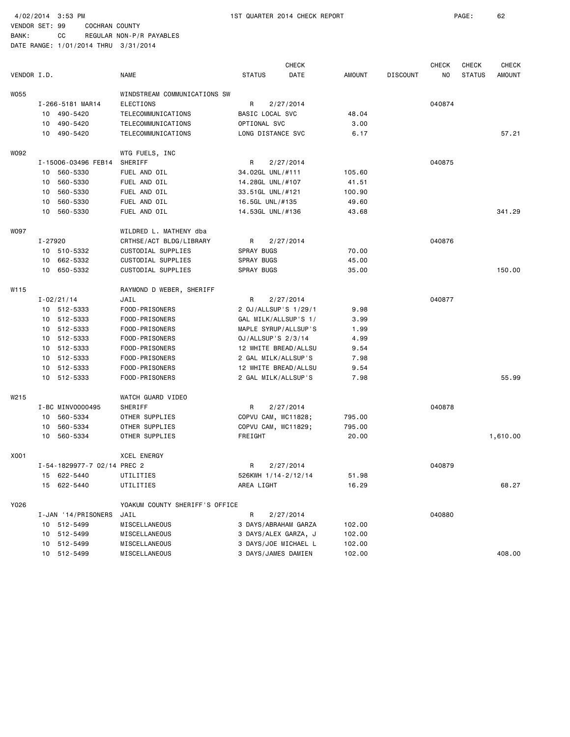4/02/2014 3:53 PM 1ST QUARTER 2014 CHECK REPORT

VENDOR SET: 99 COCHRAN COUNTY
BANK: CC REGULAR NON-P/R PAYABLES
DATE RANGE: 1/01/2014 THRU 3/31/2014

| VENDOR I.D. | | NAME | STATUS | CHECK DATE | AMOUNT | DISCOUNT | CHECK NO | CHECK STATUS | CHECK AMOUNT |
|---|---|---|---|---|---|---|---|---|---|
| W055 | | WINDSTREAM COMMUNICATIONS SW | | | | | | | |
| | I-266-5181 MAR14 | ELECTIONS | R | 2/27/2014 | | | 040874 | | |
| | 10 490-5420 | TELECOMMUNICATIONS | BASIC LOCAL SVC | | 48.04 | | | | |
| | 10 490-5420 | TELECOMMUNICATIONS | OPTIONAL SVC | | 3.00 | | | | |
| | 10 490-5420 | TELECOMMUNICATIONS | LONG DISTANCE SVC | | 6.17 | | | | 57.21 |
| W092 | | WTG FUELS, INC | | | | | | | |
| | I-15006-03496 FEB14 | SHERIFF | R | 2/27/2014 | | | 040875 | | |
| | 10 560-5330 | FUEL AND OIL | 34.02GL UNL/#111 | | 105.60 | | | | |
| | 10 560-5330 | FUEL AND OIL | 14.28GL UNL/#107 | | 41.51 | | | | |
| | 10 560-5330 | FUEL AND OIL | 33.51GL UNL/#121 | | 100.90 | | | | |
| | 10 560-5330 | FUEL AND OIL | 16.5GL UNL/#135 | | 49.60 | | | | |
| | 10 560-5330 | FUEL AND OIL | 14.53GL UNL/#136 | | 43.68 | | | | 341.29 |
| W097 | | WILDRED L. MATHENY dba | | | | | | | |
| | I-27920 | CRTHSE/ACT BLDG/LIBRARY | R | 2/27/2014 | | | 040876 | | |
| | 10 510-5332 | CUSTODIAL SUPPLIES | SPRAY BUGS | | 70.00 | | | | |
| | 10 662-5332 | CUSTODIAL SUPPLIES | SPRAY BUGS | | 45.00 | | | | |
| | 10 650-5332 | CUSTODIAL SUPPLIES | SPRAY BUGS | | 35.00 | | | | 150.00 |
| W115 | | RAYMOND D WEBER, SHERIFF | | | | | | | |
| | I-02/21/14 | JAIL | R | 2/27/2014 | | | 040877 | | |
| | 10 512-5333 | FOOD-PRISONERS | 2 OJ/ALLSUP'S 1/29/1 | | 9.98 | | | | |
| | 10 512-5333 | FOOD-PRISONERS | GAL MILK/ALLSUP'S 1/ | | 3.99 | | | | |
| | 10 512-5333 | FOOD-PRISONERS | MAPLE SYRUP/ALLSUP'S | | 1.99 | | | | |
| | 10 512-5333 | FOOD-PRISONERS | OJ/ALLSUP'S 2/3/14 | | 4.99 | | | | |
| | 10 512-5333 | FOOD-PRISONERS | 12 WHITE BREAD/ALLSU | | 9.54 | | | | |
| | 10 512-5333 | FOOD-PRISONERS | 2 GAL MILK/ALLSUP'S | | 7.98 | | | | |
| | 10 512-5333 | FOOD-PRISONERS | 12 WHITE BREAD/ALLSU | | 9.54 | | | | |
| | 10 512-5333 | FOOD-PRISONERS | 2 GAL MILK/ALLSUP'S | | 7.98 | | | | 55.99 |
| W215 | | WATCH GUARD VIDEO | | | | | | | |
| | I-BC MINV0000495 | SHERIFF | R | 2/27/2014 | | | 040878 | | |
| | 10 560-5334 | OTHER SUPPLIES | COPVU CAM, WC11828; | | 795.00 | | | | |
| | 10 560-5334 | OTHER SUPPLIES | COPVU CAM, WC11829; | | 795.00 | | | | |
| | 10 560-5334 | OTHER SUPPLIES | FREIGHT | | 20.00 | | | | 1,610.00 |
| X001 | | XCEL ENERGY | | | | | | | |
| | I-54-1829977-7 02/14 | PREC 2 | R | 2/27/2014 | | | 040879 | | |
| | 15 622-5440 | UTILITIES | 526KWH 1/14-2/12/14 | | 51.98 | | | | |
| | 15 622-5440 | UTILITIES | AREA LIGHT | | 16.29 | | | | 68.27 |
| Y026 | | YOAKUM COUNTY SHERIFF'S OFFICE | | | | | | | |
| | I-JAN '14/PRISONERS | JAIL | R | 2/27/2014 | | | 040880 | | |
| | 10 512-5499 | MISCELLANEOUS | 3 DAYS/ABRAHAM GARZA | | 102.00 | | | | |
| | 10 512-5499 | MISCELLANEOUS | 3 DAYS/ALEX GARZA, J | | 102.00 | | | | |
| | 10 512-5499 | MISCELLANEOUS | 3 DAYS/JOE MICHAEL L | | 102.00 | | | | |
| | 10 512-5499 | MISCELLANEOUS | 3 DAYS/JAMES DAMIEN | | 102.00 | | | | 408.00 |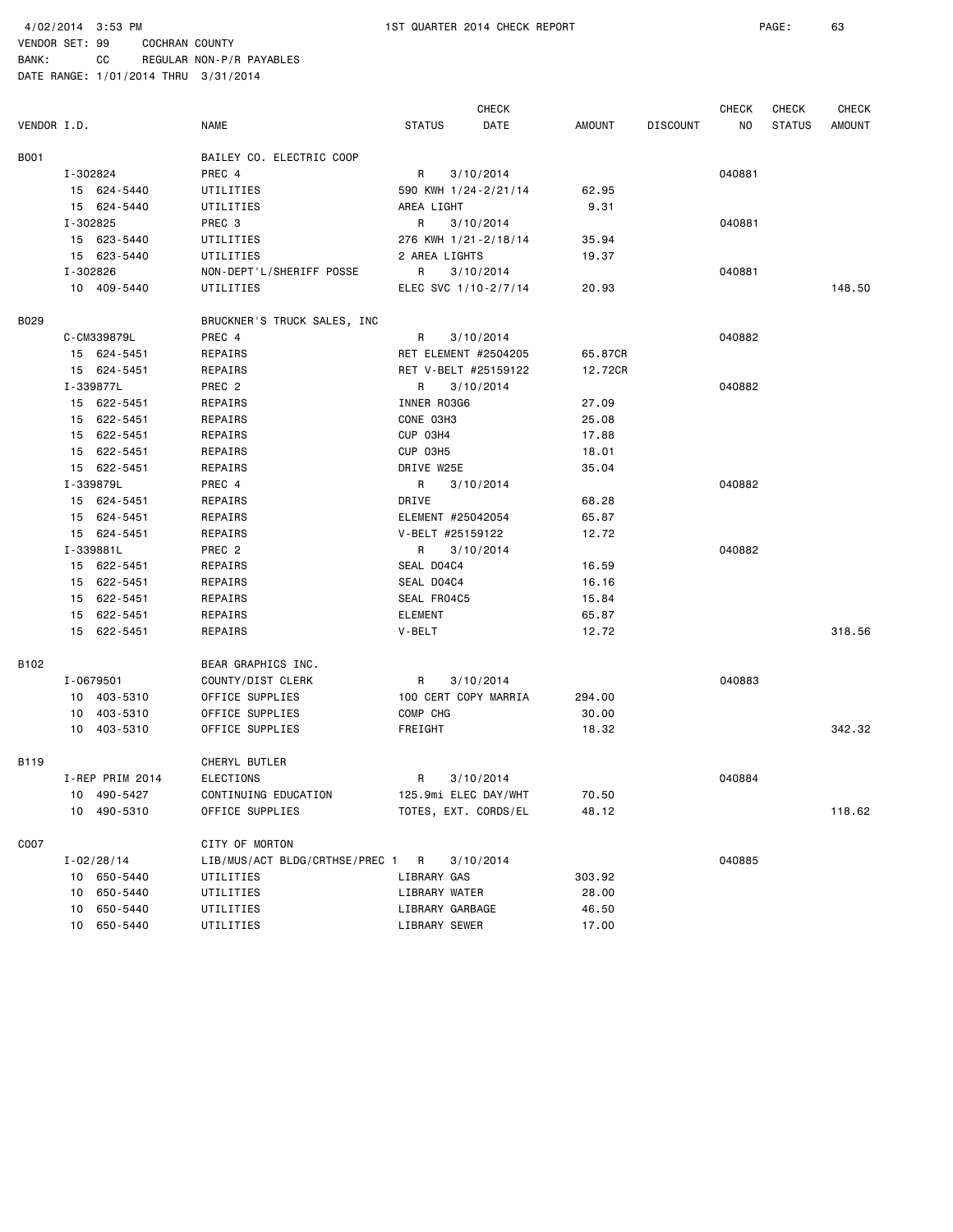4/02/2014 3:53 PM 1ST QUARTER 2014 CHECK REPORT

VENDOR SET: 99 COCHRAN COUNTY
BANK: CC REGULAR NON-P/R PAYABLES
DATE RANGE: 1/01/2014 THRU 3/31/2014

| VENDOR I.D. | NAME | STATUS | CHECK DATE | AMOUNT | DISCOUNT | CHECK NO | CHECK STATUS | CHECK AMOUNT |
|---|---|---|---|---|---|---|---|---|
| B001 | BAILEY CO. ELECTRIC COOP | | | | | | | |
| I-302824 | PREC 4 | R | 3/10/2014 | | | 040881 | | |
| 15 624-5440 | UTILITIES | 590 KWH 1/24-2/21/14 | | 62.95 | | | | |
| 15 624-5440 | UTILITIES | AREA LIGHT | | 9.31 | | | | |
| I-302825 | PREC 3 | R | 3/10/2014 | | | 040881 | | |
| 15 623-5440 | UTILITIES | 276 KWH 1/21-2/18/14 | | 35.94 | | | | |
| 15 623-5440 | UTILITIES | 2 AREA LIGHTS | | 19.37 | | | | |
| I-302826 | NON-DEPT'L/SHERIFF POSSE | R | 3/10/2014 | | | 040881 | | |
| 10 409-5440 | UTILITIES | ELEC SVC 1/10-2/7/14 | | 20.93 | | | | 148.50 |
| B029 | BRUCKNER'S TRUCK SALES, INC | | | | | | | |
| C-CM339879L | PREC 4 | R | 3/10/2014 | | | 040882 | | |
| 15 624-5451 | REPAIRS | RET ELEMENT #2504205 | | 65.87CR | | | | |
| 15 624-5451 | REPAIRS | RET V-BELT #25159122 | | 12.72CR | | | | |
| I-339877L | PREC 2 | R | 3/10/2014 | | | 040882 | | |
| 15 622-5451 | REPAIRS | INNER R03G6 | | 27.09 | | | | |
| 15 622-5451 | REPAIRS | CONE 03H3 | | 25.08 | | | | |
| 15 622-5451 | REPAIRS | CUP 03H4 | | 17.88 | | | | |
| 15 622-5451 | REPAIRS | CUP 03H5 | | 18.01 | | | | |
| 15 622-5451 | REPAIRS | DRIVE W25E | | 35.04 | | | | |
| I-339879L | PREC 4 | R | 3/10/2014 | | | 040882 | | |
| 15 624-5451 | REPAIRS | DRIVE | | 68.28 | | | | |
| 15 624-5451 | REPAIRS | ELEMENT #25042054 | | 65.87 | | | | |
| 15 624-5451 | REPAIRS | V-BELT #25159122 | | 12.72 | | | | |
| I-339881L | PREC 2 | R | 3/10/2014 | | | 040882 | | |
| 15 622-5451 | REPAIRS | SEAL D04C4 | | 16.59 | | | | |
| 15 622-5451 | REPAIRS | SEAL D04C4 | | 16.16 | | | | |
| 15 622-5451 | REPAIRS | SEAL FR04C5 | | 15.84 | | | | |
| 15 622-5451 | REPAIRS | ELEMENT | | 65.87 | | | | |
| 15 622-5451 | REPAIRS | V-BELT | | 12.72 | | | | 318.56 |
| B102 | BEAR GRAPHICS INC. | | | | | | | |
| I-0679501 | COUNTY/DIST CLERK | R | 3/10/2014 | | | 040883 | | |
| 10 403-5310 | OFFICE SUPPLIES | 100 CERT COPY MARRIA | | 294.00 | | | | |
| 10 403-5310 | OFFICE SUPPLIES | COMP CHG | | 30.00 | | | | |
| 10 403-5310 | OFFICE SUPPLIES | FREIGHT | | 18.32 | | | | 342.32 |
| B119 | CHERYL BUTLER | | | | | | | |
| I-REP PRIM 2014 | ELECTIONS | R | 3/10/2014 | | | 040884 | | |
| 10 490-5427 | CONTINUING EDUCATION | 125.9mi ELEC DAY/WHT | | 70.50 | | | | |
| 10 490-5310 | OFFICE SUPPLIES | TOTES, EXT. CORDS/EL | | 48.12 | | | | 118.62 |
| C007 | CITY OF MORTON | | | | | | | |
| I-02/28/14 | LIB/MUS/ACT BLDG/CRTHSE/PREC 1 | R | 3/10/2014 | | | 040885 | | |
| 10 650-5440 | UTILITIES | LIBRARY GAS | | 303.92 | | | | |
| 10 650-5440 | UTILITIES | LIBRARY WATER | | 28.00 | | | | |
| 10 650-5440 | UTILITIES | LIBRARY GARBAGE | | 46.50 | | | | |
| 10 650-5440 | UTILITIES | LIBRARY SEWER | | 17.00 | | | | |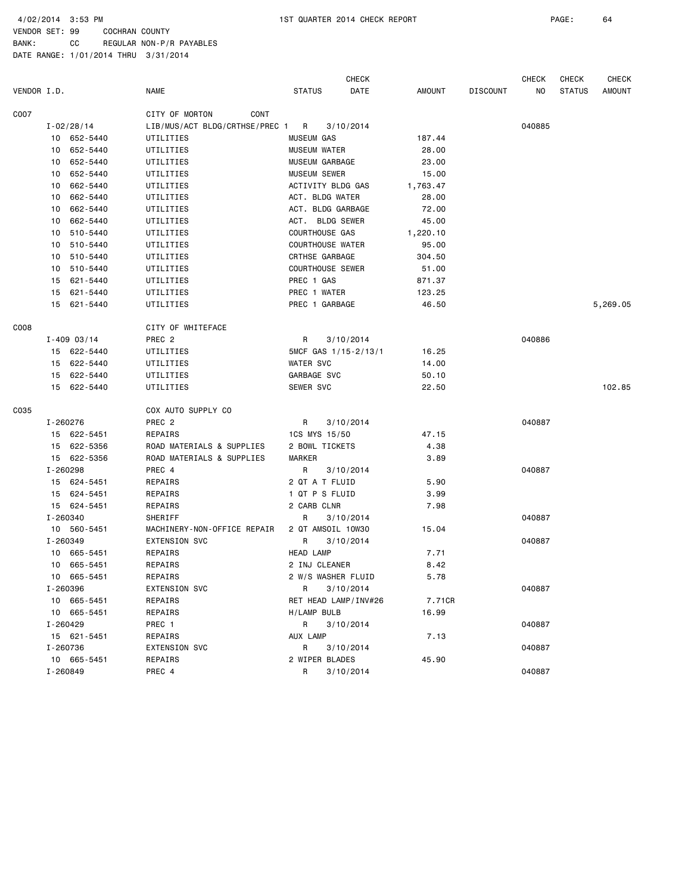4/02/2014 3:53 PM 1ST QUARTER 2014 CHECK REPORT PAGE: 64

VENDOR SET: 99 COCHRAN COUNTY

BANK: CC REGULAR NON-P/R PAYABLES

DATE RANGE: 1/01/2014 THRU 3/31/2014

| VENDOR I.D. | NAME | STATUS | CHECK DATE | AMOUNT | DISCOUNT | CHECK NO | CHECK STATUS | CHECK AMOUNT |
|---|---|---|---|---|---|---|---|---|
| C007 | CITY OF MORTON CONT | | | | | | | |
| I-02/28/14 | LIB/MUS/ACT BLDG/CRTHSE/PREC 1 | R | 3/10/2014 | | | 040885 | | |
| 10 652-5440 | UTILITIES | MUSEUM GAS | | 187.44 | | | | |
| 10 652-5440 | UTILITIES | MUSEUM WATER | | 28.00 | | | | |
| 10 652-5440 | UTILITIES | MUSEUM GARBAGE | | 23.00 | | | | |
| 10 652-5440 | UTILITIES | MUSEUM SEWER | | 15.00 | | | | |
| 10 662-5440 | UTILITIES | ACTIVITY BLDG GAS | | 1,763.47 | | | | |
| 10 662-5440 | UTILITIES | ACT. BLDG WATER | | 28.00 | | | | |
| 10 662-5440 | UTILITIES | ACT. BLDG GARBAGE | | 72.00 | | | | |
| 10 662-5440 | UTILITIES | ACT. BLDG SEWER | | 45.00 | | | | |
| 10 510-5440 | UTILITIES | COURTHOUSE GAS | | 1,220.10 | | | | |
| 10 510-5440 | UTILITIES | COURTHOUSE WATER | | 95.00 | | | | |
| 10 510-5440 | UTILITIES | CRTHSE GARBAGE | | 304.50 | | | | |
| 10 510-5440 | UTILITIES | COURTHOUSE SEWER | | 51.00 | | | | |
| 15 621-5440 | UTILITIES | PREC 1 GAS | | 871.37 | | | | |
| 15 621-5440 | UTILITIES | PREC 1 WATER | | 123.25 | | | | |
| 15 621-5440 | UTILITIES | PREC 1 GARBAGE | | 46.50 | | | | 5,269.05 |
| C008 | CITY OF WHITEFACE | | | | | | | |
| I-409 03/14 | PREC 2 | R | 3/10/2014 | | | 040886 | | |
| 15 622-5440 | UTILITIES | 5MCF GAS 1/15-2/13/1 | | 16.25 | | | | |
| 15 622-5440 | UTILITIES | WATER SVC | | 14.00 | | | | |
| 15 622-5440 | UTILITIES | GARBAGE SVC | | 50.10 | | | | |
| 15 622-5440 | UTILITIES | SEWER SVC | | 22.50 | | | | 102.85 |
| C035 | COX AUTO SUPPLY CO | | | | | | | |
| I-260276 | PREC 2 | R | 3/10/2014 | | | 040887 | | |
| 15 622-5451 | REPAIRS | 1CS MYS 15/50 | | 47.15 | | | | |
| 15 622-5356 | ROAD MATERIALS & SUPPLIES | 2 BOWL TICKETS | | 4.38 | | | | |
| 15 622-5356 | ROAD MATERIALS & SUPPLIES | MARKER | | 3.89 | | | | |
| I-260298 | PREC 4 | R | 3/10/2014 | | | 040887 | | |
| 15 624-5451 | REPAIRS | 2 QT A T FLUID | | 5.90 | | | | |
| 15 624-5451 | REPAIRS | 1 QT P S FLUID | | 3.99 | | | | |
| 15 624-5451 | REPAIRS | 2 CARB CLNR | | 7.98 | | | | |
| I-260340 | SHERIFF | R | 3/10/2014 | | | 040887 | | |
| 10 560-5451 | MACHINERY-NON-OFFICE REPAIR | 2 QT AMSOIL 10W30 | | 15.04 | | | | |
| I-260349 | EXTENSION SVC | R | 3/10/2014 | | | 040887 | | |
| 10 665-5451 | REPAIRS | HEAD LAMP | | 7.71 | | | | |
| 10 665-5451 | REPAIRS | 2 INJ CLEANER | | 8.42 | | | | |
| 10 665-5451 | REPAIRS | 2 W/S WASHER FLUID | | 5.78 | | | | |
| I-260396 | EXTENSION SVC | R | 3/10/2014 | | | 040887 | | |
| 10 665-5451 | REPAIRS | RET HEAD LAMP/INV#26 | | 7.71CR | | | | |
| 10 665-5451 | REPAIRS | H/LAMP BULB | | 16.99 | | | | |
| I-260429 | PREC 1 | R | 3/10/2014 | | | 040887 | | |
| 15 621-5451 | REPAIRS | AUX LAMP | | 7.13 | | | | |
| I-260736 | EXTENSION SVC | R | 3/10/2014 | | | 040887 | | |
| 10 665-5451 | REPAIRS | 2 WIPER BLADES | | 45.90 | | | | |
| I-260849 | PREC 4 | R | 3/10/2014 | | | 040887 | | |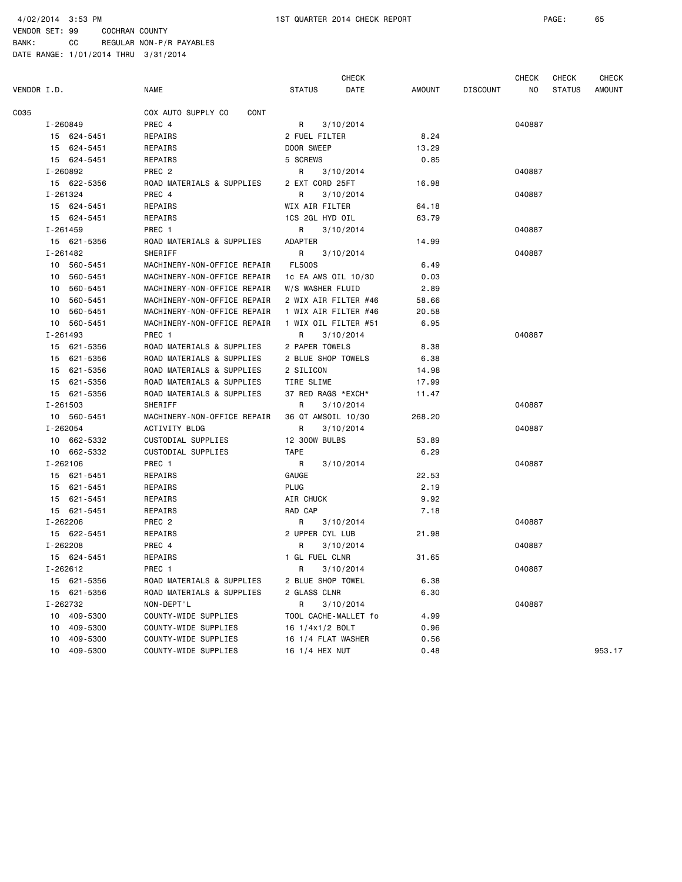4/02/2014 3:53 PM 1ST QUARTER 2014 CHECK REPORT

VENDOR SET: 99 COCHRAN COUNTY
BANK: CC REGULAR NON-P/R PAYABLES
DATE RANGE: 1/01/2014 THRU 3/31/2014

| VENDOR I.D. | NAME | STATUS | CHECK DATE | AMOUNT | DISCOUNT | CHECK NO | CHECK STATUS | CHECK AMOUNT |
|---|---|---|---|---|---|---|---|---|
| C035 | COX AUTO SUPPLY CO CONT | | | | | | | |
| I-260849 | PREC 4 | R | 3/10/2014 | | | 040887 | | |
| 15 624-5451 | REPAIRS | 2 FUEL FILTER | | 8.24 | | | | |
| 15 624-5451 | REPAIRS | DOOR SWEEP | | 13.29 | | | | |
| 15 624-5451 | REPAIRS | 5 SCREWS | | 0.85 | | | | |
| I-260892 | PREC 2 | R | 3/10/2014 | | | 040887 | | |
| 15 622-5356 | ROAD MATERIALS & SUPPLIES | 2 EXT CORD 25FT | | 16.98 | | | | |
| I-261324 | PREC 4 | R | 3/10/2014 | | | 040887 | | |
| 15 624-5451 | REPAIRS | WIX AIR FILTER | | 64.18 | | | | |
| 15 624-5451 | REPAIRS | 1CS 2GL HYD OIL | | 63.79 | | | | |
| I-261459 | PREC 1 | R | 3/10/2014 | | | 040887 | | |
| 15 621-5356 | ROAD MATERIALS & SUPPLIES | ADAPTER | | 14.99 | | | | |
| I-261482 | SHERIFF | R | 3/10/2014 | | | 040887 | | |
| 10 560-5451 | MACHINERY-NON-OFFICE REPAIR | FL500S | | 6.49 | | | | |
| 10 560-5451 | MACHINERY-NON-OFFICE REPAIR | 1c EA AMS OIL 10/30 | | 0.03 | | | | |
| 10 560-5451 | MACHINERY-NON-OFFICE REPAIR | W/S WASHER FLUID | | 2.89 | | | | |
| 10 560-5451 | MACHINERY-NON-OFFICE REPAIR | 2 WIX AIR FILTER #46 | | 58.66 | | | | |
| 10 560-5451 | MACHINERY-NON-OFFICE REPAIR | 1 WIX AIR FILTER #46 | | 20.58 | | | | |
| 10 560-5451 | MACHINERY-NON-OFFICE REPAIR | 1 WIX OIL FILTER #51 | | 6.95 | | | | |
| I-261493 | PREC 1 | R | 3/10/2014 | | | 040887 | | |
| 15 621-5356 | ROAD MATERIALS & SUPPLIES | 2 PAPER TOWELS | | 8.38 | | | | |
| 15 621-5356 | ROAD MATERIALS & SUPPLIES | 2 BLUE SHOP TOWELS | | 6.38 | | | | |
| 15 621-5356 | ROAD MATERIALS & SUPPLIES | 2 SILICON | | 14.98 | | | | |
| 15 621-5356 | ROAD MATERIALS & SUPPLIES | TIRE SLIME | | 17.99 | | | | |
| 15 621-5356 | ROAD MATERIALS & SUPPLIES | 37 RED RAGS *EXCH* | | 11.47 | | | | |
| I-261503 | SHERIFF | R | 3/10/2014 | | | 040887 | | |
| 10 560-5451 | MACHINERY-NON-OFFICE REPAIR | 36 QT AMSOIL 10/30 | | 268.20 | | | | |
| I-262054 | ACTIVITY BLDG | R | 3/10/2014 | | | 040887 | | |
| 10 662-5332 | CUSTODIAL SUPPLIES | 12 300W BULBS | | 53.89 | | | | |
| 10 662-5332 | CUSTODIAL SUPPLIES | TAPE | | 6.29 | | | | |
| I-262106 | PREC 1 | R | 3/10/2014 | | | 040887 | | |
| 15 621-5451 | REPAIRS | GAUGE | | 22.53 | | | | |
| 15 621-5451 | REPAIRS | PLUG | | 2.19 | | | | |
| 15 621-5451 | REPAIRS | AIR CHUCK | | 9.92 | | | | |
| 15 621-5451 | REPAIRS | RAD CAP | | 7.18 | | | | |
| I-262206 | PREC 2 | R | 3/10/2014 | | | 040887 | | |
| 15 622-5451 | REPAIRS | 2 UPPER CYL LUB | | 21.98 | | | | |
| I-262208 | PREC 4 | R | 3/10/2014 | | | 040887 | | |
| 15 624-5451 | REPAIRS | 1 GL FUEL CLNR | | 31.65 | | | | |
| I-262612 | PREC 1 | R | 3/10/2014 | | | 040887 | | |
| 15 621-5356 | ROAD MATERIALS & SUPPLIES | 2 BLUE SHOP TOWEL | | 6.38 | | | | |
| 15 621-5356 | ROAD MATERIALS & SUPPLIES | 2 GLASS CLNR | | 6.30 | | | | |
| I-262732 | NON-DEPT'L | R | 3/10/2014 | | | 040887 | | |
| 10 409-5300 | COUNTY-WIDE SUPPLIES | TOOL CACHE-MALLET fo | | 4.99 | | | | |
| 10 409-5300 | COUNTY-WIDE SUPPLIES | 16 1/4x1/2 BOLT | | 0.96 | | | | |
| 10 409-5300 | COUNTY-WIDE SUPPLIES | 16 1/4 FLAT WASHER | | 0.56 | | | | |
| 10 409-5300 | COUNTY-WIDE SUPPLIES | 16 1/4 HEX NUT | | 0.48 | | | | 953.17 |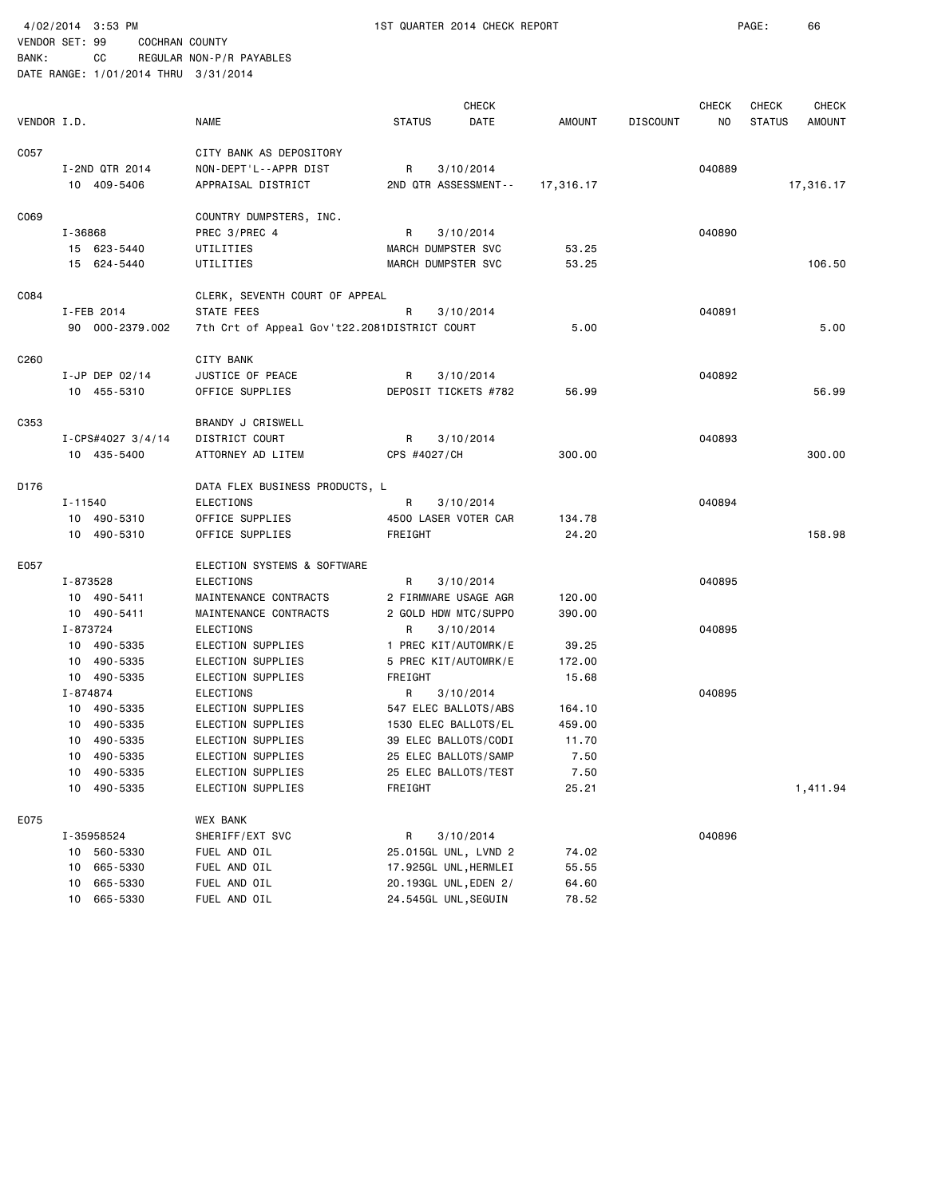4/02/2014 3:53 PM — 1ST QUARTER 2014 CHECK REPORT

VENDOR SET: 99 COCHRAN COUNTY
BANK: CC REGULAR NON-P/R PAYABLES
DATE RANGE: 1/01/2014 THRU 3/31/2014

| VENDOR I.D. | | NAME | STATUS | CHECK DATE | AMOUNT | DISCOUNT | CHECK NO | CHECK STATUS | CHECK AMOUNT |
|---|---|---|---|---|---|---|---|---|---|
| C057 | | CITY BANK AS DEPOSITORY | | | | | | | |
| | I-2ND QTR 2014 | NON-DEPT'L--APPR DIST | R | 3/10/2014 | | | 040889 | | |
| | 10 409-5406 | APPRAISAL DISTRICT | 2ND QTR ASSESSMENT-- | | 17,316.17 | | | | 17,316.17 |
| C069 | | COUNTRY DUMPSTERS, INC. | | | | | | | |
| | I-36868 | PREC 3/PREC 4 | R | 3/10/2014 | | | 040890 | | |
| | 15 623-5440 | UTILITIES | MARCH DUMPSTER SVC | | 53.25 | | | | |
| | 15 624-5440 | UTILITIES | MARCH DUMPSTER SVC | | 53.25 | | | | 106.50 |
| C084 | | CLERK, SEVENTH COURT OF APPEAL | | | | | | | |
| | I-FEB 2014 | STATE FEES | R | 3/10/2014 | | | 040891 | | |
| | 90 000-2379.002 | 7th Crt of Appeal Gov't22.2081 | DISTRICT COURT | | 5.00 | | | | 5.00 |
| C260 | | CITY BANK | | | | | | | |
| | I-JP DEP 02/14 | JUSTICE OF PEACE | R | 3/10/2014 | | | 040892 | | |
| | 10 455-5310 | OFFICE SUPPLIES | DEPOSIT TICKETS #782 | | 56.99 | | | | 56.99 |
| C353 | | BRANDY J CRISWELL | | | | | | | |
| | I-CPS#4027 3/4/14 | DISTRICT COURT | R | 3/10/2014 | | | 040893 | | |
| | 10 435-5400 | ATTORNEY AD LITEM | CPS #4027/CH | | 300.00 | | | | 300.00 |
| D176 | | DATA FLEX BUSINESS PRODUCTS, L | | | | | | | |
| | I-11540 | ELECTIONS | R | 3/10/2014 | | | 040894 | | |
| | 10 490-5310 | OFFICE SUPPLIES | 4500 LASER VOTER CAR | | 134.78 | | | | |
| | 10 490-5310 | OFFICE SUPPLIES | FREIGHT | | 24.20 | | | | 158.98 |
| E057 | | ELECTION SYSTEMS & SOFTWARE | | | | | | | |
| | I-873528 | ELECTIONS | R | 3/10/2014 | | | 040895 | | |
| | 10 490-5411 | MAINTENANCE CONTRACTS | 2 FIRMWARE USAGE AGR | | 120.00 | | | | |
| | 10 490-5411 | MAINTENANCE CONTRACTS | 2 GOLD HDW MTC/SUPPO | | 390.00 | | | | |
| | I-873724 | ELECTIONS | R | 3/10/2014 | | | 040895 | | |
| | 10 490-5335 | ELECTION SUPPLIES | 1 PREC KIT/AUTOMRK/E | | 39.25 | | | | |
| | 10 490-5335 | ELECTION SUPPLIES | 5 PREC KIT/AUTOMRK/E | | 172.00 | | | | |
| | 10 490-5335 | ELECTION SUPPLIES | FREIGHT | | 15.68 | | | | |
| | I-874874 | ELECTIONS | R | 3/10/2014 | | | 040895 | | |
| | 10 490-5335 | ELECTION SUPPLIES | 547 ELEC BALLOTS/ABS | | 164.10 | | | | |
| | 10 490-5335 | ELECTION SUPPLIES | 1530 ELEC BALLOTS/EL | | 459.00 | | | | |
| | 10 490-5335 | ELECTION SUPPLIES | 39 ELEC BALLOTS/CODI | | 11.70 | | | | |
| | 10 490-5335 | ELECTION SUPPLIES | 25 ELEC BALLOTS/SAMP | | 7.50 | | | | |
| | 10 490-5335 | ELECTION SUPPLIES | 25 ELEC BALLOTS/TEST | | 7.50 | | | | |
| | 10 490-5335 | ELECTION SUPPLIES | FREIGHT | | 25.21 | | | | 1,411.94 |
| E075 | | WEX BANK | | | | | | | |
| | I-35958524 | SHERIFF/EXT SVC | R | 3/10/2014 | | | 040896 | | |
| | 10 560-5330 | FUEL AND OIL | 25.015GL UNL, LVND 2 | | 74.02 | | | | |
| | 10 665-5330 | FUEL AND OIL | 17.925GL UNL,HERMLEI | | 55.55 | | | | |
| | 10 665-5330 | FUEL AND OIL | 20.193GL UNL,EDEN 2/ | | 64.60 | | | | |
| | 10 665-5330 | FUEL AND OIL | 24.545GL UNL,SEGUIN | | 78.52 | | | | |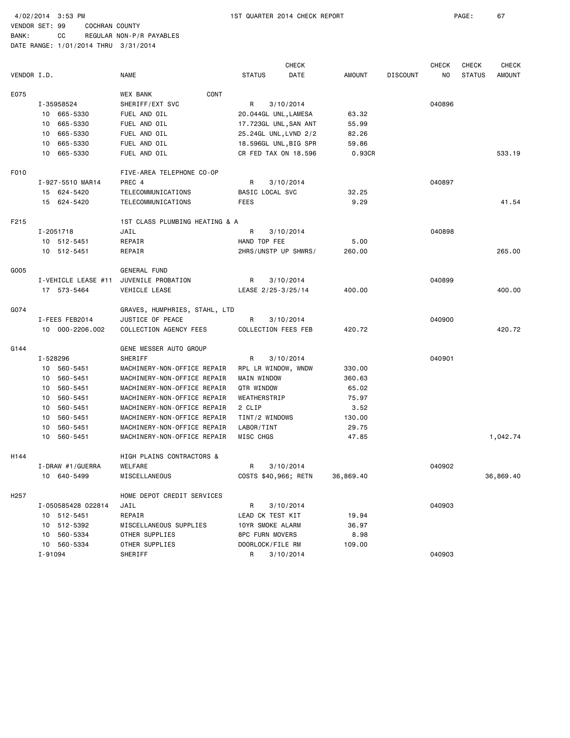4/02/2014 3:53 PM 1ST QUARTER 2014 CHECK REPORT

VENDOR SET: 99 COCHRAN COUNTY
BANK: CC REGULAR NON-P/R PAYABLES
DATE RANGE: 1/01/2014 THRU 3/31/2014

| VENDOR I.D. | NAME | STATUS | CHECK DATE | AMOUNT | DISCOUNT | CHECK NO | CHECK STATUS | CHECK AMOUNT |
|---|---|---|---|---|---|---|---|---|
| E075 | WEX BANK CONT | | | | | | | |
| I-35958524 | SHERIFF/EXT SVC | R | 3/10/2014 | | | 040896 | | |
| 10 665-5330 | FUEL AND OIL | 20.044GL UNL,LAMESA | | 63.32 | | | | |
| 10 665-5330 | FUEL AND OIL | 17.723GL UNL,SAN ANT | | 55.99 | | | | |
| 10 665-5330 | FUEL AND OIL | 25.24GL UNL,LVND 2/2 | | 82.26 | | | | |
| 10 665-5330 | FUEL AND OIL | 18.596GL UNL,BIG SPR | | 59.86 | | | | |
| 10 665-5330 | FUEL AND OIL | CR FED TAX ON 18.596 | | 0.93CR | | | | 533.19 |
| F010 | FIVE-AREA TELEPHONE CO-OP | | | | | | | |
| I-927-5510 MAR14 | PREC 4 | R | 3/10/2014 | | | 040897 | | |
| 15 624-5420 | TELECOMMUNICATIONS | BASIC LOCAL SVC | | 32.25 | | | | |
| 15 624-5420 | TELECOMMUNICATIONS | FEES | | 9.29 | | | | 41.54 |
| F215 | 1ST CLASS PLUMBING HEATING & A | | | | | | | |
| I-2051718 | JAIL | R | 3/10/2014 | | | 040898 | | |
| 10 512-5451 | REPAIR | HAND TOP FEE | | 5.00 | | | | |
| 10 512-5451 | REPAIR | 2HRS/UNSTP UP SHWRS/ | | 260.00 | | | | 265.00 |
| G005 | GENERAL FUND | | | | | | | |
| I-VEHICLE LEASE #11 | JUVENILE PROBATION | R | 3/10/2014 | | | 040899 | | |
| 17 573-5464 | VEHICLE LEASE | LEASE 2/25-3/25/14 | | 400.00 | | | | 400.00 |
| G074 | GRAVES, HUMPHRIES, STAHL, LTD | | | | | | | |
| I-FEES FEB2014 | JUSTICE OF PEACE | R | 3/10/2014 | | | 040900 | | |
| 10 000-2206.002 | COLLECTION AGENCY FEES | COLLECTION FEES FEB | | 420.72 | | | | 420.72 |
| G144 | GENE MESSER AUTO GROUP | | | | | | | |
| I-528296 | SHERIFF | R | 3/10/2014 | | | 040901 | | |
| 10 560-5451 | MACHINERY-NON-OFFICE REPAIR | RPL LR WINDOW, WNDW | | 330.00 | | | | |
| 10 560-5451 | MACHINERY-NON-OFFICE REPAIR | MAIN WINDOW | | 360.63 | | | | |
| 10 560-5451 | MACHINERY-NON-OFFICE REPAIR | QTR WINDOW | | 65.02 | | | | |
| 10 560-5451 | MACHINERY-NON-OFFICE REPAIR | WEATHERSTRIP | | 75.97 | | | | |
| 10 560-5451 | MACHINERY-NON-OFFICE REPAIR | 2 CLIP | | 3.52 | | | | |
| 10 560-5451 | MACHINERY-NON-OFFICE REPAIR | TINT/2 WINDOWS | | 130.00 | | | | |
| 10 560-5451 | MACHINERY-NON-OFFICE REPAIR | LABOR/TINT | | 29.75 | | | | |
| 10 560-5451 | MACHINERY-NON-OFFICE REPAIR | MISC CHGS | | 47.85 | | | | 1,042.74 |
| H144 | HIGH PLAINS CONTRACTORS & | | | | | | | |
| I-DRAW #1/GUERRA | WELFARE | R | 3/10/2014 | | | 040902 | | |
| 10 640-5499 | MISCELLANEOUS | COSTS $40,966; RETN | | 36,869.40 | | | | 36,869.40 |
| H257 | HOME DEPOT CREDIT SERVICES | | | | | | | |
| I-050585428 022814 | JAIL | R | 3/10/2014 | | | 040903 | | |
| 10 512-5451 | REPAIR | LEAD CK TEST KIT | | 19.94 | | | | |
| 10 512-5392 | MISCELLANEOUS SUPPLIES | 10YR SMOKE ALARM | | 36.97 | | | | |
| 10 560-5334 | OTHER SUPPLIES | 8PC FURN MOVERS | | 8.98 | | | | |
| 10 560-5334 | OTHER SUPPLIES | DOORLOCK/FILE RM | | 109.00 | | | | |
| I-91094 | SHERIFF | R | 3/10/2014 | | | 040903 | | |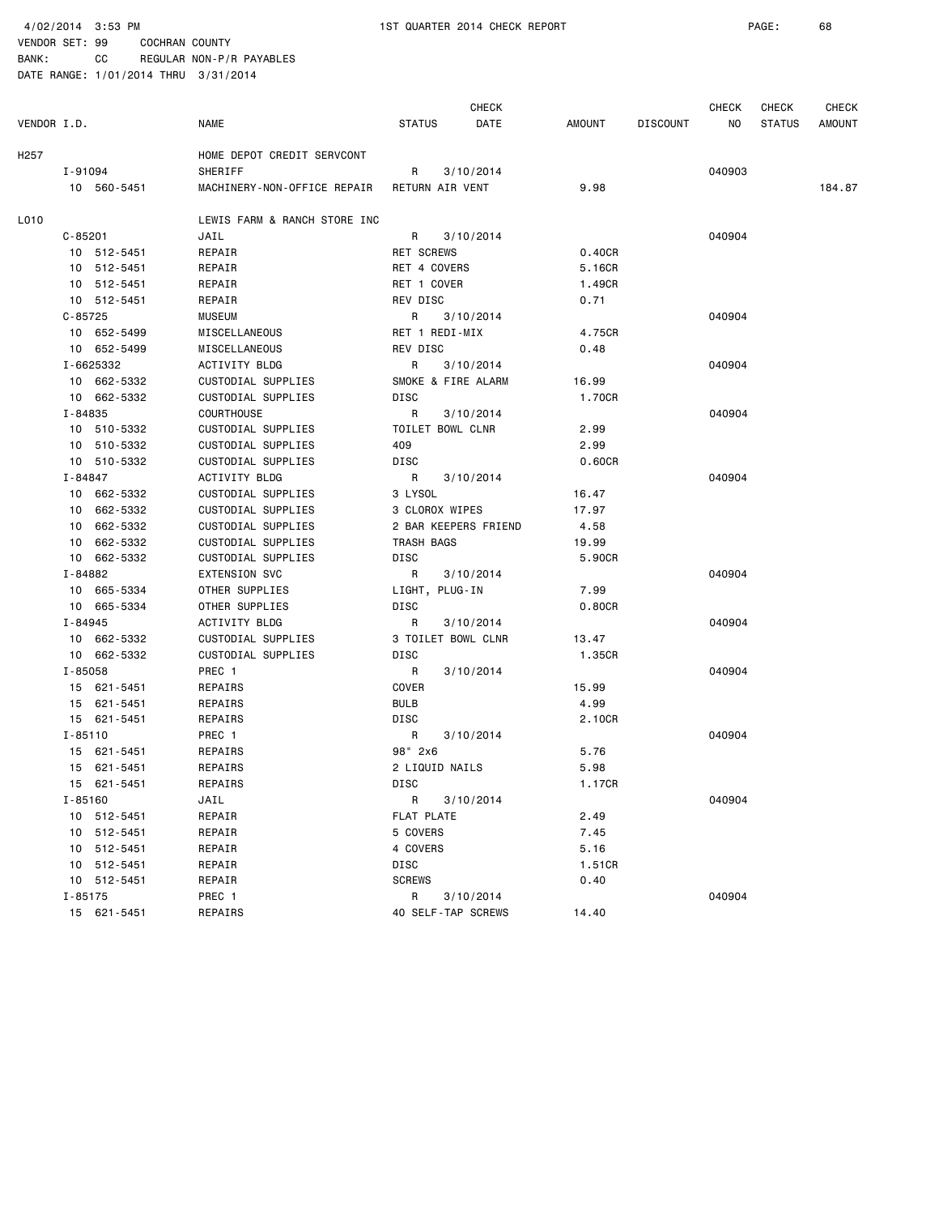4/02/2014 3:53 PM    1ST QUARTER 2014 CHECK REPORT

VENDOR SET: 99 COCHRAN COUNTY
BANK: CC REGULAR NON-P/R PAYABLES
DATE RANGE: 1/01/2014 THRU 3/31/2014

| VENDOR I.D. | NAME | STATUS | CHECK DATE | AMOUNT | DISCOUNT | CHECK NO | CHECK STATUS | CHECK AMOUNT |
|---|---|---|---|---|---|---|---|---|
| H257 | HOME DEPOT CREDIT SERVCONT | | | | | | | |
| I-91094 | SHERIFF | R | 3/10/2014 | | | 040903 | | |
| 10 560-5451 | MACHINERY-NON-OFFICE REPAIR | RETURN AIR VENT | | 9.98 | | | | 184.87 |
| L010 | LEWIS FARM & RANCH STORE INC | | | | | | | |
| C-85201 | JAIL | R | 3/10/2014 | | | 040904 | | |
| 10 512-5451 | REPAIR | RET SCREWS | | 0.40CR | | | | |
| 10 512-5451 | REPAIR | RET 4 COVERS | | 5.16CR | | | | |
| 10 512-5451 | REPAIR | RET 1 COVER | | 1.49CR | | | | |
| 10 512-5451 | REPAIR | REV DISC | | 0.71 | | | | |
| C-85725 | MUSEUM | R | 3/10/2014 | | | 040904 | | |
| 10 652-5499 | MISCELLANEOUS | RET 1 REDI-MIX | | 4.75CR | | | | |
| 10 652-5499 | MISCELLANEOUS | REV DISC | | 0.48 | | | | |
| I-6625332 | ACTIVITY BLDG | R | 3/10/2014 | | | 040904 | | |
| 10 662-5332 | CUSTODIAL SUPPLIES | SMOKE & FIRE ALARM | | 16.99 | | | | |
| 10 662-5332 | CUSTODIAL SUPPLIES | DISC | | 1.70CR | | | | |
| I-84835 | COURTHOUSE | R | 3/10/2014 | | | 040904 | | |
| 10 510-5332 | CUSTODIAL SUPPLIES | TOILET BOWL CLNR | | 2.99 | | | | |
| 10 510-5332 | CUSTODIAL SUPPLIES | 409 | | 2.99 | | | | |
| 10 510-5332 | CUSTODIAL SUPPLIES | DISC | | 0.60CR | | | | |
| I-84847 | ACTIVITY BLDG | R | 3/10/2014 | | | 040904 | | |
| 10 662-5332 | CUSTODIAL SUPPLIES | 3 LYSOL | | 16.47 | | | | |
| 10 662-5332 | CUSTODIAL SUPPLIES | 3 CLOROX WIPES | | 17.97 | | | | |
| 10 662-5332 | CUSTODIAL SUPPLIES | 2 BAR KEEPERS FRIEND | | 4.58 | | | | |
| 10 662-5332 | CUSTODIAL SUPPLIES | TRASH BAGS | | 19.99 | | | | |
| 10 662-5332 | CUSTODIAL SUPPLIES | DISC | | 5.90CR | | | | |
| I-84882 | EXTENSION SVC | R | 3/10/2014 | | | 040904 | | |
| 10 665-5334 | OTHER SUPPLIES | LIGHT, PLUG-IN | | 7.99 | | | | |
| 10 665-5334 | OTHER SUPPLIES | DISC | | 0.80CR | | | | |
| I-84945 | ACTIVITY BLDG | R | 3/10/2014 | | | 040904 | | |
| 10 662-5332 | CUSTODIAL SUPPLIES | 3 TOILET BOWL CLNR | | 13.47 | | | | |
| 10 662-5332 | CUSTODIAL SUPPLIES | DISC | | 1.35CR | | | | |
| I-85058 | PREC 1 | R | 3/10/2014 | | | 040904 | | |
| 15 621-5451 | REPAIRS | COVER | | 15.99 | | | | |
| 15 621-5451 | REPAIRS | BULB | | 4.99 | | | | |
| 15 621-5451 | REPAIRS | DISC | | 2.10CR | | | | |
| I-85110 | PREC 1 | R | 3/10/2014 | | | 040904 | | |
| 15 621-5451 | REPAIRS | 98" 2x6 | | 5.76 | | | | |
| 15 621-5451 | REPAIRS | 2 LIQUID NAILS | | 5.98 | | | | |
| 15 621-5451 | REPAIRS | DISC | | 1.17CR | | | | |
| I-85160 | JAIL | R | 3/10/2014 | | | 040904 | | |
| 10 512-5451 | REPAIR | FLAT PLATE | | 2.49 | | | | |
| 10 512-5451 | REPAIR | 5 COVERS | | 7.45 | | | | |
| 10 512-5451 | REPAIR | 4 COVERS | | 5.16 | | | | |
| 10 512-5451 | REPAIR | DISC | | 1.51CR | | | | |
| 10 512-5451 | REPAIR | SCREWS | | 0.40 | | | | |
| I-85175 | PREC 1 | R | 3/10/2014 | | | 040904 | | |
| 15 621-5451 | REPAIRS | 40 SELF-TAP SCREWS | | 14.40 | | | | |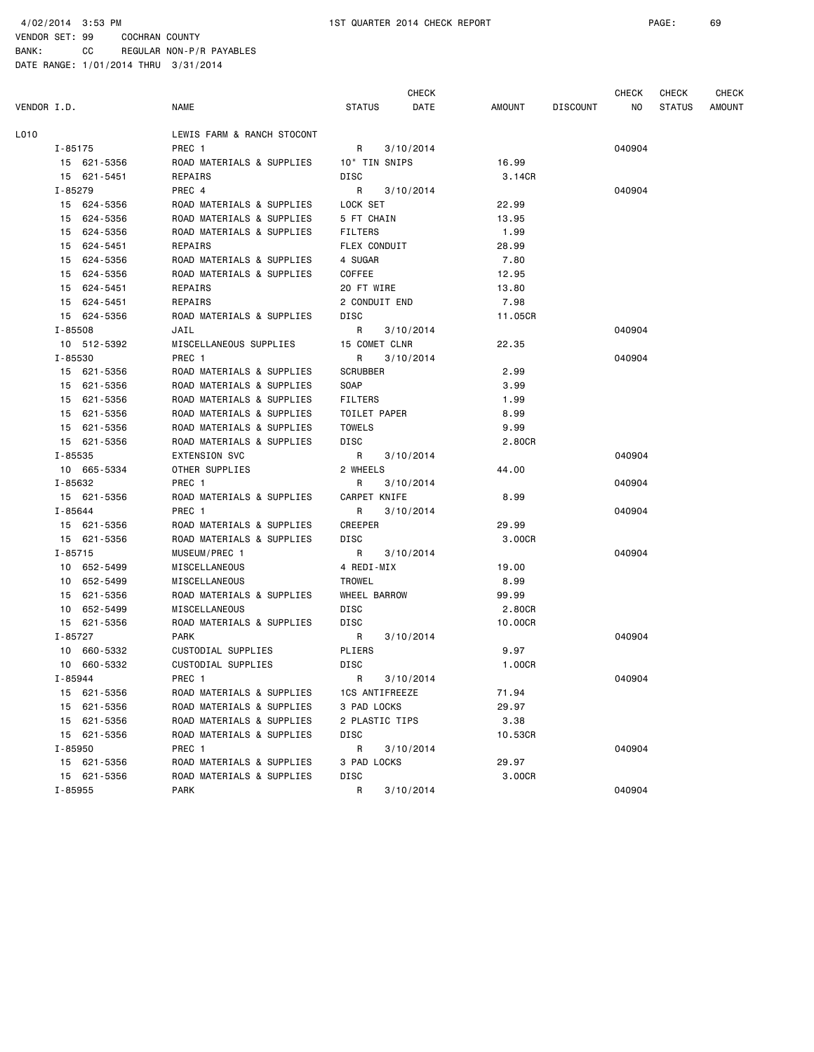4/02/2014 3:53 PM 1ST QUARTER 2014 CHECK REPORT

VENDOR SET: 99 COCHRAN COUNTY
BANK: CC REGULAR NON-P/R PAYABLES
DATE RANGE: 1/01/2014 THRU 3/31/2014

| VENDOR I.D. | NAME | STATUS | CHECK DATE | AMOUNT | DISCOUNT | CHECK NO | CHECK STATUS | CHECK AMOUNT |
|---|---|---|---|---|---|---|---|---|
| L010 | LEWIS FARM & RANCH STOCONT | | | | | | | |
| I-85175 | PREC 1 | R | 3/10/2014 | | | 040904 | | |
| 15 621-5356 | ROAD MATERIALS & SUPPLIES | 10" TIN SNIPS | | 16.99 | | | | |
| 15 621-5451 | REPAIRS | DISC | | 3.14CR | | | | |
| I-85279 | PREC 4 | R | 3/10/2014 | | | 040904 | | |
| 15 624-5356 | ROAD MATERIALS & SUPPLIES | LOCK SET | | 22.99 | | | | |
| 15 624-5356 | ROAD MATERIALS & SUPPLIES | 5 FT CHAIN | | 13.95 | | | | |
| 15 624-5356 | ROAD MATERIALS & SUPPLIES | FILTERS | | 1.99 | | | | |
| 15 624-5451 | REPAIRS | FLEX CONDUIT | | 28.99 | | | | |
| 15 624-5356 | ROAD MATERIALS & SUPPLIES | 4 SUGAR | | 7.80 | | | | |
| 15 624-5356 | ROAD MATERIALS & SUPPLIES | COFFEE | | 12.95 | | | | |
| 15 624-5451 | REPAIRS | 20 FT WIRE | | 13.80 | | | | |
| 15 624-5451 | REPAIRS | 2 CONDUIT END | | 7.98 | | | | |
| 15 624-5356 | ROAD MATERIALS & SUPPLIES | DISC | | 11.05CR | | | | |
| I-85508 | JAIL | R | 3/10/2014 | | | 040904 | | |
| 10 512-5392 | MISCELLANEOUS SUPPLIES | 15 COMET CLNR | | 22.35 | | | | |
| I-85530 | PREC 1 | R | 3/10/2014 | | | 040904 | | |
| 15 621-5356 | ROAD MATERIALS & SUPPLIES | SCRUBBER | | 2.99 | | | | |
| 15 621-5356 | ROAD MATERIALS & SUPPLIES | SOAP | | 3.99 | | | | |
| 15 621-5356 | ROAD MATERIALS & SUPPLIES | FILTERS | | 1.99 | | | | |
| 15 621-5356 | ROAD MATERIALS & SUPPLIES | TOILET PAPER | | 8.99 | | | | |
| 15 621-5356 | ROAD MATERIALS & SUPPLIES | TOWELS | | 9.99 | | | | |
| 15 621-5356 | ROAD MATERIALS & SUPPLIES | DISC | | 2.80CR | | | | |
| I-85535 | EXTENSION SVC | R | 3/10/2014 | | | 040904 | | |
| 10 665-5334 | OTHER SUPPLIES | 2 WHEELS | | 44.00 | | | | |
| I-85632 | PREC 1 | R | 3/10/2014 | | | 040904 | | |
| 15 621-5356 | ROAD MATERIALS & SUPPLIES | CARPET KNIFE | | 8.99 | | | | |
| I-85644 | PREC 1 | R | 3/10/2014 | | | 040904 | | |
| 15 621-5356 | ROAD MATERIALS & SUPPLIES | CREEPER | | 29.99 | | | | |
| 15 621-5356 | ROAD MATERIALS & SUPPLIES | DISC | | 3.00CR | | | | |
| I-85715 | MUSEUM/PREC 1 | R | 3/10/2014 | | | 040904 | | |
| 10 652-5499 | MISCELLANEOUS | 4 REDI-MIX | | 19.00 | | | | |
| 10 652-5499 | MISCELLANEOUS | TROWEL | | 8.99 | | | | |
| 15 621-5356 | ROAD MATERIALS & SUPPLIES | WHEEL BARROW | | 99.99 | | | | |
| 10 652-5499 | MISCELLANEOUS | DISC | | 2.80CR | | | | |
| 15 621-5356 | ROAD MATERIALS & SUPPLIES | DISC | | 10.00CR | | | | |
| I-85727 | PARK | R | 3/10/2014 | | | 040904 | | |
| 10 660-5332 | CUSTODIAL SUPPLIES | PLIERS | | 9.97 | | | | |
| 10 660-5332 | CUSTODIAL SUPPLIES | DISC | | 1.00CR | | | | |
| I-85944 | PREC 1 | R | 3/10/2014 | | | 040904 | | |
| 15 621-5356 | ROAD MATERIALS & SUPPLIES | 1CS ANTIFREEZE | | 71.94 | | | | |
| 15 621-5356 | ROAD MATERIALS & SUPPLIES | 3 PAD LOCKS | | 29.97 | | | | |
| 15 621-5356 | ROAD MATERIALS & SUPPLIES | 2 PLASTIC TIPS | | 3.38 | | | | |
| 15 621-5356 | ROAD MATERIALS & SUPPLIES | DISC | | 10.53CR | | | | |
| I-85950 | PREC 1 | R | 3/10/2014 | | | 040904 | | |
| 15 621-5356 | ROAD MATERIALS & SUPPLIES | 3 PAD LOCKS | | 29.97 | | | | |
| 15 621-5356 | ROAD MATERIALS & SUPPLIES | DISC | | 3.00CR | | | | |
| I-85955 | PARK | R | 3/10/2014 | | | 040904 | | |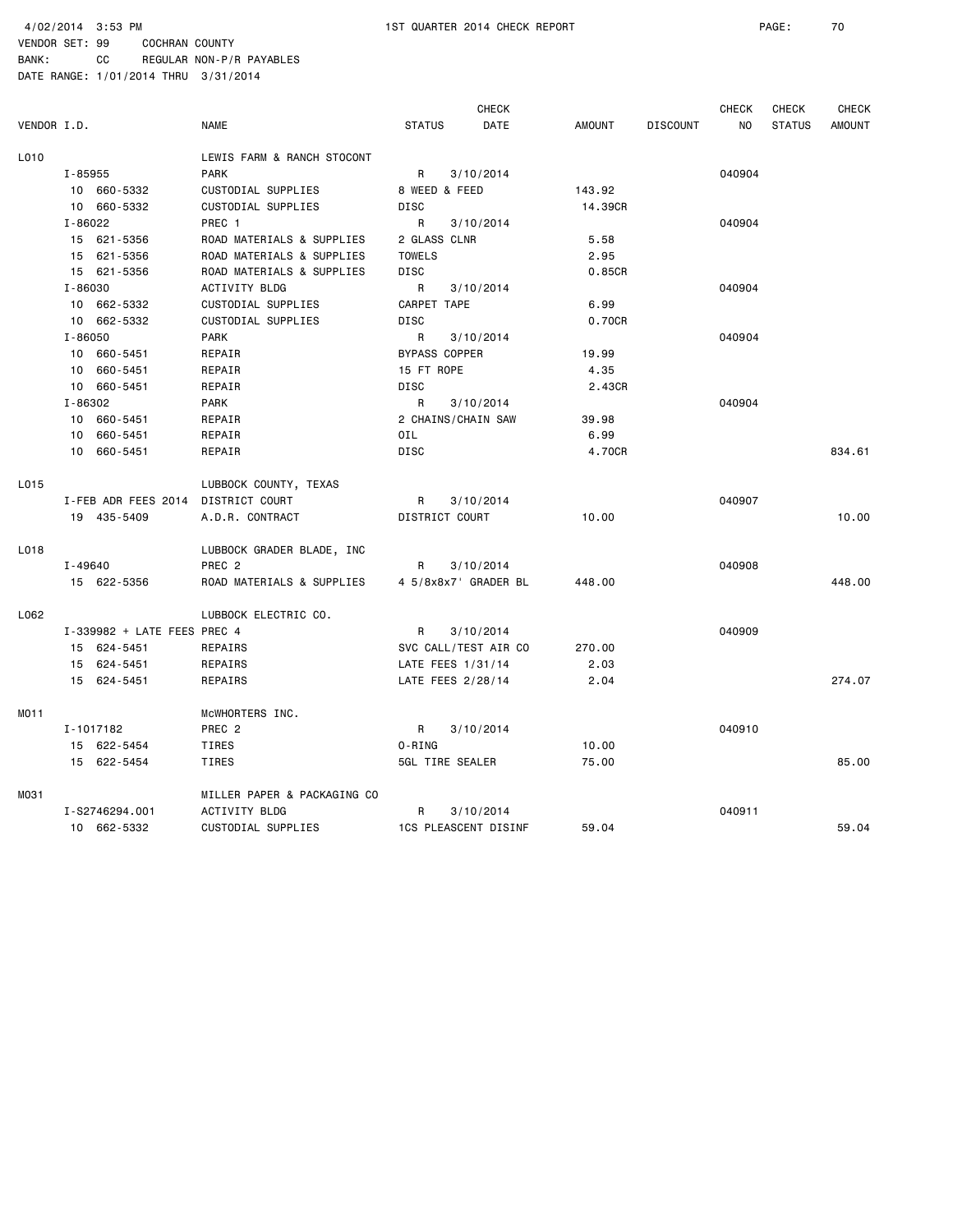4/02/2014 3:53 PM 1ST QUARTER 2014 CHECK REPORT

VENDOR SET: 99 COCHRAN COUNTY
BANK: CC REGULAR NON-P/R PAYABLES
DATE RANGE: 1/01/2014 THRU 3/31/2014

| VENDOR I.D. | | NAME | STATUS | CHECK DATE | AMOUNT | DISCOUNT | CHECK NO | CHECK STATUS | CHECK AMOUNT |
|---|---|---|---|---|---|---|---|---|---|
| L010 | | LEWIS FARM & RANCH STOCONT | | | | | | | |
| | I-85955 | PARK | R | 3/10/2014 | | | 040904 | | |
| | 10 660-5332 | CUSTODIAL SUPPLIES | 8 WEED & FEED | | 143.92 | | | | |
| | 10 660-5332 | CUSTODIAL SUPPLIES | DISC | | 14.39CR | | | | |
| | I-86022 | PREC 1 | R | 3/10/2014 | | | 040904 | | |
| | 15 621-5356 | ROAD MATERIALS & SUPPLIES | 2 GLASS CLNR | | 5.58 | | | | |
| | 15 621-5356 | ROAD MATERIALS & SUPPLIES | TOWELS | | 2.95 | | | | |
| | 15 621-5356 | ROAD MATERIALS & SUPPLIES | DISC | | 0.85CR | | | | |
| | I-86030 | ACTIVITY BLDG | R | 3/10/2014 | | | 040904 | | |
| | 10 662-5332 | CUSTODIAL SUPPLIES | CARPET TAPE | | 6.99 | | | | |
| | 10 662-5332 | CUSTODIAL SUPPLIES | DISC | | 0.70CR | | | | |
| | I-86050 | PARK | R | 3/10/2014 | | | 040904 | | |
| | 10 660-5451 | REPAIR | BYPASS COPPER | | 19.99 | | | | |
| | 10 660-5451 | REPAIR | 15 FT ROPE | | 4.35 | | | | |
| | 10 660-5451 | REPAIR | DISC | | 2.43CR | | | | |
| | I-86302 | PARK | R | 3/10/2014 | | | 040904 | | |
| | 10 660-5451 | REPAIR | 2 CHAINS/CHAIN SAW | | 39.98 | | | | |
| | 10 660-5451 | REPAIR | OIL | | 6.99 | | | | |
| | 10 660-5451 | REPAIR | DISC | | 4.70CR | | | | 834.61 |
| L015 | | LUBBOCK COUNTY, TEXAS | | | | | | | |
| | I-FEB ADR FEES 2014 | DISTRICT COURT | R | 3/10/2014 | | | 040907 | | |
| | 19 435-5409 | A.D.R. CONTRACT | DISTRICT COURT | | 10.00 | | | | 10.00 |
| L018 | | LUBBOCK GRADER BLADE, INC | | | | | | | |
| | I-49640 | PREC 2 | R | 3/10/2014 | | | 040908 | | |
| | 15 622-5356 | ROAD MATERIALS & SUPPLIES | 4 5/8x8x7' GRADER BL | | 448.00 | | | | 448.00 |
| L062 | | LUBBOCK ELECTRIC CO. | | | | | | | |
| | I-339982 + LATE FEES | PREC 4 | R | 3/10/2014 | | | 040909 | | |
| | 15 624-5451 | REPAIRS | SVC CALL/TEST AIR CO | | 270.00 | | | | |
| | 15 624-5451 | REPAIRS | LATE FEES 1/31/14 | | 2.03 | | | | |
| | 15 624-5451 | REPAIRS | LATE FEES 2/28/14 | | 2.04 | | | | 274.07 |
| M011 | | McWHORTERS INC. | | | | | | | |
| | I-1017182 | PREC 2 | R | 3/10/2014 | | | 040910 | | |
| | 15 622-5454 | TIRES | O-RING | | 10.00 | | | | |
| | 15 622-5454 | TIRES | 5GL TIRE SEALER | | 75.00 | | | | 85.00 |
| M031 | | MILLER PAPER & PACKAGING CO | | | | | | | |
| | I-S2746294.001 | ACTIVITY BLDG | R | 3/10/2014 | | | 040911 | | |
| | 10 662-5332 | CUSTODIAL SUPPLIES | 1CS PLEASCENT DISINF | | 59.04 | | | | 59.04 |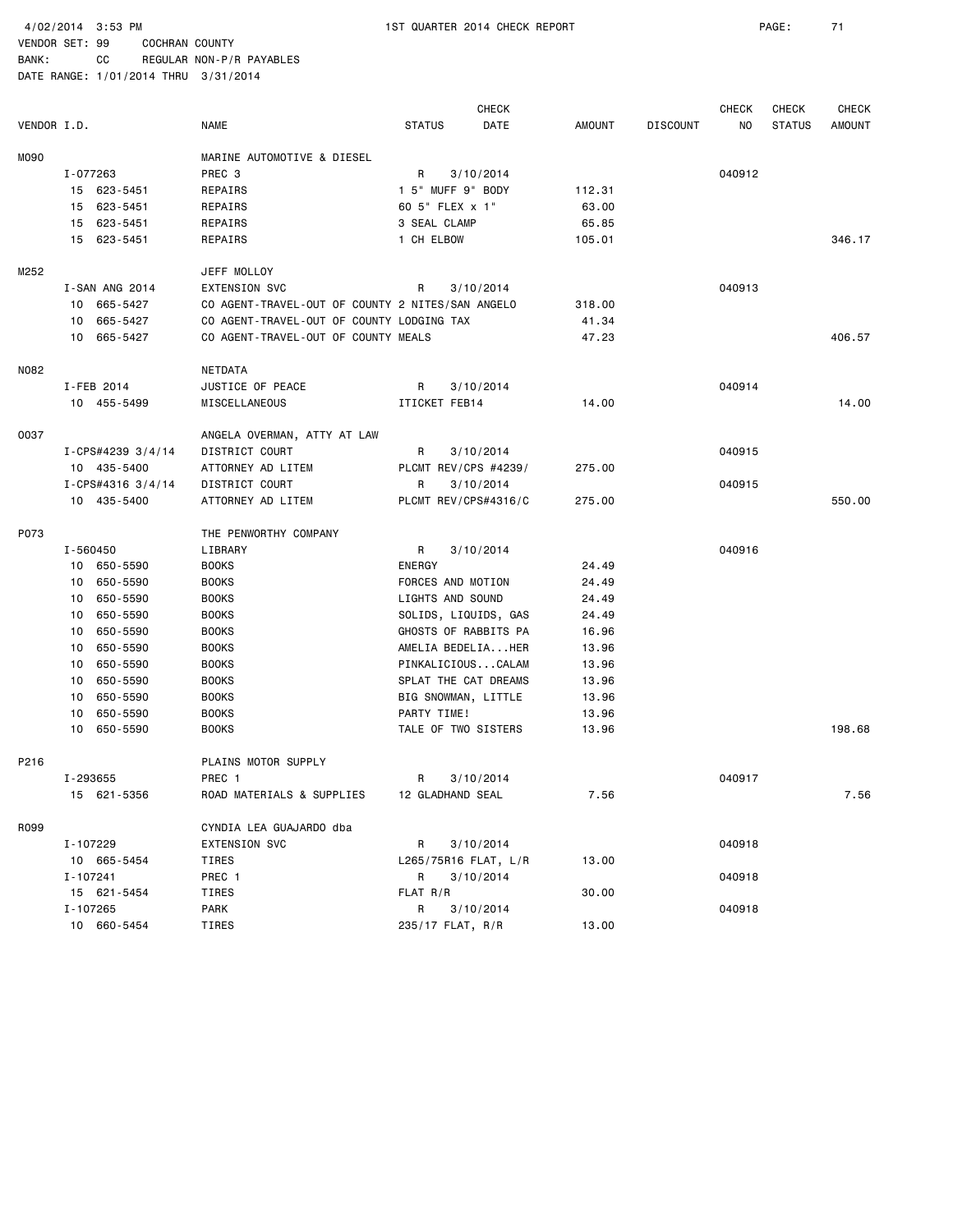4/02/2014 3:53 PM 1ST QUARTER 2014 CHECK REPORT

VENDOR SET: 99 COCHRAN COUNTY
BANK: CC REGULAR NON-P/R PAYABLES
DATE RANGE: 1/01/2014 THRU 3/31/2014

| VENDOR I.D. | NAME | STATUS | CHECK DATE | AMOUNT | DISCOUNT | CHECK NO | CHECK STATUS | CHECK AMOUNT |
|---|---|---|---|---|---|---|---|---|
| M090 | MARINE AUTOMOTIVE & DIESEL | | | | | | | |
| I-077263 | PREC 3 | R | 3/10/2014 | | | 040912 | | |
| 15 623-5451 | REPAIRS | 1 5" MUFF 9" BODY | | 112.31 | | | | |
| 15 623-5451 | REPAIRS | 60 5" FLEX x 1" | | 63.00 | | | | |
| 15 623-5451 | REPAIRS | 3 SEAL CLAMP | | 65.85 | | | | |
| 15 623-5451 | REPAIRS | 1 CH ELBOW | | 105.01 | | | | 346.17 |
| M252 | JEFF MOLLOY | | | | | | | |
| I-SAN ANG 2014 | EXTENSION SVC | R | 3/10/2014 | | | 040913 | | |
| 10 665-5427 | CO AGENT-TRAVEL-OUT OF COUNTY 2 NITES/SAN ANGELO | | | 318.00 | | | | |
| 10 665-5427 | CO AGENT-TRAVEL-OUT OF COUNTY LODGING TAX | | | 41.34 | | | | |
| 10 665-5427 | CO AGENT-TRAVEL-OUT OF COUNTY MEALS | | | 47.23 | | | | 406.57 |
| N082 | NETDATA | | | | | | | |
| I-FEB 2014 | JUSTICE OF PEACE | R | 3/10/2014 | | | 040914 | | |
| 10 455-5499 | MISCELLANEOUS | ITICKET FEB14 | | 14.00 | | | | 14.00 |
| O037 | ANGELA OVERMAN, ATTY AT LAW | | | | | | | |
| I-CPS#4239 3/4/14 | DISTRICT COURT | R | 3/10/2014 | | | 040915 | | |
| 10 435-5400 | ATTORNEY AD LITEM | PLCMT REV/CPS #4239/ | | 275.00 | | | | |
| I-CPS#4316 3/4/14 | DISTRICT COURT | R | 3/10/2014 | | | 040915 | | |
| 10 435-5400 | ATTORNEY AD LITEM | PLCMT REV/CPS#4316/C | | 275.00 | | | | 550.00 |
| P073 | THE PENWORTHY COMPANY | | | | | | | |
| I-560450 | LIBRARY | R | 3/10/2014 | | | 040916 | | |
| 10 650-5590 | BOOKS | ENERGY | | 24.49 | | | | |
| 10 650-5590 | BOOKS | FORCES AND MOTION | | 24.49 | | | | |
| 10 650-5590 | BOOKS | LIGHTS AND SOUND | | 24.49 | | | | |
| 10 650-5590 | BOOKS | SOLIDS, LIQUIDS, GAS | | 24.49 | | | | |
| 10 650-5590 | BOOKS | GHOSTS OF RABBITS PA | | 16.96 | | | | |
| 10 650-5590 | BOOKS | AMELIA BEDELIA...HER | | 13.96 | | | | |
| 10 650-5590 | BOOKS | PINKALICIOUS...CALAM | | 13.96 | | | | |
| 10 650-5590 | BOOKS | SPLAT THE CAT DREAMS | | 13.96 | | | | |
| 10 650-5590 | BOOKS | BIG SNOWMAN, LITTLE | | 13.96 | | | | |
| 10 650-5590 | BOOKS | PARTY TIME! | | 13.96 | | | | |
| 10 650-5590 | BOOKS | TALE OF TWO SISTERS | | 13.96 | | | | 198.68 |
| P216 | PLAINS MOTOR SUPPLY | | | | | | | |
| I-293655 | PREC 1 | R | 3/10/2014 | | | 040917 | | |
| 15 621-5356 | ROAD MATERIALS & SUPPLIES | 12 GLADHAND SEAL | | 7.56 | | | | 7.56 |
| R099 | CYNDIA LEA GUAJARDO dba | | | | | | | |
| I-107229 | EXTENSION SVC | R | 3/10/2014 | | | 040918 | | |
| 10 665-5454 | TIRES | L265/75R16 FLAT, L/R | | 13.00 | | | | |
| I-107241 | PREC 1 | R | 3/10/2014 | | | 040918 | | |
| 15 621-5454 | TIRES | FLAT R/R | | 30.00 | | | | |
| I-107265 | PARK | R | 3/10/2014 | | | 040918 | | |
| 10 660-5454 | TIRES | 235/17 FLAT, R/R | | 13.00 | | | | |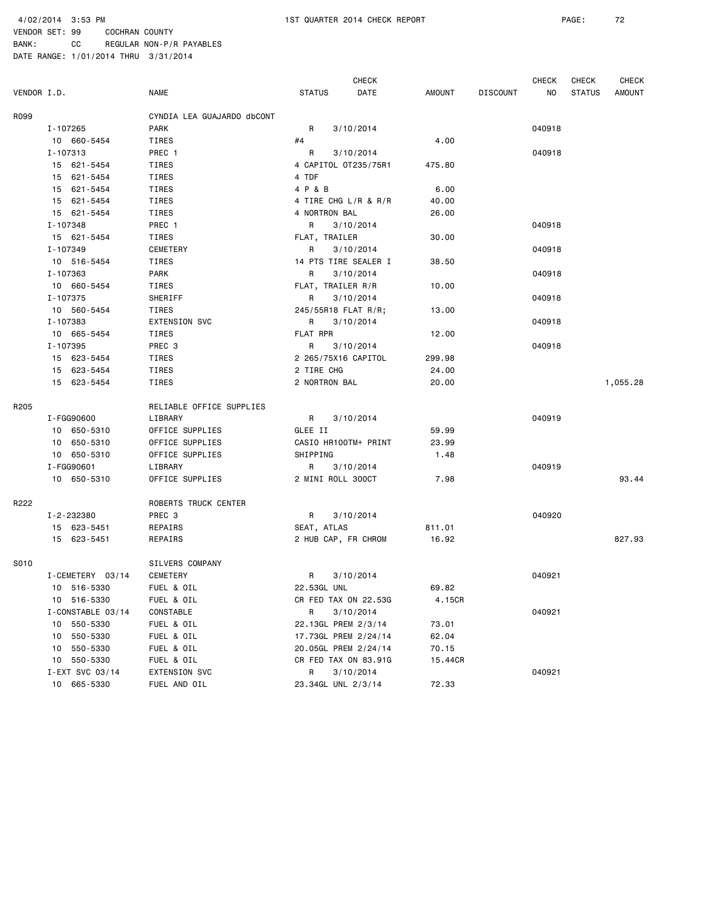4/02/2014 3:53 PM 1ST QUARTER 2014 CHECK REPORT

VENDOR SET: 99 COCHRAN COUNTY
BANK: CC REGULAR NON-P/R PAYABLES
DATE RANGE: 1/01/2014 THRU 3/31/2014

| VENDOR I.D. | NAME | STATUS | CHECK DATE | AMOUNT | DISCOUNT | CHECK NO | CHECK STATUS | CHECK AMOUNT |
|---|---|---|---|---|---|---|---|---|
| R099 | CYNDIA LEA GUAJARDO dbCONT | | | | | | | |
| I-107265 | PARK | R | 3/10/2014 | | | 040918 | | |
| 10 660-5454 | TIRES | #4 | | 4.00 | | | | |
| I-107313 | PREC 1 | R | 3/10/2014 | | | 040918 | | |
| 15 621-5454 | TIRES | 4 CAPITOL OT235/75R1 | | 475.80 | | | | |
| 15 621-5454 | TIRES | 4 TDF | | | | | | |
| 15 621-5454 | TIRES | 4 P & B | | 6.00 | | | | |
| 15 621-5454 | TIRES | 4 TIRE CHG L/R & R/R | | 40.00 | | | | |
| 15 621-5454 | TIRES | 4 NORTRON BAL | | 26.00 | | | | |
| I-107348 | PREC 1 | R | 3/10/2014 | | | 040918 | | |
| 15 621-5454 | TIRES | FLAT, TRAILER | | 30.00 | | | | |
| I-107349 | CEMETERY | R | 3/10/2014 | | | 040918 | | |
| 10 516-5454 | TIRES | 14 PTS TIRE SEALER I | | 38.50 | | | | |
| I-107363 | PARK | R | 3/10/2014 | | | 040918 | | |
| 10 660-5454 | TIRES | FLAT, TRAILER R/R | | 10.00 | | | | |
| I-107375 | SHERIFF | R | 3/10/2014 | | | 040918 | | |
| 10 560-5454 | TIRES | 245/55R18 FLAT R/R; | | 13.00 | | | | |
| I-107383 | EXTENSION SVC | R | 3/10/2014 | | | 040918 | | |
| 10 665-5454 | TIRES | FLAT RPR | | 12.00 | | | | |
| I-107395 | PREC 3 | R | 3/10/2014 | | | 040918 | | |
| 15 623-5454 | TIRES | 2 265/75X16 CAPITOL | | 299.98 | | | | |
| 15 623-5454 | TIRES | 2 TIRE CHG | | 24.00 | | | | |
| 15 623-5454 | TIRES | 2 NORTRON BAL | | 20.00 | | | | 1,055.28 |
| R205 | RELIABLE OFFICE SUPPLIES | | | | | | | |
| I-FGG90600 | LIBRARY | R | 3/10/2014 | | | 040919 | | |
| 10 650-5310 | OFFICE SUPPLIES | GLEE II | | 59.99 | | | | |
| 10 650-5310 | OFFICE SUPPLIES | CASIO HR100TM+ PRINT | | 23.99 | | | | |
| 10 650-5310 | OFFICE SUPPLIES | SHIPPING | | 1.48 | | | | |
| I-FGG90601 | LIBRARY | R | 3/10/2014 | | | 040919 | | |
| 10 650-5310 | OFFICE SUPPLIES | 2 MINI ROLL 300CT | | 7.98 | | | | 93.44 |
| R222 | ROBERTS TRUCK CENTER | | | | | | | |
| I-2-232380 | PREC 3 | R | 3/10/2014 | | | 040920 | | |
| 15 623-5451 | REPAIRS | SEAT, ATLAS | | 811.01 | | | | |
| 15 623-5451 | REPAIRS | 2 HUB CAP, FR CHROM | | 16.92 | | | | 827.93 |
| S010 | SILVERS COMPANY | | | | | | | |
| I-CEMETERY 03/14 | CEMETERY | R | 3/10/2014 | | | 040921 | | |
| 10 516-5330 | FUEL & OIL | 22.53GL UNL | | 69.82 | | | | |
| 10 516-5330 | FUEL & OIL | CR FED TAX ON 22.53G | | 4.15CR | | | | |
| I-CONSTABLE 03/14 | CONSTABLE | R | 3/10/2014 | | | 040921 | | |
| 10 550-5330 | FUEL & OIL | 22.13GL PREM 2/3/14 | | 73.01 | | | | |
| 10 550-5330 | FUEL & OIL | 17.73GL PREM 2/24/14 | | 62.04 | | | | |
| 10 550-5330 | FUEL & OIL | 20.05GL PREM 2/24/14 | | 70.15 | | | | |
| 10 550-5330 | FUEL & OIL | CR FED TAX ON 83.91G | | 15.44CR | | | | |
| I-EXT SVC 03/14 | EXTENSION SVC | R | 3/10/2014 | | | 040921 | | |
| 10 665-5330 | FUEL AND OIL | 23.34GL UNL 2/3/14 | | 72.33 | | | | |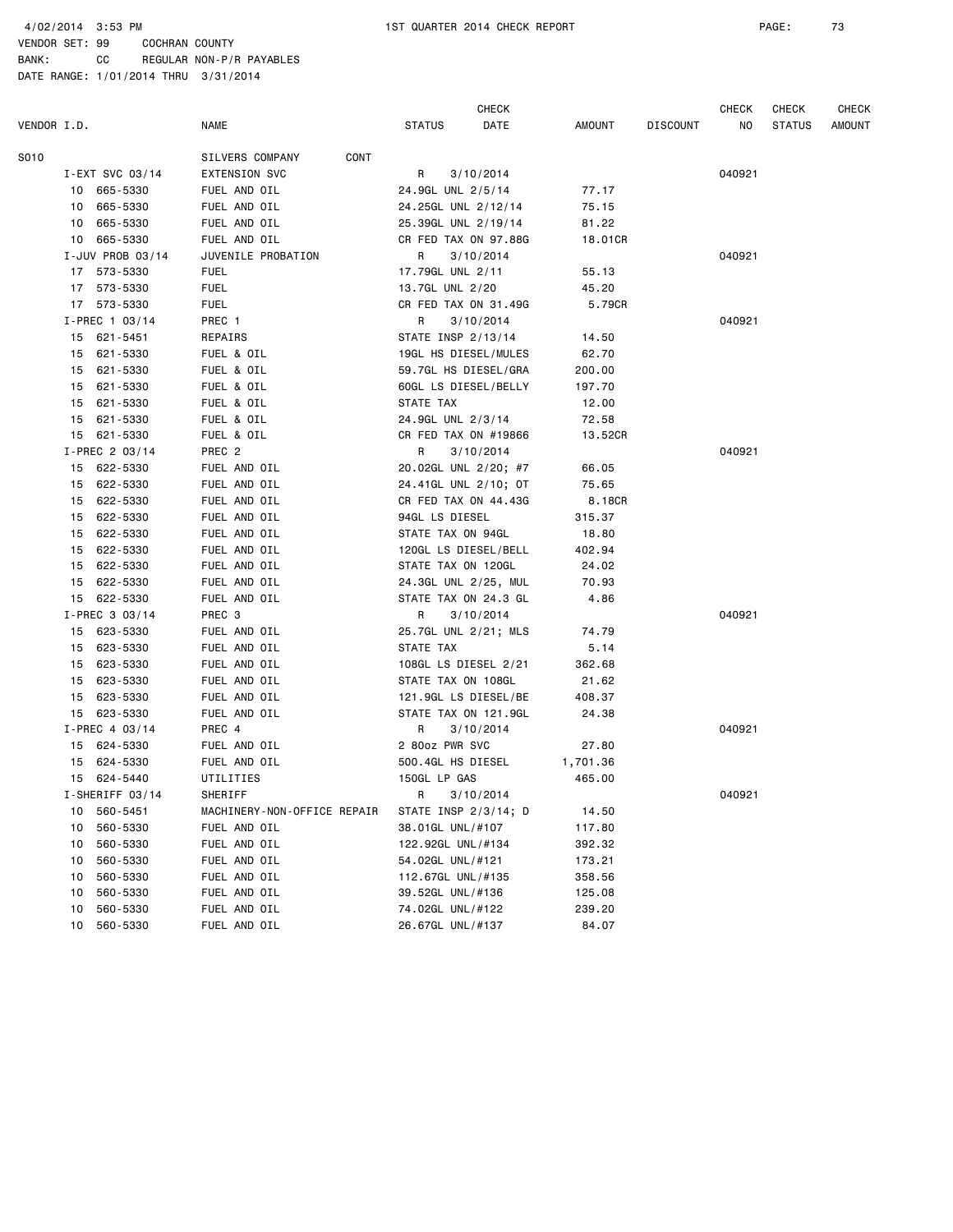4/02/2014 3:53 PM 1ST QUARTER 2014 CHECK REPORT

VENDOR SET: 99 COCHRAN COUNTY
BANK: CC REGULAR NON-P/R PAYABLES
DATE RANGE: 1/01/2014 THRU 3/31/2014

| VENDOR I.D. | NAME | STATUS | CHECK DATE | AMOUNT | DISCOUNT | CHECK NO | CHECK STATUS | CHECK AMOUNT |
|---|---|---|---|---|---|---|---|---|
| S010 | SILVERS COMPANY CONT | | | | | | | |
| I-EXT SVC 03/14 | EXTENSION SVC | R | 3/10/2014 | | | 040921 | | |
| 10 665-5330 | FUEL AND OIL | 24.9GL UNL 2/5/14 | | 77.17 | | | | |
| 10 665-5330 | FUEL AND OIL | 24.25GL UNL 2/12/14 | | 75.15 | | | | |
| 10 665-5330 | FUEL AND OIL | 25.39GL UNL 2/19/14 | | 81.22 | | | | |
| 10 665-5330 | FUEL AND OIL | CR FED TAX ON 97.88G | | 18.01CR | | | | |
| I-JUV PROB 03/14 | JUVENILE PROBATION | R | 3/10/2014 | | | 040921 | | |
| 17 573-5330 | FUEL | 17.79GL UNL 2/11 | | 55.13 | | | | |
| 17 573-5330 | FUEL | 13.7GL UNL 2/20 | | 45.20 | | | | |
| 17 573-5330 | FUEL | CR FED TAX ON 31.49G | | 5.79CR | | | | |
| I-PREC 1 03/14 | PREC 1 | R | 3/10/2014 | | | 040921 | | |
| 15 621-5451 | REPAIRS | STATE INSP 2/13/14 | | 14.50 | | | | |
| 15 621-5330 | FUEL & OIL | 19GL HS DIESEL/MULES | | 62.70 | | | | |
| 15 621-5330 | FUEL & OIL | 59.7GL HS DIESEL/GRA | | 200.00 | | | | |
| 15 621-5330 | FUEL & OIL | 60GL LS DIESEL/BELLY | | 197.70 | | | | |
| 15 621-5330 | FUEL & OIL | STATE TAX | | 12.00 | | | | |
| 15 621-5330 | FUEL & OIL | 24.9GL UNL 2/3/14 | | 72.58 | | | | |
| 15 621-5330 | FUEL & OIL | CR FED TAX ON #19866 | | 13.52CR | | | | |
| I-PREC 2 03/14 | PREC 2 | R | 3/10/2014 | | | 040921 | | |
| 15 622-5330 | FUEL AND OIL | 20.02GL UNL 2/20; #7 | | 66.05 | | | | |
| 15 622-5330 | FUEL AND OIL | 24.41GL UNL 2/10; OT | | 75.65 | | | | |
| 15 622-5330 | FUEL AND OIL | CR FED TAX ON 44.43G | | 8.18CR | | | | |
| 15 622-5330 | FUEL AND OIL | 94GL LS DIESEL | | 315.37 | | | | |
| 15 622-5330 | FUEL AND OIL | STATE TAX ON 94GL | | 18.80 | | | | |
| 15 622-5330 | FUEL AND OIL | 120GL LS DIESEL/BELL | | 402.94 | | | | |
| 15 622-5330 | FUEL AND OIL | STATE TAX ON 120GL | | 24.02 | | | | |
| 15 622-5330 | FUEL AND OIL | 24.3GL UNL 2/25, MUL | | 70.93 | | | | |
| 15 622-5330 | FUEL AND OIL | STATE TAX ON 24.3 GL | | 4.86 | | | | |
| I-PREC 3 03/14 | PREC 3 | R | 3/10/2014 | | | 040921 | | |
| 15 623-5330 | FUEL AND OIL | 25.7GL UNL 2/21; MLS | | 74.79 | | | | |
| 15 623-5330 | FUEL AND OIL | STATE TAX | | 5.14 | | | | |
| 15 623-5330 | FUEL AND OIL | 108GL LS DIESEL 2/21 | | 362.68 | | | | |
| 15 623-5330 | FUEL AND OIL | STATE TAX ON 108GL | | 21.62 | | | | |
| 15 623-5330 | FUEL AND OIL | 121.9GL LS DIESEL/BE | | 408.37 | | | | |
| 15 623-5330 | FUEL AND OIL | STATE TAX ON 121.9GL | | 24.38 | | | | |
| I-PREC 4 03/14 | PREC 4 | R | 3/10/2014 | | | 040921 | | |
| 15 624-5330 | FUEL AND OIL | 2 80oz PWR SVC | | 27.80 | | | | |
| 15 624-5330 | FUEL AND OIL | 500.4GL HS DIESEL | | 1,701.36 | | | | |
| 15 624-5440 | UTILITIES | 150GL LP GAS | | 465.00 | | | | |
| I-SHERIFF 03/14 | SHERIFF | R | 3/10/2014 | | | 040921 | | |
| 10 560-5451 | MACHINERY-NON-OFFICE REPAIR | STATE INSP 2/3/14; D | | 14.50 | | | | |
| 10 560-5330 | FUEL AND OIL | 38.01GL UNL/#107 | | 117.80 | | | | |
| 10 560-5330 | FUEL AND OIL | 122.92GL UNL/#134 | | 392.32 | | | | |
| 10 560-5330 | FUEL AND OIL | 54.02GL UNL/#121 | | 173.21 | | | | |
| 10 560-5330 | FUEL AND OIL | 112.67GL UNL/#135 | | 358.56 | | | | |
| 10 560-5330 | FUEL AND OIL | 39.52GL UNL/#136 | | 125.08 | | | | |
| 10 560-5330 | FUEL AND OIL | 74.02GL UNL/#122 | | 239.20 | | | | |
| 10 560-5330 | FUEL AND OIL | 26.67GL UNL/#137 | | 84.07 | | | | |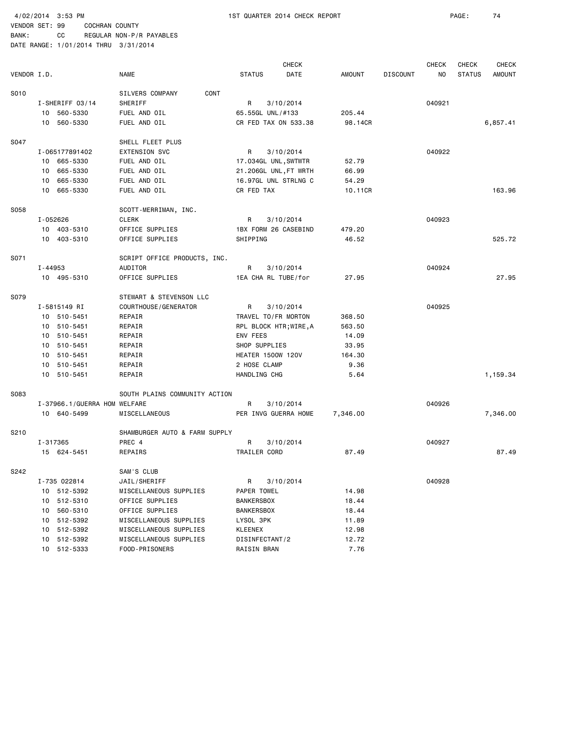4/02/2014 3:53 PM 1ST QUARTER 2014 CHECK REPORT

VENDOR SET: 99 COCHRAN COUNTY
BANK: CC REGULAR NON-P/R PAYABLES
DATE RANGE: 1/01/2014 THRU 3/31/2014

| VENDOR I.D. | NAME | STATUS | CHECK DATE | AMOUNT | DISCOUNT | CHECK NO | CHECK STATUS | CHECK AMOUNT |
|---|---|---|---|---|---|---|---|---|
| S010 | SILVERS COMPANY CONT | | | | | | | |
| I-SHERIFF 03/14 | SHERIFF | R | 3/10/2014 | | | 040921 | | |
| 10 560-5330 | FUEL AND OIL | 65.55GL UNL/#133 | | 205.44 | | | | |
| 10 560-5330 | FUEL AND OIL | CR FED TAX ON 533.38 | | 98.14CR | | | | 6,857.41 |
| S047 | SHELL FLEET PLUS | | | | | | | |
| I-065177891402 | EXTENSION SVC | R | 3/10/2014 | | | 040922 | | |
| 10 665-5330 | FUEL AND OIL | 17.034GL UNL,SWTWTR | | 52.79 | | | | |
| 10 665-5330 | FUEL AND OIL | 21.206GL UNL,FT WRTH | | 66.99 | | | | |
| 10 665-5330 | FUEL AND OIL | 16.97GL UNL STRLNG C | | 54.29 | | | | |
| 10 665-5330 | FUEL AND OIL | CR FED TAX | | 10.11CR | | | | 163.96 |
| S058 | SCOTT-MERRIMAN, INC. | | | | | | | |
| I-052626 | CLERK | R | 3/10/2014 | | | 040923 | | |
| 10 403-5310 | OFFICE SUPPLIES | 1BX FORM 26 CASEBIND | | 479.20 | | | | |
| 10 403-5310 | OFFICE SUPPLIES | SHIPPING | | 46.52 | | | | 525.72 |
| S071 | SCRIPT OFFICE PRODUCTS, INC. | | | | | | | |
| I-44953 | AUDITOR | R | 3/10/2014 | | | 040924 | | |
| 10 495-5310 | OFFICE SUPPLIES | 1EA CHA RL TUBE/for | | 27.95 | | | | 27.95 |
| S079 | STEWART & STEVENSON LLC | | | | | | | |
| I-5815149 RI | COURTHOUSE/GENERATOR | R | 3/10/2014 | | | 040925 | | |
| 10 510-5451 | REPAIR | TRAVEL TO/FR MORTON | | 368.50 | | | | |
| 10 510-5451 | REPAIR | RPL BLOCK HTR;WIRE,A | | 563.50 | | | | |
| 10 510-5451 | REPAIR | ENV FEES | | 14.09 | | | | |
| 10 510-5451 | REPAIR | SHOP SUPPLIES | | 33.95 | | | | |
| 10 510-5451 | REPAIR | HEATER 1500W 120V | | 164.30 | | | | |
| 10 510-5451 | REPAIR | 2 HOSE CLAMP | | 9.36 | | | | |
| 10 510-5451 | REPAIR | HANDLING CHG | | 5.64 | | | | 1,159.34 |
| S083 | SOUTH PLAINS COMMUNITY ACTION | | | | | | | |
| I-37966.1/GUERRA HOM | WELFARE | R | 3/10/2014 | | | 040926 | | |
| 10 640-5499 | MISCELLANEOUS | PER INVG GUERRA HOME | | 7,346.00 | | | | 7,346.00 |
| S210 | SHAMBURGER AUTO & FARM SUPPLY | | | | | | | |
| I-317365 | PREC 4 | R | 3/10/2014 | | | 040927 | | |
| 15 624-5451 | REPAIRS | TRAILER CORD | | 87.49 | | | | 87.49 |
| S242 | SAM'S CLUB | | | | | | | |
| I-735 022814 | JAIL/SHERIFF | R | 3/10/2014 | | | 040928 | | |
| 10 512-5392 | MISCELLANEOUS SUPPLIES | PAPER TOWEL | | 14.98 | | | | |
| 10 512-5310 | OFFICE SUPPLIES | BANKERSBOX | | 18.44 | | | | |
| 10 560-5310 | OFFICE SUPPLIES | BANKERSBOX | | 18.44 | | | | |
| 10 512-5392 | MISCELLANEOUS SUPPLIES | LYSOL 3PK | | 11.89 | | | | |
| 10 512-5392 | MISCELLANEOUS SUPPLIES | KLEENEX | | 12.98 | | | | |
| 10 512-5392 | MISCELLANEOUS SUPPLIES | DISINFECTANT/2 | | 12.72 | | | | |
| 10 512-5333 | FOOD-PRISONERS | RAISIN BRAN | | 7.76 | | | | |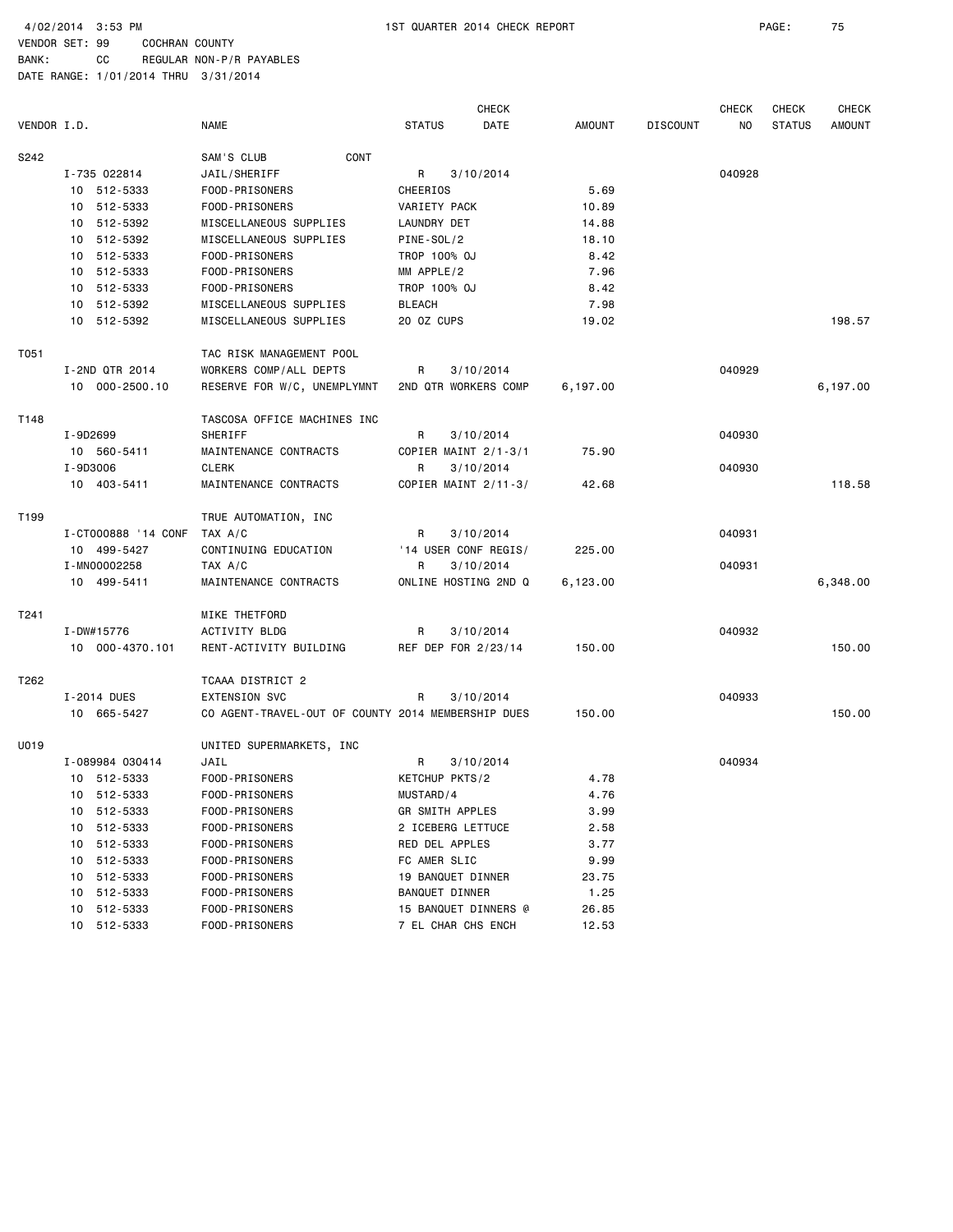4/02/2014 3:53 PM 1ST QUARTER 2014 CHECK REPORT PAGE: 75
VENDOR SET: 99 COCHRAN COUNTY
BANK: CC REGULAR NON-P/R PAYABLES
DATE RANGE: 1/01/2014 THRU 3/31/2014

| VENDOR I.D. | NAME | STATUS | CHECK DATE | AMOUNT | DISCOUNT | CHECK NO | CHECK STATUS | CHECK AMOUNT |
|---|---|---|---|---|---|---|---|---|
| S242 | SAM'S CLUB CONT | | | | | | | |
| I-735 022814 | JAIL/SHERIFF | R | 3/10/2014 | | | 040928 | | |
| 10 512-5333 | FOOD-PRISONERS | CHEERIOS | | 5.69 | | | | |
| 10 512-5333 | FOOD-PRISONERS | VARIETY PACK | | 10.89 | | | | |
| 10 512-5392 | MISCELLANEOUS SUPPLIES | LAUNDRY DET | | 14.88 | | | | |
| 10 512-5392 | MISCELLANEOUS SUPPLIES | PINE-SOL/2 | | 18.10 | | | | |
| 10 512-5333 | FOOD-PRISONERS | TROP 100% OJ | | 8.42 | | | | |
| 10 512-5333 | FOOD-PRISONERS | MM APPLE/2 | | 7.96 | | | | |
| 10 512-5333 | FOOD-PRISONERS | TROP 100% OJ | | 8.42 | | | | |
| 10 512-5392 | MISCELLANEOUS SUPPLIES | BLEACH | | 7.98 | | | | |
| 10 512-5392 | MISCELLANEOUS SUPPLIES | 20 OZ CUPS | | 19.02 | | | | 198.57 |
| T051 | TAC RISK MANAGEMENT POOL | | | | | | | |
| I-2ND QTR 2014 | WORKERS COMP/ALL DEPTS | R | 3/10/2014 | | | 040929 | | |
| 10 000-2500.10 | RESERVE FOR W/C, UNEMPLYMNT | 2ND QTR WORKERS COMP | | 6,197.00 | | | | 6,197.00 |
| T148 | TASCOSA OFFICE MACHINES INC | | | | | | | |
| I-9D2699 | SHERIFF | R | 3/10/2014 | | | 040930 | | |
| 10 560-5411 | MAINTENANCE CONTRACTS | COPIER MAINT 2/1-3/1 | | 75.90 | | | | |
| I-9D3006 | CLERK | R | 3/10/2014 | | | 040930 | | |
| 10 403-5411 | MAINTENANCE CONTRACTS | COPIER MAINT 2/11-3/ | | 42.68 | | | | 118.58 |
| T199 | TRUE AUTOMATION, INC | | | | | | | |
| I-CT000888 '14 CONF | TAX A/C | R | 3/10/2014 | | | 040931 | | |
| 10 499-5427 | CONTINUING EDUCATION | '14 USER CONF REGIS/ | | 225.00 | | | | |
| I-MN00002258 | TAX A/C | R | 3/10/2014 | | | 040931 | | |
| 10 499-5411 | MAINTENANCE CONTRACTS | ONLINE HOSTING 2ND Q | | 6,123.00 | | | | 6,348.00 |
| T241 | MIKE THETFORD | | | | | | | |
| I-DW#15776 | ACTIVITY BLDG | R | 3/10/2014 | | | 040932 | | |
| 10 000-4370.101 | RENT-ACTIVITY BUILDING | REF DEP FOR 2/23/14 | | 150.00 | | | | 150.00 |
| T262 | TCAAA DISTRICT 2 | | | | | | | |
| I-2014 DUES | EXTENSION SVC | R | 3/10/2014 | | | 040933 | | |
| 10 665-5427 | CO AGENT-TRAVEL-OUT OF COUNTY | 2014 MEMBERSHIP DUES | | 150.00 | | | | 150.00 |
| U019 | UNITED SUPERMARKETS, INC | | | | | | | |
| I-089984 030414 | JAIL | R | 3/10/2014 | | | 040934 | | |
| 10 512-5333 | FOOD-PRISONERS | KETCHUP PKTS/2 | | 4.78 | | | | |
| 10 512-5333 | FOOD-PRISONERS | MUSTARD/4 | | 4.76 | | | | |
| 10 512-5333 | FOOD-PRISONERS | GR SMITH APPLES | | 3.99 | | | | |
| 10 512-5333 | FOOD-PRISONERS | 2 ICEBERG LETTUCE | | 2.58 | | | | |
| 10 512-5333 | FOOD-PRISONERS | RED DEL APPLES | | 3.77 | | | | |
| 10 512-5333 | FOOD-PRISONERS | FC AMER SLIC | | 9.99 | | | | |
| 10 512-5333 | FOOD-PRISONERS | 19 BANQUET DINNER | | 23.75 | | | | |
| 10 512-5333 | FOOD-PRISONERS | BANQUET DINNER | | 1.25 | | | | |
| 10 512-5333 | FOOD-PRISONERS | 15 BANQUET DINNERS @ | | 26.85 | | | | |
| 10 512-5333 | FOOD-PRISONERS | 7 EL CHAR CHS ENCH | | 12.53 | | | | |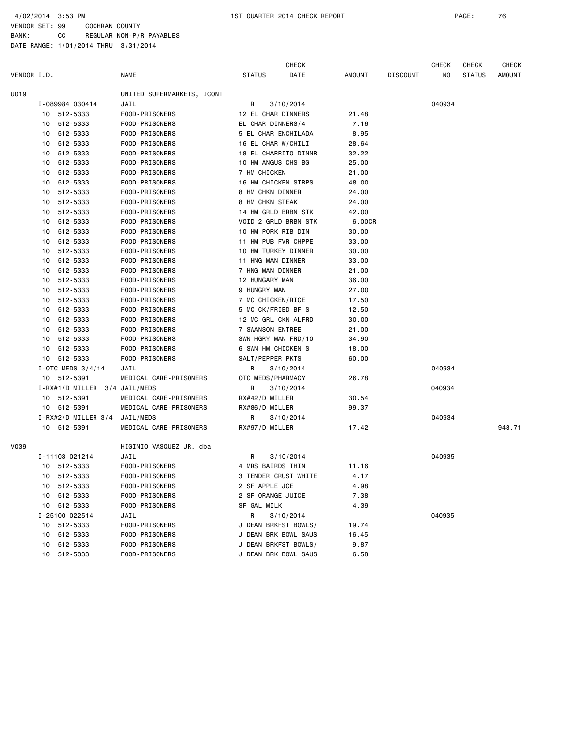4/02/2014 3:53 PM 1ST QUARTER 2014 CHECK REPORT

VENDOR SET: 99 COCHRAN COUNTY
BANK: CC REGULAR NON-P/R PAYABLES
DATE RANGE: 1/01/2014 THRU 3/31/2014

| VENDOR I.D. | NAME | STATUS | CHECK DATE | AMOUNT | DISCOUNT | CHECK NO | CHECK STATUS | CHECK AMOUNT |
|---|---|---|---|---|---|---|---|---|
| U019 | UNITED SUPERMARKETS, ICONT | | | | | | | |
| I-089984 030414 | JAIL | R | 3/10/2014 | | | 040934 | | |
| 10 512-5333 | FOOD-PRISONERS | 12 EL CHAR DINNERS | | 21.48 | | | | |
| 10 512-5333 | FOOD-PRISONERS | EL CHAR DINNERS/4 | | 7.16 | | | | |
| 10 512-5333 | FOOD-PRISONERS | 5 EL CHAR ENCHILADA | | 8.95 | | | | |
| 10 512-5333 | FOOD-PRISONERS | 16 EL CHAR W/CHILI | | 28.64 | | | | |
| 10 512-5333 | FOOD-PRISONERS | 18 EL CHARRITO DINNR | | 32.22 | | | | |
| 10 512-5333 | FOOD-PRISONERS | 10 HM ANGUS CHS BG | | 25.00 | | | | |
| 10 512-5333 | FOOD-PRISONERS | 7 HM CHICKEN | | 21.00 | | | | |
| 10 512-5333 | FOOD-PRISONERS | 16 HM CHICKEN STRPS | | 48.00 | | | | |
| 10 512-5333 | FOOD-PRISONERS | 8 HM CHKN DINNER | | 24.00 | | | | |
| 10 512-5333 | FOOD-PRISONERS | 8 HM CHKN STEAK | | 24.00 | | | | |
| 10 512-5333 | FOOD-PRISONERS | 14 HM GRLD BRBN STK | | 42.00 | | | | |
| 10 512-5333 | FOOD-PRISONERS | VOID 2 GRLD BRBN STK | | 6.00CR | | | | |
| 10 512-5333 | FOOD-PRISONERS | 10 HM PORK RIB DIN | | 30.00 | | | | |
| 10 512-5333 | FOOD-PRISONERS | 11 HM PUB FVR CHPPE | | 33.00 | | | | |
| 10 512-5333 | FOOD-PRISONERS | 10 HM TURKEY DINNER | | 30.00 | | | | |
| 10 512-5333 | FOOD-PRISONERS | 11 HNG MAN DINNER | | 33.00 | | | | |
| 10 512-5333 | FOOD-PRISONERS | 7 HNG MAN DINNER | | 21.00 | | | | |
| 10 512-5333 | FOOD-PRISONERS | 12 HUNGARY MAN | | 36.00 | | | | |
| 10 512-5333 | FOOD-PRISONERS | 9 HUNGRY MAN | | 27.00 | | | | |
| 10 512-5333 | FOOD-PRISONERS | 7 MC CHICKEN/RICE | | 17.50 | | | | |
| 10 512-5333 | FOOD-PRISONERS | 5 MC CK/FRIED BF S | | 12.50 | | | | |
| 10 512-5333 | FOOD-PRISONERS | 12 MC GRL CKN ALFRD | | 30.00 | | | | |
| 10 512-5333 | FOOD-PRISONERS | 7 SWANSON ENTREE | | 21.00 | | | | |
| 10 512-5333 | FOOD-PRISONERS | SWN HGRY MAN FRD/10 | | 34.90 | | | | |
| 10 512-5333 | FOOD-PRISONERS | 6 SWN HM CHICKEN S | | 18.00 | | | | |
| 10 512-5333 | FOOD-PRISONERS | SALT/PEPPER PKTS | | 60.00 | | | | |
| I-OTC MEDS 3/4/14 | JAIL | R | 3/10/2014 | | | 040934 | | |
| 10 512-5391 | MEDICAL CARE-PRISONERS | OTC MEDS/PHARMACY | | 26.78 | | | | |
| I-RX#1/D MILLER 3/4 | JAIL/MEDS | R | 3/10/2014 | | | 040934 | | |
| 10 512-5391 | MEDICAL CARE-PRISONERS | RX#42/D MILLER | | 30.54 | | | | |
| 10 512-5391 | MEDICAL CARE-PRISONERS | RX#86/D MILLER | | 99.37 | | | | |
| I-RX#2/D MILLER 3/4 | JAIL/MEDS | R | 3/10/2014 | | | 040934 | | |
| 10 512-5391 | MEDICAL CARE-PRISONERS | RX#97/D MILLER | | 17.42 | | | | 948.71 |
| V039 | HIGINIO VASQUEZ JR. dba | | | | | | | |
| I-11103 021214 | JAIL | R | 3/10/2014 | | | 040935 | | |
| 10 512-5333 | FOOD-PRISONERS | 4 MRS BAIRDS THIN | | 11.16 | | | | |
| 10 512-5333 | FOOD-PRISONERS | 3 TENDER CRUST WHITE | | 4.17 | | | | |
| 10 512-5333 | FOOD-PRISONERS | 2 SF APPLE JCE | | 4.98 | | | | |
| 10 512-5333 | FOOD-PRISONERS | 2 SF ORANGE JUICE | | 7.38 | | | | |
| 10 512-5333 | FOOD-PRISONERS | SF GAL MILK | | 4.39 | | | | |
| I-25100 022514 | JAIL | R | 3/10/2014 | | | 040935 | | |
| 10 512-5333 | FOOD-PRISONERS | J DEAN BRKFST BOWLS/ | | 19.74 | | | | |
| 10 512-5333 | FOOD-PRISONERS | J DEAN BRK BOWL SAUS | | 16.45 | | | | |
| 10 512-5333 | FOOD-PRISONERS | J DEAN BRKFST BOWLS/ | | 9.87 | | | | |
| 10 512-5333 | FOOD-PRISONERS | J DEAN BRK BOWL SAUS | | 6.58 | | | | |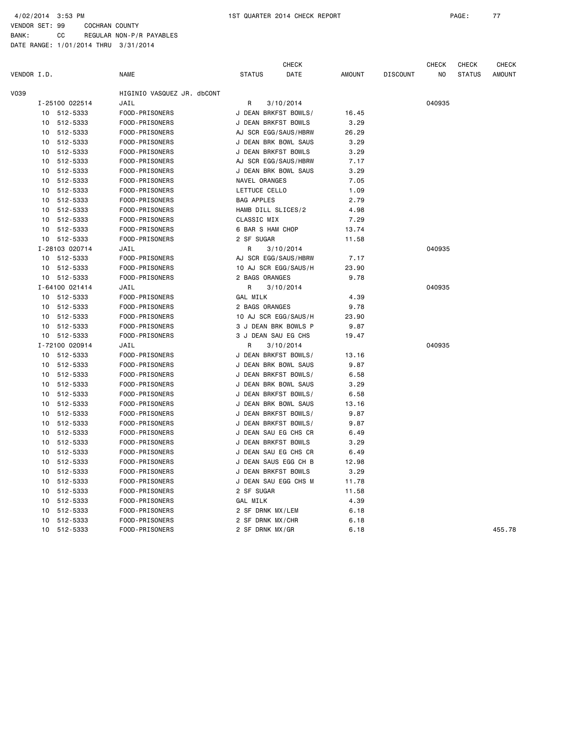4/02/2014 3:53 PM 1ST QUARTER 2014 CHECK REPORT

VENDOR SET: 99 COCHRAN COUNTY
BANK: CC REGULAR NON-P/R PAYABLES
DATE RANGE: 1/01/2014 THRU 3/31/2014

| VENDOR I.D. | NAME | STATUS | CHECK DATE | AMOUNT | DISCOUNT | CHECK NO | CHECK STATUS | CHECK AMOUNT |
|---|---|---|---|---|---|---|---|---|
| V039 | HIGINIO VASQUEZ JR. dbCONT | | | | | | | |
| I-25100 022514 | JAIL | R | 3/10/2014 | | | 040935 | | |
| 10 512-5333 | FOOD-PRISONERS | J DEAN BRKFST BOWLS/ | | 16.45 | | | | |
| 10 512-5333 | FOOD-PRISONERS | J DEAN BRKFST BOWLS | | 3.29 | | | | |
| 10 512-5333 | FOOD-PRISONERS | AJ SCR EGG/SAUS/HBRW | | 26.29 | | | | |
| 10 512-5333 | FOOD-PRISONERS | J DEAN BRK BOWL SAUS | | 3.29 | | | | |
| 10 512-5333 | FOOD-PRISONERS | J DEAN BRKFST BOWLS | | 3.29 | | | | |
| 10 512-5333 | FOOD-PRISONERS | AJ SCR EGG/SAUS/HBRW | | 7.17 | | | | |
| 10 512-5333 | FOOD-PRISONERS | J DEAN BRK BOWL SAUS | | 3.29 | | | | |
| 10 512-5333 | FOOD-PRISONERS | NAVEL ORANGES | | 7.05 | | | | |
| 10 512-5333 | FOOD-PRISONERS | LETTUCE CELLO | | 1.09 | | | | |
| 10 512-5333 | FOOD-PRISONERS | BAG APPLES | | 2.79 | | | | |
| 10 512-5333 | FOOD-PRISONERS | HAMB DILL SLICES/2 | | 4.98 | | | | |
| 10 512-5333 | FOOD-PRISONERS | CLASSIC MIX | | 7.29 | | | | |
| 10 512-5333 | FOOD-PRISONERS | 6 BAR S HAM CHOP | | 13.74 | | | | |
| 10 512-5333 | FOOD-PRISONERS | 2 SF SUGAR | | 11.58 | | | | |
| I-28103 020714 | JAIL | R | 3/10/2014 | | | 040935 | | |
| 10 512-5333 | FOOD-PRISONERS | AJ SCR EGG/SAUS/HBRW | | 7.17 | | | | |
| 10 512-5333 | FOOD-PRISONERS | 10 AJ SCR EGG/SAUS/H | | 23.90 | | | | |
| 10 512-5333 | FOOD-PRISONERS | 2 BAGS ORANGES | | 9.78 | | | | |
| I-64100 021414 | JAIL | R | 3/10/2014 | | | 040935 | | |
| 10 512-5333 | FOOD-PRISONERS | GAL MILK | | 4.39 | | | | |
| 10 512-5333 | FOOD-PRISONERS | 2 BAGS ORANGES | | 9.78 | | | | |
| 10 512-5333 | FOOD-PRISONERS | 10 AJ SCR EGG/SAUS/H | | 23.90 | | | | |
| 10 512-5333 | FOOD-PRISONERS | 3 J DEAN BRK BOWLS P | | 9.87 | | | | |
| 10 512-5333 | FOOD-PRISONERS | 3 J DEAN SAU EG CHS | | 19.47 | | | | |
| I-72100 020914 | JAIL | R | 3/10/2014 | | | 040935 | | |
| 10 512-5333 | FOOD-PRISONERS | J DEAN BRKFST BOWLS/ | | 13.16 | | | | |
| 10 512-5333 | FOOD-PRISONERS | J DEAN BRK BOWL SAUS | | 9.87 | | | | |
| 10 512-5333 | FOOD-PRISONERS | J DEAN BRKFST BOWLS/ | | 6.58 | | | | |
| 10 512-5333 | FOOD-PRISONERS | J DEAN BRK BOWL SAUS | | 3.29 | | | | |
| 10 512-5333 | FOOD-PRISONERS | J DEAN BRKFST BOWLS/ | | 6.58 | | | | |
| 10 512-5333 | FOOD-PRISONERS | J DEAN BRK BOWL SAUS | | 13.16 | | | | |
| 10 512-5333 | FOOD-PRISONERS | J DEAN BRKFST BOWLS/ | | 9.87 | | | | |
| 10 512-5333 | FOOD-PRISONERS | J DEAN BRKFST BOWLS/ | | 9.87 | | | | |
| 10 512-5333 | FOOD-PRISONERS | J DEAN SAU EG CHS CR | | 6.49 | | | | |
| 10 512-5333 | FOOD-PRISONERS | J DEAN BRKFST BOWLS | | 3.29 | | | | |
| 10 512-5333 | FOOD-PRISONERS | J DEAN SAU EG CHS CR | | 6.49 | | | | |
| 10 512-5333 | FOOD-PRISONERS | J DEAN SAUS EGG CH B | | 12.98 | | | | |
| 10 512-5333 | FOOD-PRISONERS | J DEAN BRKFST BOWLS | | 3.29 | | | | |
| 10 512-5333 | FOOD-PRISONERS | J DEAN SAU EGG CHS M | | 11.78 | | | | |
| 10 512-5333 | FOOD-PRISONERS | 2 SF SUGAR | | 11.58 | | | | |
| 10 512-5333 | FOOD-PRISONERS | GAL MILK | | 4.39 | | | | |
| 10 512-5333 | FOOD-PRISONERS | 2 SF DRNK MX/LEM | | 6.18 | | | | |
| 10 512-5333 | FOOD-PRISONERS | 2 SF DRNK MX/CHR | | 6.18 | | | | |
| 10 512-5333 | FOOD-PRISONERS | 2 SF DRNK MX/GR | | 6.18 | | | | 455.78 |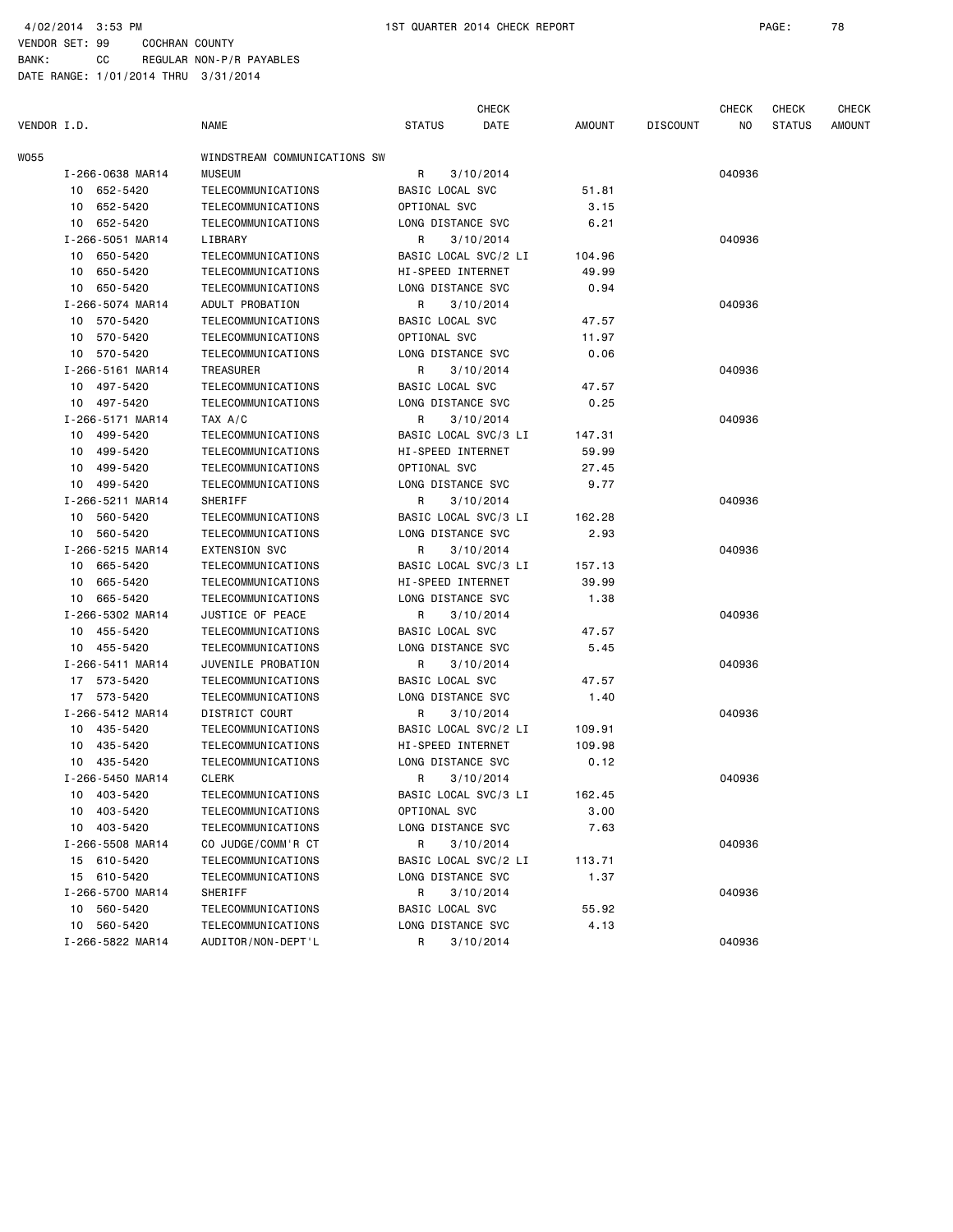4/02/2014 3:53 PM 1ST QUARTER 2014 CHECK REPORT

VENDOR SET: 99 COCHRAN COUNTY
BANK: CC REGULAR NON-P/R PAYABLES
DATE RANGE: 1/01/2014 THRU 3/31/2014

| VENDOR I.D. | NAME | STATUS | CHECK DATE | AMOUNT | DISCOUNT | CHECK NO | CHECK STATUS | CHECK AMOUNT |
|---|---|---|---|---|---|---|---|---|
| W055 | WINDSTREAM COMMUNICATIONS SW | | | | | | | |
| I-266-0638 MAR14 | MUSEUM | R | 3/10/2014 | | | 040936 | | |
| 10 652-5420 | TELECOMMUNICATIONS | BASIC LOCAL SVC | | 51.81 | | | | |
| 10 652-5420 | TELECOMMUNICATIONS | OPTIONAL SVC | | 3.15 | | | | |
| 10 652-5420 | TELECOMMUNICATIONS | LONG DISTANCE SVC | | 6.21 | | | | |
| I-266-5051 MAR14 | LIBRARY | R | 3/10/2014 | | | 040936 | | |
| 10 650-5420 | TELECOMMUNICATIONS | BASIC LOCAL SVC/2 LI | | 104.96 | | | | |
| 10 650-5420 | TELECOMMUNICATIONS | HI-SPEED INTERNET | | 49.99 | | | | |
| 10 650-5420 | TELECOMMUNICATIONS | LONG DISTANCE SVC | | 0.94 | | | | |
| I-266-5074 MAR14 | ADULT PROBATION | R | 3/10/2014 | | | 040936 | | |
| 10 570-5420 | TELECOMMUNICATIONS | BASIC LOCAL SVC | | 47.57 | | | | |
| 10 570-5420 | TELECOMMUNICATIONS | OPTIONAL SVC | | 11.97 | | | | |
| 10 570-5420 | TELECOMMUNICATIONS | LONG DISTANCE SVC | | 0.06 | | | | |
| I-266-5161 MAR14 | TREASURER | R | 3/10/2014 | | | 040936 | | |
| 10 497-5420 | TELECOMMUNICATIONS | BASIC LOCAL SVC | | 47.57 | | | | |
| 10 497-5420 | TELECOMMUNICATIONS | LONG DISTANCE SVC | | 0.25 | | | | |
| I-266-5171 MAR14 | TAX A/C | R | 3/10/2014 | | | 040936 | | |
| 10 499-5420 | TELECOMMUNICATIONS | BASIC LOCAL SVC/3 LI | | 147.31 | | | | |
| 10 499-5420 | TELECOMMUNICATIONS | HI-SPEED INTERNET | | 59.99 | | | | |
| 10 499-5420 | TELECOMMUNICATIONS | OPTIONAL SVC | | 27.45 | | | | |
| 10 499-5420 | TELECOMMUNICATIONS | LONG DISTANCE SVC | | 9.77 | | | | |
| I-266-5211 MAR14 | SHERIFF | R | 3/10/2014 | | | 040936 | | |
| 10 560-5420 | TELECOMMUNICATIONS | BASIC LOCAL SVC/3 LI | | 162.28 | | | | |
| 10 560-5420 | TELECOMMUNICATIONS | LONG DISTANCE SVC | | 2.93 | | | | |
| I-266-5215 MAR14 | EXTENSION SVC | R | 3/10/2014 | | | 040936 | | |
| 10 665-5420 | TELECOMMUNICATIONS | BASIC LOCAL SVC/3 LI | | 157.13 | | | | |
| 10 665-5420 | TELECOMMUNICATIONS | HI-SPEED INTERNET | | 39.99 | | | | |
| 10 665-5420 | TELECOMMUNICATIONS | LONG DISTANCE SVC | | 1.38 | | | | |
| I-266-5302 MAR14 | JUSTICE OF PEACE | R | 3/10/2014 | | | 040936 | | |
| 10 455-5420 | TELECOMMUNICATIONS | BASIC LOCAL SVC | | 47.57 | | | | |
| 10 455-5420 | TELECOMMUNICATIONS | LONG DISTANCE SVC | | 5.45 | | | | |
| I-266-5411 MAR14 | JUVENILE PROBATION | R | 3/10/2014 | | | 040936 | | |
| 17 573-5420 | TELECOMMUNICATIONS | BASIC LOCAL SVC | | 47.57 | | | | |
| 17 573-5420 | TELECOMMUNICATIONS | LONG DISTANCE SVC | | 1.40 | | | | |
| I-266-5412 MAR14 | DISTRICT COURT | R | 3/10/2014 | | | 040936 | | |
| 10 435-5420 | TELECOMMUNICATIONS | BASIC LOCAL SVC/2 LI | | 109.91 | | | | |
| 10 435-5420 | TELECOMMUNICATIONS | HI-SPEED INTERNET | | 109.98 | | | | |
| 10 435-5420 | TELECOMMUNICATIONS | LONG DISTANCE SVC | | 0.12 | | | | |
| I-266-5450 MAR14 | CLERK | R | 3/10/2014 | | | 040936 | | |
| 10 403-5420 | TELECOMMUNICATIONS | BASIC LOCAL SVC/3 LI | | 162.45 | | | | |
| 10 403-5420 | TELECOMMUNICATIONS | OPTIONAL SVC | | 3.00 | | | | |
| 10 403-5420 | TELECOMMUNICATIONS | LONG DISTANCE SVC | | 7.63 | | | | |
| I-266-5508 MAR14 | CO JUDGE/COMM'R CT | R | 3/10/2014 | | | 040936 | | |
| 15 610-5420 | TELECOMMUNICATIONS | BASIC LOCAL SVC/2 LI | | 113.71 | | | | |
| 15 610-5420 | TELECOMMUNICATIONS | LONG DISTANCE SVC | | 1.37 | | | | |
| I-266-5700 MAR14 | SHERIFF | R | 3/10/2014 | | | 040936 | | |
| 10 560-5420 | TELECOMMUNICATIONS | BASIC LOCAL SVC | | 55.92 | | | | |
| 10 560-5420 | TELECOMMUNICATIONS | LONG DISTANCE SVC | | 4.13 | | | | |
| I-266-5822 MAR14 | AUDITOR/NON-DEPT'L | R | 3/10/2014 | | | 040936 | | |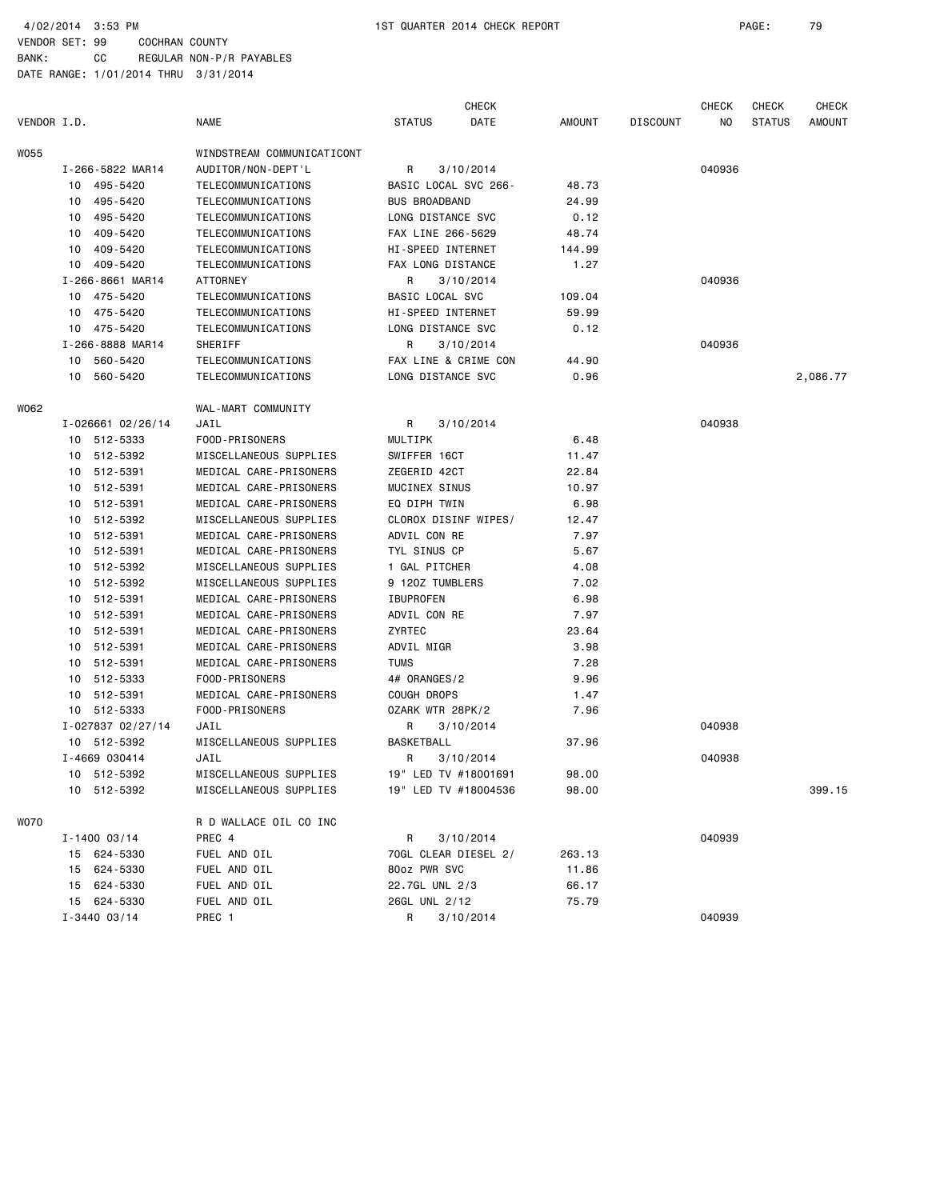4/02/2014 3:53 PM 1ST QUARTER 2014 CHECK REPORT

VENDOR SET: 99 COCHRAN COUNTY
BANK: CC REGULAR NON-P/R PAYABLES
DATE RANGE: 1/01/2014 THRU 3/31/2014

| VENDOR I.D. | NAME | STATUS | CHECK DATE | AMOUNT | DISCOUNT | CHECK NO | CHECK STATUS | CHECK AMOUNT |
|---|---|---|---|---|---|---|---|---|
| W055 | WINDSTREAM COMMUNICATICONT | | | | | | | |
| I-266-5822 MAR14 | AUDITOR/NON-DEPT'L | R | 3/10/2014 | | | 040936 | | |
| 10 495-5420 | TELECOMMUNICATIONS | BASIC LOCAL SVC 266- | | 48.73 | | | | |
| 10 495-5420 | TELECOMMUNICATIONS | BUS BROADBAND | | 24.99 | | | | |
| 10 495-5420 | TELECOMMUNICATIONS | LONG DISTANCE SVC | | 0.12 | | | | |
| 10 409-5420 | TELECOMMUNICATIONS | FAX LINE 266-5629 | | 48.74 | | | | |
| 10 409-5420 | TELECOMMUNICATIONS | HI-SPEED INTERNET | | 144.99 | | | | |
| 10 409-5420 | TELECOMMUNICATIONS | FAX LONG DISTANCE | | 1.27 | | | | |
| I-266-8661 MAR14 | ATTORNEY | R | 3/10/2014 | | | 040936 | | |
| 10 475-5420 | TELECOMMUNICATIONS | BASIC LOCAL SVC | | 109.04 | | | | |
| 10 475-5420 | TELECOMMUNICATIONS | HI-SPEED INTERNET | | 59.99 | | | | |
| 10 475-5420 | TELECOMMUNICATIONS | LONG DISTANCE SVC | | 0.12 | | | | |
| I-266-8888 MAR14 | SHERIFF | R | 3/10/2014 | | | 040936 | | |
| 10 560-5420 | TELECOMMUNICATIONS | FAX LINE & CRIME CON | | 44.90 | | | | |
| 10 560-5420 | TELECOMMUNICATIONS | LONG DISTANCE SVC | | 0.96 | | | | 2,086.77 |
| W062 | WAL-MART COMMUNITY | | | | | | | |
| I-026661 02/26/14 | JAIL | R | 3/10/2014 | | | 040938 | | |
| 10 512-5333 | FOOD-PRISONERS | MULTIPK | | 6.48 | | | | |
| 10 512-5392 | MISCELLANEOUS SUPPLIES | SWIFFER 16CT | | 11.47 | | | | |
| 10 512-5391 | MEDICAL CARE-PRISONERS | ZEGERID 42CT | | 22.84 | | | | |
| 10 512-5391 | MEDICAL CARE-PRISONERS | MUCINEX SINUS | | 10.97 | | | | |
| 10 512-5391 | MEDICAL CARE-PRISONERS | EQ DIPH TWIN | | 6.98 | | | | |
| 10 512-5392 | MISCELLANEOUS SUPPLIES | CLOROX DISINF WIPES/ | | 12.47 | | | | |
| 10 512-5391 | MEDICAL CARE-PRISONERS | ADVIL CON RE | | 7.97 | | | | |
| 10 512-5391 | MEDICAL CARE-PRISONERS | TYL SINUS CP | | 5.67 | | | | |
| 10 512-5392 | MISCELLANEOUS SUPPLIES | 1 GAL PITCHER | | 4.08 | | | | |
| 10 512-5392 | MISCELLANEOUS SUPPLIES | 9 12OZ TUMBLERS | | 7.02 | | | | |
| 10 512-5391 | MEDICAL CARE-PRISONERS | IBUPROFEN | | 6.98 | | | | |
| 10 512-5391 | MEDICAL CARE-PRISONERS | ADVIL CON RE | | 7.97 | | | | |
| 10 512-5391 | MEDICAL CARE-PRISONERS | ZYRTEC | | 23.64 | | | | |
| 10 512-5391 | MEDICAL CARE-PRISONERS | ADVIL MIGR | | 3.98 | | | | |
| 10 512-5391 | MEDICAL CARE-PRISONERS | TUMS | | 7.28 | | | | |
| 10 512-5333 | FOOD-PRISONERS | 4# ORANGES/2 | | 9.96 | | | | |
| 10 512-5391 | MEDICAL CARE-PRISONERS | COUGH DROPS | | 1.47 | | | | |
| 10 512-5333 | FOOD-PRISONERS | OZARK WTR 28PK/2 | | 7.96 | | | | |
| I-027837 02/27/14 | JAIL | R | 3/10/2014 | | | 040938 | | |
| 10 512-5392 | MISCELLANEOUS SUPPLIES | BASKETBALL | | 37.96 | | | | |
| I-4669 030414 | JAIL | R | 3/10/2014 | | | 040938 | | |
| 10 512-5392 | MISCELLANEOUS SUPPLIES | 19" LED TV #18001691 | | 98.00 | | | | |
| 10 512-5392 | MISCELLANEOUS SUPPLIES | 19" LED TV #18004536 | | 98.00 | | | | 399.15 |
| W070 | R D WALLACE OIL CO INC | | | | | | | |
| I-1400 03/14 | PREC 4 | R | 3/10/2014 | | | 040939 | | |
| 15 624-5330 | FUEL AND OIL | 70GL CLEAR DIESEL 2/ | | 263.13 | | | | |
| 15 624-5330 | FUEL AND OIL | 80oz PWR SVC | | 11.86 | | | | |
| 15 624-5330 | FUEL AND OIL | 22.7GL UNL 2/3 | | 66.17 | | | | |
| 15 624-5330 | FUEL AND OIL | 26GL UNL 2/12 | | 75.79 | | | | |
| I-3440 03/14 | PREC 1 | R | 3/10/2014 | | | 040939 | | |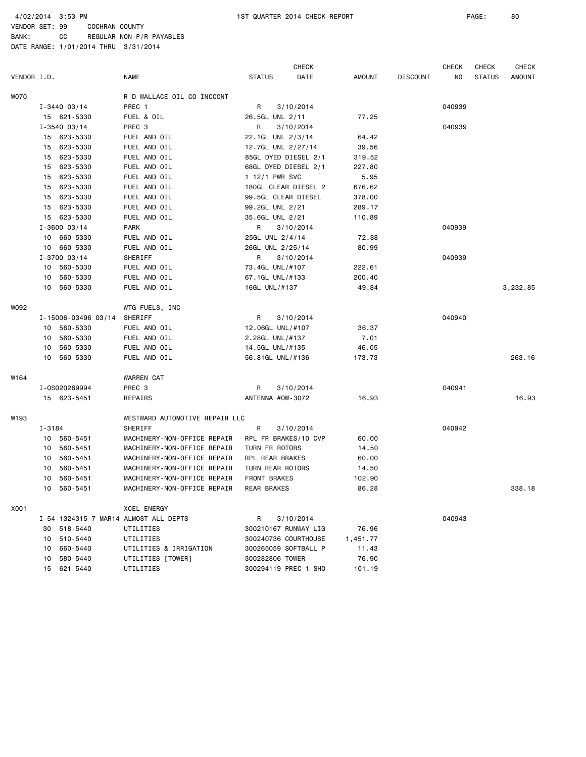4/02/2014 3:53 PM 1ST QUARTER 2014 CHECK REPORT

VENDOR SET: 99 COCHRAN COUNTY
BANK: CC REGULAR NON-P/R PAYABLES
DATE RANGE: 1/01/2014 THRU 3/31/2014

| VENDOR I.D. | NAME | STATUS | CHECK DATE | AMOUNT | DISCOUNT | CHECK NO | CHECK STATUS | CHECK AMOUNT |
|---|---|---|---|---|---|---|---|---|
| W070 | R D WALLACE OIL CO INCCONT | | | | | | | |
| I-3440 03/14 | PREC 1 | R | 3/10/2014 | | | 040939 | | |
| 15 621-5330 | FUEL & OIL | 26.5GL UNL 2/11 | | 77.25 | | | | |
| I-3540 03/14 | PREC 3 | R | 3/10/2014 | | | 040939 | | |
| 15 623-5330 | FUEL AND OIL | 22.1GL UNL 2/3/14 | | 64.42 | | | | |
| 15 623-5330 | FUEL AND OIL | 12.7GL UNL 2/27/14 | | 39.56 | | | | |
| 15 623-5330 | FUEL AND OIL | 85GL DYED DIESEL 2/1 | | 319.52 | | | | |
| 15 623-5330 | FUEL AND OIL | 68GL DYED DIESEL 2/1 | | 227.80 | | | | |
| 15 623-5330 | FUEL AND OIL | 1 12/1 PWR SVC | | 5.95 | | | | |
| 15 623-5330 | FUEL AND OIL | 180GL CLEAR DIESEL 2 | | 676.62 | | | | |
| 15 623-5330 | FUEL AND OIL | 99.5GL CLEAR DIESEL | | 378.00 | | | | |
| 15 623-5330 | FUEL AND OIL | 99.2GL UNL 2/21 | | 289.17 | | | | |
| 15 623-5330 | FUEL AND OIL | 35.6GL UNL 2/21 | | 110.89 | | | | |
| I-3600 03/14 | PARK | R | 3/10/2014 | | | 040939 | | |
| 10 660-5330 | FUEL AND OIL | 25GL UNL 2/4/14 | | 72.88 | | | | |
| 10 660-5330 | FUEL AND OIL | 26GL UNL 2/25/14 | | 80.99 | | | | |
| I-3700 03/14 | SHERIFF | R | 3/10/2014 | | | 040939 | | |
| 10 560-5330 | FUEL AND OIL | 73.4GL UNL/#107 | | 222.61 | | | | |
| 10 560-5330 | FUEL AND OIL | 67.1GL UNL/#133 | | 200.40 | | | | |
| 10 560-5330 | FUEL AND OIL | 16GL UNL/#137 | | 49.84 | | | | 3,232.85 |
| W092 | WTG FUELS, INC | | | | | | | |
| I-15006-03496 03/14 | SHERIFF | R | 3/10/2014 | | | 040940 | | |
| 10 560-5330 | FUEL AND OIL | 12.06GL UNL/#107 | | 36.37 | | | | |
| 10 560-5330 | FUEL AND OIL | 2.28GL UNL/#137 | | 7.01 | | | | |
| 10 560-5330 | FUEL AND OIL | 14.5GL UNL/#135 | | 46.05 | | | | |
| 10 560-5330 | FUEL AND OIL | 56.81GL UNL/#136 | | 173.73 | | | | 263.16 |
| W164 | WARREN CAT | | | | | | | |
| I-0S020269994 | PREC 3 | R | 3/10/2014 | | | 040941 | | |
| 15 623-5451 | REPAIRS | ANTENNA #0W-3072 | | 16.93 | | | | 16.93 |
| W193 | WESTWARD AUTOMOTIVE REPAIR LLC | | | | | | | |
| I-3184 | SHERIFF | R | 3/10/2014 | | | 040942 | | |
| 10 560-5451 | MACHINERY-NON-OFFICE REPAIR | RPL FR BRAKES/10 CVP | | 60.00 | | | | |
| 10 560-5451 | MACHINERY-NON-OFFICE REPAIR | TURN FR ROTORS | | 14.50 | | | | |
| 10 560-5451 | MACHINERY-NON-OFFICE REPAIR | RPL REAR BRAKES | | 60.00 | | | | |
| 10 560-5451 | MACHINERY-NON-OFFICE REPAIR | TURN REAR ROTORS | | 14.50 | | | | |
| 10 560-5451 | MACHINERY-NON-OFFICE REPAIR | FRONT BRAKES | | 102.90 | | | | |
| 10 560-5451 | MACHINERY-NON-OFFICE REPAIR | REAR BRAKES | | 86.28 | | | | 338.18 |
| X001 | XCEL ENERGY | | | | | | | |
| I-54-1324315-7 MAR14 | ALMOST ALL DEPTS | R | 3/10/2014 | | | 040943 | | |
| 30 518-5440 | UTILITIES | 300210167 RUNWAY LIG | | 76.96 | | | | |
| 10 510-5440 | UTILITIES | 300240736 COURTHOUSE | | 1,451.77 | | | | |
| 10 660-5440 | UTILITIES & IRRIGATION | 300265059 SOFTBALL P | | 11.43 | | | | |
| 10 580-5440 | UTILITIES [TOWER] | 300282806 TOWER | | 76.90 | | | | |
| 15 621-5440 | UTILITIES | 300294119 PREC 1 SHO | | 101.19 | | | | |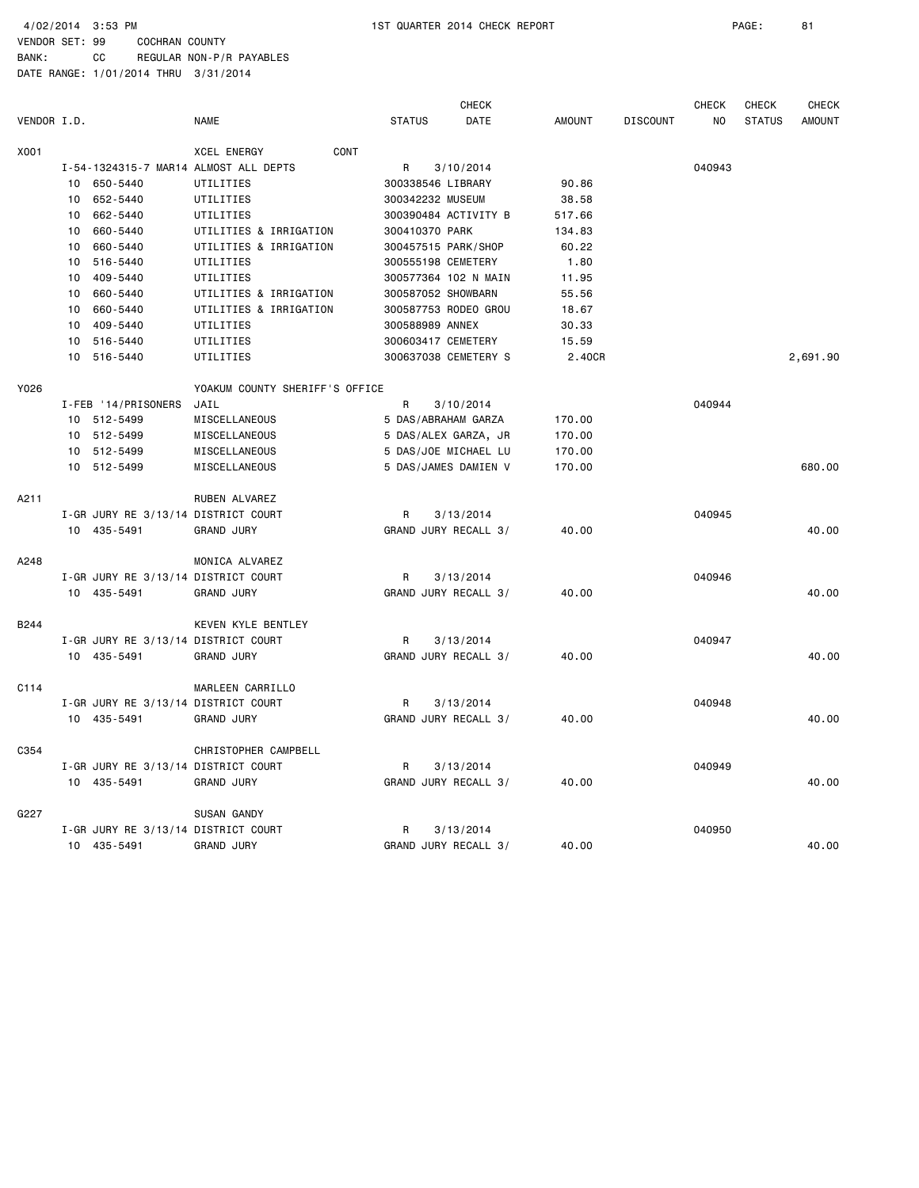4/02/2014 3:53 PM 1ST QUARTER 2014 CHECK REPORT

VENDOR SET: 99 COCHRAN COUNTY
BANK: CC REGULAR NON-P/R PAYABLES
DATE RANGE: 1/01/2014 THRU 3/31/2014

| VENDOR I.D. | | NAME | STATUS | CHECK DATE | AMOUNT | DISCOUNT | CHECK NO | CHECK STATUS | CHECK AMOUNT |
|---|---|---|---|---|---|---|---|---|---|
| X001 | | XCEL ENERGY CONT | | | | | | | |
| | I-54-1324315-7 MAR14 | ALMOST ALL DEPTS | R | 3/10/2014 | | | 040943 | | |
| | 10 650-5440 | UTILITIES | 300338546 LIBRARY | | 90.86 | | | | |
| | 10 652-5440 | UTILITIES | 300342232 MUSEUM | | 38.58 | | | | |
| | 10 662-5440 | UTILITIES | 300390484 ACTIVITY B | | 517.66 | | | | |
| | 10 660-5440 | UTILITIES & IRRIGATION | 300410370 PARK | | 134.83 | | | | |
| | 10 660-5440 | UTILITIES & IRRIGATION | 300457515 PARK/SHOP | | 60.22 | | | | |
| | 10 516-5440 | UTILITIES | 300555198 CEMETERY | | 1.80 | | | | |
| | 10 409-5440 | UTILITIES | 300577364 102 N MAIN | | 11.95 | | | | |
| | 10 660-5440 | UTILITIES & IRRIGATION | 300587052 SHOWBARN | | 55.56 | | | | |
| | 10 660-5440 | UTILITIES & IRRIGATION | 300587753 RODEO GROU | | 18.67 | | | | |
| | 10 409-5440 | UTILITIES | 300588989 ANNEX | | 30.33 | | | | |
| | 10 516-5440 | UTILITIES | 300603417 CEMETERY | | 15.59 | | | | |
| | 10 516-5440 | UTILITIES | 300637038 CEMETERY S | | 2.40CR | | | | 2,691.90 |
| Y026 | | YOAKUM COUNTY SHERIFF'S OFFICE | | | | | | | |
| | I-FEB '14/PRISONERS | JAIL | R | 3/10/2014 | | | 040944 | | |
| | 10 512-5499 | MISCELLANEOUS | 5 DAS/ABRAHAM GARZA | | 170.00 | | | | |
| | 10 512-5499 | MISCELLANEOUS | 5 DAS/ALEX GARZA, JR | | 170.00 | | | | |
| | 10 512-5499 | MISCELLANEOUS | 5 DAS/JOE MICHAEL LU | | 170.00 | | | | |
| | 10 512-5499 | MISCELLANEOUS | 5 DAS/JAMES DAMIEN V | | 170.00 | | | | 680.00 |
| A211 | | RUBEN ALVAREZ | | | | | | | |
| | I-GR JURY RE 3/13/14 | DISTRICT COURT | R | 3/13/2014 | | | 040945 | | |
| | 10 435-5491 | GRAND JURY | GRAND JURY RECALL 3/ | | 40.00 | | | | 40.00 |
| A248 | | MONICA ALVAREZ | | | | | | | |
| | I-GR JURY RE 3/13/14 | DISTRICT COURT | R | 3/13/2014 | | | 040946 | | |
| | 10 435-5491 | GRAND JURY | GRAND JURY RECALL 3/ | | 40.00 | | | | 40.00 |
| B244 | | KEVEN KYLE BENTLEY | | | | | | | |
| | I-GR JURY RE 3/13/14 | DISTRICT COURT | R | 3/13/2014 | | | 040947 | | |
| | 10 435-5491 | GRAND JURY | GRAND JURY RECALL 3/ | | 40.00 | | | | 40.00 |
| C114 | | MARLEEN CARRILLO | | | | | | | |
| | I-GR JURY RE 3/13/14 | DISTRICT COURT | R | 3/13/2014 | | | 040948 | | |
| | 10 435-5491 | GRAND JURY | GRAND JURY RECALL 3/ | | 40.00 | | | | 40.00 |
| C354 | | CHRISTOPHER CAMPBELL | | | | | | | |
| | I-GR JURY RE 3/13/14 | DISTRICT COURT | R | 3/13/2014 | | | 040949 | | |
| | 10 435-5491 | GRAND JURY | GRAND JURY RECALL 3/ | | 40.00 | | | | 40.00 |
| G227 | | SUSAN GANDY | | | | | | | |
| | I-GR JURY RE 3/13/14 | DISTRICT COURT | R | 3/13/2014 | | | 040950 | | |
| | 10 435-5491 | GRAND JURY | GRAND JURY RECALL 3/ | | 40.00 | | | | 40.00 |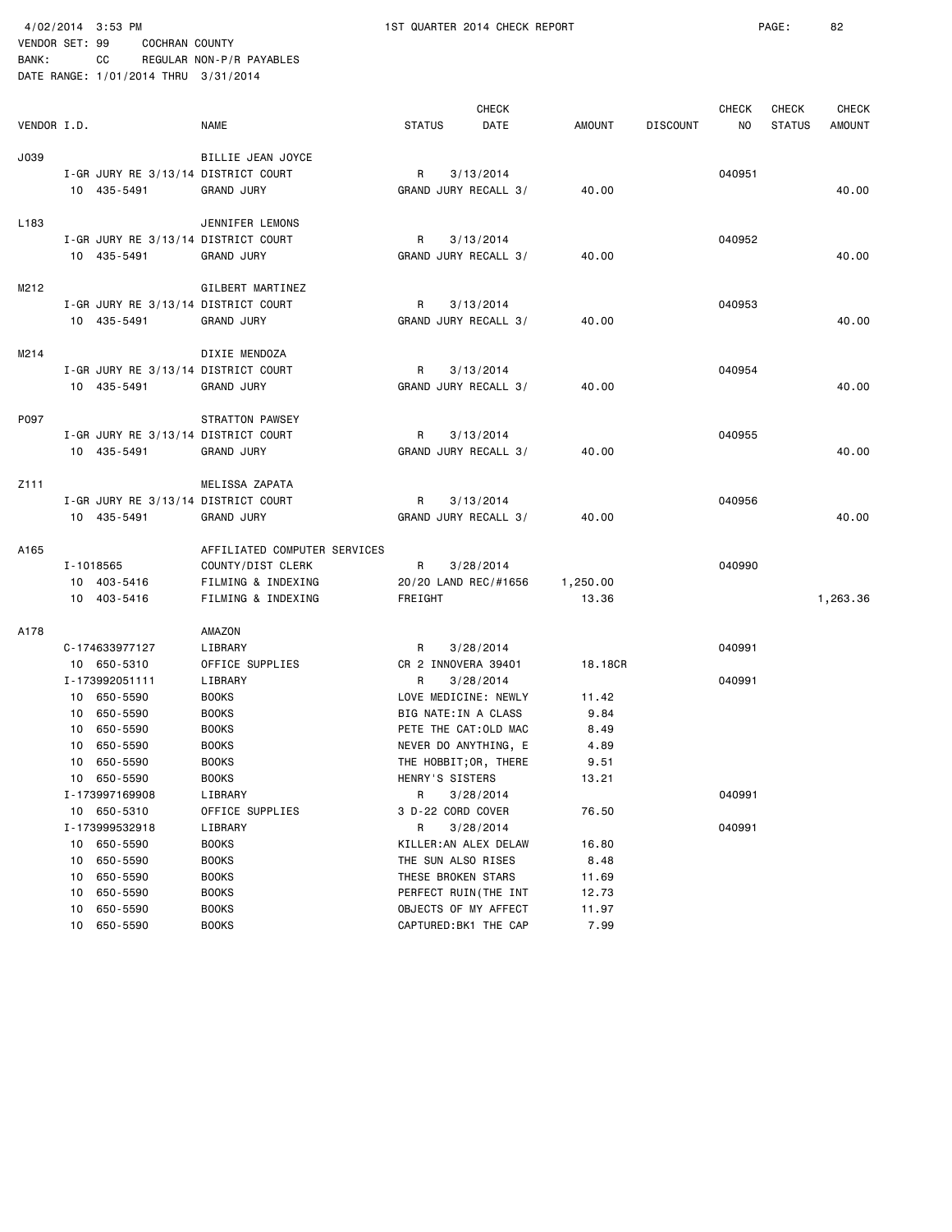4/02/2014 3:53 PM 1ST QUARTER 2014 CHECK REPORT

VENDOR SET: 99 COCHRAN COUNTY
BANK: CC REGULAR NON-P/R PAYABLES
DATE RANGE: 1/01/2014 THRU 3/31/2014

| VENDOR I.D. | | NAME | STATUS | CHECK DATE | AMOUNT | DISCOUNT | CHECK NO | CHECK STATUS | CHECK AMOUNT |
|---|---|---|---|---|---|---|---|---|---|
| J039 | | BILLIE JEAN JOYCE | | | | | | | |
| | I-GR JURY RE 3/13/14 | DISTRICT COURT | R | 3/13/2014 | | | 040951 | | |
| | 10 435-5491 | GRAND JURY | GRAND JURY RECALL 3/ | | 40.00 | | | | 40.00 |
| L183 | | JENNIFER LEMONS | | | | | | | |
| | I-GR JURY RE 3/13/14 | DISTRICT COURT | R | 3/13/2014 | | | 040952 | | |
| | 10 435-5491 | GRAND JURY | GRAND JURY RECALL 3/ | | 40.00 | | | | 40.00 |
| M212 | | GILBERT MARTINEZ | | | | | | | |
| | I-GR JURY RE 3/13/14 | DISTRICT COURT | R | 3/13/2014 | | | 040953 | | |
| | 10 435-5491 | GRAND JURY | GRAND JURY RECALL 3/ | | 40.00 | | | | 40.00 |
| M214 | | DIXIE MENDOZA | | | | | | | |
| | I-GR JURY RE 3/13/14 | DISTRICT COURT | R | 3/13/2014 | | | 040954 | | |
| | 10 435-5491 | GRAND JURY | GRAND JURY RECALL 3/ | | 40.00 | | | | 40.00 |
| P097 | | STRATTON PAWSEY | | | | | | | |
| | I-GR JURY RE 3/13/14 | DISTRICT COURT | R | 3/13/2014 | | | 040955 | | |
| | 10 435-5491 | GRAND JURY | GRAND JURY RECALL 3/ | | 40.00 | | | | 40.00 |
| Z111 | | MELISSA ZAPATA | | | | | | | |
| | I-GR JURY RE 3/13/14 | DISTRICT COURT | R | 3/13/2014 | | | 040956 | | |
| | 10 435-5491 | GRAND JURY | GRAND JURY RECALL 3/ | | 40.00 | | | | 40.00 |
| A165 | | AFFILIATED COMPUTER SERVICES | | | | | | | |
| | I-1018565 | COUNTY/DIST CLERK | R | 3/28/2014 | | | 040990 | | |
| | 10 403-5416 | FILMING & INDEXING | 20/20 LAND REC/#1656 | | 1,250.00 | | | | |
| | 10 403-5416 | FILMING & INDEXING | FREIGHT | | 13.36 | | | | 1,263.36 |
| A178 | | AMAZON | | | | | | | |
| | C-174633977127 | LIBRARY | R | 3/28/2014 | | | 040991 | | |
| | 10 650-5310 | OFFICE SUPPLIES | CR 2 INNOVERA 39401 | | 18.18CR | | | | |
| | I-173992051111 | LIBRARY | R | 3/28/2014 | | | 040991 | | |
| | 10 650-5590 | BOOKS | LOVE MEDICINE: NEWLY | | 11.42 | | | | |
| | 10 650-5590 | BOOKS | BIG NATE:IN A CLASS | | 9.84 | | | | |
| | 10 650-5590 | BOOKS | PETE THE CAT:OLD MAC | | 8.49 | | | | |
| | 10 650-5590 | BOOKS | NEVER DO ANYTHING, E | | 4.89 | | | | |
| | 10 650-5590 | BOOKS | THE HOBBIT;OR, THERE | | 9.51 | | | | |
| | 10 650-5590 | BOOKS | HENRY'S SISTERS | | 13.21 | | | | |
| | I-173997169908 | LIBRARY | R | 3/28/2014 | | | 040991 | | |
| | 10 650-5310 | OFFICE SUPPLIES | 3 D-22 CORD COVER | | 76.50 | | | | |
| | I-173999532918 | LIBRARY | R | 3/28/2014 | | | 040991 | | |
| | 10 650-5590 | BOOKS | KILLER:AN ALEX DELAW | | 16.80 | | | | |
| | 10 650-5590 | BOOKS | THE SUN ALSO RISES | | 8.48 | | | | |
| | 10 650-5590 | BOOKS | THESE BROKEN STARS | | 11.69 | | | | |
| | 10 650-5590 | BOOKS | PERFECT RUIN(THE INT | | 12.73 | | | | |
| | 10 650-5590 | BOOKS | OBJECTS OF MY AFFECT | | 11.97 | | | | |
| | 10 650-5590 | BOOKS | CAPTURED:BK1 THE CAP | | 7.99 | | | | |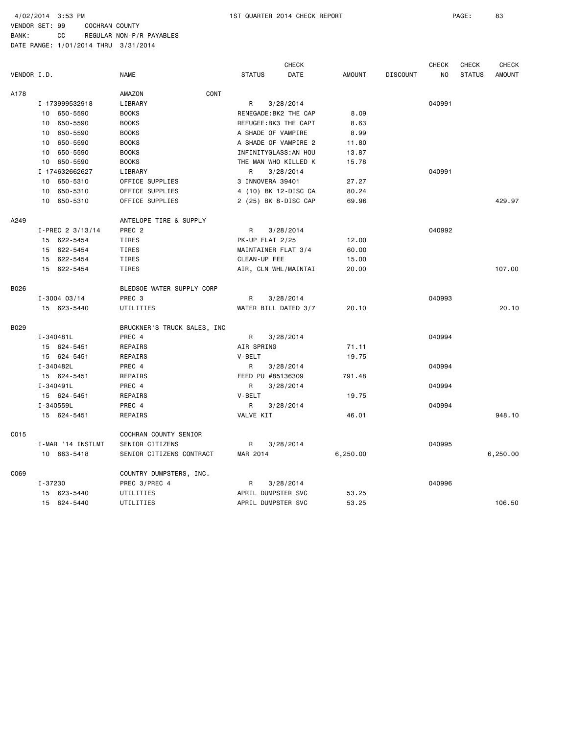4/02/2014 3:53 PM — 1ST QUARTER 2014 CHECK REPORT

VENDOR SET: 99 COCHRAN COUNTY
BANK: CC REGULAR NON-P/R PAYABLES
DATE RANGE: 1/01/2014 THRU 3/31/2014

| VENDOR I.D. | NAME | STATUS | CHECK DATE | AMOUNT | DISCOUNT | CHECK NO | CHECK STATUS | CHECK AMOUNT |
|---|---|---|---|---|---|---|---|---|
| A178 | AMAZON CONT | | | | | | | |
| I-173999532918 | LIBRARY | R | 3/28/2014 | | | 040991 | | |
| 10 650-5590 | BOOKS | RENEGADE:BK2 THE CAP | | 8.09 | | | | |
| 10 650-5590 | BOOKS | REFUGEE:BK3 THE CAPT | | 8.63 | | | | |
| 10 650-5590 | BOOKS | A SHADE OF VAMPIRE | | 8.99 | | | | |
| 10 650-5590 | BOOKS | A SHADE OF VAMPIRE 2 | | 11.80 | | | | |
| 10 650-5590 | BOOKS | INFINITYGLASS:AN HOU | | 13.87 | | | | |
| 10 650-5590 | BOOKS | THE MAN WHO KILLED K | | 15.78 | | | | |
| I-174632662627 | LIBRARY | R | 3/28/2014 | | | 040991 | | |
| 10 650-5310 | OFFICE SUPPLIES | 3 INNOVERA 39401 | | 27.27 | | | | |
| 10 650-5310 | OFFICE SUPPLIES | 4 (10) BK 12-DISC CA | | 80.24 | | | | |
| 10 650-5310 | OFFICE SUPPLIES | 2 (25) BK 8-DISC CAP | | 69.96 | | | | 429.97 |
| A249 | ANTELOPE TIRE & SUPPLY | | | | | | | |
| I-PREC 2 3/13/14 | PREC 2 | R | 3/28/2014 | | | 040992 | | |
| 15 622-5454 | TIRES | PK-UP FLAT 2/25 | | 12.00 | | | | |
| 15 622-5454 | TIRES | MAINTAINER FLAT 3/4 | | 60.00 | | | | |
| 15 622-5454 | TIRES | CLEAN-UP FEE | | 15.00 | | | | |
| 15 622-5454 | TIRES | AIR, CLN WHL/MAINTAI | | 20.00 | | | | 107.00 |
| B026 | BLEDSOE WATER SUPPLY CORP | | | | | | | |
| I-3004 03/14 | PREC 3 | R | 3/28/2014 | | | 040993 | | |
| 15 623-5440 | UTILITIES | WATER BILL DATED 3/7 | | 20.10 | | | | 20.10 |
| B029 | BRUCKNER'S TRUCK SALES, INC | | | | | | | |
| I-340481L | PREC 4 | R | 3/28/2014 | | | 040994 | | |
| 15 624-5451 | REPAIRS | AIR SPRING | | 71.11 | | | | |
| 15 624-5451 | REPAIRS | V-BELT | | 19.75 | | | | |
| I-340482L | PREC 4 | R | 3/28/2014 | | | 040994 | | |
| 15 624-5451 | REPAIRS | FEED PU #85136309 | | 791.48 | | | | |
| I-340491L | PREC 4 | R | 3/28/2014 | | | 040994 | | |
| 15 624-5451 | REPAIRS | V-BELT | | 19.75 | | | | |
| I-340559L | PREC 4 | R | 3/28/2014 | | | 040994 | | |
| 15 624-5451 | REPAIRS | VALVE KIT | | 46.01 | | | | 948.10 |
| C015 | COCHRAN COUNTY SENIOR | | | | | | | |
| I-MAR '14 INSTLMT | SENIOR CITIZENS | R | 3/28/2014 | | | 040995 | | |
| 10 663-5418 | SENIOR CITIZENS CONTRACT | MAR 2014 | | 6,250.00 | | | | 6,250.00 |
| C069 | COUNTRY DUMPSTERS, INC. | | | | | | | |
| I-37230 | PREC 3/PREC 4 | R | 3/28/2014 | | | 040996 | | |
| 15 623-5440 | UTILITIES | APRIL DUMPSTER SVC | | 53.25 | | | | |
| 15 624-5440 | UTILITIES | APRIL DUMPSTER SVC | | 53.25 | | | | 106.50 |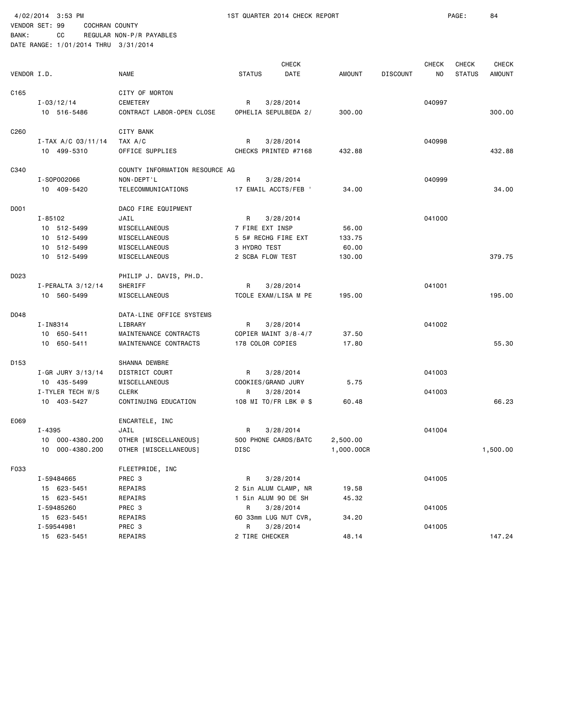4/02/2014 3:53 PM 1ST QUARTER 2014 CHECK REPORT

VENDOR SET: 99 COCHRAN COUNTY
BANK: CC REGULAR NON-P/R PAYABLES
DATE RANGE: 1/01/2014 THRU 3/31/2014

| VENDOR I.D. | NAME | STATUS | CHECK DATE | AMOUNT | DISCOUNT | CHECK NO | CHECK STATUS | CHECK AMOUNT |
|---|---|---|---|---|---|---|---|---|
| C165 | CITY OF MORTON | | | | | | | |
| I-03/12/14 | CEMETERY | R | 3/28/2014 | | | 040997 | | |
| 10 516-5486 | CONTRACT LABOR-OPEN CLOSE | OPHELIA SEPULBEDA 2/ | | 300.00 | | | | 300.00 |
| C260 | CITY BANK | | | | | | | |
| I-TAX A/C 03/11/14 | TAX A/C | R | 3/28/2014 | | | 040998 | | |
| 10 499-5310 | OFFICE SUPPLIES | CHECKS PRINTED #7168 | | 432.88 | | | | 432.88 |
| C340 | COUNTY INFORMATION RESOURCE AG | | | | | | | |
| I-SOP002066 | NON-DEPT'L | R | 3/28/2014 | | | 040999 | | |
| 10 409-5420 | TELECOMMUNICATIONS | 17 EMAIL ACCTS/FEB ' | | 34.00 | | | | 34.00 |
| D001 | DACO FIRE EQUIPMENT | | | | | | | |
| I-85102 | JAIL | R | 3/28/2014 | | | 041000 | | |
| 10 512-5499 | MISCELLANEOUS | 7 FIRE EXT INSP | | 56.00 | | | | |
| 10 512-5499 | MISCELLANEOUS | 5 5# RECHG FIRE EXT | | 133.75 | | | | |
| 10 512-5499 | MISCELLANEOUS | 3 HYDRO TEST | | 60.00 | | | | |
| 10 512-5499 | MISCELLANEOUS | 2 SCBA FLOW TEST | | 130.00 | | | | 379.75 |
| D023 | PHILIP J. DAVIS, PH.D. | | | | | | | |
| I-PERALTA 3/12/14 | SHERIFF | R | 3/28/2014 | | | 041001 | | |
| 10 560-5499 | MISCELLANEOUS | TCOLE EXAM/LISA M PE | | 195.00 | | | | 195.00 |
| D048 | DATA-LINE OFFICE SYSTEMS | | | | | | | |
| I-IN8314 | LIBRARY | R | 3/28/2014 | | | 041002 | | |
| 10 650-5411 | MAINTENANCE CONTRACTS | COPIER MAINT 3/8-4/7 | | 37.50 | | | | |
| 10 650-5411 | MAINTENANCE CONTRACTS | 178 COLOR COPIES | | 17.80 | | | | 55.30 |
| D153 | SHANNA DEWBRE | | | | | | | |
| I-GR JURY 3/13/14 | DISTRICT COURT | R | 3/28/2014 | | | 041003 | | |
| 10 435-5499 | MISCELLANEOUS | COOKIES/GRAND JURY | | 5.75 | | | | |
| I-TYLER TECH W/S | CLERK | R | 3/28/2014 | | | 041003 | | |
| 10 403-5427 | CONTINUING EDUCATION | 108 MI TO/FR LBK @ $ | | 60.48 | | | | 66.23 |
| E069 | ENCARTELE, INC | | | | | | | |
| I-4395 | JAIL | R | 3/28/2014 | | | 041004 | | |
| 10 000-4380.200 | OTHER [MISCELLANEOUS] | 500 PHONE CARDS/BATC | | 2,500.00 | | | | |
| 10 000-4380.200 | OTHER [MISCELLANEOUS] | DISC | | 1,000.00CR | | | | 1,500.00 |
| F033 | FLEETPRIDE, INC | | | | | | | |
| I-59484665 | PREC 3 | R | 3/28/2014 | | | 041005 | | |
| 15 623-5451 | REPAIRS | 2 5in ALUM CLAMP, NR | | 19.58 | | | | |
| 15 623-5451 | REPAIRS | 1 5in ALUM 90 DE SH | | 45.32 | | | | |
| I-59485260 | PREC 3 | R | 3/28/2014 | | | 041005 | | |
| 15 623-5451 | REPAIRS | 60 33mm LUG NUT CVR, | | 34.20 | | | | |
| I-59544981 | PREC 3 | R | 3/28/2014 | | | 041005 | | |
| 15 623-5451 | REPAIRS | 2 TIRE CHECKER | | 48.14 | | | | 147.24 |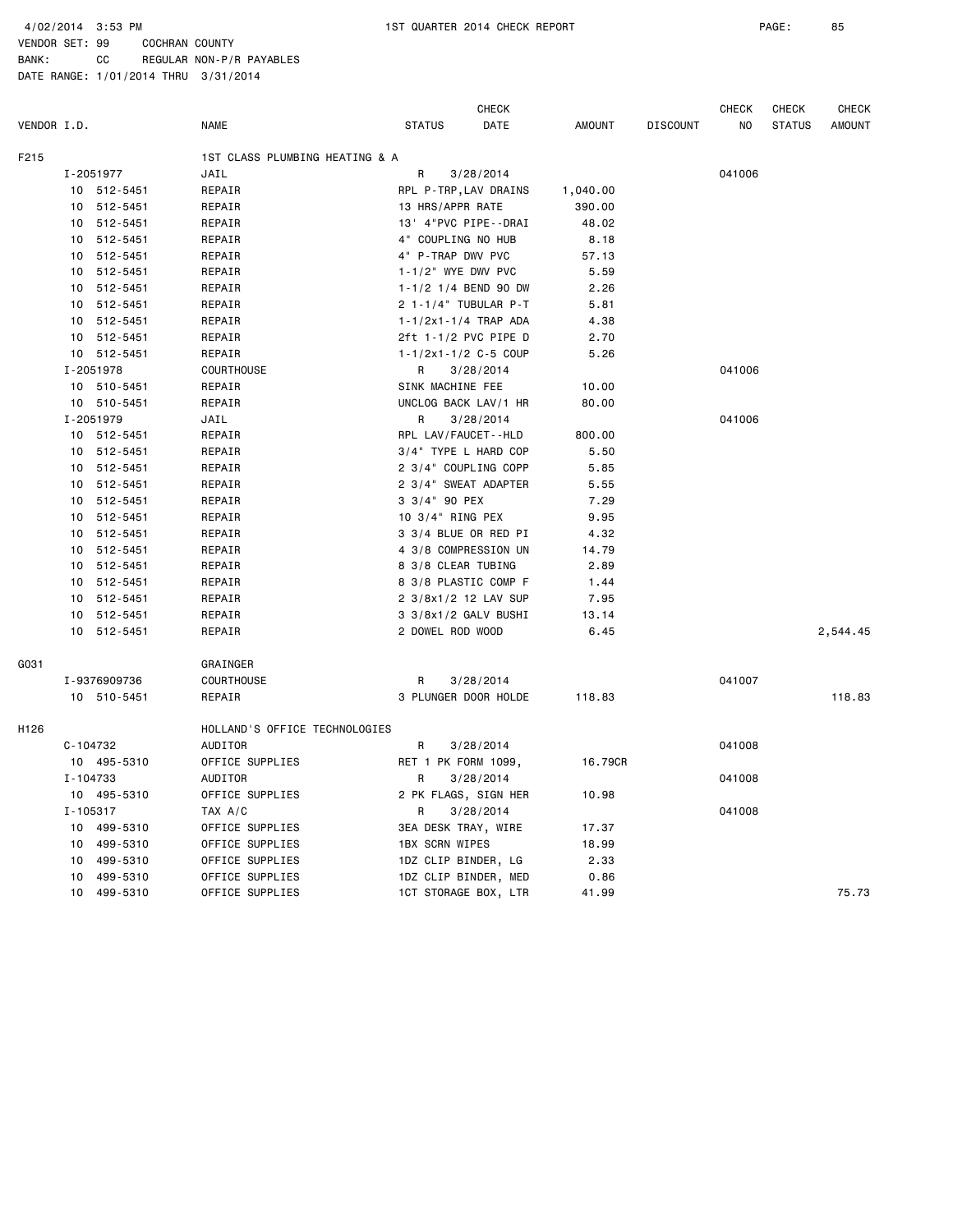4/02/2014 3:53 PM    1ST QUARTER 2014 CHECK REPORT

VENDOR SET: 99    COCHRAN COUNTY
BANK: CC    REGULAR NON-P/R PAYABLES
DATE RANGE: 1/01/2014 THRU 3/31/2014

| VENDOR I.D. | NAME | STATUS | CHECK DATE | AMOUNT | DISCOUNT | CHECK NO | CHECK STATUS | CHECK AMOUNT |
|---|---|---|---|---|---|---|---|---|
| F215 | 1ST CLASS PLUMBING HEATING & A | | | | | | | |
| I-2051977 | JAIL | R | 3/28/2014 | | | 041006 | | |
| 10 512-5451 | REPAIR | RPL P-TRP,LAV DRAINS | | 1,040.00 | | | | |
| 10 512-5451 | REPAIR | 13 HRS/APPR RATE | | 390.00 | | | | |
| 10 512-5451 | REPAIR | 13' 4"PVC PIPE--DRAI | | 48.02 | | | | |
| 10 512-5451 | REPAIR | 4" COUPLING NO HUB | | 8.18 | | | | |
| 10 512-5451 | REPAIR | 4" P-TRAP DWV PVC | | 57.13 | | | | |
| 10 512-5451 | REPAIR | 1-1/2" WYE DWV PVC | | 5.59 | | | | |
| 10 512-5451 | REPAIR | 1-1/2 1/4 BEND 90 DW | | 2.26 | | | | |
| 10 512-5451 | REPAIR | 2 1-1/4" TUBULAR P-T | | 5.81 | | | | |
| 10 512-5451 | REPAIR | 1-1/2x1-1/4 TRAP ADA | | 4.38 | | | | |
| 10 512-5451 | REPAIR | 2ft 1-1/2 PVC PIPE D | | 2.70 | | | | |
| 10 512-5451 | REPAIR | 1-1/2x1-1/2 C-5 COUP | | 5.26 | | | | |
| I-2051978 | COURTHOUSE | R | 3/28/2014 | | | 041006 | | |
| 10 510-5451 | REPAIR | SINK MACHINE FEE | | 10.00 | | | | |
| 10 510-5451 | REPAIR | UNCLOG BACK LAV/1 HR | | 80.00 | | | | |
| I-2051979 | JAIL | R | 3/28/2014 | | | 041006 | | |
| 10 512-5451 | REPAIR | RPL LAV/FAUCET--HLD | | 800.00 | | | | |
| 10 512-5451 | REPAIR | 3/4" TYPE L HARD COP | | 5.50 | | | | |
| 10 512-5451 | REPAIR | 2 3/4" COUPLING COPP | | 5.85 | | | | |
| 10 512-5451 | REPAIR | 2 3/4" SWEAT ADAPTER | | 5.55 | | | | |
| 10 512-5451 | REPAIR | 3 3/4" 90 PEX | | 7.29 | | | | |
| 10 512-5451 | REPAIR | 10 3/4" RING PEX | | 9.95 | | | | |
| 10 512-5451 | REPAIR | 3 3/4 BLUE OR RED PI | | 4.32 | | | | |
| 10 512-5451 | REPAIR | 4 3/8 COMPRESSION UN | | 14.79 | | | | |
| 10 512-5451 | REPAIR | 8 3/8 CLEAR TUBING | | 2.89 | | | | |
| 10 512-5451 | REPAIR | 8 3/8 PLASTIC COMP F | | 1.44 | | | | |
| 10 512-5451 | REPAIR | 2 3/8x1/2 12 LAV SUP | | 7.95 | | | | |
| 10 512-5451 | REPAIR | 3 3/8x1/2 GALV BUSHI | | 13.14 | | | | |
| 10 512-5451 | REPAIR | 2 DOWEL ROD WOOD | | 6.45 | | | | 2,544.45 |
| G031 | GRAINGER | | | | | | | |
| I-9376909736 | COURTHOUSE | R | 3/28/2014 | | | 041007 | | |
| 10 510-5451 | REPAIR | 3 PLUNGER DOOR HOLDE | | 118.83 | | | | 118.83 |
| H126 | HOLLAND'S OFFICE TECHNOLOGIES | | | | | | | |
| C-104732 | AUDITOR | R | 3/28/2014 | | | 041008 | | |
| 10 495-5310 | OFFICE SUPPLIES | RET 1 PK FORM 1099, | | 16.79CR | | | | |
| I-104733 | AUDITOR | R | 3/28/2014 | | | 041008 | | |
| 10 495-5310 | OFFICE SUPPLIES | 2 PK FLAGS, SIGN HER | | 10.98 | | | | |
| I-105317 | TAX A/C | R | 3/28/2014 | | | 041008 | | |
| 10 499-5310 | OFFICE SUPPLIES | 3EA DESK TRAY, WIRE | | 17.37 | | | | |
| 10 499-5310 | OFFICE SUPPLIES | 1BX SCRN WIPES | | 18.99 | | | | |
| 10 499-5310 | OFFICE SUPPLIES | 1DZ CLIP BINDER, LG | | 2.33 | | | | |
| 10 499-5310 | OFFICE SUPPLIES | 1DZ CLIP BINDER, MED | | 0.86 | | | | |
| 10 499-5310 | OFFICE SUPPLIES | 1CT STORAGE BOX, LTR | | 41.99 | | | | 75.73 |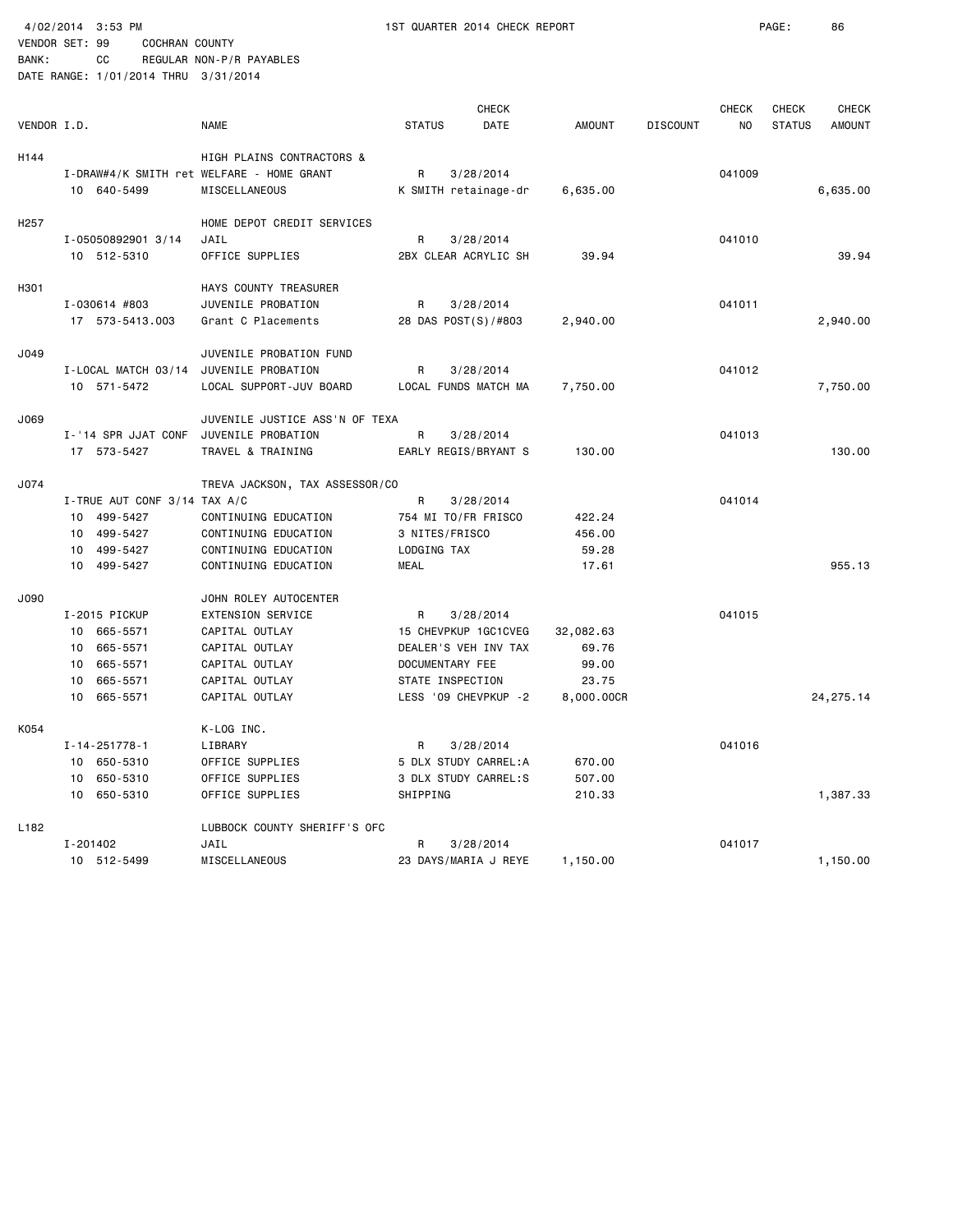4/02/2014 3:53 PM — 1ST QUARTER 2014 CHECK REPORT

VENDOR SET: 99 COCHRAN COUNTY
BANK: CC REGULAR NON-P/R PAYABLES
DATE RANGE: 1/01/2014 THRU 3/31/2014

| VENDOR I.D. | | NAME | STATUS | CHECK DATE | AMOUNT | DISCOUNT | CHECK NO | CHECK STATUS | CHECK AMOUNT |
|---|---|---|---|---|---|---|---|---|---|
| H144 | | HIGH PLAINS CONTRACTORS & | | | | | | | |
| | I-DRAW#4/K SMITH ret | WELFARE - HOME GRANT | R | 3/28/2014 | | | 041009 | | |
| | 10 640-5499 | MISCELLANEOUS | K SMITH retainage-dr | | 6,635.00 | | | | 6,635.00 |
| H257 | | HOME DEPOT CREDIT SERVICES | | | | | | | |
| | I-05050892901 3/14 | JAIL | R | 3/28/2014 | | | 041010 | | |
| | 10 512-5310 | OFFICE SUPPLIES | 2BX CLEAR ACRYLIC SH | | 39.94 | | | | 39.94 |
| H301 | | HAYS COUNTY TREASURER | | | | | | | |
| | I-030614 #803 | JUVENILE PROBATION | R | 3/28/2014 | | | 041011 | | |
| | 17 573-5413.003 | Grant C Placements | 28 DAS POST(S)/#803 | | 2,940.00 | | | | 2,940.00 |
| J049 | | JUVENILE PROBATION FUND | | | | | | | |
| | I-LOCAL MATCH 03/14 | JUVENILE PROBATION | R | 3/28/2014 | | | 041012 | | |
| | 10 571-5472 | LOCAL SUPPORT-JUV BOARD | LOCAL FUNDS MATCH MA | | 7,750.00 | | | | 7,750.00 |
| J069 | | JUVENILE JUSTICE ASS'N OF TEXA | | | | | | | |
| | I-'14 SPR JJAT CONF | JUVENILE PROBATION | R | 3/28/2014 | | | 041013 | | |
| | 17 573-5427 | TRAVEL & TRAINING | EARLY REGIS/BRYANT S | | 130.00 | | | | 130.00 |
| J074 | | TREVA JACKSON, TAX ASSESSOR/CO | | | | | | | |
| | I-TRUE AUT CONF 3/14 | TAX A/C | R | 3/28/2014 | | | 041014 | | |
| | 10 499-5427 | CONTINUING EDUCATION | 754 MI TO/FR FRISCO | | 422.24 | | | | |
| | 10 499-5427 | CONTINUING EDUCATION | 3 NITES/FRISCO | | 456.00 | | | | |
| | 10 499-5427 | CONTINUING EDUCATION | LODGING TAX | | 59.28 | | | | |
| | 10 499-5427 | CONTINUING EDUCATION | MEAL | | 17.61 | | | | 955.13 |
| J090 | | JOHN ROLEY AUTOCENTER | | | | | | | |
| | I-2015 PICKUP | EXTENSION SERVICE | R | 3/28/2014 | | | 041015 | | |
| | 10 665-5571 | CAPITAL OUTLAY | 15 CHEVPKUP 1GC1CVEG | | 32,082.63 | | | | |
| | 10 665-5571 | CAPITAL OUTLAY | DEALER'S VEH INV TAX | | 69.76 | | | | |
| | 10 665-5571 | CAPITAL OUTLAY | DOCUMENTARY FEE | | 99.00 | | | | |
| | 10 665-5571 | CAPITAL OUTLAY | STATE INSPECTION | | 23.75 | | | | |
| | 10 665-5571 | CAPITAL OUTLAY | LESS '09 CHEVPKUP -2 | | 8,000.00CR | | | | 24,275.14 |
| K054 | | K-LOG INC. | | | | | | | |
| | I-14-251778-1 | LIBRARY | R | 3/28/2014 | | | 041016 | | |
| | 10 650-5310 | OFFICE SUPPLIES | 5 DLX STUDY CARREL:A | | 670.00 | | | | |
| | 10 650-5310 | OFFICE SUPPLIES | 3 DLX STUDY CARREL:S | | 507.00 | | | | |
| | 10 650-5310 | OFFICE SUPPLIES | SHIPPING | | 210.33 | | | | 1,387.33 |
| L182 | | LUBBOCK COUNTY SHERIFF'S OFC | | | | | | | |
| | I-201402 | JAIL | R | 3/28/2014 | | | 041017 | | |
| | 10 512-5499 | MISCELLANEOUS | 23 DAYS/MARIA J REYE | | 1,150.00 | | | | 1,150.00 |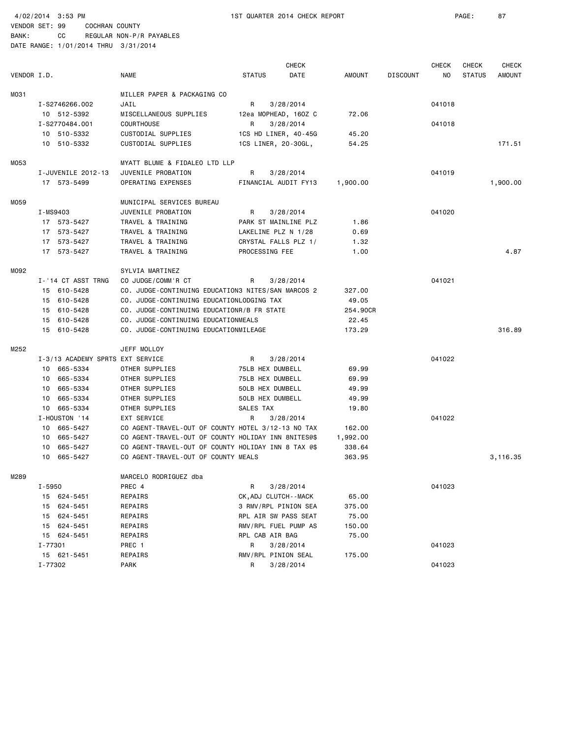4/02/2014 3:53 PM 1ST QUARTER 2014 CHECK REPORT PAGE: 87

VENDOR SET: 99 COCHRAN COUNTY

BANK: CC REGULAR NON-P/R PAYABLES

DATE RANGE: 1/01/2014 THRU 3/31/2014

| VENDOR I.D. | NAME | STATUS | CHECK DATE | AMOUNT | DISCOUNT | CHECK NO | CHECK STATUS | CHECK AMOUNT |
|---|---|---|---|---|---|---|---|---|
| M031 | MILLER PAPER & PACKAGING CO | | | | | | | |
| I-S2746266.002 | JAIL | R | 3/28/2014 | | | 041018 | | |
| 10 512-5392 | MISCELLANEOUS SUPPLIES | 12ea MOPHEAD, 16OZ C | | 72.06 | | | | |
| I-S2770484.001 | COURTHOUSE | R | 3/28/2014 | | | 041018 | | |
| 10 510-5332 | CUSTODIAL SUPPLIES | 1CS HD LINER, 40-45G | | 45.20 | | | | |
| 10 510-5332 | CUSTODIAL SUPPLIES | 1CS LINER, 20-30GL, | | 54.25 | | | | 171.51 |
| M053 | MYATT BLUME & FIDALEO LTD LLP | | | | | | | |
| I-JUVENILE 2012-13 | JUVENILE PROBATION | R | 3/28/2014 | | | 041019 | | |
| 17 573-5499 | OPERATING EXPENSES | FINANCIAL AUDIT FY13 | | 1,900.00 | | | | 1,900.00 |
| M059 | MUNICIPAL SERVICES BUREAU | | | | | | | |
| I-MS9403 | JUVENILE PROBATION | R | 3/28/2014 | | | 041020 | | |
| 17 573-5427 | TRAVEL & TRAINING | PARK ST MAINLINE PLZ | | 1.86 | | | | |
| 17 573-5427 | TRAVEL & TRAINING | LAKELINE PLZ N 1/28 | | 0.69 | | | | |
| 17 573-5427 | TRAVEL & TRAINING | CRYSTAL FALLS PLZ 1/ | | 1.32 | | | | |
| 17 573-5427 | TRAVEL & TRAINING | PROCESSING FEE | | 1.00 | | | | 4.87 |
| M092 | SYLVIA MARTINEZ | | | | | | | |
| I-'14 CT ASST TRNG | CO JUDGE/COMM'R CT | R | 3/28/2014 | | | 041021 | | |
| 15 610-5428 | CO. JUDGE-CONTINUING EDUCATION | 3 NITES/SAN MARCOS 2 | | 327.00 | | | | |
| 15 610-5428 | CO. JUDGE-CONTINUING EDUCATION | LODGING TAX | | 49.05 | | | | |
| 15 610-5428 | CO. JUDGE-CONTINUING EDUCATION | R/B FR STATE | | 254.90CR | | | | |
| 15 610-5428 | CO. JUDGE-CONTINUING EDUCATION | MEALS | | 22.45 | | | | |
| 15 610-5428 | CO. JUDGE-CONTINUING EDUCATION | MILEAGE | | 173.29 | | | | 316.89 |
| M252 | JEFF MOLLOY | | | | | | | |
| I-3/13 ACADEMY SPRTS | EXT SERVICE | R | 3/28/2014 | | | 041022 | | |
| 10 665-5334 | OTHER SUPPLIES | 75LB HEX DUMBELL | | 69.99 | | | | |
| 10 665-5334 | OTHER SUPPLIES | 75LB HEX DUMBELL | | 69.99 | | | | |
| 10 665-5334 | OTHER SUPPLIES | 50LB HEX DUMBELL | | 49.99 | | | | |
| 10 665-5334 | OTHER SUPPLIES | 50LB HEX DUMBELL | | 49.99 | | | | |
| 10 665-5334 | OTHER SUPPLIES | SALES TAX | | 19.80 | | | | |
| I-HOUSTON '14 | EXT SERVICE | R | 3/28/2014 | | | 041022 | | |
| 10 665-5427 | CO AGENT-TRAVEL-OUT OF COUNTY | HOTEL 3/12-13 NO TAX | | 162.00 | | | | |
| 10 665-5427 | CO AGENT-TRAVEL-OUT OF COUNTY | HOLIDAY INN 8NITES@$ | | 1,992.00 | | | | |
| 10 665-5427 | CO AGENT-TRAVEL-OUT OF COUNTY | HOLIDAY INN 8 TAX @$ | | 338.64 | | | | |
| 10 665-5427 | CO AGENT-TRAVEL-OUT OF COUNTY | MEALS | | 363.95 | | | | 3,116.35 |
| M289 | MARCELO RODRIGUEZ dba | | | | | | | |
| I-5950 | PREC 4 | R | 3/28/2014 | | | 041023 | | |
| 15 624-5451 | REPAIRS | CK,ADJ CLUTCH--MACK | | 65.00 | | | | |
| 15 624-5451 | REPAIRS | 3 RMV/RPL PINION SEA | | 375.00 | | | | |
| 15 624-5451 | REPAIRS | RPL AIR SW PASS SEAT | | 75.00 | | | | |
| 15 624-5451 | REPAIRS | RMV/RPL FUEL PUMP AS | | 150.00 | | | | |
| 15 624-5451 | REPAIRS | RPL CAB AIR BAG | | 75.00 | | | | |
| I-77301 | PREC 1 | R | 3/28/2014 | | | 041023 | | |
| 15 621-5451 | REPAIRS | RMV/RPL PINION SEAL | | 175.00 | | | | |
| I-77302 | PARK | R | 3/28/2014 | | | 041023 | | |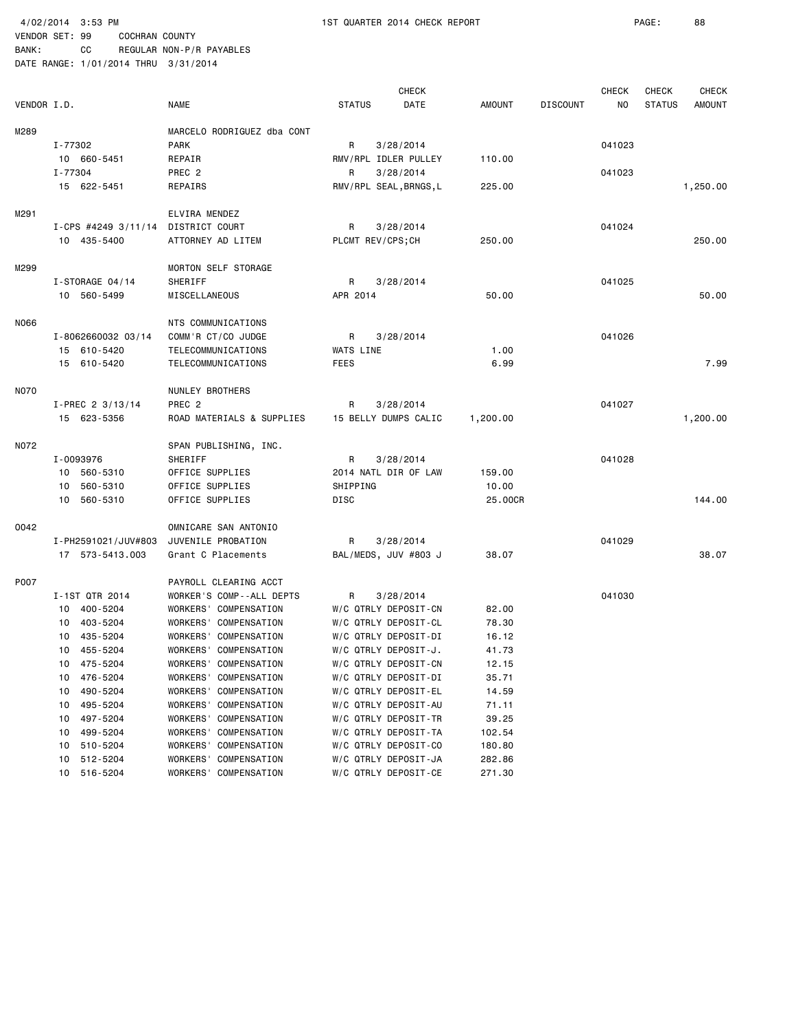4/02/2014 3:53 PM 1ST QUARTER 2014 CHECK REPORT

VENDOR SET: 99 COCHRAN COUNTY
BANK: CC REGULAR NON-P/R PAYABLES
DATE RANGE: 1/01/2014 THRU 3/31/2014

| VENDOR I.D. | NAME | STATUS | CHECK DATE | AMOUNT | DISCOUNT | CHECK NO | CHECK STATUS | CHECK AMOUNT |
|---|---|---|---|---|---|---|---|---|
| M289 | MARCELO RODRIGUEZ dba CONT | | | | | | | |
| I-77302 | PARK | R | 3/28/2014 | | | 041023 | | |
| 10 660-5451 | REPAIR | RMV/RPL IDLER PULLEY | | 110.00 | | | | |
| I-77304 | PREC 2 | R | 3/28/2014 | | | 041023 | | |
| 15 622-5451 | REPAIRS | RMV/RPL SEAL,BRNGS,L | | 225.00 | | | | 1,250.00 |
| M291 | ELVIRA MENDEZ | | | | | | | |
| I-CPS #4249 3/11/14 | DISTRICT COURT | R | 3/28/2014 | | | 041024 | | |
| 10 435-5400 | ATTORNEY AD LITEM | PLCMT REV/CPS;CH | | 250.00 | | | | 250.00 |
| M299 | MORTON SELF STORAGE | | | | | | | |
| I-STORAGE 04/14 | SHERIFF | R | 3/28/2014 | | | 041025 | | |
| 10 560-5499 | MISCELLANEOUS | APR 2014 | | 50.00 | | | | 50.00 |
| N066 | NTS COMMUNICATIONS | | | | | | | |
| I-8062660032 03/14 | COMM'R CT/CO JUDGE | R | 3/28/2014 | | | 041026 | | |
| 15 610-5420 | TELECOMMUNICATIONS | WATS LINE | | 1.00 | | | | |
| 15 610-5420 | TELECOMMUNICATIONS | FEES | | 6.99 | | | | 7.99 |
| N070 | NUNLEY BROTHERS | | | | | | | |
| I-PREC 2 3/13/14 | PREC 2 | R | 3/28/2014 | | | 041027 | | |
| 15 623-5356 | ROAD MATERIALS & SUPPLIES | 15 BELLY DUMPS CALIC | | 1,200.00 | | | | 1,200.00 |
| N072 | SPAN PUBLISHING, INC. | | | | | | | |
| I-0093976 | SHERIFF | R | 3/28/2014 | | | 041028 | | |
| 10 560-5310 | OFFICE SUPPLIES | 2014 NATL DIR OF LAW | | 159.00 | | | | |
| 10 560-5310 | OFFICE SUPPLIES | SHIPPING | | 10.00 | | | | |
| 10 560-5310 | OFFICE SUPPLIES | DISC | | 25.00CR | | | | 144.00 |
| O042 | OMNICARE SAN ANTONIO | | | | | | | |
| I-PH2591021/JUV#803 | JUVENILE PROBATION | R | 3/28/2014 | | | 041029 | | |
| 17 573-5413.003 | Grant C Placements | BAL/MEDS, JUV #803 J | | 38.07 | | | | 38.07 |
| P007 | PAYROLL CLEARING ACCT | | | | | | | |
| I-1ST QTR 2014 | WORKER'S COMP--ALL DEPTS | R | 3/28/2014 | | | 041030 | | |
| 10 400-5204 | WORKERS' COMPENSATION | W/C QTRLY DEPOSIT-CN | | 82.00 | | | | |
| 10 403-5204 | WORKERS' COMPENSATION | W/C QTRLY DEPOSIT-CL | | 78.30 | | | | |
| 10 435-5204 | WORKERS' COMPENSATION | W/C QTRLY DEPOSIT-DI | | 16.12 | | | | |
| 10 455-5204 | WORKERS' COMPENSATION | W/C QTRLY DEPOSIT-J. | | 41.73 | | | | |
| 10 475-5204 | WORKERS' COMPENSATION | W/C QTRLY DEPOSIT-CN | | 12.15 | | | | |
| 10 476-5204 | WORKERS' COMPENSATION | W/C QTRLY DEPOSIT-DI | | 35.71 | | | | |
| 10 490-5204 | WORKERS' COMPENSATION | W/C QTRLY DEPOSIT-EL | | 14.59 | | | | |
| 10 495-5204 | WORKERS' COMPENSATION | W/C QTRLY DEPOSIT-AU | | 71.11 | | | | |
| 10 497-5204 | WORKERS' COMPENSATION | W/C QTRLY DEPOSIT-TR | | 39.25 | | | | |
| 10 499-5204 | WORKERS' COMPENSATION | W/C QTRLY DEPOSIT-TA | | 102.54 | | | | |
| 10 510-5204 | WORKERS' COMPENSATION | W/C QTRLY DEPOSIT-CO | | 180.80 | | | | |
| 10 512-5204 | WORKERS' COMPENSATION | W/C QTRLY DEPOSIT-JA | | 282.86 | | | | |
| 10 516-5204 | WORKERS' COMPENSATION | W/C QTRLY DEPOSIT-CE | | 271.30 | | | | |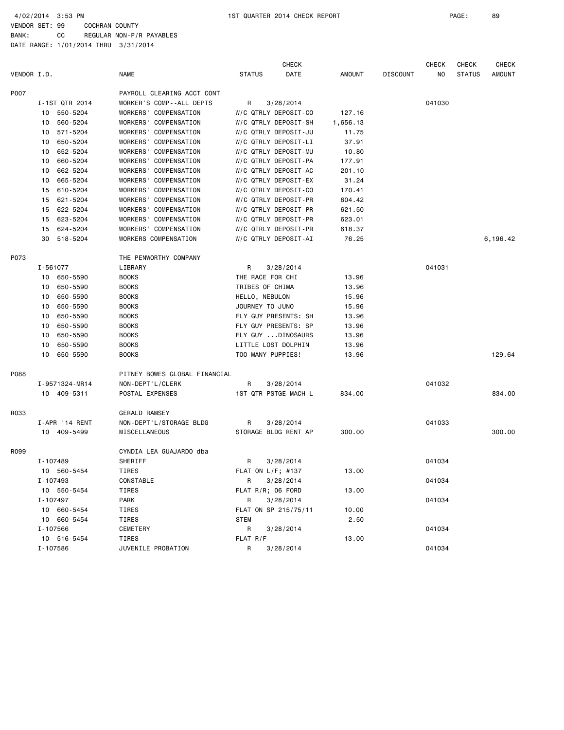4/02/2014 3:53 PM 1ST QUARTER 2014 CHECK REPORT

VENDOR SET: 99 COCHRAN COUNTY
BANK: CC REGULAR NON-P/R PAYABLES
DATE RANGE: 1/01/2014 THRU 3/31/2014

| VENDOR I.D. | NAME | STATUS | CHECK DATE | AMOUNT | DISCOUNT | CHECK NO | CHECK STATUS | CHECK AMOUNT |
|---|---|---|---|---|---|---|---|---|
| P007 | PAYROLL CLEARING ACCT CONT | | | | | | | |
| I-1ST QTR 2014 | WORKER'S COMP--ALL DEPTS | R | 3/28/2014 | | | 041030 | | |
| 10 550-5204 | WORKERS' COMPENSATION | W/C QTRLY DEPOSIT-CO | | 127.16 | | | | |
| 10 560-5204 | WORKERS' COMPENSATION | W/C QTRLY DEPOSIT-SH | | 1,656.13 | | | | |
| 10 571-5204 | WORKERS' COMPENSATION | W/C QTRLY DEPOSIT-JU | | 11.75 | | | | |
| 10 650-5204 | WORKERS' COMPENSATION | W/C QTRLY DEPOSIT-LI | | 37.91 | | | | |
| 10 652-5204 | WORKERS' COMPENSATION | W/C QTRLY DEPOSIT-MU | | 10.80 | | | | |
| 10 660-5204 | WORKERS' COMPENSATION | W/C QTRLY DEPOSIT-PA | | 177.91 | | | | |
| 10 662-5204 | WORKERS' COMPENSATION | W/C QTRLY DEPOSIT-AC | | 201.10 | | | | |
| 10 665-5204 | WORKERS' COMPENSATION | W/C QTRLY DEPOSIT-EX | | 31.24 | | | | |
| 15 610-5204 | WORKERS' COMPENSATION | W/C QTRLY DEPOSIT-CO | | 170.41 | | | | |
| 15 621-5204 | WORKERS' COMPENSATION | W/C QTRLY DEPOSIT-PR | | 604.42 | | | | |
| 15 622-5204 | WORKERS' COMPENSATION | W/C QTRLY DEPOSIT-PR | | 621.50 | | | | |
| 15 623-5204 | WORKERS' COMPENSATION | W/C QTRLY DEPOSIT-PR | | 623.01 | | | | |
| 15 624-5204 | WORKERS' COMPENSATION | W/C QTRLY DEPOSIT-PR | | 618.37 | | | | |
| 30 518-5204 | WORKERS COMPENSATION | W/C QTRLY DEPOSIT-AI | | 76.25 | | | | 6,196.42 |
| P073 | THE PENWORTHY COMPANY | | | | | | | |
| I-561077 | LIBRARY | R | 3/28/2014 | | | 041031 | | |
| 10 650-5590 | BOOKS | THE RACE FOR CHI | | 13.96 | | | | |
| 10 650-5590 | BOOKS | TRIBES OF CHIMA | | 13.96 | | | | |
| 10 650-5590 | BOOKS | HELLO, NEBULON | | 15.96 | | | | |
| 10 650-5590 | BOOKS | JOURNEY TO JUNO | | 15.96 | | | | |
| 10 650-5590 | BOOKS | FLY GUY PRESENTS: SH | | 13.96 | | | | |
| 10 650-5590 | BOOKS | FLY GUY PRESENTS: SP | | 13.96 | | | | |
| 10 650-5590 | BOOKS | FLY GUY ...DINOSAURS | | 13.96 | | | | |
| 10 650-5590 | BOOKS | LITTLE LOST DOLPHIN | | 13.96 | | | | |
| 10 650-5590 | BOOKS | TOO MANY PUPPIES! | | 13.96 | | | | 129.64 |
| P088 | PITNEY BOWES GLOBAL FINANCIAL | | | | | | | |
| I-9571324-MR14 | NON-DEPT'L/CLERK | R | 3/28/2014 | | | 041032 | | |
| 10 409-5311 | POSTAL EXPENSES | 1ST QTR PSTGE MACH L | | 834.00 | | | | 834.00 |
| R033 | GERALD RAMSEY | | | | | | | |
| I-APR '14 RENT | NON-DEPT'L/STORAGE BLDG | R | 3/28/2014 | | | 041033 | | |
| 10 409-5499 | MISCELLANEOUS | STORAGE BLDG RENT AP | | 300.00 | | | | 300.00 |
| R099 | CYNDIA LEA GUAJARDO dba | | | | | | | |
| I-107489 | SHERIFF | R | 3/28/2014 | | | 041034 | | |
| 10 560-5454 | TIRES | FLAT ON L/F; #137 | | 13.00 | | | | |
| I-107493 | CONSTABLE | R | 3/28/2014 | | | 041034 | | |
| 10 550-5454 | TIRES | FLAT R/R; 06 FORD | | 13.00 | | | | |
| I-107497 | PARK | R | 3/28/2014 | | | 041034 | | |
| 10 660-5454 | TIRES | FLAT ON SP 215/75/11 | | 10.00 | | | | |
| 10 660-5454 | TIRES | STEM | | 2.50 | | | | |
| I-107566 | CEMETERY | R | 3/28/2014 | | | 041034 | | |
| 10 516-5454 | TIRES | FLAT R/F | | 13.00 | | | | |
| I-107586 | JUVENILE PROBATION | R | 3/28/2014 | | | 041034 | | |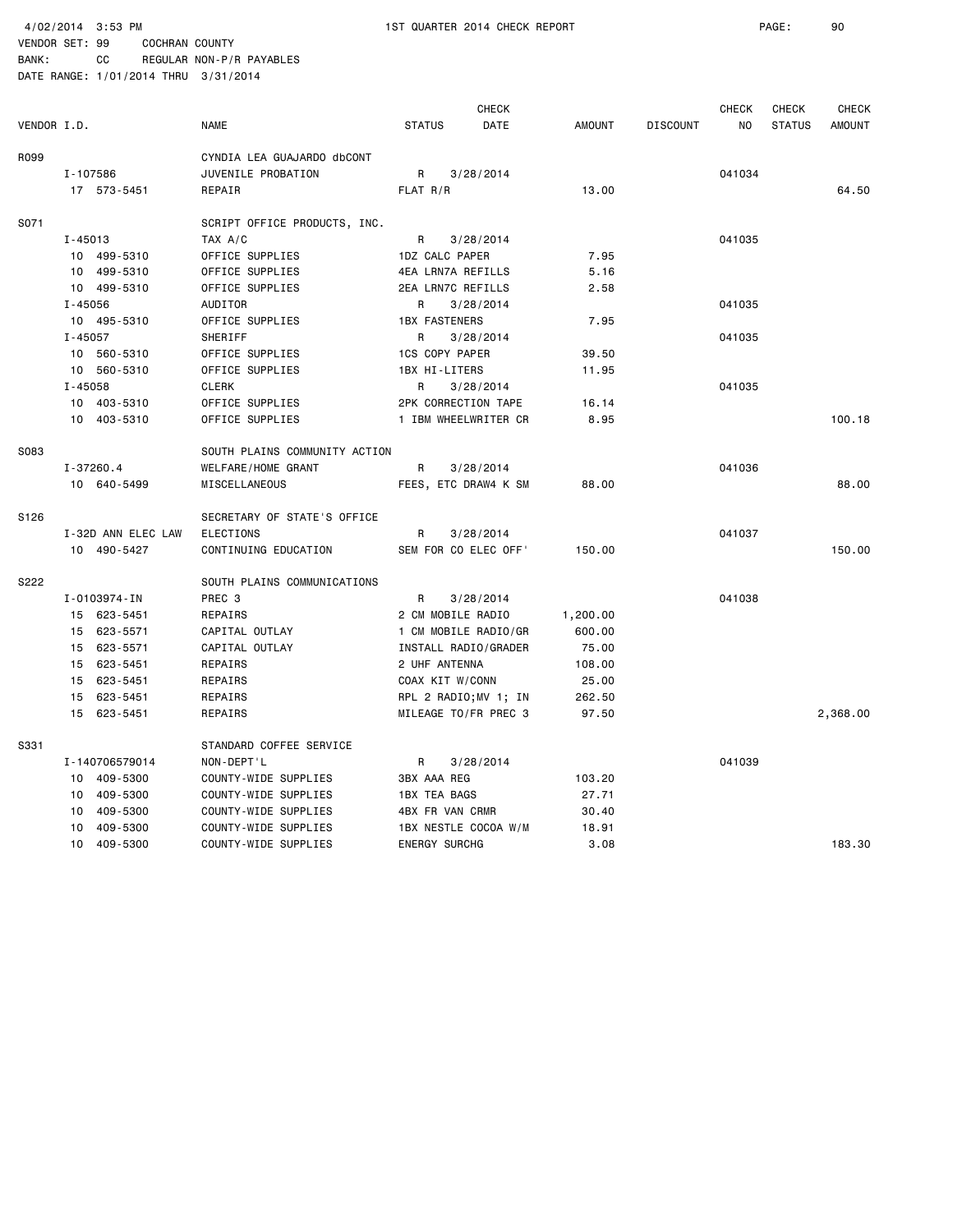4/02/2014 3:53 PM 1ST QUARTER 2014 CHECK REPORT PAGE: 90

VENDOR SET: 99 COCHRAN COUNTY
BANK: CC REGULAR NON-P/R PAYABLES
DATE RANGE: 1/01/2014 THRU 3/31/2014

| VENDOR I.D. | NAME | STATUS | CHECK DATE | AMOUNT | DISCOUNT | CHECK NO | CHECK STATUS | CHECK AMOUNT |
|---|---|---|---|---|---|---|---|---|
| R099 | CYNDIA LEA GUAJARDO dbCONT | | | | | | | |
| I-107586 | JUVENILE PROBATION | R | 3/28/2014 | | | 041034 | | |
| 17 573-5451 | REPAIR | FLAT R/R | | 13.00 | | | | 64.50 |
| S071 | SCRIPT OFFICE PRODUCTS, INC. | | | | | | | |
| I-45013 | TAX A/C | R | 3/28/2014 | | | 041035 | | |
| 10 499-5310 | OFFICE SUPPLIES | 1DZ CALC PAPER | | 7.95 | | | | |
| 10 499-5310 | OFFICE SUPPLIES | 4EA LRN7A REFILLS | | 5.16 | | | | |
| 10 499-5310 | OFFICE SUPPLIES | 2EA LRN7C REFILLS | | 2.58 | | | | |
| I-45056 | AUDITOR | R | 3/28/2014 | | | 041035 | | |
| 10 495-5310 | OFFICE SUPPLIES | 1BX FASTENERS | | 7.95 | | | | |
| I-45057 | SHERIFF | R | 3/28/2014 | | | 041035 | | |
| 10 560-5310 | OFFICE SUPPLIES | 1CS COPY PAPER | | 39.50 | | | | |
| 10 560-5310 | OFFICE SUPPLIES | 1BX HI-LITERS | | 11.95 | | | | |
| I-45058 | CLERK | R | 3/28/2014 | | | 041035 | | |
| 10 403-5310 | OFFICE SUPPLIES | 2PK CORRECTION TAPE | | 16.14 | | | | |
| 10 403-5310 | OFFICE SUPPLIES | 1 IBM WHEELWRITER CR | | 8.95 | | | | 100.18 |
| S083 | SOUTH PLAINS COMMUNITY ACTION | | | | | | | |
| I-37260.4 | WELFARE/HOME GRANT | R | 3/28/2014 | | | 041036 | | |
| 10 640-5499 | MISCELLANEOUS | FEES, ETC DRAW4 K SM | | 88.00 | | | | 88.00 |
| S126 | SECRETARY OF STATE'S OFFICE | | | | | | | |
| I-32D ANN ELEC LAW | ELECTIONS | R | 3/28/2014 | | | 041037 | | |
| 10 490-5427 | CONTINUING EDUCATION | SEM FOR CO ELEC OFF' | | 150.00 | | | | 150.00 |
| S222 | SOUTH PLAINS COMMUNICATIONS | | | | | | | |
| I-0103974-IN | PREC 3 | R | 3/28/2014 | | | 041038 | | |
| 15 623-5451 | REPAIRS | 2 CM MOBILE RADIO | | 1,200.00 | | | | |
| 15 623-5571 | CAPITAL OUTLAY | 1 CM MOBILE RADIO/GR | | 600.00 | | | | |
| 15 623-5571 | CAPITAL OUTLAY | INSTALL RADIO/GRADER | | 75.00 | | | | |
| 15 623-5451 | REPAIRS | 2 UHF ANTENNA | | 108.00 | | | | |
| 15 623-5451 | REPAIRS | COAX KIT W/CONN | | 25.00 | | | | |
| 15 623-5451 | REPAIRS | RPL 2 RADIO;MV 1; IN | | 262.50 | | | | |
| 15 623-5451 | REPAIRS | MILEAGE TO/FR PREC 3 | | 97.50 | | | | 2,368.00 |
| S331 | STANDARD COFFEE SERVICE | | | | | | | |
| I-140706579014 | NON-DEPT'L | R | 3/28/2014 | | | 041039 | | |
| 10 409-5300 | COUNTY-WIDE SUPPLIES | 3BX AAA REG | | 103.20 | | | | |
| 10 409-5300 | COUNTY-WIDE SUPPLIES | 1BX TEA BAGS | | 27.71 | | | | |
| 10 409-5300 | COUNTY-WIDE SUPPLIES | 4BX FR VAN CRMR | | 30.40 | | | | |
| 10 409-5300 | COUNTY-WIDE SUPPLIES | 1BX NESTLE COCOA W/M | | 18.91 | | | | |
| 10 409-5300 | COUNTY-WIDE SUPPLIES | ENERGY SURCHG | | 3.08 | | | | 183.30 |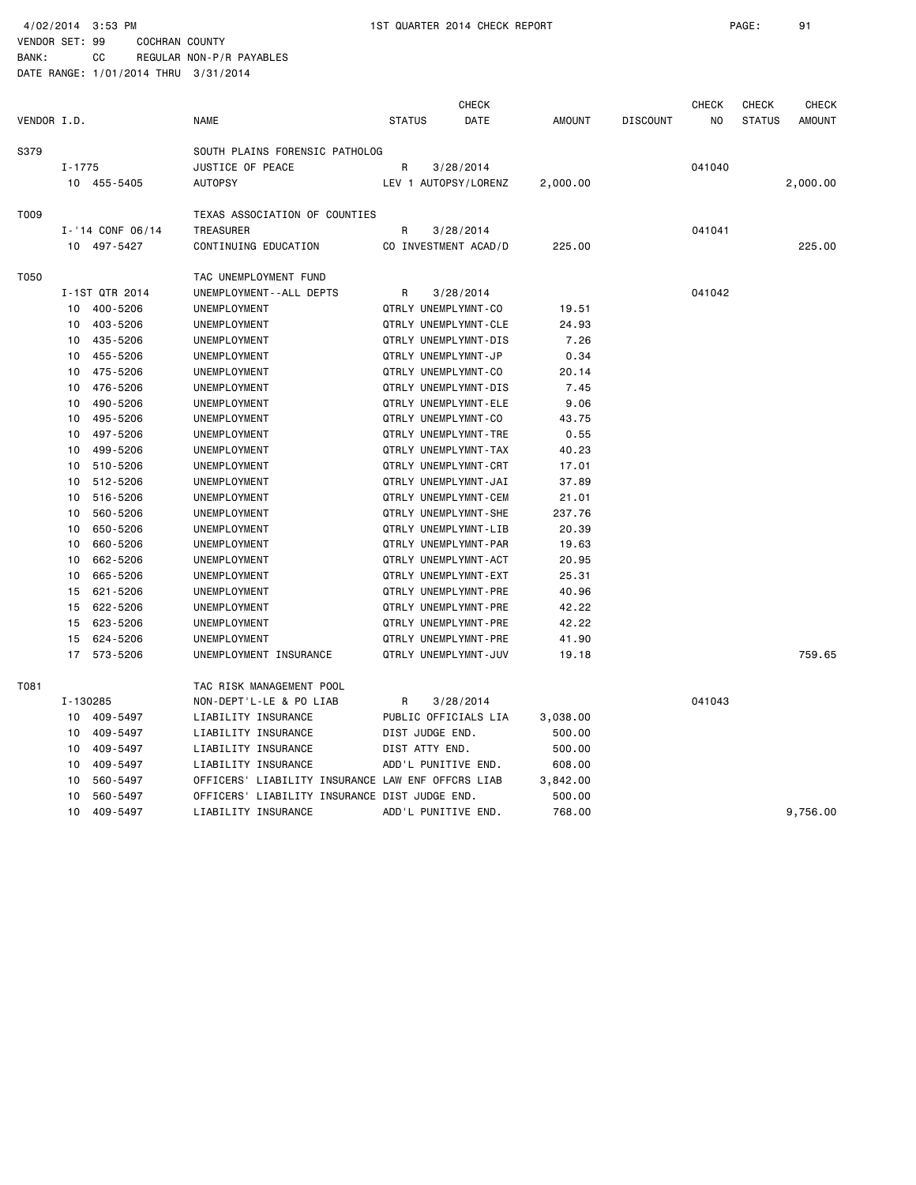4/02/2014 3:53 PM — 1ST QUARTER 2014 CHECK REPORT

VENDOR SET: 99 COCHRAN COUNTY
BANK: CC REGULAR NON-P/R PAYABLES
DATE RANGE: 1/01/2014 THRU 3/31/2014

| VENDOR I.D. | NAME | STATUS | CHECK DATE | AMOUNT | DISCOUNT | CHECK NO | CHECK STATUS | CHECK AMOUNT |
|---|---|---|---|---|---|---|---|---|
| S379 | SOUTH PLAINS FORENSIC PATHOLOG | | | | | | | |
| I-1775 | JUSTICE OF PEACE | R | 3/28/2014 | | | 041040 | | |
| 10 455-5405 | AUTOPSY | LEV 1 AUTOPSY/LORENZ | | 2,000.00 | | | | 2,000.00 |
| T009 | TEXAS ASSOCIATION OF COUNTIES | | | | | | | |
| I-'14 CONF 06/14 | TREASURER | R | 3/28/2014 | | | 041041 | | |
| 10 497-5427 | CONTINUING EDUCATION | CO INVESTMENT ACAD/D | | 225.00 | | | | 225.00 |
| T050 | TAC UNEMPLOYMENT FUND | | | | | | | |
| I-1ST QTR 2014 | UNEMPLOYMENT--ALL DEPTS | R | 3/28/2014 | | | 041042 | | |
| 10 400-5206 | UNEMPLOYMENT | QTRLY UNEMPLYMNT-CO | | 19.51 | | | | |
| 10 403-5206 | UNEMPLOYMENT | QTRLY UNEMPLYMNT-CLE | | 24.93 | | | | |
| 10 435-5206 | UNEMPLOYMENT | QTRLY UNEMPLYMNT-DIS | | 7.26 | | | | |
| 10 455-5206 | UNEMPLOYMENT | QTRLY UNEMPLYMNT-JP | | 0.34 | | | | |
| 10 475-5206 | UNEMPLOYMENT | QTRLY UNEMPLYMNT-CO | | 20.14 | | | | |
| 10 476-5206 | UNEMPLOYMENT | QTRLY UNEMPLYMNT-DIS | | 7.45 | | | | |
| 10 490-5206 | UNEMPLOYMENT | QTRLY UNEMPLYMNT-ELE | | 9.06 | | | | |
| 10 495-5206 | UNEMPLOYMENT | QTRLY UNEMPLYMNT-CO | | 43.75 | | | | |
| 10 497-5206 | UNEMPLOYMENT | QTRLY UNEMPLYMNT-TRE | | 0.55 | | | | |
| 10 499-5206 | UNEMPLOYMENT | QTRLY UNEMPLYMNT-TAX | | 40.23 | | | | |
| 10 510-5206 | UNEMPLOYMENT | QTRLY UNEMPLYMNT-CRT | | 17.01 | | | | |
| 10 512-5206 | UNEMPLOYMENT | QTRLY UNEMPLYMNT-JAI | | 37.89 | | | | |
| 10 516-5206 | UNEMPLOYMENT | QTRLY UNEMPLYMNT-CEM | | 21.01 | | | | |
| 10 560-5206 | UNEMPLOYMENT | QTRLY UNEMPLYMNT-SHE | | 237.76 | | | | |
| 10 650-5206 | UNEMPLOYMENT | QTRLY UNEMPLYMNT-LIB | | 20.39 | | | | |
| 10 660-5206 | UNEMPLOYMENT | QTRLY UNEMPLYMNT-PAR | | 19.63 | | | | |
| 10 662-5206 | UNEMPLOYMENT | QTRLY UNEMPLYMNT-ACT | | 20.95 | | | | |
| 10 665-5206 | UNEMPLOYMENT | QTRLY UNEMPLYMNT-EXT | | 25.31 | | | | |
| 15 621-5206 | UNEMPLOYMENT | QTRLY UNEMPLYMNT-PRE | | 40.96 | | | | |
| 15 622-5206 | UNEMPLOYMENT | QTRLY UNEMPLYMNT-PRE | | 42.22 | | | | |
| 15 623-5206 | UNEMPLOYMENT | QTRLY UNEMPLYMNT-PRE | | 42.22 | | | | |
| 15 624-5206 | UNEMPLOYMENT | QTRLY UNEMPLYMNT-PRE | | 41.90 | | | | |
| 17 573-5206 | UNEMPLOYMENT INSURANCE | QTRLY UNEMPLYMNT-JUV | | 19.18 | | | | 759.65 |
| T081 | TAC RISK MANAGEMENT POOL | | | | | | | |
| I-130285 | NON-DEPT'L-LE & PO LIAB | R | 3/28/2014 | | | 041043 | | |
| 10 409-5497 | LIABILITY INSURANCE | PUBLIC OFFICIALS LIA | | 3,038.00 | | | | |
| 10 409-5497 | LIABILITY INSURANCE | DIST JUDGE END. | | 500.00 | | | | |
| 10 409-5497 | LIABILITY INSURANCE | DIST ATTY END. | | 500.00 | | | | |
| 10 409-5497 | LIABILITY INSURANCE | ADD'L PUNITIVE END. | | 608.00 | | | | |
| 10 560-5497 | OFFICERS' LIABILITY INSURANCE | LAW ENF OFFCRS LIAB | | 3,842.00 | | | | |
| 10 560-5497 | OFFICERS' LIABILITY INSURANCE | DIST JUDGE END. | | 500.00 | | | | |
| 10 409-5497 | LIABILITY INSURANCE | ADD'L PUNITIVE END. | | 768.00 | | | | 9,756.00 |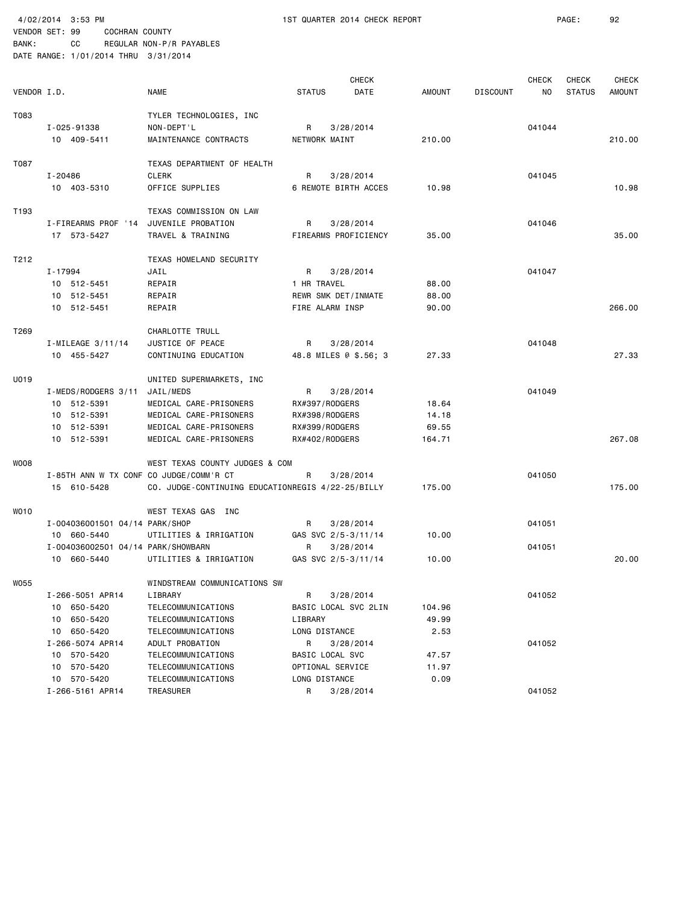4/02/2014 3:53 PM 1ST QUARTER 2014 CHECK REPORT PAGE: 92

VENDOR SET: 99 COCHRAN COUNTY
BANK: CC REGULAR NON-P/R PAYABLES
DATE RANGE: 1/01/2014 THRU 3/31/2014

| VENDOR I.D. | NAME | STATUS | CHECK DATE | AMOUNT | DISCOUNT | CHECK NO | CHECK STATUS | CHECK AMOUNT |
|---|---|---|---|---|---|---|---|---|
| T083 | TYLER TECHNOLOGIES, INC | | | | | | | |
| I-025-91338 | NON-DEPT'L | R | 3/28/2014 | | | 041044 | | |
| 10 409-5411 | MAINTENANCE CONTRACTS | NETWORK MAINT | | 210.00 | | | | 210.00 |
| T087 | TEXAS DEPARTMENT OF HEALTH | | | | | | | |
| I-20486 | CLERK | R | 3/28/2014 | | | 041045 | | |
| 10 403-5310 | OFFICE SUPPLIES | 6 REMOTE BIRTH ACCES | | 10.98 | | | | 10.98 |
| T193 | TEXAS COMMISSION ON LAW | | | | | | | |
| I-FIREARMS PROF '14 | JUVENILE PROBATION | R | 3/28/2014 | | | 041046 | | |
| 17 573-5427 | TRAVEL & TRAINING | FIREARMS PROFICIENCY | | 35.00 | | | | 35.00 |
| T212 | TEXAS HOMELAND SECURITY | | | | | | | |
| I-17994 | JAIL | R | 3/28/2014 | | | 041047 | | |
| 10 512-5451 | REPAIR | 1 HR TRAVEL | | 88.00 | | | | |
| 10 512-5451 | REPAIR | REWR SMK DET/INMATE | | 88.00 | | | | |
| 10 512-5451 | REPAIR | FIRE ALARM INSP | | 90.00 | | | | 266.00 |
| T269 | CHARLOTTE TRULL | | | | | | | |
| I-MILEAGE 3/11/14 | JUSTICE OF PEACE | R | 3/28/2014 | | | 041048 | | |
| 10 455-5427 | CONTINUING EDUCATION | 48.8 MILES @ $.56; 3 | | 27.33 | | | | 27.33 |
| U019 | UNITED SUPERMARKETS, INC | | | | | | | |
| I-MEDS/RODGERS 3/11 | JAIL/MEDS | R | 3/28/2014 | | | 041049 | | |
| 10 512-5391 | MEDICAL CARE-PRISONERS | RX#397/RODGERS | | 18.64 | | | | |
| 10 512-5391 | MEDICAL CARE-PRISONERS | RX#398/RODGERS | | 14.18 | | | | |
| 10 512-5391 | MEDICAL CARE-PRISONERS | RX#399/RODGERS | | 69.55 | | | | |
| 10 512-5391 | MEDICAL CARE-PRISONERS | RX#402/RODGERS | | 164.71 | | | | 267.08 |
| W008 | WEST TEXAS COUNTY JUDGES & COM | | | | | | | |
| I-85TH ANN W TX CONF | CO JUDGE/COMM'R CT | R | 3/28/2014 | | | 041050 | | |
| 15 610-5428 | CO. JUDGE-CONTINUING EDUCATION | REGIS 4/22-25/BILLY | | 175.00 | | | | 175.00 |
| W010 | WEST TEXAS GAS INC | | | | | | | |
| I-004036001501 04/14 | PARK/SHOP | R | 3/28/2014 | | | 041051 | | |
| 10 660-5440 | UTILITIES & IRRIGATION | GAS SVC 2/5-3/11/14 | | 10.00 | | | | |
| I-004036002501 04/14 | PARK/SHOWBARN | R | 3/28/2014 | | | 041051 | | |
| 10 660-5440 | UTILITIES & IRRIGATION | GAS SVC 2/5-3/11/14 | | 10.00 | | | | 20.00 |
| W055 | WINDSTREAM COMMUNICATIONS SW | | | | | | | |
| I-266-5051 APR14 | LIBRARY | R | 3/28/2014 | | | 041052 | | |
| 10 650-5420 | TELECOMMUNICATIONS | BASIC LOCAL SVC 2LIN | | 104.96 | | | | |
| 10 650-5420 | TELECOMMUNICATIONS | LIBRARY | | 49.99 | | | | |
| 10 650-5420 | TELECOMMUNICATIONS | LONG DISTANCE | | 2.53 | | | | |
| I-266-5074 APR14 | ADULT PROBATION | R | 3/28/2014 | | | 041052 | | |
| 10 570-5420 | TELECOMMUNICATIONS | BASIC LOCAL SVC | | 47.57 | | | | |
| 10 570-5420 | TELECOMMUNICATIONS | OPTIONAL SERVICE | | 11.97 | | | | |
| 10 570-5420 | TELECOMMUNICATIONS | LONG DISTANCE | | 0.09 | | | | |
| I-266-5161 APR14 | TREASURER | R | 3/28/2014 | | | 041052 | | |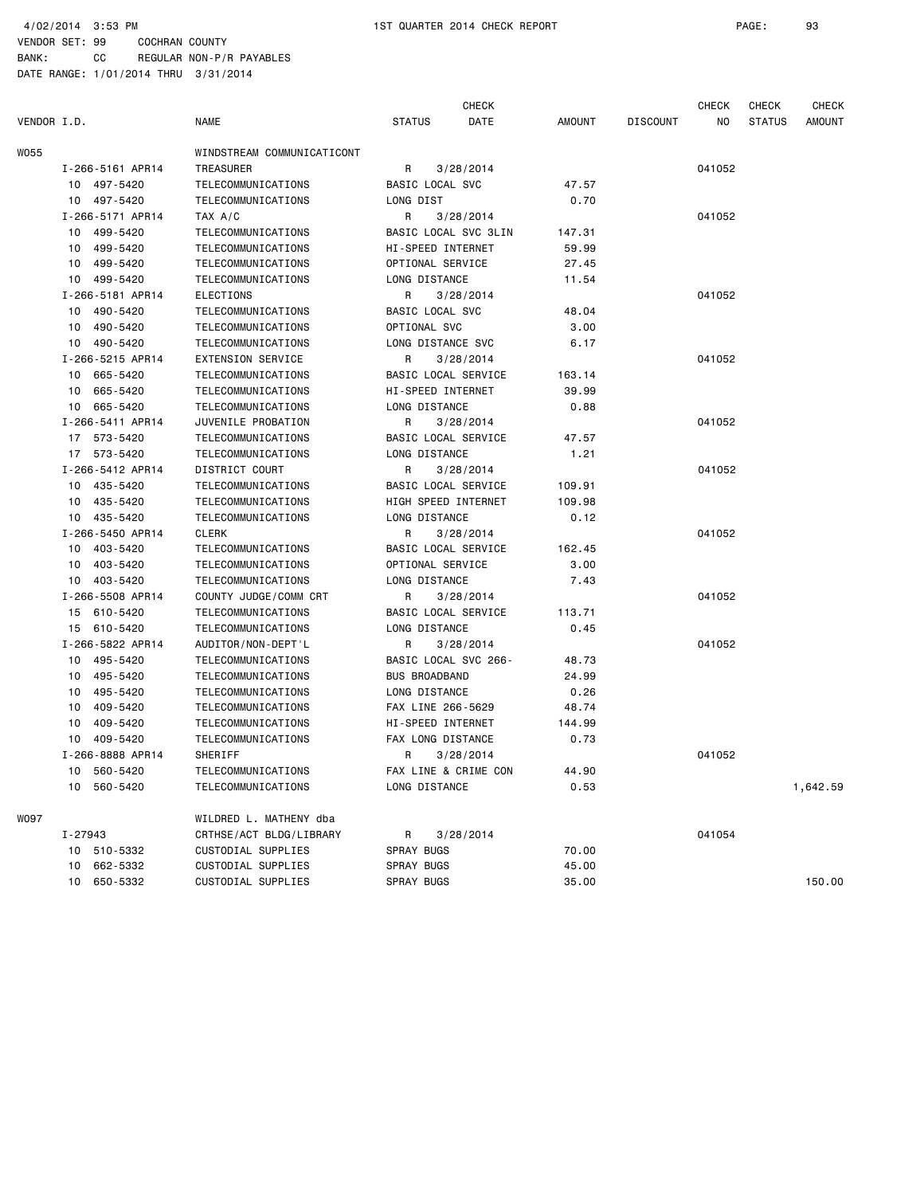4/02/2014 3:53 PM    1ST QUARTER 2014 CHECK REPORT

VENDOR SET: 99    COCHRAN COUNTY
BANK: CC    REGULAR NON-P/R PAYABLES
DATE RANGE: 1/01/2014 THRU 3/31/2014

| VENDOR I.D. | NAME | STATUS | CHECK DATE | AMOUNT | DISCOUNT | CHECK NO | CHECK STATUS | CHECK AMOUNT |
|---|---|---|---|---|---|---|---|---|
| W055 | WINDSTREAM COMMUNICATICONT | | | | | | | |
| I-266-5161 APR14 | TREASURER | R | 3/28/2014 | | | 041052 | | |
| 10 497-5420 | TELECOMMUNICATIONS | BASIC LOCAL SVC | | 47.57 | | | | |
| 10 497-5420 | TELECOMMUNICATIONS | LONG DIST | | 0.70 | | | | |
| I-266-5171 APR14 | TAX A/C | R | 3/28/2014 | | | 041052 | | |
| 10 499-5420 | TELECOMMUNICATIONS | BASIC LOCAL SVC 3LIN | | 147.31 | | | | |
| 10 499-5420 | TELECOMMUNICATIONS | HI-SPEED INTERNET | | 59.99 | | | | |
| 10 499-5420 | TELECOMMUNICATIONS | OPTIONAL SERVICE | | 27.45 | | | | |
| 10 499-5420 | TELECOMMUNICATIONS | LONG DISTANCE | | 11.54 | | | | |
| I-266-5181 APR14 | ELECTIONS | R | 3/28/2014 | | | 041052 | | |
| 10 490-5420 | TELECOMMUNICATIONS | BASIC LOCAL SVC | | 48.04 | | | | |
| 10 490-5420 | TELECOMMUNICATIONS | OPTIONAL SVC | | 3.00 | | | | |
| 10 490-5420 | TELECOMMUNICATIONS | LONG DISTANCE SVC | | 6.17 | | | | |
| I-266-5215 APR14 | EXTENSION SERVICE | R | 3/28/2014 | | | 041052 | | |
| 10 665-5420 | TELECOMMUNICATIONS | BASIC LOCAL SERVICE | | 163.14 | | | | |
| 10 665-5420 | TELECOMMUNICATIONS | HI-SPEED INTERNET | | 39.99 | | | | |
| 10 665-5420 | TELECOMMUNICATIONS | LONG DISTANCE | | 0.88 | | | | |
| I-266-5411 APR14 | JUVENILE PROBATION | R | 3/28/2014 | | | 041052 | | |
| 17 573-5420 | TELECOMMUNICATIONS | BASIC LOCAL SERVICE | | 47.57 | | | | |
| 17 573-5420 | TELECOMMUNICATIONS | LONG DISTANCE | | 1.21 | | | | |
| I-266-5412 APR14 | DISTRICT COURT | R | 3/28/2014 | | | 041052 | | |
| 10 435-5420 | TELECOMMUNICATIONS | BASIC LOCAL SERVICE | | 109.91 | | | | |
| 10 435-5420 | TELECOMMUNICATIONS | HIGH SPEED INTERNET | | 109.98 | | | | |
| 10 435-5420 | TELECOMMUNICATIONS | LONG DISTANCE | | 0.12 | | | | |
| I-266-5450 APR14 | CLERK | R | 3/28/2014 | | | 041052 | | |
| 10 403-5420 | TELECOMMUNICATIONS | BASIC LOCAL SERVICE | | 162.45 | | | | |
| 10 403-5420 | TELECOMMUNICATIONS | OPTIONAL SERVICE | | 3.00 | | | | |
| 10 403-5420 | TELECOMMUNICATIONS | LONG DISTANCE | | 7.43 | | | | |
| I-266-5508 APR14 | COUNTY JUDGE/COMM CRT | R | 3/28/2014 | | | 041052 | | |
| 15 610-5420 | TELECOMMUNICATIONS | BASIC LOCAL SERVICE | | 113.71 | | | | |
| 15 610-5420 | TELECOMMUNICATIONS | LONG DISTANCE | | 0.45 | | | | |
| I-266-5822 APR14 | AUDITOR/NON-DEPT'L | R | 3/28/2014 | | | 041052 | | |
| 10 495-5420 | TELECOMMUNICATIONS | BASIC LOCAL SVC 266- | | 48.73 | | | | |
| 10 495-5420 | TELECOMMUNICATIONS | BUS BROADBAND | | 24.99 | | | | |
| 10 495-5420 | TELECOMMUNICATIONS | LONG DISTANCE | | 0.26 | | | | |
| 10 409-5420 | TELECOMMUNICATIONS | FAX LINE 266-5629 | | 48.74 | | | | |
| 10 409-5420 | TELECOMMUNICATIONS | HI-SPEED INTERNET | | 144.99 | | | | |
| 10 409-5420 | TELECOMMUNICATIONS | FAX LONG DISTANCE | | 0.73 | | | | |
| I-266-8888 APR14 | SHERIFF | R | 3/28/2014 | | | 041052 | | |
| 10 560-5420 | TELECOMMUNICATIONS | FAX LINE & CRIME CON | | 44.90 | | | | |
| 10 560-5420 | TELECOMMUNICATIONS | LONG DISTANCE | | 0.53 | | | | 1,642.59 |
| W097 | WILDRED L. MATHENY dba | | | | | | | |
| I-27943 | CRTHSE/ACT BLDG/LIBRARY | R | 3/28/2014 | | | 041054 | | |
| 10 510-5332 | CUSTODIAL SUPPLIES | SPRAY BUGS | | 70.00 | | | | |
| 10 662-5332 | CUSTODIAL SUPPLIES | SPRAY BUGS | | 45.00 | | | | |
| 10 650-5332 | CUSTODIAL SUPPLIES | SPRAY BUGS | | 35.00 | | | | 150.00 |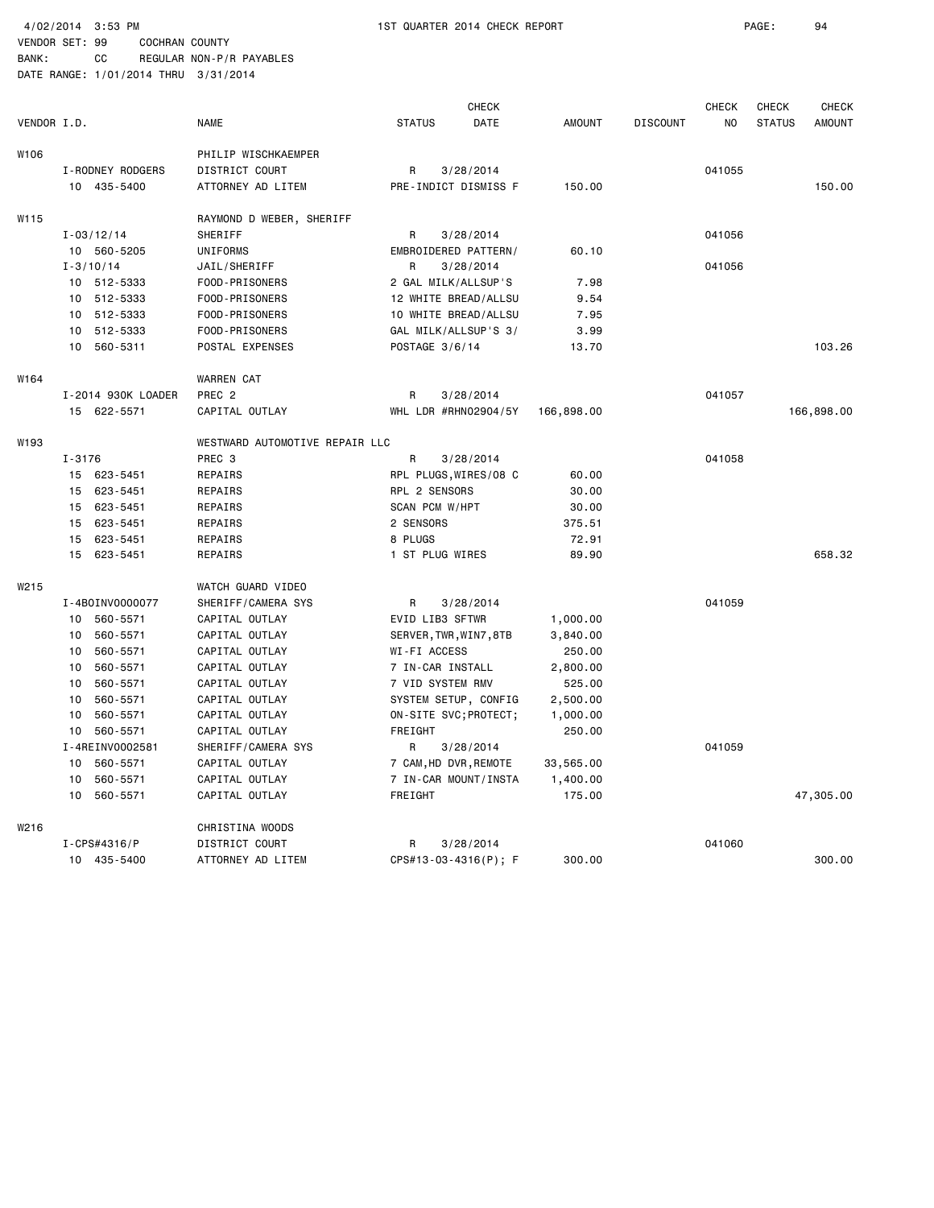4/02/2014 3:53 PM 1ST QUARTER 2014 CHECK REPORT

VENDOR SET: 99 COCHRAN COUNTY
BANK: CC REGULAR NON-P/R PAYABLES
DATE RANGE: 1/01/2014 THRU 3/31/2014

| VENDOR I.D. | NAME | STATUS | CHECK DATE | AMOUNT | DISCOUNT | CHECK NO | CHECK STATUS | CHECK AMOUNT |
|---|---|---|---|---|---|---|---|---|
| W106 | PHILIP WISCHKAEMPER | | | | | | | |
| I-RODNEY RODGERS | DISTRICT COURT | R | 3/28/2014 | | | 041055 | | |
| 10 435-5400 | ATTORNEY AD LITEM | PRE-INDICT DISMISS F | | 150.00 | | | | 150.00 |
| W115 | RAYMOND D WEBER, SHERIFF | | | | | | | |
| I-03/12/14 | SHERIFF | R | 3/28/2014 | | | 041056 | | |
| 10 560-5205 | UNIFORMS | EMBROIDERED PATTERN/ | | 60.10 | | | | |
| I-3/10/14 | JAIL/SHERIFF | R | 3/28/2014 | | | 041056 | | |
| 10 512-5333 | FOOD-PRISONERS | 2 GAL MILK/ALLSUP'S | | 7.98 | | | | |
| 10 512-5333 | FOOD-PRISONERS | 12 WHITE BREAD/ALLSU | | 9.54 | | | | |
| 10 512-5333 | FOOD-PRISONERS | 10 WHITE BREAD/ALLSU | | 7.95 | | | | |
| 10 512-5333 | FOOD-PRISONERS | GAL MILK/ALLSUP'S 3/ | | 3.99 | | | | |
| 10 560-5311 | POSTAL EXPENSES | POSTAGE 3/6/14 | | 13.70 | | | | 103.26 |
| W164 | WARREN CAT | | | | | | | |
| I-2014 930K LOADER | PREC 2 | R | 3/28/2014 | | | 041057 | | |
| 15 622-5571 | CAPITAL OUTLAY | WHL LDR #RHN02904/5Y | | 166,898.00 | | | | 166,898.00 |
| W193 | WESTWARD AUTOMOTIVE REPAIR LLC | | | | | | | |
| I-3176 | PREC 3 | R | 3/28/2014 | | | 041058 | | |
| 15 623-5451 | REPAIRS | RPL PLUGS,WIRES/08 C | | 60.00 | | | | |
| 15 623-5451 | REPAIRS | RPL 2 SENSORS | | 30.00 | | | | |
| 15 623-5451 | REPAIRS | SCAN PCM W/HPT | | 30.00 | | | | |
| 15 623-5451 | REPAIRS | 2 SENSORS | | 375.51 | | | | |
| 15 623-5451 | REPAIRS | 8 PLUGS | | 72.91 | | | | |
| 15 623-5451 | REPAIRS | 1 ST PLUG WIRES | | 89.90 | | | | 658.32 |
| W215 | WATCH GUARD VIDEO | | | | | | | |
| I-4BOINV0000077 | SHERIFF/CAMERA SYS | R | 3/28/2014 | | | 041059 | | |
| 10 560-5571 | CAPITAL OUTLAY | EVID LIB3 SFTWR | | 1,000.00 | | | | |
| 10 560-5571 | CAPITAL OUTLAY | SERVER,TWR,WIN7,8TB | | 3,840.00 | | | | |
| 10 560-5571 | CAPITAL OUTLAY | WI-FI ACCESS | | 250.00 | | | | |
| 10 560-5571 | CAPITAL OUTLAY | 7 IN-CAR INSTALL | | 2,800.00 | | | | |
| 10 560-5571 | CAPITAL OUTLAY | 7 VID SYSTEM RMV | | 525.00 | | | | |
| 10 560-5571 | CAPITAL OUTLAY | SYSTEM SETUP, CONFIG | | 2,500.00 | | | | |
| 10 560-5571 | CAPITAL OUTLAY | ON-SITE SVC;PROTECT; | | 1,000.00 | | | | |
| 10 560-5571 | CAPITAL OUTLAY | FREIGHT | | 250.00 | | | | |
| I-4REINV0002581 | SHERIFF/CAMERA SYS | R | 3/28/2014 | | | 041059 | | |
| 10 560-5571 | CAPITAL OUTLAY | 7 CAM,HD DVR,REMOTE | | 33,565.00 | | | | |
| 10 560-5571 | CAPITAL OUTLAY | 7 IN-CAR MOUNT/INSTA | | 1,400.00 | | | | |
| 10 560-5571 | CAPITAL OUTLAY | FREIGHT | | 175.00 | | | | 47,305.00 |
| W216 | CHRISTINA WOODS | | | | | | | |
| I-CPS#4316/P | DISTRICT COURT | R | 3/28/2014 | | | 041060 | | |
| 10 435-5400 | ATTORNEY AD LITEM | CPS#13-03-4316(P); F | | 300.00 | | | | 300.00 |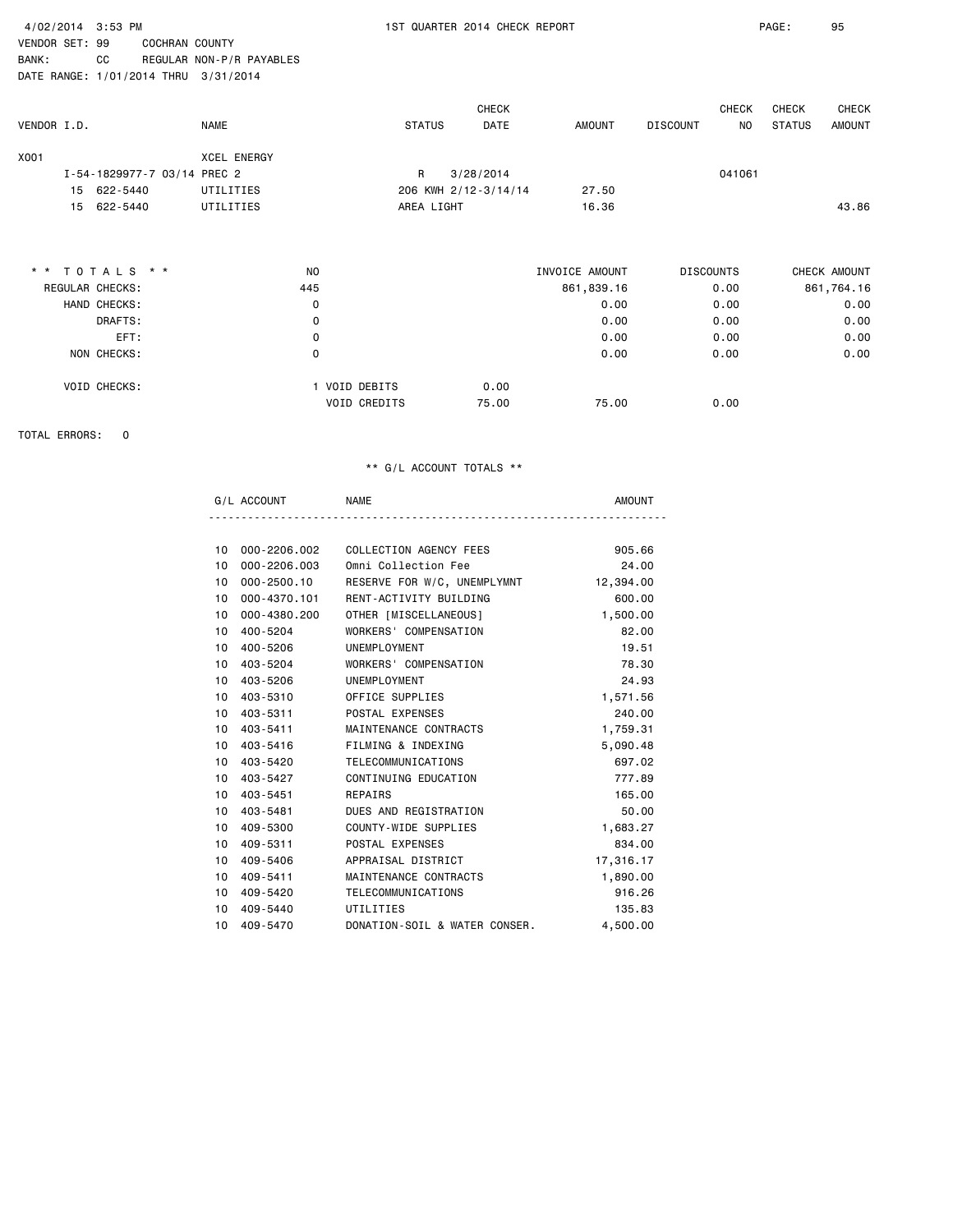4/02/2014 3:53 PM — 1ST QUARTER 2014 CHECK REPORT

VENDOR SET: 99 COCHRAN COUNTY
BANK: CC REGULAR NON-P/R PAYABLES
DATE RANGE: 1/01/2014 THRU 3/31/2014

| VENDOR I.D. | | NAME | STATUS | CHECK DATE | AMOUNT | DISCOUNT | CHECK NO | CHECK STATUS | CHECK AMOUNT |
|---|---|---|---|---|---|---|---|---|---|
| X001 | | XCEL ENERGY | | | | | | | |
| I-54-1829977-7 03/14 PREC 2 | | | R | 3/28/2014 | | | 041061 | | |
| 15 | 622-5440 | UTILITIES | 206 KWH 2/12-3/14/14 | | 27.50 | | | | |
| 15 | 622-5440 | UTILITIES | AREA LIGHT | | 16.36 | | | | 43.86 |

| * * T O T A L S * * | NO | | | INVOICE AMOUNT | DISCOUNTS | CHECK AMOUNT |
|---|---|---|---|---|---|---|
| REGULAR CHECKS: | 445 | | | 861,839.16 | 0.00 | 861,764.16 |
| HAND CHECKS: | 0 | | | 0.00 | 0.00 | 0.00 |
| DRAFTS: | 0 | | | 0.00 | 0.00 | 0.00 |
| EFT: | 0 | | | 0.00 | 0.00 | 0.00 |
| NON CHECKS: | 0 | | | 0.00 | 0.00 | 0.00 |
| VOID CHECKS: | 1 | VOID DEBITS | 0.00 | | | |
| | | VOID CREDITS | 75.00 | 75.00 | 0.00 | |

TOTAL ERRORS: 0

** G/L ACCOUNT TOTALS **

| | G/L ACCOUNT | NAME | AMOUNT |
|---|---|---|---|
| 10 | 000-2206.002 | COLLECTION AGENCY FEES | 905.66 |
| 10 | 000-2206.003 | Omni Collection Fee | 24.00 |
| 10 | 000-2500.10 | RESERVE FOR W/C, UNEMPLYMNT | 12,394.00 |
| 10 | 000-4370.101 | RENT-ACTIVITY BUILDING | 600.00 |
| 10 | 000-4380.200 | OTHER [MISCELLANEOUS] | 1,500.00 |
| 10 | 400-5204 | WORKERS' COMPENSATION | 82.00 |
| 10 | 400-5206 | UNEMPLOYMENT | 19.51 |
| 10 | 403-5204 | WORKERS' COMPENSATION | 78.30 |
| 10 | 403-5206 | UNEMPLOYMENT | 24.93 |
| 10 | 403-5310 | OFFICE SUPPLIES | 1,571.56 |
| 10 | 403-5311 | POSTAL EXPENSES | 240.00 |
| 10 | 403-5411 | MAINTENANCE CONTRACTS | 1,759.31 |
| 10 | 403-5416 | FILMING & INDEXING | 5,090.48 |
| 10 | 403-5420 | TELECOMMUNICATIONS | 697.02 |
| 10 | 403-5427 | CONTINUING EDUCATION | 777.89 |
| 10 | 403-5451 | REPAIRS | 165.00 |
| 10 | 403-5481 | DUES AND REGISTRATION | 50.00 |
| 10 | 409-5300 | COUNTY-WIDE SUPPLIES | 1,683.27 |
| 10 | 409-5311 | POSTAL EXPENSES | 834.00 |
| 10 | 409-5406 | APPRAISAL DISTRICT | 17,316.17 |
| 10 | 409-5411 | MAINTENANCE CONTRACTS | 1,890.00 |
| 10 | 409-5420 | TELECOMMUNICATIONS | 916.26 |
| 10 | 409-5440 | UTILITIES | 135.83 |
| 10 | 409-5470 | DONATION-SOIL & WATER CONSER. | 4,500.00 |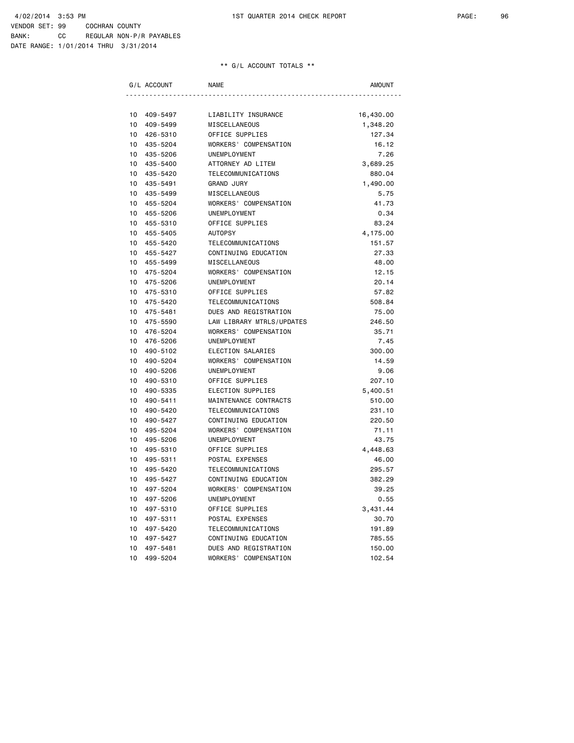4/02/2014 3:53 PM 1ST QUARTER 2014 CHECK REPORT

VENDOR SET: 99 COCHRAN COUNTY
BANK: CC REGULAR NON-P/R PAYABLES
DATE RANGE: 1/01/2014 THRU 3/31/2014

** G/L ACCOUNT TOTALS **

| G/L ACCOUNT | | NAME | AMOUNT |
|---|---|---|---|
| 10 | 409-5497 | LIABILITY INSURANCE | 16,430.00 |
| 10 | 409-5499 | MISCELLANEOUS | 1,348.20 |
| 10 | 426-5310 | OFFICE SUPPLIES | 127.34 |
| 10 | 435-5204 | WORKERS' COMPENSATION | 16.12 |
| 10 | 435-5206 | UNEMPLOYMENT | 7.26 |
| 10 | 435-5400 | ATTORNEY AD LITEM | 3,689.25 |
| 10 | 435-5420 | TELECOMMUNICATIONS | 880.04 |
| 10 | 435-5491 | GRAND JURY | 1,490.00 |
| 10 | 435-5499 | MISCELLANEOUS | 5.75 |
| 10 | 455-5204 | WORKERS' COMPENSATION | 41.73 |
| 10 | 455-5206 | UNEMPLOYMENT | 0.34 |
| 10 | 455-5310 | OFFICE SUPPLIES | 83.24 |
| 10 | 455-5405 | AUTOPSY | 4,175.00 |
| 10 | 455-5420 | TELECOMMUNICATIONS | 151.57 |
| 10 | 455-5427 | CONTINUING EDUCATION | 27.33 |
| 10 | 455-5499 | MISCELLANEOUS | 48.00 |
| 10 | 475-5204 | WORKERS' COMPENSATION | 12.15 |
| 10 | 475-5206 | UNEMPLOYMENT | 20.14 |
| 10 | 475-5310 | OFFICE SUPPLIES | 57.82 |
| 10 | 475-5420 | TELECOMMUNICATIONS | 508.84 |
| 10 | 475-5481 | DUES AND REGISTRATION | 75.00 |
| 10 | 475-5590 | LAW LIBRARY MTRLS/UPDATES | 246.50 |
| 10 | 476-5204 | WORKERS' COMPENSATION | 35.71 |
| 10 | 476-5206 | UNEMPLOYMENT | 7.45 |
| 10 | 490-5102 | ELECTION SALARIES | 300.00 |
| 10 | 490-5204 | WORKERS' COMPENSATION | 14.59 |
| 10 | 490-5206 | UNEMPLOYMENT | 9.06 |
| 10 | 490-5310 | OFFICE SUPPLIES | 207.10 |
| 10 | 490-5335 | ELECTION SUPPLIES | 5,400.51 |
| 10 | 490-5411 | MAINTENANCE CONTRACTS | 510.00 |
| 10 | 490-5420 | TELECOMMUNICATIONS | 231.10 |
| 10 | 490-5427 | CONTINUING EDUCATION | 220.50 |
| 10 | 495-5204 | WORKERS' COMPENSATION | 71.11 |
| 10 | 495-5206 | UNEMPLOYMENT | 43.75 |
| 10 | 495-5310 | OFFICE SUPPLIES | 4,448.63 |
| 10 | 495-5311 | POSTAL EXPENSES | 46.00 |
| 10 | 495-5420 | TELECOMMUNICATIONS | 295.57 |
| 10 | 495-5427 | CONTINUING EDUCATION | 382.29 |
| 10 | 497-5204 | WORKERS' COMPENSATION | 39.25 |
| 10 | 497-5206 | UNEMPLOYMENT | 0.55 |
| 10 | 497-5310 | OFFICE SUPPLIES | 3,431.44 |
| 10 | 497-5311 | POSTAL EXPENSES | 30.70 |
| 10 | 497-5420 | TELECOMMUNICATIONS | 191.89 |
| 10 | 497-5427 | CONTINUING EDUCATION | 785.55 |
| 10 | 497-5481 | DUES AND REGISTRATION | 150.00 |
| 10 | 499-5204 | WORKERS' COMPENSATION | 102.54 |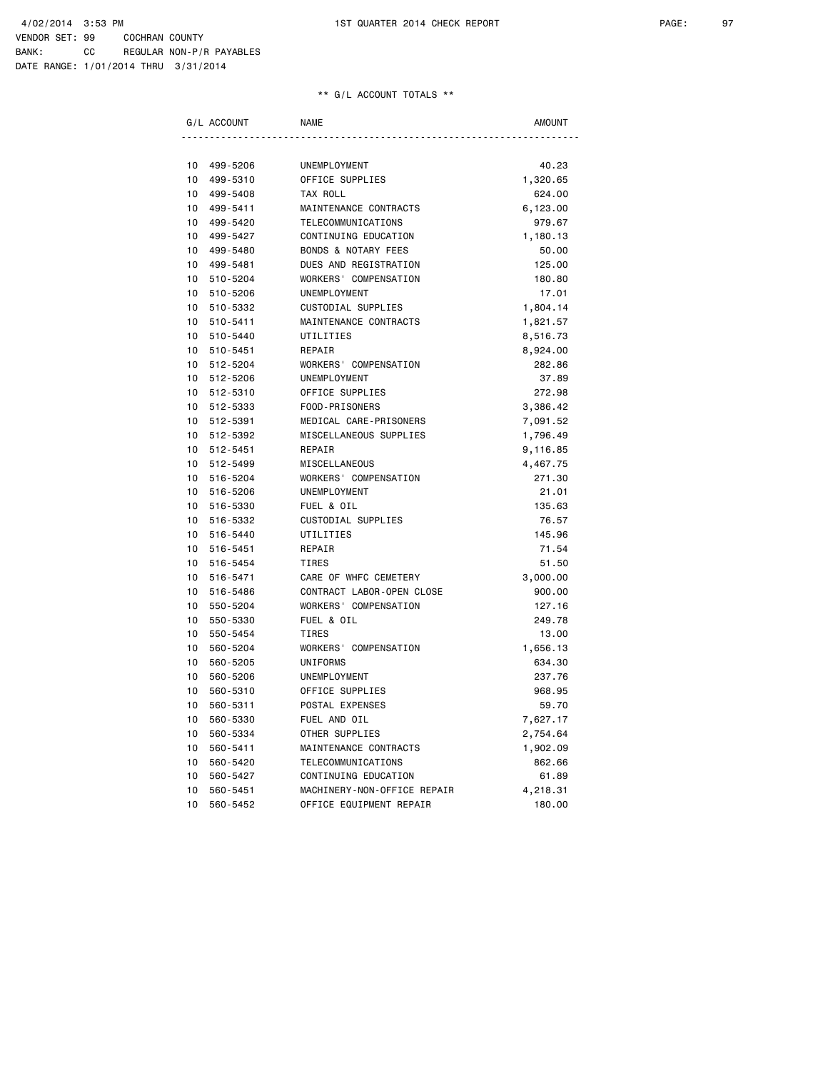4/02/2014 3:53 PM 1ST QUARTER 2014 CHECK REPORT

VENDOR SET: 99 COCHRAN COUNTY
BANK: CC REGULAR NON-P/R PAYABLES
DATE RANGE: 1/01/2014 THRU 3/31/2014

** G/L ACCOUNT TOTALS **

| G/L ACCOUNT | | NAME | AMOUNT |
|---|---|---|---|
| 10 | 499-5206 | UNEMPLOYMENT | 40.23 |
| 10 | 499-5310 | OFFICE SUPPLIES | 1,320.65 |
| 10 | 499-5408 | TAX ROLL | 624.00 |
| 10 | 499-5411 | MAINTENANCE CONTRACTS | 6,123.00 |
| 10 | 499-5420 | TELECOMMUNICATIONS | 979.67 |
| 10 | 499-5427 | CONTINUING EDUCATION | 1,180.13 |
| 10 | 499-5480 | BONDS & NOTARY FEES | 50.00 |
| 10 | 499-5481 | DUES AND REGISTRATION | 125.00 |
| 10 | 510-5204 | WORKERS' COMPENSATION | 180.80 |
| 10 | 510-5206 | UNEMPLOYMENT | 17.01 |
| 10 | 510-5332 | CUSTODIAL SUPPLIES | 1,804.14 |
| 10 | 510-5411 | MAINTENANCE CONTRACTS | 1,821.57 |
| 10 | 510-5440 | UTILITIES | 8,516.73 |
| 10 | 510-5451 | REPAIR | 8,924.00 |
| 10 | 512-5204 | WORKERS' COMPENSATION | 282.86 |
| 10 | 512-5206 | UNEMPLOYMENT | 37.89 |
| 10 | 512-5310 | OFFICE SUPPLIES | 272.98 |
| 10 | 512-5333 | FOOD-PRISONERS | 3,386.42 |
| 10 | 512-5391 | MEDICAL CARE-PRISONERS | 7,091.52 |
| 10 | 512-5392 | MISCELLANEOUS SUPPLIES | 1,796.49 |
| 10 | 512-5451 | REPAIR | 9,116.85 |
| 10 | 512-5499 | MISCELLANEOUS | 4,467.75 |
| 10 | 516-5204 | WORKERS' COMPENSATION | 271.30 |
| 10 | 516-5206 | UNEMPLOYMENT | 21.01 |
| 10 | 516-5330 | FUEL & OIL | 135.63 |
| 10 | 516-5332 | CUSTODIAL SUPPLIES | 76.57 |
| 10 | 516-5440 | UTILITIES | 145.96 |
| 10 | 516-5451 | REPAIR | 71.54 |
| 10 | 516-5454 | TIRES | 51.50 |
| 10 | 516-5471 | CARE OF WHFC CEMETERY | 3,000.00 |
| 10 | 516-5486 | CONTRACT LABOR-OPEN CLOSE | 900.00 |
| 10 | 550-5204 | WORKERS' COMPENSATION | 127.16 |
| 10 | 550-5330 | FUEL & OIL | 249.78 |
| 10 | 550-5454 | TIRES | 13.00 |
| 10 | 560-5204 | WORKERS' COMPENSATION | 1,656.13 |
| 10 | 560-5205 | UNIFORMS | 634.30 |
| 10 | 560-5206 | UNEMPLOYMENT | 237.76 |
| 10 | 560-5310 | OFFICE SUPPLIES | 968.95 |
| 10 | 560-5311 | POSTAL EXPENSES | 59.70 |
| 10 | 560-5330 | FUEL AND OIL | 7,627.17 |
| 10 | 560-5334 | OTHER SUPPLIES | 2,754.64 |
| 10 | 560-5411 | MAINTENANCE CONTRACTS | 1,902.09 |
| 10 | 560-5420 | TELECOMMUNICATIONS | 862.66 |
| 10 | 560-5427 | CONTINUING EDUCATION | 61.89 |
| 10 | 560-5451 | MACHINERY-NON-OFFICE REPAIR | 4,218.31 |
| 10 | 560-5452 | OFFICE EQUIPMENT REPAIR | 180.00 |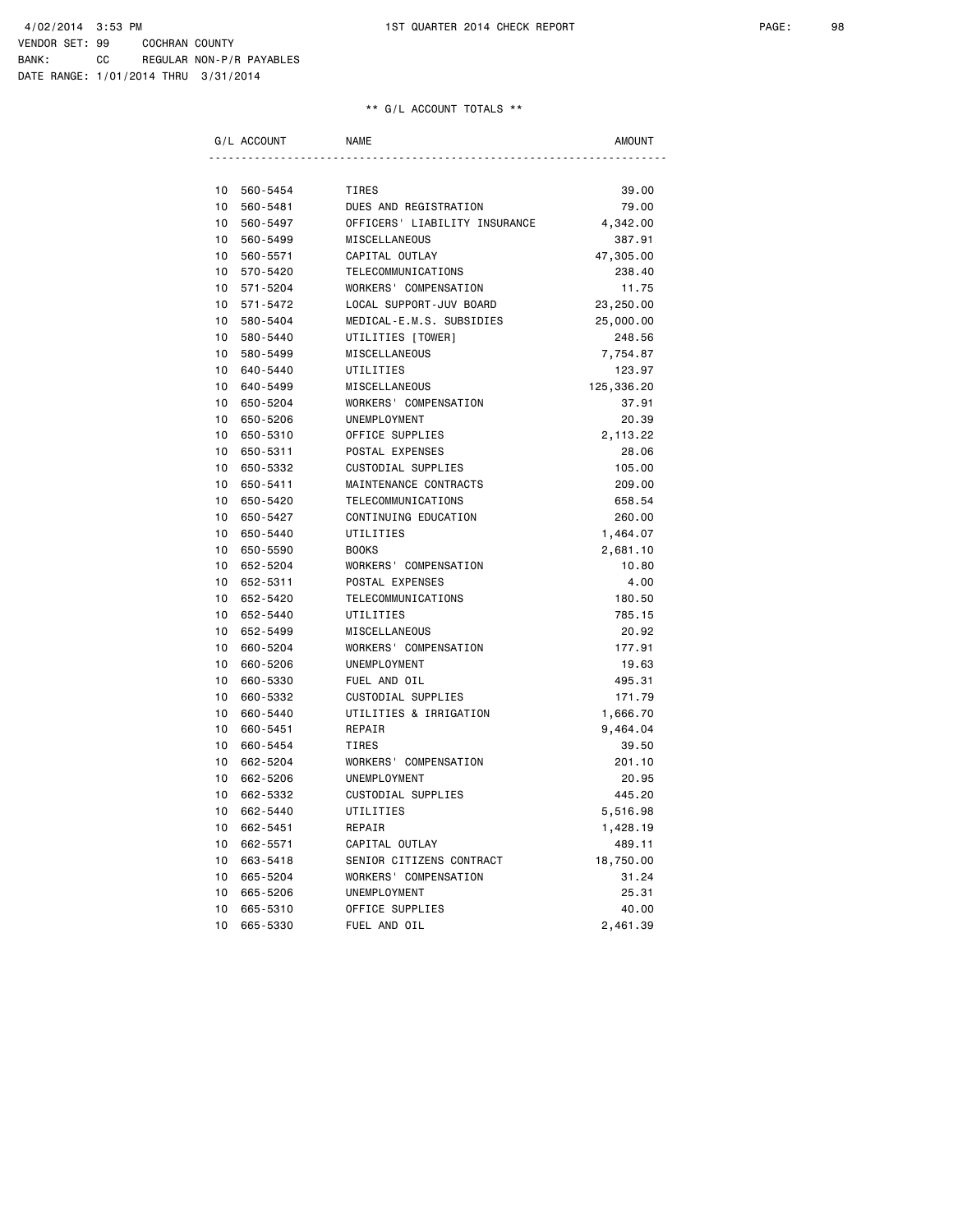4/02/2014 3:53 PM 1ST QUARTER 2014 CHECK REPORT

VENDOR SET: 99 COCHRAN COUNTY
BANK: CC REGULAR NON-P/R PAYABLES
DATE RANGE: 1/01/2014 THRU 3/31/2014

** G/L ACCOUNT TOTALS **

| G/L ACCOUNT | | NAME | AMOUNT |
|---|---|---|---|
| 10 | 560-5454 | TIRES | 39.00 |
| 10 | 560-5481 | DUES AND REGISTRATION | 79.00 |
| 10 | 560-5497 | OFFICERS' LIABILITY INSURANCE | 4,342.00 |
| 10 | 560-5499 | MISCELLANEOUS | 387.91 |
| 10 | 560-5571 | CAPITAL OUTLAY | 47,305.00 |
| 10 | 570-5420 | TELECOMMUNICATIONS | 238.40 |
| 10 | 571-5204 | WORKERS' COMPENSATION | 11.75 |
| 10 | 571-5472 | LOCAL SUPPORT-JUV BOARD | 23,250.00 |
| 10 | 580-5404 | MEDICAL-E.M.S. SUBSIDIES | 25,000.00 |
| 10 | 580-5440 | UTILITIES [TOWER] | 248.56 |
| 10 | 580-5499 | MISCELLANEOUS | 7,754.87 |
| 10 | 640-5440 | UTILITIES | 123.97 |
| 10 | 640-5499 | MISCELLANEOUS | 125,336.20 |
| 10 | 650-5204 | WORKERS' COMPENSATION | 37.91 |
| 10 | 650-5206 | UNEMPLOYMENT | 20.39 |
| 10 | 650-5310 | OFFICE SUPPLIES | 2,113.22 |
| 10 | 650-5311 | POSTAL EXPENSES | 28.06 |
| 10 | 650-5332 | CUSTODIAL SUPPLIES | 105.00 |
| 10 | 650-5411 | MAINTENANCE CONTRACTS | 209.00 |
| 10 | 650-5420 | TELECOMMUNICATIONS | 658.54 |
| 10 | 650-5427 | CONTINUING EDUCATION | 260.00 |
| 10 | 650-5440 | UTILITIES | 1,464.07 |
| 10 | 650-5590 | BOOKS | 2,681.10 |
| 10 | 652-5204 | WORKERS' COMPENSATION | 10.80 |
| 10 | 652-5311 | POSTAL EXPENSES | 4.00 |
| 10 | 652-5420 | TELECOMMUNICATIONS | 180.50 |
| 10 | 652-5440 | UTILITIES | 785.15 |
| 10 | 652-5499 | MISCELLANEOUS | 20.92 |
| 10 | 660-5204 | WORKERS' COMPENSATION | 177.91 |
| 10 | 660-5206 | UNEMPLOYMENT | 19.63 |
| 10 | 660-5330 | FUEL AND OIL | 495.31 |
| 10 | 660-5332 | CUSTODIAL SUPPLIES | 171.79 |
| 10 | 660-5440 | UTILITIES & IRRIGATION | 1,666.70 |
| 10 | 660-5451 | REPAIR | 9,464.04 |
| 10 | 660-5454 | TIRES | 39.50 |
| 10 | 662-5204 | WORKERS' COMPENSATION | 201.10 |
| 10 | 662-5206 | UNEMPLOYMENT | 20.95 |
| 10 | 662-5332 | CUSTODIAL SUPPLIES | 445.20 |
| 10 | 662-5440 | UTILITIES | 5,516.98 |
| 10 | 662-5451 | REPAIR | 1,428.19 |
| 10 | 662-5571 | CAPITAL OUTLAY | 489.11 |
| 10 | 663-5418 | SENIOR CITIZENS CONTRACT | 18,750.00 |
| 10 | 665-5204 | WORKERS' COMPENSATION | 31.24 |
| 10 | 665-5206 | UNEMPLOYMENT | 25.31 |
| 10 | 665-5310 | OFFICE SUPPLIES | 40.00 |
| 10 | 665-5330 | FUEL AND OIL | 2,461.39 |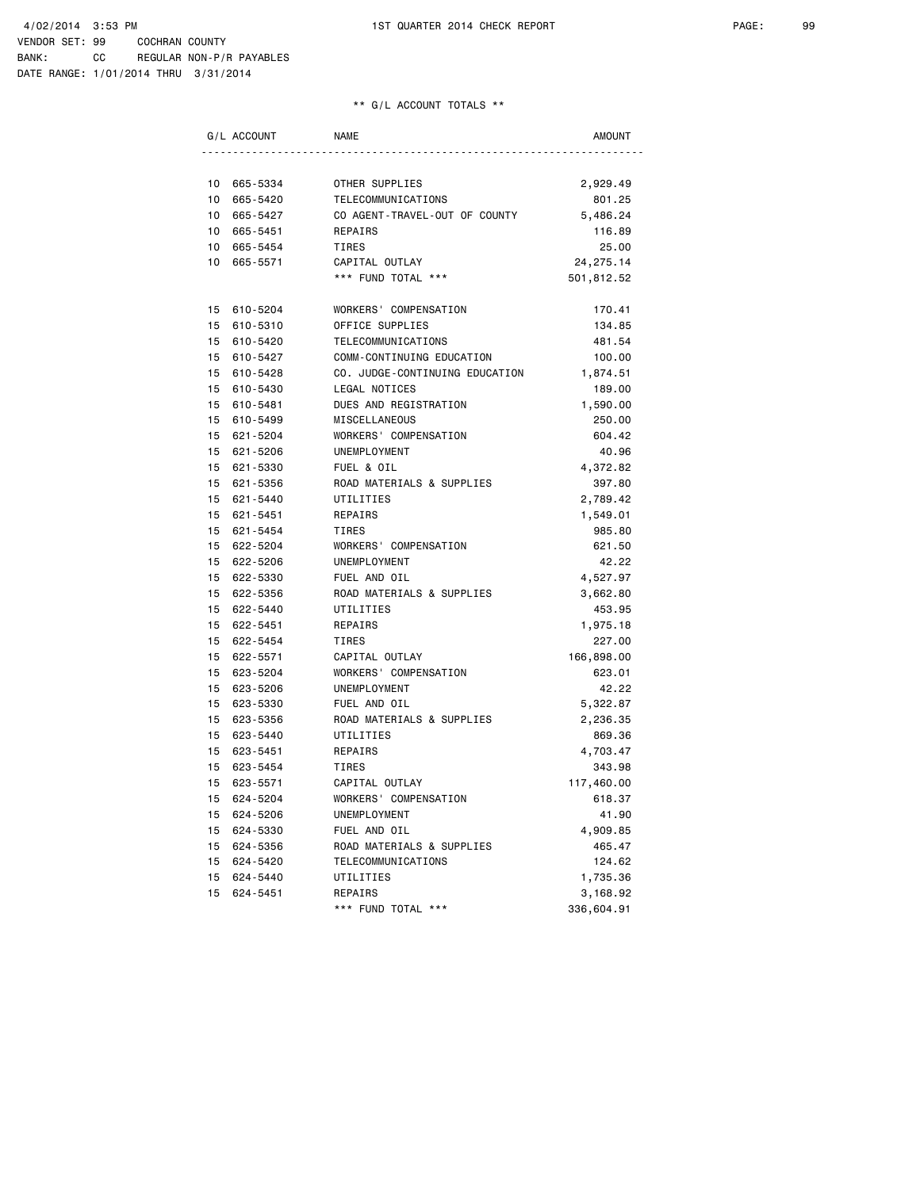4/02/2014 3:53 PM 1ST QUARTER 2014 CHECK REPORT

VENDOR SET: 99 COCHRAN COUNTY
BANK: CC REGULAR NON-P/R PAYABLES
DATE RANGE: 1/01/2014 THRU 3/31/2014

** G/L ACCOUNT TOTALS **

| G/L ACCOUNT | NAME | AMOUNT |
|---|---|---|
| 10 665-5334 | OTHER SUPPLIES | 2,929.49 |
| 10 665-5420 | TELECOMMUNICATIONS | 801.25 |
| 10 665-5427 | CO AGENT-TRAVEL-OUT OF COUNTY | 5,486.24 |
| 10 665-5451 | REPAIRS | 116.89 |
| 10 665-5454 | TIRES | 25.00 |
| 10 665-5571 | CAPITAL OUTLAY | 24,275.14 |
| | *** FUND TOTAL *** | 501,812.52 |
| 15 610-5204 | WORKERS' COMPENSATION | 170.41 |
| 15 610-5310 | OFFICE SUPPLIES | 134.85 |
| 15 610-5420 | TELECOMMUNICATIONS | 481.54 |
| 15 610-5427 | COMM-CONTINUING EDUCATION | 100.00 |
| 15 610-5428 | CO. JUDGE-CONTINUING EDUCATION | 1,874.51 |
| 15 610-5430 | LEGAL NOTICES | 189.00 |
| 15 610-5481 | DUES AND REGISTRATION | 1,590.00 |
| 15 610-5499 | MISCELLANEOUS | 250.00 |
| 15 621-5204 | WORKERS' COMPENSATION | 604.42 |
| 15 621-5206 | UNEMPLOYMENT | 40.96 |
| 15 621-5330 | FUEL & OIL | 4,372.82 |
| 15 621-5356 | ROAD MATERIALS & SUPPLIES | 397.80 |
| 15 621-5440 | UTILITIES | 2,789.42 |
| 15 621-5451 | REPAIRS | 1,549.01 |
| 15 621-5454 | TIRES | 985.80 |
| 15 622-5204 | WORKERS' COMPENSATION | 621.50 |
| 15 622-5206 | UNEMPLOYMENT | 42.22 |
| 15 622-5330 | FUEL AND OIL | 4,527.97 |
| 15 622-5356 | ROAD MATERIALS & SUPPLIES | 3,662.80 |
| 15 622-5440 | UTILITIES | 453.95 |
| 15 622-5451 | REPAIRS | 1,975.18 |
| 15 622-5454 | TIRES | 227.00 |
| 15 622-5571 | CAPITAL OUTLAY | 166,898.00 |
| 15 623-5204 | WORKERS' COMPENSATION | 623.01 |
| 15 623-5206 | UNEMPLOYMENT | 42.22 |
| 15 623-5330 | FUEL AND OIL | 5,322.87 |
| 15 623-5356 | ROAD MATERIALS & SUPPLIES | 2,236.35 |
| 15 623-5440 | UTILITIES | 869.36 |
| 15 623-5451 | REPAIRS | 4,703.47 |
| 15 623-5454 | TIRES | 343.98 |
| 15 623-5571 | CAPITAL OUTLAY | 117,460.00 |
| 15 624-5204 | WORKERS' COMPENSATION | 618.37 |
| 15 624-5206 | UNEMPLOYMENT | 41.90 |
| 15 624-5330 | FUEL AND OIL | 4,909.85 |
| 15 624-5356 | ROAD MATERIALS & SUPPLIES | 465.47 |
| 15 624-5420 | TELECOMMUNICATIONS | 124.62 |
| 15 624-5440 | UTILITIES | 1,735.36 |
| 15 624-5451 | REPAIRS | 3,168.92 |
| | *** FUND TOTAL *** | 336,604.91 |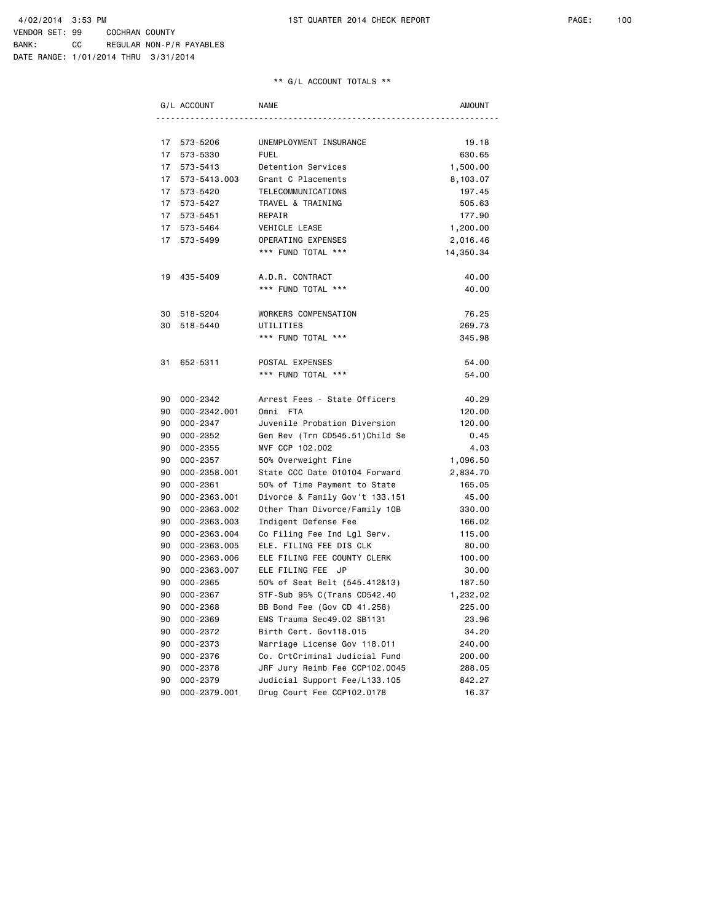4/02/2014 3:53 PM 1ST QUARTER 2014 CHECK REPORT

VENDOR SET: 99 COCHRAN COUNTY
BANK: CC REGULAR NON-P/R PAYABLES
DATE RANGE: 1/01/2014 THRU 3/31/2014

** G/L ACCOUNT TOTALS **

| | G/L ACCOUNT | NAME | AMOUNT |
|---|---|---|---|
| 17 | 573-5206 | UNEMPLOYMENT INSURANCE | 19.18 |
| 17 | 573-5330 | FUEL | 630.65 |
| 17 | 573-5413 | Detention Services | 1,500.00 |
| 17 | 573-5413.003 | Grant C Placements | 8,103.07 |
| 17 | 573-5420 | TELECOMMUNICATIONS | 197.45 |
| 17 | 573-5427 | TRAVEL & TRAINING | 505.63 |
| 17 | 573-5451 | REPAIR | 177.90 |
| 17 | 573-5464 | VEHICLE LEASE | 1,200.00 |
| 17 | 573-5499 | OPERATING EXPENSES | 2,016.46 |
| | | *** FUND TOTAL *** | 14,350.34 |
| 19 | 435-5409 | A.D.R. CONTRACT | 40.00 |
| | | *** FUND TOTAL *** | 40.00 |
| 30 | 518-5204 | WORKERS COMPENSATION | 76.25 |
| 30 | 518-5440 | UTILITIES | 269.73 |
| | | *** FUND TOTAL *** | 345.98 |
| 31 | 652-5311 | POSTAL EXPENSES | 54.00 |
| | | *** FUND TOTAL *** | 54.00 |
| 90 | 000-2342 | Arrest Fees - State Officers | 40.29 |
| 90 | 000-2342.001 | Omni FTA | 120.00 |
| 90 | 000-2347 | Juvenile Probation Diversion | 120.00 |
| 90 | 000-2352 | Gen Rev (Trn CD545.51)Child Se | 0.45 |
| 90 | 000-2355 | MVF CCP 102.002 | 4.03 |
| 90 | 000-2357 | 50% Overweight Fine | 1,096.50 |
| 90 | 000-2358.001 | State CCC Date 010104 Forward | 2,834.70 |
| 90 | 000-2361 | 50% of Time Payment to State | 165.05 |
| 90 | 000-2363.001 | Divorce & Family Gov't 133.151 | 45.00 |
| 90 | 000-2363.002 | Other Than Divorce/Family 10B | 330.00 |
| 90 | 000-2363.003 | Indigent Defense Fee | 166.02 |
| 90 | 000-2363.004 | Co Filing Fee Ind Lgl Serv. | 115.00 |
| 90 | 000-2363.005 | ELE. FILING FEE DIS CLK | 80.00 |
| 90 | 000-2363.006 | ELE FILING FEE COUNTY CLERK | 100.00 |
| 90 | 000-2363.007 | ELE FILING FEE JP | 30.00 |
| 90 | 000-2365 | 50% of Seat Belt (545.412&13) | 187.50 |
| 90 | 000-2367 | STF-Sub 95% C(Trans CD542.40 | 1,232.02 |
| 90 | 000-2368 | BB Bond Fee (Gov CD 41.258) | 225.00 |
| 90 | 000-2369 | EMS Trauma Sec49.02 SB1131 | 23.96 |
| 90 | 000-2372 | Birth Cert. Gov118.015 | 34.20 |
| 90 | 000-2373 | Marriage License Gov 118.011 | 240.00 |
| 90 | 000-2376 | Co. CrtCriminal Judicial Fund | 200.00 |
| 90 | 000-2378 | JRF Jury Reimb Fee CCP102.0045 | 288.05 |
| 90 | 000-2379 | Judicial Support Fee/L133.105 | 842.27 |
| 90 | 000-2379.001 | Drug Court Fee CCP102.0178 | 16.37 |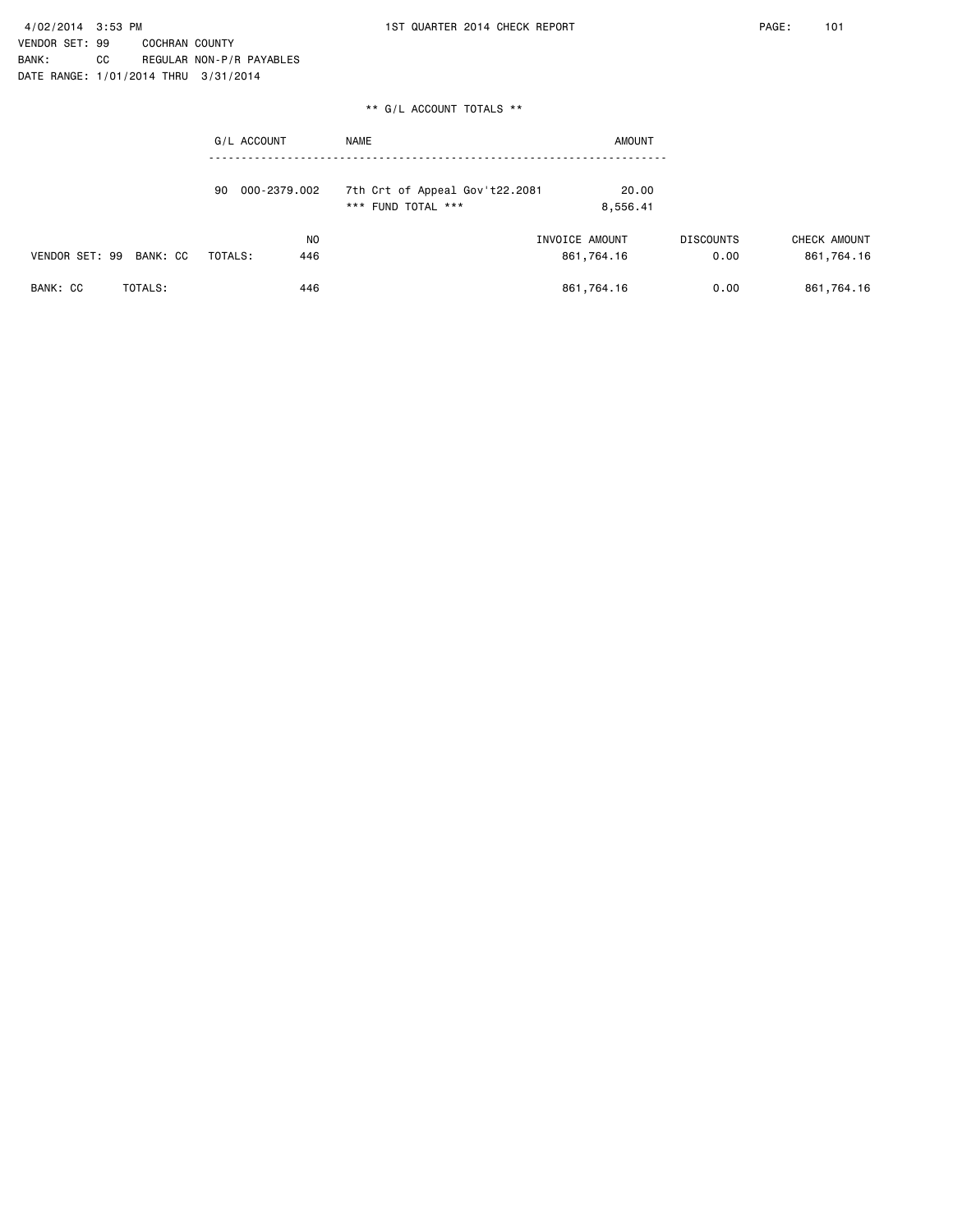4/02/2014 3:53 PM 1ST QUARTER 2014 CHECK REPORT

VENDOR SET: 99 COCHRAN COUNTY
BANK: CC REGULAR NON-P/R PAYABLES
DATE RANGE: 1/01/2014 THRU 3/31/2014

** G/L ACCOUNT TOTALS **

| G/L ACCOUNT | NAME | AMOUNT |
|---|---|---|
| 90 000-2379.002 | 7th Crt of Appeal Gov't22.2081 | 20.00 |
| | *** FUND TOTAL *** | 8,556.41 |

| | NO | INVOICE AMOUNT | DISCOUNTS | CHECK AMOUNT |
|---|---|---|---|---|
| VENDOR SET: 99 BANK: CC TOTALS: | 446 | 861,764.16 | 0.00 | 861,764.16 |
| BANK: CC TOTALS: | 446 | 861,764.16 | 0.00 | 861,764.16 |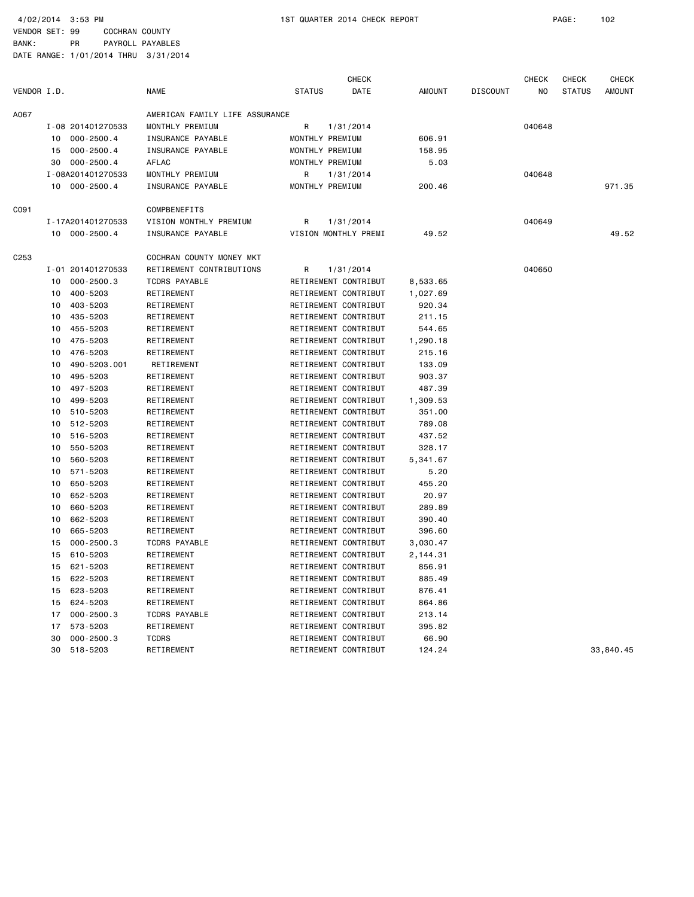4/02/2014 3:53 PM 1ST QUARTER 2014 CHECK REPORT

VENDOR SET: 99 COCHRAN COUNTY
BANK: PR PAYROLL PAYABLES
DATE RANGE: 1/01/2014 THRU 3/31/2014

| VENDOR I.D. | | NAME | STATUS | CHECK DATE | AMOUNT | DISCOUNT | CHECK NO | CHECK STATUS | CHECK AMOUNT |
|---|---|---|---|---|---|---|---|---|---|
| A067 | | AMERICAN FAMILY LIFE ASSURANCE | | | | | | | |
| | I-08 201401270533 | MONTHLY PREMIUM | R | 1/31/2014 | | | 040648 | | |
| 10 | 000-2500.4 | INSURANCE PAYABLE | MONTHLY PREMIUM | | 606.91 | | | | |
| 15 | 000-2500.4 | INSURANCE PAYABLE | MONTHLY PREMIUM | | 158.95 | | | | |
| 30 | 000-2500.4 | AFLAC | MONTHLY PREMIUM | | 5.03 | | | | |
| | I-08A201401270533 | MONTHLY PREMIUM | R | 1/31/2014 | | | 040648 | | |
| 10 | 000-2500.4 | INSURANCE PAYABLE | MONTHLY PREMIUM | | 200.46 | | | | 971.35 |
| C091 | | COMPBENEFITS | | | | | | | |
| | I-17A201401270533 | VISION MONTHLY PREMIUM | R | 1/31/2014 | | | 040649 | | |
| 10 | 000-2500.4 | INSURANCE PAYABLE | VISION MONTHLY PREMI | | 49.52 | | | | 49.52 |
| C253 | | COCHRAN COUNTY MONEY MKT | | | | | | | |
| | I-01 201401270533 | RETIREMENT CONTRIBUTIONS | R | 1/31/2014 | | | 040650 | | |
| 10 | 000-2500.3 | TCDRS PAYABLE | RETIREMENT CONTRIBUT | | 8,533.65 | | | | |
| 10 | 400-5203 | RETIREMENT | RETIREMENT CONTRIBUT | | 1,027.69 | | | | |
| 10 | 403-5203 | RETIREMENT | RETIREMENT CONTRIBUT | | 920.34 | | | | |
| 10 | 435-5203 | RETIREMENT | RETIREMENT CONTRIBUT | | 211.15 | | | | |
| 10 | 455-5203 | RETIREMENT | RETIREMENT CONTRIBUT | | 544.65 | | | | |
| 10 | 475-5203 | RETIREMENT | RETIREMENT CONTRIBUT | | 1,290.18 | | | | |
| 10 | 476-5203 | RETIREMENT | RETIREMENT CONTRIBUT | | 215.16 | | | | |
| 10 | 490-5203.001 | RETIREMENT | RETIREMENT CONTRIBUT | | 133.09 | | | | |
| 10 | 495-5203 | RETIREMENT | RETIREMENT CONTRIBUT | | 903.37 | | | | |
| 10 | 497-5203 | RETIREMENT | RETIREMENT CONTRIBUT | | 487.39 | | | | |
| 10 | 499-5203 | RETIREMENT | RETIREMENT CONTRIBUT | | 1,309.53 | | | | |
| 10 | 510-5203 | RETIREMENT | RETIREMENT CONTRIBUT | | 351.00 | | | | |
| 10 | 512-5203 | RETIREMENT | RETIREMENT CONTRIBUT | | 789.08 | | | | |
| 10 | 516-5203 | RETIREMENT | RETIREMENT CONTRIBUT | | 437.52 | | | | |
| 10 | 550-5203 | RETIREMENT | RETIREMENT CONTRIBUT | | 328.17 | | | | |
| 10 | 560-5203 | RETIREMENT | RETIREMENT CONTRIBUT | | 5,341.67 | | | | |
| 10 | 571-5203 | RETIREMENT | RETIREMENT CONTRIBUT | | 5.20 | | | | |
| 10 | 650-5203 | RETIREMENT | RETIREMENT CONTRIBUT | | 455.20 | | | | |
| 10 | 652-5203 | RETIREMENT | RETIREMENT CONTRIBUT | | 20.97 | | | | |
| 10 | 660-5203 | RETIREMENT | RETIREMENT CONTRIBUT | | 289.89 | | | | |
| 10 | 662-5203 | RETIREMENT | RETIREMENT CONTRIBUT | | 390.40 | | | | |
| 10 | 665-5203 | RETIREMENT | RETIREMENT CONTRIBUT | | 396.60 | | | | |
| 15 | 000-2500.3 | TCDRS PAYABLE | RETIREMENT CONTRIBUT | | 3,030.47 | | | | |
| 15 | 610-5203 | RETIREMENT | RETIREMENT CONTRIBUT | | 2,144.31 | | | | |
| 15 | 621-5203 | RETIREMENT | RETIREMENT CONTRIBUT | | 856.91 | | | | |
| 15 | 622-5203 | RETIREMENT | RETIREMENT CONTRIBUT | | 885.49 | | | | |
| 15 | 623-5203 | RETIREMENT | RETIREMENT CONTRIBUT | | 876.41 | | | | |
| 15 | 624-5203 | RETIREMENT | RETIREMENT CONTRIBUT | | 864.86 | | | | |
| 17 | 000-2500.3 | TCDRS PAYABLE | RETIREMENT CONTRIBUT | | 213.14 | | | | |
| 17 | 573-5203 | RETIREMENT | RETIREMENT CONTRIBUT | | 395.82 | | | | |
| 30 | 000-2500.3 | TCDRS | RETIREMENT CONTRIBUT | | 66.90 | | | | |
| 30 | 518-5203 | RETIREMENT | RETIREMENT CONTRIBUT | | 124.24 | | | | 33,840.45 |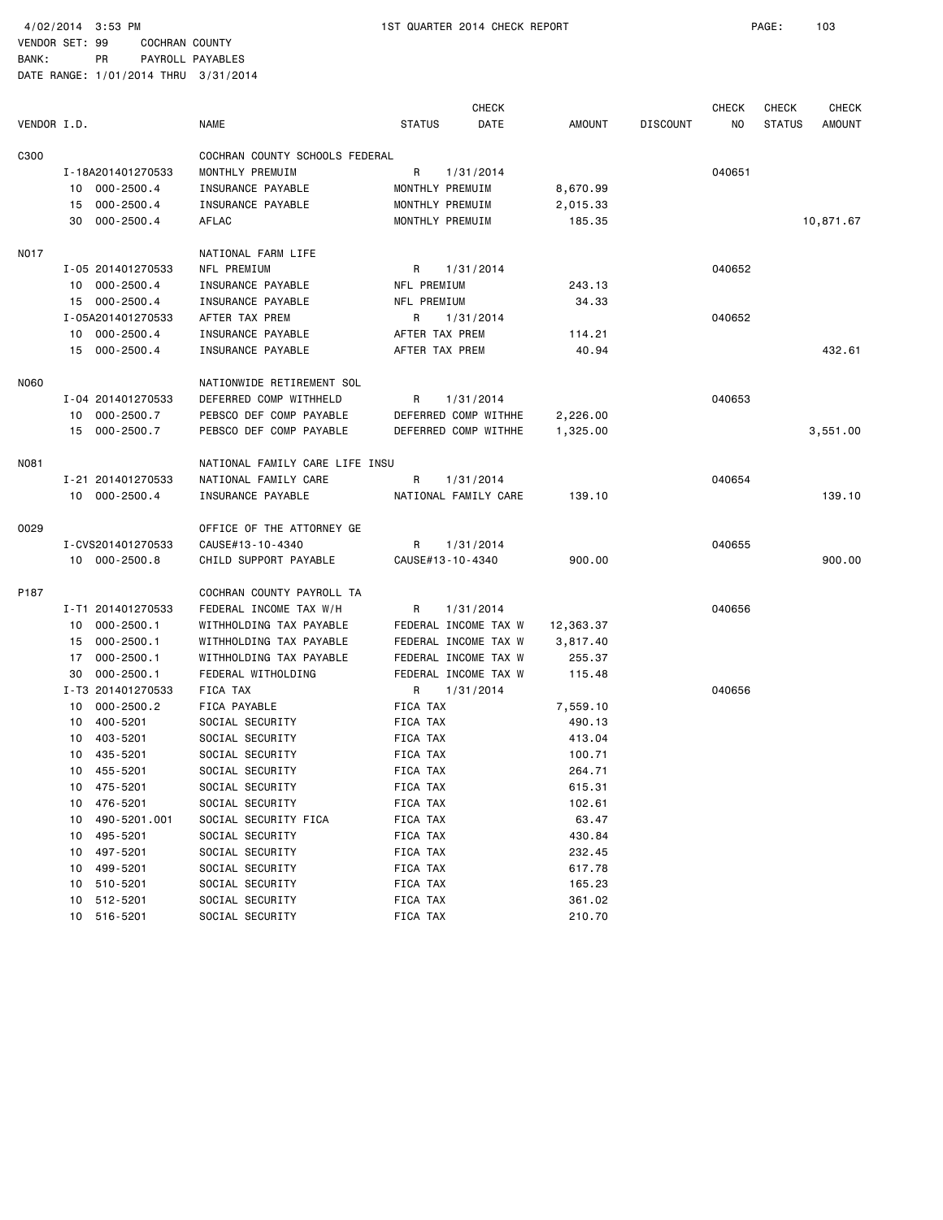4/02/2014 3:53 PM 1ST QUARTER 2014 CHECK REPORT

VENDOR SET: 99 COCHRAN COUNTY
BANK: PR PAYROLL PAYABLES
DATE RANGE: 1/01/2014 THRU 3/31/2014

| VENDOR I.D. | | NAME | STATUS | CHECK DATE | AMOUNT | DISCOUNT | CHECK NO | CHECK STATUS | CHECK AMOUNT |
|---|---|---|---|---|---|---|---|---|---|
| C300 | | COCHRAN COUNTY SCHOOLS FEDERAL | | | | | | | |
| | I-18A201401270533 | MONTHLY PREMUIM | R | 1/31/2014 | | | 040651 | | |
| | 10 000-2500.4 | INSURANCE PAYABLE | MONTHLY PREMUIM | | 8,670.99 | | | | |
| | 15 000-2500.4 | INSURANCE PAYABLE | MONTHLY PREMUIM | | 2,015.33 | | | | |
| | 30 000-2500.4 | AFLAC | MONTHLY PREMUIM | | 185.35 | | | | 10,871.67 |
| N017 | | NATIONAL FARM LIFE | | | | | | | |
| | I-05 201401270533 | NFL PREMIUM | R | 1/31/2014 | | | 040652 | | |
| | 10 000-2500.4 | INSURANCE PAYABLE | NFL PREMIUM | | 243.13 | | | | |
| | 15 000-2500.4 | INSURANCE PAYABLE | NFL PREMIUM | | 34.33 | | | | |
| | I-05A201401270533 | AFTER TAX PREM | R | 1/31/2014 | | | 040652 | | |
| | 10 000-2500.4 | INSURANCE PAYABLE | AFTER TAX PREM | | 114.21 | | | | |
| | 15 000-2500.4 | INSURANCE PAYABLE | AFTER TAX PREM | | 40.94 | | | | 432.61 |
| N060 | | NATIONWIDE RETIREMENT SOL | | | | | | | |
| | I-04 201401270533 | DEFERRED COMP WITHHELD | R | 1/31/2014 | | | 040653 | | |
| | 10 000-2500.7 | PEBSCO DEF COMP PAYABLE | DEFERRED COMP WITHHE | | 2,226.00 | | | | |
| | 15 000-2500.7 | PEBSCO DEF COMP PAYABLE | DEFERRED COMP WITHHE | | 1,325.00 | | | | 3,551.00 |
| N081 | | NATIONAL FAMILY CARE LIFE INSU | | | | | | | |
| | I-21 201401270533 | NATIONAL FAMILY CARE | R | 1/31/2014 | | | 040654 | | |
| | 10 000-2500.4 | INSURANCE PAYABLE | NATIONAL FAMILY CARE | | 139.10 | | | | 139.10 |
| O029 | | OFFICE OF THE ATTORNEY GE | | | | | | | |
| | I-CVS201401270533 | CAUSE#13-10-4340 | R | 1/31/2014 | | | 040655 | | |
| | 10 000-2500.8 | CHILD SUPPORT PAYABLE | CAUSE#13-10-4340 | | 900.00 | | | | 900.00 |
| P187 | | COCHRAN COUNTY PAYROLL TA | | | | | | | |
| | I-T1 201401270533 | FEDERAL INCOME TAX W/H | R | 1/31/2014 | | | 040656 | | |
| | 10 000-2500.1 | WITHHOLDING TAX PAYABLE | FEDERAL INCOME TAX W | | 12,363.37 | | | | |
| | 15 000-2500.1 | WITHHOLDING TAX PAYABLE | FEDERAL INCOME TAX W | | 3,817.40 | | | | |
| | 17 000-2500.1 | WITHHOLDING TAX PAYABLE | FEDERAL INCOME TAX W | | 255.37 | | | | |
| | 30 000-2500.1 | FEDERAL WITHOLDING | FEDERAL INCOME TAX W | | 115.48 | | | | |
| | I-T3 201401270533 | FICA TAX | R | 1/31/2014 | | | 040656 | | |
| | 10 000-2500.2 | FICA PAYABLE | FICA TAX | | 7,559.10 | | | | |
| | 10 400-5201 | SOCIAL SECURITY | FICA TAX | | 490.13 | | | | |
| | 10 403-5201 | SOCIAL SECURITY | FICA TAX | | 413.04 | | | | |
| | 10 435-5201 | SOCIAL SECURITY | FICA TAX | | 100.71 | | | | |
| | 10 455-5201 | SOCIAL SECURITY | FICA TAX | | 264.71 | | | | |
| | 10 475-5201 | SOCIAL SECURITY | FICA TAX | | 615.31 | | | | |
| | 10 476-5201 | SOCIAL SECURITY | FICA TAX | | 102.61 | | | | |
| | 10 490-5201.001 | SOCIAL SECURITY FICA | FICA TAX | | 63.47 | | | | |
| | 10 495-5201 | SOCIAL SECURITY | FICA TAX | | 430.84 | | | | |
| | 10 497-5201 | SOCIAL SECURITY | FICA TAX | | 232.45 | | | | |
| | 10 499-5201 | SOCIAL SECURITY | FICA TAX | | 617.78 | | | | |
| | 10 510-5201 | SOCIAL SECURITY | FICA TAX | | 165.23 | | | | |
| | 10 512-5201 | SOCIAL SECURITY | FICA TAX | | 361.02 | | | | |
| | 10 516-5201 | SOCIAL SECURITY | FICA TAX | | 210.70 | | | | |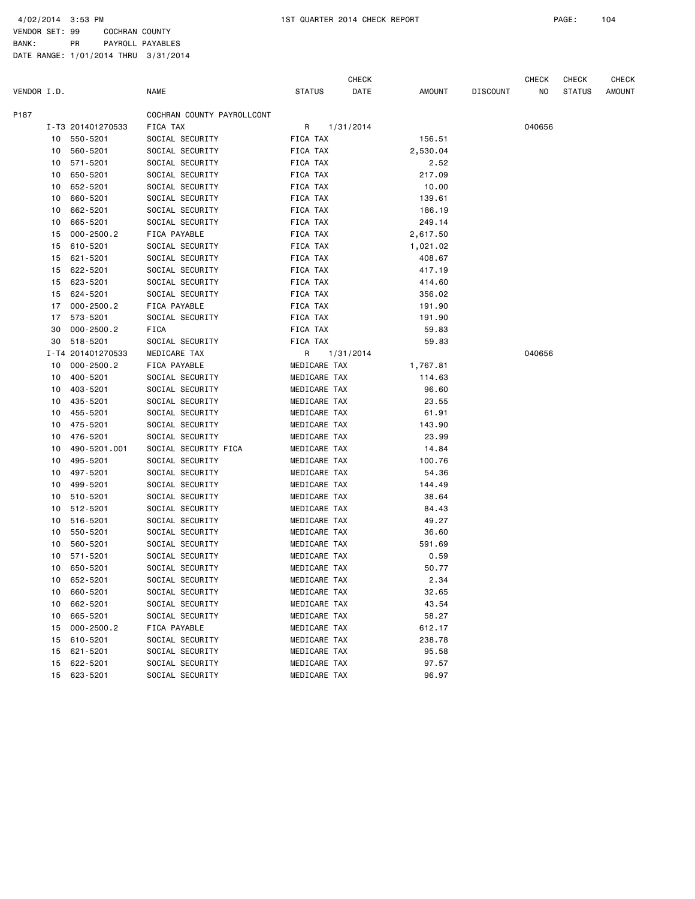4/02/2014 3:53 PM 1ST QUARTER 2014 CHECK REPORT PAGE: 104

VENDOR SET: 99 COCHRAN COUNTY
BANK: PR PAYROLL PAYABLES
DATE RANGE: 1/01/2014 THRU 3/31/2014

| VENDOR I.D. | | NAME | STATUS | CHECK DATE | AMOUNT | DISCOUNT | CHECK NO | CHECK STATUS | CHECK AMOUNT |
|---|---|---|---|---|---|---|---|---|---|
| P187 | | COCHRAN COUNTY PAYROLLCONT | | | | | | | |
| | I-T3 201401270533 | FICA TAX | R | 1/31/2014 | | | 040656 | | |
| 10 | 550-5201 | SOCIAL SECURITY | FICA TAX | | 156.51 | | | | |
| 10 | 560-5201 | SOCIAL SECURITY | FICA TAX | | 2,530.04 | | | | |
| 10 | 571-5201 | SOCIAL SECURITY | FICA TAX | | 2.52 | | | | |
| 10 | 650-5201 | SOCIAL SECURITY | FICA TAX | | 217.09 | | | | |
| 10 | 652-5201 | SOCIAL SECURITY | FICA TAX | | 10.00 | | | | |
| 10 | 660-5201 | SOCIAL SECURITY | FICA TAX | | 139.61 | | | | |
| 10 | 662-5201 | SOCIAL SECURITY | FICA TAX | | 186.19 | | | | |
| 10 | 665-5201 | SOCIAL SECURITY | FICA TAX | | 249.14 | | | | |
| 15 | 000-2500.2 | FICA PAYABLE | FICA TAX | | 2,617.50 | | | | |
| 15 | 610-5201 | SOCIAL SECURITY | FICA TAX | | 1,021.02 | | | | |
| 15 | 621-5201 | SOCIAL SECURITY | FICA TAX | | 408.67 | | | | |
| 15 | 622-5201 | SOCIAL SECURITY | FICA TAX | | 417.19 | | | | |
| 15 | 623-5201 | SOCIAL SECURITY | FICA TAX | | 414.60 | | | | |
| 15 | 624-5201 | SOCIAL SECURITY | FICA TAX | | 356.02 | | | | |
| 17 | 000-2500.2 | FICA PAYABLE | FICA TAX | | 191.90 | | | | |
| 17 | 573-5201 | SOCIAL SECURITY | FICA TAX | | 191.90 | | | | |
| 30 | 000-2500.2 | FICA | FICA TAX | | 59.83 | | | | |
| 30 | 518-5201 | SOCIAL SECURITY | FICA TAX | | 59.83 | | | | |
| | I-T4 201401270533 | MEDICARE TAX | R | 1/31/2014 | | | 040656 | | |
| 10 | 000-2500.2 | FICA PAYABLE | MEDICARE TAX | | 1,767.81 | | | | |
| 10 | 400-5201 | SOCIAL SECURITY | MEDICARE TAX | | 114.63 | | | | |
| 10 | 403-5201 | SOCIAL SECURITY | MEDICARE TAX | | 96.60 | | | | |
| 10 | 435-5201 | SOCIAL SECURITY | MEDICARE TAX | | 23.55 | | | | |
| 10 | 455-5201 | SOCIAL SECURITY | MEDICARE TAX | | 61.91 | | | | |
| 10 | 475-5201 | SOCIAL SECURITY | MEDICARE TAX | | 143.90 | | | | |
| 10 | 476-5201 | SOCIAL SECURITY | MEDICARE TAX | | 23.99 | | | | |
| 10 | 490-5201.001 | SOCIAL SECURITY FICA | MEDICARE TAX | | 14.84 | | | | |
| 10 | 495-5201 | SOCIAL SECURITY | MEDICARE TAX | | 100.76 | | | | |
| 10 | 497-5201 | SOCIAL SECURITY | MEDICARE TAX | | 54.36 | | | | |
| 10 | 499-5201 | SOCIAL SECURITY | MEDICARE TAX | | 144.49 | | | | |
| 10 | 510-5201 | SOCIAL SECURITY | MEDICARE TAX | | 38.64 | | | | |
| 10 | 512-5201 | SOCIAL SECURITY | MEDICARE TAX | | 84.43 | | | | |
| 10 | 516-5201 | SOCIAL SECURITY | MEDICARE TAX | | 49.27 | | | | |
| 10 | 550-5201 | SOCIAL SECURITY | MEDICARE TAX | | 36.60 | | | | |
| 10 | 560-5201 | SOCIAL SECURITY | MEDICARE TAX | | 591.69 | | | | |
| 10 | 571-5201 | SOCIAL SECURITY | MEDICARE TAX | | 0.59 | | | | |
| 10 | 650-5201 | SOCIAL SECURITY | MEDICARE TAX | | 50.77 | | | | |
| 10 | 652-5201 | SOCIAL SECURITY | MEDICARE TAX | | 2.34 | | | | |
| 10 | 660-5201 | SOCIAL SECURITY | MEDICARE TAX | | 32.65 | | | | |
| 10 | 662-5201 | SOCIAL SECURITY | MEDICARE TAX | | 43.54 | | | | |
| 10 | 665-5201 | SOCIAL SECURITY | MEDICARE TAX | | 58.27 | | | | |
| 15 | 000-2500.2 | FICA PAYABLE | MEDICARE TAX | | 612.17 | | | | |
| 15 | 610-5201 | SOCIAL SECURITY | MEDICARE TAX | | 238.78 | | | | |
| 15 | 621-5201 | SOCIAL SECURITY | MEDICARE TAX | | 95.58 | | | | |
| 15 | 622-5201 | SOCIAL SECURITY | MEDICARE TAX | | 97.57 | | | | |
| 15 | 623-5201 | SOCIAL SECURITY | MEDICARE TAX | | 96.97 | | | | |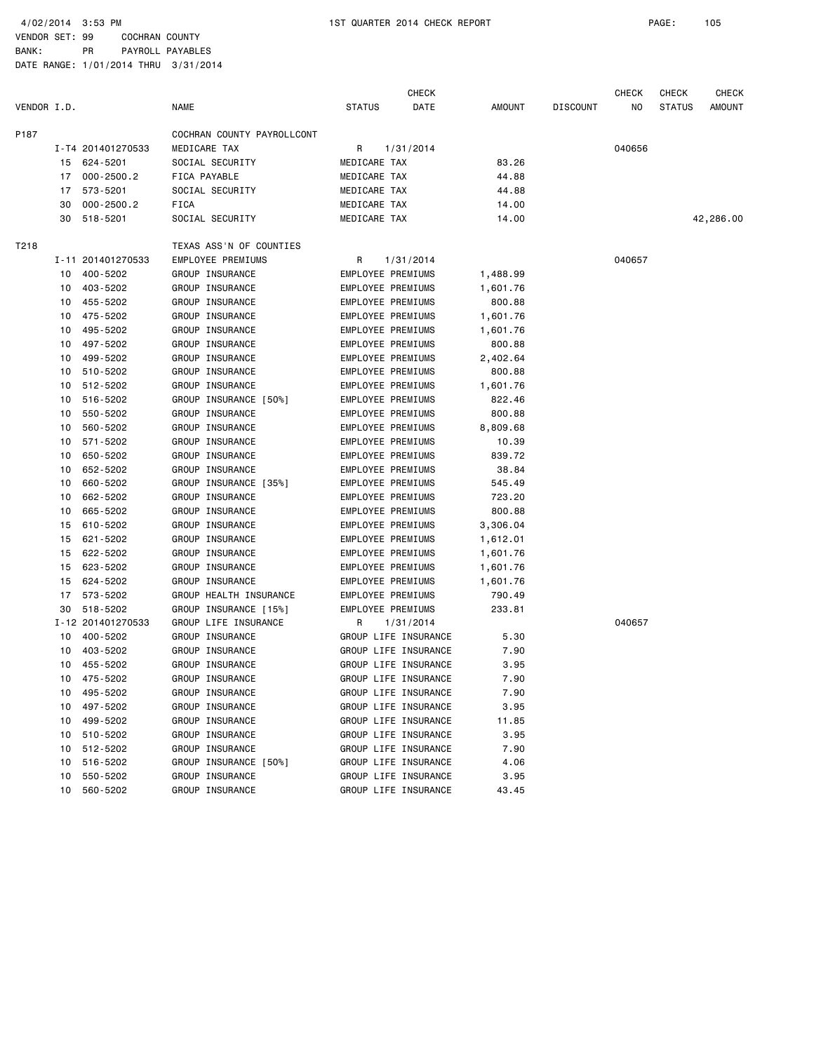4/02/2014 3:53 PM 1ST QUARTER 2014 CHECK REPORT PAGE: 105

VENDOR SET: 99 COCHRAN COUNTY
BANK: PR PAYROLL PAYABLES
DATE RANGE: 1/01/2014 THRU 3/31/2014

| VENDOR I.D. | | NAME | STATUS | CHECK DATE | AMOUNT | DISCOUNT | CHECK NO | CHECK STATUS | CHECK AMOUNT |
|---|---|---|---|---|---|---|---|---|---|
| P187 | | COCHRAN COUNTY PAYROLLCONT | | | | | | | |
| | I-T4 201401270533 | MEDICARE TAX | R | 1/31/2014 | | | 040656 | | |
| | 15 624-5201 | SOCIAL SECURITY | MEDICARE TAX | | 83.26 | | | | |
| | 17 000-2500.2 | FICA PAYABLE | MEDICARE TAX | | 44.88 | | | | |
| | 17 573-5201 | SOCIAL SECURITY | MEDICARE TAX | | 44.88 | | | | |
| | 30 000-2500.2 | FICA | MEDICARE TAX | | 14.00 | | | | |
| | 30 518-5201 | SOCIAL SECURITY | MEDICARE TAX | | 14.00 | | | | 42,286.00 |
| T218 | | TEXAS ASS'N OF COUNTIES | | | | | | | |
| | I-11 201401270533 | EMPLOYEE PREMIUMS | R | 1/31/2014 | | | 040657 | | |
| | 10 400-5202 | GROUP INSURANCE | EMPLOYEE PREMIUMS | | 1,488.99 | | | | |
| | 10 403-5202 | GROUP INSURANCE | EMPLOYEE PREMIUMS | | 1,601.76 | | | | |
| | 10 455-5202 | GROUP INSURANCE | EMPLOYEE PREMIUMS | | 800.88 | | | | |
| | 10 475-5202 | GROUP INSURANCE | EMPLOYEE PREMIUMS | | 1,601.76 | | | | |
| | 10 495-5202 | GROUP INSURANCE | EMPLOYEE PREMIUMS | | 1,601.76 | | | | |
| | 10 497-5202 | GROUP INSURANCE | EMPLOYEE PREMIUMS | | 800.88 | | | | |
| | 10 499-5202 | GROUP INSURANCE | EMPLOYEE PREMIUMS | | 2,402.64 | | | | |
| | 10 510-5202 | GROUP INSURANCE | EMPLOYEE PREMIUMS | | 800.88 | | | | |
| | 10 512-5202 | GROUP INSURANCE | EMPLOYEE PREMIUMS | | 1,601.76 | | | | |
| | 10 516-5202 | GROUP INSURANCE [50%] | EMPLOYEE PREMIUMS | | 822.46 | | | | |
| | 10 550-5202 | GROUP INSURANCE | EMPLOYEE PREMIUMS | | 800.88 | | | | |
| | 10 560-5202 | GROUP INSURANCE | EMPLOYEE PREMIUMS | | 8,809.68 | | | | |
| | 10 571-5202 | GROUP INSURANCE | EMPLOYEE PREMIUMS | | 10.39 | | | | |
| | 10 650-5202 | GROUP INSURANCE | EMPLOYEE PREMIUMS | | 839.72 | | | | |
| | 10 652-5202 | GROUP INSURANCE | EMPLOYEE PREMIUMS | | 38.84 | | | | |
| | 10 660-5202 | GROUP INSURANCE [35%] | EMPLOYEE PREMIUMS | | 545.49 | | | | |
| | 10 662-5202 | GROUP INSURANCE | EMPLOYEE PREMIUMS | | 723.20 | | | | |
| | 10 665-5202 | GROUP INSURANCE | EMPLOYEE PREMIUMS | | 800.88 | | | | |
| | 15 610-5202 | GROUP INSURANCE | EMPLOYEE PREMIUMS | | 3,306.04 | | | | |
| | 15 621-5202 | GROUP INSURANCE | EMPLOYEE PREMIUMS | | 1,612.01 | | | | |
| | 15 622-5202 | GROUP INSURANCE | EMPLOYEE PREMIUMS | | 1,601.76 | | | | |
| | 15 623-5202 | GROUP INSURANCE | EMPLOYEE PREMIUMS | | 1,601.76 | | | | |
| | 15 624-5202 | GROUP INSURANCE | EMPLOYEE PREMIUMS | | 1,601.76 | | | | |
| | 17 573-5202 | GROUP HEALTH INSURANCE | EMPLOYEE PREMIUMS | | 790.49 | | | | |
| | 30 518-5202 | GROUP INSURANCE [15%] | EMPLOYEE PREMIUMS | | 233.81 | | | | |
| | I-12 201401270533 | GROUP LIFE INSURANCE | R | 1/31/2014 | | | 040657 | | |
| | 10 400-5202 | GROUP INSURANCE | GROUP LIFE INSURANCE | | 5.30 | | | | |
| | 10 403-5202 | GROUP INSURANCE | GROUP LIFE INSURANCE | | 7.90 | | | | |
| | 10 455-5202 | GROUP INSURANCE | GROUP LIFE INSURANCE | | 3.95 | | | | |
| | 10 475-5202 | GROUP INSURANCE | GROUP LIFE INSURANCE | | 7.90 | | | | |
| | 10 495-5202 | GROUP INSURANCE | GROUP LIFE INSURANCE | | 7.90 | | | | |
| | 10 497-5202 | GROUP INSURANCE | GROUP LIFE INSURANCE | | 3.95 | | | | |
| | 10 499-5202 | GROUP INSURANCE | GROUP LIFE INSURANCE | | 11.85 | | | | |
| | 10 510-5202 | GROUP INSURANCE | GROUP LIFE INSURANCE | | 3.95 | | | | |
| | 10 512-5202 | GROUP INSURANCE | GROUP LIFE INSURANCE | | 7.90 | | | | |
| | 10 516-5202 | GROUP INSURANCE [50%] | GROUP LIFE INSURANCE | | 4.06 | | | | |
| | 10 550-5202 | GROUP INSURANCE | GROUP LIFE INSURANCE | | 3.95 | | | | |
| | 10 560-5202 | GROUP INSURANCE | GROUP LIFE INSURANCE | | 43.45 | | | | |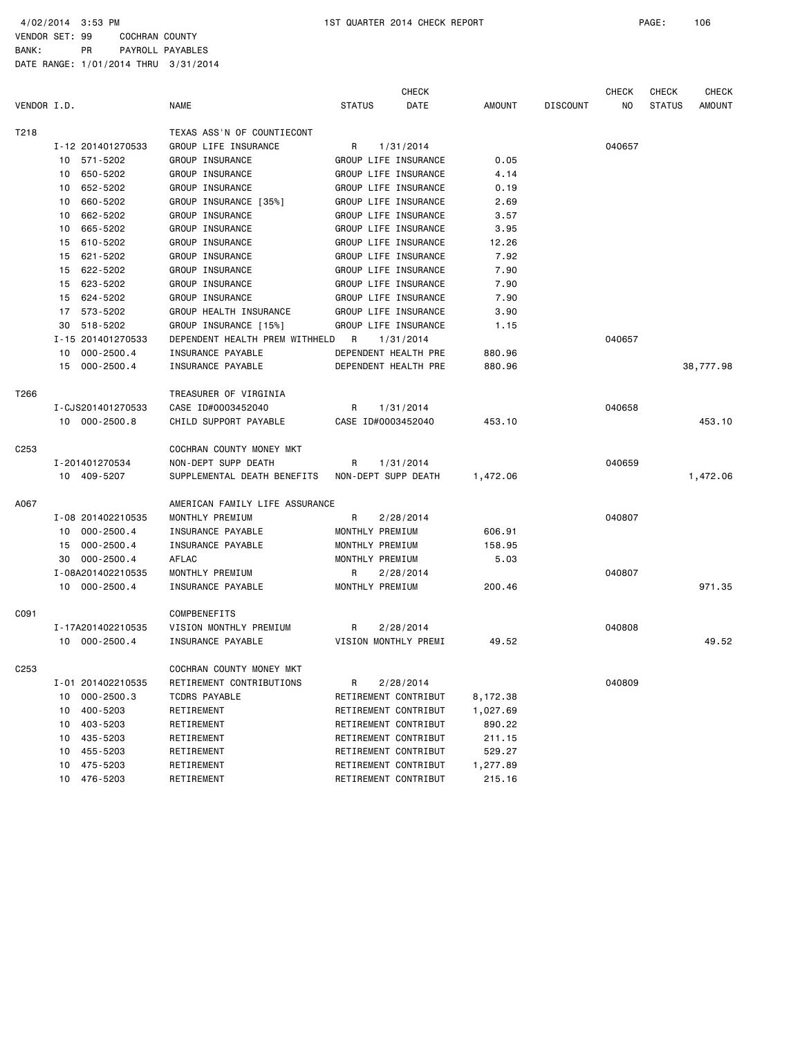4/02/2014 3:53 PM 1ST QUARTER 2014 CHECK REPORT

VENDOR SET: 99 COCHRAN COUNTY
BANK: PR PAYROLL PAYABLES
DATE RANGE: 1/01/2014 THRU 3/31/2014

| VENDOR I.D. | | NAME | STATUS | CHECK DATE | AMOUNT | DISCOUNT | CHECK NO | CHECK STATUS | CHECK AMOUNT |
|---|---|---|---|---|---|---|---|---|---|
| T218 | | TEXAS ASS'N OF COUNTIECONT | | | | | | | |
| | I-12 201401270533 | GROUP LIFE INSURANCE | R | 1/31/2014 | | | 040657 | | |
| | 10 571-5202 | GROUP INSURANCE | GROUP LIFE INSURANCE | | 0.05 | | | | |
| | 10 650-5202 | GROUP INSURANCE | GROUP LIFE INSURANCE | | 4.14 | | | | |
| | 10 652-5202 | GROUP INSURANCE | GROUP LIFE INSURANCE | | 0.19 | | | | |
| | 10 660-5202 | GROUP INSURANCE [35%] | GROUP LIFE INSURANCE | | 2.69 | | | | |
| | 10 662-5202 | GROUP INSURANCE | GROUP LIFE INSURANCE | | 3.57 | | | | |
| | 10 665-5202 | GROUP INSURANCE | GROUP LIFE INSURANCE | | 3.95 | | | | |
| | 15 610-5202 | GROUP INSURANCE | GROUP LIFE INSURANCE | | 12.26 | | | | |
| | 15 621-5202 | GROUP INSURANCE | GROUP LIFE INSURANCE | | 7.92 | | | | |
| | 15 622-5202 | GROUP INSURANCE | GROUP LIFE INSURANCE | | 7.90 | | | | |
| | 15 623-5202 | GROUP INSURANCE | GROUP LIFE INSURANCE | | 7.90 | | | | |
| | 15 624-5202 | GROUP INSURANCE | GROUP LIFE INSURANCE | | 7.90 | | | | |
| | 17 573-5202 | GROUP HEALTH INSURANCE | GROUP LIFE INSURANCE | | 3.90 | | | | |
| | 30 518-5202 | GROUP INSURANCE [15%] | GROUP LIFE INSURANCE | | 1.15 | | | | |
| | I-15 201401270533 | DEPENDENT HEALTH PREM WITHHELD | R | 1/31/2014 | | | 040657 | | |
| | 10 000-2500.4 | INSURANCE PAYABLE | DEPENDENT HEALTH PRE | | 880.96 | | | | |
| | 15 000-2500.4 | INSURANCE PAYABLE | DEPENDENT HEALTH PRE | | 880.96 | | | | 38,777.98 |
| T266 | | TREASURER OF VIRGINIA | | | | | | | |
| | I-CJS201401270533 | CASE ID#0003452040 | R | 1/31/2014 | | | 040658 | | |
| | 10 000-2500.8 | CHILD SUPPORT PAYABLE | CASE ID#0003452040 | | 453.10 | | | | 453.10 |
| C253 | | COCHRAN COUNTY MONEY MKT | | | | | | | |
| | I-201401270534 | NON-DEPT SUPP DEATH | R | 1/31/2014 | | | 040659 | | |
| | 10 409-5207 | SUPPLEMENTAL DEATH BENEFITS | NON-DEPT SUPP DEATH | | 1,472.06 | | | | 1,472.06 |
| A067 | | AMERICAN FAMILY LIFE ASSURANCE | | | | | | | |
| | I-08 201402210535 | MONTHLY PREMIUM | R | 2/28/2014 | | | 040807 | | |
| | 10 000-2500.4 | INSURANCE PAYABLE | MONTHLY PREMIUM | | 606.91 | | | | |
| | 15 000-2500.4 | INSURANCE PAYABLE | MONTHLY PREMIUM | | 158.95 | | | | |
| | 30 000-2500.4 | AFLAC | MONTHLY PREMIUM | | 5.03 | | | | |
| | I-08A201402210535 | MONTHLY PREMIUM | R | 2/28/2014 | | | 040807 | | |
| | 10 000-2500.4 | INSURANCE PAYABLE | MONTHLY PREMIUM | | 200.46 | | | | 971.35 |
| C091 | | COMPBENEFITS | | | | | | | |
| | I-17A201402210535 | VISION MONTHLY PREMIUM | R | 2/28/2014 | | | 040808 | | |
| | 10 000-2500.4 | INSURANCE PAYABLE | VISION MONTHLY PREMI | | 49.52 | | | | 49.52 |
| C253 | | COCHRAN COUNTY MONEY MKT | | | | | | | |
| | I-01 201402210535 | RETIREMENT CONTRIBUTIONS | R | 2/28/2014 | | | 040809 | | |
| | 10 000-2500.3 | TCDRS PAYABLE | RETIREMENT CONTRIBUT | | 8,172.38 | | | | |
| | 10 400-5203 | RETIREMENT | RETIREMENT CONTRIBUT | | 1,027.69 | | | | |
| | 10 403-5203 | RETIREMENT | RETIREMENT CONTRIBUT | | 890.22 | | | | |
| | 10 435-5203 | RETIREMENT | RETIREMENT CONTRIBUT | | 211.15 | | | | |
| | 10 455-5203 | RETIREMENT | RETIREMENT CONTRIBUT | | 529.27 | | | | |
| | 10 475-5203 | RETIREMENT | RETIREMENT CONTRIBUT | | 1,277.89 | | | | |
| | 10 476-5203 | RETIREMENT | RETIREMENT CONTRIBUT | | 215.16 | | | | |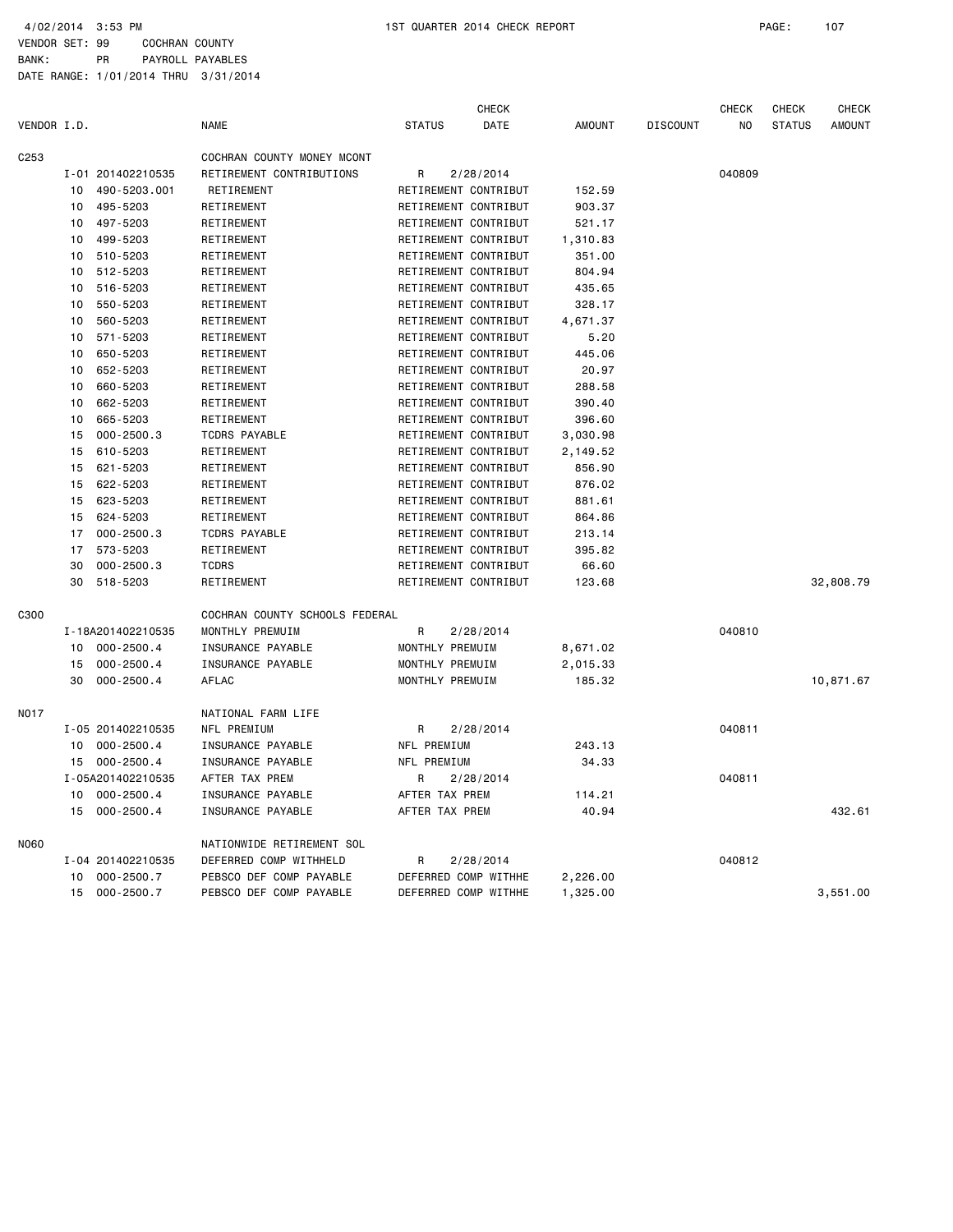4/02/2014 3:53 PM 1ST QUARTER 2014 CHECK REPORT

VENDOR SET: 99 COCHRAN COUNTY
BANK: PR PAYROLL PAYABLES
DATE RANGE: 1/01/2014 THRU 3/31/2014

| VENDOR I.D. | | NAME | STATUS | CHECK DATE | AMOUNT | DISCOUNT | CHECK NO | CHECK STATUS | CHECK AMOUNT |
|---|---|---|---|---|---|---|---|---|---|
| C253 | | COCHRAN COUNTY MONEY MCONT | | | | | | | |
| | I-01 201402210535 | RETIREMENT CONTRIBUTIONS | R | 2/28/2014 | | | 040809 | | |
| | 10 490-5203.001 | RETIREMENT | RETIREMENT CONTRIBUT | | 152.59 | | | | |
| | 10 495-5203 | RETIREMENT | RETIREMENT CONTRIBUT | | 903.37 | | | | |
| | 10 497-5203 | RETIREMENT | RETIREMENT CONTRIBUT | | 521.17 | | | | |
| | 10 499-5203 | RETIREMENT | RETIREMENT CONTRIBUT | | 1,310.83 | | | | |
| | 10 510-5203 | RETIREMENT | RETIREMENT CONTRIBUT | | 351.00 | | | | |
| | 10 512-5203 | RETIREMENT | RETIREMENT CONTRIBUT | | 804.94 | | | | |
| | 10 516-5203 | RETIREMENT | RETIREMENT CONTRIBUT | | 435.65 | | | | |
| | 10 550-5203 | RETIREMENT | RETIREMENT CONTRIBUT | | 328.17 | | | | |
| | 10 560-5203 | RETIREMENT | RETIREMENT CONTRIBUT | | 4,671.37 | | | | |
| | 10 571-5203 | RETIREMENT | RETIREMENT CONTRIBUT | | 5.20 | | | | |
| | 10 650-5203 | RETIREMENT | RETIREMENT CONTRIBUT | | 445.06 | | | | |
| | 10 652-5203 | RETIREMENT | RETIREMENT CONTRIBUT | | 20.97 | | | | |
| | 10 660-5203 | RETIREMENT | RETIREMENT CONTRIBUT | | 288.58 | | | | |
| | 10 662-5203 | RETIREMENT | RETIREMENT CONTRIBUT | | 390.40 | | | | |
| | 10 665-5203 | RETIREMENT | RETIREMENT CONTRIBUT | | 396.60 | | | | |
| | 15 000-2500.3 | TCDRS PAYABLE | RETIREMENT CONTRIBUT | | 3,030.98 | | | | |
| | 15 610-5203 | RETIREMENT | RETIREMENT CONTRIBUT | | 2,149.52 | | | | |
| | 15 621-5203 | RETIREMENT | RETIREMENT CONTRIBUT | | 856.90 | | | | |
| | 15 622-5203 | RETIREMENT | RETIREMENT CONTRIBUT | | 876.02 | | | | |
| | 15 623-5203 | RETIREMENT | RETIREMENT CONTRIBUT | | 881.61 | | | | |
| | 15 624-5203 | RETIREMENT | RETIREMENT CONTRIBUT | | 864.86 | | | | |
| | 17 000-2500.3 | TCDRS PAYABLE | RETIREMENT CONTRIBUT | | 213.14 | | | | |
| | 17 573-5203 | RETIREMENT | RETIREMENT CONTRIBUT | | 395.82 | | | | |
| | 30 000-2500.3 | TCDRS | RETIREMENT CONTRIBUT | | 66.60 | | | | |
| | 30 518-5203 | RETIREMENT | RETIREMENT CONTRIBUT | | 123.68 | | | | 32,808.79 |
| C300 | | COCHRAN COUNTY SCHOOLS FEDERAL | | | | | | | |
| | I-18A201402210535 | MONTHLY PREMUIM | R | 2/28/2014 | | | 040810 | | |
| | 10 000-2500.4 | INSURANCE PAYABLE | MONTHLY PREMUIM | | 8,671.02 | | | | |
| | 15 000-2500.4 | INSURANCE PAYABLE | MONTHLY PREMUIM | | 2,015.33 | | | | |
| | 30 000-2500.4 | AFLAC | MONTHLY PREMUIM | | 185.32 | | | | 10,871.67 |
| N017 | | NATIONAL FARM LIFE | | | | | | | |
| | I-05 201402210535 | NFL PREMIUM | R | 2/28/2014 | | | 040811 | | |
| | 10 000-2500.4 | INSURANCE PAYABLE | NFL PREMIUM | | 243.13 | | | | |
| | 15 000-2500.4 | INSURANCE PAYABLE | NFL PREMIUM | | 34.33 | | | | |
| | I-05A201402210535 | AFTER TAX PREM | R | 2/28/2014 | | | 040811 | | |
| | 10 000-2500.4 | INSURANCE PAYABLE | AFTER TAX PREM | | 114.21 | | | | |
| | 15 000-2500.4 | INSURANCE PAYABLE | AFTER TAX PREM | | 40.94 | | | | 432.61 |
| N060 | | NATIONWIDE RETIREMENT SOL | | | | | | | |
| | I-04 201402210535 | DEFERRED COMP WITHHELD | R | 2/28/2014 | | | 040812 | | |
| | 10 000-2500.7 | PEBSCO DEF COMP PAYABLE | DEFERRED COMP WITHHE | | 2,226.00 | | | | |
| | 15 000-2500.7 | PEBSCO DEF COMP PAYABLE | DEFERRED COMP WITHHE | | 1,325.00 | | | | 3,551.00 |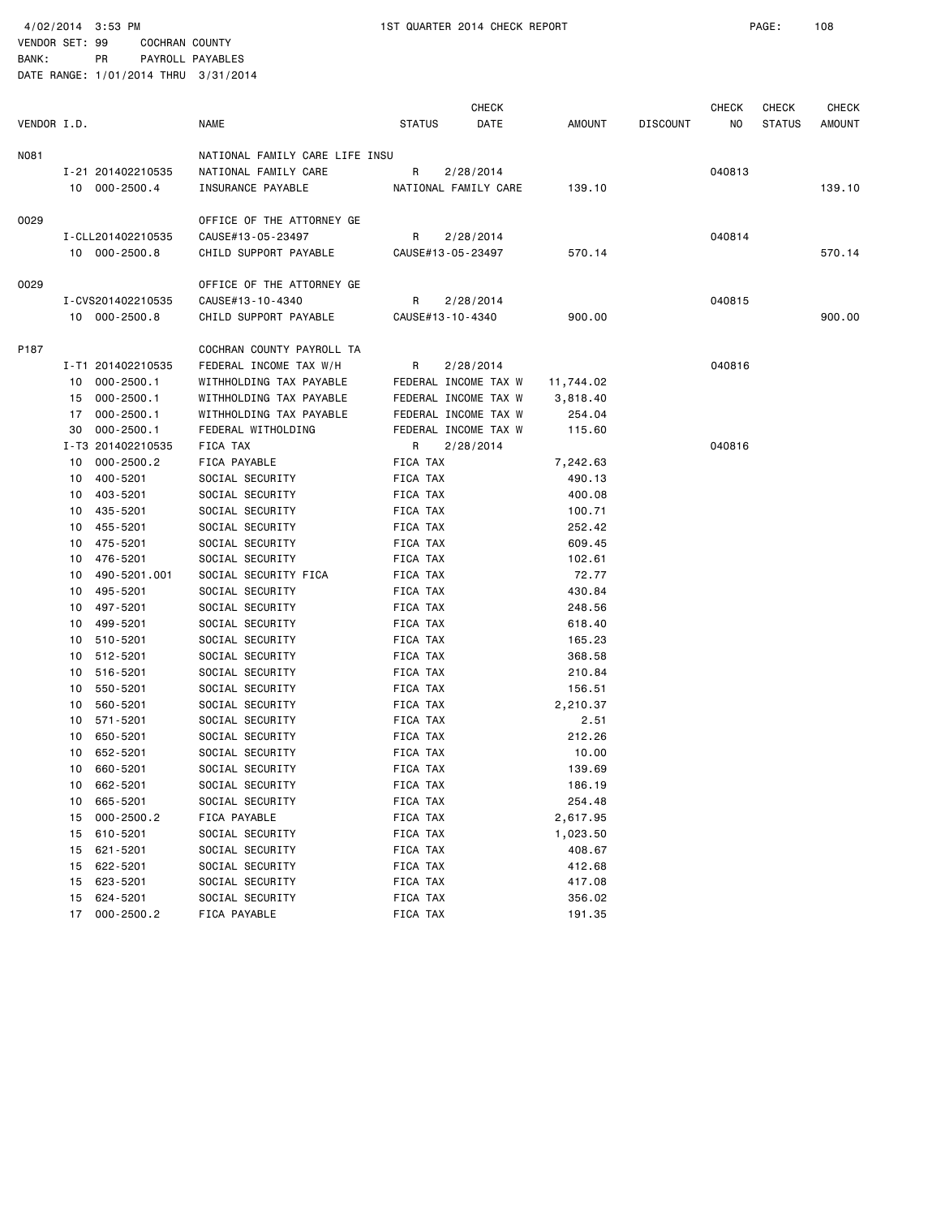4/02/2014 3:53 PM 1ST QUARTER 2014 CHECK REPORT

VENDOR SET: 99 COCHRAN COUNTY
BANK: PR PAYROLL PAYABLES
DATE RANGE: 1/01/2014 THRU 3/31/2014

| VENDOR I.D. | | NAME | STATUS | CHECK DATE | AMOUNT | DISCOUNT | CHECK NO | CHECK STATUS | CHECK AMOUNT |
|---|---|---|---|---|---|---|---|---|---|
| N081 | | NATIONAL FAMILY CARE LIFE INSU | | | | | | | |
| | I-21 201402210535 | NATIONAL FAMILY CARE | R | 2/28/2014 | | | 040813 | | |
| | 10 000-2500.4 | INSURANCE PAYABLE | NATIONAL FAMILY CARE | | 139.10 | | | | 139.10 |
| O029 | | OFFICE OF THE ATTORNEY GE | | | | | | | |
| | I-CLL201402210535 | CAUSE#13-05-23497 | R | 2/28/2014 | | | 040814 | | |
| | 10 000-2500.8 | CHILD SUPPORT PAYABLE | CAUSE#13-05-23497 | | 570.14 | | | | 570.14 |
| O029 | | OFFICE OF THE ATTORNEY GE | | | | | | | |
| | I-CVS201402210535 | CAUSE#13-10-4340 | R | 2/28/2014 | | | 040815 | | |
| | 10 000-2500.8 | CHILD SUPPORT PAYABLE | CAUSE#13-10-4340 | | 900.00 | | | | 900.00 |
| P187 | | COCHRAN COUNTY PAYROLL TA | | | | | | | |
| | I-T1 201402210535 | FEDERAL INCOME TAX W/H | R | 2/28/2014 | | | 040816 | | |
| | 10 000-2500.1 | WITHHOLDING TAX PAYABLE | FEDERAL INCOME TAX W | | 11,744.02 | | | | |
| | 15 000-2500.1 | WITHHOLDING TAX PAYABLE | FEDERAL INCOME TAX W | | 3,818.40 | | | | |
| | 17 000-2500.1 | WITHHOLDING TAX PAYABLE | FEDERAL INCOME TAX W | | 254.04 | | | | |
| | 30 000-2500.1 | FEDERAL WITHOLDING | FEDERAL INCOME TAX W | | 115.60 | | | | |
| | I-T3 201402210535 | FICA TAX | R | 2/28/2014 | | | 040816 | | |
| | 10 000-2500.2 | FICA PAYABLE | FICA TAX | | 7,242.63 | | | | |
| | 10 400-5201 | SOCIAL SECURITY | FICA TAX | | 490.13 | | | | |
| | 10 403-5201 | SOCIAL SECURITY | FICA TAX | | 400.08 | | | | |
| | 10 435-5201 | SOCIAL SECURITY | FICA TAX | | 100.71 | | | | |
| | 10 455-5201 | SOCIAL SECURITY | FICA TAX | | 252.42 | | | | |
| | 10 475-5201 | SOCIAL SECURITY | FICA TAX | | 609.45 | | | | |
| | 10 476-5201 | SOCIAL SECURITY | FICA TAX | | 102.61 | | | | |
| | 10 490-5201.001 | SOCIAL SECURITY FICA | FICA TAX | | 72.77 | | | | |
| | 10 495-5201 | SOCIAL SECURITY | FICA TAX | | 430.84 | | | | |
| | 10 497-5201 | SOCIAL SECURITY | FICA TAX | | 248.56 | | | | |
| | 10 499-5201 | SOCIAL SECURITY | FICA TAX | | 618.40 | | | | |
| | 10 510-5201 | SOCIAL SECURITY | FICA TAX | | 165.23 | | | | |
| | 10 512-5201 | SOCIAL SECURITY | FICA TAX | | 368.58 | | | | |
| | 10 516-5201 | SOCIAL SECURITY | FICA TAX | | 210.84 | | | | |
| | 10 550-5201 | SOCIAL SECURITY | FICA TAX | | 156.51 | | | | |
| | 10 560-5201 | SOCIAL SECURITY | FICA TAX | | 2,210.37 | | | | |
| | 10 571-5201 | SOCIAL SECURITY | FICA TAX | | 2.51 | | | | |
| | 10 650-5201 | SOCIAL SECURITY | FICA TAX | | 212.26 | | | | |
| | 10 652-5201 | SOCIAL SECURITY | FICA TAX | | 10.00 | | | | |
| | 10 660-5201 | SOCIAL SECURITY | FICA TAX | | 139.69 | | | | |
| | 10 662-5201 | SOCIAL SECURITY | FICA TAX | | 186.19 | | | | |
| | 10 665-5201 | SOCIAL SECURITY | FICA TAX | | 254.48 | | | | |
| | 15 000-2500.2 | FICA PAYABLE | FICA TAX | | 2,617.95 | | | | |
| | 15 610-5201 | SOCIAL SECURITY | FICA TAX | | 1,023.50 | | | | |
| | 15 621-5201 | SOCIAL SECURITY | FICA TAX | | 408.67 | | | | |
| | 15 622-5201 | SOCIAL SECURITY | FICA TAX | | 412.68 | | | | |
| | 15 623-5201 | SOCIAL SECURITY | FICA TAX | | 417.08 | | | | |
| | 15 624-5201 | SOCIAL SECURITY | FICA TAX | | 356.02 | | | | |
| | 17 000-2500.2 | FICA PAYABLE | FICA TAX | | 191.35 | | | | |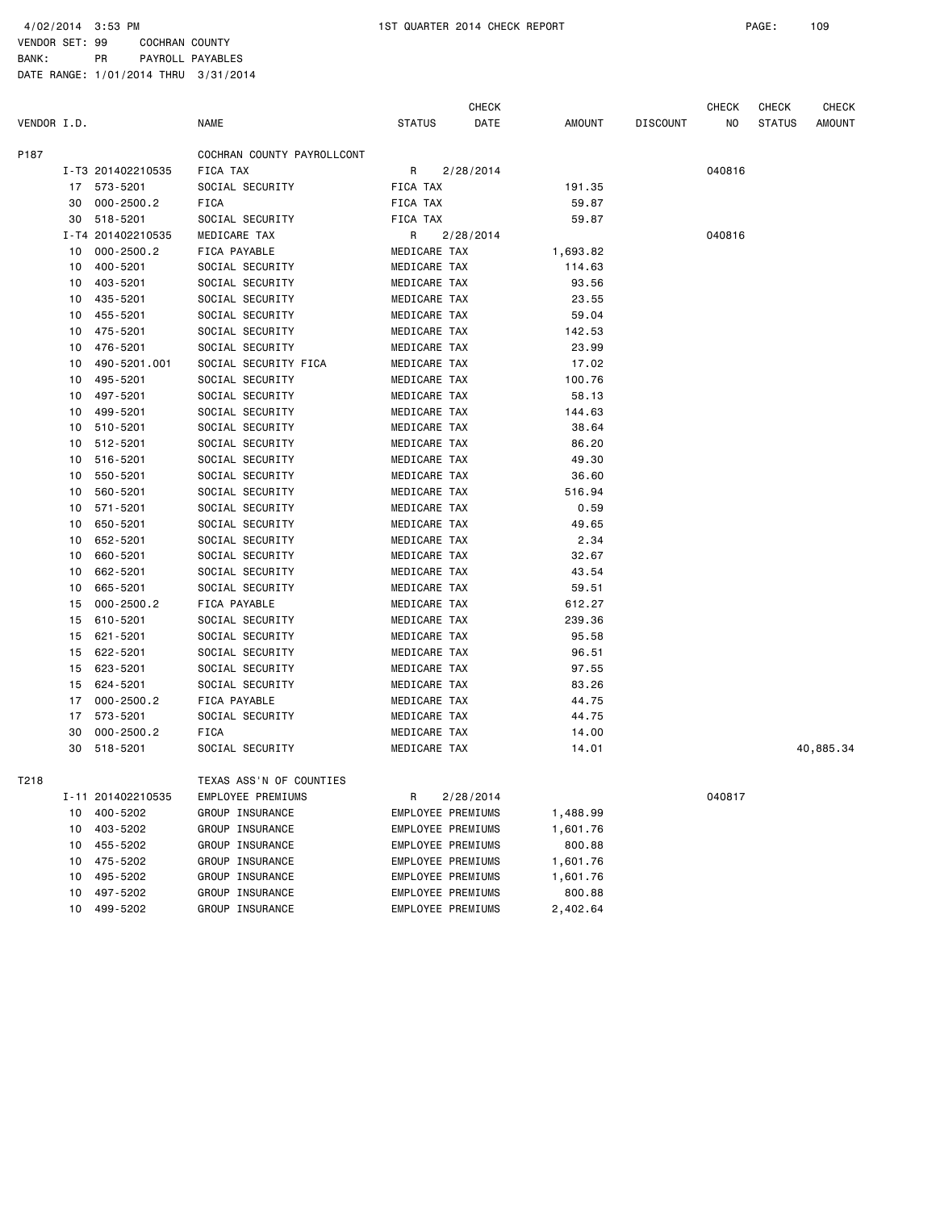4/02/2014 3:53 PM 1ST QUARTER 2014 CHECK REPORT

VENDOR SET: 99 COCHRAN COUNTY
BANK: PR PAYROLL PAYABLES
DATE RANGE: 1/01/2014 THRU 3/31/2014

| VENDOR I.D. | | NAME | STATUS | CHECK DATE | AMOUNT | DISCOUNT | CHECK NO | CHECK STATUS | CHECK AMOUNT |
|---|---|---|---|---|---|---|---|---|---|
| P187 | | COCHRAN COUNTY PAYROLLCONT | | | | | | | |
| | I-T3 201402210535 | FICA TAX | R | 2/28/2014 | | | 040816 | | |
| 17 | 573-5201 | SOCIAL SECURITY | FICA TAX | | 191.35 | | | | |
| 30 | 000-2500.2 | FICA | FICA TAX | | 59.87 | | | | |
| 30 | 518-5201 | SOCIAL SECURITY | FICA TAX | | 59.87 | | | | |
| | I-T4 201402210535 | MEDICARE TAX | R | 2/28/2014 | | | 040816 | | |
| 10 | 000-2500.2 | FICA PAYABLE | MEDICARE TAX | | 1,693.82 | | | | |
| 10 | 400-5201 | SOCIAL SECURITY | MEDICARE TAX | | 114.63 | | | | |
| 10 | 403-5201 | SOCIAL SECURITY | MEDICARE TAX | | 93.56 | | | | |
| 10 | 435-5201 | SOCIAL SECURITY | MEDICARE TAX | | 23.55 | | | | |
| 10 | 455-5201 | SOCIAL SECURITY | MEDICARE TAX | | 59.04 | | | | |
| 10 | 475-5201 | SOCIAL SECURITY | MEDICARE TAX | | 142.53 | | | | |
| 10 | 476-5201 | SOCIAL SECURITY | MEDICARE TAX | | 23.99 | | | | |
| 10 | 490-5201.001 | SOCIAL SECURITY FICA | MEDICARE TAX | | 17.02 | | | | |
| 10 | 495-5201 | SOCIAL SECURITY | MEDICARE TAX | | 100.76 | | | | |
| 10 | 497-5201 | SOCIAL SECURITY | MEDICARE TAX | | 58.13 | | | | |
| 10 | 499-5201 | SOCIAL SECURITY | MEDICARE TAX | | 144.63 | | | | |
| 10 | 510-5201 | SOCIAL SECURITY | MEDICARE TAX | | 38.64 | | | | |
| 10 | 512-5201 | SOCIAL SECURITY | MEDICARE TAX | | 86.20 | | | | |
| 10 | 516-5201 | SOCIAL SECURITY | MEDICARE TAX | | 49.30 | | | | |
| 10 | 550-5201 | SOCIAL SECURITY | MEDICARE TAX | | 36.60 | | | | |
| 10 | 560-5201 | SOCIAL SECURITY | MEDICARE TAX | | 516.94 | | | | |
| 10 | 571-5201 | SOCIAL SECURITY | MEDICARE TAX | | 0.59 | | | | |
| 10 | 650-5201 | SOCIAL SECURITY | MEDICARE TAX | | 49.65 | | | | |
| 10 | 652-5201 | SOCIAL SECURITY | MEDICARE TAX | | 2.34 | | | | |
| 10 | 660-5201 | SOCIAL SECURITY | MEDICARE TAX | | 32.67 | | | | |
| 10 | 662-5201 | SOCIAL SECURITY | MEDICARE TAX | | 43.54 | | | | |
| 10 | 665-5201 | SOCIAL SECURITY | MEDICARE TAX | | 59.51 | | | | |
| 15 | 000-2500.2 | FICA PAYABLE | MEDICARE TAX | | 612.27 | | | | |
| 15 | 610-5201 | SOCIAL SECURITY | MEDICARE TAX | | 239.36 | | | | |
| 15 | 621-5201 | SOCIAL SECURITY | MEDICARE TAX | | 95.58 | | | | |
| 15 | 622-5201 | SOCIAL SECURITY | MEDICARE TAX | | 96.51 | | | | |
| 15 | 623-5201 | SOCIAL SECURITY | MEDICARE TAX | | 97.55 | | | | |
| 15 | 624-5201 | SOCIAL SECURITY | MEDICARE TAX | | 83.26 | | | | |
| 17 | 000-2500.2 | FICA PAYABLE | MEDICARE TAX | | 44.75 | | | | |
| 17 | 573-5201 | SOCIAL SECURITY | MEDICARE TAX | | 44.75 | | | | |
| 30 | 000-2500.2 | FICA | MEDICARE TAX | | 14.00 | | | | |
| 30 | 518-5201 | SOCIAL SECURITY | MEDICARE TAX | | 14.01 | | | | 40,885.34 |
| T218 | | TEXAS ASS'N OF COUNTIES | | | | | | | |
| | I-11 201402210535 | EMPLOYEE PREMIUMS | R | 2/28/2014 | | | 040817 | | |
| 10 | 400-5202 | GROUP INSURANCE | EMPLOYEE PREMIUMS | | 1,488.99 | | | | |
| 10 | 403-5202 | GROUP INSURANCE | EMPLOYEE PREMIUMS | | 1,601.76 | | | | |
| 10 | 455-5202 | GROUP INSURANCE | EMPLOYEE PREMIUMS | | 800.88 | | | | |
| 10 | 475-5202 | GROUP INSURANCE | EMPLOYEE PREMIUMS | | 1,601.76 | | | | |
| 10 | 495-5202 | GROUP INSURANCE | EMPLOYEE PREMIUMS | | 1,601.76 | | | | |
| 10 | 497-5202 | GROUP INSURANCE | EMPLOYEE PREMIUMS | | 800.88 | | | | |
| 10 | 499-5202 | GROUP INSURANCE | EMPLOYEE PREMIUMS | | 2,402.64 | | | | |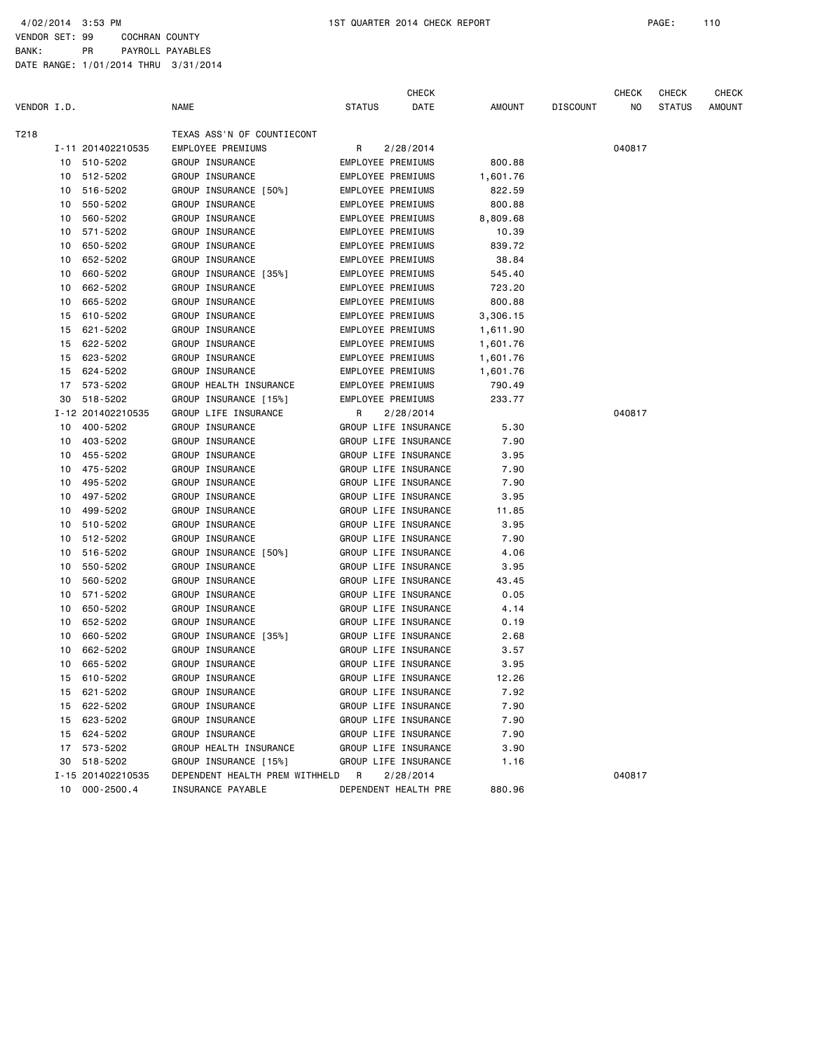4/02/2014 3:53 PM 1ST QUARTER 2014 CHECK REPORT

VENDOR SET: 99 COCHRAN COUNTY
BANK: PR PAYROLL PAYABLES
DATE RANGE: 1/01/2014 THRU 3/31/2014

| VENDOR I.D. | | NAME | STATUS | CHECK DATE | AMOUNT | DISCOUNT | CHECK NO | CHECK STATUS | CHECK AMOUNT |
|---|---|---|---|---|---|---|---|---|---|
| T218 | | TEXAS ASS'N OF COUNTIECONT | | | | | | | |
| | I-11 201402210535 | EMPLOYEE PREMIUMS | R | 2/28/2014 | | | 040817 | | |
| 10 | 510-5202 | GROUP INSURANCE | EMPLOYEE PREMIUMS | | 800.88 | | | | |
| 10 | 512-5202 | GROUP INSURANCE | EMPLOYEE PREMIUMS | | 1,601.76 | | | | |
| 10 | 516-5202 | GROUP INSURANCE [50%] | EMPLOYEE PREMIUMS | | 822.59 | | | | |
| 10 | 550-5202 | GROUP INSURANCE | EMPLOYEE PREMIUMS | | 800.88 | | | | |
| 10 | 560-5202 | GROUP INSURANCE | EMPLOYEE PREMIUMS | | 8,809.68 | | | | |
| 10 | 571-5202 | GROUP INSURANCE | EMPLOYEE PREMIUMS | | 10.39 | | | | |
| 10 | 650-5202 | GROUP INSURANCE | EMPLOYEE PREMIUMS | | 839.72 | | | | |
| 10 | 652-5202 | GROUP INSURANCE | EMPLOYEE PREMIUMS | | 38.84 | | | | |
| 10 | 660-5202 | GROUP INSURANCE [35%] | EMPLOYEE PREMIUMS | | 545.40 | | | | |
| 10 | 662-5202 | GROUP INSURANCE | EMPLOYEE PREMIUMS | | 723.20 | | | | |
| 10 | 665-5202 | GROUP INSURANCE | EMPLOYEE PREMIUMS | | 800.88 | | | | |
| 15 | 610-5202 | GROUP INSURANCE | EMPLOYEE PREMIUMS | | 3,306.15 | | | | |
| 15 | 621-5202 | GROUP INSURANCE | EMPLOYEE PREMIUMS | | 1,611.90 | | | | |
| 15 | 622-5202 | GROUP INSURANCE | EMPLOYEE PREMIUMS | | 1,601.76 | | | | |
| 15 | 623-5202 | GROUP INSURANCE | EMPLOYEE PREMIUMS | | 1,601.76 | | | | |
| 15 | 624-5202 | GROUP INSURANCE | EMPLOYEE PREMIUMS | | 1,601.76 | | | | |
| 17 | 573-5202 | GROUP HEALTH INSURANCE | EMPLOYEE PREMIUMS | | 790.49 | | | | |
| 30 | 518-5202 | GROUP INSURANCE [15%] | EMPLOYEE PREMIUMS | | 233.77 | | | | |
| | I-12 201402210535 | GROUP LIFE INSURANCE | R | 2/28/2014 | | | 040817 | | |
| 10 | 400-5202 | GROUP INSURANCE | GROUP LIFE INSURANCE | | 5.30 | | | | |
| 10 | 403-5202 | GROUP INSURANCE | GROUP LIFE INSURANCE | | 7.90 | | | | |
| 10 | 455-5202 | GROUP INSURANCE | GROUP LIFE INSURANCE | | 3.95 | | | | |
| 10 | 475-5202 | GROUP INSURANCE | GROUP LIFE INSURANCE | | 7.90 | | | | |
| 10 | 495-5202 | GROUP INSURANCE | GROUP LIFE INSURANCE | | 7.90 | | | | |
| 10 | 497-5202 | GROUP INSURANCE | GROUP LIFE INSURANCE | | 3.95 | | | | |
| 10 | 499-5202 | GROUP INSURANCE | GROUP LIFE INSURANCE | | 11.85 | | | | |
| 10 | 510-5202 | GROUP INSURANCE | GROUP LIFE INSURANCE | | 3.95 | | | | |
| 10 | 512-5202 | GROUP INSURANCE | GROUP LIFE INSURANCE | | 7.90 | | | | |
| 10 | 516-5202 | GROUP INSURANCE [50%] | GROUP LIFE INSURANCE | | 4.06 | | | | |
| 10 | 550-5202 | GROUP INSURANCE | GROUP LIFE INSURANCE | | 3.95 | | | | |
| 10 | 560-5202 | GROUP INSURANCE | GROUP LIFE INSURANCE | | 43.45 | | | | |
| 10 | 571-5202 | GROUP INSURANCE | GROUP LIFE INSURANCE | | 0.05 | | | | |
| 10 | 650-5202 | GROUP INSURANCE | GROUP LIFE INSURANCE | | 4.14 | | | | |
| 10 | 652-5202 | GROUP INSURANCE | GROUP LIFE INSURANCE | | 0.19 | | | | |
| 10 | 660-5202 | GROUP INSURANCE [35%] | GROUP LIFE INSURANCE | | 2.68 | | | | |
| 10 | 662-5202 | GROUP INSURANCE | GROUP LIFE INSURANCE | | 3.57 | | | | |
| 10 | 665-5202 | GROUP INSURANCE | GROUP LIFE INSURANCE | | 3.95 | | | | |
| 15 | 610-5202 | GROUP INSURANCE | GROUP LIFE INSURANCE | | 12.26 | | | | |
| 15 | 621-5202 | GROUP INSURANCE | GROUP LIFE INSURANCE | | 7.92 | | | | |
| 15 | 622-5202 | GROUP INSURANCE | GROUP LIFE INSURANCE | | 7.90 | | | | |
| 15 | 623-5202 | GROUP INSURANCE | GROUP LIFE INSURANCE | | 7.90 | | | | |
| 15 | 624-5202 | GROUP INSURANCE | GROUP LIFE INSURANCE | | 7.90 | | | | |
| 17 | 573-5202 | GROUP HEALTH INSURANCE | GROUP LIFE INSURANCE | | 3.90 | | | | |
| 30 | 518-5202 | GROUP INSURANCE [15%] | GROUP LIFE INSURANCE | | 1.16 | | | | |
| | I-15 201402210535 | DEPENDENT HEALTH PREM WITHHELD | R | 2/28/2014 | | | 040817 | | |
| 10 | 000-2500.4 | INSURANCE PAYABLE | DEPENDENT HEALTH PRE | | 880.96 | | | | |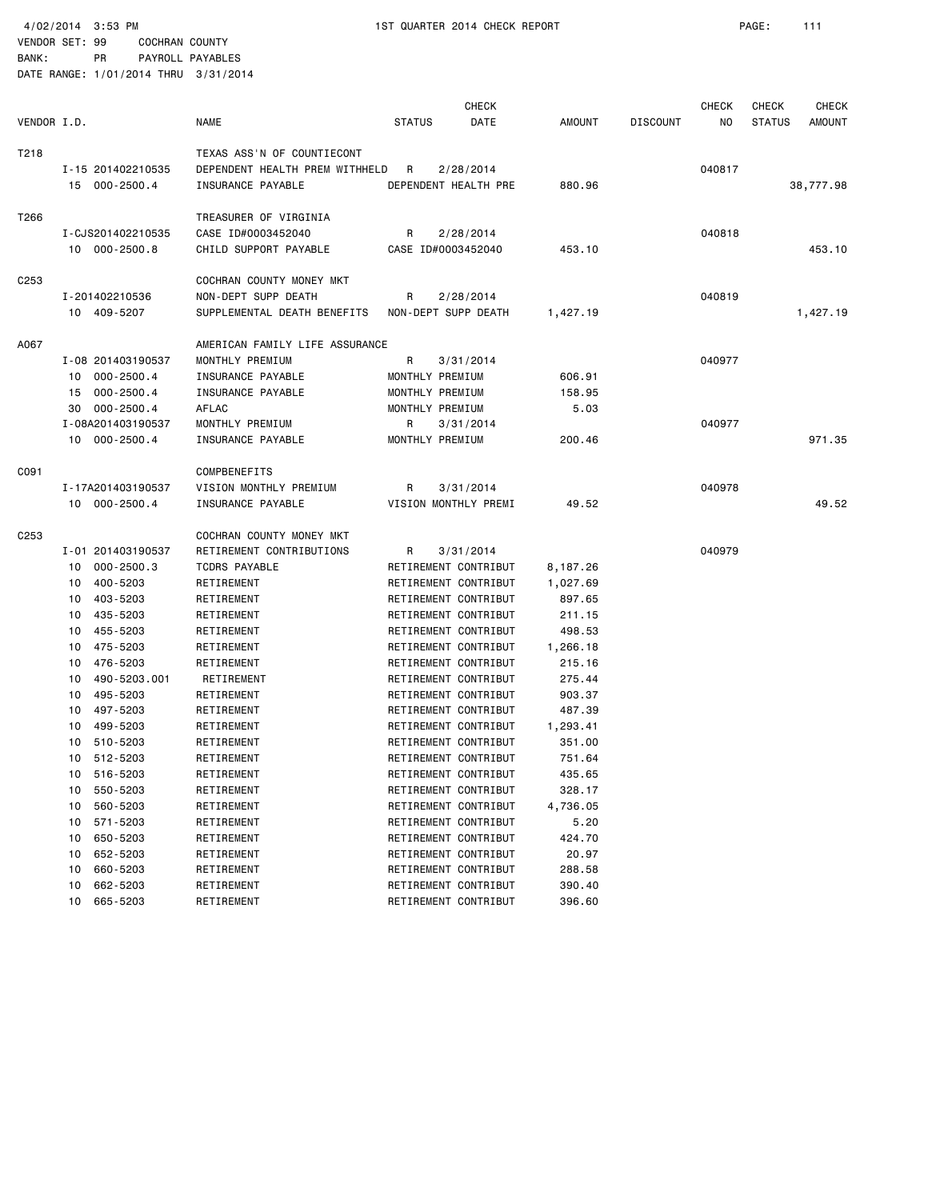4/02/2014 3:53 PM  1ST QUARTER 2014 CHECK REPORT

VENDOR SET: 99 COCHRAN COUNTY
BANK: PR PAYROLL PAYABLES
DATE RANGE: 1/01/2014 THRU 3/31/2014

| VENDOR I.D. | | NAME | STATUS | CHECK DATE | AMOUNT | DISCOUNT | CHECK NO | CHECK STATUS | CHECK AMOUNT |
|---|---|---|---|---|---|---|---|---|---|
| T218 | | TEXAS ASS'N OF COUNTIECONT | | | | | | | |
| | I-15 201402210535 | DEPENDENT HEALTH PREM WITHHELD | R | 2/28/2014 | | | 040817 | | |
| | 15 000-2500.4 | INSURANCE PAYABLE | DEPENDENT HEALTH PRE | | 880.96 | | | | 38,777.98 |
| T266 | | TREASURER OF VIRGINIA | | | | | | | |
| | I-CJS201402210535 | CASE ID#0003452040 | R | 2/28/2014 | | | 040818 | | |
| | 10 000-2500.8 | CHILD SUPPORT PAYABLE | CASE ID#0003452040 | | 453.10 | | | | 453.10 |
| C253 | | COCHRAN COUNTY MONEY MKT | | | | | | | |
| | I-201402210536 | NON-DEPT SUPP DEATH | R | 2/28/2014 | | | 040819 | | |
| | 10 409-5207 | SUPPLEMENTAL DEATH BENEFITS | NON-DEPT SUPP DEATH | | 1,427.19 | | | | 1,427.19 |
| A067 | | AMERICAN FAMILY LIFE ASSURANCE | | | | | | | |
| | I-08 201403190537 | MONTHLY PREMIUM | R | 3/31/2014 | | | 040977 | | |
| | 10 000-2500.4 | INSURANCE PAYABLE | MONTHLY PREMIUM | | 606.91 | | | | |
| | 15 000-2500.4 | INSURANCE PAYABLE | MONTHLY PREMIUM | | 158.95 | | | | |
| | 30 000-2500.4 | AFLAC | MONTHLY PREMIUM | | 5.03 | | | | |
| | I-08A201403190537 | MONTHLY PREMIUM | R | 3/31/2014 | | | 040977 | | |
| | 10 000-2500.4 | INSURANCE PAYABLE | MONTHLY PREMIUM | | 200.46 | | | | 971.35 |
| C091 | | COMPBENEFITS | | | | | | | |
| | I-17A201403190537 | VISION MONTHLY PREMIUM | R | 3/31/2014 | | | 040978 | | |
| | 10 000-2500.4 | INSURANCE PAYABLE | VISION MONTHLY PREMI | | 49.52 | | | | 49.52 |
| C253 | | COCHRAN COUNTY MONEY MKT | | | | | | | |
| | I-01 201403190537 | RETIREMENT CONTRIBUTIONS | R | 3/31/2014 | | | 040979 | | |
| | 10 000-2500.3 | TCDRS PAYABLE | RETIREMENT CONTRIBUT | | 8,187.26 | | | | |
| | 10 400-5203 | RETIREMENT | RETIREMENT CONTRIBUT | | 1,027.69 | | | | |
| | 10 403-5203 | RETIREMENT | RETIREMENT CONTRIBUT | | 897.65 | | | | |
| | 10 435-5203 | RETIREMENT | RETIREMENT CONTRIBUT | | 211.15 | | | | |
| | 10 455-5203 | RETIREMENT | RETIREMENT CONTRIBUT | | 498.53 | | | | |
| | 10 475-5203 | RETIREMENT | RETIREMENT CONTRIBUT | | 1,266.18 | | | | |
| | 10 476-5203 | RETIREMENT | RETIREMENT CONTRIBUT | | 215.16 | | | | |
| | 10 490-5203.001 | RETIREMENT | RETIREMENT CONTRIBUT | | 275.44 | | | | |
| | 10 495-5203 | RETIREMENT | RETIREMENT CONTRIBUT | | 903.37 | | | | |
| | 10 497-5203 | RETIREMENT | RETIREMENT CONTRIBUT | | 487.39 | | | | |
| | 10 499-5203 | RETIREMENT | RETIREMENT CONTRIBUT | | 1,293.41 | | | | |
| | 10 510-5203 | RETIREMENT | RETIREMENT CONTRIBUT | | 351.00 | | | | |
| | 10 512-5203 | RETIREMENT | RETIREMENT CONTRIBUT | | 751.64 | | | | |
| | 10 516-5203 | RETIREMENT | RETIREMENT CONTRIBUT | | 435.65 | | | | |
| | 10 550-5203 | RETIREMENT | RETIREMENT CONTRIBUT | | 328.17 | | | | |
| | 10 560-5203 | RETIREMENT | RETIREMENT CONTRIBUT | | 4,736.05 | | | | |
| | 10 571-5203 | RETIREMENT | RETIREMENT CONTRIBUT | | 5.20 | | | | |
| | 10 650-5203 | RETIREMENT | RETIREMENT CONTRIBUT | | 424.70 | | | | |
| | 10 652-5203 | RETIREMENT | RETIREMENT CONTRIBUT | | 20.97 | | | | |
| | 10 660-5203 | RETIREMENT | RETIREMENT CONTRIBUT | | 288.58 | | | | |
| | 10 662-5203 | RETIREMENT | RETIREMENT CONTRIBUT | | 390.40 | | | | |
| | 10 665-5203 | RETIREMENT | RETIREMENT CONTRIBUT | | 396.60 | | | | |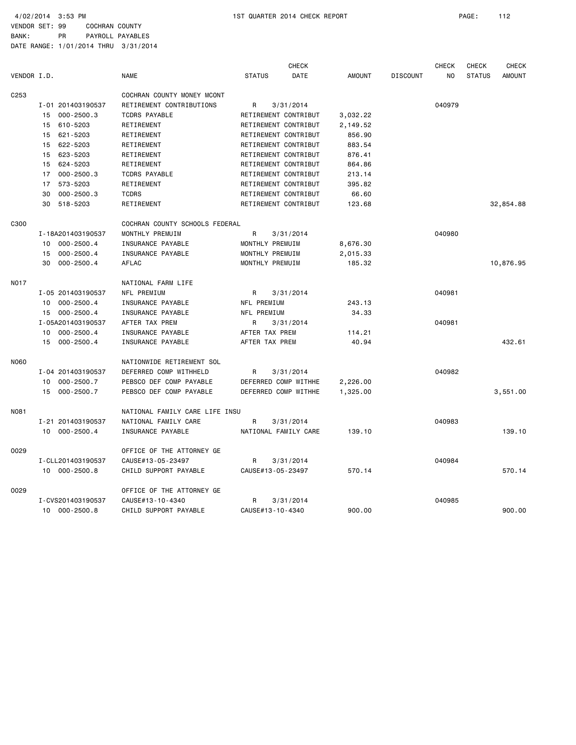4/02/2014 3:53 PM 1ST QUARTER 2014 CHECK REPORT

VENDOR SET: 99 COCHRAN COUNTY
BANK: PR PAYROLL PAYABLES
DATE RANGE: 1/01/2014 THRU 3/31/2014

| VENDOR I.D. | | NAME | STATUS | CHECK DATE | AMOUNT | DISCOUNT | CHECK NO | CHECK STATUS | CHECK AMOUNT |
|---|---|---|---|---|---|---|---|---|---|
| C253 | | COCHRAN COUNTY MONEY MCONT | | | | | | | |
| | I-01 201403190537 | RETIREMENT CONTRIBUTIONS | R | 3/31/2014 | | | 040979 | | |
| | 15 000-2500.3 | TCDRS PAYABLE | RETIREMENT CONTRIBUT | | 3,032.22 | | | | |
| | 15 610-5203 | RETIREMENT | RETIREMENT CONTRIBUT | | 2,149.52 | | | | |
| | 15 621-5203 | RETIREMENT | RETIREMENT CONTRIBUT | | 856.90 | | | | |
| | 15 622-5203 | RETIREMENT | RETIREMENT CONTRIBUT | | 883.54 | | | | |
| | 15 623-5203 | RETIREMENT | RETIREMENT CONTRIBUT | | 876.41 | | | | |
| | 15 624-5203 | RETIREMENT | RETIREMENT CONTRIBUT | | 864.86 | | | | |
| | 17 000-2500.3 | TCDRS PAYABLE | RETIREMENT CONTRIBUT | | 213.14 | | | | |
| | 17 573-5203 | RETIREMENT | RETIREMENT CONTRIBUT | | 395.82 | | | | |
| | 30 000-2500.3 | TCDRS | RETIREMENT CONTRIBUT | | 66.60 | | | | |
| | 30 518-5203 | RETIREMENT | RETIREMENT CONTRIBUT | | 123.68 | | | | 32,854.88 |
| C300 | | COCHRAN COUNTY SCHOOLS FEDERAL | | | | | | | |
| | I-18A201403190537 | MONTHLY PREMUIM | R | 3/31/2014 | | | 040980 | | |
| | 10 000-2500.4 | INSURANCE PAYABLE | MONTHLY PREMUIM | | 8,676.30 | | | | |
| | 15 000-2500.4 | INSURANCE PAYABLE | MONTHLY PREMUIM | | 2,015.33 | | | | |
| | 30 000-2500.4 | AFLAC | MONTHLY PREMUIM | | 185.32 | | | | 10,876.95 |
| N017 | | NATIONAL FARM LIFE | | | | | | | |
| | I-05 201403190537 | NFL PREMIUM | R | 3/31/2014 | | | 040981 | | |
| | 10 000-2500.4 | INSURANCE PAYABLE | NFL PREMIUM | | 243.13 | | | | |
| | 15 000-2500.4 | INSURANCE PAYABLE | NFL PREMIUM | | 34.33 | | | | |
| | I-05A201403190537 | AFTER TAX PREM | R | 3/31/2014 | | | 040981 | | |
| | 10 000-2500.4 | INSURANCE PAYABLE | AFTER TAX PREM | | 114.21 | | | | |
| | 15 000-2500.4 | INSURANCE PAYABLE | AFTER TAX PREM | | 40.94 | | | | 432.61 |
| N060 | | NATIONWIDE RETIREMENT SOL | | | | | | | |
| | I-04 201403190537 | DEFERRED COMP WITHHELD | R | 3/31/2014 | | | 040982 | | |
| | 10 000-2500.7 | PEBSCO DEF COMP PAYABLE | DEFERRED COMP WITHHE | | 2,226.00 | | | | |
| | 15 000-2500.7 | PEBSCO DEF COMP PAYABLE | DEFERRED COMP WITHHE | | 1,325.00 | | | | 3,551.00 |
| N081 | | NATIONAL FAMILY CARE LIFE INSU | | | | | | | |
| | I-21 201403190537 | NATIONAL FAMILY CARE | R | 3/31/2014 | | | 040983 | | |
| | 10 000-2500.4 | INSURANCE PAYABLE | NATIONAL FAMILY CARE | | 139.10 | | | | 139.10 |
| O029 | | OFFICE OF THE ATTORNEY GE | | | | | | | |
| | I-CLL201403190537 | CAUSE#13-05-23497 | R | 3/31/2014 | | | 040984 | | |
| | 10 000-2500.8 | CHILD SUPPORT PAYABLE | CAUSE#13-05-23497 | | 570.14 | | | | 570.14 |
| O029 | | OFFICE OF THE ATTORNEY GE | | | | | | | |
| | I-CVS201403190537 | CAUSE#13-10-4340 | R | 3/31/2014 | | | 040985 | | |
| | 10 000-2500.8 | CHILD SUPPORT PAYABLE | CAUSE#13-10-4340 | | 900.00 | | | | 900.00 |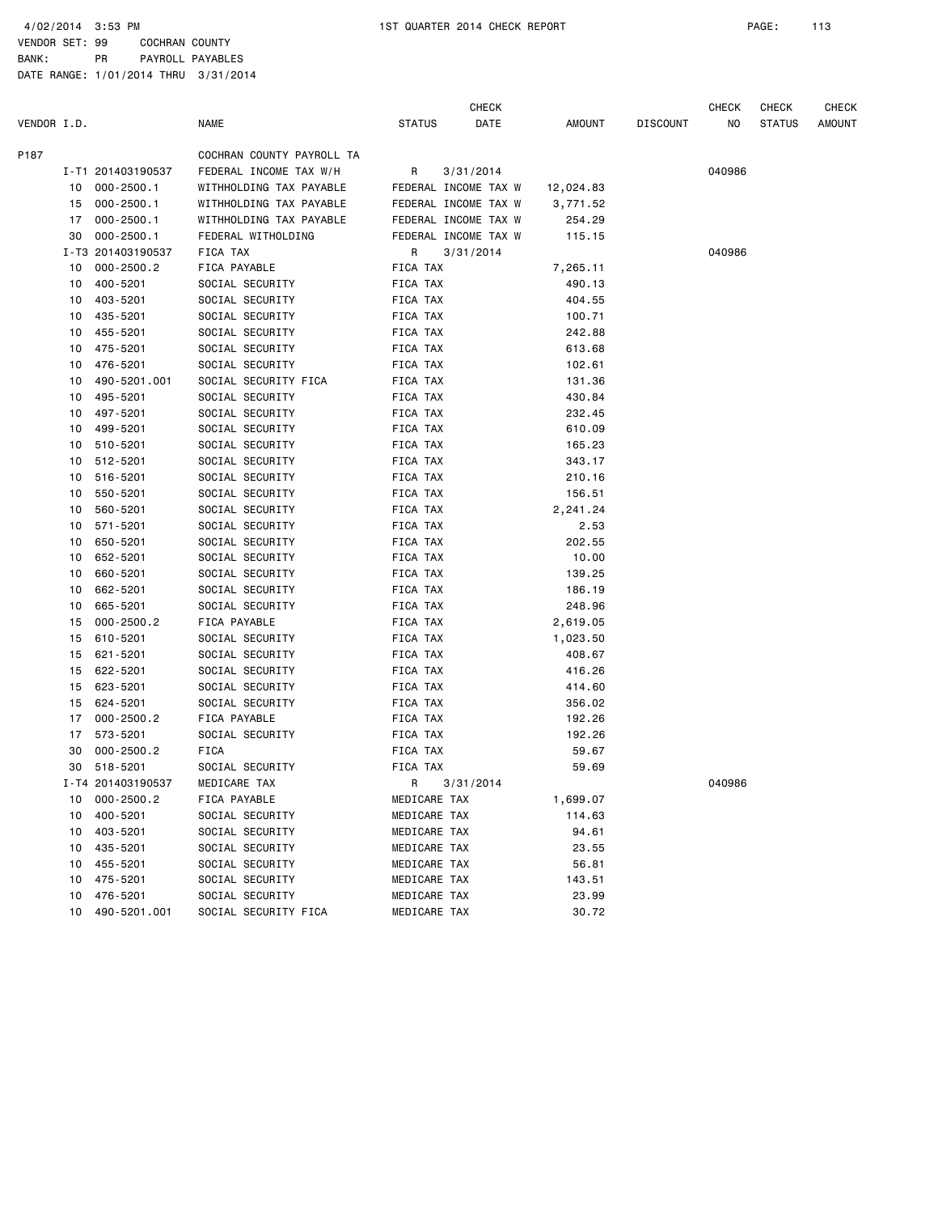4/02/2014 3:53 PM 1ST QUARTER 2014 CHECK REPORT

VENDOR SET: 99 COCHRAN COUNTY
BANK: PR PAYROLL PAYABLES
DATE RANGE: 1/01/2014 THRU 3/31/2014

| VENDOR I.D. | | NAME | STATUS | CHECK DATE | AMOUNT | DISCOUNT | CHECK NO | CHECK STATUS | CHECK AMOUNT |
|---|---|---|---|---|---|---|---|---|---|
| P187 | | COCHRAN COUNTY PAYROLL TA | | | | | | | |
| I-T1 | 201403190537 | FEDERAL INCOME TAX W/H | R | 3/31/2014 | | | 040986 | | |
| 10 | 000-2500.1 | WITHHOLDING TAX PAYABLE | FEDERAL INCOME TAX W | | 12,024.83 | | | | |
| 15 | 000-2500.1 | WITHHOLDING TAX PAYABLE | FEDERAL INCOME TAX W | | 3,771.52 | | | | |
| 17 | 000-2500.1 | WITHHOLDING TAX PAYABLE | FEDERAL INCOME TAX W | | 254.29 | | | | |
| 30 | 000-2500.1 | FEDERAL WITHOLDING | FEDERAL INCOME TAX W | | 115.15 | | | | |
| I-T3 | 201403190537 | FICA TAX | R | 3/31/2014 | | | 040986 | | |
| 10 | 000-2500.2 | FICA PAYABLE | FICA TAX | | 7,265.11 | | | | |
| 10 | 400-5201 | SOCIAL SECURITY | FICA TAX | | 490.13 | | | | |
| 10 | 403-5201 | SOCIAL SECURITY | FICA TAX | | 404.55 | | | | |
| 10 | 435-5201 | SOCIAL SECURITY | FICA TAX | | 100.71 | | | | |
| 10 | 455-5201 | SOCIAL SECURITY | FICA TAX | | 242.88 | | | | |
| 10 | 475-5201 | SOCIAL SECURITY | FICA TAX | | 613.68 | | | | |
| 10 | 476-5201 | SOCIAL SECURITY | FICA TAX | | 102.61 | | | | |
| 10 | 490-5201.001 | SOCIAL SECURITY FICA | FICA TAX | | 131.36 | | | | |
| 10 | 495-5201 | SOCIAL SECURITY | FICA TAX | | 430.84 | | | | |
| 10 | 497-5201 | SOCIAL SECURITY | FICA TAX | | 232.45 | | | | |
| 10 | 499-5201 | SOCIAL SECURITY | FICA TAX | | 610.09 | | | | |
| 10 | 510-5201 | SOCIAL SECURITY | FICA TAX | | 165.23 | | | | |
| 10 | 512-5201 | SOCIAL SECURITY | FICA TAX | | 343.17 | | | | |
| 10 | 516-5201 | SOCIAL SECURITY | FICA TAX | | 210.16 | | | | |
| 10 | 550-5201 | SOCIAL SECURITY | FICA TAX | | 156.51 | | | | |
| 10 | 560-5201 | SOCIAL SECURITY | FICA TAX | | 2,241.24 | | | | |
| 10 | 571-5201 | SOCIAL SECURITY | FICA TAX | | 2.53 | | | | |
| 10 | 650-5201 | SOCIAL SECURITY | FICA TAX | | 202.55 | | | | |
| 10 | 652-5201 | SOCIAL SECURITY | FICA TAX | | 10.00 | | | | |
| 10 | 660-5201 | SOCIAL SECURITY | FICA TAX | | 139.25 | | | | |
| 10 | 662-5201 | SOCIAL SECURITY | FICA TAX | | 186.19 | | | | |
| 10 | 665-5201 | SOCIAL SECURITY | FICA TAX | | 248.96 | | | | |
| 15 | 000-2500.2 | FICA PAYABLE | FICA TAX | | 2,619.05 | | | | |
| 15 | 610-5201 | SOCIAL SECURITY | FICA TAX | | 1,023.50 | | | | |
| 15 | 621-5201 | SOCIAL SECURITY | FICA TAX | | 408.67 | | | | |
| 15 | 622-5201 | SOCIAL SECURITY | FICA TAX | | 416.26 | | | | |
| 15 | 623-5201 | SOCIAL SECURITY | FICA TAX | | 414.60 | | | | |
| 15 | 624-5201 | SOCIAL SECURITY | FICA TAX | | 356.02 | | | | |
| 17 | 000-2500.2 | FICA PAYABLE | FICA TAX | | 192.26 | | | | |
| 17 | 573-5201 | SOCIAL SECURITY | FICA TAX | | 192.26 | | | | |
| 30 | 000-2500.2 | FICA | FICA TAX | | 59.67 | | | | |
| 30 | 518-5201 | SOCIAL SECURITY | FICA TAX | | 59.69 | | | | |
| I-T4 | 201403190537 | MEDICARE TAX | R | 3/31/2014 | | | 040986 | | |
| 10 | 000-2500.2 | FICA PAYABLE | MEDICARE TAX | | 1,699.07 | | | | |
| 10 | 400-5201 | SOCIAL SECURITY | MEDICARE TAX | | 114.63 | | | | |
| 10 | 403-5201 | SOCIAL SECURITY | MEDICARE TAX | | 94.61 | | | | |
| 10 | 435-5201 | SOCIAL SECURITY | MEDICARE TAX | | 23.55 | | | | |
| 10 | 455-5201 | SOCIAL SECURITY | MEDICARE TAX | | 56.81 | | | | |
| 10 | 475-5201 | SOCIAL SECURITY | MEDICARE TAX | | 143.51 | | | | |
| 10 | 476-5201 | SOCIAL SECURITY | MEDICARE TAX | | 23.99 | | | | |
| 10 | 490-5201.001 | SOCIAL SECURITY FICA | MEDICARE TAX | | 30.72 | | | | |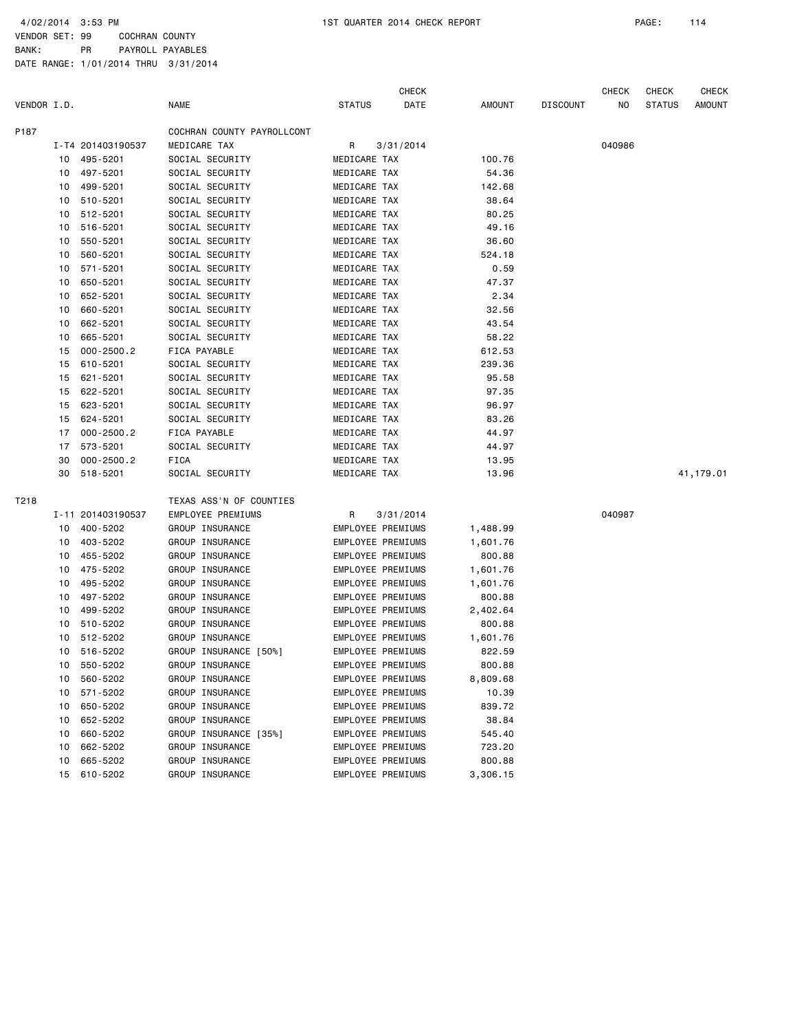4/02/2014 3:53 PM 1ST QUARTER 2014 CHECK REPORT PAGE: 114

VENDOR SET: 99 COCHRAN COUNTY
BANK: PR PAYROLL PAYABLES
DATE RANGE: 1/01/2014 THRU 3/31/2014

| VENDOR I.D. | | NAME | STATUS | CHECK DATE | AMOUNT | DISCOUNT | CHECK NO | CHECK STATUS | CHECK AMOUNT |
|---|---|---|---|---|---|---|---|---|---|
| P187 | | COCHRAN COUNTY PAYROLLCONT | | | | | | | |
| | I-T4 201403190537 | MEDICARE TAX | R | 3/31/2014 | | | 040986 | | |
| | 10 495-5201 | SOCIAL SECURITY | MEDICARE TAX | | 100.76 | | | | |
| | 10 497-5201 | SOCIAL SECURITY | MEDICARE TAX | | 54.36 | | | | |
| | 10 499-5201 | SOCIAL SECURITY | MEDICARE TAX | | 142.68 | | | | |
| | 10 510-5201 | SOCIAL SECURITY | MEDICARE TAX | | 38.64 | | | | |
| | 10 512-5201 | SOCIAL SECURITY | MEDICARE TAX | | 80.25 | | | | |
| | 10 516-5201 | SOCIAL SECURITY | MEDICARE TAX | | 49.16 | | | | |
| | 10 550-5201 | SOCIAL SECURITY | MEDICARE TAX | | 36.60 | | | | |
| | 10 560-5201 | SOCIAL SECURITY | MEDICARE TAX | | 524.18 | | | | |
| | 10 571-5201 | SOCIAL SECURITY | MEDICARE TAX | | 0.59 | | | | |
| | 10 650-5201 | SOCIAL SECURITY | MEDICARE TAX | | 47.37 | | | | |
| | 10 652-5201 | SOCIAL SECURITY | MEDICARE TAX | | 2.34 | | | | |
| | 10 660-5201 | SOCIAL SECURITY | MEDICARE TAX | | 32.56 | | | | |
| | 10 662-5201 | SOCIAL SECURITY | MEDICARE TAX | | 43.54 | | | | |
| | 10 665-5201 | SOCIAL SECURITY | MEDICARE TAX | | 58.22 | | | | |
| | 15 000-2500.2 | FICA PAYABLE | MEDICARE TAX | | 612.53 | | | | |
| | 15 610-5201 | SOCIAL SECURITY | MEDICARE TAX | | 239.36 | | | | |
| | 15 621-5201 | SOCIAL SECURITY | MEDICARE TAX | | 95.58 | | | | |
| | 15 622-5201 | SOCIAL SECURITY | MEDICARE TAX | | 97.35 | | | | |
| | 15 623-5201 | SOCIAL SECURITY | MEDICARE TAX | | 96.97 | | | | |
| | 15 624-5201 | SOCIAL SECURITY | MEDICARE TAX | | 83.26 | | | | |
| | 17 000-2500.2 | FICA PAYABLE | MEDICARE TAX | | 44.97 | | | | |
| | 17 573-5201 | SOCIAL SECURITY | MEDICARE TAX | | 44.97 | | | | |
| | 30 000-2500.2 | FICA | MEDICARE TAX | | 13.95 | | | | |
| | 30 518-5201 | SOCIAL SECURITY | MEDICARE TAX | | 13.96 | | | | 41,179.01 |
| T218 | | TEXAS ASS'N OF COUNTIES | | | | | | | |
| | I-11 201403190537 | EMPLOYEE PREMIUMS | R | 3/31/2014 | | | 040987 | | |
| | 10 400-5202 | GROUP INSURANCE | EMPLOYEE PREMIUMS | | 1,488.99 | | | | |
| | 10 403-5202 | GROUP INSURANCE | EMPLOYEE PREMIUMS | | 1,601.76 | | | | |
| | 10 455-5202 | GROUP INSURANCE | EMPLOYEE PREMIUMS | | 800.88 | | | | |
| | 10 475-5202 | GROUP INSURANCE | EMPLOYEE PREMIUMS | | 1,601.76 | | | | |
| | 10 495-5202 | GROUP INSURANCE | EMPLOYEE PREMIUMS | | 1,601.76 | | | | |
| | 10 497-5202 | GROUP INSURANCE | EMPLOYEE PREMIUMS | | 800.88 | | | | |
| | 10 499-5202 | GROUP INSURANCE | EMPLOYEE PREMIUMS | | 2,402.64 | | | | |
| | 10 510-5202 | GROUP INSURANCE | EMPLOYEE PREMIUMS | | 800.88 | | | | |
| | 10 512-5202 | GROUP INSURANCE | EMPLOYEE PREMIUMS | | 1,601.76 | | | | |
| | 10 516-5202 | GROUP INSURANCE [50%] | EMPLOYEE PREMIUMS | | 822.59 | | | | |
| | 10 550-5202 | GROUP INSURANCE | EMPLOYEE PREMIUMS | | 800.88 | | | | |
| | 10 560-5202 | GROUP INSURANCE | EMPLOYEE PREMIUMS | | 8,809.68 | | | | |
| | 10 571-5202 | GROUP INSURANCE | EMPLOYEE PREMIUMS | | 10.39 | | | | |
| | 10 650-5202 | GROUP INSURANCE | EMPLOYEE PREMIUMS | | 839.72 | | | | |
| | 10 652-5202 | GROUP INSURANCE | EMPLOYEE PREMIUMS | | 38.84 | | | | |
| | 10 660-5202 | GROUP INSURANCE [35%] | EMPLOYEE PREMIUMS | | 545.40 | | | | |
| | 10 662-5202 | GROUP INSURANCE | EMPLOYEE PREMIUMS | | 723.20 | | | | |
| | 10 665-5202 | GROUP INSURANCE | EMPLOYEE PREMIUMS | | 800.88 | | | | |
| | 15 610-5202 | GROUP INSURANCE | EMPLOYEE PREMIUMS | | 3,306.15 | | | | |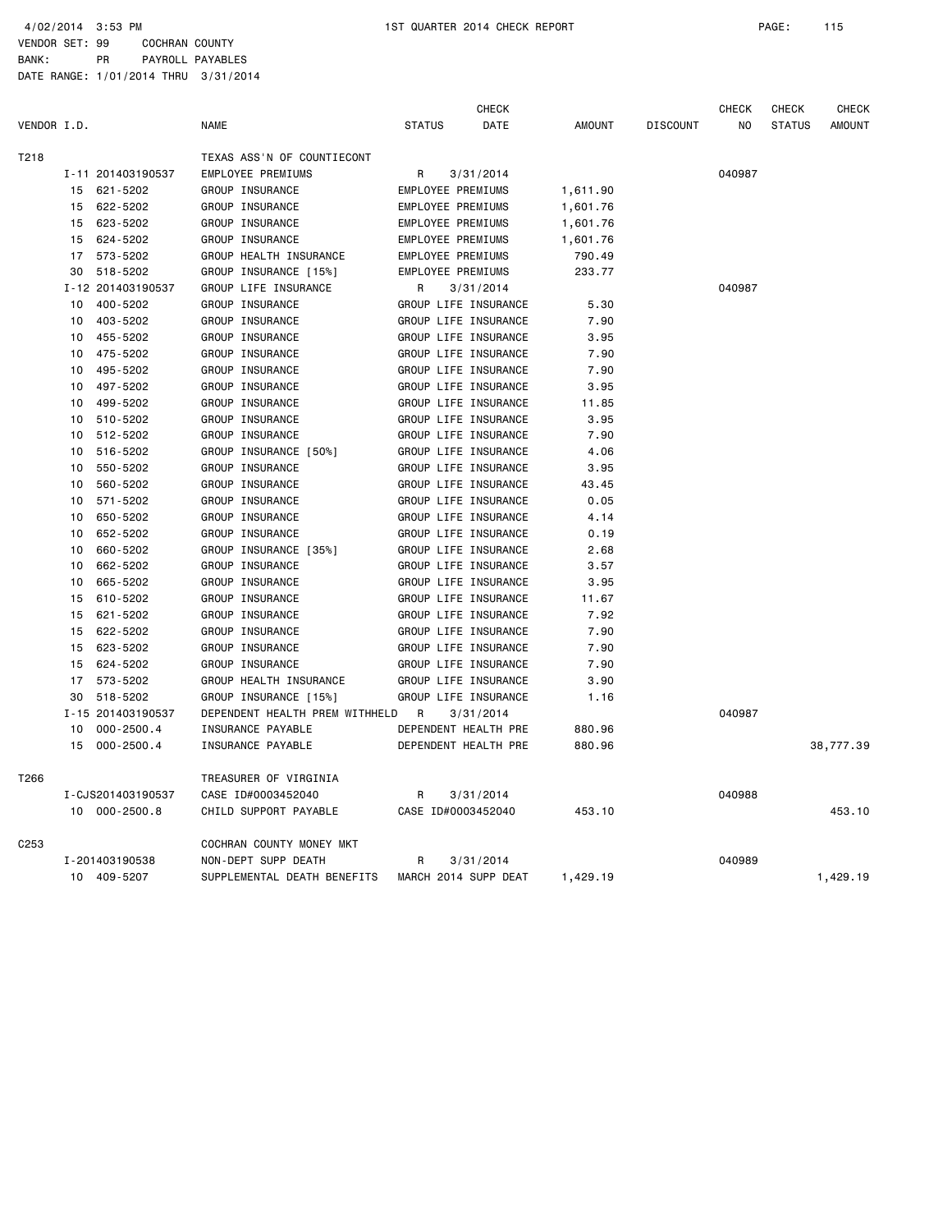4/02/2014 3:53 PM 1ST QUARTER 2014 CHECK REPORT

VENDOR SET: 99 COCHRAN COUNTY
BANK: PR PAYROLL PAYABLES
DATE RANGE: 1/01/2014 THRU 3/31/2014

| VENDOR I.D. | | NAME | STATUS | CHECK DATE | AMOUNT | DISCOUNT | CHECK NO | CHECK STATUS | CHECK AMOUNT |
|---|---|---|---|---|---|---|---|---|---|
| T218 | | TEXAS ASS'N OF COUNTIECONT | | | | | | | |
| | I-11 201403190537 | EMPLOYEE PREMIUMS | R | 3/31/2014 | | | 040987 | | |
| | 15 621-5202 | GROUP INSURANCE | EMPLOYEE PREMIUMS | | 1,611.90 | | | | |
| | 15 622-5202 | GROUP INSURANCE | EMPLOYEE PREMIUMS | | 1,601.76 | | | | |
| | 15 623-5202 | GROUP INSURANCE | EMPLOYEE PREMIUMS | | 1,601.76 | | | | |
| | 15 624-5202 | GROUP INSURANCE | EMPLOYEE PREMIUMS | | 1,601.76 | | | | |
| | 17 573-5202 | GROUP HEALTH INSURANCE | EMPLOYEE PREMIUMS | | 790.49 | | | | |
| | 30 518-5202 | GROUP INSURANCE [15%] | EMPLOYEE PREMIUMS | | 233.77 | | | | |
| | I-12 201403190537 | GROUP LIFE INSURANCE | R | 3/31/2014 | | | 040987 | | |
| | 10 400-5202 | GROUP INSURANCE | GROUP LIFE INSURANCE | | 5.30 | | | | |
| | 10 403-5202 | GROUP INSURANCE | GROUP LIFE INSURANCE | | 7.90 | | | | |
| | 10 455-5202 | GROUP INSURANCE | GROUP LIFE INSURANCE | | 3.95 | | | | |
| | 10 475-5202 | GROUP INSURANCE | GROUP LIFE INSURANCE | | 7.90 | | | | |
| | 10 495-5202 | GROUP INSURANCE | GROUP LIFE INSURANCE | | 7.90 | | | | |
| | 10 497-5202 | GROUP INSURANCE | GROUP LIFE INSURANCE | | 3.95 | | | | |
| | 10 499-5202 | GROUP INSURANCE | GROUP LIFE INSURANCE | | 11.85 | | | | |
| | 10 510-5202 | GROUP INSURANCE | GROUP LIFE INSURANCE | | 3.95 | | | | |
| | 10 512-5202 | GROUP INSURANCE | GROUP LIFE INSURANCE | | 7.90 | | | | |
| | 10 516-5202 | GROUP INSURANCE [50%] | GROUP LIFE INSURANCE | | 4.06 | | | | |
| | 10 550-5202 | GROUP INSURANCE | GROUP LIFE INSURANCE | | 3.95 | | | | |
| | 10 560-5202 | GROUP INSURANCE | GROUP LIFE INSURANCE | | 43.45 | | | | |
| | 10 571-5202 | GROUP INSURANCE | GROUP LIFE INSURANCE | | 0.05 | | | | |
| | 10 650-5202 | GROUP INSURANCE | GROUP LIFE INSURANCE | | 4.14 | | | | |
| | 10 652-5202 | GROUP INSURANCE | GROUP LIFE INSURANCE | | 0.19 | | | | |
| | 10 660-5202 | GROUP INSURANCE [35%] | GROUP LIFE INSURANCE | | 2.68 | | | | |
| | 10 662-5202 | GROUP INSURANCE | GROUP LIFE INSURANCE | | 3.57 | | | | |
| | 10 665-5202 | GROUP INSURANCE | GROUP LIFE INSURANCE | | 3.95 | | | | |
| | 15 610-5202 | GROUP INSURANCE | GROUP LIFE INSURANCE | | 11.67 | | | | |
| | 15 621-5202 | GROUP INSURANCE | GROUP LIFE INSURANCE | | 7.92 | | | | |
| | 15 622-5202 | GROUP INSURANCE | GROUP LIFE INSURANCE | | 7.90 | | | | |
| | 15 623-5202 | GROUP INSURANCE | GROUP LIFE INSURANCE | | 7.90 | | | | |
| | 15 624-5202 | GROUP INSURANCE | GROUP LIFE INSURANCE | | 7.90 | | | | |
| | 17 573-5202 | GROUP HEALTH INSURANCE | GROUP LIFE INSURANCE | | 3.90 | | | | |
| | 30 518-5202 | GROUP INSURANCE [15%] | GROUP LIFE INSURANCE | | 1.16 | | | | |
| | I-15 201403190537 | DEPENDENT HEALTH PREM WITHHELD | R | 3/31/2014 | | | 040987 | | |
| | 10 000-2500.4 | INSURANCE PAYABLE | DEPENDENT HEALTH PRE | | 880.96 | | | | |
| | 15 000-2500.4 | INSURANCE PAYABLE | DEPENDENT HEALTH PRE | | 880.96 | | | | 38,777.39 |
| T266 | | TREASURER OF VIRGINIA | | | | | | | |
| | I-CJS201403190537 | CASE ID#0003452040 | R | 3/31/2014 | | | 040988 | | |
| | 10 000-2500.8 | CHILD SUPPORT PAYABLE | CASE ID#0003452040 | | 453.10 | | | | 453.10 |
| C253 | | COCHRAN COUNTY MONEY MKT | | | | | | | |
| | I-201403190538 | NON-DEPT SUPP DEATH | R | 3/31/2014 | | | 040989 | | |
| | 10 409-5207 | SUPPLEMENTAL DEATH BENEFITS | MARCH 2014 SUPP DEAT | | 1,429.19 | | | | 1,429.19 |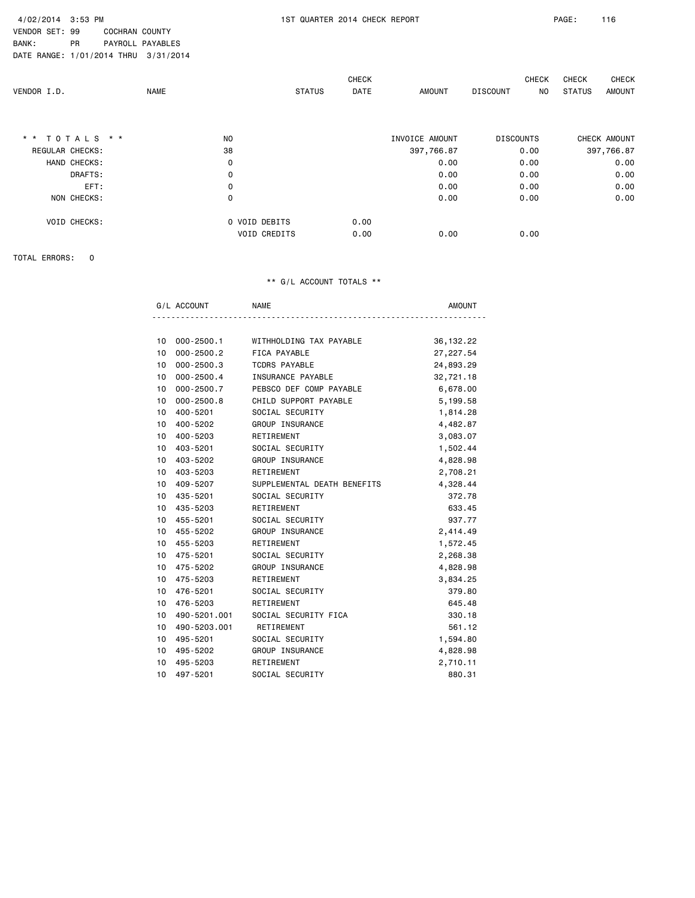4/02/2014 3:53 PM 1ST QUARTER 2014 CHECK REPORT

VENDOR SET: 99 COCHRAN COUNTY
BANK: PR PAYROLL PAYABLES
DATE RANGE: 1/01/2014 THRU 3/31/2014

| VENDOR I.D. | NAME | STATUS | CHECK DATE | AMOUNT | DISCOUNT | CHECK NO | CHECK STATUS | CHECK AMOUNT |
|---|---|---|---|---|---|---|---|---|

| ** TOTALS ** | NO | | INVOICE AMOUNT | DISCOUNTS | CHECK AMOUNT |
|---|---|---|---|---|---|
| REGULAR CHECKS: | 38 | | 397,766.87 | 0.00 | 397,766.87 |
| HAND CHECKS: | 0 | | 0.00 | 0.00 | 0.00 |
| DRAFTS: | 0 | | 0.00 | 0.00 | 0.00 |
| EFT: | 0 | | 0.00 | 0.00 | 0.00 |
| NON CHECKS: | 0 | | 0.00 | 0.00 | 0.00 |
| VOID CHECKS: | 0 VOID DEBITS | 0.00 | | | |
| | VOID CREDITS | 0.00 | 0.00 | 0.00 | |

TOTAL ERRORS: 0

** G/L ACCOUNT TOTALS **

| | G/L ACCOUNT | NAME | AMOUNT |
|---|---|---|---|
| 10 | 000-2500.1 | WITHHOLDING TAX PAYABLE | 36,132.22 |
| 10 | 000-2500.2 | FICA PAYABLE | 27,227.54 |
| 10 | 000-2500.3 | TCDRS PAYABLE | 24,893.29 |
| 10 | 000-2500.4 | INSURANCE PAYABLE | 32,721.18 |
| 10 | 000-2500.7 | PEBSCO DEF COMP PAYABLE | 6,678.00 |
| 10 | 000-2500.8 | CHILD SUPPORT PAYABLE | 5,199.58 |
| 10 | 400-5201 | SOCIAL SECURITY | 1,814.28 |
| 10 | 400-5202 | GROUP INSURANCE | 4,482.87 |
| 10 | 400-5203 | RETIREMENT | 3,083.07 |
| 10 | 403-5201 | SOCIAL SECURITY | 1,502.44 |
| 10 | 403-5202 | GROUP INSURANCE | 4,828.98 |
| 10 | 403-5203 | RETIREMENT | 2,708.21 |
| 10 | 409-5207 | SUPPLEMENTAL DEATH BENEFITS | 4,328.44 |
| 10 | 435-5201 | SOCIAL SECURITY | 372.78 |
| 10 | 435-5203 | RETIREMENT | 633.45 |
| 10 | 455-5201 | SOCIAL SECURITY | 937.77 |
| 10 | 455-5202 | GROUP INSURANCE | 2,414.49 |
| 10 | 455-5203 | RETIREMENT | 1,572.45 |
| 10 | 475-5201 | SOCIAL SECURITY | 2,268.38 |
| 10 | 475-5202 | GROUP INSURANCE | 4,828.98 |
| 10 | 475-5203 | RETIREMENT | 3,834.25 |
| 10 | 476-5201 | SOCIAL SECURITY | 379.80 |
| 10 | 476-5203 | RETIREMENT | 645.48 |
| 10 | 490-5201.001 | SOCIAL SECURITY FICA | 330.18 |
| 10 | 490-5203.001 | RETIREMENT | 561.12 |
| 10 | 495-5201 | SOCIAL SECURITY | 1,594.80 |
| 10 | 495-5202 | GROUP INSURANCE | 4,828.98 |
| 10 | 495-5203 | RETIREMENT | 2,710.11 |
| 10 | 497-5201 | SOCIAL SECURITY | 880.31 |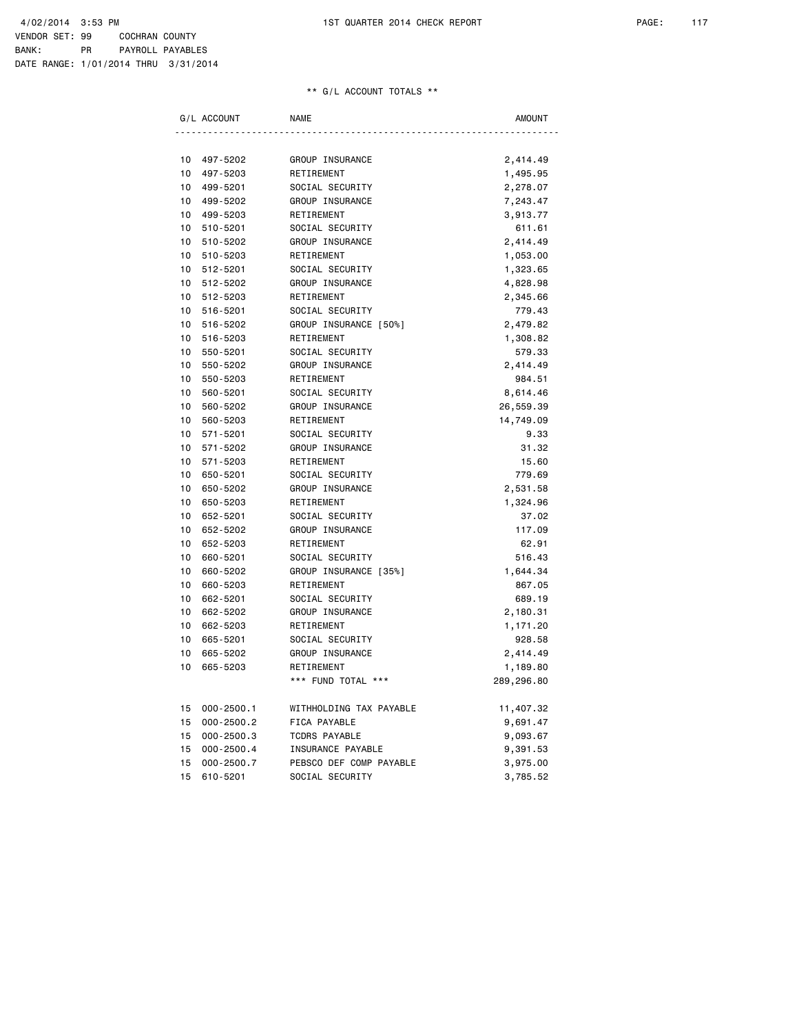4/02/2014 3:53 PM 1ST QUARTER 2014 CHECK REPORT

VENDOR SET: 99 COCHRAN COUNTY
BANK: PR PAYROLL PAYABLES
DATE RANGE: 1/01/2014 THRU 3/31/2014

** G/L ACCOUNT TOTALS **

| G/L ACCOUNT | | NAME | AMOUNT |
|---|---|---|---|
| 10 | 497-5202 | GROUP INSURANCE | 2,414.49 |
| 10 | 497-5203 | RETIREMENT | 1,495.95 |
| 10 | 499-5201 | SOCIAL SECURITY | 2,278.07 |
| 10 | 499-5202 | GROUP INSURANCE | 7,243.47 |
| 10 | 499-5203 | RETIREMENT | 3,913.77 |
| 10 | 510-5201 | SOCIAL SECURITY | 611.61 |
| 10 | 510-5202 | GROUP INSURANCE | 2,414.49 |
| 10 | 510-5203 | RETIREMENT | 1,053.00 |
| 10 | 512-5201 | SOCIAL SECURITY | 1,323.65 |
| 10 | 512-5202 | GROUP INSURANCE | 4,828.98 |
| 10 | 512-5203 | RETIREMENT | 2,345.66 |
| 10 | 516-5201 | SOCIAL SECURITY | 779.43 |
| 10 | 516-5202 | GROUP INSURANCE [50%] | 2,479.82 |
| 10 | 516-5203 | RETIREMENT | 1,308.82 |
| 10 | 550-5201 | SOCIAL SECURITY | 579.33 |
| 10 | 550-5202 | GROUP INSURANCE | 2,414.49 |
| 10 | 550-5203 | RETIREMENT | 984.51 |
| 10 | 560-5201 | SOCIAL SECURITY | 8,614.46 |
| 10 | 560-5202 | GROUP INSURANCE | 26,559.39 |
| 10 | 560-5203 | RETIREMENT | 14,749.09 |
| 10 | 571-5201 | SOCIAL SECURITY | 9.33 |
| 10 | 571-5202 | GROUP INSURANCE | 31.32 |
| 10 | 571-5203 | RETIREMENT | 15.60 |
| 10 | 650-5201 | SOCIAL SECURITY | 779.69 |
| 10 | 650-5202 | GROUP INSURANCE | 2,531.58 |
| 10 | 650-5203 | RETIREMENT | 1,324.96 |
| 10 | 652-5201 | SOCIAL SECURITY | 37.02 |
| 10 | 652-5202 | GROUP INSURANCE | 117.09 |
| 10 | 652-5203 | RETIREMENT | 62.91 |
| 10 | 660-5201 | SOCIAL SECURITY | 516.43 |
| 10 | 660-5202 | GROUP INSURANCE [35%] | 1,644.34 |
| 10 | 660-5203 | RETIREMENT | 867.05 |
| 10 | 662-5201 | SOCIAL SECURITY | 689.19 |
| 10 | 662-5202 | GROUP INSURANCE | 2,180.31 |
| 10 | 662-5203 | RETIREMENT | 1,171.20 |
| 10 | 665-5201 | SOCIAL SECURITY | 928.58 |
| 10 | 665-5202 | GROUP INSURANCE | 2,414.49 |
| 10 | 665-5203 | RETIREMENT | 1,189.80 |
| | | *** FUND TOTAL *** | 289,296.80 |
| 15 | 000-2500.1 | WITHHOLDING TAX PAYABLE | 11,407.32 |
| 15 | 000-2500.2 | FICA PAYABLE | 9,691.47 |
| 15 | 000-2500.3 | TCDRS PAYABLE | 9,093.67 |
| 15 | 000-2500.4 | INSURANCE PAYABLE | 9,391.53 |
| 15 | 000-2500.7 | PEBSCO DEF COMP PAYABLE | 3,975.00 |
| 15 | 610-5201 | SOCIAL SECURITY | 3,785.52 |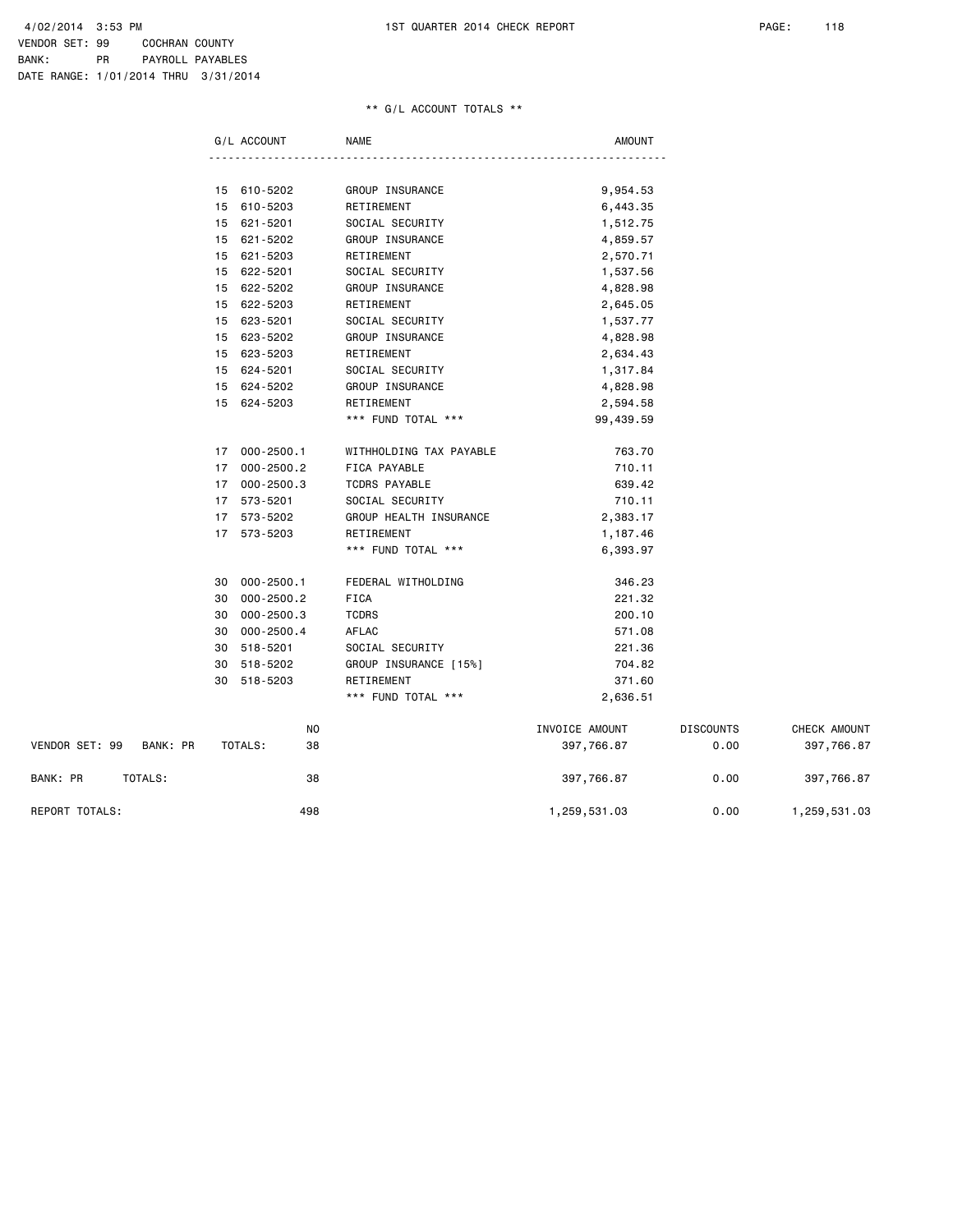4/02/2014 3:53 PM — 1ST QUARTER 2014 CHECK REPORT

VENDOR SET: 99 COCHRAN COUNTY
BANK: PR PAYROLL PAYABLES
DATE RANGE: 1/01/2014 THRU 3/31/2014

** G/L ACCOUNT TOTALS **

| G/L ACCOUNT | | NAME | AMOUNT |
|---|---|---|---|
| 15 | 610-5202 | GROUP INSURANCE | 9,954.53 |
| 15 | 610-5203 | RETIREMENT | 6,443.35 |
| 15 | 621-5201 | SOCIAL SECURITY | 1,512.75 |
| 15 | 621-5202 | GROUP INSURANCE | 4,859.57 |
| 15 | 621-5203 | RETIREMENT | 2,570.71 |
| 15 | 622-5201 | SOCIAL SECURITY | 1,537.56 |
| 15 | 622-5202 | GROUP INSURANCE | 4,828.98 |
| 15 | 622-5203 | RETIREMENT | 2,645.05 |
| 15 | 623-5201 | SOCIAL SECURITY | 1,537.77 |
| 15 | 623-5202 | GROUP INSURANCE | 4,828.98 |
| 15 | 623-5203 | RETIREMENT | 2,634.43 |
| 15 | 624-5201 | SOCIAL SECURITY | 1,317.84 |
| 15 | 624-5202 | GROUP INSURANCE | 4,828.98 |
| 15 | 624-5203 | RETIREMENT | 2,594.58 |
| | | *** FUND TOTAL *** | 99,439.59 |
| 17 | 000-2500.1 | WITHHOLDING TAX PAYABLE | 763.70 |
| 17 | 000-2500.2 | FICA PAYABLE | 710.11 |
| 17 | 000-2500.3 | TCDRS PAYABLE | 639.42 |
| 17 | 573-5201 | SOCIAL SECURITY | 710.11 |
| 17 | 573-5202 | GROUP HEALTH INSURANCE | 2,383.17 |
| 17 | 573-5203 | RETIREMENT | 1,187.46 |
| | | *** FUND TOTAL *** | 6,393.97 |
| 30 | 000-2500.1 | FEDERAL WITHOLDING | 346.23 |
| 30 | 000-2500.2 | FICA | 221.32 |
| 30 | 000-2500.3 | TCDRS | 200.10 |
| 30 | 000-2500.4 | AFLAC | 571.08 |
| 30 | 518-5201 | SOCIAL SECURITY | 221.36 |
| 30 | 518-5202 | GROUP INSURANCE [15%] | 704.82 |
| 30 | 518-5203 | RETIREMENT | 371.60 |
| | | *** FUND TOTAL *** | 2,636.51 |

| | NO | INVOICE AMOUNT | DISCOUNTS | CHECK AMOUNT |
|---|---|---|---|---|
| VENDOR SET: 99 BANK: PR TOTALS: | 38 | 397,766.87 | 0.00 | 397,766.87 |
| BANK: PR TOTALS: | 38 | 397,766.87 | 0.00 | 397,766.87 |
| REPORT TOTALS: | 498 | 1,259,531.03 | 0.00 | 1,259,531.03 |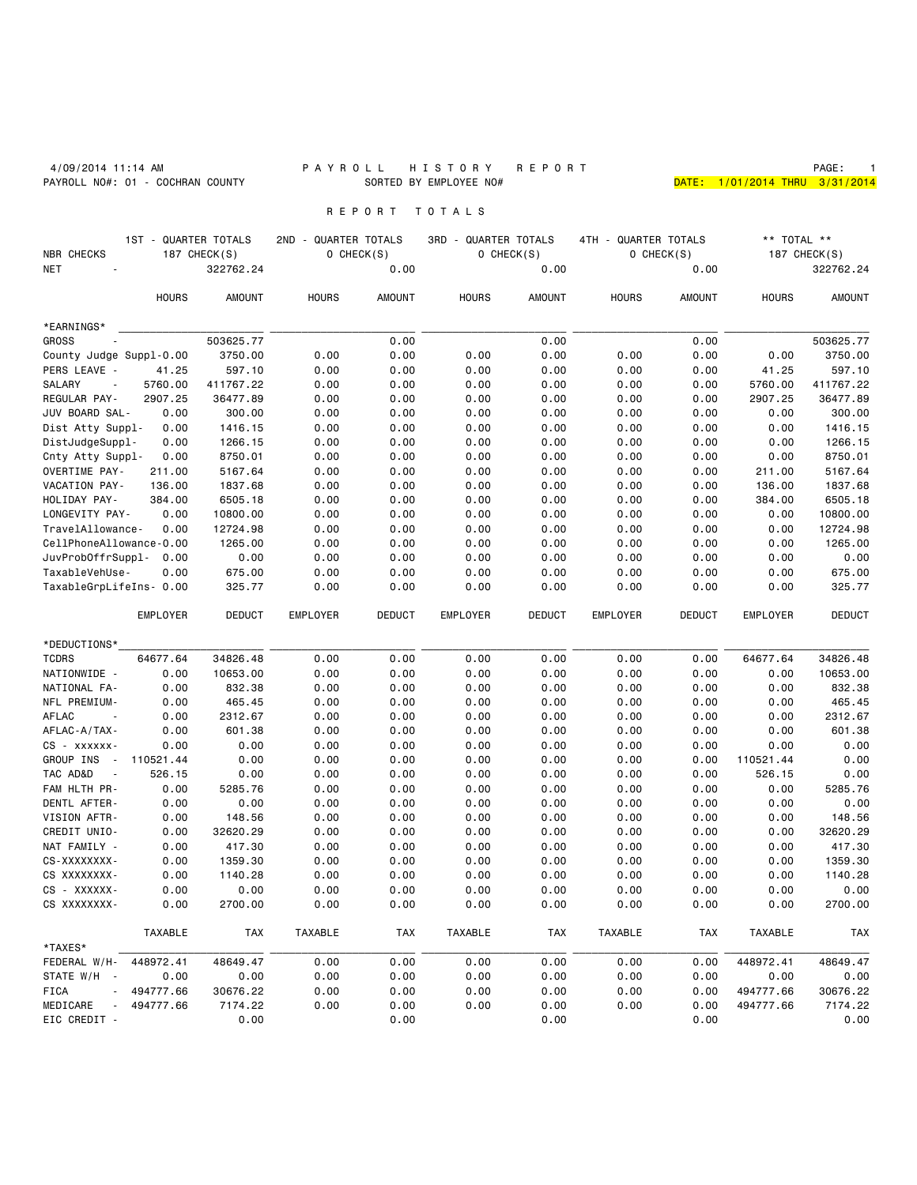4/09/2014 11:14 AM　　　P A Y R O L L　H I S T O R Y　R E P O R T　　　PAGE: 1

PAYROLL NO#: 01 - COCHRAN COUNTY　　　SORTED BY EMPLOYEE NO#　　　DATE: 1/01/2014 THRU 3/31/2014

# R E P O R T　T O T A L S

| | 1ST - QUARTER TOTALS | | 2ND - QUARTER TOTALS | | 3RD - QUARTER TOTALS | | 4TH - QUARTER TOTALS | | ** TOTAL ** | |
|---|---|---|---|---|---|---|---|---|---|---|
| NBR CHECKS | 187 CHECK(S) | | 0 CHECK(S) | | 0 CHECK(S) | | 0 CHECK(S) | | 187 CHECK(S) | |
| NET - | | 322762.24 | | 0.00 | | 0.00 | | 0.00 | | 322762.24 |
| | HOURS | AMOUNT | HOURS | AMOUNT | HOURS | AMOUNT | HOURS | AMOUNT | HOURS | AMOUNT |
| *EARNINGS* | | | | | | | | | | |
| GROSS - | | 503625.77 | | 0.00 | | 0.00 | | 0.00 | | 503625.77 |
| County Judge Suppl- | 0.00 | 3750.00 | 0.00 | 0.00 | 0.00 | 0.00 | 0.00 | 0.00 | 0.00 | 3750.00 |
| PERS LEAVE - | 41.25 | 597.10 | 0.00 | 0.00 | 0.00 | 0.00 | 0.00 | 0.00 | 41.25 | 597.10 |
| SALARY - | 5760.00 | 411767.22 | 0.00 | 0.00 | 0.00 | 0.00 | 0.00 | 0.00 | 5760.00 | 411767.22 |
| REGULAR PAY- | 2907.25 | 36477.89 | 0.00 | 0.00 | 0.00 | 0.00 | 0.00 | 0.00 | 2907.25 | 36477.89 |
| JUV BOARD SAL- | 0.00 | 300.00 | 0.00 | 0.00 | 0.00 | 0.00 | 0.00 | 0.00 | 0.00 | 300.00 |
| Dist Atty Suppl- | 0.00 | 1416.15 | 0.00 | 0.00 | 0.00 | 0.00 | 0.00 | 0.00 | 0.00 | 1416.15 |
| DistJudgeSuppl- | 0.00 | 1266.15 | 0.00 | 0.00 | 0.00 | 0.00 | 0.00 | 0.00 | 0.00 | 1266.15 |
| Cnty Atty Suppl- | 0.00 | 8750.01 | 0.00 | 0.00 | 0.00 | 0.00 | 0.00 | 0.00 | 0.00 | 8750.01 |
| OVERTIME PAY- | 211.00 | 5167.64 | 0.00 | 0.00 | 0.00 | 0.00 | 0.00 | 0.00 | 211.00 | 5167.64 |
| VACATION PAY- | 136.00 | 1837.68 | 0.00 | 0.00 | 0.00 | 0.00 | 0.00 | 0.00 | 136.00 | 1837.68 |
| HOLIDAY PAY- | 384.00 | 6505.18 | 0.00 | 0.00 | 0.00 | 0.00 | 0.00 | 0.00 | 384.00 | 6505.18 |
| LONGEVITY PAY- | 0.00 | 10800.00 | 0.00 | 0.00 | 0.00 | 0.00 | 0.00 | 0.00 | 0.00 | 10800.00 |
| TravelAllowance- | 0.00 | 12724.98 | 0.00 | 0.00 | 0.00 | 0.00 | 0.00 | 0.00 | 0.00 | 12724.98 |
| CellPhoneAllowance- | 0.00 | 1265.00 | 0.00 | 0.00 | 0.00 | 0.00 | 0.00 | 0.00 | 0.00 | 1265.00 |
| JuvProbOffrSuppl- | 0.00 | 0.00 | 0.00 | 0.00 | 0.00 | 0.00 | 0.00 | 0.00 | 0.00 | 0.00 |
| TaxableVehUse- | 0.00 | 675.00 | 0.00 | 0.00 | 0.00 | 0.00 | 0.00 | 0.00 | 0.00 | 675.00 |
| TaxableGrpLifeIns- | 0.00 | 325.77 | 0.00 | 0.00 | 0.00 | 0.00 | 0.00 | 0.00 | 0.00 | 325.77 |
| | EMPLOYER | DEDUCT | EMPLOYER | DEDUCT | EMPLOYER | DEDUCT | EMPLOYER | DEDUCT | EMPLOYER | DEDUCT |
| *DEDUCTIONS* | | | | | | | | | | |
| TCDRS | 64677.64 | 34826.48 | 0.00 | 0.00 | 0.00 | 0.00 | 0.00 | 0.00 | 64677.64 | 34826.48 |
| NATIONWIDE - | 0.00 | 10653.00 | 0.00 | 0.00 | 0.00 | 0.00 | 0.00 | 0.00 | 0.00 | 10653.00 |
| NATIONAL FA- | 0.00 | 832.38 | 0.00 | 0.00 | 0.00 | 0.00 | 0.00 | 0.00 | 0.00 | 832.38 |
| NFL PREMIUM- | 0.00 | 465.45 | 0.00 | 0.00 | 0.00 | 0.00 | 0.00 | 0.00 | 0.00 | 465.45 |
| AFLAC - | 0.00 | 2312.67 | 0.00 | 0.00 | 0.00 | 0.00 | 0.00 | 0.00 | 0.00 | 2312.67 |
| AFLAC-A/TAX- | 0.00 | 601.38 | 0.00 | 0.00 | 0.00 | 0.00 | 0.00 | 0.00 | 0.00 | 601.38 |
| CS - xxxxxx- | 0.00 | 0.00 | 0.00 | 0.00 | 0.00 | 0.00 | 0.00 | 0.00 | 0.00 | 0.00 |
| GROUP INS - | 110521.44 | 0.00 | 0.00 | 0.00 | 0.00 | 0.00 | 0.00 | 0.00 | 110521.44 | 0.00 |
| TAC AD&D - | 526.15 | 0.00 | 0.00 | 0.00 | 0.00 | 0.00 | 0.00 | 0.00 | 526.15 | 0.00 |
| FAM HLTH PR- | 0.00 | 5285.76 | 0.00 | 0.00 | 0.00 | 0.00 | 0.00 | 0.00 | 0.00 | 5285.76 |
| DENTL AFTER- | 0.00 | 0.00 | 0.00 | 0.00 | 0.00 | 0.00 | 0.00 | 0.00 | 0.00 | 0.00 |
| VISION AFTR- | 0.00 | 148.56 | 0.00 | 0.00 | 0.00 | 0.00 | 0.00 | 0.00 | 0.00 | 148.56 |
| CREDIT UNIO- | 0.00 | 32620.29 | 0.00 | 0.00 | 0.00 | 0.00 | 0.00 | 0.00 | 0.00 | 32620.29 |
| NAT FAMILY - | 0.00 | 417.30 | 0.00 | 0.00 | 0.00 | 0.00 | 0.00 | 0.00 | 0.00 | 417.30 |
| CS-XXXXXXXX- | 0.00 | 1359.30 | 0.00 | 0.00 | 0.00 | 0.00 | 0.00 | 0.00 | 0.00 | 1359.30 |
| CS XXXXXXXX- | 0.00 | 1140.28 | 0.00 | 0.00 | 0.00 | 0.00 | 0.00 | 0.00 | 0.00 | 1140.28 |
| CS - XXXXXX- | 0.00 | 0.00 | 0.00 | 0.00 | 0.00 | 0.00 | 0.00 | 0.00 | 0.00 | 0.00 |
| CS XXXXXXXX- | 0.00 | 2700.00 | 0.00 | 0.00 | 0.00 | 0.00 | 0.00 | 0.00 | 0.00 | 2700.00 |
| | TAXABLE | TAX | TAXABLE | TAX | TAXABLE | TAX | TAXABLE | TAX | TAXABLE | TAX |
| *TAXES* | | | | | | | | | | |
| FEDERAL W/H- | 448972.41 | 48649.47 | 0.00 | 0.00 | 0.00 | 0.00 | 0.00 | 0.00 | 448972.41 | 48649.47 |
| STATE W/H - | 0.00 | 0.00 | 0.00 | 0.00 | 0.00 | 0.00 | 0.00 | 0.00 | 0.00 | 0.00 |
| FICA - | 494777.66 | 30676.22 | 0.00 | 0.00 | 0.00 | 0.00 | 0.00 | 0.00 | 494777.66 | 30676.22 |
| MEDICARE - | 494777.66 | 7174.22 | 0.00 | 0.00 | 0.00 | 0.00 | 0.00 | 0.00 | 494777.66 | 7174.22 |
| EIC CREDIT - | | 0.00 | | 0.00 | | 0.00 | | 0.00 | | 0.00 |